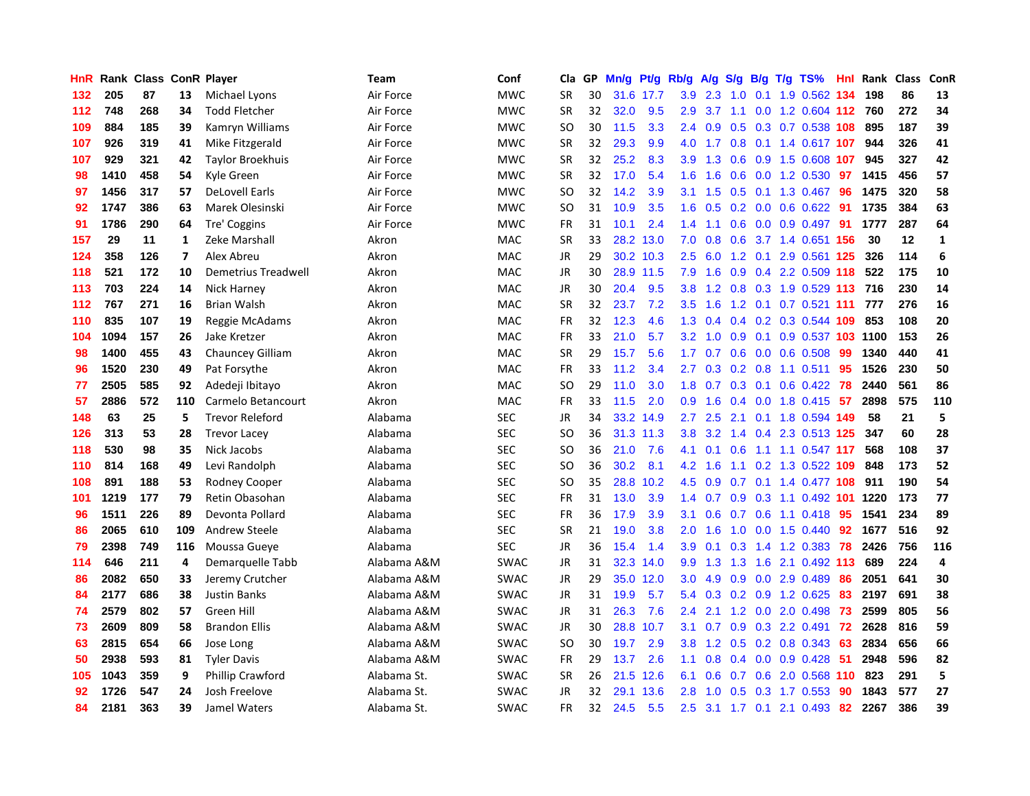| HnR | Rank | Class | ConR | Player | Team | Conf | Cla | GP | Mn/g | Pt/g | Rb/g | A/g | S/g | B/g | T/g | TS% | HnI | Rank | Class | ConR |
|---|---|---|---|---|---|---|---|---|---|---|---|---|---|---|---|---|---|---|---|---|
| 132 | 205 | 87 | 13 | Michael Lyons | Air Force | MWC | SR | 30 | 31.6 | 17.7 | 3.9 | 2.3 | 1.0 | 0.1 | 1.9 | 0.562 | 134 | 198 | 86 | 13 |
| 112 | 748 | 268 | 34 | Todd Fletcher | Air Force | MWC | SR | 32 | 32.0 | 9.5 | 2.9 | 3.7 | 1.1 | 0.0 | 1.2 | 0.604 | 112 | 760 | 272 | 34 |
| 109 | 884 | 185 | 39 | Kamryn Williams | Air Force | MWC | SO | 30 | 11.5 | 3.3 | 2.4 | 0.9 | 0.5 | 0.3 | 0.7 | 0.538 | 108 | 895 | 187 | 39 |
| 107 | 926 | 319 | 41 | Mike Fitzgerald | Air Force | MWC | SR | 32 | 29.3 | 9.9 | 4.0 | 1.7 | 0.8 | 0.1 | 1.4 | 0.617 | 107 | 944 | 326 | 41 |
| 107 | 929 | 321 | 42 | Taylor Broekhuis | Air Force | MWC | SR | 32 | 25.2 | 8.3 | 3.9 | 1.3 | 0.6 | 0.9 | 1.5 | 0.608 | 107 | 945 | 327 | 42 |
| 98 | 1410 | 458 | 54 | Kyle Green | Air Force | MWC | SR | 32 | 17.0 | 5.4 | 1.6 | 1.6 | 0.6 | 0.0 | 1.2 | 0.530 | 97 | 1415 | 456 | 57 |
| 97 | 1456 | 317 | 57 | DeLovell Earls | Air Force | MWC | SO | 32 | 14.2 | 3.9 | 3.1 | 1.5 | 0.5 | 0.1 | 1.3 | 0.467 | 96 | 1475 | 320 | 58 |
| 92 | 1747 | 386 | 63 | Marek Olesinski | Air Force | MWC | SO | 31 | 10.9 | 3.5 | 1.6 | 0.5 | 0.2 | 0.0 | 0.6 | 0.622 | 91 | 1735 | 384 | 63 |
| 91 | 1786 | 290 | 64 | Tre' Coggins | Air Force | MWC | FR | 31 | 10.1 | 2.4 | 1.4 | 1.1 | 0.6 | 0.0 | 0.9 | 0.497 | 91 | 1777 | 287 | 64 |
| 157 | 29 | 11 | 1 | Zeke Marshall | Akron | MAC | SR | 33 | 28.2 | 13.0 | 7.0 | 0.8 | 0.6 | 3.7 | 1.4 | 0.651 | 156 | 30 | 12 | 1 |
| 124 | 358 | 126 | 7 | Alex Abreu | Akron | MAC | JR | 29 | 30.2 | 10.3 | 2.5 | 6.0 | 1.2 | 0.1 | 2.9 | 0.561 | 125 | 326 | 114 | 6 |
| 118 | 521 | 172 | 10 | Demetrius Treadwell | Akron | MAC | JR | 30 | 28.9 | 11.5 | 7.9 | 1.6 | 0.9 | 0.4 | 2.2 | 0.509 | 118 | 522 | 175 | 10 |
| 113 | 703 | 224 | 14 | Nick Harney | Akron | MAC | JR | 30 | 20.4 | 9.5 | 3.8 | 1.2 | 0.8 | 0.3 | 1.9 | 0.529 | 113 | 716 | 230 | 14 |
| 112 | 767 | 271 | 16 | Brian Walsh | Akron | MAC | SR | 32 | 23.7 | 7.2 | 3.5 | 1.6 | 1.2 | 0.1 | 0.7 | 0.521 | 111 | 777 | 276 | 16 |
| 110 | 835 | 107 | 19 | Reggie McAdams | Akron | MAC | FR | 32 | 12.3 | 4.6 | 1.3 | 0.4 | 0.4 | 0.2 | 0.3 | 0.544 | 109 | 853 | 108 | 20 |
| 104 | 1094 | 157 | 26 | Jake Kretzer | Akron | MAC | FR | 33 | 21.0 | 5.7 | 3.2 | 1.0 | 0.9 | 0.1 | 0.9 | 0.537 | 103 | 1100 | 153 | 26 |
| 98 | 1400 | 455 | 43 | Chauncey Gilliam | Akron | MAC | SR | 29 | 15.7 | 5.6 | 1.7 | 0.7 | 0.6 | 0.0 | 0.6 | 0.508 | 99 | 1340 | 440 | 41 |
| 96 | 1520 | 230 | 49 | Pat Forsythe | Akron | MAC | FR | 33 | 11.2 | 3.4 | 2.7 | 0.3 | 0.2 | 0.8 | 1.1 | 0.511 | 95 | 1526 | 230 | 50 |
| 77 | 2505 | 585 | 92 | Adedeji Ibitayo | Akron | MAC | SO | 29 | 11.0 | 3.0 | 1.8 | 0.7 | 0.3 | 0.1 | 0.6 | 0.422 | 78 | 2440 | 561 | 86 |
| 57 | 2886 | 572 | 110 | Carmelo Betancourt | Akron | MAC | FR | 33 | 11.5 | 2.0 | 0.9 | 1.6 | 0.4 | 0.0 | 1.8 | 0.415 | 57 | 2898 | 575 | 110 |
| 148 | 63 | 25 | 5 | Trevor Releford | Alabama | SEC | JR | 34 | 33.2 | 14.9 | 2.7 | 2.5 | 2.1 | 0.1 | 1.8 | 0.594 | 149 | 58 | 21 | 5 |
| 126 | 313 | 53 | 28 | Trevor Lacey | Alabama | SEC | SO | 36 | 31.3 | 11.3 | 3.8 | 3.2 | 1.4 | 0.4 | 2.3 | 0.513 | 125 | 347 | 60 | 28 |
| 118 | 530 | 98 | 35 | Nick Jacobs | Alabama | SEC | SO | 36 | 21.0 | 7.6 | 4.1 | 0.1 | 0.6 | 1.1 | 1.1 | 0.547 | 117 | 568 | 108 | 37 |
| 110 | 814 | 168 | 49 | Levi Randolph | Alabama | SEC | SO | 36 | 30.2 | 8.1 | 4.2 | 1.6 | 1.1 | 0.2 | 1.3 | 0.522 | 109 | 848 | 173 | 52 |
| 108 | 891 | 188 | 53 | Rodney Cooper | Alabama | SEC | SO | 35 | 28.8 | 10.2 | 4.5 | 0.9 | 0.7 | 0.1 | 1.4 | 0.477 | 108 | 911 | 190 | 54 |
| 101 | 1219 | 177 | 79 | Retin Obasohan | Alabama | SEC | FR | 31 | 13.0 | 3.9 | 1.4 | 0.7 | 0.9 | 0.3 | 1.1 | 0.492 | 101 | 1220 | 173 | 77 |
| 96 | 1511 | 226 | 89 | Devonta Pollard | Alabama | SEC | FR | 36 | 17.9 | 3.9 | 3.1 | 0.6 | 0.7 | 0.6 | 1.1 | 0.418 | 95 | 1541 | 234 | 89 |
| 86 | 2065 | 610 | 109 | Andrew Steele | Alabama | SEC | SR | 21 | 19.0 | 3.8 | 2.0 | 1.6 | 1.0 | 0.0 | 1.5 | 0.440 | 92 | 1677 | 516 | 92 |
| 79 | 2398 | 749 | 116 | Moussa Gueye | Alabama | SEC | JR | 36 | 15.4 | 1.4 | 3.9 | 0.1 | 0.3 | 1.4 | 1.2 | 0.383 | 78 | 2426 | 756 | 116 |
| 114 | 646 | 211 | 4 | Demarquelle Tabb | Alabama A&M | SWAC | JR | 31 | 32.3 | 14.0 | 9.9 | 1.3 | 1.3 | 1.6 | 2.1 | 0.492 | 113 | 689 | 224 | 4 |
| 86 | 2082 | 650 | 33 | Jeremy Crutcher | Alabama A&M | SWAC | JR | 29 | 35.0 | 12.0 | 3.0 | 4.9 | 0.9 | 0.0 | 2.9 | 0.489 | 86 | 2051 | 641 | 30 |
| 84 | 2177 | 686 | 38 | Justin Banks | Alabama A&M | SWAC | JR | 31 | 19.9 | 5.7 | 5.4 | 0.3 | 0.2 | 0.9 | 1.2 | 0.625 | 83 | 2197 | 691 | 38 |
| 74 | 2579 | 802 | 57 | Green Hill | Alabama A&M | SWAC | JR | 31 | 26.3 | 7.6 | 2.4 | 2.1 | 1.2 | 0.0 | 2.0 | 0.498 | 73 | 2599 | 805 | 56 |
| 73 | 2609 | 809 | 58 | Brandon Ellis | Alabama A&M | SWAC | JR | 30 | 28.8 | 10.7 | 3.1 | 0.7 | 0.9 | 0.3 | 2.2 | 0.491 | 72 | 2628 | 816 | 59 |
| 63 | 2815 | 654 | 66 | Jose Long | Alabama A&M | SWAC | SO | 30 | 19.7 | 2.9 | 3.8 | 1.2 | 0.5 | 0.2 | 0.8 | 0.343 | 63 | 2834 | 656 | 66 |
| 50 | 2938 | 593 | 81 | Tyler Davis | Alabama A&M | SWAC | FR | 29 | 13.7 | 2.6 | 1.1 | 0.8 | 0.4 | 0.0 | 0.9 | 0.428 | 51 | 2948 | 596 | 82 |
| 105 | 1043 | 359 | 9 | Phillip Crawford | Alabama St. | SWAC | SR | 26 | 21.5 | 12.6 | 6.1 | 0.6 | 0.7 | 0.6 | 2.0 | 0.568 | 110 | 823 | 291 | 5 |
| 92 | 1726 | 547 | 24 | Josh Freelove | Alabama St. | SWAC | JR | 32 | 29.1 | 13.6 | 2.8 | 1.0 | 0.5 | 0.3 | 1.7 | 0.553 | 90 | 1843 | 577 | 27 |
| 84 | 2181 | 363 | 39 | Jamel Waters | Alabama St. | SWAC | FR | 32 | 24.5 | 5.5 | 2.5 | 3.1 | 1.7 | 0.1 | 2.1 | 0.493 | 82 | 2267 | 386 | 39 |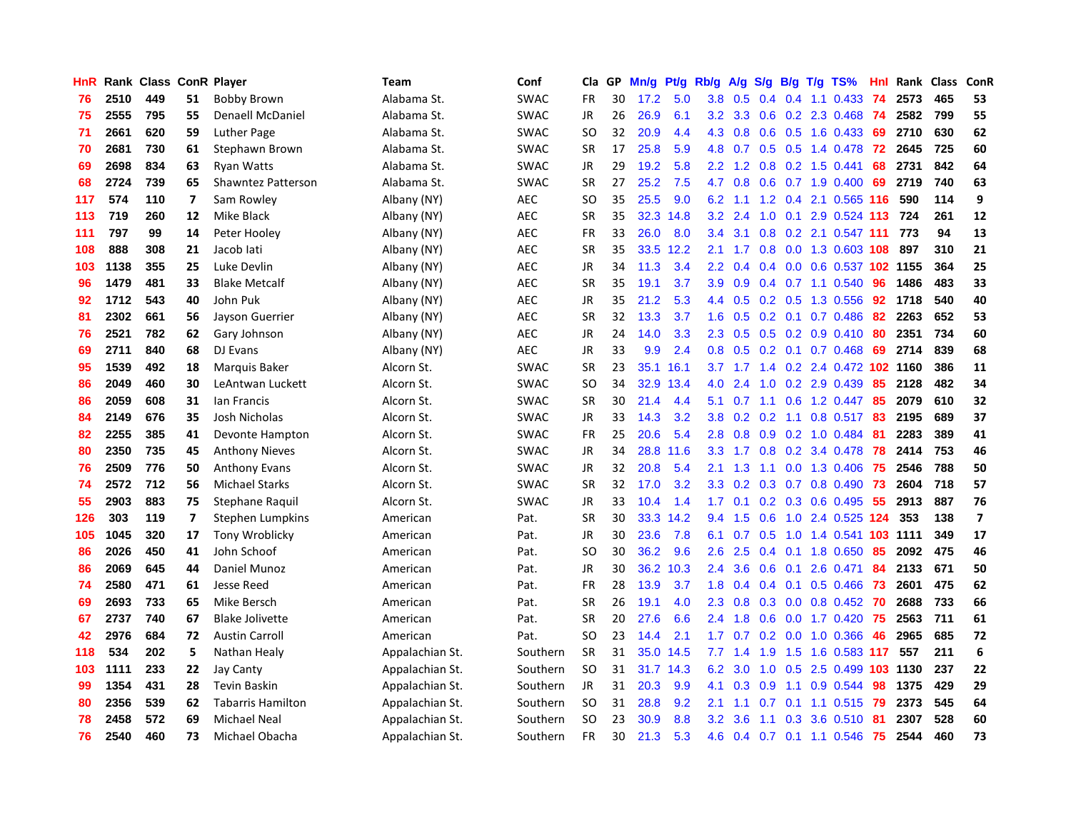| HnR | Rank | Class | ConR | Player | Team | Conf | Cla | GP | Mn/g | Pt/g | Rb/g | A/g | S/g | B/g | T/g | TS% | HnI | Rank | Class | ConR |
|---|---|---|---|---|---|---|---|---|---|---|---|---|---|---|---|---|---|---|---|---|
| 76 | 2510 | 449 | 51 | Bobby Brown | Alabama St. | SWAC | FR | 30 | 17.2 | 5.0 | 3.8 | 0.5 | 0.4 | 0.4 | 1.1 | 0.433 | 74 | 2573 | 465 | 53 |
| 75 | 2555 | 795 | 55 | Denaell McDaniel | Alabama St. | SWAC | JR | 26 | 26.9 | 6.1 | 3.2 | 3.3 | 0.6 | 0.2 | 2.3 | 0.468 | 74 | 2582 | 799 | 55 |
| 71 | 2661 | 620 | 59 | Luther Page | Alabama St. | SWAC | SO | 32 | 20.9 | 4.4 | 4.3 | 0.8 | 0.6 | 0.5 | 1.6 | 0.433 | 69 | 2710 | 630 | 62 |
| 70 | 2681 | 730 | 61 | Stephawn Brown | Alabama St. | SWAC | SR | 17 | 25.8 | 5.9 | 4.8 | 0.7 | 0.5 | 0.5 | 1.4 | 0.478 | 72 | 2645 | 725 | 60 |
| 69 | 2698 | 834 | 63 | Ryan Watts | Alabama St. | SWAC | JR | 29 | 19.2 | 5.8 | 2.2 | 1.2 | 0.8 | 0.2 | 1.5 | 0.441 | 68 | 2731 | 842 | 64 |
| 68 | 2724 | 739 | 65 | Shawntez Patterson | Alabama St. | SWAC | SR | 27 | 25.2 | 7.5 | 4.7 | 0.8 | 0.6 | 0.7 | 1.9 | 0.400 | 69 | 2719 | 740 | 63 |
| 117 | 574 | 110 | 7 | Sam Rowley | Albany (NY) | AEC | SO | 35 | 25.5 | 9.0 | 6.2 | 1.1 | 1.2 | 0.4 | 2.1 | 0.565 | 116 | 590 | 114 | 9 |
| 113 | 719 | 260 | 12 | Mike Black | Albany (NY) | AEC | SR | 35 | 32.3 | 14.8 | 3.2 | 2.4 | 1.0 | 0.1 | 2.9 | 0.524 | 113 | 724 | 261 | 12 |
| 111 | 797 | 99 | 14 | Peter Hooley | Albany (NY) | AEC | FR | 33 | 26.0 | 8.0 | 3.4 | 3.1 | 0.8 | 0.2 | 2.1 | 0.547 | 111 | 773 | 94 | 13 |
| 108 | 888 | 308 | 21 | Jacob Iati | Albany (NY) | AEC | SR | 35 | 33.5 | 12.2 | 2.1 | 1.7 | 0.8 | 0.0 | 1.3 | 0.603 | 108 | 897 | 310 | 21 |
| 103 | 1138 | 355 | 25 | Luke Devlin | Albany (NY) | AEC | JR | 34 | 11.3 | 3.4 | 2.2 | 0.4 | 0.4 | 0.0 | 0.6 | 0.537 | 102 | 1155 | 364 | 25 |
| 96 | 1479 | 481 | 33 | Blake Metcalf | Albany (NY) | AEC | SR | 35 | 19.1 | 3.7 | 3.9 | 0.9 | 0.4 | 0.7 | 1.1 | 0.540 | 96 | 1486 | 483 | 33 |
| 92 | 1712 | 543 | 40 | John Puk | Albany (NY) | AEC | JR | 35 | 21.2 | 5.3 | 4.4 | 0.5 | 0.2 | 0.5 | 1.3 | 0.556 | 92 | 1718 | 540 | 40 |
| 81 | 2302 | 661 | 56 | Jayson Guerrier | Albany (NY) | AEC | SR | 32 | 13.3 | 3.7 | 1.6 | 0.5 | 0.2 | 0.1 | 0.7 | 0.486 | 82 | 2263 | 652 | 53 |
| 76 | 2521 | 782 | 62 | Gary Johnson | Albany (NY) | AEC | JR | 24 | 14.0 | 3.3 | 2.3 | 0.5 | 0.5 | 0.2 | 0.9 | 0.410 | 80 | 2351 | 734 | 60 |
| 69 | 2711 | 840 | 68 | DJ Evans | Albany (NY) | AEC | JR | 33 | 9.9 | 2.4 | 0.8 | 0.5 | 0.2 | 0.1 | 0.7 | 0.468 | 69 | 2714 | 839 | 68 |
| 95 | 1539 | 492 | 18 | Marquis Baker | Alcorn St. | SWAC | SR | 23 | 35.1 | 16.1 | 3.7 | 1.7 | 1.4 | 0.2 | 2.4 | 0.472 | 102 | 1160 | 386 | 11 |
| 86 | 2049 | 460 | 30 | LeAntwan Luckett | Alcorn St. | SWAC | SO | 34 | 32.9 | 13.4 | 4.0 | 2.4 | 1.0 | 0.2 | 2.9 | 0.439 | 85 | 2128 | 482 | 34 |
| 86 | 2059 | 608 | 31 | Ian Francis | Alcorn St. | SWAC | SR | 30 | 21.4 | 4.4 | 5.1 | 0.7 | 1.1 | 0.6 | 1.2 | 0.447 | 85 | 2079 | 610 | 32 |
| 84 | 2149 | 676 | 35 | Josh Nicholas | Alcorn St. | SWAC | JR | 33 | 14.3 | 3.2 | 3.8 | 0.2 | 0.2 | 1.1 | 0.8 | 0.517 | 83 | 2195 | 689 | 37 |
| 82 | 2255 | 385 | 41 | Devonte Hampton | Alcorn St. | SWAC | FR | 25 | 20.6 | 5.4 | 2.8 | 0.8 | 0.9 | 0.2 | 1.0 | 0.484 | 81 | 2283 | 389 | 41 |
| 80 | 2350 | 735 | 45 | Anthony Nieves | Alcorn St. | SWAC | JR | 34 | 28.8 | 11.6 | 3.3 | 1.7 | 0.8 | 0.2 | 3.4 | 0.478 | 78 | 2414 | 753 | 46 |
| 76 | 2509 | 776 | 50 | Anthony Evans | Alcorn St. | SWAC | JR | 32 | 20.8 | 5.4 | 2.1 | 1.3 | 1.1 | 0.0 | 1.3 | 0.406 | 75 | 2546 | 788 | 50 |
| 74 | 2572 | 712 | 56 | Michael Starks | Alcorn St. | SWAC | SR | 32 | 17.0 | 3.2 | 3.3 | 0.2 | 0.3 | 0.7 | 0.8 | 0.490 | 73 | 2604 | 718 | 57 |
| 55 | 2903 | 883 | 75 | Stephane Raquil | Alcorn St. | SWAC | JR | 33 | 10.4 | 1.4 | 1.7 | 0.1 | 0.2 | 0.3 | 0.6 | 0.495 | 55 | 2913 | 887 | 76 |
| 126 | 303 | 119 | 7 | Stephen Lumpkins | American | Pat. | SR | 30 | 33.3 | 14.2 | 9.4 | 1.5 | 0.6 | 1.0 | 2.4 | 0.525 | 124 | 353 | 138 | 7 |
| 105 | 1045 | 320 | 17 | Tony Wroblicky | American | Pat. | JR | 30 | 23.6 | 7.8 | 6.1 | 0.7 | 0.5 | 1.0 | 1.4 | 0.541 | 103 | 1111 | 349 | 17 |
| 86 | 2026 | 450 | 41 | John Schoof | American | Pat. | SO | 30 | 36.2 | 9.6 | 2.6 | 2.5 | 0.4 | 0.1 | 1.8 | 0.650 | 85 | 2092 | 475 | 46 |
| 86 | 2069 | 645 | 44 | Daniel Munoz | American | Pat. | JR | 30 | 36.2 | 10.3 | 2.4 | 3.6 | 0.6 | 0.1 | 2.6 | 0.471 | 84 | 2133 | 671 | 50 |
| 74 | 2580 | 471 | 61 | Jesse Reed | American | Pat. | FR | 28 | 13.9 | 3.7 | 1.8 | 0.4 | 0.4 | 0.1 | 0.5 | 0.466 | 73 | 2601 | 475 | 62 |
| 69 | 2693 | 733 | 65 | Mike Bersch | American | Pat. | SR | 26 | 19.1 | 4.0 | 2.3 | 0.8 | 0.3 | 0.0 | 0.8 | 0.452 | 70 | 2688 | 733 | 66 |
| 67 | 2737 | 740 | 67 | Blake Jolivette | American | Pat. | SR | 20 | 27.6 | 6.6 | 2.4 | 1.8 | 0.6 | 0.0 | 1.7 | 0.420 | 75 | 2563 | 711 | 61 |
| 42 | 2976 | 684 | 72 | Austin Carroll | American | Pat. | SO | 23 | 14.4 | 2.1 | 1.7 | 0.7 | 0.2 | 0.0 | 1.0 | 0.366 | 46 | 2965 | 685 | 72 |
| 118 | 534 | 202 | 5 | Nathan Healy | Appalachian St. | Southern | SR | 31 | 35.0 | 14.5 | 7.7 | 1.4 | 1.9 | 1.5 | 1.6 | 0.583 | 117 | 557 | 211 | 6 |
| 103 | 1111 | 233 | 22 | Jay Canty | Appalachian St. | Southern | SO | 31 | 31.7 | 14.3 | 6.2 | 3.0 | 1.0 | 0.5 | 2.5 | 0.499 | 103 | 1130 | 237 | 22 |
| 99 | 1354 | 431 | 28 | Tevin Baskin | Appalachian St. | Southern | JR | 31 | 20.3 | 9.9 | 4.1 | 0.3 | 0.9 | 1.1 | 0.9 | 0.544 | 98 | 1375 | 429 | 29 |
| 80 | 2356 | 539 | 62 | Tabarris Hamilton | Appalachian St. | Southern | SO | 31 | 28.8 | 9.2 | 2.1 | 1.1 | 0.7 | 0.1 | 1.1 | 0.515 | 79 | 2373 | 545 | 64 |
| 78 | 2458 | 572 | 69 | Michael Neal | Appalachian St. | Southern | SO | 23 | 30.9 | 8.8 | 3.2 | 3.6 | 1.1 | 0.3 | 3.6 | 0.510 | 81 | 2307 | 528 | 60 |
| 76 | 2540 | 460 | 73 | Michael Obacha | Appalachian St. | Southern | FR | 30 | 21.3 | 5.3 | 4.6 | 0.4 | 0.7 | 0.1 | 1.1 | 0.546 | 75 | 2544 | 460 | 73 |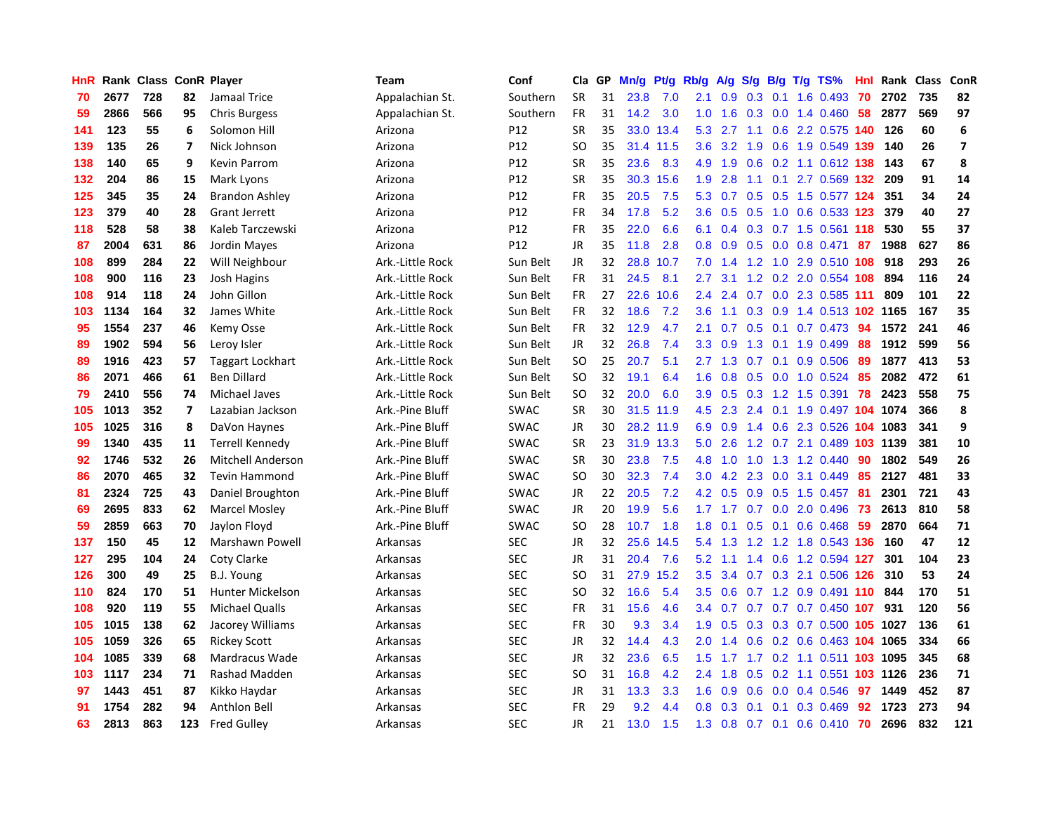| HnR | Rank | Class | ConR | Player | Team | Conf | Cla | GP | Mn/g | Pt/g | Rb/g | A/g | S/g | B/g | T/g | TS% | HnI | Rank | Class | ConR |
|---|---|---|---|---|---|---|---|---|---|---|---|---|---|---|---|---|---|---|---|---|
| 70 | 2677 | 728 | 82 | Jamaal Trice | Appalachian St. | Southern | SR | 31 | 23.8 | 7.0 | 2.1 | 0.9 | 0.3 | 0.1 | 1.6 | 0.493 | 70 | 2702 | 735 | 82 |
| 59 | 2866 | 566 | 95 | Chris Burgess | Appalachian St. | Southern | FR | 31 | 14.2 | 3.0 | 1.0 | 1.6 | 0.3 | 0.0 | 1.4 | 0.460 | 58 | 2877 | 569 | 97 |
| 141 | 123 | 55 | 6 | Solomon Hill | Arizona | P12 | SR | 35 | 33.0 | 13.4 | 5.3 | 2.7 | 1.1 | 0.6 | 2.2 | 0.575 | 140 | 126 | 60 | 6 |
| 139 | 135 | 26 | 7 | Nick Johnson | Arizona | P12 | SO | 35 | 31.4 | 11.5 | 3.6 | 3.2 | 1.9 | 0.6 | 1.9 | 0.549 | 139 | 140 | 26 | 7 |
| 138 | 140 | 65 | 9 | Kevin Parrom | Arizona | P12 | SR | 35 | 23.6 | 8.3 | 4.9 | 1.9 | 0.6 | 0.2 | 1.1 | 0.612 | 138 | 143 | 67 | 8 |
| 132 | 204 | 86 | 15 | Mark Lyons | Arizona | P12 | SR | 35 | 30.3 | 15.6 | 1.9 | 2.8 | 1.1 | 0.1 | 2.7 | 0.569 | 132 | 209 | 91 | 14 |
| 125 | 345 | 35 | 24 | Brandon Ashley | Arizona | P12 | FR | 35 | 20.5 | 7.5 | 5.3 | 0.7 | 0.5 | 0.5 | 1.5 | 0.577 | 124 | 351 | 34 | 24 |
| 123 | 379 | 40 | 28 | Grant Jerrett | Arizona | P12 | FR | 34 | 17.8 | 5.2 | 3.6 | 0.5 | 0.5 | 1.0 | 0.6 | 0.533 | 123 | 379 | 40 | 27 |
| 118 | 528 | 58 | 38 | Kaleb Tarczewski | Arizona | P12 | FR | 35 | 22.0 | 6.6 | 6.1 | 0.4 | 0.3 | 0.7 | 1.5 | 0.561 | 118 | 530 | 55 | 37 |
| 87 | 2004 | 631 | 86 | Jordin Mayes | Arizona | P12 | JR | 35 | 11.8 | 2.8 | 0.8 | 0.9 | 0.5 | 0.0 | 0.8 | 0.471 | 87 | 1988 | 627 | 86 |
| 108 | 899 | 284 | 22 | Will Neighbour | Ark.-Little Rock | Sun Belt | JR | 32 | 28.8 | 10.7 | 7.0 | 1.4 | 1.2 | 1.0 | 2.9 | 0.510 | 108 | 918 | 293 | 26 |
| 108 | 900 | 116 | 23 | Josh Hagins | Ark.-Little Rock | Sun Belt | FR | 31 | 24.5 | 8.1 | 2.7 | 3.1 | 1.2 | 0.2 | 2.0 | 0.554 | 108 | 894 | 116 | 24 |
| 108 | 914 | 118 | 24 | John Gillon | Ark.-Little Rock | Sun Belt | FR | 27 | 22.6 | 10.6 | 2.4 | 2.4 | 0.7 | 0.0 | 2.3 | 0.585 | 111 | 809 | 101 | 22 |
| 103 | 1134 | 164 | 32 | James White | Ark.-Little Rock | Sun Belt | FR | 32 | 18.6 | 7.2 | 3.6 | 1.1 | 0.3 | 0.9 | 1.4 | 0.513 | 102 | 1165 | 167 | 35 |
| 95 | 1554 | 237 | 46 | Kemy Osse | Ark.-Little Rock | Sun Belt | FR | 32 | 12.9 | 4.7 | 2.1 | 0.7 | 0.5 | 0.1 | 0.7 | 0.473 | 94 | 1572 | 241 | 46 |
| 89 | 1902 | 594 | 56 | Leroy Isler | Ark.-Little Rock | Sun Belt | JR | 32 | 26.8 | 7.4 | 3.3 | 0.9 | 1.3 | 0.1 | 1.9 | 0.499 | 88 | 1912 | 599 | 56 |
| 89 | 1916 | 423 | 57 | Taggart Lockhart | Ark.-Little Rock | Sun Belt | SO | 25 | 20.7 | 5.1 | 2.7 | 1.3 | 0.7 | 0.1 | 0.9 | 0.506 | 89 | 1877 | 413 | 53 |
| 86 | 2071 | 466 | 61 | Ben Dillard | Ark.-Little Rock | Sun Belt | SO | 32 | 19.1 | 6.4 | 1.6 | 0.8 | 0.5 | 0.0 | 1.0 | 0.524 | 85 | 2082 | 472 | 61 |
| 79 | 2410 | 556 | 74 | Michael Javes | Ark.-Little Rock | Sun Belt | SO | 32 | 20.0 | 6.0 | 3.9 | 0.5 | 0.3 | 1.2 | 1.5 | 0.391 | 78 | 2423 | 558 | 75 |
| 105 | 1013 | 352 | 7 | Lazabian Jackson | Ark.-Pine Bluff | SWAC | SR | 30 | 31.5 | 11.9 | 4.5 | 2.3 | 2.4 | 0.1 | 1.9 | 0.497 | 104 | 1074 | 366 | 8 |
| 105 | 1025 | 316 | 8 | DaVon Haynes | Ark.-Pine Bluff | SWAC | JR | 30 | 28.2 | 11.9 | 6.9 | 0.9 | 1.4 | 0.6 | 2.3 | 0.526 | 104 | 1083 | 341 | 9 |
| 99 | 1340 | 435 | 11 | Terrell Kennedy | Ark.-Pine Bluff | SWAC | SR | 23 | 31.9 | 13.3 | 5.0 | 2.6 | 1.2 | 0.7 | 2.1 | 0.489 | 103 | 1139 | 381 | 10 |
| 92 | 1746 | 532 | 26 | Mitchell Anderson | Ark.-Pine Bluff | SWAC | SR | 30 | 23.8 | 7.5 | 4.8 | 1.0 | 1.0 | 1.3 | 1.2 | 0.440 | 90 | 1802 | 549 | 26 |
| 86 | 2070 | 465 | 32 | Tevin Hammond | Ark.-Pine Bluff | SWAC | SO | 30 | 32.3 | 7.4 | 3.0 | 4.2 | 2.3 | 0.0 | 3.1 | 0.449 | 85 | 2127 | 481 | 33 |
| 81 | 2324 | 725 | 43 | Daniel Broughton | Ark.-Pine Bluff | SWAC | JR | 22 | 20.5 | 7.2 | 4.2 | 0.5 | 0.9 | 0.5 | 1.5 | 0.457 | 81 | 2301 | 721 | 43 |
| 69 | 2695 | 833 | 62 | Marcel Mosley | Ark.-Pine Bluff | SWAC | JR | 20 | 19.9 | 5.6 | 1.7 | 1.7 | 0.7 | 0.0 | 2.0 | 0.496 | 73 | 2613 | 810 | 58 |
| 59 | 2859 | 663 | 70 | Jaylon Floyd | Ark.-Pine Bluff | SWAC | SO | 28 | 10.7 | 1.8 | 1.8 | 0.1 | 0.5 | 0.1 | 0.6 | 0.468 | 59 | 2870 | 664 | 71 |
| 137 | 150 | 45 | 12 | Marshawn Powell | Arkansas | SEC | JR | 32 | 25.6 | 14.5 | 5.4 | 1.3 | 1.2 | 1.2 | 1.8 | 0.543 | 136 | 160 | 47 | 12 |
| 127 | 295 | 104 | 24 | Coty Clarke | Arkansas | SEC | JR | 31 | 20.4 | 7.6 | 5.2 | 1.1 | 1.4 | 0.6 | 1.2 | 0.594 | 127 | 301 | 104 | 23 |
| 126 | 300 | 49 | 25 | B.J. Young | Arkansas | SEC | SO | 31 | 27.9 | 15.2 | 3.5 | 3.4 | 0.7 | 0.3 | 2.1 | 0.506 | 126 | 310 | 53 | 24 |
| 110 | 824 | 170 | 51 | Hunter Mickelson | Arkansas | SEC | SO | 32 | 16.6 | 5.4 | 3.5 | 0.6 | 0.7 | 1.2 | 0.9 | 0.491 | 110 | 844 | 170 | 51 |
| 108 | 920 | 119 | 55 | Michael Qualls | Arkansas | SEC | FR | 31 | 15.6 | 4.6 | 3.4 | 0.7 | 0.7 | 0.7 | 0.7 | 0.450 | 107 | 931 | 120 | 56 |
| 105 | 1015 | 138 | 62 | Jacorey Williams | Arkansas | SEC | FR | 30 | 9.3 | 3.4 | 1.9 | 0.5 | 0.3 | 0.3 | 0.7 | 0.500 | 105 | 1027 | 136 | 61 |
| 105 | 1059 | 326 | 65 | Rickey Scott | Arkansas | SEC | JR | 32 | 14.4 | 4.3 | 2.0 | 1.4 | 0.6 | 0.2 | 0.6 | 0.463 | 104 | 1065 | 334 | 66 |
| 104 | 1085 | 339 | 68 | Mardracus Wade | Arkansas | SEC | JR | 32 | 23.6 | 6.5 | 1.5 | 1.7 | 1.7 | 0.2 | 1.1 | 0.511 | 103 | 1095 | 345 | 68 |
| 103 | 1117 | 234 | 71 | Rashad Madden | Arkansas | SEC | SO | 31 | 16.8 | 4.2 | 2.4 | 1.8 | 0.5 | 0.2 | 1.1 | 0.551 | 103 | 1126 | 236 | 71 |
| 97 | 1443 | 451 | 87 | Kikko Haydar | Arkansas | SEC | JR | 31 | 13.3 | 3.3 | 1.6 | 0.9 | 0.6 | 0.0 | 0.4 | 0.546 | 97 | 1449 | 452 | 87 |
| 91 | 1754 | 282 | 94 | Anthlon Bell | Arkansas | SEC | FR | 29 | 9.2 | 4.4 | 0.8 | 0.3 | 0.1 | 0.1 | 0.3 | 0.469 | 92 | 1723 | 273 | 94 |
| 63 | 2813 | 863 | 123 | Fred Gulley | Arkansas | SEC | JR | 21 | 13.0 | 1.5 | 1.3 | 0.8 | 0.7 | 0.1 | 0.6 | 0.410 | 70 | 2696 | 832 | 121 |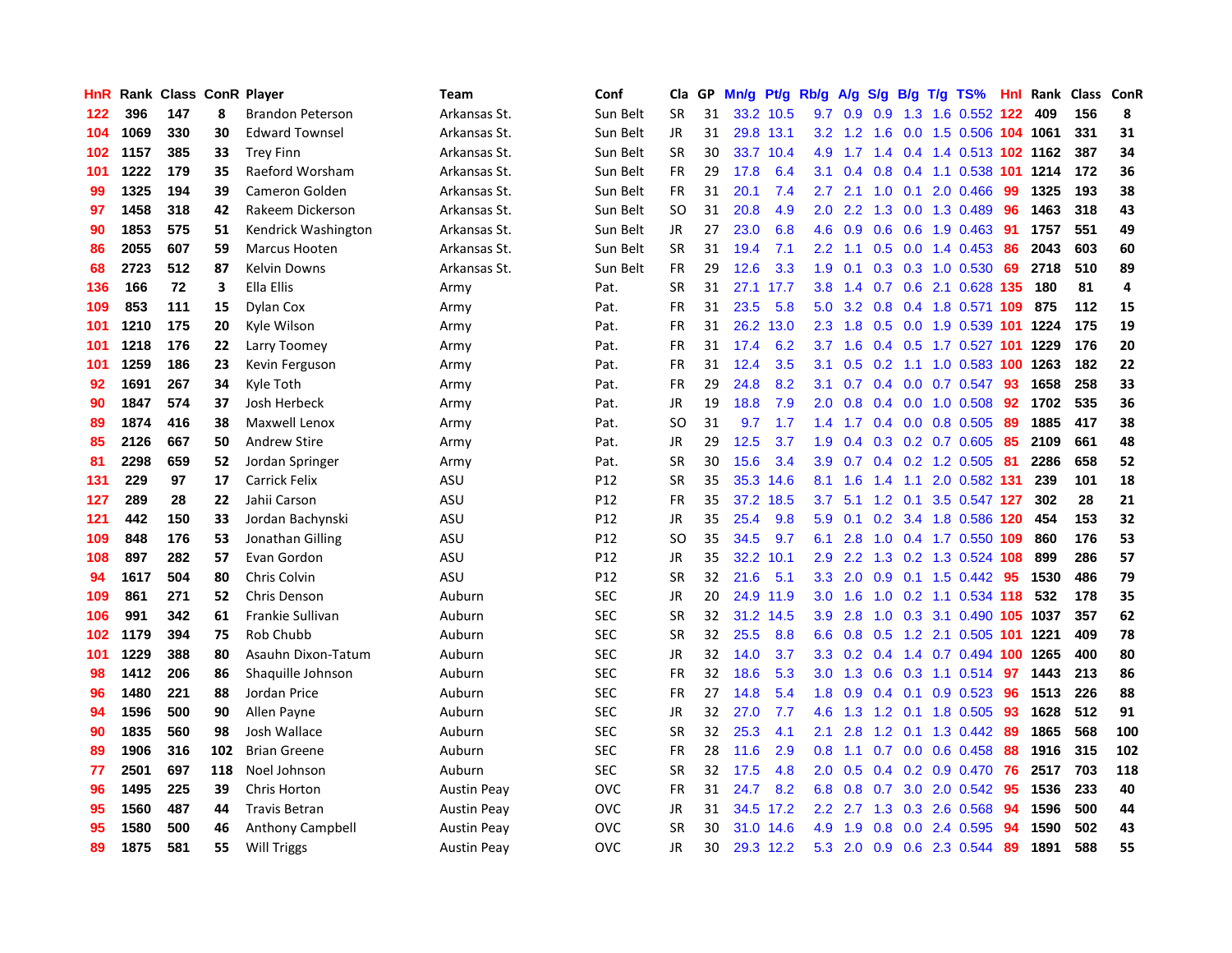| HnR | Rank | Class | ConR | Player | Team | Conf | Cla | GP | Mn/g | Pt/g | Rb/g | A/g | S/g | B/g | T/g | TS% | HnI | Rank | Class | ConR |
|---|---|---|---|---|---|---|---|---|---|---|---|---|---|---|---|---|---|---|---|---|
| 122 | 396 | 147 | 8 | Brandon Peterson | Arkansas St. | Sun Belt | SR | 31 | 33.2 | 10.5 | 9.7 | 0.9 | 0.9 | 1.3 | 1.6 | 0.552 | 122 | 409 | 156 | 8 |
| 104 | 1069 | 330 | 30 | Edward Townsel | Arkansas St. | Sun Belt | JR | 31 | 29.8 | 13.1 | 3.2 | 1.2 | 1.6 | 0.0 | 1.5 | 0.506 | 104 | 1061 | 331 | 31 |
| 102 | 1157 | 385 | 33 | Trey Finn | Arkansas St. | Sun Belt | SR | 30 | 33.7 | 10.4 | 4.9 | 1.7 | 1.4 | 0.4 | 1.4 | 0.513 | 102 | 1162 | 387 | 34 |
| 101 | 1222 | 179 | 35 | Raeford Worsham | Arkansas St. | Sun Belt | FR | 29 | 17.8 | 6.4 | 3.1 | 0.4 | 0.8 | 0.4 | 1.1 | 0.538 | 101 | 1214 | 172 | 36 |
| 99 | 1325 | 194 | 39 | Cameron Golden | Arkansas St. | Sun Belt | FR | 31 | 20.1 | 7.4 | 2.7 | 2.1 | 1.0 | 0.1 | 2.0 | 0.466 | 99 | 1325 | 193 | 38 |
| 97 | 1458 | 318 | 42 | Rakeem Dickerson | Arkansas St. | Sun Belt | SO | 31 | 20.8 | 4.9 | 2.0 | 2.2 | 1.3 | 0.0 | 1.3 | 0.489 | 96 | 1463 | 318 | 43 |
| 90 | 1853 | 575 | 51 | Kendrick Washington | Arkansas St. | Sun Belt | JR | 27 | 23.0 | 6.8 | 4.6 | 0.9 | 0.6 | 0.6 | 1.9 | 0.463 | 91 | 1757 | 551 | 49 |
| 86 | 2055 | 607 | 59 | Marcus Hooten | Arkansas St. | Sun Belt | SR | 31 | 19.4 | 7.1 | 2.2 | 1.1 | 0.5 | 0.0 | 1.4 | 0.453 | 86 | 2043 | 603 | 60 |
| 68 | 2723 | 512 | 87 | Kelvin Downs | Arkansas St. | Sun Belt | FR | 29 | 12.6 | 3.3 | 1.9 | 0.1 | 0.3 | 0.3 | 1.0 | 0.530 | 69 | 2718 | 510 | 89 |
| 136 | 166 | 72 | 3 | Ella Ellis | Army | Pat. | SR | 31 | 27.1 | 17.7 | 3.8 | 1.4 | 0.7 | 0.6 | 2.1 | 0.628 | 135 | 180 | 81 | 4 |
| 109 | 853 | 111 | 15 | Dylan Cox | Army | Pat. | FR | 31 | 23.5 | 5.8 | 5.0 | 3.2 | 0.8 | 0.4 | 1.8 | 0.571 | 109 | 875 | 112 | 15 |
| 101 | 1210 | 175 | 20 | Kyle Wilson | Army | Pat. | FR | 31 | 26.2 | 13.0 | 2.3 | 1.8 | 0.5 | 0.0 | 1.9 | 0.539 | 101 | 1224 | 175 | 19 |
| 101 | 1218 | 176 | 22 | Larry Toomey | Army | Pat. | FR | 31 | 17.4 | 6.2 | 3.7 | 1.6 | 0.4 | 0.5 | 1.7 | 0.527 | 101 | 1229 | 176 | 20 |
| 101 | 1259 | 186 | 23 | Kevin Ferguson | Army | Pat. | FR | 31 | 12.4 | 3.5 | 3.1 | 0.5 | 0.2 | 1.1 | 1.0 | 0.583 | 100 | 1263 | 182 | 22 |
| 92 | 1691 | 267 | 34 | Kyle Toth | Army | Pat. | FR | 29 | 24.8 | 8.2 | 3.1 | 0.7 | 0.4 | 0.0 | 0.7 | 0.547 | 93 | 1658 | 258 | 33 |
| 90 | 1847 | 574 | 37 | Josh Herbeck | Army | Pat. | JR | 19 | 18.8 | 7.9 | 2.0 | 0.8 | 0.4 | 0.0 | 1.0 | 0.508 | 92 | 1702 | 535 | 36 |
| 89 | 1874 | 416 | 38 | Maxwell Lenox | Army | Pat. | SO | 31 | 9.7 | 1.7 | 1.4 | 1.7 | 0.4 | 0.0 | 0.8 | 0.505 | 89 | 1885 | 417 | 38 |
| 85 | 2126 | 667 | 50 | Andrew Stire | Army | Pat. | JR | 29 | 12.5 | 3.7 | 1.9 | 0.4 | 0.3 | 0.2 | 0.7 | 0.605 | 85 | 2109 | 661 | 48 |
| 81 | 2298 | 659 | 52 | Jordan Springer | Army | Pat. | SR | 30 | 15.6 | 3.4 | 3.9 | 0.7 | 0.4 | 0.2 | 1.2 | 0.505 | 81 | 2286 | 658 | 52 |
| 131 | 229 | 97 | 17 | Carrick Felix | ASU | P12 | SR | 35 | 35.3 | 14.6 | 8.1 | 1.6 | 1.4 | 1.1 | 2.0 | 0.582 | 131 | 239 | 101 | 18 |
| 127 | 289 | 28 | 22 | Jahii Carson | ASU | P12 | FR | 35 | 37.2 | 18.5 | 3.7 | 5.1 | 1.2 | 0.1 | 3.5 | 0.547 | 127 | 302 | 28 | 21 |
| 121 | 442 | 150 | 33 | Jordan Bachynski | ASU | P12 | JR | 35 | 25.4 | 9.8 | 5.9 | 0.1 | 0.2 | 3.4 | 1.8 | 0.586 | 120 | 454 | 153 | 32 |
| 109 | 848 | 176 | 53 | Jonathan Gilling | ASU | P12 | SO | 35 | 34.5 | 9.7 | 6.1 | 2.8 | 1.0 | 0.4 | 1.7 | 0.550 | 109 | 860 | 176 | 53 |
| 108 | 897 | 282 | 57 | Evan Gordon | ASU | P12 | JR | 35 | 32.2 | 10.1 | 2.9 | 2.2 | 1.3 | 0.2 | 1.3 | 0.524 | 108 | 899 | 286 | 57 |
| 94 | 1617 | 504 | 80 | Chris Colvin | ASU | P12 | SR | 32 | 21.6 | 5.1 | 3.3 | 2.0 | 0.9 | 0.1 | 1.5 | 0.442 | 95 | 1530 | 486 | 79 |
| 109 | 861 | 271 | 52 | Chris Denson | Auburn | SEC | JR | 20 | 24.9 | 11.9 | 3.0 | 1.6 | 1.0 | 0.2 | 1.1 | 0.534 | 118 | 532 | 178 | 35 |
| 106 | 991 | 342 | 61 | Frankie Sullivan | Auburn | SEC | SR | 32 | 31.2 | 14.5 | 3.9 | 2.8 | 1.0 | 0.3 | 3.1 | 0.490 | 105 | 1037 | 357 | 62 |
| 102 | 1179 | 394 | 75 | Rob Chubb | Auburn | SEC | SR | 32 | 25.5 | 8.8 | 6.6 | 0.8 | 0.5 | 1.2 | 2.1 | 0.505 | 101 | 1221 | 409 | 78 |
| 101 | 1229 | 388 | 80 | Asauhn Dixon-Tatum | Auburn | SEC | JR | 32 | 14.0 | 3.7 | 3.3 | 0.2 | 0.4 | 1.4 | 0.7 | 0.494 | 100 | 1265 | 400 | 80 |
| 98 | 1412 | 206 | 86 | Shaquille Johnson | Auburn | SEC | FR | 32 | 18.6 | 5.3 | 3.0 | 1.3 | 0.6 | 0.3 | 1.1 | 0.514 | 97 | 1443 | 213 | 86 |
| 96 | 1480 | 221 | 88 | Jordan Price | Auburn | SEC | FR | 27 | 14.8 | 5.4 | 1.8 | 0.9 | 0.4 | 0.1 | 0.9 | 0.523 | 96 | 1513 | 226 | 88 |
| 94 | 1596 | 500 | 90 | Allen Payne | Auburn | SEC | JR | 32 | 27.0 | 7.7 | 4.6 | 1.3 | 1.2 | 0.1 | 1.8 | 0.505 | 93 | 1628 | 512 | 91 |
| 90 | 1835 | 560 | 98 | Josh Wallace | Auburn | SEC | SR | 32 | 25.3 | 4.1 | 2.1 | 2.8 | 1.2 | 0.1 | 1.3 | 0.442 | 89 | 1865 | 568 | 100 |
| 89 | 1906 | 316 | 102 | Brian Greene | Auburn | SEC | FR | 28 | 11.6 | 2.9 | 0.8 | 1.1 | 0.7 | 0.0 | 0.6 | 0.458 | 88 | 1916 | 315 | 102 |
| 77 | 2501 | 697 | 118 | Noel Johnson | Auburn | SEC | SR | 32 | 17.5 | 4.8 | 2.0 | 0.5 | 0.4 | 0.2 | 0.9 | 0.470 | 76 | 2517 | 703 | 118 |
| 96 | 1495 | 225 | 39 | Chris Horton | Austin Peay | OVC | FR | 31 | 24.7 | 8.2 | 6.8 | 0.8 | 0.7 | 3.0 | 2.0 | 0.542 | 95 | 1536 | 233 | 40 |
| 95 | 1560 | 487 | 44 | Travis Betran | Austin Peay | OVC | JR | 31 | 34.5 | 17.2 | 2.2 | 2.7 | 1.3 | 0.3 | 2.6 | 0.568 | 94 | 1596 | 500 | 44 |
| 95 | 1580 | 500 | 46 | Anthony Campbell | Austin Peay | OVC | SR | 30 | 31.0 | 14.6 | 4.9 | 1.9 | 0.8 | 0.0 | 2.4 | 0.595 | 94 | 1590 | 502 | 43 |
| 89 | 1875 | 581 | 55 | Will Triggs | Austin Peay | OVC | JR | 30 | 29.3 | 12.2 | 5.3 | 2.0 | 0.9 | 0.6 | 2.3 | 0.544 | 89 | 1891 | 588 | 55 |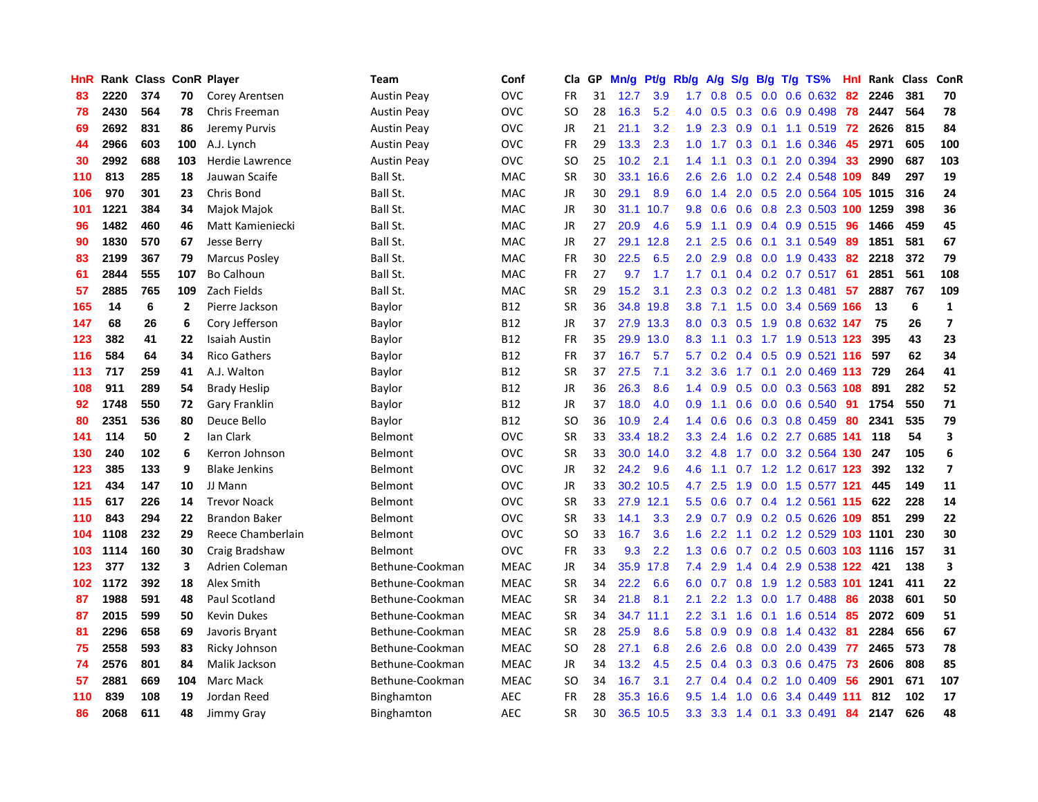| HnR | Rank | Class | ConR | Player | Team | Conf | Cla | GP | Mn/g | Pt/g | Rb/g | A/g | S/g | B/g | T/g | TS% | HnI | Rank | Class | ConR |
|---|---|---|---|---|---|---|---|---|---|---|---|---|---|---|---|---|---|---|---|---|
| 83 | 2220 | 374 | 70 | Corey Arentsen | Austin Peay | OVC | FR | 31 | 12.7 | 3.9 | 1.7 | 0.8 | 0.5 | 0.0 | 0.6 | 0.632 | 82 | 2246 | 381 | 70 |
| 78 | 2430 | 564 | 78 | Chris Freeman | Austin Peay | OVC | SO | 28 | 16.3 | 5.2 | 4.0 | 0.5 | 0.3 | 0.6 | 0.9 | 0.498 | 78 | 2447 | 564 | 78 |
| 69 | 2692 | 831 | 86 | Jeremy Purvis | Austin Peay | OVC | JR | 21 | 21.1 | 3.2 | 1.9 | 2.3 | 0.9 | 0.1 | 1.1 | 0.519 | 72 | 2626 | 815 | 84 |
| 44 | 2966 | 603 | 100 | A.J. Lynch | Austin Peay | OVC | FR | 29 | 13.3 | 2.3 | 1.0 | 1.7 | 0.3 | 0.1 | 1.6 | 0.346 | 45 | 2971 | 605 | 100 |
| 30 | 2992 | 688 | 103 | Herdie Lawrence | Austin Peay | OVC | SO | 25 | 10.2 | 2.1 | 1.4 | 1.1 | 0.3 | 0.1 | 2.0 | 0.394 | 33 | 2990 | 687 | 103 |
| 110 | 813 | 285 | 18 | Jauwan Scaife | Ball St. | MAC | SR | 30 | 33.1 | 16.6 | 2.6 | 2.6 | 1.0 | 0.2 | 2.4 | 0.548 | 109 | 849 | 297 | 19 |
| 106 | 970 | 301 | 23 | Chris Bond | Ball St. | MAC | JR | 30 | 29.1 | 8.9 | 6.0 | 1.4 | 2.0 | 0.5 | 2.0 | 0.564 | 105 | 1015 | 316 | 24 |
| 101 | 1221 | 384 | 34 | Majok Majok | Ball St. | MAC | JR | 30 | 31.1 | 10.7 | 9.8 | 0.6 | 0.6 | 0.8 | 2.3 | 0.503 | 100 | 1259 | 398 | 36 |
| 96 | 1482 | 460 | 46 | Matt Kamieniecki | Ball St. | MAC | JR | 27 | 20.9 | 4.6 | 5.9 | 1.1 | 0.9 | 0.4 | 0.9 | 0.515 | 96 | 1466 | 459 | 45 |
| 90 | 1830 | 570 | 67 | Jesse Berry | Ball St. | MAC | JR | 27 | 29.1 | 12.8 | 2.1 | 2.5 | 0.6 | 0.1 | 3.1 | 0.549 | 89 | 1851 | 581 | 67 |
| 83 | 2199 | 367 | 79 | Marcus Posley | Ball St. | MAC | FR | 30 | 22.5 | 6.5 | 2.0 | 2.9 | 0.8 | 0.0 | 1.9 | 0.433 | 82 | 2218 | 372 | 79 |
| 61 | 2844 | 555 | 107 | Bo Calhoun | Ball St. | MAC | FR | 27 | 9.7 | 1.7 | 1.7 | 0.1 | 0.4 | 0.2 | 0.7 | 0.517 | 61 | 2851 | 561 | 108 |
| 57 | 2885 | 765 | 109 | Zach Fields | Ball St. | MAC | SR | 29 | 15.2 | 3.1 | 2.3 | 0.3 | 0.2 | 0.2 | 1.3 | 0.481 | 57 | 2887 | 767 | 109 |
| 165 | 14 | 6 | 2 | Pierre Jackson | Baylor | B12 | SR | 36 | 34.8 | 19.8 | 3.8 | 7.1 | 1.5 | 0.0 | 3.4 | 0.569 | 166 | 13 | 6 | 1 |
| 147 | 68 | 26 | 6 | Cory Jefferson | Baylor | B12 | JR | 37 | 27.9 | 13.3 | 8.0 | 0.3 | 0.5 | 1.9 | 0.8 | 0.632 | 147 | 75 | 26 | 7 |
| 123 | 382 | 41 | 22 | Isaiah Austin | Baylor | B12 | FR | 35 | 29.9 | 13.0 | 8.3 | 1.1 | 0.3 | 1.7 | 1.9 | 0.513 | 123 | 395 | 43 | 23 |
| 116 | 584 | 64 | 34 | Rico Gathers | Baylor | B12 | FR | 37 | 16.7 | 5.7 | 5.7 | 0.2 | 0.4 | 0.5 | 0.9 | 0.521 | 116 | 597 | 62 | 34 |
| 113 | 717 | 259 | 41 | A.J. Walton | Baylor | B12 | SR | 37 | 27.5 | 7.1 | 3.2 | 3.6 | 1.7 | 0.1 | 2.0 | 0.469 | 113 | 729 | 264 | 41 |
| 108 | 911 | 289 | 54 | Brady Heslip | Baylor | B12 | JR | 36 | 26.3 | 8.6 | 1.4 | 0.9 | 0.5 | 0.0 | 0.3 | 0.563 | 108 | 891 | 282 | 52 |
| 92 | 1748 | 550 | 72 | Gary Franklin | Baylor | B12 | JR | 37 | 18.0 | 4.0 | 0.9 | 1.1 | 0.6 | 0.0 | 0.6 | 0.540 | 91 | 1754 | 550 | 71 |
| 80 | 2351 | 536 | 80 | Deuce Bello | Baylor | B12 | SO | 36 | 10.9 | 2.4 | 1.4 | 0.6 | 0.6 | 0.3 | 0.8 | 0.459 | 80 | 2341 | 535 | 79 |
| 141 | 114 | 50 | 2 | Ian Clark | Belmont | OVC | SR | 33 | 33.4 | 18.2 | 3.3 | 2.4 | 1.6 | 0.2 | 2.7 | 0.685 | 141 | 118 | 54 | 3 |
| 130 | 240 | 102 | 6 | Kerron Johnson | Belmont | OVC | SR | 33 | 30.0 | 14.0 | 3.2 | 4.8 | 1.7 | 0.0 | 3.2 | 0.564 | 130 | 247 | 105 | 6 |
| 123 | 385 | 133 | 9 | Blake Jenkins | Belmont | OVC | JR | 32 | 24.2 | 9.6 | 4.6 | 1.1 | 0.7 | 1.2 | 1.2 | 0.617 | 123 | 392 | 132 | 7 |
| 121 | 434 | 147 | 10 | JJ Mann | Belmont | OVC | JR | 33 | 30.2 | 10.5 | 4.7 | 2.5 | 1.9 | 0.0 | 1.5 | 0.577 | 121 | 445 | 149 | 11 |
| 115 | 617 | 226 | 14 | Trevor Noack | Belmont | OVC | SR | 33 | 27.9 | 12.1 | 5.5 | 0.6 | 0.7 | 0.4 | 1.2 | 0.561 | 115 | 622 | 228 | 14 |
| 110 | 843 | 294 | 22 | Brandon Baker | Belmont | OVC | SR | 33 | 14.1 | 3.3 | 2.9 | 0.7 | 0.9 | 0.2 | 0.5 | 0.626 | 109 | 851 | 299 | 22 |
| 104 | 1108 | 232 | 29 | Reece Chamberlain | Belmont | OVC | SO | 33 | 16.7 | 3.6 | 1.6 | 2.2 | 1.1 | 0.2 | 1.2 | 0.529 | 103 | 1101 | 230 | 30 |
| 103 | 1114 | 160 | 30 | Craig Bradshaw | Belmont | OVC | FR | 33 | 9.3 | 2.2 | 1.3 | 0.6 | 0.7 | 0.2 | 0.5 | 0.603 | 103 | 1116 | 157 | 31 |
| 123 | 377 | 132 | 3 | Adrien Coleman | Bethune-Cookman | MEAC | JR | 34 | 35.9 | 17.8 | 7.4 | 2.9 | 1.4 | 0.4 | 2.9 | 0.538 | 122 | 421 | 138 | 3 |
| 102 | 1172 | 392 | 18 | Alex Smith | Bethune-Cookman | MEAC | SR | 34 | 22.2 | 6.6 | 6.0 | 0.7 | 0.8 | 1.9 | 1.2 | 0.583 | 101 | 1241 | 411 | 22 |
| 87 | 1988 | 591 | 48 | Paul Scotland | Bethune-Cookman | MEAC | SR | 34 | 21.8 | 8.1 | 2.1 | 2.2 | 1.3 | 0.0 | 1.7 | 0.488 | 86 | 2038 | 601 | 50 |
| 87 | 2015 | 599 | 50 | Kevin Dukes | Bethune-Cookman | MEAC | SR | 34 | 34.7 | 11.1 | 2.2 | 3.1 | 1.6 | 0.1 | 1.6 | 0.514 | 85 | 2072 | 609 | 51 |
| 81 | 2296 | 658 | 69 | Javoris Bryant | Bethune-Cookman | MEAC | SR | 28 | 25.9 | 8.6 | 5.8 | 0.9 | 0.9 | 0.8 | 1.4 | 0.432 | 81 | 2284 | 656 | 67 |
| 75 | 2558 | 593 | 83 | Ricky Johnson | Bethune-Cookman | MEAC | SO | 28 | 27.1 | 6.8 | 2.6 | 2.6 | 0.8 | 0.0 | 2.0 | 0.439 | 77 | 2465 | 573 | 78 |
| 74 | 2576 | 801 | 84 | Malik Jackson | Bethune-Cookman | MEAC | JR | 34 | 13.2 | 4.5 | 2.5 | 0.4 | 0.3 | 0.3 | 0.6 | 0.475 | 73 | 2606 | 808 | 85 |
| 57 | 2881 | 669 | 104 | Marc Mack | Bethune-Cookman | MEAC | SO | 34 | 16.7 | 3.1 | 2.7 | 0.4 | 0.4 | 0.2 | 1.0 | 0.409 | 56 | 2901 | 671 | 107 |
| 110 | 839 | 108 | 19 | Jordan Reed | Binghamton | AEC | FR | 28 | 35.3 | 16.6 | 9.5 | 1.4 | 1.0 | 0.6 | 3.4 | 0.449 | 111 | 812 | 102 | 17 |
| 86 | 2068 | 611 | 48 | Jimmy Gray | Binghamton | AEC | SR | 30 | 36.5 | 10.5 | 3.3 | 3.3 | 1.4 | 0.1 | 3.3 | 0.491 | 84 | 2147 | 626 | 48 |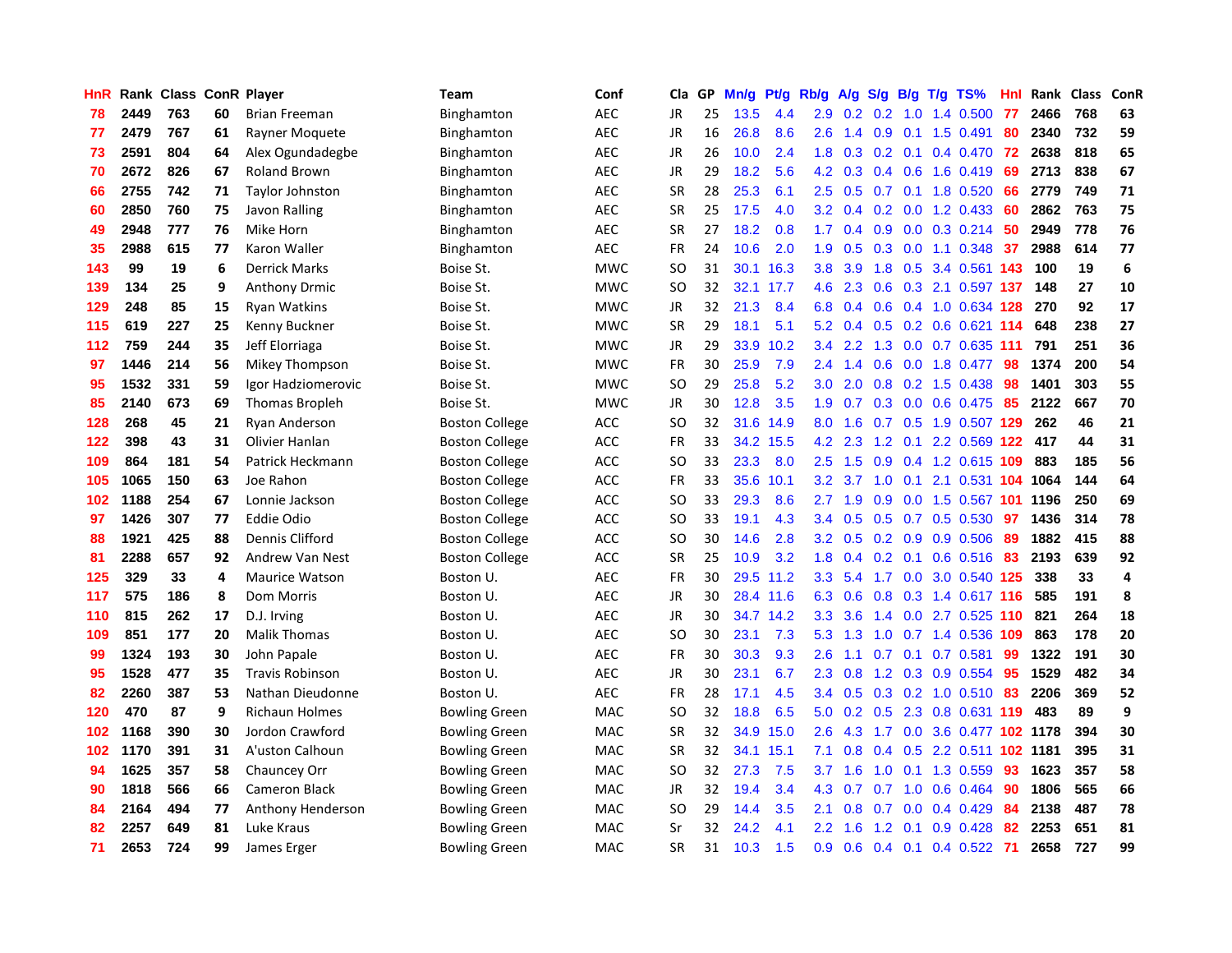| HnR | Rank | Class | ConR | Player | Team | Conf | Cla | GP | Mn/g | Pt/g | Rb/g | A/g | S/g | B/g | T/g | TS% | HnI | Rank | Class | ConR |
|---|---|---|---|---|---|---|---|---|---|---|---|---|---|---|---|---|---|---|---|---|
| 78 | 2449 | 763 | 60 | Brian Freeman | Binghamton | AEC | JR | 25 | 13.5 | 4.4 | 2.9 | 0.2 | 0.2 | 1.0 | 1.4 | 0.500 | 77 | 2466 | 768 | 63 |
| 77 | 2479 | 767 | 61 | Rayner Moquete | Binghamton | AEC | JR | 16 | 26.8 | 8.6 | 2.6 | 1.4 | 0.9 | 0.1 | 1.5 | 0.491 | 80 | 2340 | 732 | 59 |
| 73 | 2591 | 804 | 64 | Alex Ogundadegbe | Binghamton | AEC | JR | 26 | 10.0 | 2.4 | 1.8 | 0.3 | 0.2 | 0.1 | 0.4 | 0.470 | 72 | 2638 | 818 | 65 |
| 70 | 2672 | 826 | 67 | Roland Brown | Binghamton | AEC | JR | 29 | 18.2 | 5.6 | 4.2 | 0.3 | 0.4 | 0.6 | 1.6 | 0.419 | 69 | 2713 | 838 | 67 |
| 66 | 2755 | 742 | 71 | Taylor Johnston | Binghamton | AEC | SR | 28 | 25.3 | 6.1 | 2.5 | 0.5 | 0.7 | 0.1 | 1.8 | 0.520 | 66 | 2779 | 749 | 71 |
| 60 | 2850 | 760 | 75 | Javon Ralling | Binghamton | AEC | SR | 25 | 17.5 | 4.0 | 3.2 | 0.4 | 0.2 | 0.0 | 1.2 | 0.433 | 60 | 2862 | 763 | 75 |
| 49 | 2948 | 777 | 76 | Mike Horn | Binghamton | AEC | SR | 27 | 18.2 | 0.8 | 1.7 | 0.4 | 0.9 | 0.0 | 0.3 | 0.214 | 50 | 2949 | 778 | 76 |
| 35 | 2988 | 615 | 77 | Karon Waller | Binghamton | AEC | FR | 24 | 10.6 | 2.0 | 1.9 | 0.5 | 0.3 | 0.0 | 1.1 | 0.348 | 37 | 2988 | 614 | 77 |
| 143 | 99 | 19 | 6 | Derrick Marks | Boise St. | MWC | SO | 31 | 30.1 | 16.3 | 3.8 | 3.9 | 1.8 | 0.5 | 3.4 | 0.561 | 143 | 100 | 19 | 6 |
| 139 | 134 | 25 | 9 | Anthony Drmic | Boise St. | MWC | SO | 32 | 32.1 | 17.7 | 4.6 | 2.3 | 0.6 | 0.3 | 2.1 | 0.597 | 137 | 148 | 27 | 10 |
| 129 | 248 | 85 | 15 | Ryan Watkins | Boise St. | MWC | JR | 32 | 21.3 | 8.4 | 6.8 | 0.4 | 0.6 | 0.4 | 1.0 | 0.634 | 128 | 270 | 92 | 17 |
| 115 | 619 | 227 | 25 | Kenny Buckner | Boise St. | MWC | SR | 29 | 18.1 | 5.1 | 5.2 | 0.4 | 0.5 | 0.2 | 0.6 | 0.621 | 114 | 648 | 238 | 27 |
| 112 | 759 | 244 | 35 | Jeff Elorriaga | Boise St. | MWC | JR | 29 | 33.9 | 10.2 | 3.4 | 2.2 | 1.3 | 0.0 | 0.7 | 0.635 | 111 | 791 | 251 | 36 |
| 97 | 1446 | 214 | 56 | Mikey Thompson | Boise St. | MWC | FR | 30 | 25.9 | 7.9 | 2.4 | 1.4 | 0.6 | 0.0 | 1.8 | 0.477 | 98 | 1374 | 200 | 54 |
| 95 | 1532 | 331 | 59 | Igor Hadziomerovic | Boise St. | MWC | SO | 29 | 25.8 | 5.2 | 3.0 | 2.0 | 0.8 | 0.2 | 1.5 | 0.438 | 98 | 1401 | 303 | 55 |
| 85 | 2140 | 673 | 69 | Thomas Bropleh | Boise St. | MWC | JR | 30 | 12.8 | 3.5 | 1.9 | 0.7 | 0.3 | 0.0 | 0.6 | 0.475 | 85 | 2122 | 667 | 70 |
| 128 | 268 | 45 | 21 | Ryan Anderson | Boston College | ACC | SO | 32 | 31.6 | 14.9 | 8.0 | 1.6 | 0.7 | 0.5 | 1.9 | 0.507 | 129 | 262 | 46 | 21 |
| 122 | 398 | 43 | 31 | Olivier Hanlan | Boston College | ACC | FR | 33 | 34.2 | 15.5 | 4.2 | 2.3 | 1.2 | 0.1 | 2.2 | 0.569 | 122 | 417 | 44 | 31 |
| 109 | 864 | 181 | 54 | Patrick Heckmann | Boston College | ACC | SO | 33 | 23.3 | 8.0 | 2.5 | 1.5 | 0.9 | 0.4 | 1.2 | 0.615 | 109 | 883 | 185 | 56 |
| 105 | 1065 | 150 | 63 | Joe Rahon | Boston College | ACC | FR | 33 | 35.6 | 10.1 | 3.2 | 3.7 | 1.0 | 0.1 | 2.1 | 0.531 | 104 | 1064 | 144 | 64 |
| 102 | 1188 | 254 | 67 | Lonnie Jackson | Boston College | ACC | SO | 33 | 29.3 | 8.6 | 2.7 | 1.9 | 0.9 | 0.0 | 1.5 | 0.567 | 101 | 1196 | 250 | 69 |
| 97 | 1426 | 307 | 77 | Eddie Odio | Boston College | ACC | SO | 33 | 19.1 | 4.3 | 3.4 | 0.5 | 0.5 | 0.7 | 0.5 | 0.530 | 97 | 1436 | 314 | 78 |
| 88 | 1921 | 425 | 88 | Dennis Clifford | Boston College | ACC | SO | 30 | 14.6 | 2.8 | 3.2 | 0.5 | 0.2 | 0.9 | 0.9 | 0.506 | 89 | 1882 | 415 | 88 |
| 81 | 2288 | 657 | 92 | Andrew Van Nest | Boston College | ACC | SR | 25 | 10.9 | 3.2 | 1.8 | 0.4 | 0.2 | 0.1 | 0.6 | 0.516 | 83 | 2193 | 639 | 92 |
| 125 | 329 | 33 | 4 | Maurice Watson | Boston U. | AEC | FR | 30 | 29.5 | 11.2 | 3.3 | 5.4 | 1.7 | 0.0 | 3.0 | 0.540 | 125 | 338 | 33 | 4 |
| 117 | 575 | 186 | 8 | Dom Morris | Boston U. | AEC | JR | 30 | 28.4 | 11.6 | 6.3 | 0.6 | 0.8 | 0.3 | 1.4 | 0.617 | 116 | 585 | 191 | 8 |
| 110 | 815 | 262 | 17 | D.J. Irving | Boston U. | AEC | JR | 30 | 34.7 | 14.2 | 3.3 | 3.6 | 1.4 | 0.0 | 2.7 | 0.525 | 110 | 821 | 264 | 18 |
| 109 | 851 | 177 | 20 | Malik Thomas | Boston U. | AEC | SO | 30 | 23.1 | 7.3 | 5.3 | 1.3 | 1.0 | 0.7 | 1.4 | 0.536 | 109 | 863 | 178 | 20 |
| 99 | 1324 | 193 | 30 | John Papale | Boston U. | AEC | FR | 30 | 30.3 | 9.3 | 2.6 | 1.1 | 0.7 | 0.1 | 0.7 | 0.581 | 99 | 1322 | 191 | 30 |
| 95 | 1528 | 477 | 35 | Travis Robinson | Boston U. | AEC | JR | 30 | 23.1 | 6.7 | 2.3 | 0.8 | 1.2 | 0.3 | 0.9 | 0.554 | 95 | 1529 | 482 | 34 |
| 82 | 2260 | 387 | 53 | Nathan Dieudonne | Boston U. | AEC | FR | 28 | 17.1 | 4.5 | 3.4 | 0.5 | 0.3 | 0.2 | 1.0 | 0.510 | 83 | 2206 | 369 | 52 |
| 120 | 470 | 87 | 9 | Richaun Holmes | Bowling Green | MAC | SO | 32 | 18.8 | 6.5 | 5.0 | 0.2 | 0.5 | 2.3 | 0.8 | 0.631 | 119 | 483 | 89 | 9 |
| 102 | 1168 | 390 | 30 | Jordon Crawford | Bowling Green | MAC | SR | 32 | 34.9 | 15.0 | 2.6 | 4.3 | 1.7 | 0.0 | 3.6 | 0.477 | 102 | 1178 | 394 | 30 |
| 102 | 1170 | 391 | 31 | A'uston Calhoun | Bowling Green | MAC | SR | 32 | 34.1 | 15.1 | 7.1 | 0.8 | 0.4 | 0.5 | 2.2 | 0.511 | 102 | 1181 | 395 | 31 |
| 94 | 1625 | 357 | 58 | Chauncey Orr | Bowling Green | MAC | SO | 32 | 27.3 | 7.5 | 3.7 | 1.6 | 1.0 | 0.1 | 1.3 | 0.559 | 93 | 1623 | 357 | 58 |
| 90 | 1818 | 566 | 66 | Cameron Black | Bowling Green | MAC | JR | 32 | 19.4 | 3.4 | 4.3 | 0.7 | 0.7 | 1.0 | 0.6 | 0.464 | 90 | 1806 | 565 | 66 |
| 84 | 2164 | 494 | 77 | Anthony Henderson | Bowling Green | MAC | SO | 29 | 14.4 | 3.5 | 2.1 | 0.8 | 0.7 | 0.0 | 0.4 | 0.429 | 84 | 2138 | 487 | 78 |
| 82 | 2257 | 649 | 81 | Luke Kraus | Bowling Green | MAC | Sr | 32 | 24.2 | 4.1 | 2.2 | 1.6 | 1.2 | 0.1 | 0.9 | 0.428 | 82 | 2253 | 651 | 81 |
| 71 | 2653 | 724 | 99 | James Erger | Bowling Green | MAC | SR | 31 | 10.3 | 1.5 | 0.9 | 0.6 | 0.4 | 0.1 | 0.4 | 0.522 | 71 | 2658 | 727 | 99 |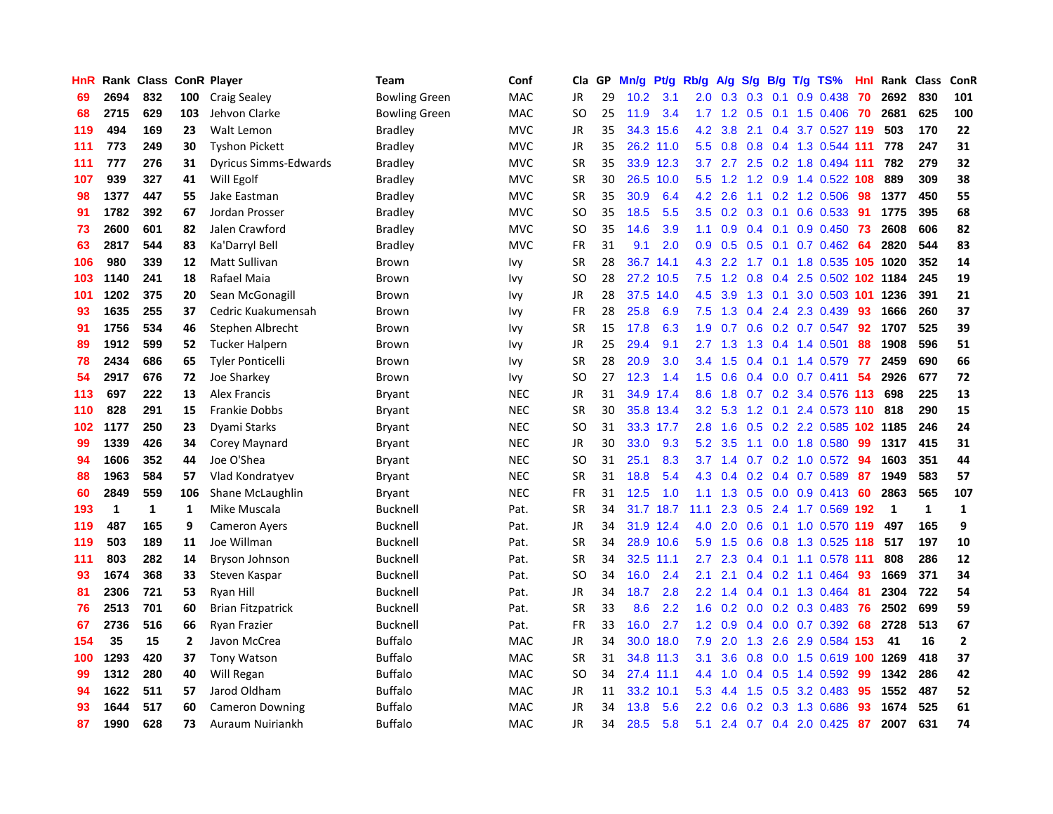| HnR | Rank | Class | ConR | Player | Team | Conf | Cla | GP | Mn/g | Pt/g | Rb/g | A/g | S/g | B/g | T/g | TS% | HnI | Rank | Class | ConR |
|---|---|---|---|---|---|---|---|---|---|---|---|---|---|---|---|---|---|---|---|---|
| 69 | 2694 | 832 | 100 | Craig Sealey | Bowling Green | MAC | JR | 29 | 10.2 | 3.1 | 2.0 | 0.3 | 0.3 | 0.1 | 0.9 | 0.438 | 70 | 2692 | 830 | 101 |
| 68 | 2715 | 629 | 103 | Jehvon Clarke | Bowling Green | MAC | SO | 25 | 11.9 | 3.4 | 1.7 | 1.2 | 0.5 | 0.1 | 1.5 | 0.406 | 70 | 2681 | 625 | 100 |
| 119 | 494 | 169 | 23 | Walt Lemon | Bradley | MVC | JR | 35 | 34.3 | 15.6 | 4.2 | 3.8 | 2.1 | 0.4 | 3.7 | 0.527 | 119 | 503 | 170 | 22 |
| 111 | 773 | 249 | 30 | Tyshon Pickett | Bradley | MVC | JR | 35 | 26.2 | 11.0 | 5.5 | 0.8 | 0.8 | 0.4 | 1.3 | 0.544 | 111 | 778 | 247 | 31 |
| 111 | 777 | 276 | 31 | Dyricus Simms-Edwards | Bradley | MVC | SR | 35 | 33.9 | 12.3 | 3.7 | 2.7 | 2.5 | 0.2 | 1.8 | 0.494 | 111 | 782 | 279 | 32 |
| 107 | 939 | 327 | 41 | Will Egolf | Bradley | MVC | SR | 30 | 26.5 | 10.0 | 5.5 | 1.2 | 1.2 | 0.9 | 1.4 | 0.522 | 108 | 889 | 309 | 38 |
| 98 | 1377 | 447 | 55 | Jake Eastman | Bradley | MVC | SR | 35 | 30.9 | 6.4 | 4.2 | 2.6 | 1.1 | 0.2 | 1.2 | 0.506 | 98 | 1377 | 450 | 55 |
| 91 | 1782 | 392 | 67 | Jordan Prosser | Bradley | MVC | SO | 35 | 18.5 | 5.5 | 3.5 | 0.2 | 0.3 | 0.1 | 0.6 | 0.533 | 91 | 1775 | 395 | 68 |
| 73 | 2600 | 601 | 82 | Jalen Crawford | Bradley | MVC | SO | 35 | 14.6 | 3.9 | 1.1 | 0.9 | 0.4 | 0.1 | 0.9 | 0.450 | 73 | 2608 | 606 | 82 |
| 63 | 2817 | 544 | 83 | Ka'Darryl Bell | Bradley | MVC | FR | 31 | 9.1 | 2.0 | 0.9 | 0.5 | 0.5 | 0.1 | 0.7 | 0.462 | 64 | 2820 | 544 | 83 |
| 106 | 980 | 339 | 12 | Matt Sullivan | Brown | Ivy | SR | 28 | 36.7 | 14.1 | 4.3 | 2.2 | 1.7 | 0.1 | 1.8 | 0.535 | 105 | 1020 | 352 | 14 |
| 103 | 1140 | 241 | 18 | Rafael Maia | Brown | Ivy | SO | 28 | 27.2 | 10.5 | 7.5 | 1.2 | 0.8 | 0.4 | 2.5 | 0.502 | 102 | 1184 | 245 | 19 |
| 101 | 1202 | 375 | 20 | Sean McGonagill | Brown | Ivy | JR | 28 | 37.5 | 14.0 | 4.5 | 3.9 | 1.3 | 0.1 | 3.0 | 0.503 | 101 | 1236 | 391 | 21 |
| 93 | 1635 | 255 | 37 | Cedric Kuakumensah | Brown | Ivy | FR | 28 | 25.8 | 6.9 | 7.5 | 1.3 | 0.4 | 2.4 | 2.3 | 0.439 | 93 | 1666 | 260 | 37 |
| 91 | 1756 | 534 | 46 | Stephen Albrecht | Brown | Ivy | SR | 15 | 17.8 | 6.3 | 1.9 | 0.7 | 0.6 | 0.2 | 0.7 | 0.547 | 92 | 1707 | 525 | 39 |
| 89 | 1912 | 599 | 52 | Tucker Halpern | Brown | Ivy | JR | 25 | 29.4 | 9.1 | 2.7 | 1.3 | 1.3 | 0.4 | 1.4 | 0.501 | 88 | 1908 | 596 | 51 |
| 78 | 2434 | 686 | 65 | Tyler Ponticelli | Brown | Ivy | SR | 28 | 20.9 | 3.0 | 3.4 | 1.5 | 0.4 | 0.1 | 1.4 | 0.579 | 77 | 2459 | 690 | 66 |
| 54 | 2917 | 676 | 72 | Joe Sharkey | Brown | Ivy | SO | 27 | 12.3 | 1.4 | 1.5 | 0.6 | 0.4 | 0.0 | 0.7 | 0.411 | 54 | 2926 | 677 | 72 |
| 113 | 697 | 222 | 13 | Alex Francis | Bryant | NEC | JR | 31 | 34.9 | 17.4 | 8.6 | 1.8 | 0.7 | 0.2 | 3.4 | 0.576 | 113 | 698 | 225 | 13 |
| 110 | 828 | 291 | 15 | Frankie Dobbs | Bryant | NEC | SR | 30 | 35.8 | 13.4 | 3.2 | 5.3 | 1.2 | 0.1 | 2.4 | 0.573 | 110 | 818 | 290 | 15 |
| 102 | 1177 | 250 | 23 | Dyami Starks | Bryant | NEC | SO | 31 | 33.3 | 17.7 | 2.8 | 1.6 | 0.5 | 0.2 | 2.2 | 0.585 | 102 | 1185 | 246 | 24 |
| 99 | 1339 | 426 | 34 | Corey Maynard | Bryant | NEC | JR | 30 | 33.0 | 9.3 | 5.2 | 3.5 | 1.1 | 0.0 | 1.8 | 0.580 | 99 | 1317 | 415 | 31 |
| 94 | 1606 | 352 | 44 | Joe O'Shea | Bryant | NEC | SO | 31 | 25.1 | 8.3 | 3.7 | 1.4 | 0.7 | 0.2 | 1.0 | 0.572 | 94 | 1603 | 351 | 44 |
| 88 | 1963 | 584 | 57 | Vlad Kondratyev | Bryant | NEC | SR | 31 | 18.8 | 5.4 | 4.3 | 0.4 | 0.2 | 0.4 | 0.7 | 0.589 | 87 | 1949 | 583 | 57 |
| 60 | 2849 | 559 | 106 | Shane McLaughlin | Bryant | NEC | FR | 31 | 12.5 | 1.0 | 1.1 | 1.3 | 0.5 | 0.0 | 0.9 | 0.413 | 60 | 2863 | 565 | 107 |
| 193 | 1 | 1 | 1 | Mike Muscala | Bucknell | Pat. | SR | 34 | 31.7 | 18.7 | 11.1 | 2.3 | 0.5 | 2.4 | 1.7 | 0.569 | 192 | 1 | 1 | 1 |
| 119 | 487 | 165 | 9 | Cameron Ayers | Bucknell | Pat. | JR | 34 | 31.9 | 12.4 | 4.0 | 2.0 | 0.6 | 0.1 | 1.0 | 0.570 | 119 | 497 | 165 | 9 |
| 119 | 503 | 189 | 11 | Joe Willman | Bucknell | Pat. | SR | 34 | 28.9 | 10.6 | 5.9 | 1.5 | 0.6 | 0.8 | 1.3 | 0.525 | 118 | 517 | 197 | 10 |
| 111 | 803 | 282 | 14 | Bryson Johnson | Bucknell | Pat. | SR | 34 | 32.5 | 11.1 | 2.7 | 2.3 | 0.4 | 0.1 | 1.1 | 0.578 | 111 | 808 | 286 | 12 |
| 93 | 1674 | 368 | 33 | Steven Kaspar | Bucknell | Pat. | SO | 34 | 16.0 | 2.4 | 2.1 | 2.1 | 0.4 | 0.2 | 1.1 | 0.464 | 93 | 1669 | 371 | 34 |
| 81 | 2306 | 721 | 53 | Ryan Hill | Bucknell | Pat. | JR | 34 | 18.7 | 2.8 | 2.2 | 1.4 | 0.4 | 0.1 | 1.3 | 0.464 | 81 | 2304 | 722 | 54 |
| 76 | 2513 | 701 | 60 | Brian Fitzpatrick | Bucknell | Pat. | SR | 33 | 8.6 | 2.2 | 1.6 | 0.2 | 0.0 | 0.2 | 0.3 | 0.483 | 76 | 2502 | 699 | 59 |
| 67 | 2736 | 516 | 66 | Ryan Frazier | Bucknell | Pat. | FR | 33 | 16.0 | 2.7 | 1.2 | 0.9 | 0.4 | 0.0 | 0.7 | 0.392 | 68 | 2728 | 513 | 67 |
| 154 | 35 | 15 | 2 | Javon McCrea | Buffalo | MAC | JR | 34 | 30.0 | 18.0 | 7.9 | 2.0 | 1.3 | 2.6 | 2.9 | 0.584 | 153 | 41 | 16 | 2 |
| 100 | 1293 | 420 | 37 | Tony Watson | Buffalo | MAC | SR | 31 | 34.8 | 11.3 | 3.1 | 3.6 | 0.8 | 0.0 | 1.5 | 0.619 | 100 | 1269 | 418 | 37 |
| 99 | 1312 | 280 | 40 | Will Regan | Buffalo | MAC | SO | 34 | 27.4 | 11.1 | 4.4 | 1.0 | 0.4 | 0.5 | 1.4 | 0.592 | 99 | 1342 | 286 | 42 |
| 94 | 1622 | 511 | 57 | Jarod Oldham | Buffalo | MAC | JR | 11 | 33.2 | 10.1 | 5.3 | 4.4 | 1.5 | 0.5 | 3.2 | 0.483 | 95 | 1552 | 487 | 52 |
| 93 | 1644 | 517 | 60 | Cameron Downing | Buffalo | MAC | JR | 34 | 13.8 | 5.6 | 2.2 | 0.6 | 0.2 | 0.3 | 1.3 | 0.686 | 93 | 1674 | 525 | 61 |
| 87 | 1990 | 628 | 73 | Auraum Nuiriankh | Buffalo | MAC | JR | 34 | 28.5 | 5.8 | 5.1 | 2.4 | 0.7 | 0.4 | 2.0 | 0.425 | 87 | 2007 | 631 | 74 |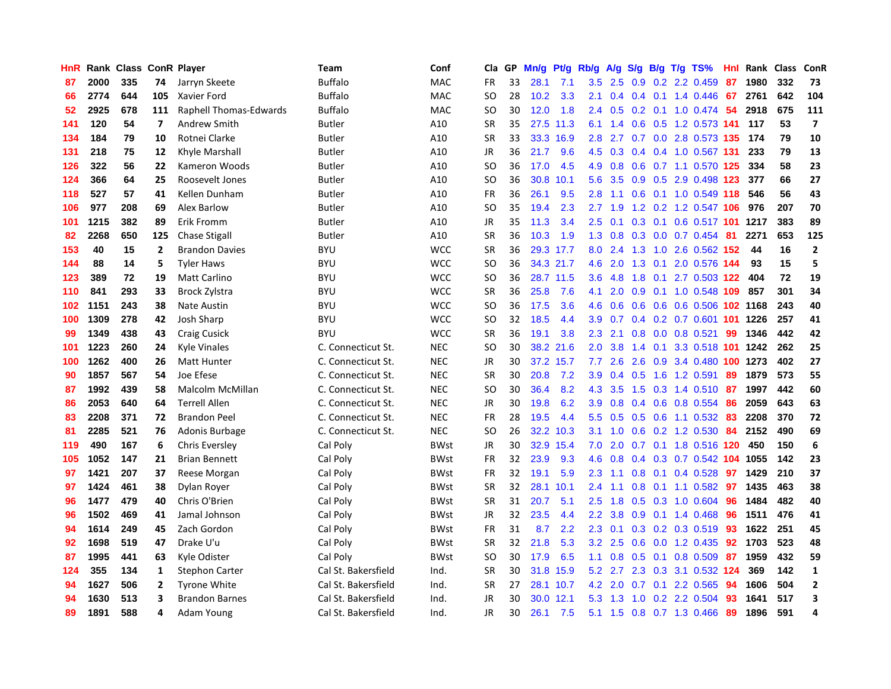| HnR | Rank | Class | ConR | Player | Team | Conf | Cla | GP | Mn/g | Pt/g | Rb/g | A/g | S/g | B/g | T/g | TS% | HnI | Rank | Class | ConR |
|---|---|---|---|---|---|---|---|---|---|---|---|---|---|---|---|---|---|---|---|---|
| 87 | 2000 | 335 | 74 | Jarryn Skeete | Buffalo | MAC | FR | 33 | 28.1 | 7.1 | 3.5 | 2.5 | 0.9 | 0.2 | 2.2 | 0.459 | 87 | 1980 | 332 | 73 |
| 66 | 2774 | 644 | 105 | Xavier Ford | Buffalo | MAC | SO | 28 | 10.2 | 3.3 | 2.1 | 0.4 | 0.4 | 0.1 | 1.4 | 0.446 | 67 | 2761 | 642 | 104 |
| 52 | 2925 | 678 | 111 | Raphell Thomas-Edwards | Buffalo | MAC | SO | 30 | 12.0 | 1.8 | 2.4 | 0.5 | 0.2 | 0.1 | 1.0 | 0.474 | 54 | 2918 | 675 | 111 |
| 141 | 120 | 54 | 7 | Andrew Smith | Butler | A10 | SR | 35 | 27.5 | 11.3 | 6.1 | 1.4 | 0.6 | 0.5 | 1.2 | 0.573 | 141 | 117 | 53 | 7 |
| 134 | 184 | 79 | 10 | Rotnei Clarke | Butler | A10 | SR | 33 | 33.3 | 16.9 | 2.8 | 2.7 | 0.7 | 0.0 | 2.8 | 0.573 | 135 | 174 | 79 | 10 |
| 131 | 218 | 75 | 12 | Khyle Marshall | Butler | A10 | JR | 36 | 21.7 | 9.6 | 4.5 | 0.3 | 0.4 | 0.4 | 1.0 | 0.567 | 131 | 233 | 79 | 13 |
| 126 | 322 | 56 | 22 | Kameron Woods | Butler | A10 | SO | 36 | 17.0 | 4.5 | 4.9 | 0.8 | 0.6 | 0.7 | 1.1 | 0.570 | 125 | 334 | 58 | 23 |
| 124 | 366 | 64 | 25 | Roosevelt Jones | Butler | A10 | SO | 36 | 30.8 | 10.1 | 5.6 | 3.5 | 0.9 | 0.5 | 2.9 | 0.498 | 123 | 377 | 66 | 27 |
| 118 | 527 | 57 | 41 | Kellen Dunham | Butler | A10 | FR | 36 | 26.1 | 9.5 | 2.8 | 1.1 | 0.6 | 0.1 | 1.0 | 0.549 | 118 | 546 | 56 | 43 |
| 106 | 977 | 208 | 69 | Alex Barlow | Butler | A10 | SO | 35 | 19.4 | 2.3 | 2.7 | 1.9 | 1.2 | 0.2 | 1.2 | 0.547 | 106 | 976 | 207 | 70 |
| 101 | 1215 | 382 | 89 | Erik Fromm | Butler | A10 | JR | 35 | 11.3 | 3.4 | 2.5 | 0.1 | 0.3 | 0.1 | 0.6 | 0.517 | 101 | 1217 | 383 | 89 |
| 82 | 2268 | 650 | 125 | Chase Stigall | Butler | A10 | SR | 36 | 10.3 | 1.9 | 1.3 | 0.8 | 0.3 | 0.0 | 0.7 | 0.454 | 81 | 2271 | 653 | 125 |
| 153 | 40 | 15 | 2 | Brandon Davies | BYU | WCC | SR | 36 | 29.3 | 17.7 | 8.0 | 2.4 | 1.3 | 1.0 | 2.6 | 0.562 | 152 | 44 | 16 | 2 |
| 144 | 88 | 14 | 5 | Tyler Haws | BYU | WCC | SO | 36 | 34.3 | 21.7 | 4.6 | 2.0 | 1.3 | 0.1 | 2.0 | 0.576 | 144 | 93 | 15 | 5 |
| 123 | 389 | 72 | 19 | Matt Carlino | BYU | WCC | SO | 36 | 28.7 | 11.5 | 3.6 | 4.8 | 1.8 | 0.1 | 2.7 | 0.503 | 122 | 404 | 72 | 19 |
| 110 | 841 | 293 | 33 | Brock Zylstra | BYU | WCC | SR | 36 | 25.8 | 7.6 | 4.1 | 2.0 | 0.9 | 0.1 | 1.0 | 0.548 | 109 | 857 | 301 | 34 |
| 102 | 1151 | 243 | 38 | Nate Austin | BYU | WCC | SO | 36 | 17.5 | 3.6 | 4.6 | 0.6 | 0.6 | 0.6 | 0.6 | 0.506 | 102 | 1168 | 243 | 40 |
| 100 | 1309 | 278 | 42 | Josh Sharp | BYU | WCC | SO | 32 | 18.5 | 4.4 | 3.9 | 0.7 | 0.4 | 0.2 | 0.7 | 0.601 | 101 | 1226 | 257 | 41 |
| 99 | 1349 | 438 | 43 | Craig Cusick | BYU | WCC | SR | 36 | 19.1 | 3.8 | 2.3 | 2.1 | 0.8 | 0.0 | 0.8 | 0.521 | 99 | 1346 | 442 | 42 |
| 101 | 1223 | 260 | 24 | Kyle Vinales | C. Connecticut St. | NEC | SO | 30 | 38.2 | 21.6 | 2.0 | 3.8 | 1.4 | 0.1 | 3.3 | 0.518 | 101 | 1242 | 262 | 25 |
| 100 | 1262 | 400 | 26 | Matt Hunter | C. Connecticut St. | NEC | JR | 30 | 37.2 | 15.7 | 7.7 | 2.6 | 2.6 | 0.9 | 3.4 | 0.480 | 100 | 1273 | 402 | 27 |
| 90 | 1857 | 567 | 54 | Joe Efese | C. Connecticut St. | NEC | SR | 30 | 20.8 | 7.2 | 3.9 | 0.4 | 0.5 | 1.6 | 1.2 | 0.591 | 89 | 1879 | 573 | 55 |
| 87 | 1992 | 439 | 58 | Malcolm McMillan | C. Connecticut St. | NEC | SO | 30 | 36.4 | 8.2 | 4.3 | 3.5 | 1.5 | 0.3 | 1.4 | 0.510 | 87 | 1997 | 442 | 60 |
| 86 | 2053 | 640 | 64 | Terrell Allen | C. Connecticut St. | NEC | JR | 30 | 19.8 | 6.2 | 3.9 | 0.8 | 0.4 | 0.6 | 0.8 | 0.554 | 86 | 2059 | 643 | 63 |
| 83 | 2208 | 371 | 72 | Brandon Peel | C. Connecticut St. | NEC | FR | 28 | 19.5 | 4.4 | 5.5 | 0.5 | 0.5 | 0.6 | 1.1 | 0.532 | 83 | 2208 | 370 | 72 |
| 81 | 2285 | 521 | 76 | Adonis Burbage | C. Connecticut St. | NEC | SO | 26 | 32.2 | 10.3 | 3.1 | 1.0 | 0.6 | 0.2 | 1.2 | 0.530 | 84 | 2152 | 490 | 69 |
| 119 | 490 | 167 | 6 | Chris Eversley | Cal Poly | BWst | JR | 30 | 32.9 | 15.4 | 7.0 | 2.0 | 0.7 | 0.1 | 1.8 | 0.516 | 120 | 450 | 150 | 6 |
| 105 | 1052 | 147 | 21 | Brian Bennett | Cal Poly | BWst | FR | 32 | 23.9 | 9.3 | 4.6 | 0.8 | 0.4 | 0.3 | 0.7 | 0.542 | 104 | 1055 | 142 | 23 |
| 97 | 1421 | 207 | 37 | Reese Morgan | Cal Poly | BWst | FR | 32 | 19.1 | 5.9 | 2.3 | 1.1 | 0.8 | 0.1 | 0.4 | 0.528 | 97 | 1429 | 210 | 37 |
| 97 | 1424 | 461 | 38 | Dylan Royer | Cal Poly | BWst | SR | 32 | 28.1 | 10.1 | 2.4 | 1.1 | 0.8 | 0.1 | 1.1 | 0.582 | 97 | 1435 | 463 | 38 |
| 96 | 1477 | 479 | 40 | Chris O'Brien | Cal Poly | BWst | SR | 31 | 20.7 | 5.1 | 2.5 | 1.8 | 0.5 | 0.3 | 1.0 | 0.604 | 96 | 1484 | 482 | 40 |
| 96 | 1502 | 469 | 41 | Jamal Johnson | Cal Poly | BWst | JR | 32 | 23.5 | 4.4 | 2.2 | 3.8 | 0.9 | 0.1 | 1.4 | 0.468 | 96 | 1511 | 476 | 41 |
| 94 | 1614 | 249 | 45 | Zach Gordon | Cal Poly | BWst | FR | 31 | 8.7 | 2.2 | 2.3 | 0.1 | 0.3 | 0.2 | 0.3 | 0.519 | 93 | 1622 | 251 | 45 |
| 92 | 1698 | 519 | 47 | Drake U'u | Cal Poly | BWst | SR | 32 | 21.8 | 5.3 | 3.2 | 2.5 | 0.6 | 0.0 | 1.2 | 0.435 | 92 | 1703 | 523 | 48 |
| 87 | 1995 | 441 | 63 | Kyle Odister | Cal Poly | BWst | SO | 30 | 17.9 | 6.5 | 1.1 | 0.8 | 0.5 | 0.1 | 0.8 | 0.509 | 87 | 1959 | 432 | 59 |
| 124 | 355 | 134 | 1 | Stephon Carter | Cal St. Bakersfield | Ind. | SR | 30 | 31.8 | 15.9 | 5.2 | 2.7 | 2.3 | 0.3 | 3.1 | 0.532 | 124 | 369 | 142 | 1 |
| 94 | 1627 | 506 | 2 | Tyrone White | Cal St. Bakersfield | Ind. | SR | 27 | 28.1 | 10.7 | 4.2 | 2.0 | 0.7 | 0.1 | 2.2 | 0.565 | 94 | 1606 | 504 | 2 |
| 94 | 1630 | 513 | 3 | Brandon Barnes | Cal St. Bakersfield | Ind. | JR | 30 | 30.0 | 12.1 | 5.3 | 1.3 | 1.0 | 0.2 | 2.2 | 0.504 | 93 | 1641 | 517 | 3 |
| 89 | 1891 | 588 | 4 | Adam Young | Cal St. Bakersfield | Ind. | JR | 30 | 26.1 | 7.5 | 5.1 | 1.5 | 0.8 | 0.7 | 1.3 | 0.466 | 89 | 1896 | 591 | 4 |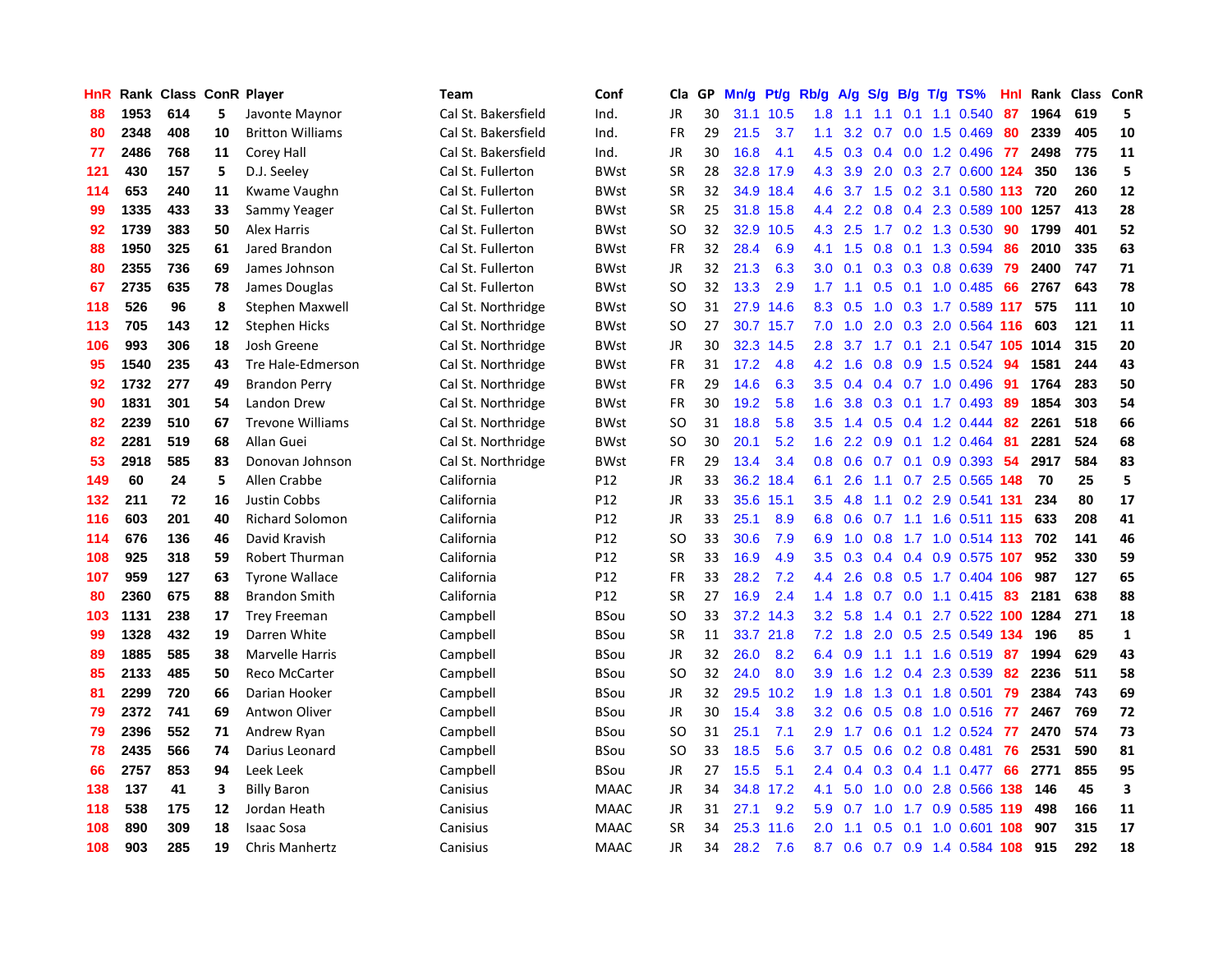| HnR | Rank | Class | ConR | Player | Team | Conf | Cla | GP | Mn/g | Pt/g | Rb/g | A/g | S/g | B/g | T/g | TS% | HnI | Rank | Class | ConR |
|---|---|---|---|---|---|---|---|---|---|---|---|---|---|---|---|---|---|---|---|---|
| 88 | 1953 | 614 | 5 | Javonte Maynor | Cal St. Bakersfield | Ind. | JR | 30 | 31.1 | 10.5 | 1.8 | 1.1 | 1.1 | 0.1 | 1.1 | 0.540 | 87 | 1964 | 619 | 5 |
| 80 | 2348 | 408 | 10 | Britton Williams | Cal St. Bakersfield | Ind. | FR | 29 | 21.5 | 3.7 | 1.1 | 3.2 | 0.7 | 0.0 | 1.5 | 0.469 | 80 | 2339 | 405 | 10 |
| 77 | 2486 | 768 | 11 | Corey Hall | Cal St. Bakersfield | Ind. | JR | 30 | 16.8 | 4.1 | 4.5 | 0.3 | 0.4 | 0.0 | 1.2 | 0.496 | 77 | 2498 | 775 | 11 |
| 121 | 430 | 157 | 5 | D.J. Seeley | Cal St. Fullerton | BWst | SR | 28 | 32.8 | 17.9 | 4.3 | 3.9 | 2.0 | 0.3 | 2.7 | 0.600 | 124 | 350 | 136 | 5 |
| 114 | 653 | 240 | 11 | Kwame Vaughn | Cal St. Fullerton | BWst | SR | 32 | 34.9 | 18.4 | 4.6 | 3.7 | 1.5 | 0.2 | 3.1 | 0.580 | 113 | 720 | 260 | 12 |
| 99 | 1335 | 433 | 33 | Sammy Yeager | Cal St. Fullerton | BWst | SR | 25 | 31.8 | 15.8 | 4.4 | 2.2 | 0.8 | 0.4 | 2.3 | 0.589 | 100 | 1257 | 413 | 28 |
| 92 | 1739 | 383 | 50 | Alex Harris | Cal St. Fullerton | BWst | SO | 32 | 32.9 | 10.5 | 4.3 | 2.5 | 1.7 | 0.2 | 1.3 | 0.530 | 90 | 1799 | 401 | 52 |
| 88 | 1950 | 325 | 61 | Jared Brandon | Cal St. Fullerton | BWst | FR | 32 | 28.4 | 6.9 | 4.1 | 1.5 | 0.8 | 0.1 | 1.3 | 0.594 | 86 | 2010 | 335 | 63 |
| 80 | 2355 | 736 | 69 | James Johnson | Cal St. Fullerton | BWst | JR | 32 | 21.3 | 6.3 | 3.0 | 0.1 | 0.3 | 0.3 | 0.8 | 0.639 | 79 | 2400 | 747 | 71 |
| 67 | 2735 | 635 | 78 | James Douglas | Cal St. Fullerton | BWst | SO | 32 | 13.3 | 2.9 | 1.7 | 1.1 | 0.5 | 0.1 | 1.0 | 0.485 | 66 | 2767 | 643 | 78 |
| 118 | 526 | 96 | 8 | Stephen Maxwell | Cal St. Northridge | BWst | SO | 31 | 27.9 | 14.6 | 8.3 | 0.5 | 1.0 | 0.3 | 1.7 | 0.589 | 117 | 575 | 111 | 10 |
| 113 | 705 | 143 | 12 | Stephen Hicks | Cal St. Northridge | BWst | SO | 27 | 30.7 | 15.7 | 7.0 | 1.0 | 2.0 | 0.3 | 2.0 | 0.564 | 116 | 603 | 121 | 11 |
| 106 | 993 | 306 | 18 | Josh Greene | Cal St. Northridge | BWst | JR | 30 | 32.3 | 14.5 | 2.8 | 3.7 | 1.7 | 0.1 | 2.1 | 0.547 | 105 | 1014 | 315 | 20 |
| 95 | 1540 | 235 | 43 | Tre Hale-Edmerson | Cal St. Northridge | BWst | FR | 31 | 17.2 | 4.8 | 4.2 | 1.6 | 0.8 | 0.9 | 1.5 | 0.524 | 94 | 1581 | 244 | 43 |
| 92 | 1732 | 277 | 49 | Brandon Perry | Cal St. Northridge | BWst | FR | 29 | 14.6 | 6.3 | 3.5 | 0.4 | 0.4 | 0.7 | 1.0 | 0.496 | 91 | 1764 | 283 | 50 |
| 90 | 1831 | 301 | 54 | Landon Drew | Cal St. Northridge | BWst | FR | 30 | 19.2 | 5.8 | 1.6 | 3.8 | 0.3 | 0.1 | 1.7 | 0.493 | 89 | 1854 | 303 | 54 |
| 82 | 2239 | 510 | 67 | Trevone Williams | Cal St. Northridge | BWst | SO | 31 | 18.8 | 5.8 | 3.5 | 1.4 | 0.5 | 0.4 | 1.2 | 0.444 | 82 | 2261 | 518 | 66 |
| 82 | 2281 | 519 | 68 | Allan Guei | Cal St. Northridge | BWst | SO | 30 | 20.1 | 5.2 | 1.6 | 2.2 | 0.9 | 0.1 | 1.2 | 0.464 | 81 | 2281 | 524 | 68 |
| 53 | 2918 | 585 | 83 | Donovan Johnson | Cal St. Northridge | BWst | FR | 29 | 13.4 | 3.4 | 0.8 | 0.6 | 0.7 | 0.1 | 0.9 | 0.393 | 54 | 2917 | 584 | 83 |
| 149 | 60 | 24 | 5 | Allen Crabbe | California | P12 | JR | 33 | 36.2 | 18.4 | 6.1 | 2.6 | 1.1 | 0.7 | 2.5 | 0.565 | 148 | 70 | 25 | 5 |
| 132 | 211 | 72 | 16 | Justin Cobbs | California | P12 | JR | 33 | 35.6 | 15.1 | 3.5 | 4.8 | 1.1 | 0.2 | 2.9 | 0.541 | 131 | 234 | 80 | 17 |
| 116 | 603 | 201 | 40 | Richard Solomon | California | P12 | JR | 33 | 25.1 | 8.9 | 6.8 | 0.6 | 0.7 | 1.1 | 1.6 | 0.511 | 115 | 633 | 208 | 41 |
| 114 | 676 | 136 | 46 | David Kravish | California | P12 | SO | 33 | 30.6 | 7.9 | 6.9 | 1.0 | 0.8 | 1.7 | 1.0 | 0.514 | 113 | 702 | 141 | 46 |
| 108 | 925 | 318 | 59 | Robert Thurman | California | P12 | SR | 33 | 16.9 | 4.9 | 3.5 | 0.3 | 0.4 | 0.4 | 0.9 | 0.575 | 107 | 952 | 330 | 59 |
| 107 | 959 | 127 | 63 | Tyrone Wallace | California | P12 | FR | 33 | 28.2 | 7.2 | 4.4 | 2.6 | 0.8 | 0.5 | 1.7 | 0.404 | 106 | 987 | 127 | 65 |
| 80 | 2360 | 675 | 88 | Brandon Smith | California | P12 | SR | 27 | 16.9 | 2.4 | 1.4 | 1.8 | 0.7 | 0.0 | 1.1 | 0.415 | 83 | 2181 | 638 | 88 |
| 103 | 1131 | 238 | 17 | Trey Freeman | Campbell | BSou | SO | 33 | 37.2 | 14.3 | 3.2 | 5.8 | 1.4 | 0.1 | 2.7 | 0.522 | 100 | 1284 | 271 | 18 |
| 99 | 1328 | 432 | 19 | Darren White | Campbell | BSou | SR | 11 | 33.7 | 21.8 | 7.2 | 1.8 | 2.0 | 0.5 | 2.5 | 0.549 | 134 | 196 | 85 | 1 |
| 89 | 1885 | 585 | 38 | Marvelle Harris | Campbell | BSou | JR | 32 | 26.0 | 8.2 | 6.4 | 0.9 | 1.1 | 1.1 | 1.6 | 0.519 | 87 | 1994 | 629 | 43 |
| 85 | 2133 | 485 | 50 | Reco McCarter | Campbell | BSou | SO | 32 | 24.0 | 8.0 | 3.9 | 1.6 | 1.2 | 0.4 | 2.3 | 0.539 | 82 | 2236 | 511 | 58 |
| 81 | 2299 | 720 | 66 | Darian Hooker | Campbell | BSou | JR | 32 | 29.5 | 10.2 | 1.9 | 1.8 | 1.3 | 0.1 | 1.8 | 0.501 | 79 | 2384 | 743 | 69 |
| 79 | 2372 | 741 | 69 | Antwon Oliver | Campbell | BSou | JR | 30 | 15.4 | 3.8 | 3.2 | 0.6 | 0.5 | 0.8 | 1.0 | 0.516 | 77 | 2467 | 769 | 72 |
| 79 | 2396 | 552 | 71 | Andrew Ryan | Campbell | BSou | SO | 31 | 25.1 | 7.1 | 2.9 | 1.7 | 0.6 | 0.1 | 1.2 | 0.524 | 77 | 2470 | 574 | 73 |
| 78 | 2435 | 566 | 74 | Darius Leonard | Campbell | BSou | SO | 33 | 18.5 | 5.6 | 3.7 | 0.5 | 0.6 | 0.2 | 0.8 | 0.481 | 76 | 2531 | 590 | 81 |
| 66 | 2757 | 853 | 94 | Leek Leek | Campbell | BSou | JR | 27 | 15.5 | 5.1 | 2.4 | 0.4 | 0.3 | 0.4 | 1.1 | 0.477 | 66 | 2771 | 855 | 95 |
| 138 | 137 | 41 | 3 | Billy Baron | Canisius | MAAC | JR | 34 | 34.8 | 17.2 | 4.1 | 5.0 | 1.0 | 0.0 | 2.8 | 0.566 | 138 | 146 | 45 | 3 |
| 118 | 538 | 175 | 12 | Jordan Heath | Canisius | MAAC | JR | 31 | 27.1 | 9.2 | 5.9 | 0.7 | 1.0 | 1.7 | 0.9 | 0.585 | 119 | 498 | 166 | 11 |
| 108 | 890 | 309 | 18 | Isaac Sosa | Canisius | MAAC | SR | 34 | 25.3 | 11.6 | 2.0 | 1.1 | 0.5 | 0.1 | 1.0 | 0.601 | 108 | 907 | 315 | 17 |
| 108 | 903 | 285 | 19 | Chris Manhertz | Canisius | MAAC | JR | 34 | 28.2 | 7.6 | 8.7 | 0.6 | 0.7 | 0.9 | 1.4 | 0.584 | 108 | 915 | 292 | 18 |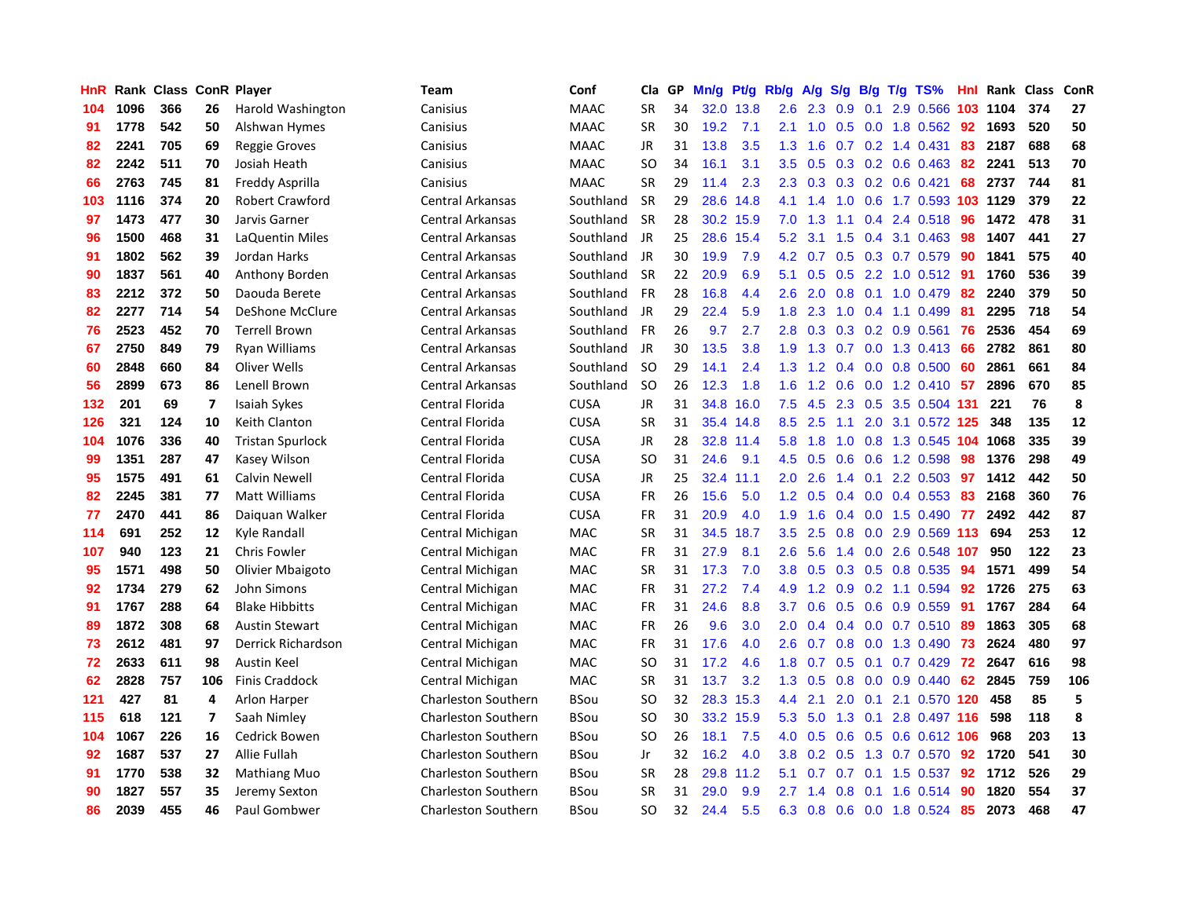| HnR | Rank | Class | ConR | Player | Team | Conf | Cla | GP | Mn/g | Pt/g | Rb/g | A/g | S/g | B/g | T/g | TS% | HnI | Rank | Class | ConR |
|---|---|---|---|---|---|---|---|---|---|---|---|---|---|---|---|---|---|---|---|---|
| 104 | 1096 | 366 | 26 | Harold Washington | Canisius | MAAC | SR | 34 | 32.0 | 13.8 | 2.6 | 2.3 | 0.9 | 0.1 | 2.9 | 0.566 | 103 | 1104 | 374 | 27 |
| 91 | 1778 | 542 | 50 | Alshwan Hymes | Canisius | MAAC | SR | 30 | 19.2 | 7.1 | 2.1 | 1.0 | 0.5 | 0.0 | 1.8 | 0.562 | 92 | 1693 | 520 | 50 |
| 82 | 2241 | 705 | 69 | Reggie Groves | Canisius | MAAC | JR | 31 | 13.8 | 3.5 | 1.3 | 1.6 | 0.7 | 0.2 | 1.4 | 0.431 | 83 | 2187 | 688 | 68 |
| 82 | 2242 | 511 | 70 | Josiah Heath | Canisius | MAAC | SO | 34 | 16.1 | 3.1 | 3.5 | 0.5 | 0.3 | 0.2 | 0.6 | 0.463 | 82 | 2241 | 513 | 70 |
| 66 | 2763 | 745 | 81 | Freddy Asprilla | Canisius | MAAC | SR | 29 | 11.4 | 2.3 | 2.3 | 0.3 | 0.3 | 0.2 | 0.6 | 0.421 | 68 | 2737 | 744 | 81 |
| 103 | 1116 | 374 | 20 | Robert Crawford | Central Arkansas | Southland | SR | 29 | 28.6 | 14.8 | 4.1 | 1.4 | 1.0 | 0.6 | 1.7 | 0.593 | 103 | 1129 | 379 | 22 |
| 97 | 1473 | 477 | 30 | Jarvis Garner | Central Arkansas | Southland | SR | 28 | 30.2 | 15.9 | 7.0 | 1.3 | 1.1 | 0.4 | 2.4 | 0.518 | 96 | 1472 | 478 | 31 |
| 96 | 1500 | 468 | 31 | LaQuentin Miles | Central Arkansas | Southland | JR | 25 | 28.6 | 15.4 | 5.2 | 3.1 | 1.5 | 0.4 | 3.1 | 0.463 | 98 | 1407 | 441 | 27 |
| 91 | 1802 | 562 | 39 | Jordan Harks | Central Arkansas | Southland | JR | 30 | 19.9 | 7.9 | 4.2 | 0.7 | 0.5 | 0.3 | 0.7 | 0.579 | 90 | 1841 | 575 | 40 |
| 90 | 1837 | 561 | 40 | Anthony Borden | Central Arkansas | Southland | SR | 22 | 20.9 | 6.9 | 5.1 | 0.5 | 0.5 | 2.2 | 1.0 | 0.512 | 91 | 1760 | 536 | 39 |
| 83 | 2212 | 372 | 50 | Daouda Berete | Central Arkansas | Southland | FR | 28 | 16.8 | 4.4 | 2.6 | 2.0 | 0.8 | 0.1 | 1.0 | 0.479 | 82 | 2240 | 379 | 50 |
| 82 | 2277 | 714 | 54 | DeShone McClure | Central Arkansas | Southland | JR | 29 | 22.4 | 5.9 | 1.8 | 2.3 | 1.0 | 0.4 | 1.1 | 0.499 | 81 | 2295 | 718 | 54 |
| 76 | 2523 | 452 | 70 | Terrell Brown | Central Arkansas | Southland | FR | 26 | 9.7 | 2.7 | 2.8 | 0.3 | 0.3 | 0.2 | 0.9 | 0.561 | 76 | 2536 | 454 | 69 |
| 67 | 2750 | 849 | 79 | Ryan Williams | Central Arkansas | Southland | JR | 30 | 13.5 | 3.8 | 1.9 | 1.3 | 0.7 | 0.0 | 1.3 | 0.413 | 66 | 2782 | 861 | 80 |
| 60 | 2848 | 660 | 84 | Oliver Wells | Central Arkansas | Southland | SO | 29 | 14.1 | 2.4 | 1.3 | 1.2 | 0.4 | 0.0 | 0.8 | 0.500 | 60 | 2861 | 661 | 84 |
| 56 | 2899 | 673 | 86 | Lenell Brown | Central Arkansas | Southland | SO | 26 | 12.3 | 1.8 | 1.6 | 1.2 | 0.6 | 0.0 | 1.2 | 0.410 | 57 | 2896 | 670 | 85 |
| 132 | 201 | 69 | 7 | Isaiah Sykes | Central Florida | CUSA | JR | 31 | 34.8 | 16.0 | 7.5 | 4.5 | 2.3 | 0.5 | 3.5 | 0.504 | 131 | 221 | 76 | 8 |
| 126 | 321 | 124 | 10 | Keith Clanton | Central Florida | CUSA | SR | 31 | 35.4 | 14.8 | 8.5 | 2.5 | 1.1 | 2.0 | 3.1 | 0.572 | 125 | 348 | 135 | 12 |
| 104 | 1076 | 336 | 40 | Tristan Spurlock | Central Florida | CUSA | JR | 28 | 32.8 | 11.4 | 5.8 | 1.8 | 1.0 | 0.8 | 1.3 | 0.545 | 104 | 1068 | 335 | 39 |
| 99 | 1351 | 287 | 47 | Kasey Wilson | Central Florida | CUSA | SO | 31 | 24.6 | 9.1 | 4.5 | 0.5 | 0.6 | 0.6 | 1.2 | 0.598 | 98 | 1376 | 298 | 49 |
| 95 | 1575 | 491 | 61 | Calvin Newell | Central Florida | CUSA | JR | 25 | 32.4 | 11.1 | 2.0 | 2.6 | 1.4 | 0.1 | 2.2 | 0.503 | 97 | 1412 | 442 | 50 |
| 82 | 2245 | 381 | 77 | Matt Williams | Central Florida | CUSA | FR | 26 | 15.6 | 5.0 | 1.2 | 0.5 | 0.4 | 0.0 | 0.4 | 0.553 | 83 | 2168 | 360 | 76 |
| 77 | 2470 | 441 | 86 | Daiquan Walker | Central Florida | CUSA | FR | 31 | 20.9 | 4.0 | 1.9 | 1.6 | 0.4 | 0.0 | 1.5 | 0.490 | 77 | 2492 | 442 | 87 |
| 114 | 691 | 252 | 12 | Kyle Randall | Central Michigan | MAC | SR | 31 | 34.5 | 18.7 | 3.5 | 2.5 | 0.8 | 0.0 | 2.9 | 0.569 | 113 | 694 | 253 | 12 |
| 107 | 940 | 123 | 21 | Chris Fowler | Central Michigan | MAC | FR | 31 | 27.9 | 8.1 | 2.6 | 5.6 | 1.4 | 0.0 | 2.6 | 0.548 | 107 | 950 | 122 | 23 |
| 95 | 1571 | 498 | 50 | Olivier Mbaigoto | Central Michigan | MAC | SR | 31 | 17.3 | 7.0 | 3.8 | 0.5 | 0.3 | 0.5 | 0.8 | 0.535 | 94 | 1571 | 499 | 54 |
| 92 | 1734 | 279 | 62 | John Simons | Central Michigan | MAC | FR | 31 | 27.2 | 7.4 | 4.9 | 1.2 | 0.9 | 0.2 | 1.1 | 0.594 | 92 | 1726 | 275 | 63 |
| 91 | 1767 | 288 | 64 | Blake Hibbitts | Central Michigan | MAC | FR | 31 | 24.6 | 8.8 | 3.7 | 0.6 | 0.5 | 0.6 | 0.9 | 0.559 | 91 | 1767 | 284 | 64 |
| 89 | 1872 | 308 | 68 | Austin Stewart | Central Michigan | MAC | FR | 26 | 9.6 | 3.0 | 2.0 | 0.4 | 0.4 | 0.0 | 0.7 | 0.510 | 89 | 1863 | 305 | 68 |
| 73 | 2612 | 481 | 97 | Derrick Richardson | Central Michigan | MAC | FR | 31 | 17.6 | 4.0 | 2.6 | 0.7 | 0.8 | 0.0 | 1.3 | 0.490 | 73 | 2624 | 480 | 97 |
| 72 | 2633 | 611 | 98 | Austin Keel | Central Michigan | MAC | SO | 31 | 17.2 | 4.6 | 1.8 | 0.7 | 0.5 | 0.1 | 0.7 | 0.429 | 72 | 2647 | 616 | 98 |
| 62 | 2828 | 757 | 106 | Finis Craddock | Central Michigan | MAC | SR | 31 | 13.7 | 3.2 | 1.3 | 0.5 | 0.8 | 0.0 | 0.9 | 0.440 | 62 | 2845 | 759 | 106 |
| 121 | 427 | 81 | 4 | Arlon Harper | Charleston Southern | BSou | SO | 32 | 28.3 | 15.3 | 4.4 | 2.1 | 2.0 | 0.1 | 2.1 | 0.570 | 120 | 458 | 85 | 5 |
| 115 | 618 | 121 | 7 | Saah Nimley | Charleston Southern | BSou | SO | 30 | 33.2 | 15.9 | 5.3 | 5.0 | 1.3 | 0.1 | 2.8 | 0.497 | 116 | 598 | 118 | 8 |
| 104 | 1067 | 226 | 16 | Cedrick Bowen | Charleston Southern | BSou | SO | 26 | 18.1 | 7.5 | 4.0 | 0.5 | 0.6 | 0.5 | 0.6 | 0.612 | 106 | 968 | 203 | 13 |
| 92 | 1687 | 537 | 27 | Allie Fullah | Charleston Southern | BSou | Jr | 32 | 16.2 | 4.0 | 3.8 | 0.2 | 0.5 | 1.3 | 0.7 | 0.570 | 92 | 1720 | 541 | 30 |
| 91 | 1770 | 538 | 32 | Mathiang Muo | Charleston Southern | BSou | SR | 28 | 29.8 | 11.2 | 5.1 | 0.7 | 0.7 | 0.1 | 1.5 | 0.537 | 92 | 1712 | 526 | 29 |
| 90 | 1827 | 557 | 35 | Jeremy Sexton | Charleston Southern | BSou | SR | 31 | 29.0 | 9.9 | 2.7 | 1.4 | 0.8 | 0.1 | 1.6 | 0.514 | 90 | 1820 | 554 | 37 |
| 86 | 2039 | 455 | 46 | Paul Gombwer | Charleston Southern | BSou | SO | 32 | 24.4 | 5.5 | 6.3 | 0.8 | 0.6 | 0.0 | 1.8 | 0.524 | 85 | 2073 | 468 | 47 |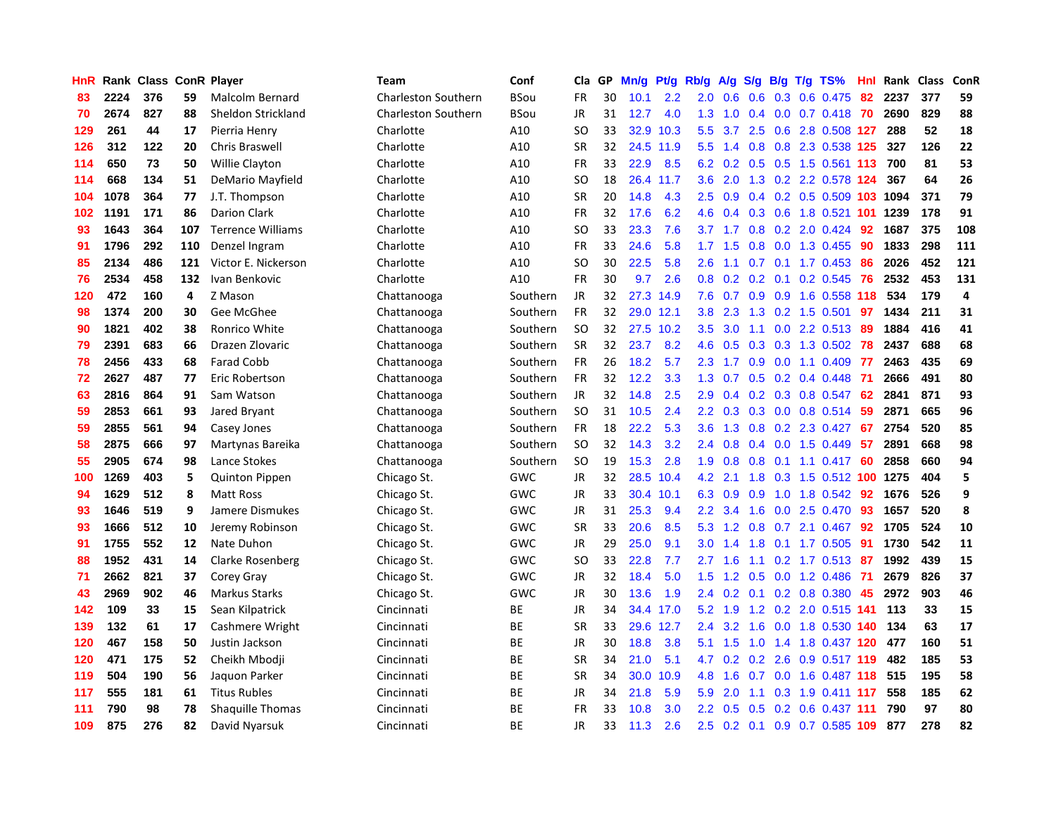| HnR | Rank | Class | ConR | Player | Team | Conf | Cla | GP | Mn/g | Pt/g | Rb/g | A/g | S/g | B/g | T/g | TS% | HnI | Rank | Class | ConR |
|---|---|---|---|---|---|---|---|---|---|---|---|---|---|---|---|---|---|---|---|---|
| 83 | 2224 | 376 | 59 | Malcolm Bernard | Charleston Southern | BSou | FR | 30 | 10.1 | 2.2 | 2.0 | 0.6 | 0.6 | 0.3 | 0.6 | 0.475 | 82 | 2237 | 377 | 59 |
| 70 | 2674 | 827 | 88 | Sheldon Strickland | Charleston Southern | BSou | JR | 31 | 12.7 | 4.0 | 1.3 | 1.0 | 0.4 | 0.0 | 0.7 | 0.418 | 70 | 2690 | 829 | 88 |
| 129 | 261 | 44 | 17 | Pierria Henry | Charlotte | A10 | SO | 33 | 32.9 | 10.3 | 5.5 | 3.7 | 2.5 | 0.6 | 2.8 | 0.508 | 127 | 288 | 52 | 18 |
| 126 | 312 | 122 | 20 | Chris Braswell | Charlotte | A10 | SR | 32 | 24.5 | 11.9 | 5.5 | 1.4 | 0.8 | 0.8 | 2.3 | 0.538 | 125 | 327 | 126 | 22 |
| 114 | 650 | 73 | 50 | Willie Clayton | Charlotte | A10 | FR | 33 | 22.9 | 8.5 | 6.2 | 0.2 | 0.5 | 0.5 | 1.5 | 0.561 | 113 | 700 | 81 | 53 |
| 114 | 668 | 134 | 51 | DeMario Mayfield | Charlotte | A10 | SO | 18 | 26.4 | 11.7 | 3.6 | 2.0 | 1.3 | 0.2 | 2.2 | 0.578 | 124 | 367 | 64 | 26 |
| 104 | 1078 | 364 | 77 | J.T. Thompson | Charlotte | A10 | SR | 20 | 14.8 | 4.3 | 2.5 | 0.9 | 0.4 | 0.2 | 0.5 | 0.509 | 103 | 1094 | 371 | 79 |
| 102 | 1191 | 171 | 86 | Darion Clark | Charlotte | A10 | FR | 32 | 17.6 | 6.2 | 4.6 | 0.4 | 0.3 | 0.6 | 1.8 | 0.521 | 101 | 1239 | 178 | 91 |
| 93 | 1643 | 364 | 107 | Terrence Williams | Charlotte | A10 | SO | 33 | 23.3 | 7.6 | 3.7 | 1.7 | 0.8 | 0.2 | 2.0 | 0.424 | 92 | 1687 | 375 | 108 |
| 91 | 1796 | 292 | 110 | Denzel Ingram | Charlotte | A10 | FR | 33 | 24.6 | 5.8 | 1.7 | 1.5 | 0.8 | 0.0 | 1.3 | 0.455 | 90 | 1833 | 298 | 111 |
| 85 | 2134 | 486 | 121 | Victor E. Nickerson | Charlotte | A10 | SO | 30 | 22.5 | 5.8 | 2.6 | 1.1 | 0.7 | 0.1 | 1.7 | 0.453 | 86 | 2026 | 452 | 121 |
| 76 | 2534 | 458 | 132 | Ivan Benkovic | Charlotte | A10 | FR | 30 | 9.7 | 2.6 | 0.8 | 0.2 | 0.2 | 0.1 | 0.2 | 0.545 | 76 | 2532 | 453 | 131 |
| 120 | 472 | 160 | 4 | Z Mason | Chattanooga | Southern | JR | 32 | 27.3 | 14.9 | 7.6 | 0.7 | 0.9 | 0.9 | 1.6 | 0.558 | 118 | 534 | 179 | 4 |
| 98 | 1374 | 200 | 30 | Gee McGhee | Chattanooga | Southern | FR | 32 | 29.0 | 12.1 | 3.8 | 2.3 | 1.3 | 0.2 | 1.5 | 0.501 | 97 | 1434 | 211 | 31 |
| 90 | 1821 | 402 | 38 | Ronrico White | Chattanooga | Southern | SO | 32 | 27.5 | 10.2 | 3.5 | 3.0 | 1.1 | 0.0 | 2.2 | 0.513 | 89 | 1884 | 416 | 41 |
| 79 | 2391 | 683 | 66 | Drazen Zlovaric | Chattanooga | Southern | SR | 32 | 23.7 | 8.2 | 4.6 | 0.5 | 0.3 | 0.3 | 1.3 | 0.502 | 78 | 2437 | 688 | 68 |
| 78 | 2456 | 433 | 68 | Farad Cobb | Chattanooga | Southern | FR | 26 | 18.2 | 5.7 | 2.3 | 1.7 | 0.9 | 0.0 | 1.1 | 0.409 | 77 | 2463 | 435 | 69 |
| 72 | 2627 | 487 | 77 | Eric Robertson | Chattanooga | Southern | FR | 32 | 12.2 | 3.3 | 1.3 | 0.7 | 0.5 | 0.2 | 0.4 | 0.448 | 71 | 2666 | 491 | 80 |
| 63 | 2816 | 864 | 91 | Sam Watson | Chattanooga | Southern | JR | 32 | 14.8 | 2.5 | 2.9 | 0.4 | 0.2 | 0.3 | 0.8 | 0.547 | 62 | 2841 | 871 | 93 |
| 59 | 2853 | 661 | 93 | Jared Bryant | Chattanooga | Southern | SO | 31 | 10.5 | 2.4 | 2.2 | 0.3 | 0.3 | 0.0 | 0.8 | 0.514 | 59 | 2871 | 665 | 96 |
| 59 | 2855 | 561 | 94 | Casey Jones | Chattanooga | Southern | FR | 18 | 22.2 | 5.3 | 3.6 | 1.3 | 0.8 | 0.2 | 2.3 | 0.427 | 67 | 2754 | 520 | 85 |
| 58 | 2875 | 666 | 97 | Martynas Bareika | Chattanooga | Southern | SO | 32 | 14.3 | 3.2 | 2.4 | 0.8 | 0.4 | 0.0 | 1.5 | 0.449 | 57 | 2891 | 668 | 98 |
| 55 | 2905 | 674 | 98 | Lance Stokes | Chattanooga | Southern | SO | 19 | 15.3 | 2.8 | 1.9 | 0.8 | 0.8 | 0.1 | 1.1 | 0.417 | 60 | 2858 | 660 | 94 |
| 100 | 1269 | 403 | 5 | Quinton Pippen | Chicago St. | GWC | JR | 32 | 28.5 | 10.4 | 4.2 | 2.1 | 1.8 | 0.3 | 1.5 | 0.512 | 100 | 1275 | 404 | 5 |
| 94 | 1629 | 512 | 8 | Matt Ross | Chicago St. | GWC | JR | 33 | 30.4 | 10.1 | 6.3 | 0.9 | 0.9 | 1.0 | 1.8 | 0.542 | 92 | 1676 | 526 | 9 |
| 93 | 1646 | 519 | 9 | Jamere Dismukes | Chicago St. | GWC | JR | 31 | 25.3 | 9.4 | 2.2 | 3.4 | 1.6 | 0.0 | 2.5 | 0.470 | 93 | 1657 | 520 | 8 |
| 93 | 1666 | 512 | 10 | Jeremy Robinson | Chicago St. | GWC | SR | 33 | 20.6 | 8.5 | 5.3 | 1.2 | 0.8 | 0.7 | 2.1 | 0.467 | 92 | 1705 | 524 | 10 |
| 91 | 1755 | 552 | 12 | Nate Duhon | Chicago St. | GWC | JR | 29 | 25.0 | 9.1 | 3.0 | 1.4 | 1.8 | 0.1 | 1.7 | 0.505 | 91 | 1730 | 542 | 11 |
| 88 | 1952 | 431 | 14 | Clarke Rosenberg | Chicago St. | GWC | SO | 33 | 22.8 | 7.7 | 2.7 | 1.6 | 1.1 | 0.2 | 1.7 | 0.513 | 87 | 1992 | 439 | 15 |
| 71 | 2662 | 821 | 37 | Corey Gray | Chicago St. | GWC | JR | 32 | 18.4 | 5.0 | 1.5 | 1.2 | 0.5 | 0.0 | 1.2 | 0.486 | 71 | 2679 | 826 | 37 |
| 43 | 2969 | 902 | 46 | Markus Starks | Chicago St. | GWC | JR | 30 | 13.6 | 1.9 | 2.4 | 0.2 | 0.1 | 0.2 | 0.8 | 0.380 | 45 | 2972 | 903 | 46 |
| 142 | 109 | 33 | 15 | Sean Kilpatrick | Cincinnati | BE | JR | 34 | 34.4 | 17.0 | 5.2 | 1.9 | 1.2 | 0.2 | 2.0 | 0.515 | 141 | 113 | 33 | 15 |
| 139 | 132 | 61 | 17 | Cashmere Wright | Cincinnati | BE | SR | 33 | 29.6 | 12.7 | 2.4 | 3.2 | 1.6 | 0.0 | 1.8 | 0.530 | 140 | 134 | 63 | 17 |
| 120 | 467 | 158 | 50 | Justin Jackson | Cincinnati | BE | JR | 30 | 18.8 | 3.8 | 5.1 | 1.5 | 1.0 | 1.4 | 1.8 | 0.437 | 120 | 477 | 160 | 51 |
| 120 | 471 | 175 | 52 | Cheikh Mbodji | Cincinnati | BE | SR | 34 | 21.0 | 5.1 | 4.7 | 0.2 | 0.2 | 2.6 | 0.9 | 0.517 | 119 | 482 | 185 | 53 |
| 119 | 504 | 190 | 56 | Jaquon Parker | Cincinnati | BE | SR | 34 | 30.0 | 10.9 | 4.8 | 1.6 | 0.7 | 0.0 | 1.6 | 0.487 | 118 | 515 | 195 | 58 |
| 117 | 555 | 181 | 61 | Titus Rubles | Cincinnati | BE | JR | 34 | 21.8 | 5.9 | 5.9 | 2.0 | 1.1 | 0.3 | 1.9 | 0.411 | 117 | 558 | 185 | 62 |
| 111 | 790 | 98 | 78 | Shaquille Thomas | Cincinnati | BE | FR | 33 | 10.8 | 3.0 | 2.2 | 0.5 | 0.5 | 0.2 | 0.6 | 0.437 | 111 | 790 | 97 | 80 |
| 109 | 875 | 276 | 82 | David Nyarsuk | Cincinnati | BE | JR | 33 | 11.3 | 2.6 | 2.5 | 0.2 | 0.1 | 0.9 | 0.7 | 0.585 | 109 | 877 | 278 | 82 |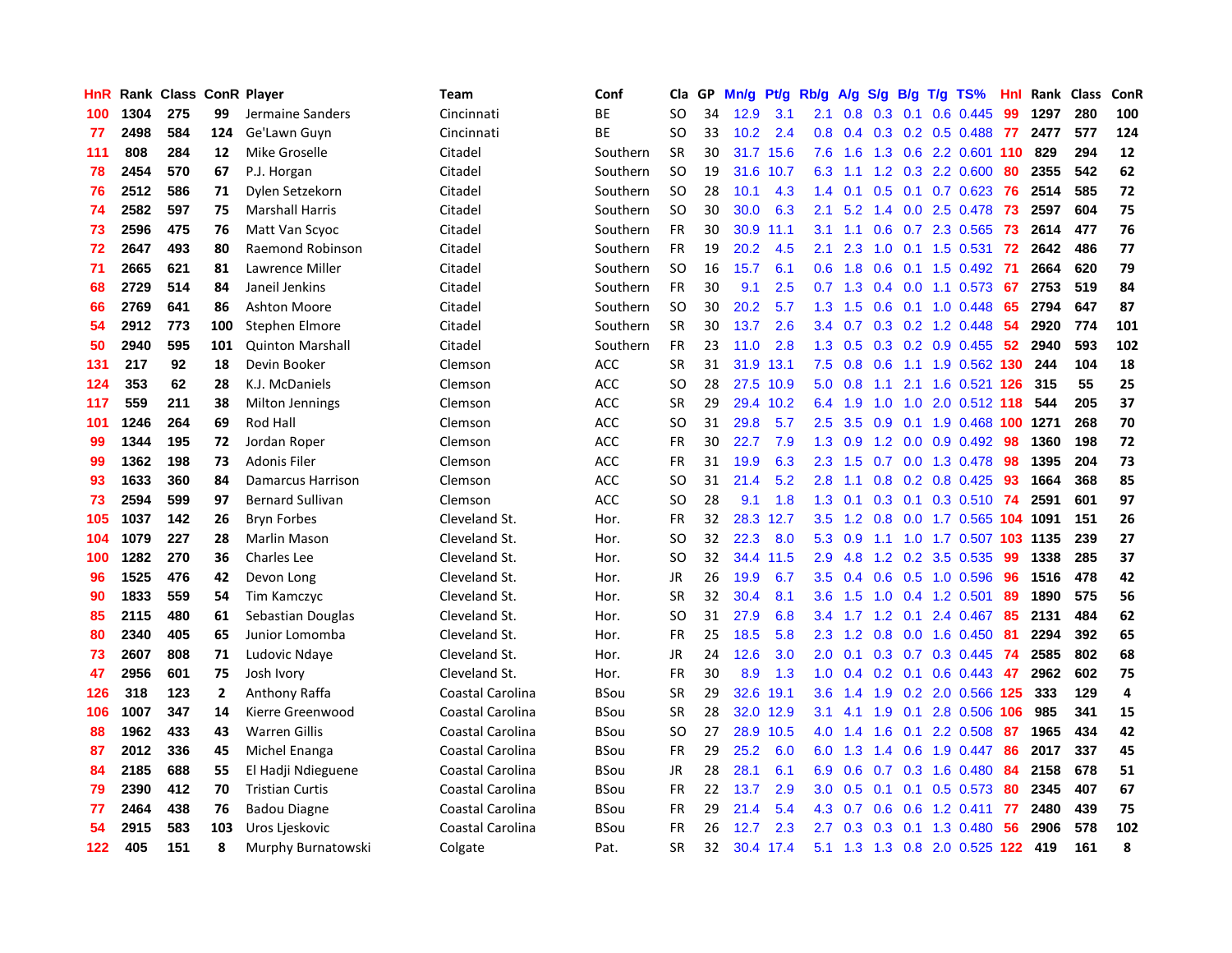| HnR | Rank | Class | ConR | Player | Team | Conf | Cla | GP | Mn/g | Pt/g | Rb/g | A/g | S/g | B/g | T/g | TS% | HnI | Rank | Class | ConR |
|---|---|---|---|---|---|---|---|---|---|---|---|---|---|---|---|---|---|---|---|---|
| 100 | 1304 | 275 | 99 | Jermaine Sanders | Cincinnati | BE | SO | 34 | 12.9 | 3.1 | 2.1 | 0.8 | 0.3 | 0.1 | 0.6 | 0.445 | 99 | 1297 | 280 | 100 |
| 77 | 2498 | 584 | 124 | Ge'Lawn Guyn | Cincinnati | BE | SO | 33 | 10.2 | 2.4 | 0.8 | 0.4 | 0.3 | 0.2 | 0.5 | 0.488 | 77 | 2477 | 577 | 124 |
| 111 | 808 | 284 | 12 | Mike Groselle | Citadel | Southern | SR | 30 | 31.7 | 15.6 | 7.6 | 1.6 | 1.3 | 0.6 | 2.2 | 0.601 | 110 | 829 | 294 | 12 |
| 78 | 2454 | 570 | 67 | P.J. Horgan | Citadel | Southern | SO | 19 | 31.6 | 10.7 | 6.3 | 1.1 | 1.2 | 0.3 | 2.2 | 0.600 | 80 | 2355 | 542 | 62 |
| 76 | 2512 | 586 | 71 | Dylen Setzekorn | Citadel | Southern | SO | 28 | 10.1 | 4.3 | 1.4 | 0.1 | 0.5 | 0.1 | 0.7 | 0.623 | 76 | 2514 | 585 | 72 |
| 74 | 2582 | 597 | 75 | Marshall Harris | Citadel | Southern | SO | 30 | 30.0 | 6.3 | 2.1 | 5.2 | 1.4 | 0.0 | 2.5 | 0.478 | 73 | 2597 | 604 | 75 |
| 73 | 2596 | 475 | 76 | Matt Van Scyoc | Citadel | Southern | FR | 30 | 30.9 | 11.1 | 3.1 | 1.1 | 0.6 | 0.7 | 2.3 | 0.565 | 73 | 2614 | 477 | 76 |
| 72 | 2647 | 493 | 80 | Raemond Robinson | Citadel | Southern | FR | 19 | 20.2 | 4.5 | 2.1 | 2.3 | 1.0 | 0.1 | 1.5 | 0.531 | 72 | 2642 | 486 | 77 |
| 71 | 2665 | 621 | 81 | Lawrence Miller | Citadel | Southern | SO | 16 | 15.7 | 6.1 | 0.6 | 1.8 | 0.6 | 0.1 | 1.5 | 0.492 | 71 | 2664 | 620 | 79 |
| 68 | 2729 | 514 | 84 | Janeil Jenkins | Citadel | Southern | FR | 30 | 9.1 | 2.5 | 0.7 | 1.3 | 0.4 | 0.0 | 1.1 | 0.573 | 67 | 2753 | 519 | 84 |
| 66 | 2769 | 641 | 86 | Ashton Moore | Citadel | Southern | SO | 30 | 20.2 | 5.7 | 1.3 | 1.5 | 0.6 | 0.1 | 1.0 | 0.448 | 65 | 2794 | 647 | 87 |
| 54 | 2912 | 773 | 100 | Stephen Elmore | Citadel | Southern | SR | 30 | 13.7 | 2.6 | 3.4 | 0.7 | 0.3 | 0.2 | 1.2 | 0.448 | 54 | 2920 | 774 | 101 |
| 50 | 2940 | 595 | 101 | Quinton Marshall | Citadel | Southern | FR | 23 | 11.0 | 2.8 | 1.3 | 0.5 | 0.3 | 0.2 | 0.9 | 0.455 | 52 | 2940 | 593 | 102 |
| 131 | 217 | 92 | 18 | Devin Booker | Clemson | ACC | SR | 31 | 31.9 | 13.1 | 7.5 | 0.8 | 0.6 | 1.1 | 1.9 | 0.562 | 130 | 244 | 104 | 18 |
| 124 | 353 | 62 | 28 | K.J. McDaniels | Clemson | ACC | SO | 28 | 27.5 | 10.9 | 5.0 | 0.8 | 1.1 | 2.1 | 1.6 | 0.521 | 126 | 315 | 55 | 25 |
| 117 | 559 | 211 | 38 | Milton Jennings | Clemson | ACC | SR | 29 | 29.4 | 10.2 | 6.4 | 1.9 | 1.0 | 1.0 | 2.0 | 0.512 | 118 | 544 | 205 | 37 |
| 101 | 1246 | 264 | 69 | Rod Hall | Clemson | ACC | SO | 31 | 29.8 | 5.7 | 2.5 | 3.5 | 0.9 | 0.1 | 1.9 | 0.468 | 100 | 1271 | 268 | 70 |
| 99 | 1344 | 195 | 72 | Jordan Roper | Clemson | ACC | FR | 30 | 22.7 | 7.9 | 1.3 | 0.9 | 1.2 | 0.0 | 0.9 | 0.492 | 98 | 1360 | 198 | 72 |
| 99 | 1362 | 198 | 73 | Adonis Filer | Clemson | ACC | FR | 31 | 19.9 | 6.3 | 2.3 | 1.5 | 0.7 | 0.0 | 1.3 | 0.478 | 98 | 1395 | 204 | 73 |
| 93 | 1633 | 360 | 84 | Damarcus Harrison | Clemson | ACC | SO | 31 | 21.4 | 5.2 | 2.8 | 1.1 | 0.8 | 0.2 | 0.8 | 0.425 | 93 | 1664 | 368 | 85 |
| 73 | 2594 | 599 | 97 | Bernard Sullivan | Clemson | ACC | SO | 28 | 9.1 | 1.8 | 1.3 | 0.1 | 0.3 | 0.1 | 0.3 | 0.510 | 74 | 2591 | 601 | 97 |
| 105 | 1037 | 142 | 26 | Bryn Forbes | Cleveland St. | Hor. | FR | 32 | 28.3 | 12.7 | 3.5 | 1.2 | 0.8 | 0.0 | 1.7 | 0.565 | 104 | 1091 | 151 | 26 |
| 104 | 1079 | 227 | 28 | Marlin Mason | Cleveland St. | Hor. | SO | 32 | 22.3 | 8.0 | 5.3 | 0.9 | 1.1 | 1.0 | 1.7 | 0.507 | 103 | 1135 | 239 | 27 |
| 100 | 1282 | 270 | 36 | Charles Lee | Cleveland St. | Hor. | SO | 32 | 34.4 | 11.5 | 2.9 | 4.8 | 1.2 | 0.2 | 3.5 | 0.535 | 99 | 1338 | 285 | 37 |
| 96 | 1525 | 476 | 42 | Devon Long | Cleveland St. | Hor. | JR | 26 | 19.9 | 6.7 | 3.5 | 0.4 | 0.6 | 0.5 | 1.0 | 0.596 | 96 | 1516 | 478 | 42 |
| 90 | 1833 | 559 | 54 | Tim Kamczyc | Cleveland St. | Hor. | SR | 32 | 30.4 | 8.1 | 3.6 | 1.5 | 1.0 | 0.4 | 1.2 | 0.501 | 89 | 1890 | 575 | 56 |
| 85 | 2115 | 480 | 61 | Sebastian Douglas | Cleveland St. | Hor. | SO | 31 | 27.9 | 6.8 | 3.4 | 1.7 | 1.2 | 0.1 | 2.4 | 0.467 | 85 | 2131 | 484 | 62 |
| 80 | 2340 | 405 | 65 | Junior Lomomba | Cleveland St. | Hor. | FR | 25 | 18.5 | 5.8 | 2.3 | 1.2 | 0.8 | 0.0 | 1.6 | 0.450 | 81 | 2294 | 392 | 65 |
| 73 | 2607 | 808 | 71 | Ludovic Ndaye | Cleveland St. | Hor. | JR | 24 | 12.6 | 3.0 | 2.0 | 0.1 | 0.3 | 0.7 | 0.3 | 0.445 | 74 | 2585 | 802 | 68 |
| 47 | 2956 | 601 | 75 | Josh Ivory | Cleveland St. | Hor. | FR | 30 | 8.9 | 1.3 | 1.0 | 0.4 | 0.2 | 0.1 | 0.6 | 0.443 | 47 | 2962 | 602 | 75 |
| 126 | 318 | 123 | 2 | Anthony Raffa | Coastal Carolina | BSou | SR | 29 | 32.6 | 19.1 | 3.6 | 1.4 | 1.9 | 0.2 | 2.0 | 0.566 | 125 | 333 | 129 | 4 |
| 106 | 1007 | 347 | 14 | Kierre Greenwood | Coastal Carolina | BSou | SR | 28 | 32.0 | 12.9 | 3.1 | 4.1 | 1.9 | 0.1 | 2.8 | 0.506 | 106 | 985 | 341 | 15 |
| 88 | 1962 | 433 | 43 | Warren Gillis | Coastal Carolina | BSou | SO | 27 | 28.9 | 10.5 | 4.0 | 1.4 | 1.6 | 0.1 | 2.2 | 0.508 | 87 | 1965 | 434 | 42 |
| 87 | 2012 | 336 | 45 | Michel Enanga | Coastal Carolina | BSou | FR | 29 | 25.2 | 6.0 | 6.0 | 1.3 | 1.4 | 0.6 | 1.9 | 0.447 | 86 | 2017 | 337 | 45 |
| 84 | 2185 | 688 | 55 | El Hadji Ndieguene | Coastal Carolina | BSou | JR | 28 | 28.1 | 6.1 | 6.9 | 0.6 | 0.7 | 0.3 | 1.6 | 0.480 | 84 | 2158 | 678 | 51 |
| 79 | 2390 | 412 | 70 | Tristian Curtis | Coastal Carolina | BSou | FR | 22 | 13.7 | 2.9 | 3.0 | 0.5 | 0.1 | 0.1 | 0.5 | 0.573 | 80 | 2345 | 407 | 67 |
| 77 | 2464 | 438 | 76 | Badou Diagne | Coastal Carolina | BSou | FR | 29 | 21.4 | 5.4 | 4.3 | 0.7 | 0.6 | 0.6 | 1.2 | 0.411 | 77 | 2480 | 439 | 75 |
| 54 | 2915 | 583 | 103 | Uros Ljeskovic | Coastal Carolina | BSou | FR | 26 | 12.7 | 2.3 | 2.7 | 0.3 | 0.3 | 0.1 | 1.3 | 0.480 | 56 | 2906 | 578 | 102 |
| 122 | 405 | 151 | 8 | Murphy Burnatowski | Colgate | Pat. | SR | 32 | 30.4 | 17.4 | 5.1 | 1.3 | 1.3 | 0.8 | 2.0 | 0.525 | 122 | 419 | 161 | 8 |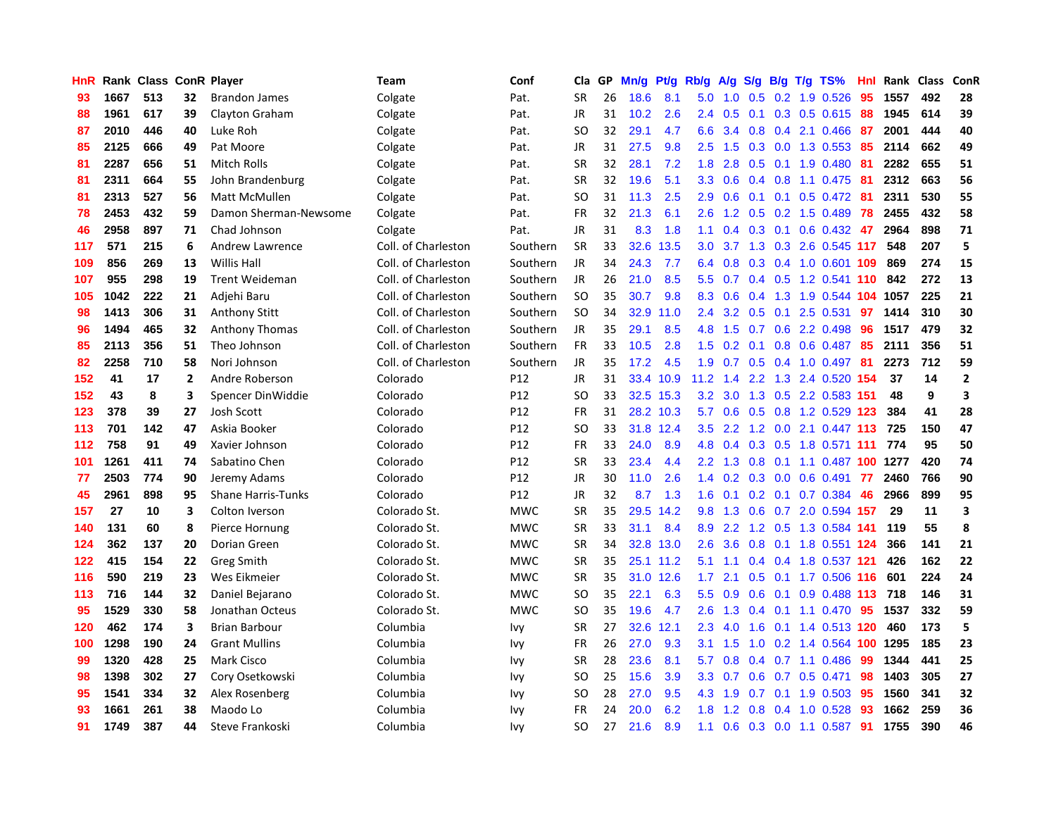| HnR | Rank | Class | ConR | Player | Team | Conf | Cla | GP | Mn/g | Pt/g | Rb/g | A/g | S/g | B/g | T/g | TS% | HnI | Rank | Class | ConR |
|---|---|---|---|---|---|---|---|---|---|---|---|---|---|---|---|---|---|---|---|---|
| 93 | 1667 | 513 | 32 | Brandon James | Colgate | Pat. | SR | 26 | 18.6 | 8.1 | 5.0 | 1.0 | 0.5 | 0.2 | 1.9 | 0.526 | 95 | 1557 | 492 | 28 |
| 88 | 1961 | 617 | 39 | Clayton Graham | Colgate | Pat. | JR | 31 | 10.2 | 2.6 | 2.4 | 0.5 | 0.1 | 0.3 | 0.5 | 0.615 | 88 | 1945 | 614 | 39 |
| 87 | 2010 | 446 | 40 | Luke Roh | Colgate | Pat. | SO | 32 | 29.1 | 4.7 | 6.6 | 3.4 | 0.8 | 0.4 | 2.1 | 0.466 | 87 | 2001 | 444 | 40 |
| 85 | 2125 | 666 | 49 | Pat Moore | Colgate | Pat. | JR | 31 | 27.5 | 9.8 | 2.5 | 1.5 | 0.3 | 0.0 | 1.3 | 0.553 | 85 | 2114 | 662 | 49 |
| 81 | 2287 | 656 | 51 | Mitch Rolls | Colgate | Pat. | SR | 32 | 28.1 | 7.2 | 1.8 | 2.8 | 0.5 | 0.1 | 1.9 | 0.480 | 81 | 2282 | 655 | 51 |
| 81 | 2311 | 664 | 55 | John Brandenburg | Colgate | Pat. | SR | 32 | 19.6 | 5.1 | 3.3 | 0.6 | 0.4 | 0.8 | 1.1 | 0.475 | 81 | 2312 | 663 | 56 |
| 81 | 2313 | 527 | 56 | Matt McMullen | Colgate | Pat. | SO | 31 | 11.3 | 2.5 | 2.9 | 0.6 | 0.1 | 0.1 | 0.5 | 0.472 | 81 | 2311 | 530 | 55 |
| 78 | 2453 | 432 | 59 | Damon Sherman-Newsome | Colgate | Pat. | FR | 32 | 21.3 | 6.1 | 2.6 | 1.2 | 0.5 | 0.2 | 1.5 | 0.489 | 78 | 2455 | 432 | 58 |
| 46 | 2958 | 897 | 71 | Chad Johnson | Colgate | Pat. | JR | 31 | 8.3 | 1.8 | 1.1 | 0.4 | 0.3 | 0.1 | 0.6 | 0.432 | 47 | 2964 | 898 | 71 |
| 117 | 571 | 215 | 6 | Andrew Lawrence | Coll. of Charleston | Southern | SR | 33 | 32.6 | 13.5 | 3.0 | 3.7 | 1.3 | 0.3 | 2.6 | 0.545 | 117 | 548 | 207 | 5 |
| 109 | 856 | 269 | 13 | Willis Hall | Coll. of Charleston | Southern | JR | 34 | 24.3 | 7.7 | 6.4 | 0.8 | 0.3 | 0.4 | 1.0 | 0.601 | 109 | 869 | 274 | 15 |
| 107 | 955 | 298 | 19 | Trent Weideman | Coll. of Charleston | Southern | JR | 26 | 21.0 | 8.5 | 5.5 | 0.7 | 0.4 | 0.5 | 1.2 | 0.541 | 110 | 842 | 272 | 13 |
| 105 | 1042 | 222 | 21 | Adjehi Baru | Coll. of Charleston | Southern | SO | 35 | 30.7 | 9.8 | 8.3 | 0.6 | 0.4 | 1.3 | 1.9 | 0.544 | 104 | 1057 | 225 | 21 |
| 98 | 1413 | 306 | 31 | Anthony Stitt | Coll. of Charleston | Southern | SO | 34 | 32.9 | 11.0 | 2.4 | 3.2 | 0.5 | 0.1 | 2.5 | 0.531 | 97 | 1414 | 310 | 30 |
| 96 | 1494 | 465 | 32 | Anthony Thomas | Coll. of Charleston | Southern | JR | 35 | 29.1 | 8.5 | 4.8 | 1.5 | 0.7 | 0.6 | 2.2 | 0.498 | 96 | 1517 | 479 | 32 |
| 85 | 2113 | 356 | 51 | Theo Johnson | Coll. of Charleston | Southern | FR | 33 | 10.5 | 2.8 | 1.5 | 0.2 | 0.1 | 0.8 | 0.6 | 0.487 | 85 | 2111 | 356 | 51 |
| 82 | 2258 | 710 | 58 | Nori Johnson | Coll. of Charleston | Southern | JR | 35 | 17.2 | 4.5 | 1.9 | 0.7 | 0.5 | 0.4 | 1.0 | 0.497 | 81 | 2273 | 712 | 59 |
| 152 | 41 | 17 | 2 | Andre Roberson | Colorado | P12 | JR | 31 | 33.4 | 10.9 | 11.2 | 1.4 | 2.2 | 1.3 | 2.4 | 0.520 | 154 | 37 | 14 | 2 |
| 152 | 43 | 8 | 3 | Spencer DinWiddie | Colorado | P12 | SO | 33 | 32.5 | 15.3 | 3.2 | 3.0 | 1.3 | 0.5 | 2.2 | 0.583 | 151 | 48 | 9 | 3 |
| 123 | 378 | 39 | 27 | Josh Scott | Colorado | P12 | FR | 31 | 28.2 | 10.3 | 5.7 | 0.6 | 0.5 | 0.8 | 1.2 | 0.529 | 123 | 384 | 41 | 28 |
| 113 | 701 | 142 | 47 | Askia Booker | Colorado | P12 | SO | 33 | 31.8 | 12.4 | 3.5 | 2.2 | 1.2 | 0.0 | 2.1 | 0.447 | 113 | 725 | 150 | 47 |
| 112 | 758 | 91 | 49 | Xavier Johnson | Colorado | P12 | FR | 33 | 24.0 | 8.9 | 4.8 | 0.4 | 0.3 | 0.5 | 1.8 | 0.571 | 111 | 774 | 95 | 50 |
| 101 | 1261 | 411 | 74 | Sabatino Chen | Colorado | P12 | SR | 33 | 23.4 | 4.4 | 2.2 | 1.3 | 0.8 | 0.1 | 1.1 | 0.487 | 100 | 1277 | 420 | 74 |
| 77 | 2503 | 774 | 90 | Jeremy Adams | Colorado | P12 | JR | 30 | 11.0 | 2.6 | 1.4 | 0.2 | 0.3 | 0.0 | 0.6 | 0.491 | 77 | 2460 | 766 | 90 |
| 45 | 2961 | 898 | 95 | Shane Harris-Tunks | Colorado | P12 | JR | 32 | 8.7 | 1.3 | 1.6 | 0.1 | 0.2 | 0.1 | 0.7 | 0.384 | 46 | 2966 | 899 | 95 |
| 157 | 27 | 10 | 3 | Colton Iverson | Colorado St. | MWC | SR | 35 | 29.5 | 14.2 | 9.8 | 1.3 | 0.6 | 0.7 | 2.0 | 0.594 | 157 | 29 | 11 | 3 |
| 140 | 131 | 60 | 8 | Pierce Hornung | Colorado St. | MWC | SR | 33 | 31.1 | 8.4 | 8.9 | 2.2 | 1.2 | 0.5 | 1.3 | 0.584 | 141 | 119 | 55 | 8 |
| 124 | 362 | 137 | 20 | Dorian Green | Colorado St. | MWC | SR | 34 | 32.8 | 13.0 | 2.6 | 3.6 | 0.8 | 0.1 | 1.8 | 0.551 | 124 | 366 | 141 | 21 |
| 122 | 415 | 154 | 22 | Greg Smith | Colorado St. | MWC | SR | 35 | 25.1 | 11.2 | 5.1 | 1.1 | 0.4 | 0.4 | 1.8 | 0.537 | 121 | 426 | 162 | 22 |
| 116 | 590 | 219 | 23 | Wes Eikmeier | Colorado St. | MWC | SR | 35 | 31.0 | 12.6 | 1.7 | 2.1 | 0.5 | 0.1 | 1.7 | 0.506 | 116 | 601 | 224 | 24 |
| 113 | 716 | 144 | 32 | Daniel Bejarano | Colorado St. | MWC | SO | 35 | 22.1 | 6.3 | 5.5 | 0.9 | 0.6 | 0.1 | 0.9 | 0.488 | 113 | 718 | 146 | 31 |
| 95 | 1529 | 330 | 58 | Jonathan Octeus | Colorado St. | MWC | SO | 35 | 19.6 | 4.7 | 2.6 | 1.3 | 0.4 | 0.1 | 1.1 | 0.470 | 95 | 1537 | 332 | 59 |
| 120 | 462 | 174 | 3 | Brian Barbour | Columbia | Ivy | SR | 27 | 32.6 | 12.1 | 2.3 | 4.0 | 1.6 | 0.1 | 1.4 | 0.513 | 120 | 460 | 173 | 5 |
| 100 | 1298 | 190 | 24 | Grant Mullins | Columbia | Ivy | FR | 26 | 27.0 | 9.3 | 3.1 | 1.5 | 1.0 | 0.2 | 1.4 | 0.564 | 100 | 1295 | 185 | 23 |
| 99 | 1320 | 428 | 25 | Mark Cisco | Columbia | Ivy | SR | 28 | 23.6 | 8.1 | 5.7 | 0.8 | 0.4 | 0.7 | 1.1 | 0.486 | 99 | 1344 | 441 | 25 |
| 98 | 1398 | 302 | 27 | Cory Osetkowski | Columbia | Ivy | SO | 25 | 15.6 | 3.9 | 3.3 | 0.7 | 0.6 | 0.7 | 0.5 | 0.471 | 98 | 1403 | 305 | 27 |
| 95 | 1541 | 334 | 32 | Alex Rosenberg | Columbia | Ivy | SO | 28 | 27.0 | 9.5 | 4.3 | 1.9 | 0.7 | 0.1 | 1.9 | 0.503 | 95 | 1560 | 341 | 32 |
| 93 | 1661 | 261 | 38 | Maodo Lo | Columbia | Ivy | FR | 24 | 20.0 | 6.2 | 1.8 | 1.2 | 0.8 | 0.4 | 1.0 | 0.528 | 93 | 1662 | 259 | 36 |
| 91 | 1749 | 387 | 44 | Steve Frankoski | Columbia | Ivy | SO | 27 | 21.6 | 8.9 | 1.1 | 0.6 | 0.3 | 0.0 | 1.1 | 0.587 | 91 | 1755 | 390 | 46 |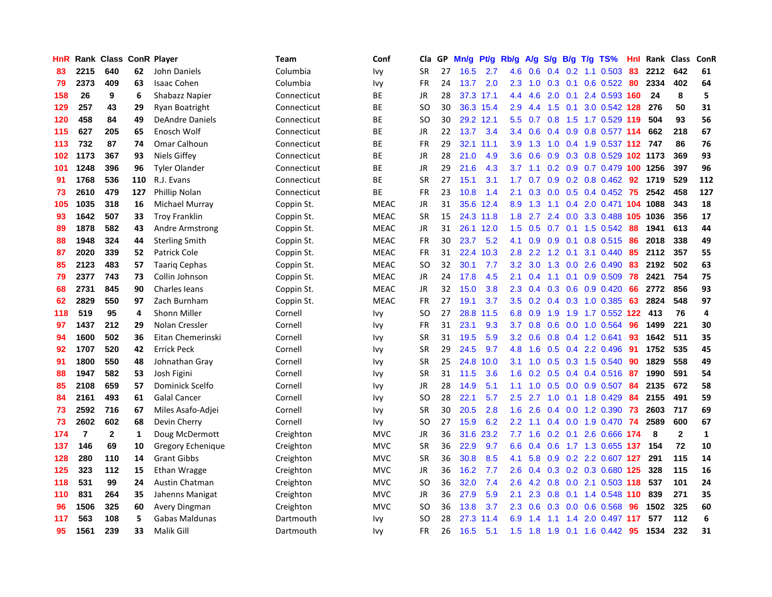| HnR | Rank | Class | ConR | Player | Team | Conf | Cla | GP | Mn/g | Pt/g | Rb/g | A/g | S/g | B/g | T/g | TS% | HnI | Rank | Class | ConR |
|---|---|---|---|---|---|---|---|---|---|---|---|---|---|---|---|---|---|---|---|---|
| 83 | 2215 | 640 | 62 | John Daniels | Columbia | Ivy | SR | 27 | 16.5 | 2.7 | 4.6 | 0.6 | 0.4 | 0.2 | 1.1 | 0.503 | 83 | 2212 | 642 | 61 |
| 79 | 2373 | 409 | 63 | Isaac Cohen | Columbia | Ivy | FR | 24 | 13.7 | 2.0 | 2.3 | 1.0 | 0.3 | 0.1 | 0.6 | 0.522 | 80 | 2334 | 402 | 64 |
| 158 | 26 | 9 | 6 | Shabazz Napier | Connecticut | BE | JR | 28 | 37.3 | 17.1 | 4.4 | 4.6 | 2.0 | 0.1 | 2.4 | 0.593 | 160 | 24 | 8 | 5 |
| 129 | 257 | 43 | 29 | Ryan Boatright | Connecticut | BE | SO | 30 | 36.3 | 15.4 | 2.9 | 4.4 | 1.5 | 0.1 | 3.0 | 0.542 | 128 | 276 | 50 | 31 |
| 120 | 458 | 84 | 49 | DeAndre Daniels | Connecticut | BE | SO | 30 | 29.2 | 12.1 | 5.5 | 0.7 | 0.8 | 1.5 | 1.7 | 0.529 | 119 | 504 | 93 | 56 |
| 115 | 627 | 205 | 65 | Enosch Wolf | Connecticut | BE | JR | 22 | 13.7 | 3.4 | 3.4 | 0.6 | 0.4 | 0.9 | 0.8 | 0.577 | 114 | 662 | 218 | 67 |
| 113 | 732 | 87 | 74 | Omar Calhoun | Connecticut | BE | FR | 29 | 32.1 | 11.1 | 3.9 | 1.3 | 1.0 | 0.4 | 1.9 | 0.537 | 112 | 747 | 86 | 76 |
| 102 | 1173 | 367 | 93 | Niels Giffey | Connecticut | BE | JR | 28 | 21.0 | 4.9 | 3.6 | 0.6 | 0.9 | 0.3 | 0.8 | 0.529 | 102 | 1173 | 369 | 93 |
| 101 | 1248 | 396 | 96 | Tyler Olander | Connecticut | BE | JR | 29 | 21.6 | 4.3 | 3.7 | 1.1 | 0.2 | 0.9 | 0.7 | 0.479 | 100 | 1256 | 397 | 96 |
| 91 | 1768 | 536 | 110 | R.J. Evans | Connecticut | BE | SR | 27 | 15.1 | 3.1 | 1.7 | 0.7 | 0.9 | 0.2 | 0.8 | 0.462 | 92 | 1719 | 529 | 112 |
| 73 | 2610 | 479 | 127 | Phillip Nolan | Connecticut | BE | FR | 23 | 10.8 | 1.4 | 2.1 | 0.3 | 0.0 | 0.5 | 0.4 | 0.452 | 75 | 2542 | 458 | 127 |
| 105 | 1035 | 318 | 16 | Michael Murray | Coppin St. | MEAC | JR | 31 | 35.6 | 12.4 | 8.9 | 1.3 | 1.1 | 0.4 | 2.0 | 0.471 | 104 | 1088 | 343 | 18 |
| 93 | 1642 | 507 | 33 | Troy Franklin | Coppin St. | MEAC | SR | 15 | 24.3 | 11.8 | 1.8 | 2.7 | 2.4 | 0.0 | 3.3 | 0.488 | 105 | 1036 | 356 | 17 |
| 89 | 1878 | 582 | 43 | Andre Armstrong | Coppin St. | MEAC | JR | 31 | 26.1 | 12.0 | 1.5 | 0.5 | 0.7 | 0.1 | 1.5 | 0.542 | 88 | 1941 | 613 | 44 |
| 88 | 1948 | 324 | 44 | Sterling Smith | Coppin St. | MEAC | FR | 30 | 23.7 | 5.2 | 4.1 | 0.9 | 0.9 | 0.1 | 0.8 | 0.515 | 86 | 2018 | 338 | 49 |
| 87 | 2020 | 339 | 52 | Patrick Cole | Coppin St. | MEAC | FR | 31 | 22.4 | 10.3 | 2.8 | 2.2 | 1.2 | 0.1 | 3.1 | 0.440 | 85 | 2112 | 357 | 55 |
| 85 | 2123 | 483 | 57 | Taariq Cephas | Coppin St. | MEAC | SO | 32 | 30.1 | 7.7 | 3.2 | 3.0 | 1.3 | 0.0 | 2.6 | 0.490 | 83 | 2192 | 502 | 63 |
| 79 | 2377 | 743 | 73 | Collin Johnson | Coppin St. | MEAC | JR | 24 | 17.8 | 4.5 | 2.1 | 0.4 | 1.1 | 0.1 | 0.9 | 0.509 | 78 | 2421 | 754 | 75 |
| 68 | 2731 | 845 | 90 | Charles Ieans | Coppin St. | MEAC | JR | 32 | 15.0 | 3.8 | 2.3 | 0.4 | 0.3 | 0.6 | 0.9 | 0.420 | 66 | 2772 | 856 | 93 |
| 62 | 2829 | 550 | 97 | Zach Burnham | Coppin St. | MEAC | FR | 27 | 19.1 | 3.7 | 3.5 | 0.2 | 0.4 | 0.3 | 1.0 | 0.385 | 63 | 2824 | 548 | 97 |
| 118 | 519 | 95 | 4 | Shonn Miller | Cornell | Ivy | SO | 27 | 28.8 | 11.5 | 6.8 | 0.9 | 1.9 | 1.9 | 1.7 | 0.552 | 122 | 413 | 76 | 4 |
| 97 | 1437 | 212 | 29 | Nolan Cressler | Cornell | Ivy | FR | 31 | 23.1 | 9.3 | 3.7 | 0.8 | 0.6 | 0.0 | 1.0 | 0.564 | 96 | 1499 | 221 | 30 |
| 94 | 1600 | 502 | 36 | Eitan Chemerinski | Cornell | Ivy | SR | 31 | 19.5 | 5.9 | 3.2 | 0.6 | 0.8 | 0.4 | 1.2 | 0.641 | 93 | 1642 | 511 | 35 |
| 92 | 1707 | 520 | 42 | Errick Peck | Cornell | Ivy | SR | 29 | 24.5 | 9.7 | 4.8 | 1.6 | 0.5 | 0.4 | 2.2 | 0.496 | 91 | 1752 | 535 | 45 |
| 91 | 1800 | 550 | 48 | Johnathan Gray | Cornell | Ivy | SR | 25 | 24.8 | 10.0 | 3.1 | 1.0 | 0.5 | 0.3 | 1.5 | 0.540 | 90 | 1829 | 558 | 49 |
| 88 | 1947 | 582 | 53 | Josh Figini | Cornell | Ivy | SR | 31 | 11.5 | 3.6 | 1.6 | 0.2 | 0.5 | 0.4 | 0.4 | 0.516 | 87 | 1990 | 591 | 54 |
| 85 | 2108 | 659 | 57 | Dominick Scelfo | Cornell | Ivy | JR | 28 | 14.9 | 5.1 | 1.1 | 1.0 | 0.5 | 0.0 | 0.9 | 0.507 | 84 | 2135 | 672 | 58 |
| 84 | 2161 | 493 | 61 | Galal Cancer | Cornell | Ivy | SO | 28 | 22.1 | 5.7 | 2.5 | 2.7 | 1.0 | 0.1 | 1.8 | 0.429 | 84 | 2155 | 491 | 59 |
| 73 | 2592 | 716 | 67 | Miles Asafo-Adjei | Cornell | Ivy | SR | 30 | 20.5 | 2.8 | 1.6 | 2.6 | 0.4 | 0.0 | 1.2 | 0.390 | 73 | 2603 | 717 | 69 |
| 73 | 2602 | 602 | 68 | Devin Cherry | Cornell | Ivy | SO | 27 | 15.9 | 6.2 | 2.2 | 1.1 | 0.4 | 0.0 | 1.9 | 0.470 | 74 | 2589 | 600 | 67 |
| 174 | 7 | 2 | 1 | Doug McDermott | Creighton | MVC | JR | 36 | 31.6 | 23.2 | 7.7 | 1.6 | 0.2 | 0.1 | 2.6 | 0.666 | 174 | 8 | 2 | 1 |
| 137 | 146 | 69 | 10 | Gregory Echenique | Creighton | MVC | SR | 36 | 22.9 | 9.7 | 6.6 | 0.4 | 0.6 | 1.7 | 1.3 | 0.655 | 137 | 154 | 72 | 10 |
| 128 | 280 | 110 | 14 | Grant Gibbs | Creighton | MVC | SR | 36 | 30.8 | 8.5 | 4.1 | 5.8 | 0.9 | 0.2 | 2.2 | 0.607 | 127 | 291 | 115 | 14 |
| 125 | 323 | 112 | 15 | Ethan Wragge | Creighton | MVC | JR | 36 | 16.2 | 7.7 | 2.6 | 0.4 | 0.3 | 0.2 | 0.3 | 0.680 | 125 | 328 | 115 | 16 |
| 118 | 531 | 99 | 24 | Austin Chatman | Creighton | MVC | SO | 36 | 32.0 | 7.4 | 2.6 | 4.2 | 0.8 | 0.0 | 2.1 | 0.503 | 118 | 537 | 101 | 24 |
| 110 | 831 | 264 | 35 | Jahenns Manigat | Creighton | MVC | JR | 36 | 27.9 | 5.9 | 2.1 | 2.3 | 0.8 | 0.1 | 1.4 | 0.548 | 110 | 839 | 271 | 35 |
| 96 | 1506 | 325 | 60 | Avery Dingman | Creighton | MVC | SO | 36 | 13.8 | 3.7 | 2.3 | 0.6 | 0.3 | 0.0 | 0.6 | 0.568 | 96 | 1502 | 325 | 60 |
| 117 | 563 | 108 | 5 | Gabas Maldunas | Dartmouth | Ivy | SO | 28 | 27.3 | 11.4 | 6.9 | 1.4 | 1.1 | 1.4 | 2.0 | 0.497 | 117 | 577 | 112 | 6 |
| 95 | 1561 | 239 | 33 | Malik Gill | Dartmouth | Ivy | FR | 26 | 16.5 | 5.1 | 1.5 | 1.8 | 1.9 | 0.1 | 1.6 | 0.442 | 95 | 1534 | 232 | 31 |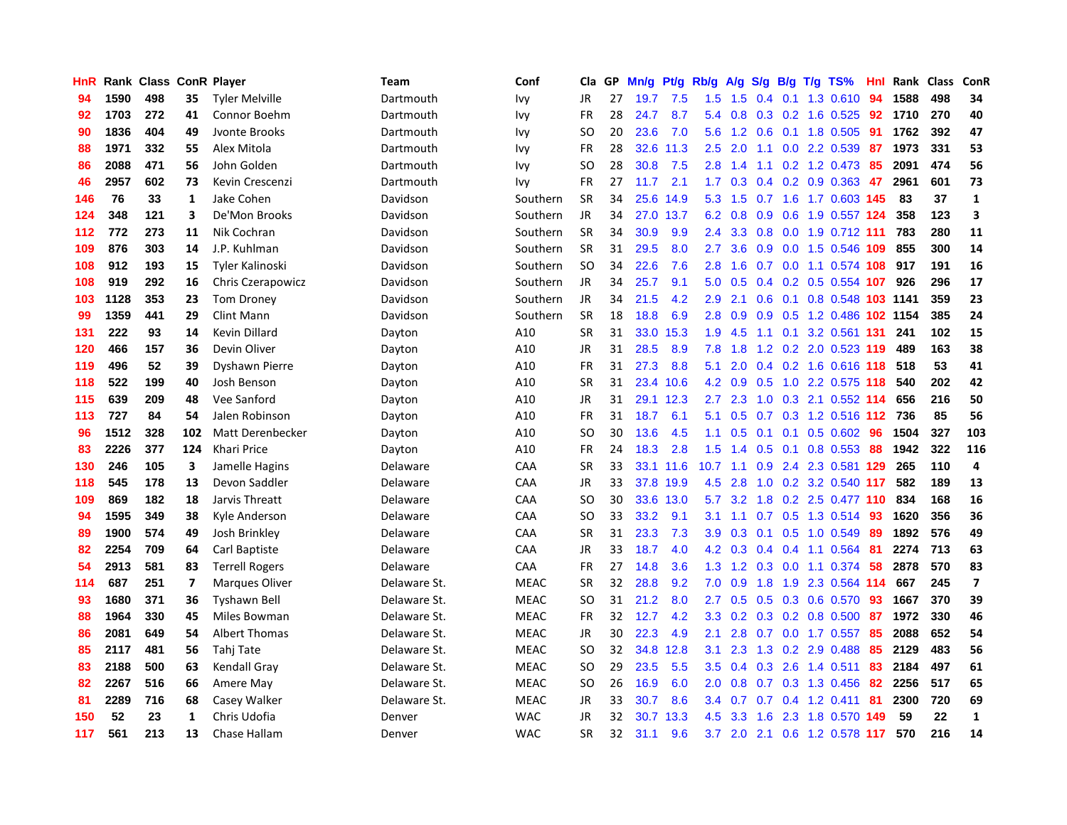| HnR | Rank | Class | ConR | Player | Team | Conf | Cla | GP | Mn/g | Pt/g | Rb/g | A/g | S/g | B/g | T/g | TS% | HnI | Rank | Class | ConR |
|---|---|---|---|---|---|---|---|---|---|---|---|---|---|---|---|---|---|---|---|---|
| 94 | 1590 | 498 | 35 | Tyler Melville | Dartmouth | Ivy | JR | 27 | 19.7 | 7.5 | 1.5 | 1.5 | 0.4 | 0.1 | 1.3 | 0.610 | 94 | 1588 | 498 | 34 |
| 92 | 1703 | 272 | 41 | Connor Boehm | Dartmouth | Ivy | FR | 28 | 24.7 | 8.7 | 5.4 | 0.8 | 0.3 | 0.2 | 1.6 | 0.525 | 92 | 1710 | 270 | 40 |
| 90 | 1836 | 404 | 49 | Jvonte Brooks | Dartmouth | Ivy | SO | 20 | 23.6 | 7.0 | 5.6 | 1.2 | 0.6 | 0.1 | 1.8 | 0.505 | 91 | 1762 | 392 | 47 |
| 88 | 1971 | 332 | 55 | Alex Mitola | Dartmouth | Ivy | FR | 28 | 32.6 | 11.3 | 2.5 | 2.0 | 1.1 | 0.0 | 2.2 | 0.539 | 87 | 1973 | 331 | 53 |
| 86 | 2088 | 471 | 56 | John Golden | Dartmouth | Ivy | SO | 28 | 30.8 | 7.5 | 2.8 | 1.4 | 1.1 | 0.2 | 1.2 | 0.473 | 85 | 2091 | 474 | 56 |
| 46 | 2957 | 602 | 73 | Kevin Crescenzi | Dartmouth | Ivy | FR | 27 | 11.7 | 2.1 | 1.7 | 0.3 | 0.4 | 0.2 | 0.9 | 0.363 | 47 | 2961 | 601 | 73 |
| 146 | 76 | 33 | 1 | Jake Cohen | Davidson | Southern | SR | 34 | 25.6 | 14.9 | 5.3 | 1.5 | 0.7 | 1.6 | 1.7 | 0.603 | 145 | 83 | 37 | 1 |
| 124 | 348 | 121 | 3 | De'Mon Brooks | Davidson | Southern | JR | 34 | 27.0 | 13.7 | 6.2 | 0.8 | 0.9 | 0.6 | 1.9 | 0.557 | 124 | 358 | 123 | 3 |
| 112 | 772 | 273 | 11 | Nik Cochran | Davidson | Southern | SR | 34 | 30.9 | 9.9 | 2.4 | 3.3 | 0.8 | 0.0 | 1.9 | 0.712 | 111 | 783 | 280 | 11 |
| 109 | 876 | 303 | 14 | J.P. Kuhlman | Davidson | Southern | SR | 31 | 29.5 | 8.0 | 2.7 | 3.6 | 0.9 | 0.0 | 1.5 | 0.546 | 109 | 855 | 300 | 14 |
| 108 | 912 | 193 | 15 | Tyler Kalinoski | Davidson | Southern | SO | 34 | 22.6 | 7.6 | 2.8 | 1.6 | 0.7 | 0.0 | 1.1 | 0.574 | 108 | 917 | 191 | 16 |
| 108 | 919 | 292 | 16 | Chris Czerapowicz | Davidson | Southern | JR | 34 | 25.7 | 9.1 | 5.0 | 0.5 | 0.4 | 0.2 | 0.5 | 0.554 | 107 | 926 | 296 | 17 |
| 103 | 1128 | 353 | 23 | Tom Droney | Davidson | Southern | JR | 34 | 21.5 | 4.2 | 2.9 | 2.1 | 0.6 | 0.1 | 0.8 | 0.548 | 103 | 1141 | 359 | 23 |
| 99 | 1359 | 441 | 29 | Clint Mann | Davidson | Southern | SR | 18 | 18.8 | 6.9 | 2.8 | 0.9 | 0.9 | 0.5 | 1.2 | 0.486 | 102 | 1154 | 385 | 24 |
| 131 | 222 | 93 | 14 | Kevin Dillard | Dayton | A10 | SR | 31 | 33.0 | 15.3 | 1.9 | 4.5 | 1.1 | 0.1 | 3.2 | 0.561 | 131 | 241 | 102 | 15 |
| 120 | 466 | 157 | 36 | Devin Oliver | Dayton | A10 | JR | 31 | 28.5 | 8.9 | 7.8 | 1.8 | 1.2 | 0.2 | 2.0 | 0.523 | 119 | 489 | 163 | 38 |
| 119 | 496 | 52 | 39 | Dyshawn Pierre | Dayton | A10 | FR | 31 | 27.3 | 8.8 | 5.1 | 2.0 | 0.4 | 0.2 | 1.6 | 0.616 | 118 | 518 | 53 | 41 |
| 118 | 522 | 199 | 40 | Josh Benson | Dayton | A10 | SR | 31 | 23.4 | 10.6 | 4.2 | 0.9 | 0.5 | 1.0 | 2.2 | 0.575 | 118 | 540 | 202 | 42 |
| 115 | 639 | 209 | 48 | Vee Sanford | Dayton | A10 | JR | 31 | 29.1 | 12.3 | 2.7 | 2.3 | 1.0 | 0.3 | 2.1 | 0.552 | 114 | 656 | 216 | 50 |
| 113 | 727 | 84 | 54 | Jalen Robinson | Dayton | A10 | FR | 31 | 18.7 | 6.1 | 5.1 | 0.5 | 0.7 | 0.3 | 1.2 | 0.516 | 112 | 736 | 85 | 56 |
| 96 | 1512 | 328 | 102 | Matt Derenbecker | Dayton | A10 | SO | 30 | 13.6 | 4.5 | 1.1 | 0.5 | 0.1 | 0.1 | 0.5 | 0.602 | 96 | 1504 | 327 | 103 |
| 83 | 2226 | 377 | 124 | Khari Price | Dayton | A10 | FR | 24 | 18.3 | 2.8 | 1.5 | 1.4 | 0.5 | 0.1 | 0.8 | 0.553 | 88 | 1942 | 322 | 116 |
| 130 | 246 | 105 | 3 | Jamelle Hagins | Delaware | CAA | SR | 33 | 33.1 | 11.6 | 10.7 | 1.1 | 0.9 | 2.4 | 2.3 | 0.581 | 129 | 265 | 110 | 4 |
| 118 | 545 | 178 | 13 | Devon Saddler | Delaware | CAA | JR | 33 | 37.8 | 19.9 | 4.5 | 2.8 | 1.0 | 0.2 | 3.2 | 0.540 | 117 | 582 | 189 | 13 |
| 109 | 869 | 182 | 18 | Jarvis Threatt | Delaware | CAA | SO | 30 | 33.6 | 13.0 | 5.7 | 3.2 | 1.8 | 0.2 | 2.5 | 0.477 | 110 | 834 | 168 | 16 |
| 94 | 1595 | 349 | 38 | Kyle Anderson | Delaware | CAA | SO | 33 | 33.2 | 9.1 | 3.1 | 1.1 | 0.7 | 0.5 | 1.3 | 0.514 | 93 | 1620 | 356 | 36 |
| 89 | 1900 | 574 | 49 | Josh Brinkley | Delaware | CAA | SR | 31 | 23.3 | 7.3 | 3.9 | 0.3 | 0.1 | 0.5 | 1.0 | 0.549 | 89 | 1892 | 576 | 49 |
| 82 | 2254 | 709 | 64 | Carl Baptiste | Delaware | CAA | JR | 33 | 18.7 | 4.0 | 4.2 | 0.3 | 0.4 | 0.4 | 1.1 | 0.564 | 81 | 2274 | 713 | 63 |
| 54 | 2913 | 581 | 83 | Terrell Rogers | Delaware | CAA | FR | 27 | 14.8 | 3.6 | 1.3 | 1.2 | 0.3 | 0.0 | 1.1 | 0.374 | 58 | 2878 | 570 | 83 |
| 114 | 687 | 251 | 7 | Marques Oliver | Delaware St. | MEAC | SR | 32 | 28.8 | 9.2 | 7.0 | 0.9 | 1.8 | 1.9 | 2.3 | 0.564 | 114 | 667 | 245 | 7 |
| 93 | 1680 | 371 | 36 | Tyshawn Bell | Delaware St. | MEAC | SO | 31 | 21.2 | 8.0 | 2.7 | 0.5 | 0.5 | 0.3 | 0.6 | 0.570 | 93 | 1667 | 370 | 39 |
| 88 | 1964 | 330 | 45 | Miles Bowman | Delaware St. | MEAC | FR | 32 | 12.7 | 4.2 | 3.3 | 0.2 | 0.3 | 0.2 | 0.8 | 0.500 | 87 | 1972 | 330 | 46 |
| 86 | 2081 | 649 | 54 | Albert Thomas | Delaware St. | MEAC | JR | 30 | 22.3 | 4.9 | 2.1 | 2.8 | 0.7 | 0.0 | 1.7 | 0.557 | 85 | 2088 | 652 | 54 |
| 85 | 2117 | 481 | 56 | Tahj Tate | Delaware St. | MEAC | SO | 32 | 34.8 | 12.8 | 3.1 | 2.3 | 1.3 | 0.2 | 2.9 | 0.488 | 85 | 2129 | 483 | 56 |
| 83 | 2188 | 500 | 63 | Kendall Gray | Delaware St. | MEAC | SO | 29 | 23.5 | 5.5 | 3.5 | 0.4 | 0.3 | 2.6 | 1.4 | 0.511 | 83 | 2184 | 497 | 61 |
| 82 | 2267 | 516 | 66 | Amere May | Delaware St. | MEAC | SO | 26 | 16.9 | 6.0 | 2.0 | 0.8 | 0.7 | 0.3 | 1.3 | 0.456 | 82 | 2256 | 517 | 65 |
| 81 | 2289 | 716 | 68 | Casey Walker | Delaware St. | MEAC | JR | 33 | 30.7 | 8.6 | 3.4 | 0.7 | 0.7 | 0.4 | 1.2 | 0.411 | 81 | 2300 | 720 | 69 |
| 150 | 52 | 23 | 1 | Chris Udofia | Denver | WAC | JR | 32 | 30.7 | 13.3 | 4.5 | 3.3 | 1.6 | 2.3 | 1.8 | 0.570 | 149 | 59 | 22 | 1 |
| 117 | 561 | 213 | 13 | Chase Hallam | Denver | WAC | SR | 32 | 31.1 | 9.6 | 3.7 | 2.0 | 2.1 | 0.6 | 1.2 | 0.578 | 117 | 570 | 216 | 14 |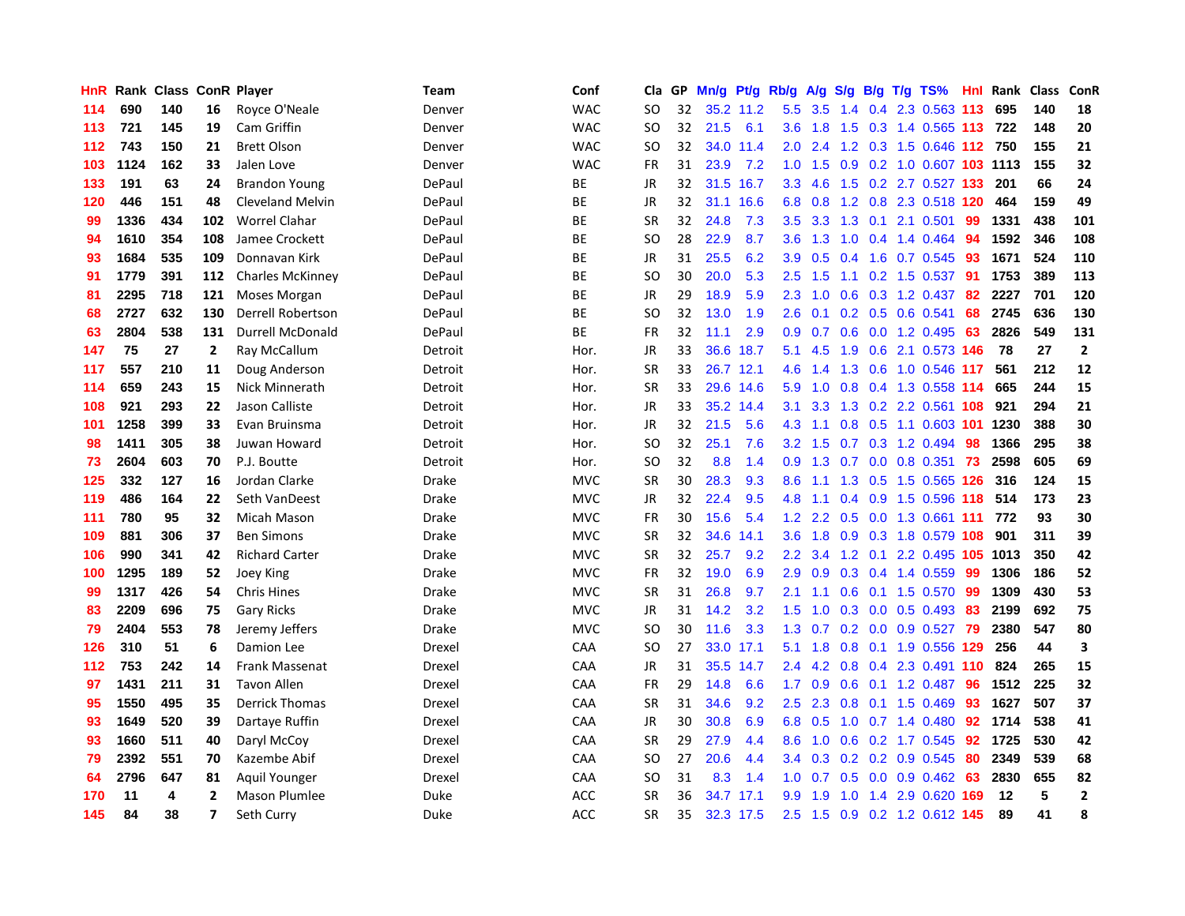| HnR | Rank | Class | ConR | Player | Team | Conf | Cla | GP | Mn/g | Pt/g | Rb/g | A/g | S/g | B/g | T/g | TS% | HnI | Rank | Class | ConR |
|---|---|---|---|---|---|---|---|---|---|---|---|---|---|---|---|---|---|---|---|---|
| 114 | 690 | 140 | 16 | Royce O'Neale | Denver | WAC | SO | 32 | 35.2 | 11.2 | 5.5 | 3.5 | 1.4 | 0.4 | 2.3 | 0.563 | 113 | 695 | 140 | 18 |
| 113 | 721 | 145 | 19 | Cam Griffin | Denver | WAC | SO | 32 | 21.5 | 6.1 | 3.6 | 1.8 | 1.5 | 0.3 | 1.4 | 0.565 | 113 | 722 | 148 | 20 |
| 112 | 743 | 150 | 21 | Brett Olson | Denver | WAC | SO | 32 | 34.0 | 11.4 | 2.0 | 2.4 | 1.2 | 0.3 | 1.5 | 0.646 | 112 | 750 | 155 | 21 |
| 103 | 1124 | 162 | 33 | Jalen Love | Denver | WAC | FR | 31 | 23.9 | 7.2 | 1.0 | 1.5 | 0.9 | 0.2 | 1.0 | 0.607 | 103 | 1113 | 155 | 32 |
| 133 | 191 | 63 | 24 | Brandon Young | DePaul | BE | JR | 32 | 31.5 | 16.7 | 3.3 | 4.6 | 1.5 | 0.2 | 2.7 | 0.527 | 133 | 201 | 66 | 24 |
| 120 | 446 | 151 | 48 | Cleveland Melvin | DePaul | BE | JR | 32 | 31.1 | 16.6 | 6.8 | 0.8 | 1.2 | 0.8 | 2.3 | 0.518 | 120 | 464 | 159 | 49 |
| 99 | 1336 | 434 | 102 | Worrel Clahar | DePaul | BE | SR | 32 | 24.8 | 7.3 | 3.5 | 3.3 | 1.3 | 0.1 | 2.1 | 0.501 | 99 | 1331 | 438 | 101 |
| 94 | 1610 | 354 | 108 | Jamee Crockett | DePaul | BE | SO | 28 | 22.9 | 8.7 | 3.6 | 1.3 | 1.0 | 0.4 | 1.4 | 0.464 | 94 | 1592 | 346 | 108 |
| 93 | 1684 | 535 | 109 | Donnavan Kirk | DePaul | BE | JR | 31 | 25.5 | 6.2 | 3.9 | 0.5 | 0.4 | 1.6 | 0.7 | 0.545 | 93 | 1671 | 524 | 110 |
| 91 | 1779 | 391 | 112 | Charles McKinney | DePaul | BE | SO | 30 | 20.0 | 5.3 | 2.5 | 1.5 | 1.1 | 0.2 | 1.5 | 0.537 | 91 | 1753 | 389 | 113 |
| 81 | 2295 | 718 | 121 | Moses Morgan | DePaul | BE | JR | 29 | 18.9 | 5.9 | 2.3 | 1.0 | 0.6 | 0.3 | 1.2 | 0.437 | 82 | 2227 | 701 | 120 |
| 68 | 2727 | 632 | 130 | Derrell Robertson | DePaul | BE | SO | 32 | 13.0 | 1.9 | 2.6 | 0.1 | 0.2 | 0.5 | 0.6 | 0.541 | 68 | 2745 | 636 | 130 |
| 63 | 2804 | 538 | 131 | Durrell McDonald | DePaul | BE | FR | 32 | 11.1 | 2.9 | 0.9 | 0.7 | 0.6 | 0.0 | 1.2 | 0.495 | 63 | 2826 | 549 | 131 |
| 147 | 75 | 27 | 2 | Ray McCallum | Detroit | Hor. | JR | 33 | 36.6 | 18.7 | 5.1 | 4.5 | 1.9 | 0.6 | 2.1 | 0.573 | 146 | 78 | 27 | 2 |
| 117 | 557 | 210 | 11 | Doug Anderson | Detroit | Hor. | SR | 33 | 26.7 | 12.1 | 4.6 | 1.4 | 1.3 | 0.6 | 1.0 | 0.546 | 117 | 561 | 212 | 12 |
| 114 | 659 | 243 | 15 | Nick Minnerath | Detroit | Hor. | SR | 33 | 29.6 | 14.6 | 5.9 | 1.0 | 0.8 | 0.4 | 1.3 | 0.558 | 114 | 665 | 244 | 15 |
| 108 | 921 | 293 | 22 | Jason Calliste | Detroit | Hor. | JR | 33 | 35.2 | 14.4 | 3.1 | 3.3 | 1.3 | 0.2 | 2.2 | 0.561 | 108 | 921 | 294 | 21 |
| 101 | 1258 | 399 | 33 | Evan Bruinsma | Detroit | Hor. | JR | 32 | 21.5 | 5.6 | 4.3 | 1.1 | 0.8 | 0.5 | 1.1 | 0.603 | 101 | 1230 | 388 | 30 |
| 98 | 1411 | 305 | 38 | Juwan Howard | Detroit | Hor. | SO | 32 | 25.1 | 7.6 | 3.2 | 1.5 | 0.7 | 0.3 | 1.2 | 0.494 | 98 | 1366 | 295 | 38 |
| 73 | 2604 | 603 | 70 | P.J. Boutte | Detroit | Hor. | SO | 32 | 8.8 | 1.4 | 0.9 | 1.3 | 0.7 | 0.0 | 0.8 | 0.351 | 73 | 2598 | 605 | 69 |
| 125 | 332 | 127 | 16 | Jordan Clarke | Drake | MVC | SR | 30 | 28.3 | 9.3 | 8.6 | 1.1 | 1.3 | 0.5 | 1.5 | 0.565 | 126 | 316 | 124 | 15 |
| 119 | 486 | 164 | 22 | Seth VanDeest | Drake | MVC | JR | 32 | 22.4 | 9.5 | 4.8 | 1.1 | 0.4 | 0.9 | 1.5 | 0.596 | 118 | 514 | 173 | 23 |
| 111 | 780 | 95 | 32 | Micah Mason | Drake | MVC | FR | 30 | 15.6 | 5.4 | 1.2 | 2.2 | 0.5 | 0.0 | 1.3 | 0.661 | 111 | 772 | 93 | 30 |
| 109 | 881 | 306 | 37 | Ben Simons | Drake | MVC | SR | 32 | 34.6 | 14.1 | 3.6 | 1.8 | 0.9 | 0.3 | 1.8 | 0.579 | 108 | 901 | 311 | 39 |
| 106 | 990 | 341 | 42 | Richard Carter | Drake | MVC | SR | 32 | 25.7 | 9.2 | 2.2 | 3.4 | 1.2 | 0.1 | 2.2 | 0.495 | 105 | 1013 | 350 | 42 |
| 100 | 1295 | 189 | 52 | Joey King | Drake | MVC | FR | 32 | 19.0 | 6.9 | 2.9 | 0.9 | 0.3 | 0.4 | 1.4 | 0.559 | 99 | 1306 | 186 | 52 |
| 99 | 1317 | 426 | 54 | Chris Hines | Drake | MVC | SR | 31 | 26.8 | 9.7 | 2.1 | 1.1 | 0.6 | 0.1 | 1.5 | 0.570 | 99 | 1309 | 430 | 53 |
| 83 | 2209 | 696 | 75 | Gary Ricks | Drake | MVC | JR | 31 | 14.2 | 3.2 | 1.5 | 1.0 | 0.3 | 0.0 | 0.5 | 0.493 | 83 | 2199 | 692 | 75 |
| 79 | 2404 | 553 | 78 | Jeremy Jeffers | Drake | MVC | SO | 30 | 11.6 | 3.3 | 1.3 | 0.7 | 0.2 | 0.0 | 0.9 | 0.527 | 79 | 2380 | 547 | 80 |
| 126 | 310 | 51 | 6 | Damion Lee | Drexel | CAA | SO | 27 | 33.0 | 17.1 | 5.1 | 1.8 | 0.8 | 0.1 | 1.9 | 0.556 | 129 | 256 | 44 | 3 |
| 112 | 753 | 242 | 14 | Frank Massenat | Drexel | CAA | JR | 31 | 35.5 | 14.7 | 2.4 | 4.2 | 0.8 | 0.4 | 2.3 | 0.491 | 110 | 824 | 265 | 15 |
| 97 | 1431 | 211 | 31 | Tavon Allen | Drexel | CAA | FR | 29 | 14.8 | 6.6 | 1.7 | 0.9 | 0.6 | 0.1 | 1.2 | 0.487 | 96 | 1512 | 225 | 32 |
| 95 | 1550 | 495 | 35 | Derrick Thomas | Drexel | CAA | SR | 31 | 34.6 | 9.2 | 2.5 | 2.3 | 0.8 | 0.1 | 1.5 | 0.469 | 93 | 1627 | 507 | 37 |
| 93 | 1649 | 520 | 39 | Dartaye Ruffin | Drexel | CAA | JR | 30 | 30.8 | 6.9 | 6.8 | 0.5 | 1.0 | 0.7 | 1.4 | 0.480 | 92 | 1714 | 538 | 41 |
| 93 | 1660 | 511 | 40 | Daryl McCoy | Drexel | CAA | SR | 29 | 27.9 | 4.4 | 8.6 | 1.0 | 0.6 | 0.2 | 1.7 | 0.545 | 92 | 1725 | 530 | 42 |
| 79 | 2392 | 551 | 70 | Kazembe Abif | Drexel | CAA | SO | 27 | 20.6 | 4.4 | 3.4 | 0.3 | 0.2 | 0.2 | 0.9 | 0.545 | 80 | 2349 | 539 | 68 |
| 64 | 2796 | 647 | 81 | Aquil Younger | Drexel | CAA | SO | 31 | 8.3 | 1.4 | 1.0 | 0.7 | 0.5 | 0.0 | 0.9 | 0.462 | 63 | 2830 | 655 | 82 |
| 170 | 11 | 4 | 2 | Mason Plumlee | Duke | ACC | SR | 36 | 34.7 | 17.1 | 9.9 | 1.9 | 1.0 | 1.4 | 2.9 | 0.620 | 169 | 12 | 5 | 2 |
| 145 | 84 | 38 | 7 | Seth Curry | Duke | ACC | SR | 35 | 32.3 | 17.5 | 2.5 | 1.5 | 0.9 | 0.2 | 1.2 | 0.612 | 145 | 89 | 41 | 8 |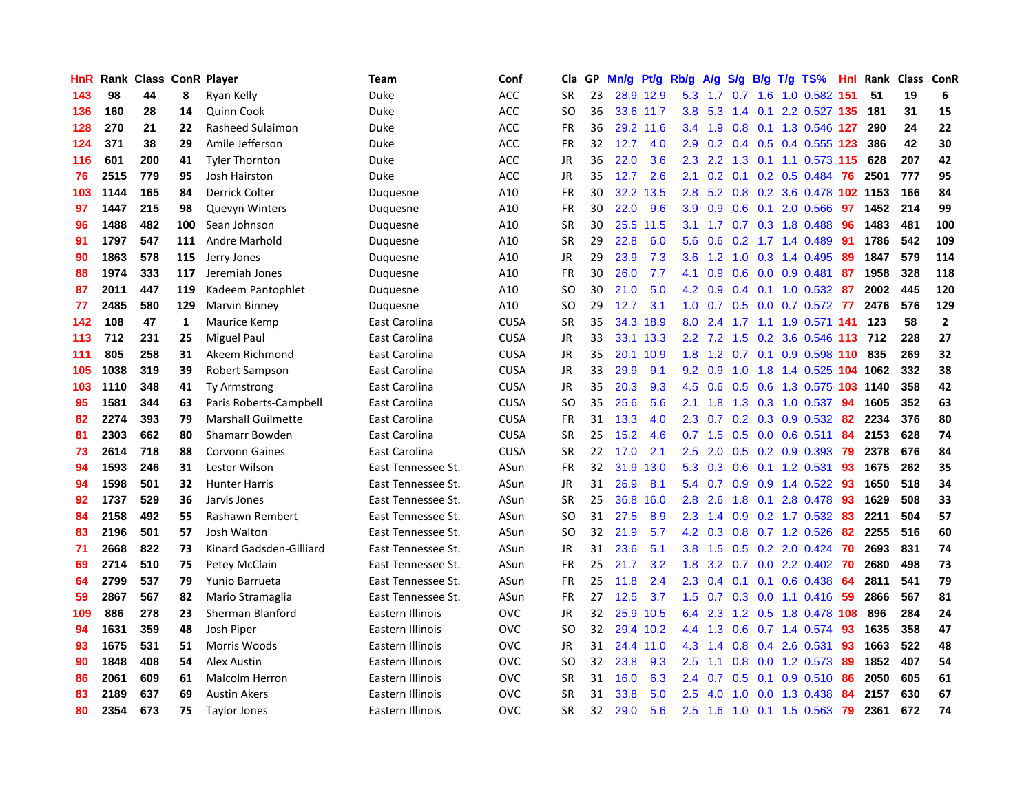| HnR | Rank | Class | ConR | Player | Team | Conf | Cla | GP | Mn/g | Pt/g | Rb/g | A/g | S/g | B/g | T/g | TS% | HnI | Rank | Class | ConR |
|---|---|---|---|---|---|---|---|---|---|---|---|---|---|---|---|---|---|---|---|---|
| 143 | 98 | 44 | 8 | Ryan Kelly | Duke | ACC | SR | 23 | 28.9 | 12.9 | 5.3 | 1.7 | 0.7 | 1.6 | 1.0 | 0.582 | 151 | 51 | 19 | 6 |
| 136 | 160 | 28 | 14 | Quinn Cook | Duke | ACC | SO | 36 | 33.6 | 11.7 | 3.8 | 5.3 | 1.4 | 0.1 | 2.2 | 0.527 | 135 | 181 | 31 | 15 |
| 128 | 270 | 21 | 22 | Rasheed Sulaimon | Duke | ACC | FR | 36 | 29.2 | 11.6 | 3.4 | 1.9 | 0.8 | 0.1 | 1.3 | 0.546 | 127 | 290 | 24 | 22 |
| 124 | 371 | 38 | 29 | Amile Jefferson | Duke | ACC | FR | 32 | 12.7 | 4.0 | 2.9 | 0.2 | 0.4 | 0.5 | 0.4 | 0.555 | 123 | 386 | 42 | 30 |
| 116 | 601 | 200 | 41 | Tyler Thornton | Duke | ACC | JR | 36 | 22.0 | 3.6 | 2.3 | 2.2 | 1.3 | 0.1 | 1.1 | 0.573 | 115 | 628 | 207 | 42 |
| 76 | 2515 | 779 | 95 | Josh Hairston | Duke | ACC | JR | 35 | 12.7 | 2.6 | 2.1 | 0.2 | 0.1 | 0.2 | 0.5 | 0.484 | 76 | 2501 | 777 | 95 |
| 103 | 1144 | 165 | 84 | Derrick Colter | Duquesne | A10 | FR | 30 | 32.2 | 13.5 | 2.8 | 5.2 | 0.8 | 0.2 | 3.6 | 0.478 | 102 | 1153 | 166 | 84 |
| 97 | 1447 | 215 | 98 | Quevyn Winters | Duquesne | A10 | FR | 30 | 22.0 | 9.6 | 3.9 | 0.9 | 0.6 | 0.1 | 2.0 | 0.566 | 97 | 1452 | 214 | 99 |
| 96 | 1488 | 482 | 100 | Sean Johnson | Duquesne | A10 | SR | 30 | 25.5 | 11.5 | 3.1 | 1.7 | 0.7 | 0.3 | 1.8 | 0.488 | 96 | 1483 | 481 | 100 |
| 91 | 1797 | 547 | 111 | Andre Marhold | Duquesne | A10 | SR | 29 | 22.8 | 6.0 | 5.6 | 0.6 | 0.2 | 1.7 | 1.4 | 0.489 | 91 | 1786 | 542 | 109 |
| 90 | 1863 | 578 | 115 | Jerry Jones | Duquesne | A10 | JR | 29 | 23.9 | 7.3 | 3.6 | 1.2 | 1.0 | 0.3 | 1.4 | 0.495 | 89 | 1847 | 579 | 114 |
| 88 | 1974 | 333 | 117 | Jeremiah Jones | Duquesne | A10 | FR | 30 | 26.0 | 7.7 | 4.1 | 0.9 | 0.6 | 0.0 | 0.9 | 0.481 | 87 | 1958 | 328 | 118 |
| 87 | 2011 | 447 | 119 | Kadeem Pantophlet | Duquesne | A10 | SO | 30 | 21.0 | 5.0 | 4.2 | 0.9 | 0.4 | 0.1 | 1.0 | 0.532 | 87 | 2002 | 445 | 120 |
| 77 | 2485 | 580 | 129 | Marvin Binney | Duquesne | A10 | SO | 29 | 12.7 | 3.1 | 1.0 | 0.7 | 0.5 | 0.0 | 0.7 | 0.572 | 77 | 2476 | 576 | 129 |
| 142 | 108 | 47 | 1 | Maurice Kemp | East Carolina | CUSA | SR | 35 | 34.3 | 18.9 | 8.0 | 2.4 | 1.7 | 1.1 | 1.9 | 0.571 | 141 | 123 | 58 | 2 |
| 113 | 712 | 231 | 25 | Miguel Paul | East Carolina | CUSA | JR | 33 | 33.1 | 13.3 | 2.2 | 7.2 | 1.5 | 0.2 | 3.6 | 0.546 | 113 | 712 | 228 | 27 |
| 111 | 805 | 258 | 31 | Akeem Richmond | East Carolina | CUSA | JR | 35 | 20.1 | 10.9 | 1.8 | 1.2 | 0.7 | 0.1 | 0.9 | 0.598 | 110 | 835 | 269 | 32 |
| 105 | 1038 | 319 | 39 | Robert Sampson | East Carolina | CUSA | JR | 33 | 29.9 | 9.1 | 9.2 | 0.9 | 1.0 | 1.8 | 1.4 | 0.525 | 104 | 1062 | 332 | 38 |
| 103 | 1110 | 348 | 41 | Ty Armstrong | East Carolina | CUSA | JR | 35 | 20.3 | 9.3 | 4.5 | 0.6 | 0.5 | 0.6 | 1.3 | 0.575 | 103 | 1140 | 358 | 42 |
| 95 | 1581 | 344 | 63 | Paris Roberts-Campbell | East Carolina | CUSA | SO | 35 | 25.6 | 5.6 | 2.1 | 1.8 | 1.3 | 0.3 | 1.0 | 0.537 | 94 | 1605 | 352 | 63 |
| 82 | 2274 | 393 | 79 | Marshall Guilmette | East Carolina | CUSA | FR | 31 | 13.3 | 4.0 | 2.3 | 0.7 | 0.2 | 0.3 | 0.9 | 0.532 | 82 | 2234 | 376 | 80 |
| 81 | 2303 | 662 | 80 | Shamarr Bowden | East Carolina | CUSA | SR | 25 | 15.2 | 4.6 | 0.7 | 1.5 | 0.5 | 0.0 | 0.6 | 0.511 | 84 | 2153 | 628 | 74 |
| 73 | 2614 | 718 | 88 | Corvonn Gaines | East Carolina | CUSA | SR | 22 | 17.0 | 2.1 | 2.5 | 2.0 | 0.5 | 0.2 | 0.9 | 0.393 | 79 | 2378 | 676 | 84 |
| 94 | 1593 | 246 | 31 | Lester Wilson | East Tennessee St. | ASun | FR | 32 | 31.9 | 13.0 | 5.3 | 0.3 | 0.6 | 0.1 | 1.2 | 0.531 | 93 | 1675 | 262 | 35 |
| 94 | 1598 | 501 | 32 | Hunter Harris | East Tennessee St. | ASun | JR | 31 | 26.9 | 8.1 | 5.4 | 0.7 | 0.9 | 0.9 | 1.4 | 0.522 | 93 | 1650 | 518 | 34 |
| 92 | 1737 | 529 | 36 | Jarvis Jones | East Tennessee St. | ASun | SR | 25 | 36.8 | 16.0 | 2.8 | 2.6 | 1.8 | 0.1 | 2.8 | 0.478 | 93 | 1629 | 508 | 33 |
| 84 | 2158 | 492 | 55 | Rashawn Rembert | East Tennessee St. | ASun | SO | 31 | 27.5 | 8.9 | 2.3 | 1.4 | 0.9 | 0.2 | 1.7 | 0.532 | 83 | 2211 | 504 | 57 |
| 83 | 2196 | 501 | 57 | Josh Walton | East Tennessee St. | ASun | SO | 32 | 21.9 | 5.7 | 4.2 | 0.3 | 0.8 | 0.7 | 1.2 | 0.526 | 82 | 2255 | 516 | 60 |
| 71 | 2668 | 822 | 73 | Kinard Gadsden-Gilliard | East Tennessee St. | ASun | JR | 31 | 23.6 | 5.1 | 3.8 | 1.5 | 0.5 | 0.2 | 2.0 | 0.424 | 70 | 2693 | 831 | 74 |
| 69 | 2714 | 510 | 75 | Petey McClain | East Tennessee St. | ASun | FR | 25 | 21.7 | 3.2 | 1.8 | 3.2 | 0.7 | 0.0 | 2.2 | 0.402 | 70 | 2680 | 498 | 73 |
| 64 | 2799 | 537 | 79 | Yunio Barrueta | East Tennessee St. | ASun | FR | 25 | 11.8 | 2.4 | 2.3 | 0.4 | 0.1 | 0.1 | 0.6 | 0.438 | 64 | 2811 | 541 | 79 |
| 59 | 2867 | 567 | 82 | Mario Stramaglia | East Tennessee St. | ASun | FR | 27 | 12.5 | 3.7 | 1.5 | 0.7 | 0.3 | 0.0 | 1.1 | 0.416 | 59 | 2866 | 567 | 81 |
| 109 | 886 | 278 | 23 | Sherman Blanford | Eastern Illinois | OVC | JR | 32 | 25.9 | 10.5 | 6.4 | 2.3 | 1.2 | 0.5 | 1.8 | 0.478 | 108 | 896 | 284 | 24 |
| 94 | 1631 | 359 | 48 | Josh Piper | Eastern Illinois | OVC | SO | 32 | 29.4 | 10.2 | 4.4 | 1.3 | 0.6 | 0.7 | 1.4 | 0.574 | 93 | 1635 | 358 | 47 |
| 93 | 1675 | 531 | 51 | Morris Woods | Eastern Illinois | OVC | JR | 31 | 24.4 | 11.0 | 4.3 | 1.4 | 0.8 | 0.4 | 2.6 | 0.531 | 93 | 1663 | 522 | 48 |
| 90 | 1848 | 408 | 54 | Alex Austin | Eastern Illinois | OVC | SO | 32 | 23.8 | 9.3 | 2.5 | 1.1 | 0.8 | 0.0 | 1.2 | 0.573 | 89 | 1852 | 407 | 54 |
| 86 | 2061 | 609 | 61 | Malcolm Herron | Eastern Illinois | OVC | SR | 31 | 16.0 | 6.3 | 2.4 | 0.7 | 0.5 | 0.1 | 0.9 | 0.510 | 86 | 2050 | 605 | 61 |
| 83 | 2189 | 637 | 69 | Austin Akers | Eastern Illinois | OVC | SR | 31 | 33.8 | 5.0 | 2.5 | 4.0 | 1.0 | 0.0 | 1.3 | 0.438 | 84 | 2157 | 630 | 67 |
| 80 | 2354 | 673 | 75 | Taylor Jones | Eastern Illinois | OVC | SR | 32 | 29.0 | 5.6 | 2.5 | 1.6 | 1.0 | 0.1 | 1.5 | 0.563 | 79 | 2361 | 672 | 74 |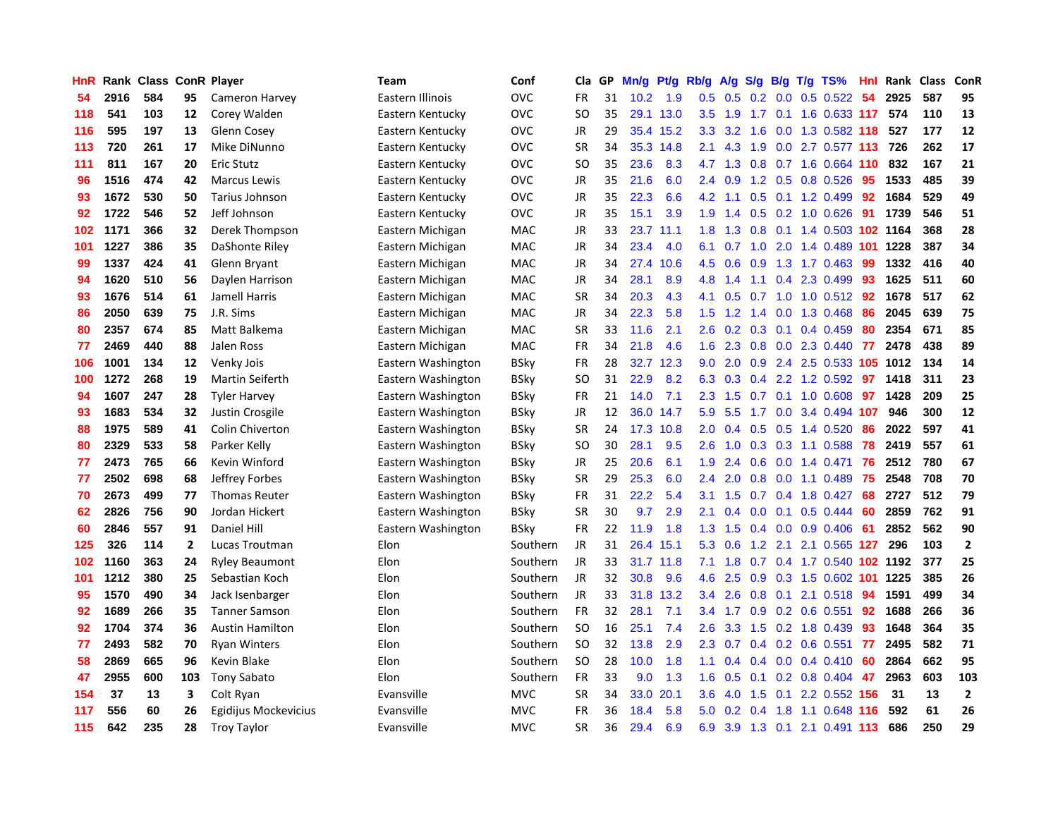| HnR | Rank | Class | ConR | Player | Team | Conf | Cla | GP | Mn/g | Pt/g | Rb/g | A/g | S/g | B/g | T/g | TS% | HnI | Rank | Class | ConR |
|---|---|---|---|---|---|---|---|---|---|---|---|---|---|---|---|---|---|---|---|---|
| 54 | 2916 | 584 | 95 | Cameron Harvey | Eastern Illinois | OVC | FR | 31 | 10.2 | 1.9 | 0.5 | 0.5 | 0.2 | 0.0 | 0.5 | 0.522 | 54 | 2925 | 587 | 95 |
| 118 | 541 | 103 | 12 | Corey Walden | Eastern Kentucky | OVC | SO | 35 | 29.1 | 13.0 | 3.5 | 1.9 | 1.7 | 0.1 | 1.6 | 0.633 | 117 | 574 | 110 | 13 |
| 116 | 595 | 197 | 13 | Glenn Cosey | Eastern Kentucky | OVC | JR | 29 | 35.4 | 15.2 | 3.3 | 3.2 | 1.6 | 0.0 | 1.3 | 0.582 | 118 | 527 | 177 | 12 |
| 113 | 720 | 261 | 17 | Mike DiNunno | Eastern Kentucky | OVC | SR | 34 | 35.3 | 14.8 | 2.1 | 4.3 | 1.9 | 0.0 | 2.7 | 0.577 | 113 | 726 | 262 | 17 |
| 111 | 811 | 167 | 20 | Eric Stutz | Eastern Kentucky | OVC | SO | 35 | 23.6 | 8.3 | 4.7 | 1.3 | 0.8 | 0.7 | 1.6 | 0.664 | 110 | 832 | 167 | 21 |
| 96 | 1516 | 474 | 42 | Marcus Lewis | Eastern Kentucky | OVC | JR | 35 | 21.6 | 6.0 | 2.4 | 0.9 | 1.2 | 0.5 | 0.8 | 0.526 | 95 | 1533 | 485 | 39 |
| 93 | 1672 | 530 | 50 | Tarius Johnson | Eastern Kentucky | OVC | JR | 35 | 22.3 | 6.6 | 4.2 | 1.1 | 0.5 | 0.1 | 1.2 | 0.499 | 92 | 1684 | 529 | 49 |
| 92 | 1722 | 546 | 52 | Jeff Johnson | Eastern Kentucky | OVC | JR | 35 | 15.1 | 3.9 | 1.9 | 1.4 | 0.5 | 0.2 | 1.0 | 0.626 | 91 | 1739 | 546 | 51 |
| 102 | 1171 | 366 | 32 | Derek Thompson | Eastern Michigan | MAC | JR | 33 | 23.7 | 11.1 | 1.8 | 1.3 | 0.8 | 0.1 | 1.4 | 0.503 | 102 | 1164 | 368 | 28 |
| 101 | 1227 | 386 | 35 | DaShonte Riley | Eastern Michigan | MAC | JR | 34 | 23.4 | 4.0 | 6.1 | 0.7 | 1.0 | 2.0 | 1.4 | 0.489 | 101 | 1228 | 387 | 34 |
| 99 | 1337 | 424 | 41 | Glenn Bryant | Eastern Michigan | MAC | JR | 34 | 27.4 | 10.6 | 4.5 | 0.6 | 0.9 | 1.3 | 1.7 | 0.463 | 99 | 1332 | 416 | 40 |
| 94 | 1620 | 510 | 56 | Daylen Harrison | Eastern Michigan | MAC | JR | 34 | 28.1 | 8.9 | 4.8 | 1.4 | 1.1 | 0.4 | 2.3 | 0.499 | 93 | 1625 | 511 | 60 |
| 93 | 1676 | 514 | 61 | Jamell Harris | Eastern Michigan | MAC | SR | 34 | 20.3 | 4.3 | 4.1 | 0.5 | 0.7 | 1.0 | 1.0 | 0.512 | 92 | 1678 | 517 | 62 |
| 86 | 2050 | 639 | 75 | J.R. Sims | Eastern Michigan | MAC | JR | 34 | 22.3 | 5.8 | 1.5 | 1.2 | 1.4 | 0.0 | 1.3 | 0.468 | 86 | 2045 | 639 | 75 |
| 80 | 2357 | 674 | 85 | Matt Balkema | Eastern Michigan | MAC | SR | 33 | 11.6 | 2.1 | 2.6 | 0.2 | 0.3 | 0.1 | 0.4 | 0.459 | 80 | 2354 | 671 | 85 |
| 77 | 2469 | 440 | 88 | Jalen Ross | Eastern Michigan | MAC | FR | 34 | 21.8 | 4.6 | 1.6 | 2.3 | 0.8 | 0.0 | 2.3 | 0.440 | 77 | 2478 | 438 | 89 |
| 106 | 1001 | 134 | 12 | Venky Jois | Eastern Washington | BSky | FR | 28 | 32.7 | 12.3 | 9.0 | 2.0 | 0.9 | 2.4 | 2.5 | 0.533 | 105 | 1012 | 134 | 14 |
| 100 | 1272 | 268 | 19 | Martin Seiferth | Eastern Washington | BSky | SO | 31 | 22.9 | 8.2 | 6.3 | 0.3 | 0.4 | 2.2 | 1.2 | 0.592 | 97 | 1418 | 311 | 23 |
| 94 | 1607 | 247 | 28 | Tyler Harvey | Eastern Washington | BSky | FR | 21 | 14.0 | 7.1 | 2.3 | 1.5 | 0.7 | 0.1 | 1.0 | 0.608 | 97 | 1428 | 209 | 25 |
| 93 | 1683 | 534 | 32 | Justin Crosgile | Eastern Washington | BSky | JR | 12 | 36.0 | 14.7 | 5.9 | 5.5 | 1.7 | 0.0 | 3.4 | 0.494 | 107 | 946 | 300 | 12 |
| 88 | 1975 | 589 | 41 | Colin Chiverton | Eastern Washington | BSky | SR | 24 | 17.3 | 10.8 | 2.0 | 0.4 | 0.5 | 0.5 | 1.4 | 0.520 | 86 | 2022 | 597 | 41 |
| 80 | 2329 | 533 | 58 | Parker Kelly | Eastern Washington | BSky | SO | 30 | 28.1 | 9.5 | 2.6 | 1.0 | 0.3 | 0.3 | 1.1 | 0.588 | 78 | 2419 | 557 | 61 |
| 77 | 2473 | 765 | 66 | Kevin Winford | Eastern Washington | BSky | JR | 25 | 20.6 | 6.1 | 1.9 | 2.4 | 0.6 | 0.0 | 1.4 | 0.471 | 76 | 2512 | 780 | 67 |
| 77 | 2502 | 698 | 68 | Jeffrey Forbes | Eastern Washington | BSky | SR | 29 | 25.3 | 6.0 | 2.4 | 2.0 | 0.8 | 0.0 | 1.1 | 0.489 | 75 | 2548 | 708 | 70 |
| 70 | 2673 | 499 | 77 | Thomas Reuter | Eastern Washington | BSky | FR | 31 | 22.2 | 5.4 | 3.1 | 1.5 | 0.7 | 0.4 | 1.8 | 0.427 | 68 | 2727 | 512 | 79 |
| 62 | 2826 | 756 | 90 | Jordan Hickert | Eastern Washington | BSky | SR | 30 | 9.7 | 2.9 | 2.1 | 0.4 | 0.0 | 0.1 | 0.5 | 0.444 | 60 | 2859 | 762 | 91 |
| 60 | 2846 | 557 | 91 | Daniel Hill | Eastern Washington | BSky | FR | 22 | 11.9 | 1.8 | 1.3 | 1.5 | 0.4 | 0.0 | 0.9 | 0.406 | 61 | 2852 | 562 | 90 |
| 125 | 326 | 114 | 2 | Lucas Troutman | Elon | Southern | JR | 31 | 26.4 | 15.1 | 5.3 | 0.6 | 1.2 | 2.1 | 2.1 | 0.565 | 127 | 296 | 103 | 2 |
| 102 | 1160 | 363 | 24 | Ryley Beaumont | Elon | Southern | JR | 33 | 31.7 | 11.8 | 7.1 | 1.8 | 0.7 | 0.4 | 1.7 | 0.540 | 102 | 1192 | 377 | 25 |
| 101 | 1212 | 380 | 25 | Sebastian Koch | Elon | Southern | JR | 32 | 30.8 | 9.6 | 4.6 | 2.5 | 0.9 | 0.3 | 1.5 | 0.602 | 101 | 1225 | 385 | 26 |
| 95 | 1570 | 490 | 34 | Jack Isenbarger | Elon | Southern | JR | 33 | 31.8 | 13.2 | 3.4 | 2.6 | 0.8 | 0.1 | 2.1 | 0.518 | 94 | 1591 | 499 | 34 |
| 92 | 1689 | 266 | 35 | Tanner Samson | Elon | Southern | FR | 32 | 28.1 | 7.1 | 3.4 | 1.7 | 0.9 | 0.2 | 0.6 | 0.551 | 92 | 1688 | 266 | 36 |
| 92 | 1704 | 374 | 36 | Austin Hamilton | Elon | Southern | SO | 16 | 25.1 | 7.4 | 2.6 | 3.3 | 1.5 | 0.2 | 1.8 | 0.439 | 93 | 1648 | 364 | 35 |
| 77 | 2493 | 582 | 70 | Ryan Winters | Elon | Southern | SO | 32 | 13.8 | 2.9 | 2.3 | 0.7 | 0.4 | 0.2 | 0.6 | 0.551 | 77 | 2495 | 582 | 71 |
| 58 | 2869 | 665 | 96 | Kevin Blake | Elon | Southern | SO | 28 | 10.0 | 1.8 | 1.1 | 0.4 | 0.4 | 0.0 | 0.4 | 0.410 | 60 | 2864 | 662 | 95 |
| 47 | 2955 | 600 | 103 | Tony Sabato | Elon | Southern | FR | 33 | 9.0 | 1.3 | 1.6 | 0.5 | 0.1 | 0.2 | 0.8 | 0.404 | 47 | 2963 | 603 | 103 |
| 154 | 37 | 13 | 3 | Colt Ryan | Evansville | MVC | SR | 34 | 33.0 | 20.1 | 3.6 | 4.0 | 1.5 | 0.1 | 2.2 | 0.552 | 156 | 31 | 13 | 2 |
| 117 | 556 | 60 | 26 | Egidijus Mockevicius | Evansville | MVC | FR | 36 | 18.4 | 5.8 | 5.0 | 0.2 | 0.4 | 1.8 | 1.1 | 0.648 | 116 | 592 | 61 | 26 |
| 115 | 642 | 235 | 28 | Troy Taylor | Evansville | MVC | SR | 36 | 29.4 | 6.9 | 6.9 | 3.9 | 1.3 | 0.1 | 2.1 | 0.491 | 113 | 686 | 250 | 29 |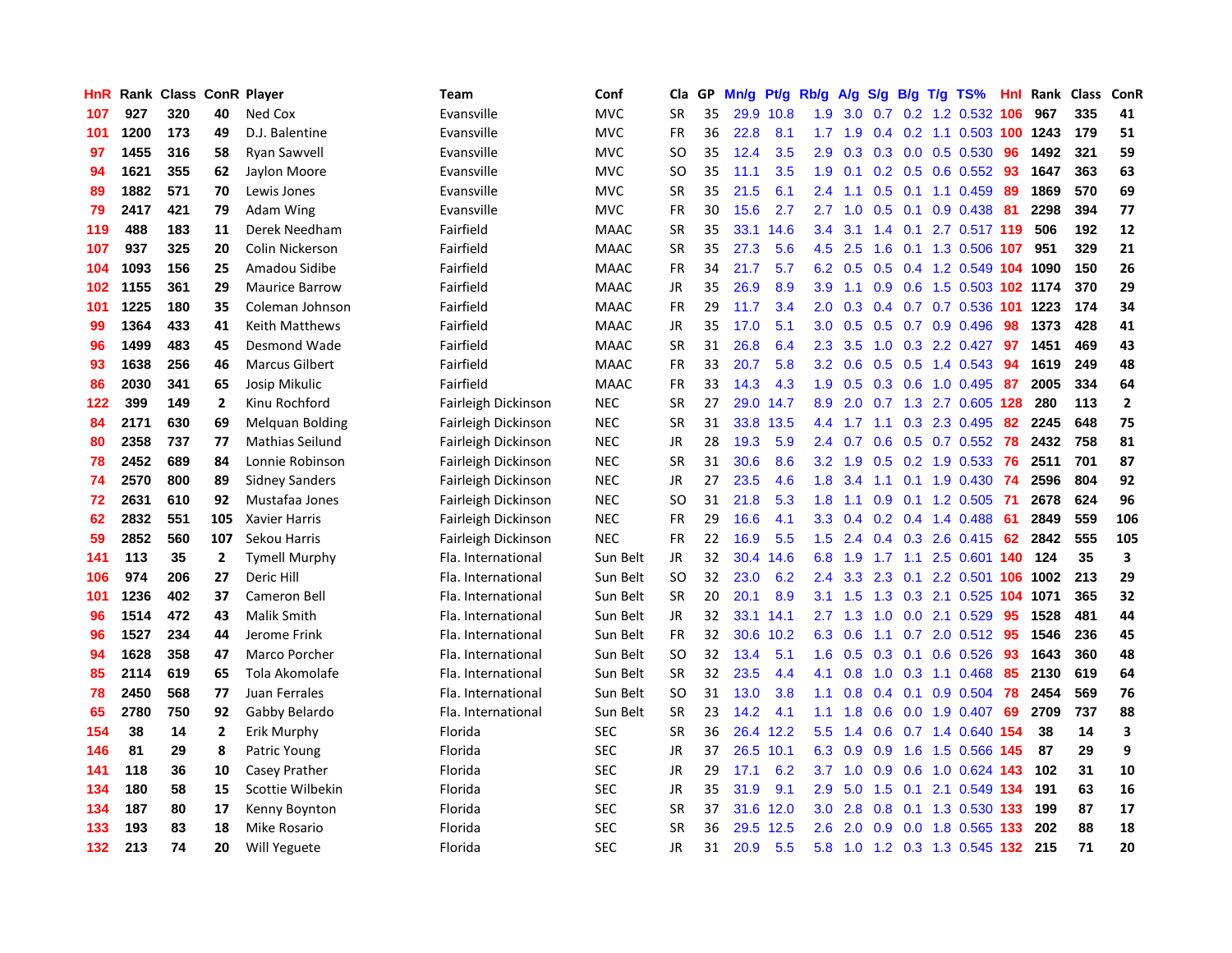| HnR | Rank | Class | ConR | Player | Team | Conf | Cla | GP | Mn/g | Pt/g | Rb/g | A/g | S/g | B/g | T/g | TS% | HnI | Rank | Class | ConR |
|---|---|---|---|---|---|---|---|---|---|---|---|---|---|---|---|---|---|---|---|---|
| 107 | 927 | 320 | 40 | Ned Cox | Evansville | MVC | SR | 35 | 29.9 | 10.8 | 1.9 | 3.0 | 0.7 | 0.2 | 1.2 | 0.532 | 106 | 967 | 335 | 41 |
| 101 | 1200 | 173 | 49 | D.J. Balentine | Evansville | MVC | FR | 36 | 22.8 | 8.1 | 1.7 | 1.9 | 0.4 | 0.2 | 1.1 | 0.503 | 100 | 1243 | 179 | 51 |
| 97 | 1455 | 316 | 58 | Ryan Sawvell | Evansville | MVC | SO | 35 | 12.4 | 3.5 | 2.9 | 0.3 | 0.3 | 0.0 | 0.5 | 0.530 | 96 | 1492 | 321 | 59 |
| 94 | 1621 | 355 | 62 | Jaylon Moore | Evansville | MVC | SO | 35 | 11.1 | 3.5 | 1.9 | 0.1 | 0.2 | 0.5 | 0.6 | 0.552 | 93 | 1647 | 363 | 63 |
| 89 | 1882 | 571 | 70 | Lewis Jones | Evansville | MVC | SR | 35 | 21.5 | 6.1 | 2.4 | 1.1 | 0.5 | 0.1 | 1.1 | 0.459 | 89 | 1869 | 570 | 69 |
| 79 | 2417 | 421 | 79 | Adam Wing | Evansville | MVC | FR | 30 | 15.6 | 2.7 | 2.7 | 1.0 | 0.5 | 0.1 | 0.9 | 0.438 | 81 | 2298 | 394 | 77 |
| 119 | 488 | 183 | 11 | Derek Needham | Fairfield | MAAC | SR | 35 | 33.1 | 14.6 | 3.4 | 3.1 | 1.4 | 0.1 | 2.7 | 0.517 | 119 | 506 | 192 | 12 |
| 107 | 937 | 325 | 20 | Colin Nickerson | Fairfield | MAAC | SR | 35 | 27.3 | 5.6 | 4.5 | 2.5 | 1.6 | 0.1 | 1.3 | 0.506 | 107 | 951 | 329 | 21 |
| 104 | 1093 | 156 | 25 | Amadou Sidibe | Fairfield | MAAC | FR | 34 | 21.7 | 5.7 | 6.2 | 0.5 | 0.5 | 0.4 | 1.2 | 0.549 | 104 | 1090 | 150 | 26 |
| 102 | 1155 | 361 | 29 | Maurice Barrow | Fairfield | MAAC | JR | 35 | 26.9 | 8.9 | 3.9 | 1.1 | 0.9 | 0.6 | 1.5 | 0.503 | 102 | 1174 | 370 | 29 |
| 101 | 1225 | 180 | 35 | Coleman Johnson | Fairfield | MAAC | FR | 29 | 11.7 | 3.4 | 2.0 | 0.3 | 0.4 | 0.7 | 0.7 | 0.536 | 101 | 1223 | 174 | 34 |
| 99 | 1364 | 433 | 41 | Keith Matthews | Fairfield | MAAC | JR | 35 | 17.0 | 5.1 | 3.0 | 0.5 | 0.5 | 0.7 | 0.9 | 0.496 | 98 | 1373 | 428 | 41 |
| 96 | 1499 | 483 | 45 | Desmond Wade | Fairfield | MAAC | SR | 31 | 26.8 | 6.4 | 2.3 | 3.5 | 1.0 | 0.3 | 2.2 | 0.427 | 97 | 1451 | 469 | 43 |
| 93 | 1638 | 256 | 46 | Marcus Gilbert | Fairfield | MAAC | FR | 33 | 20.7 | 5.8 | 3.2 | 0.6 | 0.5 | 0.5 | 1.4 | 0.543 | 94 | 1619 | 249 | 48 |
| 86 | 2030 | 341 | 65 | Josip Mikulic | Fairfield | MAAC | FR | 33 | 14.3 | 4.3 | 1.9 | 0.5 | 0.3 | 0.6 | 1.0 | 0.495 | 87 | 2005 | 334 | 64 |
| 122 | 399 | 149 | 2 | Kinu Rochford | Fairleigh Dickinson | NEC | SR | 27 | 29.0 | 14.7 | 8.9 | 2.0 | 0.7 | 1.3 | 2.7 | 0.605 | 128 | 280 | 113 | 2 |
| 84 | 2171 | 630 | 69 | Melquan Bolding | Fairleigh Dickinson | NEC | SR | 31 | 33.8 | 13.5 | 4.4 | 1.7 | 1.1 | 0.3 | 2.3 | 0.495 | 82 | 2245 | 648 | 75 |
| 80 | 2358 | 737 | 77 | Mathias Seilund | Fairleigh Dickinson | NEC | JR | 28 | 19.3 | 5.9 | 2.4 | 0.7 | 0.6 | 0.5 | 0.7 | 0.552 | 78 | 2432 | 758 | 81 |
| 78 | 2452 | 689 | 84 | Lonnie Robinson | Fairleigh Dickinson | NEC | SR | 31 | 30.6 | 8.6 | 3.2 | 1.9 | 0.5 | 0.2 | 1.9 | 0.533 | 76 | 2511 | 701 | 87 |
| 74 | 2570 | 800 | 89 | Sidney Sanders | Fairleigh Dickinson | NEC | JR | 27 | 23.5 | 4.6 | 1.8 | 3.4 | 1.1 | 0.1 | 1.9 | 0.430 | 74 | 2596 | 804 | 92 |
| 72 | 2631 | 610 | 92 | Mustafaa Jones | Fairleigh Dickinson | NEC | SO | 31 | 21.8 | 5.3 | 1.8 | 1.1 | 0.9 | 0.1 | 1.2 | 0.505 | 71 | 2678 | 624 | 96 |
| 62 | 2832 | 551 | 105 | Xavier Harris | Fairleigh Dickinson | NEC | FR | 29 | 16.6 | 4.1 | 3.3 | 0.4 | 0.2 | 0.4 | 1.4 | 0.488 | 61 | 2849 | 559 | 106 |
| 59 | 2852 | 560 | 107 | Sekou Harris | Fairleigh Dickinson | NEC | FR | 22 | 16.9 | 5.5 | 1.5 | 2.4 | 0.4 | 0.3 | 2.6 | 0.415 | 62 | 2842 | 555 | 105 |
| 141 | 113 | 35 | 2 | Tymell Murphy | Fla. International | Sun Belt | JR | 32 | 30.4 | 14.6 | 6.8 | 1.9 | 1.7 | 1.1 | 2.5 | 0.601 | 140 | 124 | 35 | 3 |
| 106 | 974 | 206 | 27 | Deric Hill | Fla. International | Sun Belt | SO | 32 | 23.0 | 6.2 | 2.4 | 3.3 | 2.3 | 0.1 | 2.2 | 0.501 | 106 | 1002 | 213 | 29 |
| 101 | 1236 | 402 | 37 | Cameron Bell | Fla. International | Sun Belt | SR | 20 | 20.1 | 8.9 | 3.1 | 1.5 | 1.3 | 0.3 | 2.1 | 0.525 | 104 | 1071 | 365 | 32 |
| 96 | 1514 | 472 | 43 | Malik Smith | Fla. International | Sun Belt | JR | 32 | 33.1 | 14.1 | 2.7 | 1.3 | 1.0 | 0.0 | 2.1 | 0.529 | 95 | 1528 | 481 | 44 |
| 96 | 1527 | 234 | 44 | Jerome Frink | Fla. International | Sun Belt | FR | 32 | 30.6 | 10.2 | 6.3 | 0.6 | 1.1 | 0.7 | 2.0 | 0.512 | 95 | 1546 | 236 | 45 |
| 94 | 1628 | 358 | 47 | Marco Porcher | Fla. International | Sun Belt | SO | 32 | 13.4 | 5.1 | 1.6 | 0.5 | 0.3 | 0.1 | 0.6 | 0.526 | 93 | 1643 | 360 | 48 |
| 85 | 2114 | 619 | 65 | Tola Akomolafe | Fla. International | Sun Belt | SR | 32 | 23.5 | 4.4 | 4.1 | 0.8 | 1.0 | 0.3 | 1.1 | 0.468 | 85 | 2130 | 619 | 64 |
| 78 | 2450 | 568 | 77 | Juan Ferrales | Fla. International | Sun Belt | SO | 31 | 13.0 | 3.8 | 1.1 | 0.8 | 0.4 | 0.1 | 0.9 | 0.504 | 78 | 2454 | 569 | 76 |
| 65 | 2780 | 750 | 92 | Gabby Belardo | Fla. International | Sun Belt | SR | 23 | 14.2 | 4.1 | 1.1 | 1.8 | 0.6 | 0.0 | 1.9 | 0.407 | 69 | 2709 | 737 | 88 |
| 154 | 38 | 14 | 2 | Erik Murphy | Florida | SEC | SR | 36 | 26.4 | 12.2 | 5.5 | 1.4 | 0.6 | 0.7 | 1.4 | 0.640 | 154 | 38 | 14 | 3 |
| 146 | 81 | 29 | 8 | Patric Young | Florida | SEC | JR | 37 | 26.5 | 10.1 | 6.3 | 0.9 | 0.9 | 1.6 | 1.5 | 0.566 | 145 | 87 | 29 | 9 |
| 141 | 118 | 36 | 10 | Casey Prather | Florida | SEC | JR | 29 | 17.1 | 6.2 | 3.7 | 1.0 | 0.9 | 0.6 | 1.0 | 0.624 | 143 | 102 | 31 | 10 |
| 134 | 180 | 58 | 15 | Scottie Wilbekin | Florida | SEC | JR | 35 | 31.9 | 9.1 | 2.9 | 5.0 | 1.5 | 0.1 | 2.1 | 0.549 | 134 | 191 | 63 | 16 |
| 134 | 187 | 80 | 17 | Kenny Boynton | Florida | SEC | SR | 37 | 31.6 | 12.0 | 3.0 | 2.8 | 0.8 | 0.1 | 1.3 | 0.530 | 133 | 199 | 87 | 17 |
| 133 | 193 | 83 | 18 | Mike Rosario | Florida | SEC | SR | 36 | 29.5 | 12.5 | 2.6 | 2.0 | 0.9 | 0.0 | 1.8 | 0.565 | 133 | 202 | 88 | 18 |
| 132 | 213 | 74 | 20 | Will Yeguete | Florida | SEC | JR | 31 | 20.9 | 5.5 | 5.8 | 1.0 | 1.2 | 0.3 | 1.3 | 0.545 | 132 | 215 | 71 | 20 |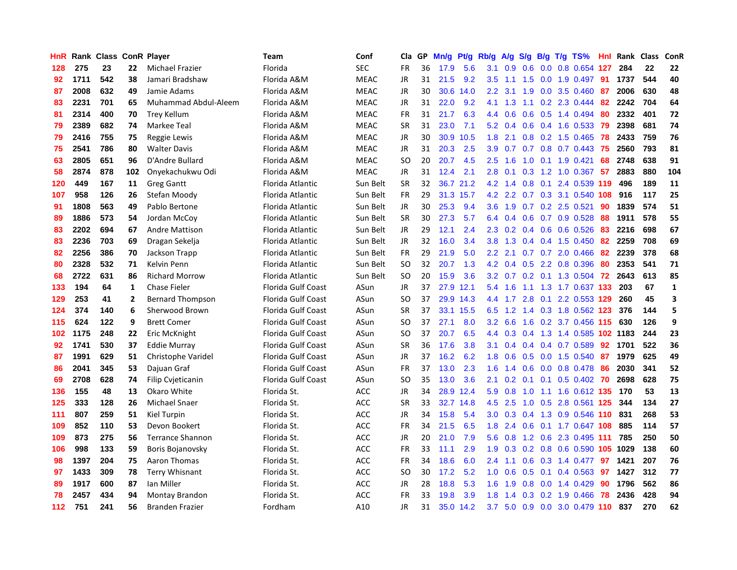| HnR | Rank | Class | ConR | Player | Team | Conf | Cla | GP | Mn/g | Pt/g | Rb/g | A/g | S/g | B/g | T/g | TS% | HnI | Rank | Class | ConR |
|---|---|---|---|---|---|---|---|---|---|---|---|---|---|---|---|---|---|---|---|---|
| 128 | 275 | 23 | 22 | Michael Frazier | Florida | SEC | FR | 36 | 17.9 | 5.6 | 3.1 | 0.9 | 0.6 | 0.0 | 0.8 | 0.654 | 127 | 284 | 22 | 22 |
| 92 | 1711 | 542 | 38 | Jamari Bradshaw | Florida A&M | MEAC | JR | 31 | 21.5 | 9.2 | 3.5 | 1.1 | 1.5 | 0.0 | 1.9 | 0.497 | 91 | 1737 | 544 | 40 |
| 87 | 2008 | 632 | 49 | Jamie Adams | Florida A&M | MEAC | JR | 30 | 30.6 | 14.0 | 2.2 | 3.1 | 1.9 | 0.0 | 3.5 | 0.460 | 87 | 2006 | 630 | 48 |
| 83 | 2231 | 701 | 65 | Muhammad Abdul-Aleem | Florida A&M | MEAC | JR | 31 | 22.0 | 9.2 | 4.1 | 1.3 | 1.1 | 0.2 | 2.3 | 0.444 | 82 | 2242 | 704 | 64 |
| 81 | 2314 | 400 | 70 | Trey Kellum | Florida A&M | MEAC | FR | 31 | 21.7 | 6.3 | 4.4 | 0.6 | 0.6 | 0.5 | 1.4 | 0.494 | 80 | 2332 | 401 | 72 |
| 79 | 2389 | 682 | 74 | Markee Teal | Florida A&M | MEAC | SR | 31 | 23.0 | 7.1 | 5.2 | 0.4 | 0.6 | 0.4 | 1.6 | 0.533 | 79 | 2398 | 681 | 74 |
| 79 | 2416 | 755 | 75 | Reggie Lewis | Florida A&M | MEAC | JR | 30 | 30.9 | 10.5 | 1.8 | 2.1 | 0.8 | 0.2 | 1.5 | 0.465 | 78 | 2433 | 759 | 76 |
| 75 | 2541 | 786 | 80 | Walter Davis | Florida A&M | MEAC | JR | 31 | 20.3 | 2.5 | 3.9 | 0.7 | 0.7 | 0.8 | 0.7 | 0.443 | 75 | 2560 | 793 | 81 |
| 63 | 2805 | 651 | 96 | D'Andre Bullard | Florida A&M | MEAC | SO | 20 | 20.7 | 4.5 | 2.5 | 1.6 | 1.0 | 0.1 | 1.9 | 0.421 | 68 | 2748 | 638 | 91 |
| 58 | 2874 | 878 | 102 | Onyekachukwu Odi | Florida A&M | MEAC | JR | 31 | 12.4 | 2.1 | 2.8 | 0.1 | 0.3 | 1.2 | 1.0 | 0.367 | 57 | 2883 | 880 | 104 |
| 120 | 449 | 167 | 11 | Greg Gantt | Florida Atlantic | Sun Belt | SR | 32 | 36.7 | 21.2 | 4.2 | 1.4 | 0.8 | 0.1 | 2.4 | 0.539 | 119 | 496 | 189 | 11 |
| 107 | 958 | 126 | 26 | Stefan Moody | Florida Atlantic | Sun Belt | FR | 29 | 31.3 | 15.7 | 4.2 | 2.2 | 0.7 | 0.3 | 3.1 | 0.540 | 108 | 916 | 117 | 25 |
| 91 | 1808 | 563 | 49 | Pablo Bertone | Florida Atlantic | Sun Belt | JR | 30 | 25.3 | 9.4 | 3.6 | 1.9 | 0.7 | 0.2 | 2.5 | 0.521 | 90 | 1839 | 574 | 51 |
| 89 | 1886 | 573 | 54 | Jordan McCoy | Florida Atlantic | Sun Belt | SR | 30 | 27.3 | 5.7 | 6.4 | 0.4 | 0.6 | 0.7 | 0.9 | 0.528 | 88 | 1911 | 578 | 55 |
| 83 | 2202 | 694 | 67 | Andre Mattison | Florida Atlantic | Sun Belt | JR | 29 | 12.1 | 2.4 | 2.3 | 0.2 | 0.4 | 0.6 | 0.6 | 0.526 | 83 | 2216 | 698 | 67 |
| 83 | 2236 | 703 | 69 | Dragan Sekelja | Florida Atlantic | Sun Belt | JR | 32 | 16.0 | 3.4 | 3.8 | 1.3 | 0.4 | 0.4 | 1.5 | 0.450 | 82 | 2259 | 708 | 69 |
| 82 | 2256 | 386 | 70 | Jackson Trapp | Florida Atlantic | Sun Belt | FR | 29 | 21.9 | 5.0 | 2.2 | 2.1 | 0.7 | 0.7 | 2.0 | 0.466 | 82 | 2239 | 378 | 68 |
| 80 | 2328 | 532 | 71 | Kelvin Penn | Florida Atlantic | Sun Belt | SO | 32 | 20.7 | 1.3 | 4.2 | 0.4 | 0.5 | 2.2 | 0.8 | 0.396 | 80 | 2353 | 541 | 71 |
| 68 | 2722 | 631 | 86 | Richard Morrow | Florida Atlantic | Sun Belt | SO | 20 | 15.9 | 3.6 | 3.2 | 0.7 | 0.2 | 0.1 | 1.3 | 0.504 | 72 | 2643 | 613 | 85 |
| 133 | 194 | 64 | 1 | Chase Fieler | Florida Gulf Coast | ASun | JR | 37 | 27.9 | 12.1 | 5.4 | 1.6 | 1.1 | 1.3 | 1.7 | 0.637 | 133 | 203 | 67 | 1 |
| 129 | 253 | 41 | 2 | Bernard Thompson | Florida Gulf Coast | ASun | SO | 37 | 29.9 | 14.3 | 4.4 | 1.7 | 2.8 | 0.1 | 2.2 | 0.553 | 129 | 260 | 45 | 3 |
| 124 | 374 | 140 | 6 | Sherwood Brown | Florida Gulf Coast | ASun | SR | 37 | 33.1 | 15.5 | 6.5 | 1.2 | 1.4 | 0.3 | 1.8 | 0.562 | 123 | 376 | 144 | 5 |
| 115 | 624 | 122 | 9 | Brett Comer | Florida Gulf Coast | ASun | SO | 37 | 27.1 | 8.0 | 3.2 | 6.6 | 1.6 | 0.2 | 3.7 | 0.456 | 115 | 630 | 126 | 9 |
| 102 | 1175 | 248 | 22 | Eric McKnight | Florida Gulf Coast | ASun | SO | 37 | 20.7 | 6.5 | 4.4 | 0.3 | 0.4 | 1.3 | 1.4 | 0.585 | 102 | 1183 | 244 | 23 |
| 92 | 1741 | 530 | 37 | Eddie Murray | Florida Gulf Coast | ASun | SR | 36 | 17.6 | 3.8 | 3.1 | 0.4 | 0.4 | 0.4 | 0.7 | 0.589 | 92 | 1701 | 522 | 36 |
| 87 | 1991 | 629 | 51 | Christophe Varidel | Florida Gulf Coast | ASun | JR | 37 | 16.2 | 6.2 | 1.8 | 0.6 | 0.5 | 0.0 | 1.5 | 0.540 | 87 | 1979 | 625 | 49 |
| 86 | 2041 | 345 | 53 | Dajuan Graf | Florida Gulf Coast | ASun | FR | 37 | 13.0 | 2.3 | 1.6 | 1.4 | 0.6 | 0.0 | 0.8 | 0.478 | 86 | 2030 | 341 | 52 |
| 69 | 2708 | 628 | 74 | Filip Cvjeticanin | Florida Gulf Coast | ASun | SO | 35 | 13.0 | 3.6 | 2.1 | 0.2 | 0.1 | 0.1 | 0.5 | 0.402 | 70 | 2698 | 628 | 75 |
| 136 | 155 | 48 | 13 | Okaro White | Florida St. | ACC | JR | 34 | 28.9 | 12.4 | 5.9 | 0.8 | 1.0 | 1.1 | 1.6 | 0.612 | 135 | 170 | 53 | 13 |
| 125 | 333 | 128 | 26 | Michael Snaer | Florida St. | ACC | SR | 33 | 32.7 | 14.8 | 4.5 | 2.5 | 1.0 | 0.5 | 2.8 | 0.561 | 125 | 344 | 134 | 27 |
| 111 | 807 | 259 | 51 | Kiel Turpin | Florida St. | ACC | JR | 34 | 15.8 | 5.4 | 3.0 | 0.3 | 0.4 | 1.3 | 0.9 | 0.546 | 110 | 831 | 268 | 53 |
| 109 | 852 | 110 | 53 | Devon Bookert | Florida St. | ACC | FR | 34 | 21.5 | 6.5 | 1.8 | 2.4 | 0.6 | 0.1 | 1.7 | 0.647 | 108 | 885 | 114 | 57 |
| 109 | 873 | 275 | 56 | Terrance Shannon | Florida St. | ACC | JR | 20 | 21.0 | 7.9 | 5.6 | 0.8 | 1.2 | 0.6 | 2.3 | 0.495 | 111 | 785 | 250 | 50 |
| 106 | 998 | 133 | 59 | Boris Bojanovsky | Florida St. | ACC | FR | 33 | 11.1 | 2.9 | 1.9 | 0.3 | 0.2 | 0.8 | 0.6 | 0.590 | 105 | 1029 | 138 | 60 |
| 98 | 1397 | 204 | 75 | Aaron Thomas | Florida St. | ACC | FR | 34 | 18.6 | 6.0 | 2.4 | 1.1 | 0.6 | 0.3 | 1.4 | 0.477 | 97 | 1421 | 207 | 76 |
| 97 | 1433 | 309 | 78 | Terry Whisnant | Florida St. | ACC | SO | 30 | 17.2 | 5.2 | 1.0 | 0.6 | 0.5 | 0.1 | 0.4 | 0.563 | 97 | 1427 | 312 | 77 |
| 89 | 1917 | 600 | 87 | Ian Miller | Florida St. | ACC | JR | 28 | 18.8 | 5.3 | 1.6 | 1.9 | 0.8 | 0.0 | 1.4 | 0.429 | 90 | 1796 | 562 | 86 |
| 78 | 2457 | 434 | 94 | Montay Brandon | Florida St. | ACC | FR | 33 | 19.8 | 3.9 | 1.8 | 1.4 | 0.3 | 0.2 | 1.9 | 0.466 | 78 | 2436 | 428 | 94 |
| 112 | 751 | 241 | 56 | Branden Frazier | Fordham | A10 | JR | 31 | 35.0 | 14.2 | 3.7 | 5.0 | 0.9 | 0.0 | 3.0 | 0.479 | 110 | 837 | 270 | 62 |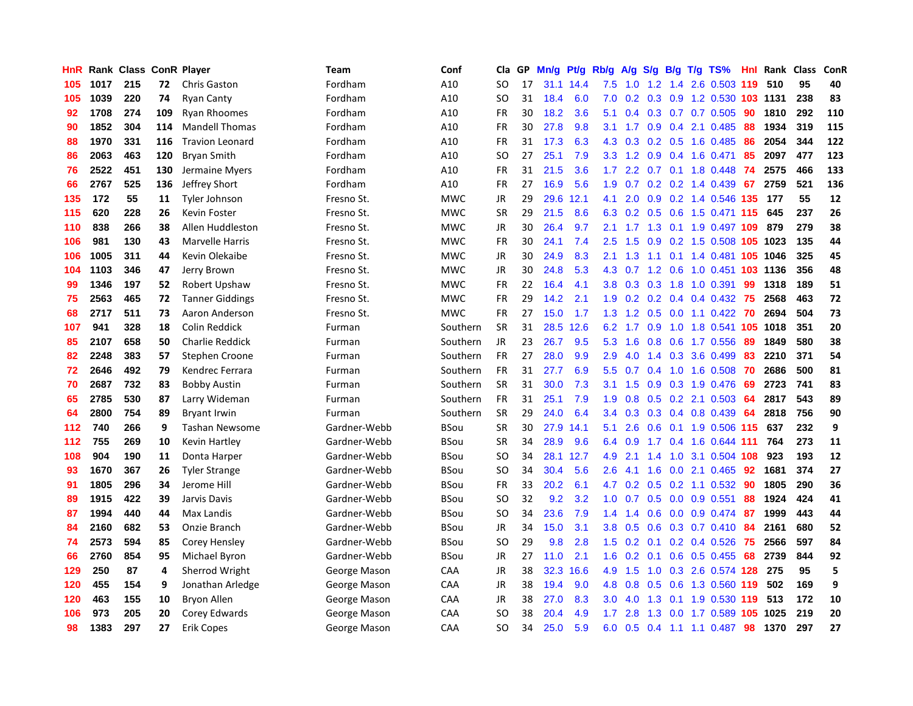| HnR | Rank | Class | ConR | Player | Team | Conf | Cla | GP | Mn/g | Pt/g | Rb/g | A/g | S/g | B/g | T/g | TS% | HnI | Rank | Class | ConR |
|---|---|---|---|---|---|---|---|---|---|---|---|---|---|---|---|---|---|---|---|---|
| 105 | 1017 | 215 | 72 | Chris Gaston | Fordham | A10 | SO | 17 | 31.1 | 14.4 | 7.5 | 1.0 | 1.2 | 1.4 | 2.6 | 0.503 | 119 | 510 | 95 | 40 |
| 105 | 1039 | 220 | 74 | Ryan Canty | Fordham | A10 | SO | 31 | 18.4 | 6.0 | 7.0 | 0.2 | 0.3 | 0.9 | 1.2 | 0.530 | 103 | 1131 | 238 | 83 |
| 92 | 1708 | 274 | 109 | Ryan Rhoomes | Fordham | A10 | FR | 30 | 18.2 | 3.6 | 5.1 | 0.4 | 0.3 | 0.7 | 0.7 | 0.505 | 90 | 1810 | 292 | 110 |
| 90 | 1852 | 304 | 114 | Mandell Thomas | Fordham | A10 | FR | 30 | 27.8 | 9.8 | 3.1 | 1.7 | 0.9 | 0.4 | 2.1 | 0.485 | 88 | 1934 | 319 | 115 |
| 88 | 1970 | 331 | 116 | Travion Leonard | Fordham | A10 | FR | 31 | 17.3 | 6.3 | 4.3 | 0.3 | 0.2 | 0.5 | 1.6 | 0.485 | 86 | 2054 | 344 | 122 |
| 86 | 2063 | 463 | 120 | Bryan Smith | Fordham | A10 | SO | 27 | 25.1 | 7.9 | 3.3 | 1.2 | 0.9 | 0.4 | 1.6 | 0.471 | 85 | 2097 | 477 | 123 |
| 76 | 2522 | 451 | 130 | Jermaine Myers | Fordham | A10 | FR | 31 | 21.5 | 3.6 | 1.7 | 2.2 | 0.7 | 0.1 | 1.8 | 0.448 | 74 | 2575 | 466 | 133 |
| 66 | 2767 | 525 | 136 | Jeffrey Short | Fordham | A10 | FR | 27 | 16.9 | 5.6 | 1.9 | 0.7 | 0.2 | 0.2 | 1.4 | 0.439 | 67 | 2759 | 521 | 136 |
| 135 | 172 | 55 | 11 | Tyler Johnson | Fresno St. | MWC | JR | 29 | 29.6 | 12.1 | 4.1 | 2.0 | 0.9 | 0.2 | 1.4 | 0.546 | 135 | 177 | 55 | 12 |
| 115 | 620 | 228 | 26 | Kevin Foster | Fresno St. | MWC | SR | 29 | 21.5 | 8.6 | 6.3 | 0.2 | 0.5 | 0.6 | 1.5 | 0.471 | 115 | 645 | 237 | 26 |
| 110 | 838 | 266 | 38 | Allen Huddleston | Fresno St. | MWC | JR | 30 | 26.4 | 9.7 | 2.1 | 1.7 | 1.3 | 0.1 | 1.9 | 0.497 | 109 | 879 | 279 | 38 |
| 106 | 981 | 130 | 43 | Marvelle Harris | Fresno St. | MWC | FR | 30 | 24.1 | 7.4 | 2.5 | 1.5 | 0.9 | 0.2 | 1.5 | 0.508 | 105 | 1023 | 135 | 44 |
| 106 | 1005 | 311 | 44 | Kevin Olekaibe | Fresno St. | MWC | JR | 30 | 24.9 | 8.3 | 2.1 | 1.3 | 1.1 | 0.1 | 1.4 | 0.481 | 105 | 1046 | 325 | 45 |
| 104 | 1103 | 346 | 47 | Jerry Brown | Fresno St. | MWC | JR | 30 | 24.8 | 5.3 | 4.3 | 0.7 | 1.2 | 0.6 | 1.0 | 0.451 | 103 | 1136 | 356 | 48 |
| 99 | 1346 | 197 | 52 | Robert Upshaw | Fresno St. | MWC | FR | 22 | 16.4 | 4.1 | 3.8 | 0.3 | 0.3 | 1.8 | 1.0 | 0.391 | 99 | 1318 | 189 | 51 |
| 75 | 2563 | 465 | 72 | Tanner Giddings | Fresno St. | MWC | FR | 29 | 14.2 | 2.1 | 1.9 | 0.2 | 0.2 | 0.4 | 0.4 | 0.432 | 75 | 2568 | 463 | 72 |
| 68 | 2717 | 511 | 73 | Aaron Anderson | Fresno St. | MWC | FR | 27 | 15.0 | 1.7 | 1.3 | 1.2 | 0.5 | 0.0 | 1.1 | 0.422 | 70 | 2694 | 504 | 73 |
| 107 | 941 | 328 | 18 | Colin Reddick | Furman | Southern | SR | 31 | 28.5 | 12.6 | 6.2 | 1.7 | 0.9 | 1.0 | 1.8 | 0.541 | 105 | 1018 | 351 | 20 |
| 85 | 2107 | 658 | 50 | Charlie Reddick | Furman | Southern | JR | 23 | 26.7 | 9.5 | 5.3 | 1.6 | 0.8 | 0.6 | 1.7 | 0.556 | 89 | 1849 | 580 | 38 |
| 82 | 2248 | 383 | 57 | Stephen Croone | Furman | Southern | FR | 27 | 28.0 | 9.9 | 2.9 | 4.0 | 1.4 | 0.3 | 3.6 | 0.499 | 83 | 2210 | 371 | 54 |
| 72 | 2646 | 492 | 79 | Kendrec Ferrara | Furman | Southern | FR | 31 | 27.7 | 6.9 | 5.5 | 0.7 | 0.4 | 1.0 | 1.6 | 0.508 | 70 | 2686 | 500 | 81 |
| 70 | 2687 | 732 | 83 | Bobby Austin | Furman | Southern | SR | 31 | 30.0 | 7.3 | 3.1 | 1.5 | 0.9 | 0.3 | 1.9 | 0.476 | 69 | 2723 | 741 | 83 |
| 65 | 2785 | 530 | 87 | Larry Wideman | Furman | Southern | FR | 31 | 25.1 | 7.9 | 1.9 | 0.8 | 0.5 | 0.2 | 2.1 | 0.503 | 64 | 2817 | 543 | 89 |
| 64 | 2800 | 754 | 89 | Bryant Irwin | Furman | Southern | SR | 29 | 24.0 | 6.4 | 3.4 | 0.3 | 0.3 | 0.4 | 0.8 | 0.439 | 64 | 2818 | 756 | 90 |
| 112 | 740 | 266 | 9 | Tashan Newsome | Gardner-Webb | BSou | SR | 30 | 27.9 | 14.1 | 5.1 | 2.6 | 0.6 | 0.1 | 1.9 | 0.506 | 115 | 637 | 232 | 9 |
| 112 | 755 | 269 | 10 | Kevin Hartley | Gardner-Webb | BSou | SR | 34 | 28.9 | 9.6 | 6.4 | 0.9 | 1.7 | 0.4 | 1.6 | 0.644 | 111 | 764 | 273 | 11 |
| 108 | 904 | 190 | 11 | Donta Harper | Gardner-Webb | BSou | SO | 34 | 28.1 | 12.7 | 4.9 | 2.1 | 1.4 | 1.0 | 3.1 | 0.504 | 108 | 923 | 193 | 12 |
| 93 | 1670 | 367 | 26 | Tyler Strange | Gardner-Webb | BSou | SO | 34 | 30.4 | 5.6 | 2.6 | 4.1 | 1.6 | 0.0 | 2.1 | 0.465 | 92 | 1681 | 374 | 27 |
| 91 | 1805 | 296 | 34 | Jerome Hill | Gardner-Webb | BSou | FR | 33 | 20.2 | 6.1 | 4.7 | 0.2 | 0.5 | 0.2 | 1.1 | 0.532 | 90 | 1805 | 290 | 36 |
| 89 | 1915 | 422 | 39 | Jarvis Davis | Gardner-Webb | BSou | SO | 32 | 9.2 | 3.2 | 1.0 | 0.7 | 0.5 | 0.0 | 0.9 | 0.551 | 88 | 1924 | 424 | 41 |
| 87 | 1994 | 440 | 44 | Max Landis | Gardner-Webb | BSou | SO | 34 | 23.6 | 7.9 | 1.4 | 1.4 | 0.6 | 0.0 | 0.9 | 0.474 | 87 | 1999 | 443 | 44 |
| 84 | 2160 | 682 | 53 | Onzie Branch | Gardner-Webb | BSou | JR | 34 | 15.0 | 3.1 | 3.8 | 0.5 | 0.6 | 0.3 | 0.7 | 0.410 | 84 | 2161 | 680 | 52 |
| 74 | 2573 | 594 | 85 | Corey Hensley | Gardner-Webb | BSou | SO | 29 | 9.8 | 2.8 | 1.5 | 0.2 | 0.1 | 0.2 | 0.4 | 0.526 | 75 | 2566 | 597 | 84 |
| 66 | 2760 | 854 | 95 | Michael Byron | Gardner-Webb | BSou | JR | 27 | 11.0 | 2.1 | 1.6 | 0.2 | 0.1 | 0.6 | 0.5 | 0.455 | 68 | 2739 | 844 | 92 |
| 129 | 250 | 87 | 4 | Sherrod Wright | George Mason | CAA | JR | 38 | 32.3 | 16.6 | 4.9 | 1.5 | 1.0 | 0.3 | 2.6 | 0.574 | 128 | 275 | 95 | 5 |
| 120 | 455 | 154 | 9 | Jonathan Arledge | George Mason | CAA | JR | 38 | 19.4 | 9.0 | 4.8 | 0.8 | 0.5 | 0.6 | 1.3 | 0.560 | 119 | 502 | 169 | 9 |
| 120 | 463 | 155 | 10 | Bryon Allen | George Mason | CAA | JR | 38 | 27.0 | 8.3 | 3.0 | 4.0 | 1.3 | 0.1 | 1.9 | 0.530 | 119 | 513 | 172 | 10 |
| 106 | 973 | 205 | 20 | Corey Edwards | George Mason | CAA | SO | 38 | 20.4 | 4.9 | 1.7 | 2.8 | 1.3 | 0.0 | 1.7 | 0.589 | 105 | 1025 | 219 | 20 |
| 98 | 1383 | 297 | 27 | Erik Copes | George Mason | CAA | SO | 34 | 25.0 | 5.9 | 6.0 | 0.5 | 0.4 | 1.1 | 1.1 | 0.487 | 98 | 1370 | 297 | 27 |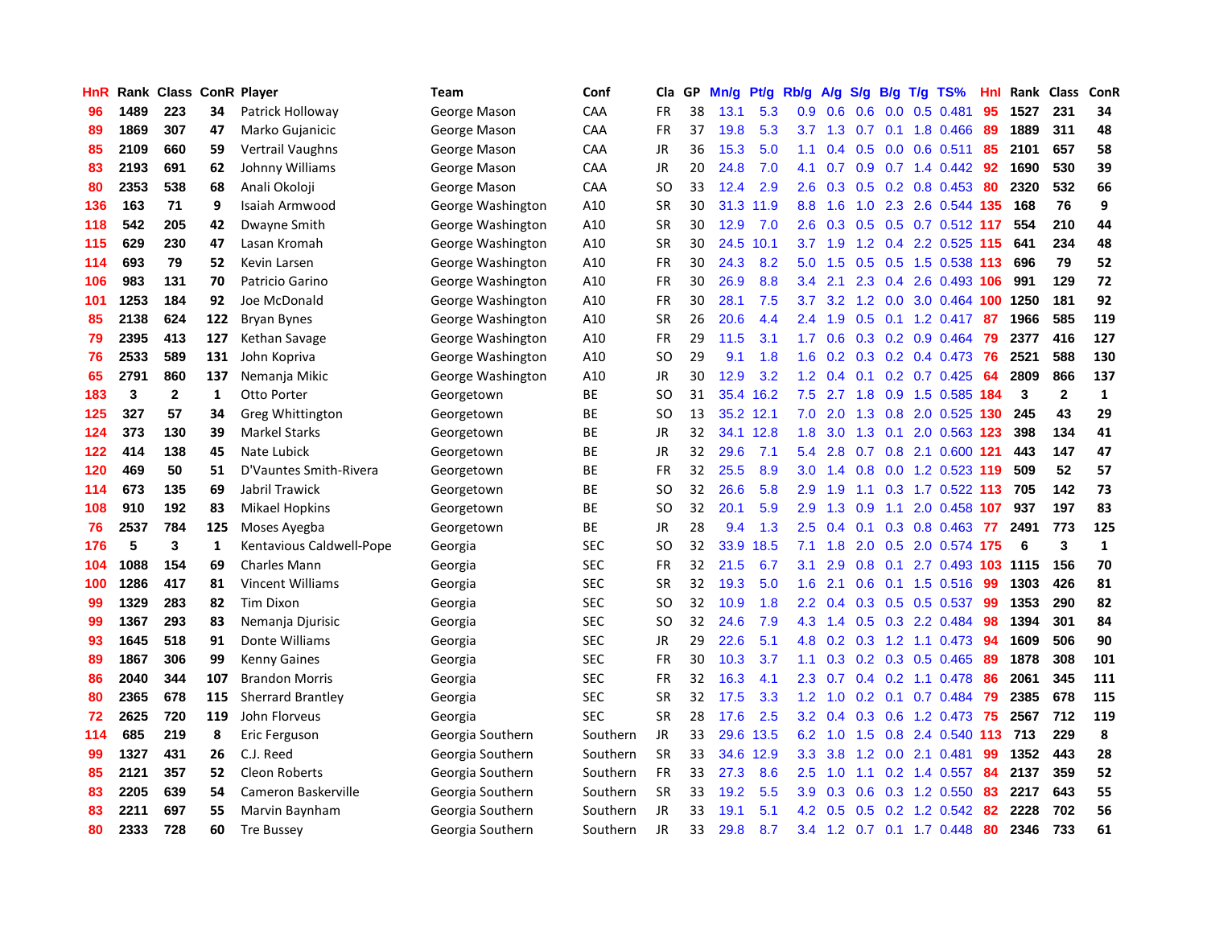| HnR | Rank | Class | ConR | Player | Team | Conf | Cla | GP | Mn/g | Pt/g | Rb/g | A/g | S/g | B/g | T/g | TS% | HnI | Rank | Class | ConR |
|---|---|---|---|---|---|---|---|---|---|---|---|---|---|---|---|---|---|---|---|---|
| 96 | 1489 | 223 | 34 | Patrick Holloway | George Mason | CAA | FR | 38 | 13.1 | 5.3 | 0.9 | 0.6 | 0.6 | 0.0 | 0.5 | 0.481 | 95 | 1527 | 231 | 34 |
| 89 | 1869 | 307 | 47 | Marko Gujanicic | George Mason | CAA | FR | 37 | 19.8 | 5.3 | 3.7 | 1.3 | 0.7 | 0.1 | 1.8 | 0.466 | 89 | 1889 | 311 | 48 |
| 85 | 2109 | 660 | 59 | Vertrail Vaughns | George Mason | CAA | JR | 36 | 15.3 | 5.0 | 1.1 | 0.4 | 0.5 | 0.0 | 0.6 | 0.511 | 85 | 2101 | 657 | 58 |
| 83 | 2193 | 691 | 62 | Johnny Williams | George Mason | CAA | JR | 20 | 24.8 | 7.0 | 4.1 | 0.7 | 0.9 | 0.7 | 1.4 | 0.442 | 92 | 1690 | 530 | 39 |
| 80 | 2353 | 538 | 68 | Anali Okoloji | George Mason | CAA | SO | 33 | 12.4 | 2.9 | 2.6 | 0.3 | 0.5 | 0.2 | 0.8 | 0.453 | 80 | 2320 | 532 | 66 |
| 136 | 163 | 71 | 9 | Isaiah Armwood | George Washington | A10 | SR | 30 | 31.3 | 11.9 | 8.8 | 1.6 | 1.0 | 2.3 | 2.6 | 0.544 | 135 | 168 | 76 | 9 |
| 118 | 542 | 205 | 42 | Dwayne Smith | George Washington | A10 | SR | 30 | 12.9 | 7.0 | 2.6 | 0.3 | 0.5 | 0.5 | 0.7 | 0.512 | 117 | 554 | 210 | 44 |
| 115 | 629 | 230 | 47 | Lasan Kromah | George Washington | A10 | SR | 30 | 24.5 | 10.1 | 3.7 | 1.9 | 1.2 | 0.4 | 2.2 | 0.525 | 115 | 641 | 234 | 48 |
| 114 | 693 | 79 | 52 | Kevin Larsen | George Washington | A10 | FR | 30 | 24.3 | 8.2 | 5.0 | 1.5 | 0.5 | 0.5 | 1.5 | 0.538 | 113 | 696 | 79 | 52 |
| 106 | 983 | 131 | 70 | Patricio Garino | George Washington | A10 | FR | 30 | 26.9 | 8.8 | 3.4 | 2.1 | 2.3 | 0.4 | 2.6 | 0.493 | 106 | 991 | 129 | 72 |
| 101 | 1253 | 184 | 92 | Joe McDonald | George Washington | A10 | FR | 30 | 28.1 | 7.5 | 3.7 | 3.2 | 1.2 | 0.0 | 3.0 | 0.464 | 100 | 1250 | 181 | 92 |
| 85 | 2138 | 624 | 122 | Bryan Bynes | George Washington | A10 | SR | 26 | 20.6 | 4.4 | 2.4 | 1.9 | 0.5 | 0.1 | 1.2 | 0.417 | 87 | 1966 | 585 | 119 |
| 79 | 2395 | 413 | 127 | Kethan Savage | George Washington | A10 | FR | 29 | 11.5 | 3.1 | 1.7 | 0.6 | 0.3 | 0.2 | 0.9 | 0.464 | 79 | 2377 | 416 | 127 |
| 76 | 2533 | 589 | 131 | John Kopriva | George Washington | A10 | SO | 29 | 9.1 | 1.8 | 1.6 | 0.2 | 0.3 | 0.2 | 0.4 | 0.473 | 76 | 2521 | 588 | 130 |
| 65 | 2791 | 860 | 137 | Nemanja Mikic | George Washington | A10 | JR | 30 | 12.9 | 3.2 | 1.2 | 0.4 | 0.1 | 0.2 | 0.7 | 0.425 | 64 | 2809 | 866 | 137 |
| 183 | 3 | 2 | 1 | Otto Porter | Georgetown | BE | SO | 31 | 35.4 | 16.2 | 7.5 | 2.7 | 1.8 | 0.9 | 1.5 | 0.585 | 184 | 3 | 2 | 1 |
| 125 | 327 | 57 | 34 | Greg Whittington | Georgetown | BE | SO | 13 | 35.2 | 12.1 | 7.0 | 2.0 | 1.3 | 0.8 | 2.0 | 0.525 | 130 | 245 | 43 | 29 |
| 124 | 373 | 130 | 39 | Markel Starks | Georgetown | BE | JR | 32 | 34.1 | 12.8 | 1.8 | 3.0 | 1.3 | 0.1 | 2.0 | 0.563 | 123 | 398 | 134 | 41 |
| 122 | 414 | 138 | 45 | Nate Lubick | Georgetown | BE | JR | 32 | 29.6 | 7.1 | 5.4 | 2.8 | 0.7 | 0.8 | 2.1 | 0.600 | 121 | 443 | 147 | 47 |
| 120 | 469 | 50 | 51 | D'Vauntes Smith-Rivera | Georgetown | BE | FR | 32 | 25.5 | 8.9 | 3.0 | 1.4 | 0.8 | 0.0 | 1.2 | 0.523 | 119 | 509 | 52 | 57 |
| 114 | 673 | 135 | 69 | Jabril Trawick | Georgetown | BE | SO | 32 | 26.6 | 5.8 | 2.9 | 1.9 | 1.1 | 0.3 | 1.7 | 0.522 | 113 | 705 | 142 | 73 |
| 108 | 910 | 192 | 83 | Mikael Hopkins | Georgetown | BE | SO | 32 | 20.1 | 5.9 | 2.9 | 1.3 | 0.9 | 1.1 | 2.0 | 0.458 | 107 | 937 | 197 | 83 |
| 76 | 2537 | 784 | 125 | Moses Ayegba | Georgetown | BE | JR | 28 | 9.4 | 1.3 | 2.5 | 0.4 | 0.1 | 0.3 | 0.8 | 0.463 | 77 | 2491 | 773 | 125 |
| 176 | 5 | 3 | 1 | Kentavious Caldwell-Pope | Georgia | SEC | SO | 32 | 33.9 | 18.5 | 7.1 | 1.8 | 2.0 | 0.5 | 2.0 | 0.574 | 175 | 6 | 3 | 1 |
| 104 | 1088 | 154 | 69 | Charles Mann | Georgia | SEC | FR | 32 | 21.5 | 6.7 | 3.1 | 2.9 | 0.8 | 0.1 | 2.7 | 0.493 | 103 | 1115 | 156 | 70 |
| 100 | 1286 | 417 | 81 | Vincent Williams | Georgia | SEC | SR | 32 | 19.3 | 5.0 | 1.6 | 2.1 | 0.6 | 0.1 | 1.5 | 0.516 | 99 | 1303 | 426 | 81 |
| 99 | 1329 | 283 | 82 | Tim Dixon | Georgia | SEC | SO | 32 | 10.9 | 1.8 | 2.2 | 0.4 | 0.3 | 0.5 | 0.5 | 0.537 | 99 | 1353 | 290 | 82 |
| 99 | 1367 | 293 | 83 | Nemanja Djurisic | Georgia | SEC | SO | 32 | 24.6 | 7.9 | 4.3 | 1.4 | 0.5 | 0.3 | 2.2 | 0.484 | 98 | 1394 | 301 | 84 |
| 93 | 1645 | 518 | 91 | Donte Williams | Georgia | SEC | JR | 29 | 22.6 | 5.1 | 4.8 | 0.2 | 0.3 | 1.2 | 1.1 | 0.473 | 94 | 1609 | 506 | 90 |
| 89 | 1867 | 306 | 99 | Kenny Gaines | Georgia | SEC | FR | 30 | 10.3 | 3.7 | 1.1 | 0.3 | 0.2 | 0.3 | 0.5 | 0.465 | 89 | 1878 | 308 | 101 |
| 86 | 2040 | 344 | 107 | Brandon Morris | Georgia | SEC | FR | 32 | 16.3 | 4.1 | 2.3 | 0.7 | 0.4 | 0.2 | 1.1 | 0.478 | 86 | 2061 | 345 | 111 |
| 80 | 2365 | 678 | 115 | Sherrard Brantley | Georgia | SEC | SR | 32 | 17.5 | 3.3 | 1.2 | 1.0 | 0.2 | 0.1 | 0.7 | 0.484 | 79 | 2385 | 678 | 115 |
| 72 | 2625 | 720 | 119 | John Florveus | Georgia | SEC | SR | 28 | 17.6 | 2.5 | 3.2 | 0.4 | 0.3 | 0.6 | 1.2 | 0.473 | 75 | 2567 | 712 | 119 |
| 114 | 685 | 219 | 8 | Eric Ferguson | Georgia Southern | Southern | JR | 33 | 29.6 | 13.5 | 6.2 | 1.0 | 1.5 | 0.8 | 2.4 | 0.540 | 113 | 713 | 229 | 8 |
| 99 | 1327 | 431 | 26 | C.J. Reed | Georgia Southern | Southern | SR | 33 | 34.6 | 12.9 | 3.3 | 3.8 | 1.2 | 0.0 | 2.1 | 0.481 | 99 | 1352 | 443 | 28 |
| 85 | 2121 | 357 | 52 | Cleon Roberts | Georgia Southern | Southern | FR | 33 | 27.3 | 8.6 | 2.5 | 1.0 | 1.1 | 0.2 | 1.4 | 0.557 | 84 | 2137 | 359 | 52 |
| 83 | 2205 | 639 | 54 | Cameron Baskerville | Georgia Southern | Southern | SR | 33 | 19.2 | 5.5 | 3.9 | 0.3 | 0.6 | 0.3 | 1.2 | 0.550 | 83 | 2217 | 643 | 55 |
| 83 | 2211 | 697 | 55 | Marvin Baynham | Georgia Southern | Southern | JR | 33 | 19.1 | 5.1 | 4.2 | 0.5 | 0.5 | 0.2 | 1.2 | 0.542 | 82 | 2228 | 702 | 56 |
| 80 | 2333 | 728 | 60 | Tre Bussey | Georgia Southern | Southern | JR | 33 | 29.8 | 8.7 | 3.4 | 1.2 | 0.7 | 0.1 | 1.7 | 0.448 | 80 | 2346 | 733 | 61 |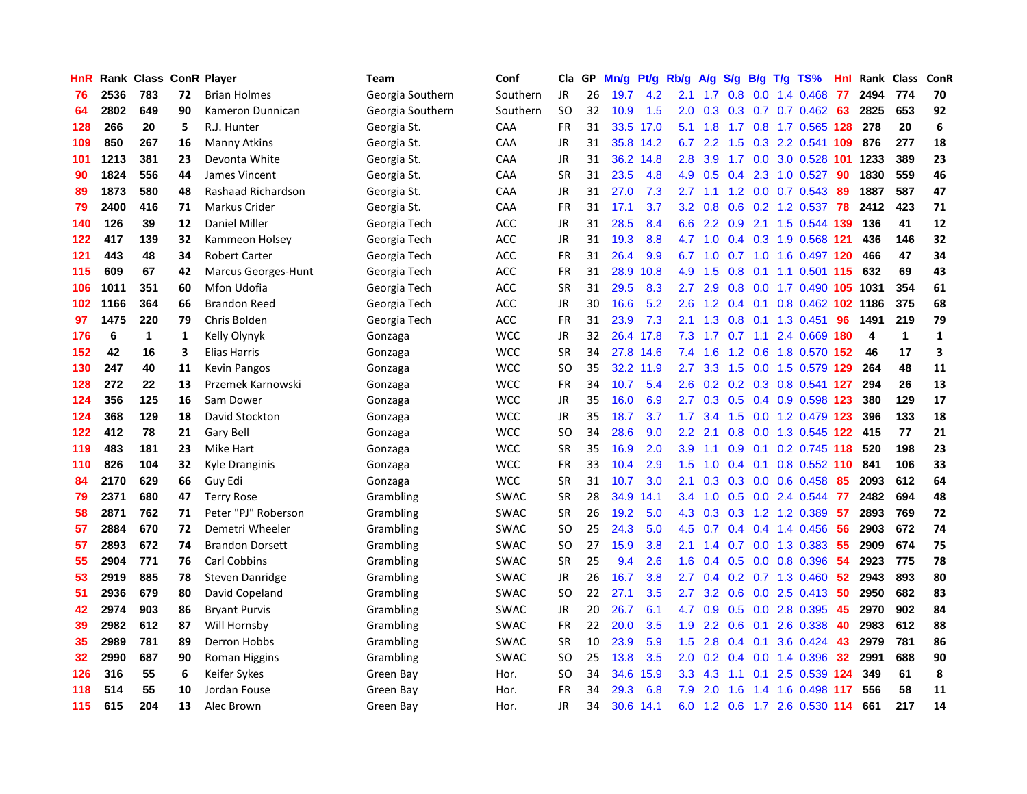| HnR | Rank | Class | ConR | Player | Team | Conf | Cla | GP | Mn/g | Pt/g | Rb/g | A/g | S/g | B/g | T/g | TS% | HnI | Rank | Class | ConR |
|---|---|---|---|---|---|---|---|---|---|---|---|---|---|---|---|---|---|---|---|---|
| 76 | 2536 | 783 | 72 | Brian Holmes | Georgia Southern | Southern | JR | 26 | 19.7 | 4.2 | 2.1 | 1.7 | 0.8 | 0.0 | 1.4 | 0.468 | 77 | 2494 | 774 | 70 |
| 64 | 2802 | 649 | 90 | Kameron Dunnican | Georgia Southern | Southern | SO | 32 | 10.9 | 1.5 | 2.0 | 0.3 | 0.3 | 0.7 | 0.7 | 0.462 | 63 | 2825 | 653 | 92 |
| 128 | 266 | 20 | 5 | R.J. Hunter | Georgia St. | CAA | FR | 31 | 33.5 | 17.0 | 5.1 | 1.8 | 1.7 | 0.8 | 1.7 | 0.565 | 128 | 278 | 20 | 6 |
| 109 | 850 | 267 | 16 | Manny Atkins | Georgia St. | CAA | JR | 31 | 35.8 | 14.2 | 6.7 | 2.2 | 1.5 | 0.3 | 2.2 | 0.541 | 109 | 876 | 277 | 18 |
| 101 | 1213 | 381 | 23 | Devonta White | Georgia St. | CAA | JR | 31 | 36.2 | 14.8 | 2.8 | 3.9 | 1.7 | 0.0 | 3.0 | 0.528 | 101 | 1233 | 389 | 23 |
| 90 | 1824 | 556 | 44 | James Vincent | Georgia St. | CAA | SR | 31 | 23.5 | 4.8 | 4.9 | 0.5 | 0.4 | 2.3 | 1.0 | 0.527 | 90 | 1830 | 559 | 46 |
| 89 | 1873 | 580 | 48 | Rashaad Richardson | Georgia St. | CAA | JR | 31 | 27.0 | 7.3 | 2.7 | 1.1 | 1.2 | 0.0 | 0.7 | 0.543 | 89 | 1887 | 587 | 47 |
| 79 | 2400 | 416 | 71 | Markus Crider | Georgia St. | CAA | FR | 31 | 17.1 | 3.7 | 3.2 | 0.8 | 0.6 | 0.2 | 1.2 | 0.537 | 78 | 2412 | 423 | 71 |
| 140 | 126 | 39 | 12 | Daniel Miller | Georgia Tech | ACC | JR | 31 | 28.5 | 8.4 | 6.6 | 2.2 | 0.9 | 2.1 | 1.5 | 0.544 | 139 | 136 | 41 | 12 |
| 122 | 417 | 139 | 32 | Kammeon Holsey | Georgia Tech | ACC | JR | 31 | 19.3 | 8.8 | 4.7 | 1.0 | 0.4 | 0.3 | 1.9 | 0.568 | 121 | 436 | 146 | 32 |
| 121 | 443 | 48 | 34 | Robert Carter | Georgia Tech | ACC | FR | 31 | 26.4 | 9.9 | 6.7 | 1.0 | 0.7 | 1.0 | 1.6 | 0.497 | 120 | 466 | 47 | 34 |
| 115 | 609 | 67 | 42 | Marcus Georges-Hunt | Georgia Tech | ACC | FR | 31 | 28.9 | 10.8 | 4.9 | 1.5 | 0.8 | 0.1 | 1.1 | 0.501 | 115 | 632 | 69 | 43 |
| 106 | 1011 | 351 | 60 | Mfon Udofia | Georgia Tech | ACC | SR | 31 | 29.5 | 8.3 | 2.7 | 2.9 | 0.8 | 0.0 | 1.7 | 0.490 | 105 | 1031 | 354 | 61 |
| 102 | 1166 | 364 | 66 | Brandon Reed | Georgia Tech | ACC | JR | 30 | 16.6 | 5.2 | 2.6 | 1.2 | 0.4 | 0.1 | 0.8 | 0.462 | 102 | 1186 | 375 | 68 |
| 97 | 1475 | 220 | 79 | Chris Bolden | Georgia Tech | ACC | FR | 31 | 23.9 | 7.3 | 2.1 | 1.3 | 0.8 | 0.1 | 1.3 | 0.451 | 96 | 1491 | 219 | 79 |
| 176 | 6 | 1 | 1 | Kelly Olynyk | Gonzaga | WCC | JR | 32 | 26.4 | 17.8 | 7.3 | 1.7 | 0.7 | 1.1 | 2.4 | 0.669 | 180 | 4 | 1 | 1 |
| 152 | 42 | 16 | 3 | Elias Harris | Gonzaga | WCC | SR | 34 | 27.8 | 14.6 | 7.4 | 1.6 | 1.2 | 0.6 | 1.8 | 0.570 | 152 | 46 | 17 | 3 |
| 130 | 247 | 40 | 11 | Kevin Pangos | Gonzaga | WCC | SO | 35 | 32.2 | 11.9 | 2.7 | 3.3 | 1.5 | 0.0 | 1.5 | 0.579 | 129 | 264 | 48 | 11 |
| 128 | 272 | 22 | 13 | Przemek Karnowski | Gonzaga | WCC | FR | 34 | 10.7 | 5.4 | 2.6 | 0.2 | 0.2 | 0.3 | 0.8 | 0.541 | 127 | 294 | 26 | 13 |
| 124 | 356 | 125 | 16 | Sam Dower | Gonzaga | WCC | JR | 35 | 16.0 | 6.9 | 2.7 | 0.3 | 0.5 | 0.4 | 0.9 | 0.598 | 123 | 380 | 129 | 17 |
| 124 | 368 | 129 | 18 | David Stockton | Gonzaga | WCC | JR | 35 | 18.7 | 3.7 | 1.7 | 3.4 | 1.5 | 0.0 | 1.2 | 0.479 | 123 | 396 | 133 | 18 |
| 122 | 412 | 78 | 21 | Gary Bell | Gonzaga | WCC | SO | 34 | 28.6 | 9.0 | 2.2 | 2.1 | 0.8 | 0.0 | 1.3 | 0.545 | 122 | 415 | 77 | 21 |
| 119 | 483 | 181 | 23 | Mike Hart | Gonzaga | WCC | SR | 35 | 16.9 | 2.0 | 3.9 | 1.1 | 0.9 | 0.1 | 0.2 | 0.745 | 118 | 520 | 198 | 23 |
| 110 | 826 | 104 | 32 | Kyle Dranginis | Gonzaga | WCC | FR | 33 | 10.4 | 2.9 | 1.5 | 1.0 | 0.4 | 0.1 | 0.8 | 0.552 | 110 | 841 | 106 | 33 |
| 84 | 2170 | 629 | 66 | Guy Edi | Gonzaga | WCC | SR | 31 | 10.7 | 3.0 | 2.1 | 0.3 | 0.3 | 0.0 | 0.6 | 0.458 | 85 | 2093 | 612 | 64 |
| 79 | 2371 | 680 | 47 | Terry Rose | Grambling | SWAC | SR | 28 | 34.9 | 14.1 | 3.4 | 1.0 | 0.5 | 0.0 | 2.4 | 0.544 | 77 | 2482 | 694 | 48 |
| 58 | 2871 | 762 | 71 | Peter "PJ" Roberson | Grambling | SWAC | SR | 26 | 19.2 | 5.0 | 4.3 | 0.3 | 0.3 | 1.2 | 1.2 | 0.389 | 57 | 2893 | 769 | 72 |
| 57 | 2884 | 670 | 72 | Demetri Wheeler | Grambling | SWAC | SO | 25 | 24.3 | 5.0 | 4.5 | 0.7 | 0.4 | 0.4 | 1.4 | 0.456 | 56 | 2903 | 672 | 74 |
| 57 | 2893 | 672 | 74 | Brandon Dorsett | Grambling | SWAC | SO | 27 | 15.9 | 3.8 | 2.1 | 1.4 | 0.7 | 0.0 | 1.3 | 0.383 | 55 | 2909 | 674 | 75 |
| 55 | 2904 | 771 | 76 | Carl Cobbins | Grambling | SWAC | SR | 25 | 9.4 | 2.6 | 1.6 | 0.4 | 0.5 | 0.0 | 0.8 | 0.396 | 54 | 2923 | 775 | 78 |
| 53 | 2919 | 885 | 78 | Steven Danridge | Grambling | SWAC | JR | 26 | 16.7 | 3.8 | 2.7 | 0.4 | 0.2 | 0.7 | 1.3 | 0.460 | 52 | 2943 | 893 | 80 |
| 51 | 2936 | 679 | 80 | David Copeland | Grambling | SWAC | SO | 22 | 27.1 | 3.5 | 2.7 | 3.2 | 0.6 | 0.0 | 2.5 | 0.413 | 50 | 2950 | 682 | 83 |
| 42 | 2974 | 903 | 86 | Bryant Purvis | Grambling | SWAC | JR | 20 | 26.7 | 6.1 | 4.7 | 0.9 | 0.5 | 0.0 | 2.8 | 0.395 | 45 | 2970 | 902 | 84 |
| 39 | 2982 | 612 | 87 | Will Hornsby | Grambling | SWAC | FR | 22 | 20.0 | 3.5 | 1.9 | 2.2 | 0.6 | 0.1 | 2.6 | 0.338 | 40 | 2983 | 612 | 88 |
| 35 | 2989 | 781 | 89 | Derron Hobbs | Grambling | SWAC | SR | 10 | 23.9 | 5.9 | 1.5 | 2.8 | 0.4 | 0.1 | 3.6 | 0.424 | 43 | 2979 | 781 | 86 |
| 32 | 2990 | 687 | 90 | Roman Higgins | Grambling | SWAC | SO | 25 | 13.8 | 3.5 | 2.0 | 0.2 | 0.4 | 0.0 | 1.4 | 0.396 | 32 | 2991 | 688 | 90 |
| 126 | 316 | 55 | 6 | Keifer Sykes | Green Bay | Hor. | SO | 34 | 34.6 | 15.9 | 3.3 | 4.3 | 1.1 | 0.1 | 2.5 | 0.539 | 124 | 349 | 61 | 8 |
| 118 | 514 | 55 | 10 | Jordan Fouse | Green Bay | Hor. | FR | 34 | 29.3 | 6.8 | 7.9 | 2.0 | 1.6 | 1.4 | 1.6 | 0.498 | 117 | 556 | 58 | 11 |
| 115 | 615 | 204 | 13 | Alec Brown | Green Bay | Hor. | JR | 34 | 30.6 | 14.1 | 6.0 | 1.2 | 0.6 | 1.7 | 2.6 | 0.530 | 114 | 661 | 217 | 14 |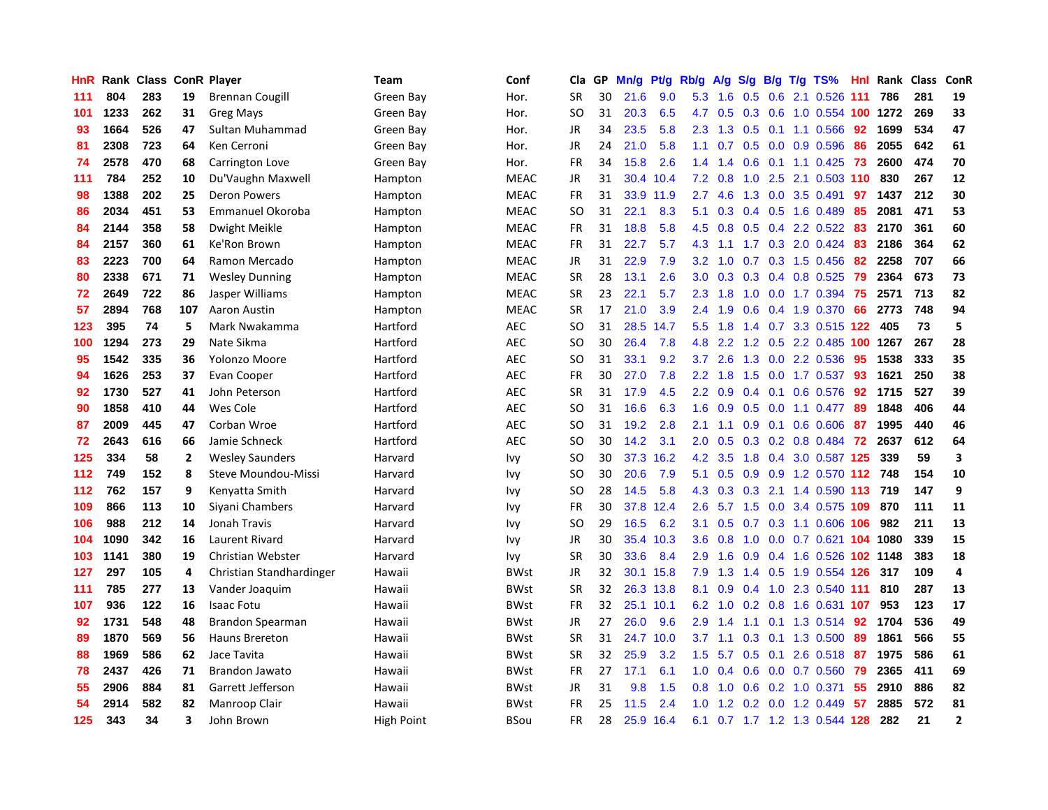| HnR | Rank | Class | ConR | Player | Team | Conf | Cla | GP | Mn/g | Pt/g | Rb/g | A/g | S/g | B/g | T/g | TS% | HnI | Rank | Class | ConR |
|---|---|---|---|---|---|---|---|---|---|---|---|---|---|---|---|---|---|---|---|---|
| 111 | 804 | 283 | 19 | Brennan Cougill | Green Bay | Hor. | SR | 30 | 21.6 | 9.0 | 5.3 | 1.6 | 0.5 | 0.6 | 2.1 | 0.526 | 111 | 786 | 281 | 19 |
| 101 | 1233 | 262 | 31 | Greg Mays | Green Bay | Hor. | SO | 31 | 20.3 | 6.5 | 4.7 | 0.5 | 0.3 | 0.6 | 1.0 | 0.554 | 100 | 1272 | 269 | 33 |
| 93 | 1664 | 526 | 47 | Sultan Muhammad | Green Bay | Hor. | JR | 34 | 23.5 | 5.8 | 2.3 | 1.3 | 0.5 | 0.1 | 1.1 | 0.566 | 92 | 1699 | 534 | 47 |
| 81 | 2308 | 723 | 64 | Ken Cerroni | Green Bay | Hor. | JR | 24 | 21.0 | 5.8 | 1.1 | 0.7 | 0.5 | 0.0 | 0.9 | 0.596 | 86 | 2055 | 642 | 61 |
| 74 | 2578 | 470 | 68 | Carrington Love | Green Bay | Hor. | FR | 34 | 15.8 | 2.6 | 1.4 | 1.4 | 0.6 | 0.1 | 1.1 | 0.425 | 73 | 2600 | 474 | 70 |
| 111 | 784 | 252 | 10 | Du'Vaughn Maxwell | Hampton | MEAC | JR | 31 | 30.4 | 10.4 | 7.2 | 0.8 | 1.0 | 2.5 | 2.1 | 0.503 | 110 | 830 | 267 | 12 |
| 98 | 1388 | 202 | 25 | Deron Powers | Hampton | MEAC | FR | 31 | 33.9 | 11.9 | 2.7 | 4.6 | 1.3 | 0.0 | 3.5 | 0.491 | 97 | 1437 | 212 | 30 |
| 86 | 2034 | 451 | 53 | Emmanuel Okoroba | Hampton | MEAC | SO | 31 | 22.1 | 8.3 | 5.1 | 0.3 | 0.4 | 0.5 | 1.6 | 0.489 | 85 | 2081 | 471 | 53 |
| 84 | 2144 | 358 | 58 | Dwight Meikle | Hampton | MEAC | FR | 31 | 18.8 | 5.8 | 4.5 | 0.8 | 0.5 | 0.4 | 2.2 | 0.522 | 83 | 2170 | 361 | 60 |
| 84 | 2157 | 360 | 61 | Ke'Ron Brown | Hampton | MEAC | FR | 31 | 22.7 | 5.7 | 4.3 | 1.1 | 1.7 | 0.3 | 2.0 | 0.424 | 83 | 2186 | 364 | 62 |
| 83 | 2223 | 700 | 64 | Ramon Mercado | Hampton | MEAC | JR | 31 | 22.9 | 7.9 | 3.2 | 1.0 | 0.7 | 0.3 | 1.5 | 0.456 | 82 | 2258 | 707 | 66 |
| 80 | 2338 | 671 | 71 | Wesley Dunning | Hampton | MEAC | SR | 28 | 13.1 | 2.6 | 3.0 | 0.3 | 0.3 | 0.4 | 0.8 | 0.525 | 79 | 2364 | 673 | 73 |
| 72 | 2649 | 722 | 86 | Jasper Williams | Hampton | MEAC | SR | 23 | 22.1 | 5.7 | 2.3 | 1.8 | 1.0 | 0.0 | 1.7 | 0.394 | 75 | 2571 | 713 | 82 |
| 57 | 2894 | 768 | 107 | Aaron Austin | Hampton | MEAC | SR | 17 | 21.0 | 3.9 | 2.4 | 1.9 | 0.6 | 0.4 | 1.9 | 0.370 | 66 | 2773 | 748 | 94 |
| 123 | 395 | 74 | 5 | Mark Nwakamma | Hartford | AEC | SO | 31 | 28.5 | 14.7 | 5.5 | 1.8 | 1.4 | 0.7 | 3.3 | 0.515 | 122 | 405 | 73 | 5 |
| 100 | 1294 | 273 | 29 | Nate Sikma | Hartford | AEC | SO | 30 | 26.4 | 7.8 | 4.8 | 2.2 | 1.2 | 0.5 | 2.2 | 0.485 | 100 | 1267 | 267 | 28 |
| 95 | 1542 | 335 | 36 | Yolonzo Moore | Hartford | AEC | SO | 31 | 33.1 | 9.2 | 3.7 | 2.6 | 1.3 | 0.0 | 2.2 | 0.536 | 95 | 1538 | 333 | 35 |
| 94 | 1626 | 253 | 37 | Evan Cooper | Hartford | AEC | FR | 30 | 27.0 | 7.8 | 2.2 | 1.8 | 1.5 | 0.0 | 1.7 | 0.537 | 93 | 1621 | 250 | 38 |
| 92 | 1730 | 527 | 41 | John Peterson | Hartford | AEC | SR | 31 | 17.9 | 4.5 | 2.2 | 0.9 | 0.4 | 0.1 | 0.6 | 0.576 | 92 | 1715 | 527 | 39 |
| 90 | 1858 | 410 | 44 | Wes Cole | Hartford | AEC | SO | 31 | 16.6 | 6.3 | 1.6 | 0.9 | 0.5 | 0.0 | 1.1 | 0.477 | 89 | 1848 | 406 | 44 |
| 87 | 2009 | 445 | 47 | Corban Wroe | Hartford | AEC | SO | 31 | 19.2 | 2.8 | 2.1 | 1.1 | 0.9 | 0.1 | 0.6 | 0.606 | 87 | 1995 | 440 | 46 |
| 72 | 2643 | 616 | 66 | Jamie Schneck | Hartford | AEC | SO | 30 | 14.2 | 3.1 | 2.0 | 0.5 | 0.3 | 0.2 | 0.8 | 0.484 | 72 | 2637 | 612 | 64 |
| 125 | 334 | 58 | 2 | Wesley Saunders | Harvard | Ivy | SO | 30 | 37.3 | 16.2 | 4.2 | 3.5 | 1.8 | 0.4 | 3.0 | 0.587 | 125 | 339 | 59 | 3 |
| 112 | 749 | 152 | 8 | Steve Moundou-Missi | Harvard | Ivy | SO | 30 | 20.6 | 7.9 | 5.1 | 0.5 | 0.9 | 0.9 | 1.2 | 0.570 | 112 | 748 | 154 | 10 |
| 112 | 762 | 157 | 9 | Kenyatta Smith | Harvard | Ivy | SO | 28 | 14.5 | 5.8 | 4.3 | 0.3 | 0.3 | 2.1 | 1.4 | 0.590 | 113 | 719 | 147 | 9 |
| 109 | 866 | 113 | 10 | Siyani Chambers | Harvard | Ivy | FR | 30 | 37.8 | 12.4 | 2.6 | 5.7 | 1.5 | 0.0 | 3.4 | 0.575 | 109 | 870 | 111 | 11 |
| 106 | 988 | 212 | 14 | Jonah Travis | Harvard | Ivy | SO | 29 | 16.5 | 6.2 | 3.1 | 0.5 | 0.7 | 0.3 | 1.1 | 0.606 | 106 | 982 | 211 | 13 |
| 104 | 1090 | 342 | 16 | Laurent Rivard | Harvard | Ivy | JR | 30 | 35.4 | 10.3 | 3.6 | 0.8 | 1.0 | 0.0 | 0.7 | 0.621 | 104 | 1080 | 339 | 15 |
| 103 | 1141 | 380 | 19 | Christian Webster | Harvard | Ivy | SR | 30 | 33.6 | 8.4 | 2.9 | 1.6 | 0.9 | 0.4 | 1.6 | 0.526 | 102 | 1148 | 383 | 18 |
| 127 | 297 | 105 | 4 | Christian Standhardinger | Hawaii | BWst | JR | 32 | 30.1 | 15.8 | 7.9 | 1.3 | 1.4 | 0.5 | 1.9 | 0.554 | 126 | 317 | 109 | 4 |
| 111 | 785 | 277 | 13 | Vander Joaquim | Hawaii | BWst | SR | 32 | 26.3 | 13.8 | 8.1 | 0.9 | 0.4 | 1.0 | 2.3 | 0.540 | 111 | 810 | 287 | 13 |
| 107 | 936 | 122 | 16 | Isaac Fotu | Hawaii | BWst | FR | 32 | 25.1 | 10.1 | 6.2 | 1.0 | 0.2 | 0.8 | 1.6 | 0.631 | 107 | 953 | 123 | 17 |
| 92 | 1731 | 548 | 48 | Brandon Spearman | Hawaii | BWst | JR | 27 | 26.0 | 9.6 | 2.9 | 1.4 | 1.1 | 0.1 | 1.3 | 0.514 | 92 | 1704 | 536 | 49 |
| 89 | 1870 | 569 | 56 | Hauns Brereton | Hawaii | BWst | SR | 31 | 24.7 | 10.0 | 3.7 | 1.1 | 0.3 | 0.1 | 1.3 | 0.500 | 89 | 1861 | 566 | 55 |
| 88 | 1969 | 586 | 62 | Jace Tavita | Hawaii | BWst | SR | 32 | 25.9 | 3.2 | 1.5 | 5.7 | 0.5 | 0.1 | 2.6 | 0.518 | 87 | 1975 | 586 | 61 |
| 78 | 2437 | 426 | 71 | Brandon Jawato | Hawaii | BWst | FR | 27 | 17.1 | 6.1 | 1.0 | 0.4 | 0.6 | 0.0 | 0.7 | 0.560 | 79 | 2365 | 411 | 69 |
| 55 | 2906 | 884 | 81 | Garrett Jefferson | Hawaii | BWst | JR | 31 | 9.8 | 1.5 | 0.8 | 1.0 | 0.6 | 0.2 | 1.0 | 0.371 | 55 | 2910 | 886 | 82 |
| 54 | 2914 | 582 | 82 | Manroop Clair | Hawaii | BWst | FR | 25 | 11.5 | 2.4 | 1.0 | 1.2 | 0.2 | 0.0 | 1.2 | 0.449 | 57 | 2885 | 572 | 81 |
| 125 | 343 | 34 | 3 | John Brown | High Point | BSou | FR | 28 | 25.9 | 16.4 | 6.1 | 0.7 | 1.7 | 1.2 | 1.3 | 0.544 | 128 | 282 | 21 | 2 |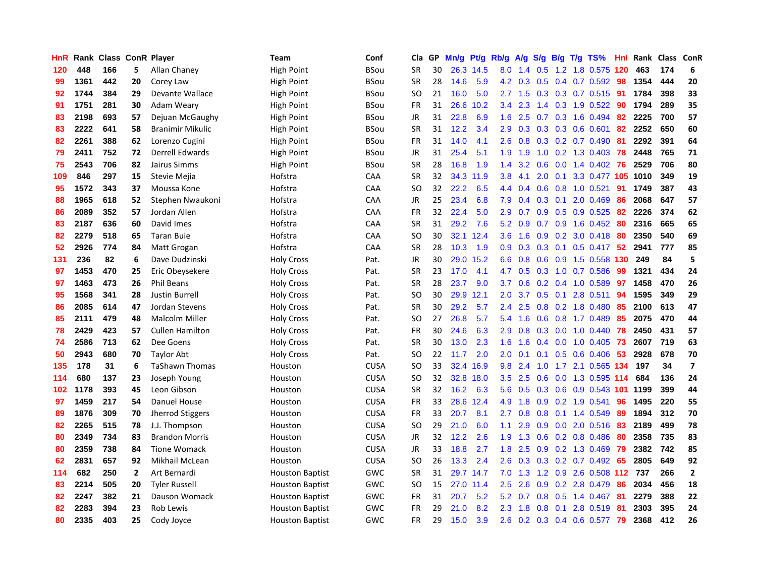| HnR | Rank | Class | ConR | Player | Team | Conf | Cla | GP | Mn/g | Pt/g | Rb/g | A/g | S/g | B/g | T/g | TS% | HnI | Rank | Class | ConR |
|---|---|---|---|---|---|---|---|---|---|---|---|---|---|---|---|---|---|---|---|---|
| 120 | 448 | 166 | 5 | Allan Chaney | High Point | BSou | SR | 30 | 26.3 | 14.5 | 8.0 | 1.4 | 0.5 | 1.2 | 1.8 | 0.575 | 120 | 463 | 174 | 6 |
| 99 | 1361 | 442 | 20 | Corey Law | High Point | BSou | SR | 28 | 14.6 | 5.9 | 4.2 | 0.3 | 0.5 | 0.4 | 0.7 | 0.592 | 98 | 1354 | 444 | 20 |
| 92 | 1744 | 384 | 29 | Devante Wallace | High Point | BSou | SO | 21 | 16.0 | 5.0 | 2.7 | 1.5 | 0.3 | 0.3 | 0.7 | 0.515 | 91 | 1784 | 398 | 33 |
| 91 | 1751 | 281 | 30 | Adam Weary | High Point | BSou | FR | 31 | 26.6 | 10.2 | 3.4 | 2.3 | 1.4 | 0.3 | 1.9 | 0.522 | 90 | 1794 | 289 | 35 |
| 83 | 2198 | 693 | 57 | Dejuan McGaughy | High Point | BSou | JR | 31 | 22.8 | 6.9 | 1.6 | 2.5 | 0.7 | 0.3 | 1.6 | 0.494 | 82 | 2225 | 700 | 57 |
| 83 | 2222 | 641 | 58 | Branimir Mikulic | High Point | BSou | SR | 31 | 12.2 | 3.4 | 2.9 | 0.3 | 0.3 | 0.3 | 0.6 | 0.601 | 82 | 2252 | 650 | 60 |
| 82 | 2261 | 388 | 62 | Lorenzo Cugini | High Point | BSou | FR | 31 | 14.0 | 4.1 | 2.6 | 0.8 | 0.3 | 0.2 | 0.7 | 0.490 | 81 | 2292 | 391 | 64 |
| 79 | 2411 | 752 | 72 | Derrell Edwards | High Point | BSou | JR | 31 | 25.4 | 5.1 | 1.9 | 1.9 | 1.0 | 0.2 | 1.3 | 0.403 | 78 | 2448 | 765 | 71 |
| 75 | 2543 | 706 | 82 | Jairus Simms | High Point | BSou | SR | 28 | 16.8 | 1.9 | 1.4 | 3.2 | 0.6 | 0.0 | 1.4 | 0.402 | 76 | 2529 | 706 | 80 |
| 109 | 846 | 297 | 15 | Stevie Mejia | Hofstra | CAA | SR | 32 | 34.3 | 11.9 | 3.8 | 4.1 | 2.0 | 0.1 | 3.3 | 0.477 | 105 | 1010 | 349 | 19 |
| 95 | 1572 | 343 | 37 | Moussa Kone | Hofstra | CAA | SO | 32 | 22.2 | 6.5 | 4.4 | 0.4 | 0.6 | 0.8 | 1.0 | 0.521 | 91 | 1749 | 387 | 43 |
| 88 | 1965 | 618 | 52 | Stephen Nwaukoni | Hofstra | CAA | JR | 25 | 23.4 | 6.8 | 7.9 | 0.4 | 0.3 | 0.1 | 2.0 | 0.469 | 86 | 2068 | 647 | 57 |
| 86 | 2089 | 352 | 57 | Jordan Allen | Hofstra | CAA | FR | 32 | 22.4 | 5.0 | 2.9 | 0.7 | 0.9 | 0.5 | 0.9 | 0.525 | 82 | 2226 | 374 | 62 |
| 83 | 2187 | 636 | 60 | David Imes | Hofstra | CAA | SR | 31 | 29.2 | 7.6 | 5.2 | 0.9 | 0.7 | 0.9 | 1.6 | 0.452 | 80 | 2316 | 665 | 65 |
| 82 | 2279 | 518 | 65 | Taran Buie | Hofstra | CAA | SO | 30 | 32.1 | 12.4 | 3.6 | 1.6 | 0.9 | 0.2 | 3.0 | 0.418 | 80 | 2350 | 540 | 69 |
| 52 | 2926 | 774 | 84 | Matt Grogan | Hofstra | CAA | SR | 28 | 10.3 | 1.9 | 0.9 | 0.3 | 0.3 | 0.1 | 0.5 | 0.417 | 52 | 2941 | 777 | 85 |
| 131 | 236 | 82 | 6 | Dave Dudzinski | Holy Cross | Pat. | JR | 30 | 29.0 | 15.2 | 6.6 | 0.8 | 0.6 | 0.9 | 1.5 | 0.558 | 130 | 249 | 84 | 5 |
| 97 | 1453 | 470 | 25 | Eric Obeysekere | Holy Cross | Pat. | SR | 23 | 17.0 | 4.1 | 4.7 | 0.5 | 0.3 | 1.0 | 0.7 | 0.586 | 99 | 1321 | 434 | 24 |
| 97 | 1463 | 473 | 26 | Phil Beans | Holy Cross | Pat. | SR | 28 | 23.7 | 9.0 | 3.7 | 0.6 | 0.2 | 0.4 | 1.0 | 0.589 | 97 | 1458 | 470 | 26 |
| 95 | 1568 | 341 | 28 | Justin Burrell | Holy Cross | Pat. | SO | 30 | 29.9 | 12.1 | 2.0 | 3.7 | 0.5 | 0.1 | 2.8 | 0.511 | 94 | 1595 | 349 | 29 |
| 86 | 2085 | 614 | 47 | Jordan Stevens | Holy Cross | Pat. | SR | 30 | 29.2 | 5.7 | 2.4 | 2.5 | 0.8 | 0.2 | 1.8 | 0.480 | 85 | 2100 | 613 | 47 |
| 85 | 2111 | 479 | 48 | Malcolm Miller | Holy Cross | Pat. | SO | 27 | 26.8 | 5.7 | 5.4 | 1.6 | 0.6 | 0.8 | 1.7 | 0.489 | 85 | 2075 | 470 | 44 |
| 78 | 2429 | 423 | 57 | Cullen Hamilton | Holy Cross | Pat. | FR | 30 | 24.6 | 6.3 | 2.9 | 0.8 | 0.3 | 0.0 | 1.0 | 0.440 | 78 | 2450 | 431 | 57 |
| 74 | 2586 | 713 | 62 | Dee Goens | Holy Cross | Pat. | SR | 30 | 13.0 | 2.3 | 1.6 | 1.6 | 0.4 | 0.0 | 1.0 | 0.405 | 73 | 2607 | 719 | 63 |
| 50 | 2943 | 680 | 70 | Taylor Abt | Holy Cross | Pat. | SO | 22 | 11.7 | 2.0 | 2.0 | 0.1 | 0.1 | 0.5 | 0.6 | 0.406 | 53 | 2928 | 678 | 70 |
| 135 | 178 | 31 | 6 | TaShawn Thomas | Houston | CUSA | SO | 33 | 32.4 | 16.9 | 9.8 | 2.4 | 1.0 | 1.7 | 2.1 | 0.565 | 134 | 197 | 34 | 7 |
| 114 | 680 | 137 | 23 | Joseph Young | Houston | CUSA | SO | 32 | 32.8 | 18.0 | 3.5 | 2.5 | 0.6 | 0.0 | 1.3 | 0.595 | 114 | 684 | 136 | 24 |
| 102 | 1178 | 393 | 45 | Leon Gibson | Houston | CUSA | SR | 32 | 16.2 | 6.3 | 5.6 | 0.5 | 0.3 | 0.6 | 0.9 | 0.543 | 101 | 1199 | 399 | 44 |
| 97 | 1459 | 217 | 54 | Danuel House | Houston | CUSA | FR | 33 | 28.6 | 12.4 | 4.9 | 1.8 | 0.9 | 0.2 | 1.9 | 0.541 | 96 | 1495 | 220 | 55 |
| 89 | 1876 | 309 | 70 | Jherrod Stiggers | Houston | CUSA | FR | 33 | 20.7 | 8.1 | 2.7 | 0.8 | 0.8 | 0.1 | 1.4 | 0.549 | 89 | 1894 | 312 | 70 |
| 82 | 2265 | 515 | 78 | J.J. Thompson | Houston | CUSA | SO | 29 | 21.0 | 6.0 | 1.1 | 2.9 | 0.9 | 0.0 | 2.0 | 0.516 | 83 | 2189 | 499 | 78 |
| 80 | 2349 | 734 | 83 | Brandon Morris | Houston | CUSA | JR | 32 | 12.2 | 2.6 | 1.9 | 1.3 | 0.6 | 0.2 | 0.8 | 0.486 | 80 | 2358 | 735 | 83 |
| 80 | 2359 | 738 | 84 | Tione Womack | Houston | CUSA | JR | 33 | 18.8 | 2.7 | 1.8 | 2.5 | 0.9 | 0.2 | 1.3 | 0.469 | 79 | 2382 | 742 | 85 |
| 62 | 2831 | 657 | 92 | Mikhail McLean | Houston | CUSA | SO | 26 | 13.3 | 2.4 | 2.6 | 0.3 | 0.3 | 0.2 | 0.7 | 0.492 | 65 | 2805 | 649 | 92 |
| 114 | 682 | 250 | 2 | Art Bernardi | Houston Baptist | GWC | SR | 31 | 29.7 | 14.7 | 7.0 | 1.3 | 1.2 | 0.9 | 2.6 | 0.508 | 112 | 737 | 266 | 2 |
| 83 | 2214 | 505 | 20 | Tyler Russell | Houston Baptist | GWC | SO | 15 | 27.0 | 11.4 | 2.5 | 2.6 | 0.9 | 0.2 | 2.8 | 0.479 | 86 | 2034 | 456 | 18 |
| 82 | 2247 | 382 | 21 | Dauson Womack | Houston Baptist | GWC | FR | 31 | 20.7 | 5.2 | 5.2 | 0.7 | 0.8 | 0.5 | 1.4 | 0.467 | 81 | 2279 | 388 | 22 |
| 82 | 2283 | 394 | 23 | Rob Lewis | Houston Baptist | GWC | FR | 29 | 21.0 | 8.2 | 2.3 | 1.8 | 0.8 | 0.1 | 2.8 | 0.519 | 81 | 2303 | 395 | 24 |
| 80 | 2335 | 403 | 25 | Cody Joyce | Houston Baptist | GWC | FR | 29 | 15.0 | 3.9 | 2.6 | 0.2 | 0.3 | 0.4 | 0.6 | 0.577 | 79 | 2368 | 412 | 26 |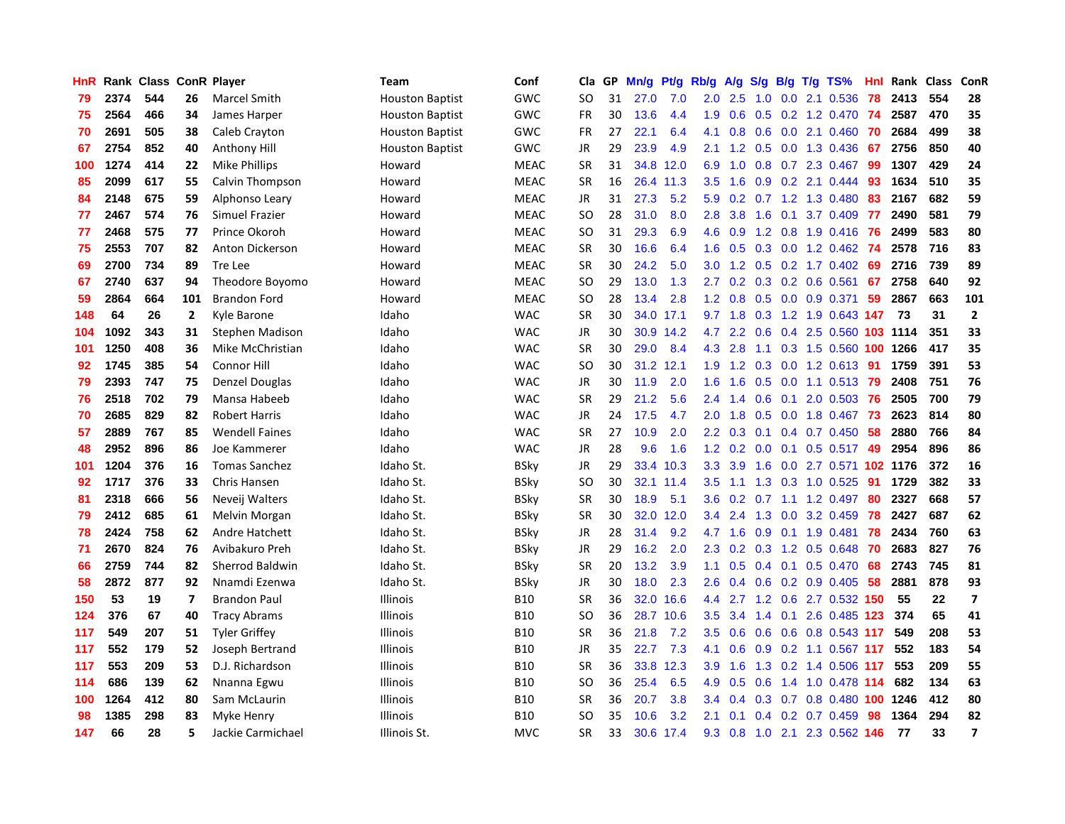| HnR | Rank | Class | ConR | Player | Team | Conf | Cla | GP | Mn/g | Pt/g | Rb/g | A/g | S/g | B/g | T/g | TS% | HnI | Rank | Class | ConR |
|---|---|---|---|---|---|---|---|---|---|---|---|---|---|---|---|---|---|---|---|---|
| 79 | 2374 | 544 | 26 | Marcel Smith | Houston Baptist | GWC | SO | 31 | 27.0 | 7.0 | 2.0 | 2.5 | 1.0 | 0.0 | 2.1 | 0.536 | 78 | 2413 | 554 | 28 |
| 75 | 2564 | 466 | 34 | James Harper | Houston Baptist | GWC | FR | 30 | 13.6 | 4.4 | 1.9 | 0.6 | 0.5 | 0.2 | 1.2 | 0.470 | 74 | 2587 | 470 | 35 |
| 70 | 2691 | 505 | 38 | Caleb Crayton | Houston Baptist | GWC | FR | 27 | 22.1 | 6.4 | 4.1 | 0.8 | 0.6 | 0.0 | 2.1 | 0.460 | 70 | 2684 | 499 | 38 |
| 67 | 2754 | 852 | 40 | Anthony Hill | Houston Baptist | GWC | JR | 29 | 23.9 | 4.9 | 2.1 | 1.2 | 0.5 | 0.0 | 1.3 | 0.436 | 67 | 2756 | 850 | 40 |
| 100 | 1274 | 414 | 22 | Mike Phillips | Howard | MEAC | SR | 31 | 34.8 | 12.0 | 6.9 | 1.0 | 0.8 | 0.7 | 2.3 | 0.467 | 99 | 1307 | 429 | 24 |
| 85 | 2099 | 617 | 55 | Calvin Thompson | Howard | MEAC | SR | 16 | 26.4 | 11.3 | 3.5 | 1.6 | 0.9 | 0.2 | 2.1 | 0.444 | 93 | 1634 | 510 | 35 |
| 84 | 2148 | 675 | 59 | Alphonso Leary | Howard | MEAC | JR | 31 | 27.3 | 5.2 | 5.9 | 0.2 | 0.7 | 1.2 | 1.3 | 0.480 | 83 | 2167 | 682 | 59 |
| 77 | 2467 | 574 | 76 | Simuel Frazier | Howard | MEAC | SO | 28 | 31.0 | 8.0 | 2.8 | 3.8 | 1.6 | 0.1 | 3.7 | 0.409 | 77 | 2490 | 581 | 79 |
| 77 | 2468 | 575 | 77 | Prince Okoroh | Howard | MEAC | SO | 31 | 29.3 | 6.9 | 4.6 | 0.9 | 1.2 | 0.8 | 1.9 | 0.416 | 76 | 2499 | 583 | 80 |
| 75 | 2553 | 707 | 82 | Anton Dickerson | Howard | MEAC | SR | 30 | 16.6 | 6.4 | 1.6 | 0.5 | 0.3 | 0.0 | 1.2 | 0.462 | 74 | 2578 | 716 | 83 |
| 69 | 2700 | 734 | 89 | Tre Lee | Howard | MEAC | SR | 30 | 24.2 | 5.0 | 3.0 | 1.2 | 0.5 | 0.2 | 1.7 | 0.402 | 69 | 2716 | 739 | 89 |
| 67 | 2740 | 637 | 94 | Theodore Boyomo | Howard | MEAC | SO | 29 | 13.0 | 1.3 | 2.7 | 0.2 | 0.3 | 0.2 | 0.6 | 0.561 | 67 | 2758 | 640 | 92 |
| 59 | 2864 | 664 | 101 | Brandon Ford | Howard | MEAC | SO | 28 | 13.4 | 2.8 | 1.2 | 0.8 | 0.5 | 0.0 | 0.9 | 0.371 | 59 | 2867 | 663 | 101 |
| 148 | 64 | 26 | 2 | Kyle Barone | Idaho | WAC | SR | 30 | 34.0 | 17.1 | 9.7 | 1.8 | 0.3 | 1.2 | 1.9 | 0.643 | 147 | 73 | 31 | 2 |
| 104 | 1092 | 343 | 31 | Stephen Madison | Idaho | WAC | JR | 30 | 30.9 | 14.2 | 4.7 | 2.2 | 0.6 | 0.4 | 2.5 | 0.560 | 103 | 1114 | 351 | 33 |
| 101 | 1250 | 408 | 36 | Mike McChristian | Idaho | WAC | SR | 30 | 29.0 | 8.4 | 4.3 | 2.8 | 1.1 | 0.3 | 1.5 | 0.560 | 100 | 1266 | 417 | 35 |
| 92 | 1745 | 385 | 54 | Connor Hill | Idaho | WAC | SO | 30 | 31.2 | 12.1 | 1.9 | 1.2 | 0.3 | 0.0 | 1.2 | 0.613 | 91 | 1759 | 391 | 53 |
| 79 | 2393 | 747 | 75 | Denzel Douglas | Idaho | WAC | JR | 30 | 11.9 | 2.0 | 1.6 | 1.6 | 0.5 | 0.0 | 1.1 | 0.513 | 79 | 2408 | 751 | 76 |
| 76 | 2518 | 702 | 79 | Mansa Habeeb | Idaho | WAC | SR | 29 | 21.2 | 5.6 | 2.4 | 1.4 | 0.6 | 0.1 | 2.0 | 0.503 | 76 | 2505 | 700 | 79 |
| 70 | 2685 | 829 | 82 | Robert Harris | Idaho | WAC | JR | 24 | 17.5 | 4.7 | 2.0 | 1.8 | 0.5 | 0.0 | 1.8 | 0.467 | 73 | 2623 | 814 | 80 |
| 57 | 2889 | 767 | 85 | Wendell Faines | Idaho | WAC | SR | 27 | 10.9 | 2.0 | 2.2 | 0.3 | 0.1 | 0.4 | 0.7 | 0.450 | 58 | 2880 | 766 | 84 |
| 48 | 2952 | 896 | 86 | Joe Kammerer | Idaho | WAC | JR | 28 | 9.6 | 1.6 | 1.2 | 0.2 | 0.0 | 0.1 | 0.5 | 0.517 | 49 | 2954 | 896 | 86 |
| 101 | 1204 | 376 | 16 | Tomas Sanchez | Idaho St. | BSky | JR | 29 | 33.4 | 10.3 | 3.3 | 3.9 | 1.6 | 0.0 | 2.7 | 0.571 | 102 | 1176 | 372 | 16 |
| 92 | 1717 | 376 | 33 | Chris Hansen | Idaho St. | BSky | SO | 30 | 32.1 | 11.4 | 3.5 | 1.1 | 1.3 | 0.3 | 1.0 | 0.525 | 91 | 1729 | 382 | 33 |
| 81 | 2318 | 666 | 56 | Neveij Walters | Idaho St. | BSky | SR | 30 | 18.9 | 5.1 | 3.6 | 0.2 | 0.7 | 1.1 | 1.2 | 0.497 | 80 | 2327 | 668 | 57 |
| 79 | 2412 | 685 | 61 | Melvin Morgan | Idaho St. | BSky | SR | 30 | 32.0 | 12.0 | 3.4 | 2.4 | 1.3 | 0.0 | 3.2 | 0.459 | 78 | 2427 | 687 | 62 |
| 78 | 2424 | 758 | 62 | Andre Hatchett | Idaho St. | BSky | JR | 28 | 31.4 | 9.2 | 4.7 | 1.6 | 0.9 | 0.1 | 1.9 | 0.481 | 78 | 2434 | 760 | 63 |
| 71 | 2670 | 824 | 76 | Avibakuro Preh | Idaho St. | BSky | JR | 29 | 16.2 | 2.0 | 2.3 | 0.2 | 0.3 | 1.2 | 0.5 | 0.648 | 70 | 2683 | 827 | 76 |
| 66 | 2759 | 744 | 82 | Sherrod Baldwin | Idaho St. | BSky | SR | 20 | 13.2 | 3.9 | 1.1 | 0.5 | 0.4 | 0.1 | 0.5 | 0.470 | 68 | 2743 | 745 | 81 |
| 58 | 2872 | 877 | 92 | Nnamdi Ezenwa | Idaho St. | BSky | JR | 30 | 18.0 | 2.3 | 2.6 | 0.4 | 0.6 | 0.2 | 0.9 | 0.405 | 58 | 2881 | 878 | 93 |
| 150 | 53 | 19 | 7 | Brandon Paul | Illinois | B10 | SR | 36 | 32.0 | 16.6 | 4.4 | 2.7 | 1.2 | 0.6 | 2.7 | 0.532 | 150 | 55 | 22 | 7 |
| 124 | 376 | 67 | 40 | Tracy Abrams | Illinois | B10 | SO | 36 | 28.7 | 10.6 | 3.5 | 3.4 | 1.4 | 0.1 | 2.6 | 0.485 | 123 | 374 | 65 | 41 |
| 117 | 549 | 207 | 51 | Tyler Griffey | Illinois | B10 | SR | 36 | 21.8 | 7.2 | 3.5 | 0.6 | 0.6 | 0.6 | 0.8 | 0.543 | 117 | 549 | 208 | 53 |
| 117 | 552 | 179 | 52 | Joseph Bertrand | Illinois | B10 | JR | 35 | 22.7 | 7.3 | 4.1 | 0.6 | 0.9 | 0.2 | 1.1 | 0.567 | 117 | 552 | 183 | 54 |
| 117 | 553 | 209 | 53 | D.J. Richardson | Illinois | B10 | SR | 36 | 33.8 | 12.3 | 3.9 | 1.6 | 1.3 | 0.2 | 1.4 | 0.506 | 117 | 553 | 209 | 55 |
| 114 | 686 | 139 | 62 | Nnanna Egwu | Illinois | B10 | SO | 36 | 25.4 | 6.5 | 4.9 | 0.5 | 0.6 | 1.4 | 1.0 | 0.478 | 114 | 682 | 134 | 63 |
| 100 | 1264 | 412 | 80 | Sam McLaurin | Illinois | B10 | SR | 36 | 20.7 | 3.8 | 3.4 | 0.4 | 0.3 | 0.7 | 0.8 | 0.480 | 100 | 1246 | 412 | 80 |
| 98 | 1385 | 298 | 83 | Myke Henry | Illinois | B10 | SO | 35 | 10.6 | 3.2 | 2.1 | 0.1 | 0.4 | 0.2 | 0.7 | 0.459 | 98 | 1364 | 294 | 82 |
| 147 | 66 | 28 | 5 | Jackie Carmichael | Illinois St. | MVC | SR | 33 | 30.6 | 17.4 | 9.3 | 0.8 | 1.0 | 2.1 | 2.3 | 0.562 | 146 | 77 | 33 | 7 |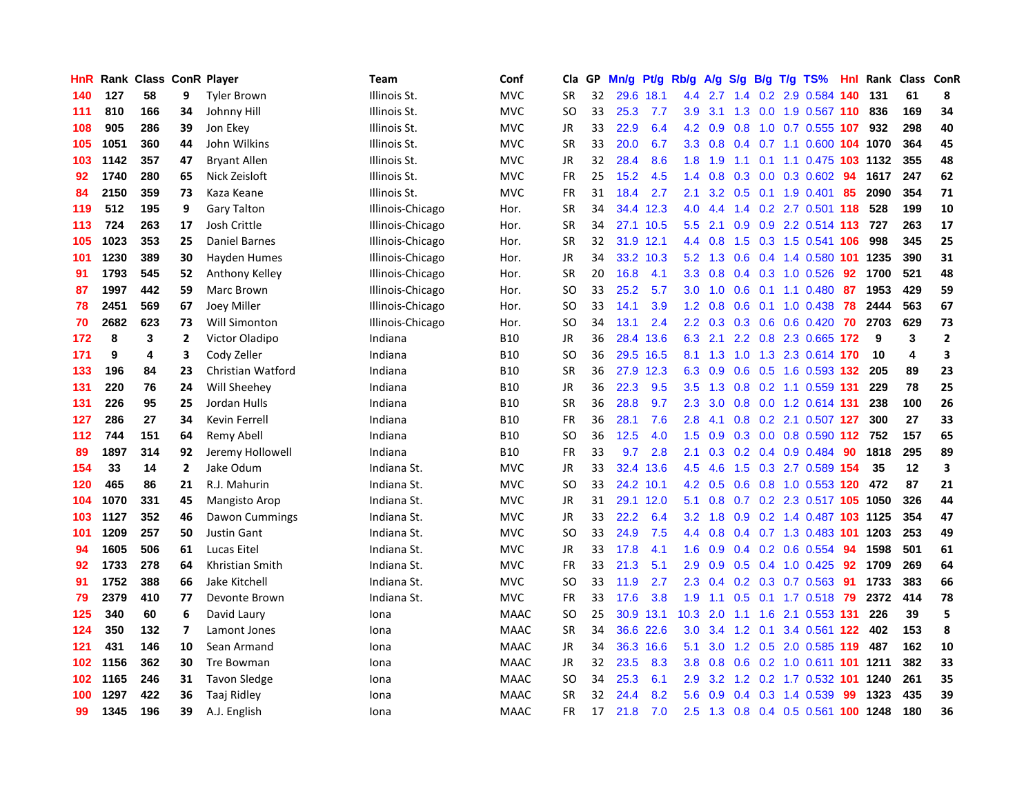| HnR | Rank | Class | ConR | Player | Team | Conf | Cla | GP | Mn/g | Pt/g | Rb/g | A/g | S/g | B/g | T/g | TS% | HnI | Rank | Class | ConR |
|---|---|---|---|---|---|---|---|---|---|---|---|---|---|---|---|---|---|---|---|---|
| 140 | 127 | 58 | 9 | Tyler Brown | Illinois St. | MVC | SR | 32 | 29.6 | 18.1 | 4.4 | 2.7 | 1.4 | 0.2 | 2.9 | 0.584 | 140 | 131 | 61 | 8 |
| 111 | 810 | 166 | 34 | Johnny Hill | Illinois St. | MVC | SO | 33 | 25.3 | 7.7 | 3.9 | 3.1 | 1.3 | 0.0 | 1.9 | 0.567 | 110 | 836 | 169 | 34 |
| 108 | 905 | 286 | 39 | Jon Ekey | Illinois St. | MVC | JR | 33 | 22.9 | 6.4 | 4.2 | 0.9 | 0.8 | 1.0 | 0.7 | 0.555 | 107 | 932 | 298 | 40 |
| 105 | 1051 | 360 | 44 | John Wilkins | Illinois St. | MVC | SR | 33 | 20.0 | 6.7 | 3.3 | 0.8 | 0.4 | 0.7 | 1.1 | 0.600 | 104 | 1070 | 364 | 45 |
| 103 | 1142 | 357 | 47 | Bryant Allen | Illinois St. | MVC | JR | 32 | 28.4 | 8.6 | 1.8 | 1.9 | 1.1 | 0.1 | 1.1 | 0.475 | 103 | 1132 | 355 | 48 |
| 92 | 1740 | 280 | 65 | Nick Zeisloft | Illinois St. | MVC | FR | 25 | 15.2 | 4.5 | 1.4 | 0.8 | 0.3 | 0.0 | 0.3 | 0.602 | 94 | 1617 | 247 | 62 |
| 84 | 2150 | 359 | 73 | Kaza Keane | Illinois St. | MVC | FR | 31 | 18.4 | 2.7 | 2.1 | 3.2 | 0.5 | 0.1 | 1.9 | 0.401 | 85 | 2090 | 354 | 71 |
| 119 | 512 | 195 | 9 | Gary Talton | Illinois-Chicago | Hor. | SR | 34 | 34.4 | 12.3 | 4.0 | 4.4 | 1.4 | 0.2 | 2.7 | 0.501 | 118 | 528 | 199 | 10 |
| 113 | 724 | 263 | 17 | Josh Crittle | Illinois-Chicago | Hor. | SR | 34 | 27.1 | 10.5 | 5.5 | 2.1 | 0.9 | 0.9 | 2.2 | 0.514 | 113 | 727 | 263 | 17 |
| 105 | 1023 | 353 | 25 | Daniel Barnes | Illinois-Chicago | Hor. | SR | 32 | 31.9 | 12.1 | 4.4 | 0.8 | 1.5 | 0.3 | 1.5 | 0.541 | 106 | 998 | 345 | 25 |
| 101 | 1230 | 389 | 30 | Hayden Humes | Illinois-Chicago | Hor. | JR | 34 | 33.2 | 10.3 | 5.2 | 1.3 | 0.6 | 0.4 | 1.4 | 0.580 | 101 | 1235 | 390 | 31 |
| 91 | 1793 | 545 | 52 | Anthony Kelley | Illinois-Chicago | Hor. | SR | 20 | 16.8 | 4.1 | 3.3 | 0.8 | 0.4 | 0.3 | 1.0 | 0.526 | 92 | 1700 | 521 | 48 |
| 87 | 1997 | 442 | 59 | Marc Brown | Illinois-Chicago | Hor. | SO | 33 | 25.2 | 5.7 | 3.0 | 1.0 | 0.6 | 0.1 | 1.1 | 0.480 | 87 | 1953 | 429 | 59 |
| 78 | 2451 | 569 | 67 | Joey Miller | Illinois-Chicago | Hor. | SO | 33 | 14.1 | 3.9 | 1.2 | 0.8 | 0.6 | 0.1 | 1.0 | 0.438 | 78 | 2444 | 563 | 67 |
| 70 | 2682 | 623 | 73 | Will Simonton | Illinois-Chicago | Hor. | SO | 34 | 13.1 | 2.4 | 2.2 | 0.3 | 0.3 | 0.6 | 0.6 | 0.420 | 70 | 2703 | 629 | 73 |
| 172 | 8 | 3 | 2 | Victor Oladipo | Indiana | B10 | JR | 36 | 28.4 | 13.6 | 6.3 | 2.1 | 2.2 | 0.8 | 2.3 | 0.665 | 172 | 9 | 3 | 2 |
| 171 | 9 | 4 | 3 | Cody Zeller | Indiana | B10 | SO | 36 | 29.5 | 16.5 | 8.1 | 1.3 | 1.0 | 1.3 | 2.3 | 0.614 | 170 | 10 | 4 | 3 |
| 133 | 196 | 84 | 23 | Christian Watford | Indiana | B10 | SR | 36 | 27.9 | 12.3 | 6.3 | 0.9 | 0.6 | 0.5 | 1.6 | 0.593 | 132 | 205 | 89 | 23 |
| 131 | 220 | 76 | 24 | Will Sheehey | Indiana | B10 | JR | 36 | 22.3 | 9.5 | 3.5 | 1.3 | 0.8 | 0.2 | 1.1 | 0.559 | 131 | 229 | 78 | 25 |
| 131 | 226 | 95 | 25 | Jordan Hulls | Indiana | B10 | SR | 36 | 28.8 | 9.7 | 2.3 | 3.0 | 0.8 | 0.0 | 1.2 | 0.614 | 131 | 238 | 100 | 26 |
| 127 | 286 | 27 | 34 | Kevin Ferrell | Indiana | B10 | FR | 36 | 28.1 | 7.6 | 2.8 | 4.1 | 0.8 | 0.2 | 2.1 | 0.507 | 127 | 300 | 27 | 33 |
| 112 | 744 | 151 | 64 | Remy Abell | Indiana | B10 | SO | 36 | 12.5 | 4.0 | 1.5 | 0.9 | 0.3 | 0.0 | 0.8 | 0.590 | 112 | 752 | 157 | 65 |
| 89 | 1897 | 314 | 92 | Jeremy Hollowell | Indiana | B10 | FR | 33 | 9.7 | 2.8 | 2.1 | 0.3 | 0.2 | 0.4 | 0.9 | 0.484 | 90 | 1818 | 295 | 89 |
| 154 | 33 | 14 | 2 | Jake Odum | Indiana St. | MVC | JR | 33 | 32.4 | 13.6 | 4.5 | 4.6 | 1.5 | 0.3 | 2.7 | 0.589 | 154 | 35 | 12 | 3 |
| 120 | 465 | 86 | 21 | R.J. Mahurin | Indiana St. | MVC | SO | 33 | 24.2 | 10.1 | 4.2 | 0.5 | 0.6 | 0.8 | 1.0 | 0.553 | 120 | 472 | 87 | 21 |
| 104 | 1070 | 331 | 45 | Mangisto Arop | Indiana St. | MVC | JR | 31 | 29.1 | 12.0 | 5.1 | 0.8 | 0.7 | 0.2 | 2.3 | 0.517 | 105 | 1050 | 326 | 44 |
| 103 | 1127 | 352 | 46 | Dawon Cummings | Indiana St. | MVC | JR | 33 | 22.2 | 6.4 | 3.2 | 1.8 | 0.9 | 0.2 | 1.4 | 0.487 | 103 | 1125 | 354 | 47 |
| 101 | 1209 | 257 | 50 | Justin Gant | Indiana St. | MVC | SO | 33 | 24.9 | 7.5 | 4.4 | 0.8 | 0.4 | 0.7 | 1.3 | 0.483 | 101 | 1203 | 253 | 49 |
| 94 | 1605 | 506 | 61 | Lucas Eitel | Indiana St. | MVC | JR | 33 | 17.8 | 4.1 | 1.6 | 0.9 | 0.4 | 0.2 | 0.6 | 0.554 | 94 | 1598 | 501 | 61 |
| 92 | 1733 | 278 | 64 | Khristian Smith | Indiana St. | MVC | FR | 33 | 21.3 | 5.1 | 2.9 | 0.9 | 0.5 | 0.4 | 1.0 | 0.425 | 92 | 1709 | 269 | 64 |
| 91 | 1752 | 388 | 66 | Jake Kitchell | Indiana St. | MVC | SO | 33 | 11.9 | 2.7 | 2.3 | 0.4 | 0.2 | 0.3 | 0.7 | 0.563 | 91 | 1733 | 383 | 66 |
| 79 | 2379 | 410 | 77 | Devonte Brown | Indiana St. | MVC | FR | 33 | 17.6 | 3.8 | 1.9 | 1.1 | 0.5 | 0.1 | 1.7 | 0.518 | 79 | 2372 | 414 | 78 |
| 125 | 340 | 60 | 6 | David Laury | Iona | MAAC | SO | 25 | 30.9 | 13.1 | 10.3 | 2.0 | 1.1 | 1.6 | 2.1 | 0.553 | 131 | 226 | 39 | 5 |
| 124 | 350 | 132 | 7 | Lamont Jones | Iona | MAAC | SR | 34 | 36.6 | 22.6 | 3.0 | 3.4 | 1.2 | 0.1 | 3.4 | 0.561 | 122 | 402 | 153 | 8 |
| 121 | 431 | 146 | 10 | Sean Armand | Iona | MAAC | JR | 34 | 36.3 | 16.6 | 5.1 | 3.0 | 1.2 | 0.5 | 2.0 | 0.585 | 119 | 487 | 162 | 10 |
| 102 | 1156 | 362 | 30 | Tre Bowman | Iona | MAAC | JR | 32 | 23.5 | 8.3 | 3.8 | 0.8 | 0.6 | 0.2 | 1.0 | 0.611 | 101 | 1211 | 382 | 33 |
| 102 | 1165 | 246 | 31 | Tavon Sledge | Iona | MAAC | SO | 34 | 25.3 | 6.1 | 2.9 | 3.2 | 1.2 | 0.2 | 1.7 | 0.532 | 101 | 1240 | 261 | 35 |
| 100 | 1297 | 422 | 36 | Taaj Ridley | Iona | MAAC | SR | 32 | 24.4 | 8.2 | 5.6 | 0.9 | 0.4 | 0.3 | 1.4 | 0.539 | 99 | 1323 | 435 | 39 |
| 99 | 1345 | 196 | 39 | A.J. English | Iona | MAAC | FR | 17 | 21.8 | 7.0 | 2.5 | 1.3 | 0.8 | 0.4 | 0.5 | 0.561 | 100 | 1248 | 180 | 36 |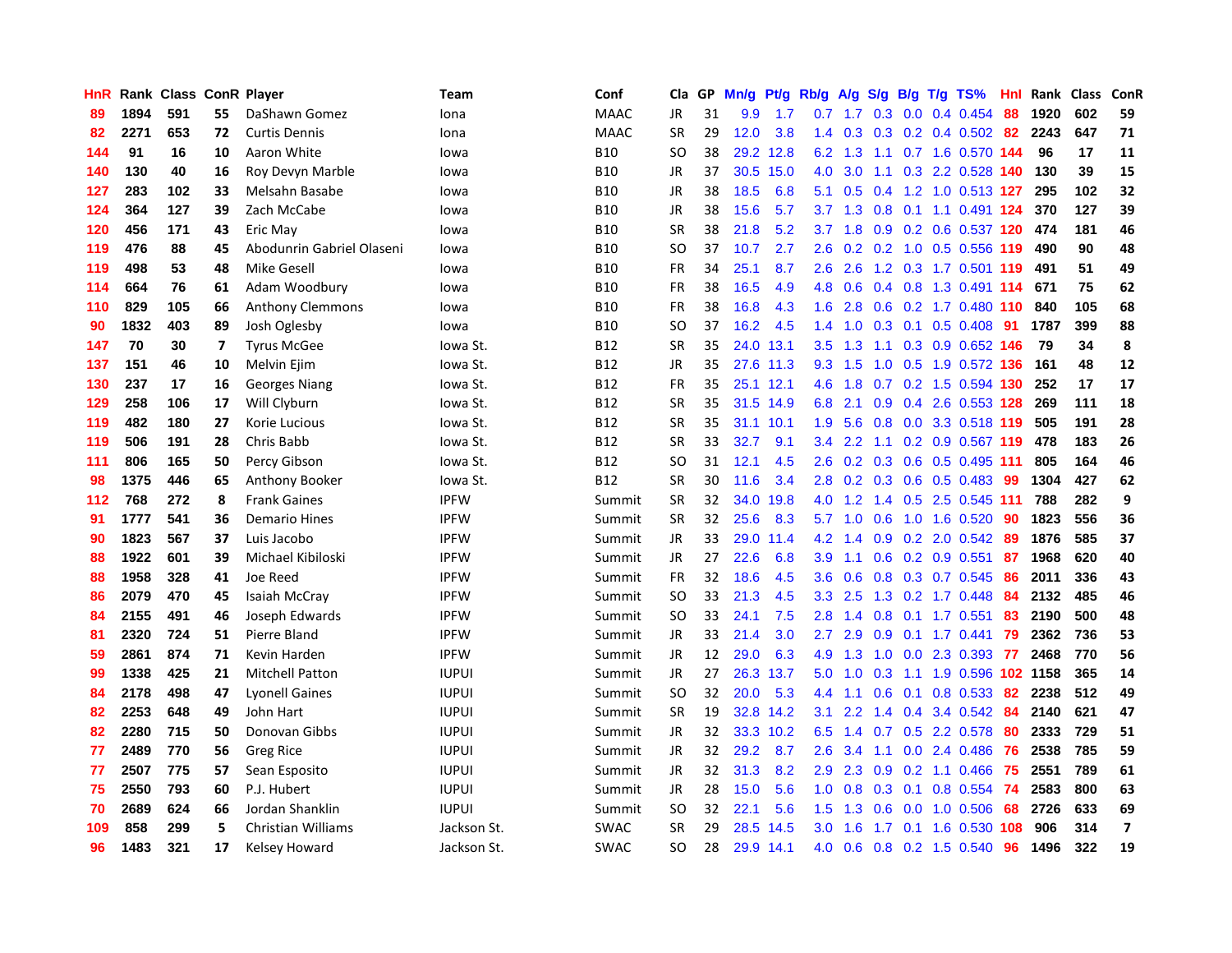| HnR | Rank | Class | ConR | Player | Team | Conf | Cla | GP | Mn/g | Pt/g | Rb/g | A/g | S/g | B/g | T/g | TS% | Hnl | Rank | Class | ConR |
|---|---|---|---|---|---|---|---|---|---|---|---|---|---|---|---|---|---|---|---|---|
| 89 | 1894 | 591 | 55 | DaShawn Gomez | Iona | MAAC | JR | 31 | 9.9 | 1.7 | 0.7 | 1.7 | 0.3 | 0.0 | 0.4 | 0.454 | 88 | 1920 | 602 | 59 |
| 82 | 2271 | 653 | 72 | Curtis Dennis | Iona | MAAC | SR | 29 | 12.0 | 3.8 | 1.4 | 0.3 | 0.3 | 0.2 | 0.4 | 0.502 | 82 | 2243 | 647 | 71 |
| 144 | 91 | 16 | 10 | Aaron White | Iowa | B10 | SO | 38 | 29.2 | 12.8 | 6.2 | 1.3 | 1.1 | 0.7 | 1.6 | 0.570 | 144 | 96 | 17 | 11 |
| 140 | 130 | 40 | 16 | Roy Devyn Marble | Iowa | B10 | JR | 37 | 30.5 | 15.0 | 4.0 | 3.0 | 1.1 | 0.3 | 2.2 | 0.528 | 140 | 130 | 39 | 15 |
| 127 | 283 | 102 | 33 | Melsahn Basabe | Iowa | B10 | JR | 38 | 18.5 | 6.8 | 5.1 | 0.5 | 0.4 | 1.2 | 1.0 | 0.513 | 127 | 295 | 102 | 32 |
| 124 | 364 | 127 | 39 | Zach McCabe | Iowa | B10 | JR | 38 | 15.6 | 5.7 | 3.7 | 1.3 | 0.8 | 0.1 | 1.1 | 0.491 | 124 | 370 | 127 | 39 |
| 120 | 456 | 171 | 43 | Eric May | Iowa | B10 | SR | 38 | 21.8 | 5.2 | 3.7 | 1.8 | 0.9 | 0.2 | 0.6 | 0.537 | 120 | 474 | 181 | 46 |
| 119 | 476 | 88 | 45 | Abodunrin Gabriel Olaseni | Iowa | B10 | SO | 37 | 10.7 | 2.7 | 2.6 | 0.2 | 0.2 | 1.0 | 0.5 | 0.556 | 119 | 490 | 90 | 48 |
| 119 | 498 | 53 | 48 | Mike Gesell | Iowa | B10 | FR | 34 | 25.1 | 8.7 | 2.6 | 2.6 | 1.2 | 0.3 | 1.7 | 0.501 | 119 | 491 | 51 | 49 |
| 114 | 664 | 76 | 61 | Adam Woodbury | Iowa | B10 | FR | 38 | 16.5 | 4.9 | 4.8 | 0.6 | 0.4 | 0.8 | 1.3 | 0.491 | 114 | 671 | 75 | 62 |
| 110 | 829 | 105 | 66 | Anthony Clemmons | Iowa | B10 | FR | 38 | 16.8 | 4.3 | 1.6 | 2.8 | 0.6 | 0.2 | 1.7 | 0.480 | 110 | 840 | 105 | 68 |
| 90 | 1832 | 403 | 89 | Josh Oglesby | Iowa | B10 | SO | 37 | 16.2 | 4.5 | 1.4 | 1.0 | 0.3 | 0.1 | 0.5 | 0.408 | 91 | 1787 | 399 | 88 |
| 147 | 70 | 30 | 7 | Tyrus McGee | Iowa St. | B12 | SR | 35 | 24.0 | 13.1 | 3.5 | 1.3 | 1.1 | 0.3 | 0.9 | 0.652 | 146 | 79 | 34 | 8 |
| 137 | 151 | 46 | 10 | Melvin Ejim | Iowa St. | B12 | JR | 35 | 27.6 | 11.3 | 9.3 | 1.5 | 1.0 | 0.5 | 1.9 | 0.572 | 136 | 161 | 48 | 12 |
| 130 | 237 | 17 | 16 | Georges Niang | Iowa St. | B12 | FR | 35 | 25.1 | 12.1 | 4.6 | 1.8 | 0.7 | 0.2 | 1.5 | 0.594 | 130 | 252 | 17 | 17 |
| 129 | 258 | 106 | 17 | Will Clyburn | Iowa St. | B12 | SR | 35 | 31.5 | 14.9 | 6.8 | 2.1 | 0.9 | 0.4 | 2.6 | 0.553 | 128 | 269 | 111 | 18 |
| 119 | 482 | 180 | 27 | Korie Lucious | Iowa St. | B12 | SR | 35 | 31.1 | 10.1 | 1.9 | 5.6 | 0.8 | 0.0 | 3.3 | 0.518 | 119 | 505 | 191 | 28 |
| 119 | 506 | 191 | 28 | Chris Babb | Iowa St. | B12 | SR | 33 | 32.7 | 9.1 | 3.4 | 2.2 | 1.1 | 0.2 | 0.9 | 0.567 | 119 | 478 | 183 | 26 |
| 111 | 806 | 165 | 50 | Percy Gibson | Iowa St. | B12 | SO | 31 | 12.1 | 4.5 | 2.6 | 0.2 | 0.3 | 0.6 | 0.5 | 0.495 | 111 | 805 | 164 | 46 |
| 98 | 1375 | 446 | 65 | Anthony Booker | Iowa St. | B12 | SR | 30 | 11.6 | 3.4 | 2.8 | 0.2 | 0.3 | 0.6 | 0.5 | 0.483 | 99 | 1304 | 427 | 62 |
| 112 | 768 | 272 | 8 | Frank Gaines | IPFW | Summit | SR | 32 | 34.0 | 19.8 | 4.0 | 1.2 | 1.4 | 0.5 | 2.5 | 0.545 | 111 | 788 | 282 | 9 |
| 91 | 1777 | 541 | 36 | Demario Hines | IPFW | Summit | SR | 32 | 25.6 | 8.3 | 5.7 | 1.0 | 0.6 | 1.0 | 1.6 | 0.520 | 90 | 1823 | 556 | 36 |
| 90 | 1823 | 567 | 37 | Luis Jacobo | IPFW | Summit | JR | 33 | 29.0 | 11.4 | 4.2 | 1.4 | 0.9 | 0.2 | 2.0 | 0.542 | 89 | 1876 | 585 | 37 |
| 88 | 1922 | 601 | 39 | Michael Kibiloski | IPFW | Summit | JR | 27 | 22.6 | 6.8 | 3.9 | 1.1 | 0.6 | 0.2 | 0.9 | 0.551 | 87 | 1968 | 620 | 40 |
| 88 | 1958 | 328 | 41 | Joe Reed | IPFW | Summit | FR | 32 | 18.6 | 4.5 | 3.6 | 0.6 | 0.8 | 0.3 | 0.7 | 0.545 | 86 | 2011 | 336 | 43 |
| 86 | 2079 | 470 | 45 | Isaiah McCray | IPFW | Summit | SO | 33 | 21.3 | 4.5 | 3.3 | 2.5 | 1.3 | 0.2 | 1.7 | 0.448 | 84 | 2132 | 485 | 46 |
| 84 | 2155 | 491 | 46 | Joseph Edwards | IPFW | Summit | SO | 33 | 24.1 | 7.5 | 2.8 | 1.4 | 0.8 | 0.1 | 1.7 | 0.551 | 83 | 2190 | 500 | 48 |
| 81 | 2320 | 724 | 51 | Pierre Bland | IPFW | Summit | JR | 33 | 21.4 | 3.0 | 2.7 | 2.9 | 0.9 | 0.1 | 1.7 | 0.441 | 79 | 2362 | 736 | 53 |
| 59 | 2861 | 874 | 71 | Kevin Harden | IPFW | Summit | JR | 12 | 29.0 | 6.3 | 4.9 | 1.3 | 1.0 | 0.0 | 2.3 | 0.393 | 77 | 2468 | 770 | 56 |
| 99 | 1338 | 425 | 21 | Mitchell Patton | IUPUI | Summit | JR | 27 | 26.3 | 13.7 | 5.0 | 1.0 | 0.3 | 1.1 | 1.9 | 0.596 | 102 | 1158 | 365 | 14 |
| 84 | 2178 | 498 | 47 | Lyonell Gaines | IUPUI | Summit | SO | 32 | 20.0 | 5.3 | 4.4 | 1.1 | 0.6 | 0.1 | 0.8 | 0.533 | 82 | 2238 | 512 | 49 |
| 82 | 2253 | 648 | 49 | John Hart | IUPUI | Summit | SR | 19 | 32.8 | 14.2 | 3.1 | 2.2 | 1.4 | 0.4 | 3.4 | 0.542 | 84 | 2140 | 621 | 47 |
| 82 | 2280 | 715 | 50 | Donovan Gibbs | IUPUI | Summit | JR | 32 | 33.3 | 10.2 | 6.5 | 1.4 | 0.7 | 0.5 | 2.2 | 0.578 | 80 | 2333 | 729 | 51 |
| 77 | 2489 | 770 | 56 | Greg Rice | IUPUI | Summit | JR | 32 | 29.2 | 8.7 | 2.6 | 3.4 | 1.1 | 0.0 | 2.4 | 0.486 | 76 | 2538 | 785 | 59 |
| 77 | 2507 | 775 | 57 | Sean Esposito | IUPUI | Summit | JR | 32 | 31.3 | 8.2 | 2.9 | 2.3 | 0.9 | 0.2 | 1.1 | 0.466 | 75 | 2551 | 789 | 61 |
| 75 | 2550 | 793 | 60 | P.J. Hubert | IUPUI | Summit | JR | 28 | 15.0 | 5.6 | 1.0 | 0.8 | 0.3 | 0.1 | 0.8 | 0.554 | 74 | 2583 | 800 | 63 |
| 70 | 2689 | 624 | 66 | Jordan Shanklin | IUPUI | Summit | SO | 32 | 22.1 | 5.6 | 1.5 | 1.3 | 0.6 | 0.0 | 1.0 | 0.506 | 68 | 2726 | 633 | 69 |
| 109 | 858 | 299 | 5 | Christian Williams | Jackson St. | SWAC | SR | 29 | 28.5 | 14.5 | 3.0 | 1.6 | 1.7 | 0.1 | 1.6 | 0.530 | 108 | 906 | 314 | 7 |
| 96 | 1483 | 321 | 17 | Kelsey Howard | Jackson St. | SWAC | SO | 28 | 29.9 | 14.1 | 4.0 | 0.6 | 0.8 | 0.2 | 1.5 | 0.540 | 96 | 1496 | 322 | 19 |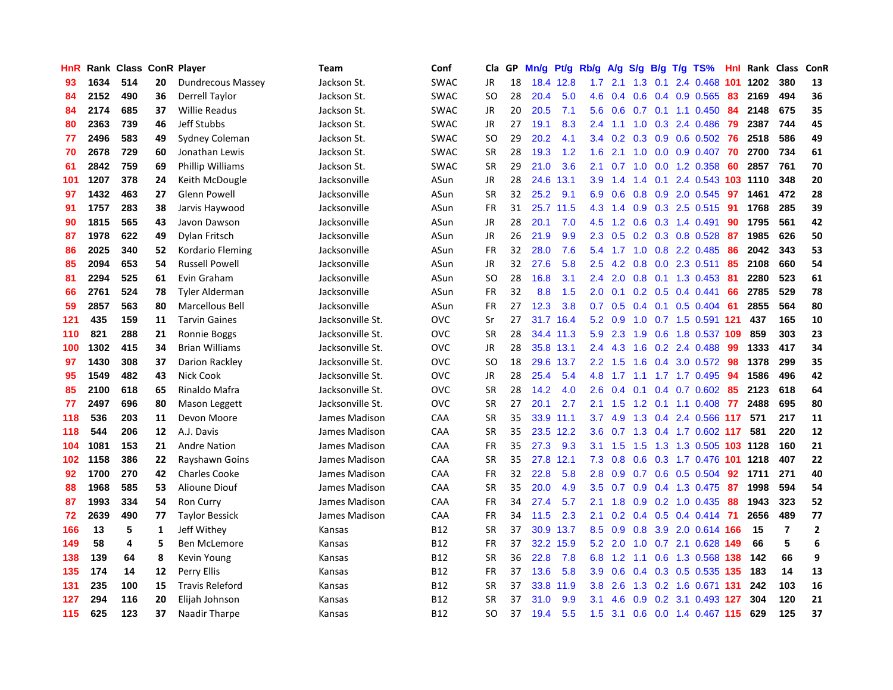| HnR | Rank | Class | ConR | Player | Team | Conf | Cla | GP | Mn/g | Pt/g | Rb/g | A/g | S/g | B/g | T/g | TS% | HnI | Rank | Class | ConR |
|---|---|---|---|---|---|---|---|---|---|---|---|---|---|---|---|---|---|---|---|---|
| 93 | 1634 | 514 | 20 | Dundrecous Massey | Jackson St. | SWAC | JR | 18 | 18.4 | 12.8 | 1.7 | 2.1 | 1.3 | 0.1 | 2.4 | 0.468 | 101 | 1202 | 380 | 13 |
| 84 | 2152 | 490 | 36 | Derrell Taylor | Jackson St. | SWAC | SO | 28 | 20.4 | 5.0 | 4.6 | 0.4 | 0.6 | 0.4 | 0.9 | 0.565 | 83 | 2169 | 494 | 36 |
| 84 | 2174 | 685 | 37 | Willie Readus | Jackson St. | SWAC | JR | 20 | 20.5 | 7.1 | 5.6 | 0.6 | 0.7 | 0.1 | 1.1 | 0.450 | 84 | 2148 | 675 | 35 |
| 80 | 2363 | 739 | 46 | Jeff Stubbs | Jackson St. | SWAC | JR | 27 | 19.1 | 8.3 | 2.4 | 1.1 | 1.0 | 0.3 | 2.4 | 0.486 | 79 | 2387 | 744 | 45 |
| 77 | 2496 | 583 | 49 | Sydney Coleman | Jackson St. | SWAC | SO | 29 | 20.2 | 4.1 | 3.4 | 0.2 | 0.3 | 0.9 | 0.6 | 0.502 | 76 | 2518 | 586 | 49 |
| 70 | 2678 | 729 | 60 | Jonathan Lewis | Jackson St. | SWAC | SR | 28 | 19.3 | 1.2 | 1.6 | 2.1 | 1.0 | 0.0 | 0.9 | 0.407 | 70 | 2700 | 734 | 61 |
| 61 | 2842 | 759 | 69 | Phillip Williams | Jackson St. | SWAC | SR | 29 | 21.0 | 3.6 | 2.1 | 0.7 | 1.0 | 0.0 | 1.2 | 0.358 | 60 | 2857 | 761 | 70 |
| 101 | 1207 | 378 | 24 | Keith McDougle | Jacksonville | ASun | JR | 28 | 24.6 | 13.1 | 3.9 | 1.4 | 1.4 | 0.1 | 2.4 | 0.543 | 103 | 1110 | 348 | 20 |
| 97 | 1432 | 463 | 27 | Glenn Powell | Jacksonville | ASun | SR | 32 | 25.2 | 9.1 | 6.9 | 0.6 | 0.8 | 0.9 | 2.0 | 0.545 | 97 | 1461 | 472 | 28 |
| 91 | 1757 | 283 | 38 | Jarvis Haywood | Jacksonville | ASun | FR | 31 | 25.7 | 11.5 | 4.3 | 1.4 | 0.9 | 0.3 | 2.5 | 0.515 | 91 | 1768 | 285 | 39 |
| 90 | 1815 | 565 | 43 | Javon Dawson | Jacksonville | ASun | JR | 28 | 20.1 | 7.0 | 4.5 | 1.2 | 0.6 | 0.3 | 1.4 | 0.491 | 90 | 1795 | 561 | 42 |
| 87 | 1978 | 622 | 49 | Dylan Fritsch | Jacksonville | ASun | JR | 26 | 21.9 | 9.9 | 2.3 | 0.5 | 0.2 | 0.3 | 0.8 | 0.528 | 87 | 1985 | 626 | 50 |
| 86 | 2025 | 340 | 52 | Kordario Fleming | Jacksonville | ASun | FR | 32 | 28.0 | 7.6 | 5.4 | 1.7 | 1.0 | 0.8 | 2.2 | 0.485 | 86 | 2042 | 343 | 53 |
| 85 | 2094 | 653 | 54 | Russell Powell | Jacksonville | ASun | JR | 32 | 27.6 | 5.8 | 2.5 | 4.2 | 0.8 | 0.0 | 2.3 | 0.511 | 85 | 2108 | 660 | 54 |
| 81 | 2294 | 525 | 61 | Evin Graham | Jacksonville | ASun | SO | 28 | 16.8 | 3.1 | 2.4 | 2.0 | 0.8 | 0.1 | 1.3 | 0.453 | 81 | 2280 | 523 | 61 |
| 66 | 2761 | 524 | 78 | Tyler Alderman | Jacksonville | ASun | FR | 32 | 8.8 | 1.5 | 2.0 | 0.1 | 0.2 | 0.5 | 0.4 | 0.441 | 66 | 2785 | 529 | 78 |
| 59 | 2857 | 563 | 80 | Marcellous Bell | Jacksonville | ASun | FR | 27 | 12.3 | 3.8 | 0.7 | 0.5 | 0.4 | 0.1 | 0.5 | 0.404 | 61 | 2855 | 564 | 80 |
| 121 | 435 | 159 | 11 | Tarvin Gaines | Jacksonville St. | OVC | Sr | 27 | 31.7 | 16.4 | 5.2 | 0.9 | 1.0 | 0.7 | 1.5 | 0.591 | 121 | 437 | 165 | 10 |
| 110 | 821 | 288 | 21 | Ronnie Boggs | Jacksonville St. | OVC | SR | 28 | 34.4 | 11.3 | 5.9 | 2.3 | 1.9 | 0.6 | 1.8 | 0.537 | 109 | 859 | 303 | 23 |
| 100 | 1302 | 415 | 34 | Brian Williams | Jacksonville St. | OVC | JR | 28 | 35.8 | 13.1 | 2.4 | 4.3 | 1.6 | 0.2 | 2.4 | 0.488 | 99 | 1333 | 417 | 34 |
| 97 | 1430 | 308 | 37 | Darion Rackley | Jacksonville St. | OVC | SO | 18 | 29.6 | 13.7 | 2.2 | 1.5 | 1.6 | 0.4 | 3.0 | 0.572 | 98 | 1378 | 299 | 35 |
| 95 | 1549 | 482 | 43 | Nick Cook | Jacksonville St. | OVC | JR | 28 | 25.4 | 5.4 | 4.8 | 1.7 | 1.1 | 1.7 | 1.7 | 0.495 | 94 | 1586 | 496 | 42 |
| 85 | 2100 | 618 | 65 | Rinaldo Mafra | Jacksonville St. | OVC | SR | 28 | 14.2 | 4.0 | 2.6 | 0.4 | 0.1 | 0.4 | 0.7 | 0.602 | 85 | 2123 | 618 | 64 |
| 77 | 2497 | 696 | 80 | Mason Leggett | Jacksonville St. | OVC | SR | 27 | 20.1 | 2.7 | 2.1 | 1.5 | 1.2 | 0.1 | 1.1 | 0.408 | 77 | 2488 | 695 | 80 |
| 118 | 536 | 203 | 11 | Devon Moore | James Madison | CAA | SR | 35 | 33.9 | 11.1 | 3.7 | 4.9 | 1.3 | 0.4 | 2.4 | 0.566 | 117 | 571 | 217 | 11 |
| 118 | 544 | 206 | 12 | A.J. Davis | James Madison | CAA | SR | 35 | 23.5 | 12.2 | 3.6 | 0.7 | 1.3 | 0.4 | 1.7 | 0.602 | 117 | 581 | 220 | 12 |
| 104 | 1081 | 153 | 21 | Andre Nation | James Madison | CAA | FR | 35 | 27.3 | 9.3 | 3.1 | 1.5 | 1.5 | 1.3 | 1.3 | 0.505 | 103 | 1128 | 160 | 21 |
| 102 | 1158 | 386 | 22 | Rayshawn Goins | James Madison | CAA | SR | 35 | 27.8 | 12.1 | 7.3 | 0.8 | 0.6 | 0.3 | 1.7 | 0.476 | 101 | 1218 | 407 | 22 |
| 92 | 1700 | 270 | 42 | Charles Cooke | James Madison | CAA | FR | 32 | 22.8 | 5.8 | 2.8 | 0.9 | 0.7 | 0.6 | 0.5 | 0.504 | 92 | 1711 | 271 | 40 |
| 88 | 1968 | 585 | 53 | Alioune Diouf | James Madison | CAA | SR | 35 | 20.0 | 4.9 | 3.5 | 0.7 | 0.9 | 0.4 | 1.3 | 0.475 | 87 | 1998 | 594 | 54 |
| 87 | 1993 | 334 | 54 | Ron Curry | James Madison | CAA | FR | 34 | 27.4 | 5.7 | 2.1 | 1.8 | 0.9 | 0.2 | 1.0 | 0.435 | 88 | 1943 | 323 | 52 |
| 72 | 2639 | 490 | 77 | Taylor Bessick | James Madison | CAA | FR | 34 | 11.5 | 2.3 | 2.1 | 0.2 | 0.4 | 0.5 | 0.4 | 0.414 | 71 | 2656 | 489 | 77 |
| 166 | 13 | 5 | 1 | Jeff Withey | Kansas | B12 | SR | 37 | 30.9 | 13.7 | 8.5 | 0.9 | 0.8 | 3.9 | 2.0 | 0.614 | 166 | 15 | 7 | 2 |
| 149 | 58 | 4 | 5 | Ben McLemore | Kansas | B12 | FR | 37 | 32.2 | 15.9 | 5.2 | 2.0 | 1.0 | 0.7 | 2.1 | 0.628 | 149 | 66 | 5 | 6 |
| 138 | 139 | 64 | 8 | Kevin Young | Kansas | B12 | SR | 36 | 22.8 | 7.8 | 6.8 | 1.2 | 1.1 | 0.6 | 1.3 | 0.568 | 138 | 142 | 66 | 9 |
| 135 | 174 | 14 | 12 | Perry Ellis | Kansas | B12 | FR | 37 | 13.6 | 5.8 | 3.9 | 0.6 | 0.4 | 0.3 | 0.5 | 0.535 | 135 | 183 | 14 | 13 |
| 131 | 235 | 100 | 15 | Travis Releford | Kansas | B12 | SR | 37 | 33.8 | 11.9 | 3.8 | 2.6 | 1.3 | 0.2 | 1.6 | 0.671 | 131 | 242 | 103 | 16 |
| 127 | 294 | 116 | 20 | Elijah Johnson | Kansas | B12 | SR | 37 | 31.0 | 9.9 | 3.1 | 4.6 | 0.9 | 0.2 | 3.1 | 0.493 | 127 | 304 | 120 | 21 |
| 115 | 625 | 123 | 37 | Naadir Tharpe | Kansas | B12 | SO | 37 | 19.4 | 5.5 | 1.5 | 3.1 | 0.6 | 0.0 | 1.4 | 0.467 | 115 | 629 | 125 | 37 |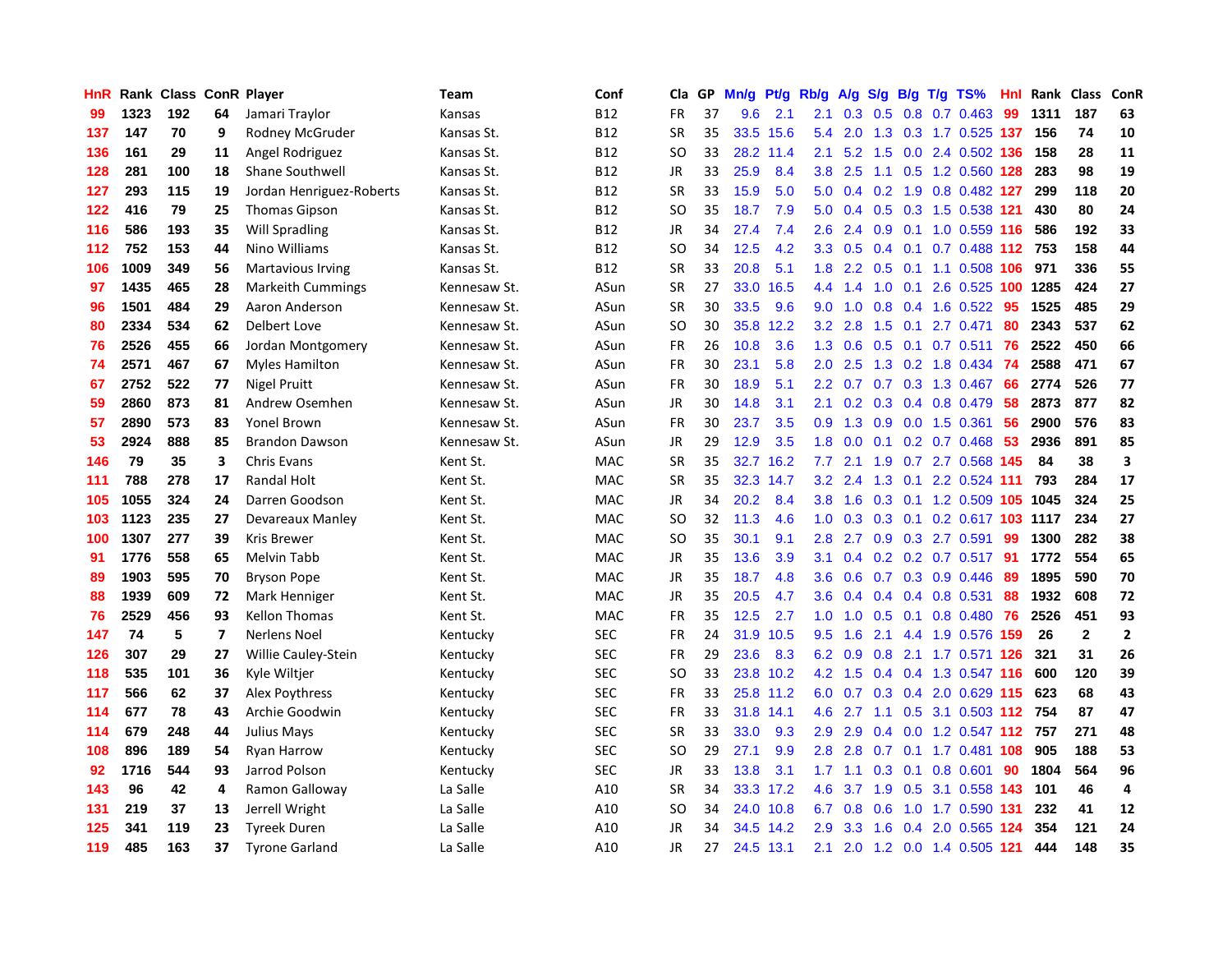| HnR | Rank | Class | ConR | Player | Team | Conf | Cla | GP | Mn/g | Pt/g | Rb/g | A/g | S/g | B/g | T/g | TS% | HnI | Rank | Class | ConR |
|---|---|---|---|---|---|---|---|---|---|---|---|---|---|---|---|---|---|---|---|---|
| 99 | 1323 | 192 | 64 | Jamari Traylor | Kansas | B12 | FR | 37 | 9.6 | 2.1 | 2.1 | 0.3 | 0.5 | 0.8 | 0.7 | 0.463 | 99 | 1311 | 187 | 63 |
| 137 | 147 | 70 | 9 | Rodney McGruder | Kansas St. | B12 | SR | 35 | 33.5 | 15.6 | 5.4 | 2.0 | 1.3 | 0.3 | 1.7 | 0.525 | 137 | 156 | 74 | 10 |
| 136 | 161 | 29 | 11 | Angel Rodriguez | Kansas St. | B12 | SO | 33 | 28.2 | 11.4 | 2.1 | 5.2 | 1.5 | 0.0 | 2.4 | 0.502 | 136 | 158 | 28 | 11 |
| 128 | 281 | 100 | 18 | Shane Southwell | Kansas St. | B12 | JR | 33 | 25.9 | 8.4 | 3.8 | 2.5 | 1.1 | 0.5 | 1.2 | 0.560 | 128 | 283 | 98 | 19 |
| 127 | 293 | 115 | 19 | Jordan Henriguez-Roberts | Kansas St. | B12 | SR | 33 | 15.9 | 5.0 | 5.0 | 0.4 | 0.2 | 1.9 | 0.8 | 0.482 | 127 | 299 | 118 | 20 |
| 122 | 416 | 79 | 25 | Thomas Gipson | Kansas St. | B12 | SO | 35 | 18.7 | 7.9 | 5.0 | 0.4 | 0.5 | 0.3 | 1.5 | 0.538 | 121 | 430 | 80 | 24 |
| 116 | 586 | 193 | 35 | Will Spradling | Kansas St. | B12 | JR | 34 | 27.4 | 7.4 | 2.6 | 2.4 | 0.9 | 0.1 | 1.0 | 0.559 | 116 | 586 | 192 | 33 |
| 112 | 752 | 153 | 44 | Nino Williams | Kansas St. | B12 | SO | 34 | 12.5 | 4.2 | 3.3 | 0.5 | 0.4 | 0.1 | 0.7 | 0.488 | 112 | 753 | 158 | 44 |
| 106 | 1009 | 349 | 56 | Martavious Irving | Kansas St. | B12 | SR | 33 | 20.8 | 5.1 | 1.8 | 2.2 | 0.5 | 0.1 | 1.1 | 0.508 | 106 | 971 | 336 | 55 |
| 97 | 1435 | 465 | 28 | Markeith Cummings | Kennesaw St. | ASun | SR | 27 | 33.0 | 16.5 | 4.4 | 1.4 | 1.0 | 0.1 | 2.6 | 0.525 | 100 | 1285 | 424 | 27 |
| 96 | 1501 | 484 | 29 | Aaron Anderson | Kennesaw St. | ASun | SR | 30 | 33.5 | 9.6 | 9.0 | 1.0 | 0.8 | 0.4 | 1.6 | 0.522 | 95 | 1525 | 485 | 29 |
| 80 | 2334 | 534 | 62 | Delbert Love | Kennesaw St. | ASun | SO | 30 | 35.8 | 12.2 | 3.2 | 2.8 | 1.5 | 0.1 | 2.7 | 0.471 | 80 | 2343 | 537 | 62 |
| 76 | 2526 | 455 | 66 | Jordan Montgomery | Kennesaw St. | ASun | FR | 26 | 10.8 | 3.6 | 1.3 | 0.6 | 0.5 | 0.1 | 0.7 | 0.511 | 76 | 2522 | 450 | 66 |
| 74 | 2571 | 467 | 67 | Myles Hamilton | Kennesaw St. | ASun | FR | 30 | 23.1 | 5.8 | 2.0 | 2.5 | 1.3 | 0.2 | 1.8 | 0.434 | 74 | 2588 | 471 | 67 |
| 67 | 2752 | 522 | 77 | Nigel Pruitt | Kennesaw St. | ASun | FR | 30 | 18.9 | 5.1 | 2.2 | 0.7 | 0.7 | 0.3 | 1.3 | 0.467 | 66 | 2774 | 526 | 77 |
| 59 | 2860 | 873 | 81 | Andrew Osemhen | Kennesaw St. | ASun | JR | 30 | 14.8 | 3.1 | 2.1 | 0.2 | 0.3 | 0.4 | 0.8 | 0.479 | 58 | 2873 | 877 | 82 |
| 57 | 2890 | 573 | 83 | Yonel Brown | Kennesaw St. | ASun | FR | 30 | 23.7 | 3.5 | 0.9 | 1.3 | 0.9 | 0.0 | 1.5 | 0.361 | 56 | 2900 | 576 | 83 |
| 53 | 2924 | 888 | 85 | Brandon Dawson | Kennesaw St. | ASun | JR | 29 | 12.9 | 3.5 | 1.8 | 0.0 | 0.1 | 0.2 | 0.7 | 0.468 | 53 | 2936 | 891 | 85 |
| 146 | 79 | 35 | 3 | Chris Evans | Kent St. | MAC | SR | 35 | 32.7 | 16.2 | 7.7 | 2.1 | 1.9 | 0.7 | 2.7 | 0.568 | 145 | 84 | 38 | 3 |
| 111 | 788 | 278 | 17 | Randal Holt | Kent St. | MAC | SR | 35 | 32.3 | 14.7 | 3.2 | 2.4 | 1.3 | 0.1 | 2.2 | 0.524 | 111 | 793 | 284 | 17 |
| 105 | 1055 | 324 | 24 | Darren Goodson | Kent St. | MAC | JR | 34 | 20.2 | 8.4 | 3.8 | 1.6 | 0.3 | 0.1 | 1.2 | 0.509 | 105 | 1045 | 324 | 25 |
| 103 | 1123 | 235 | 27 | Devareaux Manley | Kent St. | MAC | SO | 32 | 11.3 | 4.6 | 1.0 | 0.3 | 0.3 | 0.1 | 0.2 | 0.617 | 103 | 1117 | 234 | 27 |
| 100 | 1307 | 277 | 39 | Kris Brewer | Kent St. | MAC | SO | 35 | 30.1 | 9.1 | 2.8 | 2.7 | 0.9 | 0.3 | 2.7 | 0.591 | 99 | 1300 | 282 | 38 |
| 91 | 1776 | 558 | 65 | Melvin Tabb | Kent St. | MAC | JR | 35 | 13.6 | 3.9 | 3.1 | 0.4 | 0.2 | 0.2 | 0.7 | 0.517 | 91 | 1772 | 554 | 65 |
| 89 | 1903 | 595 | 70 | Bryson Pope | Kent St. | MAC | JR | 35 | 18.7 | 4.8 | 3.6 | 0.6 | 0.7 | 0.3 | 0.9 | 0.446 | 89 | 1895 | 590 | 70 |
| 88 | 1939 | 609 | 72 | Mark Henniger | Kent St. | MAC | JR | 35 | 20.5 | 4.7 | 3.6 | 0.4 | 0.4 | 0.4 | 0.8 | 0.531 | 88 | 1932 | 608 | 72 |
| 76 | 2529 | 456 | 93 | Kellon Thomas | Kent St. | MAC | FR | 35 | 12.5 | 2.7 | 1.0 | 1.0 | 0.5 | 0.1 | 0.8 | 0.480 | 76 | 2526 | 451 | 93 |
| 147 | 74 | 5 | 7 | Nerlens Noel | Kentucky | SEC | FR | 24 | 31.9 | 10.5 | 9.5 | 1.6 | 2.1 | 4.4 | 1.9 | 0.576 | 159 | 26 | 2 | 2 |
| 126 | 307 | 29 | 27 | Willie Cauley-Stein | Kentucky | SEC | FR | 29 | 23.6 | 8.3 | 6.2 | 0.9 | 0.8 | 2.1 | 1.7 | 0.571 | 126 | 321 | 31 | 26 |
| 118 | 535 | 101 | 36 | Kyle Wiltjer | Kentucky | SEC | SO | 33 | 23.8 | 10.2 | 4.2 | 1.5 | 0.4 | 0.4 | 1.3 | 0.547 | 116 | 600 | 120 | 39 |
| 117 | 566 | 62 | 37 | Alex Poythress | Kentucky | SEC | FR | 33 | 25.8 | 11.2 | 6.0 | 0.7 | 0.3 | 0.4 | 2.0 | 0.629 | 115 | 623 | 68 | 43 |
| 114 | 677 | 78 | 43 | Archie Goodwin | Kentucky | SEC | FR | 33 | 31.8 | 14.1 | 4.6 | 2.7 | 1.1 | 0.5 | 3.1 | 0.503 | 112 | 754 | 87 | 47 |
| 114 | 679 | 248 | 44 | Julius Mays | Kentucky | SEC | SR | 33 | 33.0 | 9.3 | 2.9 | 2.9 | 0.4 | 0.0 | 1.2 | 0.547 | 112 | 757 | 271 | 48 |
| 108 | 896 | 189 | 54 | Ryan Harrow | Kentucky | SEC | SO | 29 | 27.1 | 9.9 | 2.8 | 2.8 | 0.7 | 0.1 | 1.7 | 0.481 | 108 | 905 | 188 | 53 |
| 92 | 1716 | 544 | 93 | Jarrod Polson | Kentucky | SEC | JR | 33 | 13.8 | 3.1 | 1.7 | 1.1 | 0.3 | 0.1 | 0.8 | 0.601 | 90 | 1804 | 564 | 96 |
| 143 | 96 | 42 | 4 | Ramon Galloway | La Salle | A10 | SR | 34 | 33.3 | 17.2 | 4.6 | 3.7 | 1.9 | 0.5 | 3.1 | 0.558 | 143 | 101 | 46 | 4 |
| 131 | 219 | 37 | 13 | Jerrell Wright | La Salle | A10 | SO | 34 | 24.0 | 10.8 | 6.7 | 0.8 | 0.6 | 1.0 | 1.7 | 0.590 | 131 | 232 | 41 | 12 |
| 125 | 341 | 119 | 23 | Tyreek Duren | La Salle | A10 | JR | 34 | 34.5 | 14.2 | 2.9 | 3.3 | 1.6 | 0.4 | 2.0 | 0.565 | 124 | 354 | 121 | 24 |
| 119 | 485 | 163 | 37 | Tyrone Garland | La Salle | A10 | JR | 27 | 24.5 | 13.1 | 2.1 | 2.0 | 1.2 | 0.0 | 1.4 | 0.505 | 121 | 444 | 148 | 35 |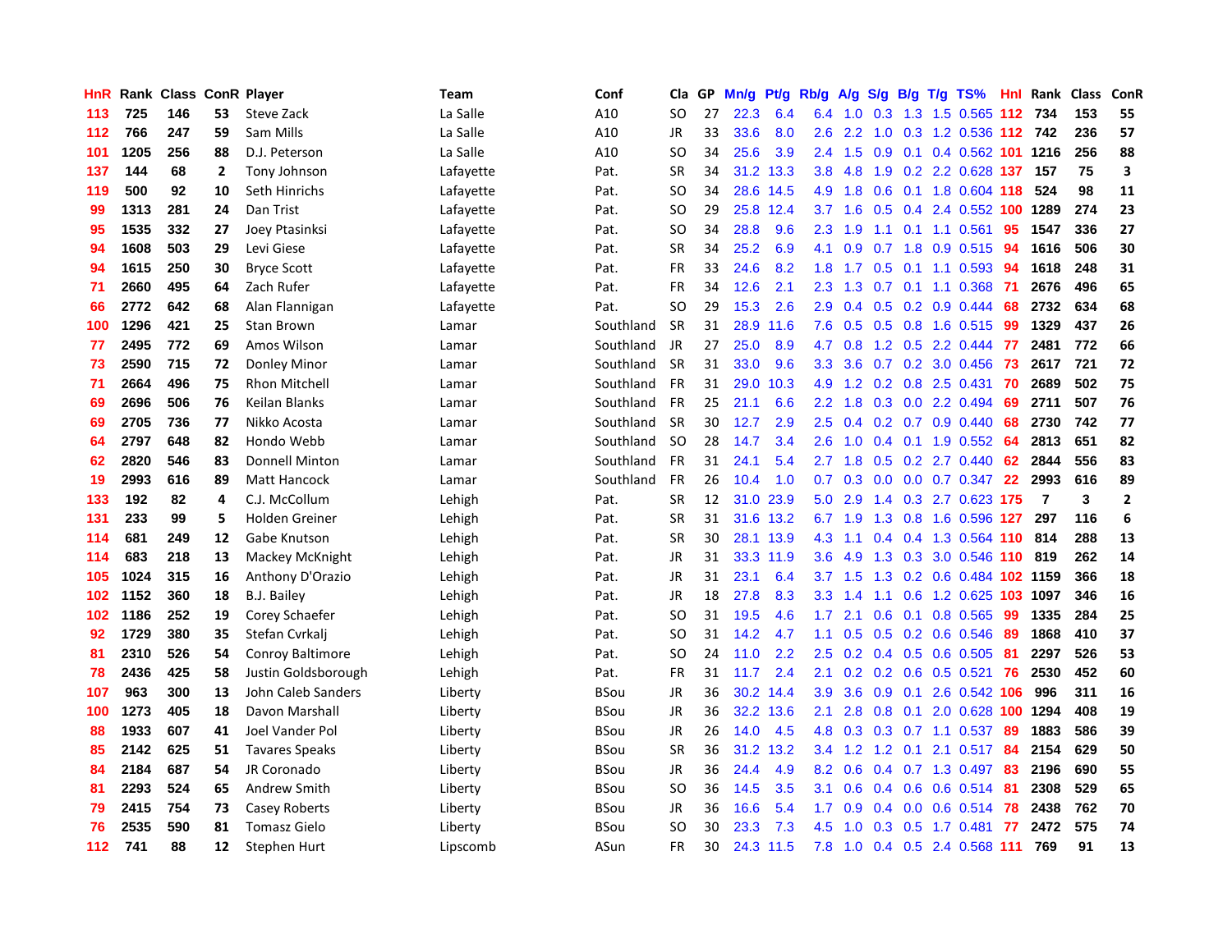| HnR | Rank | Class | ConR | Player | Team | Conf | Cla | GP | Mn/g | Pt/g | Rb/g | A/g | S/g | B/g | T/g | TS% | HnI | Rank | Class | ConR |
|---|---|---|---|---|---|---|---|---|---|---|---|---|---|---|---|---|---|---|---|---|
| 113 | 725 | 146 | 53 | Steve Zack | La Salle | A10 | SO | 27 | 22.3 | 6.4 | 6.4 | 1.0 | 0.3 | 1.3 | 1.5 | 0.565 | 112 | 734 | 153 | 55 |
| 112 | 766 | 247 | 59 | Sam Mills | La Salle | A10 | JR | 33 | 33.6 | 8.0 | 2.6 | 2.2 | 1.0 | 0.3 | 1.2 | 0.536 | 112 | 742 | 236 | 57 |
| 101 | 1205 | 256 | 88 | D.J. Peterson | La Salle | A10 | SO | 34 | 25.6 | 3.9 | 2.4 | 1.5 | 0.9 | 0.1 | 0.4 | 0.562 | 101 | 1216 | 256 | 88 |
| 137 | 144 | 68 | 2 | Tony Johnson | Lafayette | Pat. | SR | 34 | 31.2 | 13.3 | 3.8 | 4.8 | 1.9 | 0.2 | 2.2 | 0.628 | 137 | 157 | 75 | 3 |
| 119 | 500 | 92 | 10 | Seth Hinrichs | Lafayette | Pat. | SO | 34 | 28.6 | 14.5 | 4.9 | 1.8 | 0.6 | 0.1 | 1.8 | 0.604 | 118 | 524 | 98 | 11 |
| 99 | 1313 | 281 | 24 | Dan Trist | Lafayette | Pat. | SO | 29 | 25.8 | 12.4 | 3.7 | 1.6 | 0.5 | 0.4 | 2.4 | 0.552 | 100 | 1289 | 274 | 23 |
| 95 | 1535 | 332 | 27 | Joey Ptasinski | Lafayette | Pat. | SO | 34 | 28.8 | 9.6 | 2.3 | 1.9 | 1.1 | 0.1 | 1.1 | 0.561 | 95 | 1547 | 336 | 27 |
| 94 | 1608 | 503 | 29 | Levi Giese | Lafayette | Pat. | SR | 34 | 25.2 | 6.9 | 4.1 | 0.9 | 0.7 | 1.8 | 0.9 | 0.515 | 94 | 1616 | 506 | 30 |
| 94 | 1615 | 250 | 30 | Bryce Scott | Lafayette | Pat. | FR | 33 | 24.6 | 8.2 | 1.8 | 1.7 | 0.5 | 0.1 | 1.1 | 0.593 | 94 | 1618 | 248 | 31 |
| 71 | 2660 | 495 | 64 | Zach Rufer | Lafayette | Pat. | FR | 34 | 12.6 | 2.1 | 2.3 | 1.3 | 0.7 | 0.1 | 1.1 | 0.368 | 71 | 2676 | 496 | 65 |
| 66 | 2772 | 642 | 68 | Alan Flannigan | Lafayette | Pat. | SO | 29 | 15.3 | 2.6 | 2.9 | 0.4 | 0.5 | 0.2 | 0.9 | 0.444 | 68 | 2732 | 634 | 68 |
| 100 | 1296 | 421 | 25 | Stan Brown | Lamar | Southland | SR | 31 | 28.9 | 11.6 | 7.6 | 0.5 | 0.5 | 0.8 | 1.6 | 0.515 | 99 | 1329 | 437 | 26 |
| 77 | 2495 | 772 | 69 | Amos Wilson | Lamar | Southland | JR | 27 | 25.0 | 8.9 | 4.7 | 0.8 | 1.2 | 0.5 | 2.2 | 0.444 | 77 | 2481 | 772 | 66 |
| 73 | 2590 | 715 | 72 | Donley Minor | Lamar | Southland | SR | 31 | 33.0 | 9.6 | 3.3 | 3.6 | 0.7 | 0.2 | 3.0 | 0.456 | 73 | 2617 | 721 | 72 |
| 71 | 2664 | 496 | 75 | Rhon Mitchell | Lamar | Southland | FR | 31 | 29.0 | 10.3 | 4.9 | 1.2 | 0.2 | 0.8 | 2.5 | 0.431 | 70 | 2689 | 502 | 75 |
| 69 | 2696 | 506 | 76 | Keilan Blanks | Lamar | Southland | FR | 25 | 21.1 | 6.6 | 2.2 | 1.8 | 0.3 | 0.0 | 2.2 | 0.494 | 69 | 2711 | 507 | 76 |
| 69 | 2705 | 736 | 77 | Nikko Acosta | Lamar | Southland | SR | 30 | 12.7 | 2.9 | 2.5 | 0.4 | 0.2 | 0.7 | 0.9 | 0.440 | 68 | 2730 | 742 | 77 |
| 64 | 2797 | 648 | 82 | Hondo Webb | Lamar | Southland | SO | 28 | 14.7 | 3.4 | 2.6 | 1.0 | 0.4 | 0.1 | 1.9 | 0.552 | 64 | 2813 | 651 | 82 |
| 62 | 2820 | 546 | 83 | Donnell Minton | Lamar | Southland | FR | 31 | 24.1 | 5.4 | 2.7 | 1.8 | 0.5 | 0.2 | 2.7 | 0.440 | 62 | 2844 | 556 | 83 |
| 19 | 2993 | 616 | 89 | Matt Hancock | Lamar | Southland | FR | 26 | 10.4 | 1.0 | 0.7 | 0.3 | 0.0 | 0.0 | 0.7 | 0.347 | 22 | 2993 | 616 | 89 |
| 133 | 192 | 82 | 4 | C.J. McCollum | Lehigh | Pat. | SR | 12 | 31.0 | 23.9 | 5.0 | 2.9 | 1.4 | 0.3 | 2.7 | 0.623 | 175 | 7 | 3 | 2 |
| 131 | 233 | 99 | 5 | Holden Greiner | Lehigh | Pat. | SR | 31 | 31.6 | 13.2 | 6.7 | 1.9 | 1.3 | 0.8 | 1.6 | 0.596 | 127 | 297 | 116 | 6 |
| 114 | 681 | 249 | 12 | Gabe Knutson | Lehigh | Pat. | SR | 30 | 28.1 | 13.9 | 4.3 | 1.1 | 0.4 | 0.4 | 1.3 | 0.564 | 110 | 814 | 288 | 13 |
| 114 | 683 | 218 | 13 | Mackey McKnight | Lehigh | Pat. | JR | 31 | 33.3 | 11.9 | 3.6 | 4.9 | 1.3 | 0.3 | 3.0 | 0.546 | 110 | 819 | 262 | 14 |
| 105 | 1024 | 315 | 16 | Anthony D'Orazio | Lehigh | Pat. | JR | 31 | 23.1 | 6.4 | 3.7 | 1.5 | 1.3 | 0.2 | 0.6 | 0.484 | 102 | 1159 | 366 | 18 |
| 102 | 1152 | 360 | 18 | B.J. Bailey | Lehigh | Pat. | JR | 18 | 27.8 | 8.3 | 3.3 | 1.4 | 1.1 | 0.6 | 1.2 | 0.625 | 103 | 1097 | 346 | 16 |
| 102 | 1186 | 252 | 19 | Corey Schaefer | Lehigh | Pat. | SO | 31 | 19.5 | 4.6 | 1.7 | 2.1 | 0.6 | 0.1 | 0.8 | 0.565 | 99 | 1335 | 284 | 25 |
| 92 | 1729 | 380 | 35 | Stefan Cvrkalj | Lehigh | Pat. | SO | 31 | 14.2 | 4.7 | 1.1 | 0.5 | 0.5 | 0.2 | 0.6 | 0.546 | 89 | 1868 | 410 | 37 |
| 81 | 2310 | 526 | 54 | Conroy Baltimore | Lehigh | Pat. | SO | 24 | 11.0 | 2.2 | 2.5 | 0.2 | 0.4 | 0.5 | 0.6 | 0.505 | 81 | 2297 | 526 | 53 |
| 78 | 2436 | 425 | 58 | Justin Goldsborough | Lehigh | Pat. | FR | 31 | 11.7 | 2.4 | 2.1 | 0.2 | 0.2 | 0.6 | 0.5 | 0.521 | 76 | 2530 | 452 | 60 |
| 107 | 963 | 300 | 13 | John Caleb Sanders | Liberty | BSou | JR | 36 | 30.2 | 14.4 | 3.9 | 3.6 | 0.9 | 0.1 | 2.6 | 0.542 | 106 | 996 | 311 | 16 |
| 100 | 1273 | 405 | 18 | Davon Marshall | Liberty | BSou | JR | 36 | 32.2 | 13.6 | 2.1 | 2.8 | 0.8 | 0.1 | 2.0 | 0.628 | 100 | 1294 | 408 | 19 |
| 88 | 1933 | 607 | 41 | Joel Vander Pol | Liberty | BSou | JR | 26 | 14.0 | 4.5 | 4.8 | 0.3 | 0.3 | 0.7 | 1.1 | 0.537 | 89 | 1883 | 586 | 39 |
| 85 | 2142 | 625 | 51 | Tavares Speaks | Liberty | BSou | SR | 36 | 31.2 | 13.2 | 3.4 | 1.2 | 1.2 | 0.1 | 2.1 | 0.517 | 84 | 2154 | 629 | 50 |
| 84 | 2184 | 687 | 54 | JR Coronado | Liberty | BSou | JR | 36 | 24.4 | 4.9 | 8.2 | 0.6 | 0.4 | 0.7 | 1.3 | 0.497 | 83 | 2196 | 690 | 55 |
| 81 | 2293 | 524 | 65 | Andrew Smith | Liberty | BSou | SO | 36 | 14.5 | 3.5 | 3.1 | 0.6 | 0.4 | 0.6 | 0.6 | 0.514 | 81 | 2308 | 529 | 65 |
| 79 | 2415 | 754 | 73 | Casey Roberts | Liberty | BSou | JR | 36 | 16.6 | 5.4 | 1.7 | 0.9 | 0.4 | 0.0 | 0.6 | 0.514 | 78 | 2438 | 762 | 70 |
| 76 | 2535 | 590 | 81 | Tomasz Gielo | Liberty | BSou | SO | 30 | 23.3 | 7.3 | 4.5 | 1.0 | 0.3 | 0.5 | 1.7 | 0.481 | 77 | 2472 | 575 | 74 |
| 112 | 741 | 88 | 12 | Stephen Hurt | Lipscomb | ASun | FR | 30 | 24.3 | 11.5 | 7.8 | 1.0 | 0.4 | 0.5 | 2.4 | 0.568 | 111 | 769 | 91 | 13 |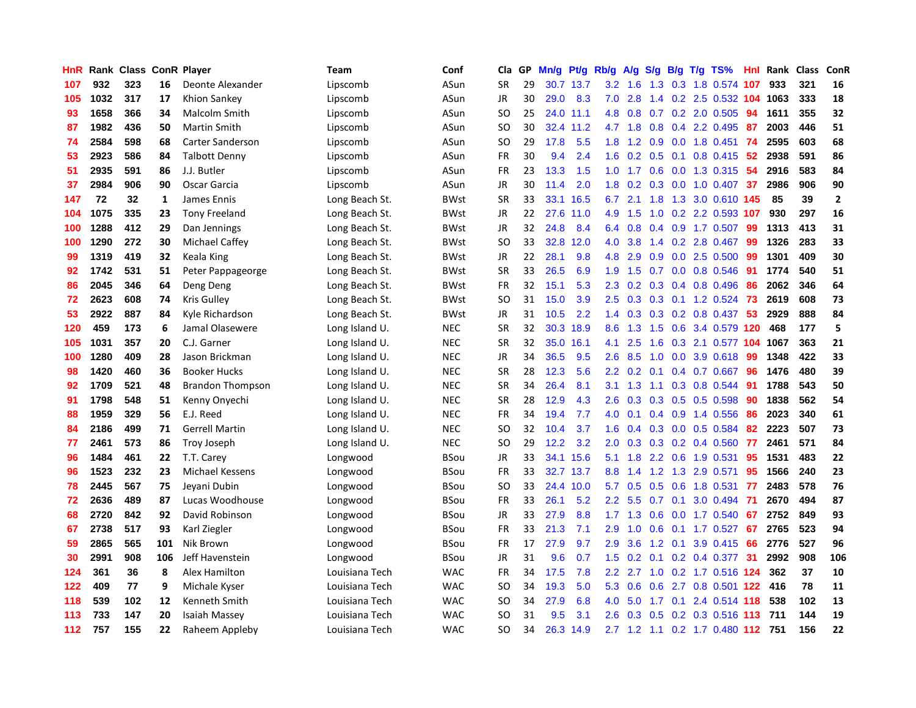| HnR | Rank | Class | ConR | Player | Team | Conf | Cla | GP | Mn/g | Pt/g | Rb/g | A/g | S/g | B/g | T/g | TS% | HnI | Rank | Class | ConR |
|---|---|---|---|---|---|---|---|---|---|---|---|---|---|---|---|---|---|---|---|---|
| 107 | 932 | 323 | 16 | Deonte Alexander | Lipscomb | ASun | SR | 29 | 30.7 | 13.7 | 3.2 | 1.6 | 1.3 | 0.3 | 1.8 | 0.574 | 107 | 933 | 321 | 16 |
| 105 | 1032 | 317 | 17 | Khion Sankey | Lipscomb | ASun | JR | 30 | 29.0 | 8.3 | 7.0 | 2.8 | 1.4 | 0.2 | 2.5 | 0.532 | 104 | 1063 | 333 | 18 |
| 93 | 1658 | 366 | 34 | Malcolm Smith | Lipscomb | ASun | SO | 25 | 24.0 | 11.1 | 4.8 | 0.8 | 0.7 | 0.2 | 2.0 | 0.505 | 94 | 1611 | 355 | 32 |
| 87 | 1982 | 436 | 50 | Martin Smith | Lipscomb | ASun | SO | 30 | 32.4 | 11.2 | 4.7 | 1.8 | 0.8 | 0.4 | 2.2 | 0.495 | 87 | 2003 | 446 | 51 |
| 74 | 2584 | 598 | 68 | Carter Sanderson | Lipscomb | ASun | SO | 29 | 17.8 | 5.5 | 1.8 | 1.2 | 0.9 | 0.0 | 1.8 | 0.451 | 74 | 2595 | 603 | 68 |
| 53 | 2923 | 586 | 84 | Talbott Denny | Lipscomb | ASun | FR | 30 | 9.4 | 2.4 | 1.6 | 0.2 | 0.5 | 0.1 | 0.8 | 0.415 | 52 | 2938 | 591 | 86 |
| 51 | 2935 | 591 | 86 | J.J. Butler | Lipscomb | ASun | FR | 23 | 13.3 | 1.5 | 1.0 | 1.7 | 0.6 | 0.0 | 1.3 | 0.315 | 54 | 2916 | 583 | 84 |
| 37 | 2984 | 906 | 90 | Oscar Garcia | Lipscomb | ASun | JR | 30 | 11.4 | 2.0 | 1.8 | 0.2 | 0.3 | 0.0 | 1.0 | 0.407 | 37 | 2986 | 906 | 90 |
| 147 | 72 | 32 | 1 | James Ennis | Long Beach St. | BWst | SR | 33 | 33.1 | 16.5 | 6.7 | 2.1 | 1.8 | 1.3 | 3.0 | 0.610 | 145 | 85 | 39 | 2 |
| 104 | 1075 | 335 | 23 | Tony Freeland | Long Beach St. | BWst | JR | 22 | 27.6 | 11.0 | 4.9 | 1.5 | 1.0 | 0.2 | 2.2 | 0.593 | 107 | 930 | 297 | 16 |
| 100 | 1288 | 412 | 29 | Dan Jennings | Long Beach St. | BWst | JR | 32 | 24.8 | 8.4 | 6.4 | 0.8 | 0.4 | 0.9 | 1.7 | 0.507 | 99 | 1313 | 413 | 31 |
| 100 | 1290 | 272 | 30 | Michael Caffey | Long Beach St. | BWst | SO | 33 | 32.8 | 12.0 | 4.0 | 3.8 | 1.4 | 0.2 | 2.8 | 0.467 | 99 | 1326 | 283 | 33 |
| 99 | 1319 | 419 | 32 | Keala King | Long Beach St. | BWst | JR | 22 | 28.1 | 9.8 | 4.8 | 2.9 | 0.9 | 0.0 | 2.5 | 0.500 | 99 | 1301 | 409 | 30 |
| 92 | 1742 | 531 | 51 | Peter Pappageorge | Long Beach St. | BWst | SR | 33 | 26.5 | 6.9 | 1.9 | 1.5 | 0.7 | 0.0 | 0.8 | 0.546 | 91 | 1774 | 540 | 51 |
| 86 | 2045 | 346 | 64 | Deng Deng | Long Beach St. | BWst | FR | 32 | 15.1 | 5.3 | 2.3 | 0.2 | 0.3 | 0.4 | 0.8 | 0.496 | 86 | 2062 | 346 | 64 |
| 72 | 2623 | 608 | 74 | Kris Gulley | Long Beach St. | BWst | SO | 31 | 15.0 | 3.9 | 2.5 | 0.3 | 0.3 | 0.1 | 1.2 | 0.524 | 73 | 2619 | 608 | 73 |
| 53 | 2922 | 887 | 84 | Kyle Richardson | Long Beach St. | BWst | JR | 31 | 10.5 | 2.2 | 1.4 | 0.3 | 0.3 | 0.2 | 0.8 | 0.437 | 53 | 2929 | 888 | 84 |
| 120 | 459 | 173 | 6 | Jamal Olasewere | Long Island U. | NEC | SR | 32 | 30.3 | 18.9 | 8.6 | 1.3 | 1.5 | 0.6 | 3.4 | 0.579 | 120 | 468 | 177 | 5 |
| 105 | 1031 | 357 | 20 | C.J. Garner | Long Island U. | NEC | SR | 32 | 35.0 | 16.1 | 4.1 | 2.5 | 1.6 | 0.3 | 2.1 | 0.577 | 104 | 1067 | 363 | 21 |
| 100 | 1280 | 409 | 28 | Jason Brickman | Long Island U. | NEC | JR | 34 | 36.5 | 9.5 | 2.6 | 8.5 | 1.0 | 0.0 | 3.9 | 0.618 | 99 | 1348 | 422 | 33 |
| 98 | 1420 | 460 | 36 | Booker Hucks | Long Island U. | NEC | SR | 28 | 12.3 | 5.6 | 2.2 | 0.2 | 0.1 | 0.4 | 0.7 | 0.667 | 96 | 1476 | 480 | 39 |
| 92 | 1709 | 521 | 48 | Brandon Thompson | Long Island U. | NEC | SR | 34 | 26.4 | 8.1 | 3.1 | 1.3 | 1.1 | 0.3 | 0.8 | 0.544 | 91 | 1788 | 543 | 50 |
| 91 | 1798 | 548 | 51 | Kenny Onyechi | Long Island U. | NEC | SR | 28 | 12.9 | 4.3 | 2.6 | 0.3 | 0.3 | 0.5 | 0.5 | 0.598 | 90 | 1838 | 562 | 54 |
| 88 | 1959 | 329 | 56 | E.J. Reed | Long Island U. | NEC | FR | 34 | 19.4 | 7.7 | 4.0 | 0.1 | 0.4 | 0.9 | 1.4 | 0.556 | 86 | 2023 | 340 | 61 |
| 84 | 2186 | 499 | 71 | Gerrell Martin | Long Island U. | NEC | SO | 32 | 10.4 | 3.7 | 1.6 | 0.4 | 0.3 | 0.0 | 0.5 | 0.584 | 82 | 2223 | 507 | 73 |
| 77 | 2461 | 573 | 86 | Troy Joseph | Long Island U. | NEC | SO | 29 | 12.2 | 3.2 | 2.0 | 0.3 | 0.3 | 0.2 | 0.4 | 0.560 | 77 | 2461 | 571 | 84 |
| 96 | 1484 | 461 | 22 | T.T. Carey | Longwood | BSou | JR | 33 | 34.1 | 15.6 | 5.1 | 1.8 | 2.2 | 0.6 | 1.9 | 0.531 | 95 | 1531 | 483 | 22 |
| 96 | 1523 | 232 | 23 | Michael Kessens | Longwood | BSou | FR | 33 | 32.7 | 13.7 | 8.8 | 1.4 | 1.2 | 1.3 | 2.9 | 0.571 | 95 | 1566 | 240 | 23 |
| 78 | 2445 | 567 | 75 | Jeyani Dubin | Longwood | BSou | SO | 33 | 24.4 | 10.0 | 5.7 | 0.5 | 0.5 | 0.6 | 1.8 | 0.531 | 77 | 2483 | 578 | 76 |
| 72 | 2636 | 489 | 87 | Lucas Woodhouse | Longwood | BSou | FR | 33 | 26.1 | 5.2 | 2.2 | 5.5 | 0.7 | 0.1 | 3.0 | 0.494 | 71 | 2670 | 494 | 87 |
| 68 | 2720 | 842 | 92 | David Robinson | Longwood | BSou | JR | 33 | 27.9 | 8.8 | 1.7 | 1.3 | 0.6 | 0.0 | 1.7 | 0.540 | 67 | 2752 | 849 | 93 |
| 67 | 2738 | 517 | 93 | Karl Ziegler | Longwood | BSou | FR | 33 | 21.3 | 7.1 | 2.9 | 1.0 | 0.6 | 0.1 | 1.7 | 0.527 | 67 | 2765 | 523 | 94 |
| 59 | 2865 | 565 | 101 | Nik Brown | Longwood | BSou | FR | 17 | 27.9 | 9.7 | 2.9 | 3.6 | 1.2 | 0.1 | 3.9 | 0.415 | 66 | 2776 | 527 | 96 |
| 30 | 2991 | 908 | 106 | Jeff Havenstein | Longwood | BSou | JR | 31 | 9.6 | 0.7 | 1.5 | 0.2 | 0.1 | 0.2 | 0.4 | 0.377 | 31 | 2992 | 908 | 106 |
| 124 | 361 | 36 | 8 | Alex Hamilton | Louisiana Tech | WAC | FR | 34 | 17.5 | 7.8 | 2.2 | 2.7 | 1.0 | 0.2 | 1.7 | 0.516 | 124 | 362 | 37 | 10 |
| 122 | 409 | 77 | 9 | Michale Kyser | Louisiana Tech | WAC | SO | 34 | 19.3 | 5.0 | 5.3 | 0.6 | 0.6 | 2.7 | 0.8 | 0.501 | 122 | 416 | 78 | 11 |
| 118 | 539 | 102 | 12 | Kenneth Smith | Louisiana Tech | WAC | SO | 34 | 27.9 | 6.8 | 4.0 | 5.0 | 1.7 | 0.1 | 2.4 | 0.514 | 118 | 538 | 102 | 13 |
| 113 | 733 | 147 | 20 | Isaiah Massey | Louisiana Tech | WAC | SO | 31 | 9.5 | 3.1 | 2.6 | 0.3 | 0.5 | 0.2 | 0.3 | 0.516 | 113 | 711 | 144 | 19 |
| 112 | 757 | 155 | 22 | Raheem Appleby | Louisiana Tech | WAC | SO | 34 | 26.3 | 14.9 | 2.7 | 1.2 | 1.1 | 0.2 | 1.7 | 0.480 | 112 | 751 | 156 | 22 |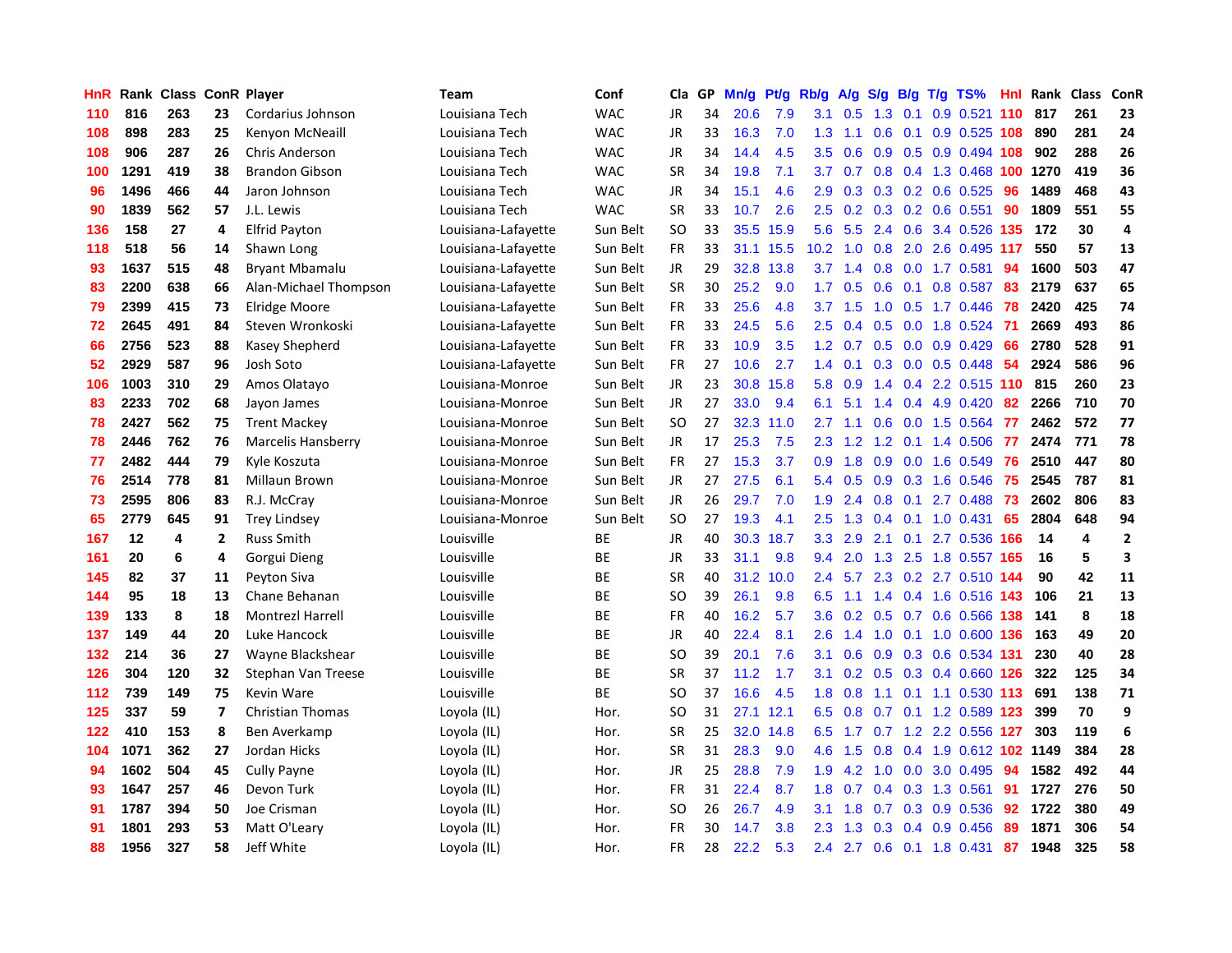| HnR | Rank | Class | ConR | Player | Team | Conf | Cla | GP | Mn/g | Pt/g | Rb/g | A/g | S/g | B/g | T/g | TS% | HnI | Rank | Class | ConR |
|---|---|---|---|---|---|---|---|---|---|---|---|---|---|---|---|---|---|---|---|---|
| 110 | 816 | 263 | 23 | Cordarius Johnson | Louisiana Tech | WAC | JR | 34 | 20.6 | 7.9 | 3.1 | 0.5 | 1.3 | 0.1 | 0.9 | 0.521 | 110 | 817 | 261 | 23 |
| 108 | 898 | 283 | 25 | Kenyon McNeaill | Louisiana Tech | WAC | JR | 33 | 16.3 | 7.0 | 1.3 | 1.1 | 0.6 | 0.1 | 0.9 | 0.525 | 108 | 890 | 281 | 24 |
| 108 | 906 | 287 | 26 | Chris Anderson | Louisiana Tech | WAC | JR | 34 | 14.4 | 4.5 | 3.5 | 0.6 | 0.9 | 0.5 | 0.9 | 0.494 | 108 | 902 | 288 | 26 |
| 100 | 1291 | 419 | 38 | Brandon Gibson | Louisiana Tech | WAC | SR | 34 | 19.8 | 7.1 | 3.7 | 0.7 | 0.8 | 0.4 | 1.3 | 0.468 | 100 | 1270 | 419 | 36 |
| 96 | 1496 | 466 | 44 | Jaron Johnson | Louisiana Tech | WAC | JR | 34 | 15.1 | 4.6 | 2.9 | 0.3 | 0.3 | 0.2 | 0.6 | 0.525 | 96 | 1489 | 468 | 43 |
| 90 | 1839 | 562 | 57 | J.L. Lewis | Louisiana Tech | WAC | SR | 33 | 10.7 | 2.6 | 2.5 | 0.2 | 0.3 | 0.2 | 0.6 | 0.551 | 90 | 1809 | 551 | 55 |
| 136 | 158 | 27 | 4 | Elfrid Payton | Louisiana-Lafayette | Sun Belt | SO | 33 | 35.5 | 15.9 | 5.6 | 5.5 | 2.4 | 0.6 | 3.4 | 0.526 | 135 | 172 | 30 | 4 |
| 118 | 518 | 56 | 14 | Shawn Long | Louisiana-Lafayette | Sun Belt | FR | 33 | 31.1 | 15.5 | 10.2 | 1.0 | 0.8 | 2.0 | 2.6 | 0.495 | 117 | 550 | 57 | 13 |
| 93 | 1637 | 515 | 48 | Bryant Mbamalu | Louisiana-Lafayette | Sun Belt | JR | 29 | 32.8 | 13.8 | 3.7 | 1.4 | 0.8 | 0.0 | 1.7 | 0.581 | 94 | 1600 | 503 | 47 |
| 83 | 2200 | 638 | 66 | Alan-Michael Thompson | Louisiana-Lafayette | Sun Belt | SR | 30 | 25.2 | 9.0 | 1.7 | 0.5 | 0.6 | 0.1 | 0.8 | 0.587 | 83 | 2179 | 637 | 65 |
| 79 | 2399 | 415 | 73 | Elridge Moore | Louisiana-Lafayette | Sun Belt | FR | 33 | 25.6 | 4.8 | 3.7 | 1.5 | 1.0 | 0.5 | 1.7 | 0.446 | 78 | 2420 | 425 | 74 |
| 72 | 2645 | 491 | 84 | Steven Wronkoski | Louisiana-Lafayette | Sun Belt | FR | 33 | 24.5 | 5.6 | 2.5 | 0.4 | 0.5 | 0.0 | 1.8 | 0.524 | 71 | 2669 | 493 | 86 |
| 66 | 2756 | 523 | 88 | Kasey Shepherd | Louisiana-Lafayette | Sun Belt | FR | 33 | 10.9 | 3.5 | 1.2 | 0.7 | 0.5 | 0.0 | 0.9 | 0.429 | 66 | 2780 | 528 | 91 |
| 52 | 2929 | 587 | 96 | Josh Soto | Louisiana-Lafayette | Sun Belt | FR | 27 | 10.6 | 2.7 | 1.4 | 0.1 | 0.3 | 0.0 | 0.5 | 0.448 | 54 | 2924 | 586 | 96 |
| 106 | 1003 | 310 | 29 | Amos Olatayo | Louisiana-Monroe | Sun Belt | JR | 23 | 30.8 | 15.8 | 5.8 | 0.9 | 1.4 | 0.4 | 2.2 | 0.515 | 110 | 815 | 260 | 23 |
| 83 | 2233 | 702 | 68 | Jayon James | Louisiana-Monroe | Sun Belt | JR | 27 | 33.0 | 9.4 | 6.1 | 5.1 | 1.4 | 0.4 | 4.9 | 0.420 | 82 | 2266 | 710 | 70 |
| 78 | 2427 | 562 | 75 | Trent Mackey | Louisiana-Monroe | Sun Belt | SO | 27 | 32.3 | 11.0 | 2.7 | 1.1 | 0.6 | 0.0 | 1.5 | 0.564 | 77 | 2462 | 572 | 77 |
| 78 | 2446 | 762 | 76 | Marcelis Hansberry | Louisiana-Monroe | Sun Belt | JR | 17 | 25.3 | 7.5 | 2.3 | 1.2 | 1.2 | 0.1 | 1.4 | 0.506 | 77 | 2474 | 771 | 78 |
| 77 | 2482 | 444 | 79 | Kyle Koszuta | Louisiana-Monroe | Sun Belt | FR | 27 | 15.3 | 3.7 | 0.9 | 1.8 | 0.9 | 0.0 | 1.6 | 0.549 | 76 | 2510 | 447 | 80 |
| 76 | 2514 | 778 | 81 | Millaun Brown | Louisiana-Monroe | Sun Belt | JR | 27 | 27.5 | 6.1 | 5.4 | 0.5 | 0.9 | 0.3 | 1.6 | 0.546 | 75 | 2545 | 787 | 81 |
| 73 | 2595 | 806 | 83 | R.J. McCray | Louisiana-Monroe | Sun Belt | JR | 26 | 29.7 | 7.0 | 1.9 | 2.4 | 0.8 | 0.1 | 2.7 | 0.488 | 73 | 2602 | 806 | 83 |
| 65 | 2779 | 645 | 91 | Trey Lindsey | Louisiana-Monroe | Sun Belt | SO | 27 | 19.3 | 4.1 | 2.5 | 1.3 | 0.4 | 0.1 | 1.0 | 0.431 | 65 | 2804 | 648 | 94 |
| 167 | 12 | 4 | 2 | Russ Smith | Louisville | BE | JR | 40 | 30.3 | 18.7 | 3.3 | 2.9 | 2.1 | 0.1 | 2.7 | 0.536 | 166 | 14 | 4 | 2 |
| 161 | 20 | 6 | 4 | Gorgui Dieng | Louisville | BE | JR | 33 | 31.1 | 9.8 | 9.4 | 2.0 | 1.3 | 2.5 | 1.8 | 0.557 | 165 | 16 | 5 | 3 |
| 145 | 82 | 37 | 11 | Peyton Siva | Louisville | BE | SR | 40 | 31.2 | 10.0 | 2.4 | 5.7 | 2.3 | 0.2 | 2.7 | 0.510 | 144 | 90 | 42 | 11 |
| 144 | 95 | 18 | 13 | Chane Behanan | Louisville | BE | SO | 39 | 26.1 | 9.8 | 6.5 | 1.1 | 1.4 | 0.4 | 1.6 | 0.516 | 143 | 106 | 21 | 13 |
| 139 | 133 | 8 | 18 | Montrezl Harrell | Louisville | BE | FR | 40 | 16.2 | 5.7 | 3.6 | 0.2 | 0.5 | 0.7 | 0.6 | 0.566 | 138 | 141 | 8 | 18 |
| 137 | 149 | 44 | 20 | Luke Hancock | Louisville | BE | JR | 40 | 22.4 | 8.1 | 2.6 | 1.4 | 1.0 | 0.1 | 1.0 | 0.600 | 136 | 163 | 49 | 20 |
| 132 | 214 | 36 | 27 | Wayne Blackshear | Louisville | BE | SO | 39 | 20.1 | 7.6 | 3.1 | 0.6 | 0.9 | 0.3 | 0.6 | 0.534 | 131 | 230 | 40 | 28 |
| 126 | 304 | 120 | 32 | Stephan Van Treese | Louisville | BE | SR | 37 | 11.2 | 1.7 | 3.1 | 0.2 | 0.5 | 0.3 | 0.4 | 0.660 | 126 | 322 | 125 | 34 |
| 112 | 739 | 149 | 75 | Kevin Ware | Louisville | BE | SO | 37 | 16.6 | 4.5 | 1.8 | 0.8 | 1.1 | 0.1 | 1.1 | 0.530 | 113 | 691 | 138 | 71 |
| 125 | 337 | 59 | 7 | Christian Thomas | Loyola (IL) | Hor. | SO | 31 | 27.1 | 12.1 | 6.5 | 0.8 | 0.7 | 0.1 | 1.2 | 0.589 | 123 | 399 | 70 | 9 |
| 122 | 410 | 153 | 8 | Ben Averkamp | Loyola (IL) | Hor. | SR | 25 | 32.0 | 14.8 | 6.5 | 1.7 | 0.7 | 1.2 | 2.2 | 0.556 | 127 | 303 | 119 | 6 |
| 104 | 1071 | 362 | 27 | Jordan Hicks | Loyola (IL) | Hor. | SR | 31 | 28.3 | 9.0 | 4.6 | 1.5 | 0.8 | 0.4 | 1.9 | 0.612 | 102 | 1149 | 384 | 28 |
| 94 | 1602 | 504 | 45 | Cully Payne | Loyola (IL) | Hor. | JR | 25 | 28.8 | 7.9 | 1.9 | 4.2 | 1.0 | 0.0 | 3.0 | 0.495 | 94 | 1582 | 492 | 44 |
| 93 | 1647 | 257 | 46 | Devon Turk | Loyola (IL) | Hor. | FR | 31 | 22.4 | 8.7 | 1.8 | 0.7 | 0.4 | 0.3 | 1.3 | 0.561 | 91 | 1727 | 276 | 50 |
| 91 | 1787 | 394 | 50 | Joe Crisman | Loyola (IL) | Hor. | SO | 26 | 26.7 | 4.9 | 3.1 | 1.8 | 0.7 | 0.3 | 0.9 | 0.536 | 92 | 1722 | 380 | 49 |
| 91 | 1801 | 293 | 53 | Matt O'Leary | Loyola (IL) | Hor. | FR | 30 | 14.7 | 3.8 | 2.3 | 1.3 | 0.3 | 0.4 | 0.9 | 0.456 | 89 | 1871 | 306 | 54 |
| 88 | 1956 | 327 | 58 | Jeff White | Loyola (IL) | Hor. | FR | 28 | 22.2 | 5.3 | 2.4 | 2.7 | 0.6 | 0.1 | 1.8 | 0.431 | 87 | 1948 | 325 | 58 |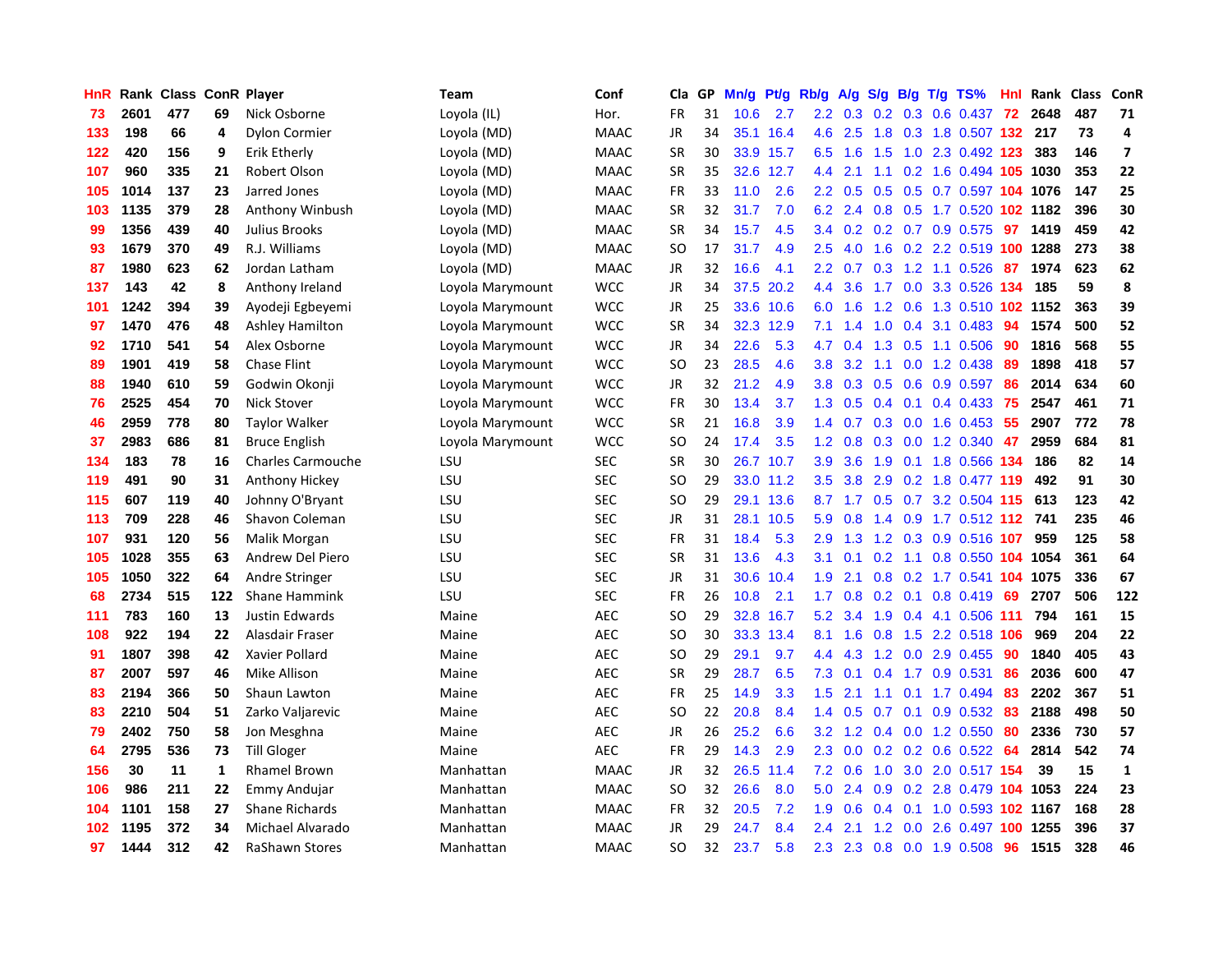| HnR | Rank | Class | ConR | Player | Team | Conf | Cla | GP | Mn/g | Pt/g | Rb/g | A/g | S/g | B/g | T/g | TS% | HnI | Rank | Class | ConR |
|---|---|---|---|---|---|---|---|---|---|---|---|---|---|---|---|---|---|---|---|---|
| 73 | 2601 | 477 | 69 | Nick Osborne | Loyola (IL) | Hor. | FR | 31 | 10.6 | 2.7 | 2.2 | 0.3 | 0.2 | 0.3 | 0.6 | 0.437 | 72 | 2648 | 487 | 71 |
| 133 | 198 | 66 | 4 | Dylon Cormier | Loyola (MD) | MAAC | JR | 34 | 35.1 | 16.4 | 4.6 | 2.5 | 1.8 | 0.3 | 1.8 | 0.507 | 132 | 217 | 73 | 4 |
| 122 | 420 | 156 | 9 | Erik Etherly | Loyola (MD) | MAAC | SR | 30 | 33.9 | 15.7 | 6.5 | 1.6 | 1.5 | 1.0 | 2.3 | 0.492 | 123 | 383 | 146 | 7 |
| 107 | 960 | 335 | 21 | Robert Olson | Loyola (MD) | MAAC | SR | 35 | 32.6 | 12.7 | 4.4 | 2.1 | 1.1 | 0.2 | 1.6 | 0.494 | 105 | 1030 | 353 | 22 |
| 105 | 1014 | 137 | 23 | Jarred Jones | Loyola (MD) | MAAC | FR | 33 | 11.0 | 2.6 | 2.2 | 0.5 | 0.5 | 0.5 | 0.7 | 0.597 | 104 | 1076 | 147 | 25 |
| 103 | 1135 | 379 | 28 | Anthony Winbush | Loyola (MD) | MAAC | SR | 32 | 31.7 | 7.0 | 6.2 | 2.4 | 0.8 | 0.5 | 1.7 | 0.520 | 102 | 1182 | 396 | 30 |
| 99 | 1356 | 439 | 40 | Julius Brooks | Loyola (MD) | MAAC | SR | 34 | 15.7 | 4.5 | 3.4 | 0.2 | 0.2 | 0.7 | 0.9 | 0.575 | 97 | 1419 | 459 | 42 |
| 93 | 1679 | 370 | 49 | R.J. Williams | Loyola (MD) | MAAC | SO | 17 | 31.7 | 4.9 | 2.5 | 4.0 | 1.6 | 0.2 | 2.2 | 0.519 | 100 | 1288 | 273 | 38 |
| 87 | 1980 | 623 | 62 | Jordan Latham | Loyola (MD) | MAAC | JR | 32 | 16.6 | 4.1 | 2.2 | 0.7 | 0.3 | 1.2 | 1.1 | 0.526 | 87 | 1974 | 623 | 62 |
| 137 | 143 | 42 | 8 | Anthony Ireland | Loyola Marymount | WCC | JR | 34 | 37.5 | 20.2 | 4.4 | 3.6 | 1.7 | 0.0 | 3.3 | 0.526 | 134 | 185 | 59 | 8 |
| 101 | 1242 | 394 | 39 | Ayodeji Egbeyemi | Loyola Marymount | WCC | JR | 25 | 33.6 | 10.6 | 6.0 | 1.6 | 1.2 | 0.6 | 1.3 | 0.510 | 102 | 1152 | 363 | 39 |
| 97 | 1470 | 476 | 48 | Ashley Hamilton | Loyola Marymount | WCC | SR | 34 | 32.3 | 12.9 | 7.1 | 1.4 | 1.0 | 0.4 | 3.1 | 0.483 | 94 | 1574 | 500 | 52 |
| 92 | 1710 | 541 | 54 | Alex Osborne | Loyola Marymount | WCC | JR | 34 | 22.6 | 5.3 | 4.7 | 0.4 | 1.3 | 0.5 | 1.1 | 0.506 | 90 | 1816 | 568 | 55 |
| 89 | 1901 | 419 | 58 | Chase Flint | Loyola Marymount | WCC | SO | 23 | 28.5 | 4.6 | 3.8 | 3.2 | 1.1 | 0.0 | 1.2 | 0.438 | 89 | 1898 | 418 | 57 |
| 88 | 1940 | 610 | 59 | Godwin Okonji | Loyola Marymount | WCC | JR | 32 | 21.2 | 4.9 | 3.8 | 0.3 | 0.5 | 0.6 | 0.9 | 0.597 | 86 | 2014 | 634 | 60 |
| 76 | 2525 | 454 | 70 | Nick Stover | Loyola Marymount | WCC | FR | 30 | 13.4 | 3.7 | 1.3 | 0.5 | 0.4 | 0.1 | 0.4 | 0.433 | 75 | 2547 | 461 | 71 |
| 46 | 2959 | 778 | 80 | Taylor Walker | Loyola Marymount | WCC | SR | 21 | 16.8 | 3.9 | 1.4 | 0.7 | 0.3 | 0.0 | 1.6 | 0.453 | 55 | 2907 | 772 | 78 |
| 37 | 2983 | 686 | 81 | Bruce English | Loyola Marymount | WCC | SO | 24 | 17.4 | 3.5 | 1.2 | 0.8 | 0.3 | 0.0 | 1.2 | 0.340 | 47 | 2959 | 684 | 81 |
| 134 | 183 | 78 | 16 | Charles Carmouche | LSU | SEC | SR | 30 | 26.7 | 10.7 | 3.9 | 3.6 | 1.9 | 0.1 | 1.8 | 0.566 | 134 | 186 | 82 | 14 |
| 119 | 491 | 90 | 31 | Anthony Hickey | LSU | SEC | SO | 29 | 33.0 | 11.2 | 3.5 | 3.8 | 2.9 | 0.2 | 1.8 | 0.477 | 119 | 492 | 91 | 30 |
| 115 | 607 | 119 | 40 | Johnny O'Bryant | LSU | SEC | SO | 29 | 29.1 | 13.6 | 8.7 | 1.7 | 0.5 | 0.7 | 3.2 | 0.504 | 115 | 613 | 123 | 42 |
| 113 | 709 | 228 | 46 | Shavon Coleman | LSU | SEC | JR | 31 | 28.1 | 10.5 | 5.9 | 0.8 | 1.4 | 0.9 | 1.7 | 0.512 | 112 | 741 | 235 | 46 |
| 107 | 931 | 120 | 56 | Malik Morgan | LSU | SEC | FR | 31 | 18.4 | 5.3 | 2.9 | 1.3 | 1.2 | 0.3 | 0.9 | 0.516 | 107 | 959 | 125 | 58 |
| 105 | 1028 | 355 | 63 | Andrew Del Piero | LSU | SEC | SR | 31 | 13.6 | 4.3 | 3.1 | 0.1 | 0.2 | 1.1 | 0.8 | 0.550 | 104 | 1054 | 361 | 64 |
| 105 | 1050 | 322 | 64 | Andre Stringer | LSU | SEC | JR | 31 | 30.6 | 10.4 | 1.9 | 2.1 | 0.8 | 0.2 | 1.7 | 0.541 | 104 | 1075 | 336 | 67 |
| 68 | 2734 | 515 | 122 | Shane Hammink | LSU | SEC | FR | 26 | 10.8 | 2.1 | 1.7 | 0.8 | 0.2 | 0.1 | 0.8 | 0.419 | 69 | 2707 | 506 | 122 |
| 111 | 783 | 160 | 13 | Justin Edwards | Maine | AEC | SO | 29 | 32.8 | 16.7 | 5.2 | 3.4 | 1.9 | 0.4 | 4.1 | 0.506 | 111 | 794 | 161 | 15 |
| 108 | 922 | 194 | 22 | Alasdair Fraser | Maine | AEC | SO | 30 | 33.3 | 13.4 | 8.1 | 1.6 | 0.8 | 1.5 | 2.2 | 0.518 | 106 | 969 | 204 | 22 |
| 91 | 1807 | 398 | 42 | Xavier Pollard | Maine | AEC | SO | 29 | 29.1 | 9.7 | 4.4 | 4.3 | 1.2 | 0.0 | 2.9 | 0.455 | 90 | 1840 | 405 | 43 |
| 87 | 2007 | 597 | 46 | Mike Allison | Maine | AEC | SR | 29 | 28.7 | 6.5 | 7.3 | 0.1 | 0.4 | 1.7 | 0.9 | 0.531 | 86 | 2036 | 600 | 47 |
| 83 | 2194 | 366 | 50 | Shaun Lawton | Maine | AEC | FR | 25 | 14.9 | 3.3 | 1.5 | 2.1 | 1.1 | 0.1 | 1.7 | 0.494 | 83 | 2202 | 367 | 51 |
| 83 | 2210 | 504 | 51 | Zarko Valjarevic | Maine | AEC | SO | 22 | 20.8 | 8.4 | 1.4 | 0.5 | 0.7 | 0.1 | 0.9 | 0.532 | 83 | 2188 | 498 | 50 |
| 79 | 2402 | 750 | 58 | Jon Mesghna | Maine | AEC | JR | 26 | 25.2 | 6.6 | 3.2 | 1.2 | 0.4 | 0.0 | 1.2 | 0.550 | 80 | 2336 | 730 | 57 |
| 64 | 2795 | 536 | 73 | Till Gloger | Maine | AEC | FR | 29 | 14.3 | 2.9 | 2.3 | 0.0 | 0.2 | 0.2 | 0.6 | 0.522 | 64 | 2814 | 542 | 74 |
| 156 | 30 | 11 | 1 | Rhamel Brown | Manhattan | MAAC | JR | 32 | 26.5 | 11.4 | 7.2 | 0.6 | 1.0 | 3.0 | 2.0 | 0.517 | 154 | 39 | 15 | 1 |
| 106 | 986 | 211 | 22 | Emmy Andujar | Manhattan | MAAC | SO | 32 | 26.6 | 8.0 | 5.0 | 2.4 | 0.9 | 0.2 | 2.8 | 0.479 | 104 | 1053 | 224 | 23 |
| 104 | 1101 | 158 | 27 | Shane Richards | Manhattan | MAAC | FR | 32 | 20.5 | 7.2 | 1.9 | 0.6 | 0.4 | 0.1 | 1.0 | 0.593 | 102 | 1167 | 168 | 28 |
| 102 | 1195 | 372 | 34 | Michael Alvarado | Manhattan | MAAC | JR | 29 | 24.7 | 8.4 | 2.4 | 2.1 | 1.2 | 0.0 | 2.6 | 0.497 | 100 | 1255 | 396 | 37 |
| 97 | 1444 | 312 | 42 | RaShawn Stores | Manhattan | MAAC | SO | 32 | 23.7 | 5.8 | 2.3 | 2.3 | 0.8 | 0.0 | 1.9 | 0.508 | 96 | 1515 | 328 | 46 |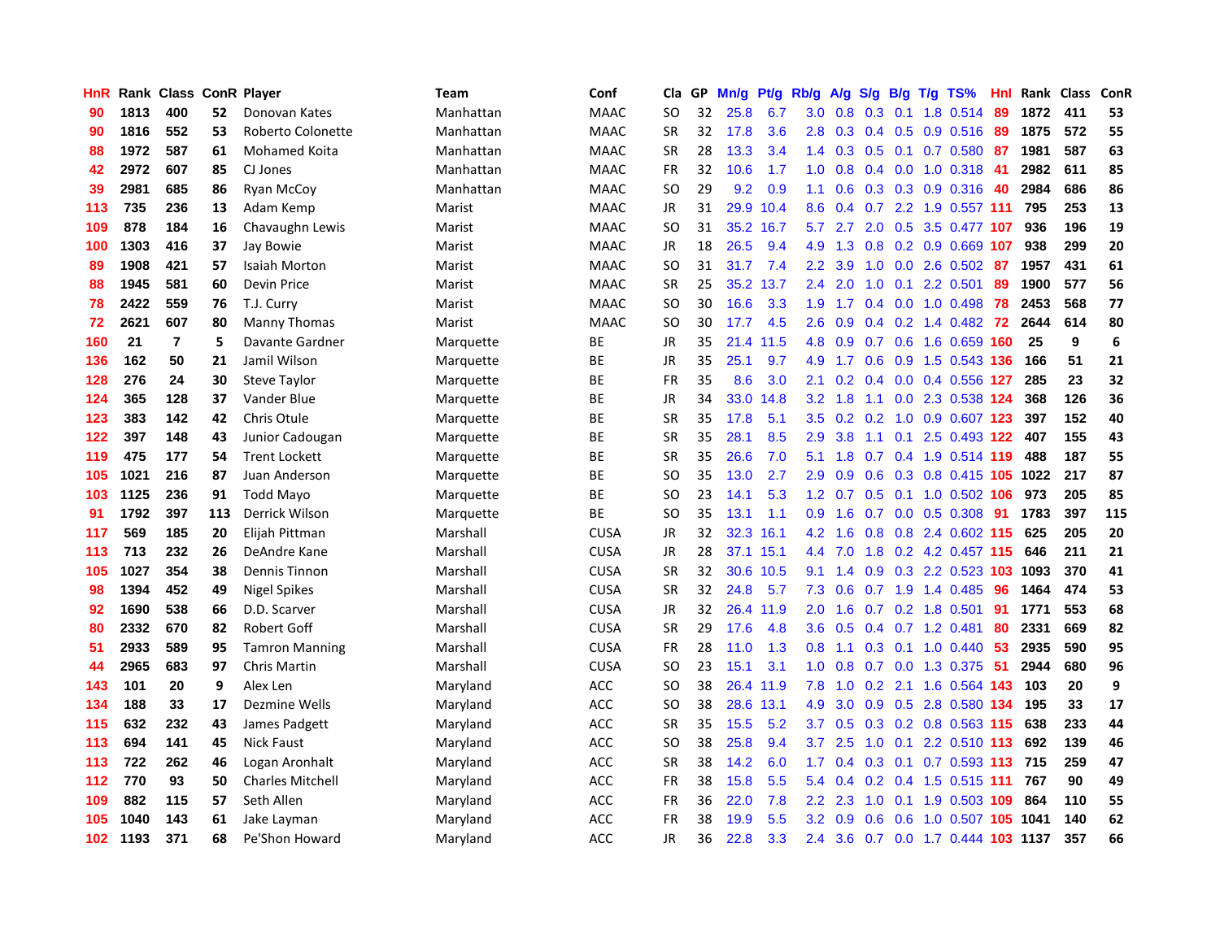| HnR | Rank | Class | ConR | Player | Team | Conf | Cla | GP | Mn/g | Pt/g | Rb/g | A/g | S/g | B/g | T/g | TS% | HnI | Rank | Class | ConR |
|---|---|---|---|---|---|---|---|---|---|---|---|---|---|---|---|---|---|---|---|---|
| 90 | 1813 | 400 | 52 | Donovan Kates | Manhattan | MAAC | SO | 32 | 25.8 | 6.7 | 3.0 | 0.8 | 0.3 | 0.1 | 1.8 | 0.514 | 89 | 1872 | 411 | 53 |
| 90 | 1816 | 552 | 53 | Roberto Colonette | Manhattan | MAAC | SR | 32 | 17.8 | 3.6 | 2.8 | 0.3 | 0.4 | 0.5 | 0.9 | 0.516 | 89 | 1875 | 572 | 55 |
| 88 | 1972 | 587 | 61 | Mohamed Koita | Manhattan | MAAC | SR | 28 | 13.3 | 3.4 | 1.4 | 0.3 | 0.5 | 0.1 | 0.7 | 0.580 | 87 | 1981 | 587 | 63 |
| 42 | 2972 | 607 | 85 | CJ Jones | Manhattan | MAAC | FR | 32 | 10.6 | 1.7 | 1.0 | 0.8 | 0.4 | 0.0 | 1.0 | 0.318 | 41 | 2982 | 611 | 85 |
| 39 | 2981 | 685 | 86 | Ryan McCoy | Manhattan | MAAC | SO | 29 | 9.2 | 0.9 | 1.1 | 0.6 | 0.3 | 0.3 | 0.9 | 0.316 | 40 | 2984 | 686 | 86 |
| 113 | 735 | 236 | 13 | Adam Kemp | Marist | MAAC | JR | 31 | 29.9 | 10.4 | 8.6 | 0.4 | 0.7 | 2.2 | 1.9 | 0.557 | 111 | 795 | 253 | 13 |
| 109 | 878 | 184 | 16 | Chavaughn Lewis | Marist | MAAC | SO | 31 | 35.2 | 16.7 | 5.7 | 2.7 | 2.0 | 0.5 | 3.5 | 0.477 | 107 | 936 | 196 | 19 |
| 100 | 1303 | 416 | 37 | Jay Bowie | Marist | MAAC | JR | 18 | 26.5 | 9.4 | 4.9 | 1.3 | 0.8 | 0.2 | 0.9 | 0.669 | 107 | 938 | 299 | 20 |
| 89 | 1908 | 421 | 57 | Isaiah Morton | Marist | MAAC | SO | 31 | 31.7 | 7.4 | 2.2 | 3.9 | 1.0 | 0.0 | 2.6 | 0.502 | 87 | 1957 | 431 | 61 |
| 88 | 1945 | 581 | 60 | Devin Price | Marist | MAAC | SR | 25 | 35.2 | 13.7 | 2.4 | 2.0 | 1.0 | 0.1 | 2.2 | 0.501 | 89 | 1900 | 577 | 56 |
| 78 | 2422 | 559 | 76 | T.J. Curry | Marist | MAAC | SO | 30 | 16.6 | 3.3 | 1.9 | 1.7 | 0.4 | 0.0 | 1.0 | 0.498 | 78 | 2453 | 568 | 77 |
| 72 | 2621 | 607 | 80 | Manny Thomas | Marist | MAAC | SO | 30 | 17.7 | 4.5 | 2.6 | 0.9 | 0.4 | 0.2 | 1.4 | 0.482 | 72 | 2644 | 614 | 80 |
| 160 | 21 | 7 | 5 | Davante Gardner | Marquette | BE | JR | 35 | 21.4 | 11.5 | 4.8 | 0.9 | 0.7 | 0.6 | 1.6 | 0.659 | 160 | 25 | 9 | 6 |
| 136 | 162 | 50 | 21 | Jamil Wilson | Marquette | BE | JR | 35 | 25.1 | 9.7 | 4.9 | 1.7 | 0.6 | 0.9 | 1.5 | 0.543 | 136 | 166 | 51 | 21 |
| 128 | 276 | 24 | 30 | Steve Taylor | Marquette | BE | FR | 35 | 8.6 | 3.0 | 2.1 | 0.2 | 0.4 | 0.0 | 0.4 | 0.556 | 127 | 285 | 23 | 32 |
| 124 | 365 | 128 | 37 | Vander Blue | Marquette | BE | JR | 34 | 33.0 | 14.8 | 3.2 | 1.8 | 1.1 | 0.0 | 2.3 | 0.538 | 124 | 368 | 126 | 36 |
| 123 | 383 | 142 | 42 | Chris Otule | Marquette | BE | SR | 35 | 17.8 | 5.1 | 3.5 | 0.2 | 0.2 | 1.0 | 0.9 | 0.607 | 123 | 397 | 152 | 40 |
| 122 | 397 | 148 | 43 | Junior Cadougan | Marquette | BE | SR | 35 | 28.1 | 8.5 | 2.9 | 3.8 | 1.1 | 0.1 | 2.5 | 0.493 | 122 | 407 | 155 | 43 |
| 119 | 475 | 177 | 54 | Trent Lockett | Marquette | BE | SR | 35 | 26.6 | 7.0 | 5.1 | 1.8 | 0.7 | 0.4 | 1.9 | 0.514 | 119 | 488 | 187 | 55 |
| 105 | 1021 | 216 | 87 | Juan Anderson | Marquette | BE | SO | 35 | 13.0 | 2.7 | 2.9 | 0.9 | 0.6 | 0.3 | 0.8 | 0.415 | 105 | 1022 | 217 | 87 |
| 103 | 1125 | 236 | 91 | Todd Mayo | Marquette | BE | SO | 23 | 14.1 | 5.3 | 1.2 | 0.7 | 0.5 | 0.1 | 1.0 | 0.502 | 106 | 973 | 205 | 85 |
| 91 | 1792 | 397 | 113 | Derrick Wilson | Marquette | BE | SO | 35 | 13.1 | 1.1 | 0.9 | 1.6 | 0.7 | 0.0 | 0.5 | 0.308 | 91 | 1783 | 397 | 115 |
| 117 | 569 | 185 | 20 | Elijah Pittman | Marshall | CUSA | JR | 32 | 32.3 | 16.1 | 4.2 | 1.6 | 0.8 | 0.8 | 2.4 | 0.602 | 115 | 625 | 205 | 20 |
| 113 | 713 | 232 | 26 | DeAndre Kane | Marshall | CUSA | JR | 28 | 37.1 | 15.1 | 4.4 | 7.0 | 1.8 | 0.2 | 4.2 | 0.457 | 115 | 646 | 211 | 21 |
| 105 | 1027 | 354 | 38 | Dennis Tinnon | Marshall | CUSA | SR | 32 | 30.6 | 10.5 | 9.1 | 1.4 | 0.9 | 0.3 | 2.2 | 0.523 | 103 | 1093 | 370 | 41 |
| 98 | 1394 | 452 | 49 | Nigel Spikes | Marshall | CUSA | SR | 32 | 24.8 | 5.7 | 7.3 | 0.6 | 0.7 | 1.9 | 1.4 | 0.485 | 96 | 1464 | 474 | 53 |
| 92 | 1690 | 538 | 66 | D.D. Scarver | Marshall | CUSA | JR | 32 | 26.4 | 11.9 | 2.0 | 1.6 | 0.7 | 0.2 | 1.8 | 0.501 | 91 | 1771 | 553 | 68 |
| 80 | 2332 | 670 | 82 | Robert Goff | Marshall | CUSA | SR | 29 | 17.6 | 4.8 | 3.6 | 0.5 | 0.4 | 0.7 | 1.2 | 0.481 | 80 | 2331 | 669 | 82 |
| 51 | 2933 | 589 | 95 | Tamron Manning | Marshall | CUSA | FR | 28 | 11.0 | 1.3 | 0.8 | 1.1 | 0.3 | 0.1 | 1.0 | 0.440 | 53 | 2935 | 590 | 95 |
| 44 | 2965 | 683 | 97 | Chris Martin | Marshall | CUSA | SO | 23 | 15.1 | 3.1 | 1.0 | 0.8 | 0.7 | 0.0 | 1.3 | 0.375 | 51 | 2944 | 680 | 96 |
| 143 | 101 | 20 | 9 | Alex Len | Maryland | ACC | SO | 38 | 26.4 | 11.9 | 7.8 | 1.0 | 0.2 | 2.1 | 1.6 | 0.564 | 143 | 103 | 20 | 9 |
| 134 | 188 | 33 | 17 | Dezmine Wells | Maryland | ACC | SO | 38 | 28.6 | 13.1 | 4.9 | 3.0 | 0.9 | 0.5 | 2.8 | 0.580 | 134 | 195 | 33 | 17 |
| 115 | 632 | 232 | 43 | James Padgett | Maryland | ACC | SR | 35 | 15.5 | 5.2 | 3.7 | 0.5 | 0.3 | 0.2 | 0.8 | 0.563 | 115 | 638 | 233 | 44 |
| 113 | 694 | 141 | 45 | Nick Faust | Maryland | ACC | SO | 38 | 25.8 | 9.4 | 3.7 | 2.5 | 1.0 | 0.1 | 2.2 | 0.510 | 113 | 692 | 139 | 46 |
| 113 | 722 | 262 | 46 | Logan Aronhalt | Maryland | ACC | SR | 38 | 14.2 | 6.0 | 1.7 | 0.4 | 0.3 | 0.1 | 0.7 | 0.593 | 113 | 715 | 259 | 47 |
| 112 | 770 | 93 | 50 | Charles Mitchell | Maryland | ACC | FR | 38 | 15.8 | 5.5 | 5.4 | 0.4 | 0.2 | 0.4 | 1.5 | 0.515 | 111 | 767 | 90 | 49 |
| 109 | 882 | 115 | 57 | Seth Allen | Maryland | ACC | FR | 36 | 22.0 | 7.8 | 2.2 | 2.3 | 1.0 | 0.1 | 1.9 | 0.503 | 109 | 864 | 110 | 55 |
| 105 | 1040 | 143 | 61 | Jake Layman | Maryland | ACC | FR | 38 | 19.9 | 5.5 | 3.2 | 0.9 | 0.6 | 0.6 | 1.0 | 0.507 | 105 | 1041 | 140 | 62 |
| 102 | 1193 | 371 | 68 | Pe'Shon Howard | Maryland | ACC | JR | 36 | 22.8 | 3.3 | 2.4 | 3.6 | 0.7 | 0.0 | 1.7 | 0.444 | 103 | 1137 | 357 | 66 |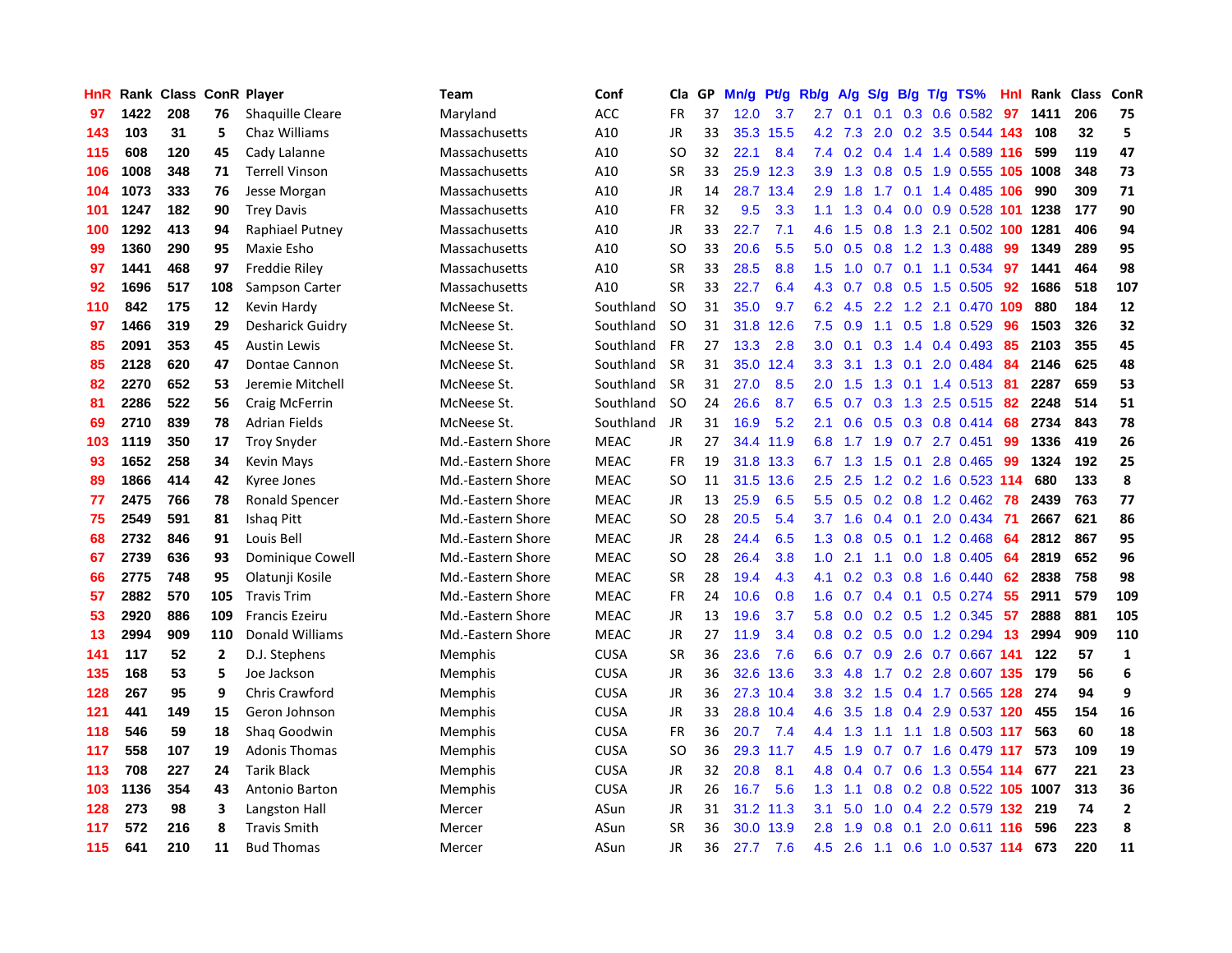| HnR | Rank | Class | ConR | Player | Team | Conf | Cla | GP | Mn/g | Pt/g | Rb/g | A/g | S/g | B/g | T/g | TS% | HnI | Rank | Class | ConR |
|---|---|---|---|---|---|---|---|---|---|---|---|---|---|---|---|---|---|---|---|---|
| 97 | 1422 | 208 | 76 | Shaquille Cleare | Maryland | ACC | FR | 37 | 12.0 | 3.7 | 2.7 | 0.1 | 0.1 | 0.3 | 0.6 | 0.582 | 97 | 1411 | 206 | 75 |
| 143 | 103 | 31 | 5 | Chaz Williams | Massachusetts | A10 | JR | 33 | 35.3 | 15.5 | 4.2 | 7.3 | 2.0 | 0.2 | 3.5 | 0.544 | 143 | 108 | 32 | 5 |
| 115 | 608 | 120 | 45 | Cady Lalanne | Massachusetts | A10 | SO | 32 | 22.1 | 8.4 | 7.4 | 0.2 | 0.4 | 1.4 | 1.4 | 0.589 | 116 | 599 | 119 | 47 |
| 106 | 1008 | 348 | 71 | Terrell Vinson | Massachusetts | A10 | SR | 33 | 25.9 | 12.3 | 3.9 | 1.3 | 0.8 | 0.5 | 1.9 | 0.555 | 105 | 1008 | 348 | 73 |
| 104 | 1073 | 333 | 76 | Jesse Morgan | Massachusetts | A10 | JR | 14 | 28.7 | 13.4 | 2.9 | 1.8 | 1.7 | 0.1 | 1.4 | 0.485 | 106 | 990 | 309 | 71 |
| 101 | 1247 | 182 | 90 | Trey Davis | Massachusetts | A10 | FR | 32 | 9.5 | 3.3 | 1.1 | 1.3 | 0.4 | 0.0 | 0.9 | 0.528 | 101 | 1238 | 177 | 90 |
| 100 | 1292 | 413 | 94 | Raphiael Putney | Massachusetts | A10 | JR | 33 | 22.7 | 7.1 | 4.6 | 1.5 | 0.8 | 1.3 | 2.1 | 0.502 | 100 | 1281 | 406 | 94 |
| 99 | 1360 | 290 | 95 | Maxie Esho | Massachusetts | A10 | SO | 33 | 20.6 | 5.5 | 5.0 | 0.5 | 0.8 | 1.2 | 1.3 | 0.488 | 99 | 1349 | 289 | 95 |
| 97 | 1441 | 468 | 97 | Freddie Riley | Massachusetts | A10 | SR | 33 | 28.5 | 8.8 | 1.5 | 1.0 | 0.7 | 0.1 | 1.1 | 0.534 | 97 | 1441 | 464 | 98 |
| 92 | 1696 | 517 | 108 | Sampson Carter | Massachusetts | A10 | SR | 33 | 22.7 | 6.4 | 4.3 | 0.7 | 0.8 | 0.5 | 1.5 | 0.505 | 92 | 1686 | 518 | 107 |
| 110 | 842 | 175 | 12 | Kevin Hardy | McNeese St. | Southland | SO | 31 | 35.0 | 9.7 | 6.2 | 4.5 | 2.2 | 1.2 | 2.1 | 0.470 | 109 | 880 | 184 | 12 |
| 97 | 1466 | 319 | 29 | Desharick Guidry | McNeese St. | Southland | SO | 31 | 31.8 | 12.6 | 7.5 | 0.9 | 1.1 | 0.5 | 1.8 | 0.529 | 96 | 1503 | 326 | 32 |
| 85 | 2091 | 353 | 45 | Austin Lewis | McNeese St. | Southland | FR | 27 | 13.3 | 2.8 | 3.0 | 0.1 | 0.3 | 1.4 | 0.4 | 0.493 | 85 | 2103 | 355 | 45 |
| 85 | 2128 | 620 | 47 | Dontae Cannon | McNeese St. | Southland | SR | 31 | 35.0 | 12.4 | 3.3 | 3.1 | 1.3 | 0.1 | 2.0 | 0.484 | 84 | 2146 | 625 | 48 |
| 82 | 2270 | 652 | 53 | Jeremie Mitchell | McNeese St. | Southland | SR | 31 | 27.0 | 8.5 | 2.0 | 1.5 | 1.3 | 0.1 | 1.4 | 0.513 | 81 | 2287 | 659 | 53 |
| 81 | 2286 | 522 | 56 | Craig McFerrin | McNeese St. | Southland | SO | 24 | 26.6 | 8.7 | 6.5 | 0.7 | 0.3 | 1.3 | 2.5 | 0.515 | 82 | 2248 | 514 | 51 |
| 69 | 2710 | 839 | 78 | Adrian Fields | McNeese St. | Southland | JR | 31 | 16.9 | 5.2 | 2.1 | 0.6 | 0.5 | 0.3 | 0.8 | 0.414 | 68 | 2734 | 843 | 78 |
| 103 | 1119 | 350 | 17 | Troy Snyder | Md.-Eastern Shore | MEAC | JR | 27 | 34.4 | 11.9 | 6.8 | 1.7 | 1.9 | 0.7 | 2.7 | 0.451 | 99 | 1336 | 419 | 26 |
| 93 | 1652 | 258 | 34 | Kevin Mays | Md.-Eastern Shore | MEAC | FR | 19 | 31.8 | 13.3 | 6.7 | 1.3 | 1.5 | 0.1 | 2.8 | 0.465 | 99 | 1324 | 192 | 25 |
| 89 | 1866 | 414 | 42 | Kyree Jones | Md.-Eastern Shore | MEAC | SO | 11 | 31.5 | 13.6 | 2.5 | 2.5 | 1.2 | 0.2 | 1.6 | 0.523 | 114 | 680 | 133 | 8 |
| 77 | 2475 | 766 | 78 | Ronald Spencer | Md.-Eastern Shore | MEAC | JR | 13 | 25.9 | 6.5 | 5.5 | 0.5 | 0.2 | 0.8 | 1.2 | 0.462 | 78 | 2439 | 763 | 77 |
| 75 | 2549 | 591 | 81 | Ishaq Pitt | Md.-Eastern Shore | MEAC | SO | 28 | 20.5 | 5.4 | 3.7 | 1.6 | 0.4 | 0.1 | 2.0 | 0.434 | 71 | 2667 | 621 | 86 |
| 68 | 2732 | 846 | 91 | Louis Bell | Md.-Eastern Shore | MEAC | JR | 28 | 24.4 | 6.5 | 1.3 | 0.8 | 0.5 | 0.1 | 1.2 | 0.468 | 64 | 2812 | 867 | 95 |
| 67 | 2739 | 636 | 93 | Dominique Cowell | Md.-Eastern Shore | MEAC | SO | 28 | 26.4 | 3.8 | 1.0 | 2.1 | 1.1 | 0.0 | 1.8 | 0.405 | 64 | 2819 | 652 | 96 |
| 66 | 2775 | 748 | 95 | Olatunji Kosile | Md.-Eastern Shore | MEAC | SR | 28 | 19.4 | 4.3 | 4.1 | 0.2 | 0.3 | 0.8 | 1.6 | 0.440 | 62 | 2838 | 758 | 98 |
| 57 | 2882 | 570 | 105 | Travis Trim | Md.-Eastern Shore | MEAC | FR | 24 | 10.6 | 0.8 | 1.6 | 0.7 | 0.4 | 0.1 | 0.5 | 0.274 | 55 | 2911 | 579 | 109 |
| 53 | 2920 | 886 | 109 | Francis Ezeiru | Md.-Eastern Shore | MEAC | JR | 13 | 19.6 | 3.7 | 5.8 | 0.0 | 0.2 | 0.5 | 1.2 | 0.345 | 57 | 2888 | 881 | 105 |
| 13 | 2994 | 909 | 110 | Donald Williams | Md.-Eastern Shore | MEAC | JR | 27 | 11.9 | 3.4 | 0.8 | 0.2 | 0.5 | 0.0 | 1.2 | 0.294 | 13 | 2994 | 909 | 110 |
| 141 | 117 | 52 | 2 | D.J. Stephens | Memphis | CUSA | SR | 36 | 23.6 | 7.6 | 6.6 | 0.7 | 0.9 | 2.6 | 0.7 | 0.667 | 141 | 122 | 57 | 1 |
| 135 | 168 | 53 | 5 | Joe Jackson | Memphis | CUSA | JR | 36 | 32.6 | 13.6 | 3.3 | 4.8 | 1.7 | 0.2 | 2.8 | 0.607 | 135 | 179 | 56 | 6 |
| 128 | 267 | 95 | 9 | Chris Crawford | Memphis | CUSA | JR | 36 | 27.3 | 10.4 | 3.8 | 3.2 | 1.5 | 0.4 | 1.7 | 0.565 | 128 | 274 | 94 | 9 |
| 121 | 441 | 149 | 15 | Geron Johnson | Memphis | CUSA | JR | 33 | 28.8 | 10.4 | 4.6 | 3.5 | 1.8 | 0.4 | 2.9 | 0.537 | 120 | 455 | 154 | 16 |
| 118 | 546 | 59 | 18 | Shaq Goodwin | Memphis | CUSA | FR | 36 | 20.7 | 7.4 | 4.4 | 1.3 | 1.1 | 1.1 | 1.8 | 0.503 | 117 | 563 | 60 | 18 |
| 117 | 558 | 107 | 19 | Adonis Thomas | Memphis | CUSA | SO | 36 | 29.3 | 11.7 | 4.5 | 1.9 | 0.7 | 0.7 | 1.6 | 0.479 | 117 | 573 | 109 | 19 |
| 113 | 708 | 227 | 24 | Tarik Black | Memphis | CUSA | JR | 32 | 20.8 | 8.1 | 4.8 | 0.4 | 0.7 | 0.6 | 1.3 | 0.554 | 114 | 677 | 221 | 23 |
| 103 | 1136 | 354 | 43 | Antonio Barton | Memphis | CUSA | JR | 26 | 16.7 | 5.6 | 1.3 | 1.1 | 0.8 | 0.2 | 0.8 | 0.522 | 105 | 1007 | 313 | 36 |
| 128 | 273 | 98 | 3 | Langston Hall | Mercer | ASun | JR | 31 | 31.2 | 11.3 | 3.1 | 5.0 | 1.0 | 0.4 | 2.2 | 0.579 | 132 | 219 | 74 | 2 |
| 117 | 572 | 216 | 8 | Travis Smith | Mercer | ASun | SR | 36 | 30.0 | 13.9 | 2.8 | 1.9 | 0.8 | 0.1 | 2.0 | 0.611 | 116 | 596 | 223 | 8 |
| 115 | 641 | 210 | 11 | Bud Thomas | Mercer | ASun | JR | 36 | 27.7 | 7.6 | 4.5 | 2.6 | 1.1 | 0.6 | 1.0 | 0.537 | 114 | 673 | 220 | 11 |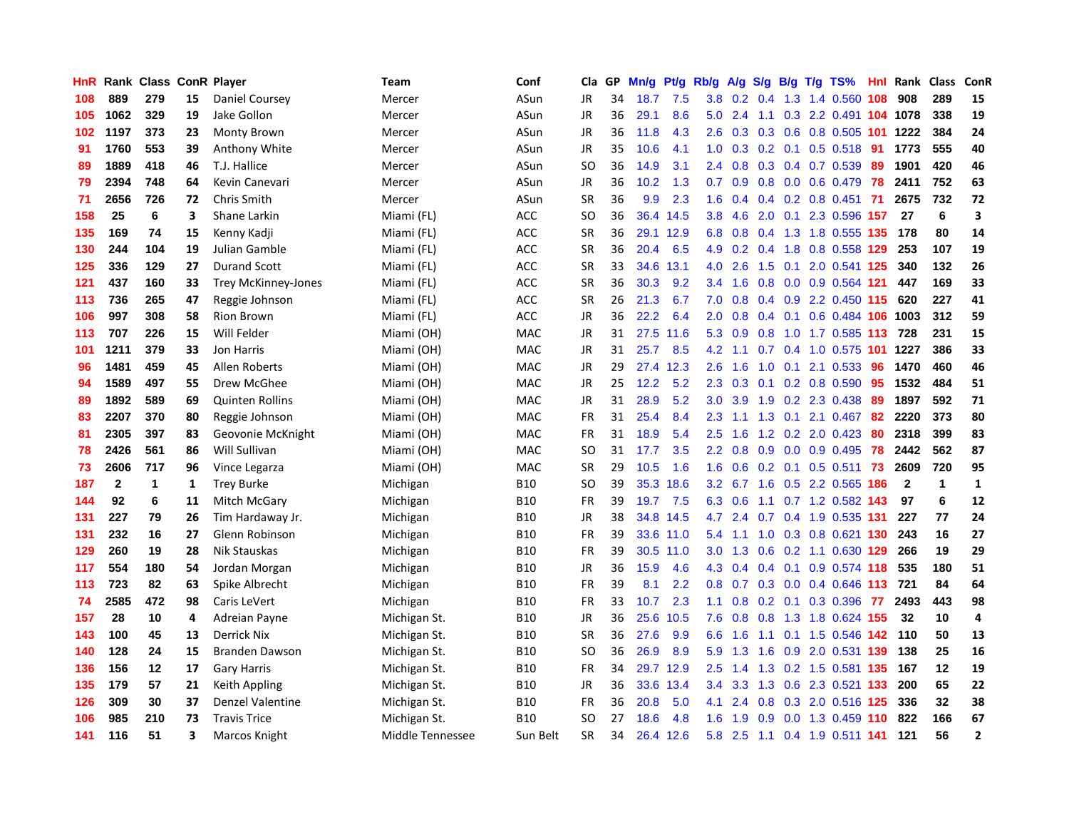| HnR | Rank | Class | ConR | Player | Team | Conf | Cla | GP | Mn/g | Pt/g | Rb/g | A/g | S/g | B/g | T/g | TS% | Hnl | Rank | Class | ConR |
|---|---|---|---|---|---|---|---|---|---|---|---|---|---|---|---|---|---|---|---|---|
| 108 | 889 | 279 | 15 | Daniel Coursey | Mercer | ASun | JR | 34 | 18.7 | 7.5 | 3.8 | 0.2 | 0.4 | 1.3 | 1.4 | 0.560 | 108 | 908 | 289 | 15 |
| 105 | 1062 | 329 | 19 | Jake Gollon | Mercer | ASun | JR | 36 | 29.1 | 8.6 | 5.0 | 2.4 | 1.1 | 0.3 | 2.2 | 0.491 | 104 | 1078 | 338 | 19 |
| 102 | 1197 | 373 | 23 | Monty Brown | Mercer | ASun | JR | 36 | 11.8 | 4.3 | 2.6 | 0.3 | 0.3 | 0.6 | 0.8 | 0.505 | 101 | 1222 | 384 | 24 |
| 91 | 1760 | 553 | 39 | Anthony White | Mercer | ASun | JR | 35 | 10.6 | 4.1 | 1.0 | 0.3 | 0.2 | 0.1 | 0.5 | 0.518 | 91 | 1773 | 555 | 40 |
| 89 | 1889 | 418 | 46 | T.J. Hallice | Mercer | ASun | SO | 36 | 14.9 | 3.1 | 2.4 | 0.8 | 0.3 | 0.4 | 0.7 | 0.539 | 89 | 1901 | 420 | 46 |
| 79 | 2394 | 748 | 64 | Kevin Canevari | Mercer | ASun | JR | 36 | 10.2 | 1.3 | 0.7 | 0.9 | 0.8 | 0.0 | 0.6 | 0.479 | 78 | 2411 | 752 | 63 |
| 71 | 2656 | 726 | 72 | Chris Smith | Mercer | ASun | SR | 36 | 9.9 | 2.3 | 1.6 | 0.4 | 0.4 | 0.2 | 0.8 | 0.451 | 71 | 2675 | 732 | 72 |
| 158 | 25 | 6 | 3 | Shane Larkin | Miami (FL) | ACC | SO | 36 | 36.4 | 14.5 | 3.8 | 4.6 | 2.0 | 0.1 | 2.3 | 0.596 | 157 | 27 | 6 | 3 |
| 135 | 169 | 74 | 15 | Kenny Kadji | Miami (FL) | ACC | SR | 36 | 29.1 | 12.9 | 6.8 | 0.8 | 0.4 | 1.3 | 1.8 | 0.555 | 135 | 178 | 80 | 14 |
| 130 | 244 | 104 | 19 | Julian Gamble | Miami (FL) | ACC | SR | 36 | 20.4 | 6.5 | 4.9 | 0.2 | 0.4 | 1.8 | 0.8 | 0.558 | 129 | 253 | 107 | 19 |
| 125 | 336 | 129 | 27 | Durand Scott | Miami (FL) | ACC | SR | 33 | 34.6 | 13.1 | 4.0 | 2.6 | 1.5 | 0.1 | 2.0 | 0.541 | 125 | 340 | 132 | 26 |
| 121 | 437 | 160 | 33 | Trey McKinney-Jones | Miami (FL) | ACC | SR | 36 | 30.3 | 9.2 | 3.4 | 1.6 | 0.8 | 0.0 | 0.9 | 0.564 | 121 | 447 | 169 | 33 |
| 113 | 736 | 265 | 47 | Reggie Johnson | Miami (FL) | ACC | SR | 26 | 21.3 | 6.7 | 7.0 | 0.8 | 0.4 | 0.9 | 2.2 | 0.450 | 115 | 620 | 227 | 41 |
| 106 | 997 | 308 | 58 | Rion Brown | Miami (FL) | ACC | JR | 36 | 22.2 | 6.4 | 2.0 | 0.8 | 0.4 | 0.1 | 0.6 | 0.484 | 106 | 1003 | 312 | 59 |
| 113 | 707 | 226 | 15 | Will Felder | Miami (OH) | MAC | JR | 31 | 27.5 | 11.6 | 5.3 | 0.9 | 0.8 | 1.0 | 1.7 | 0.585 | 113 | 728 | 231 | 15 |
| 101 | 1211 | 379 | 33 | Jon Harris | Miami (OH) | MAC | JR | 31 | 25.7 | 8.5 | 4.2 | 1.1 | 0.7 | 0.4 | 1.0 | 0.575 | 101 | 1227 | 386 | 33 |
| 96 | 1481 | 459 | 45 | Allen Roberts | Miami (OH) | MAC | JR | 29 | 27.4 | 12.3 | 2.6 | 1.6 | 1.0 | 0.1 | 2.1 | 0.533 | 96 | 1470 | 460 | 46 |
| 94 | 1589 | 497 | 55 | Drew McGhee | Miami (OH) | MAC | JR | 25 | 12.2 | 5.2 | 2.3 | 0.3 | 0.1 | 0.2 | 0.8 | 0.590 | 95 | 1532 | 484 | 51 |
| 89 | 1892 | 589 | 69 | Quinten Rollins | Miami (OH) | MAC | JR | 31 | 28.9 | 5.2 | 3.0 | 3.9 | 1.9 | 0.2 | 2.3 | 0.438 | 89 | 1897 | 592 | 71 |
| 83 | 2207 | 370 | 80 | Reggie Johnson | Miami (OH) | MAC | FR | 31 | 25.4 | 8.4 | 2.3 | 1.1 | 1.3 | 0.1 | 2.1 | 0.467 | 82 | 2220 | 373 | 80 |
| 81 | 2305 | 397 | 83 | Geovonie McKnight | Miami (OH) | MAC | FR | 31 | 18.9 | 5.4 | 2.5 | 1.6 | 1.2 | 0.2 | 2.0 | 0.423 | 80 | 2318 | 399 | 83 |
| 78 | 2426 | 561 | 86 | Will Sullivan | Miami (OH) | MAC | SO | 31 | 17.7 | 3.5 | 2.2 | 0.8 | 0.9 | 0.0 | 0.9 | 0.495 | 78 | 2442 | 562 | 87 |
| 73 | 2606 | 717 | 96 | Vince Legarza | Miami (OH) | MAC | SR | 29 | 10.5 | 1.6 | 1.6 | 0.6 | 0.2 | 0.1 | 0.5 | 0.511 | 73 | 2609 | 720 | 95 |
| 187 | 2 | 1 | 1 | Trey Burke | Michigan | B10 | SO | 39 | 35.3 | 18.6 | 3.2 | 6.7 | 1.6 | 0.5 | 2.2 | 0.565 | 186 | 2 | 1 | 1 |
| 144 | 92 | 6 | 11 | Mitch McGary | Michigan | B10 | FR | 39 | 19.7 | 7.5 | 6.3 | 0.6 | 1.1 | 0.7 | 1.2 | 0.582 | 143 | 97 | 6 | 12 |
| 131 | 227 | 79 | 26 | Tim Hardaway Jr. | Michigan | B10 | JR | 38 | 34.8 | 14.5 | 4.7 | 2.4 | 0.7 | 0.4 | 1.9 | 0.535 | 131 | 227 | 77 | 24 |
| 131 | 232 | 16 | 27 | Glenn Robinson | Michigan | B10 | FR | 39 | 33.6 | 11.0 | 5.4 | 1.1 | 1.0 | 0.3 | 0.8 | 0.621 | 130 | 243 | 16 | 27 |
| 129 | 260 | 19 | 28 | Nik Stauskas | Michigan | B10 | FR | 39 | 30.5 | 11.0 | 3.0 | 1.3 | 0.6 | 0.2 | 1.1 | 0.630 | 129 | 266 | 19 | 29 |
| 117 | 554 | 180 | 54 | Jordan Morgan | Michigan | B10 | JR | 36 | 15.9 | 4.6 | 4.3 | 0.4 | 0.4 | 0.1 | 0.9 | 0.574 | 118 | 535 | 180 | 51 |
| 113 | 723 | 82 | 63 | Spike Albrecht | Michigan | B10 | FR | 39 | 8.1 | 2.2 | 0.8 | 0.7 | 0.3 | 0.0 | 0.4 | 0.646 | 113 | 721 | 84 | 64 |
| 74 | 2585 | 472 | 98 | Caris LeVert | Michigan | B10 | FR | 33 | 10.7 | 2.3 | 1.1 | 0.8 | 0.2 | 0.1 | 0.3 | 0.396 | 77 | 2493 | 443 | 98 |
| 157 | 28 | 10 | 4 | Adreian Payne | Michigan St. | B10 | JR | 36 | 25.6 | 10.5 | 7.6 | 0.8 | 0.8 | 1.3 | 1.8 | 0.624 | 155 | 32 | 10 | 4 |
| 143 | 100 | 45 | 13 | Derrick Nix | Michigan St. | B10 | SR | 36 | 27.6 | 9.9 | 6.6 | 1.6 | 1.1 | 0.1 | 1.5 | 0.546 | 142 | 110 | 50 | 13 |
| 140 | 128 | 24 | 15 | Branden Dawson | Michigan St. | B10 | SO | 36 | 26.9 | 8.9 | 5.9 | 1.3 | 1.6 | 0.9 | 2.0 | 0.531 | 139 | 138 | 25 | 16 |
| 136 | 156 | 12 | 17 | Gary Harris | Michigan St. | B10 | FR | 34 | 29.7 | 12.9 | 2.5 | 1.4 | 1.3 | 0.2 | 1.5 | 0.581 | 135 | 167 | 12 | 19 |
| 135 | 179 | 57 | 21 | Keith Appling | Michigan St. | B10 | JR | 36 | 33.6 | 13.4 | 3.4 | 3.3 | 1.3 | 0.6 | 2.3 | 0.521 | 133 | 200 | 65 | 22 |
| 126 | 309 | 30 | 37 | Denzel Valentine | Michigan St. | B10 | FR | 36 | 20.8 | 5.0 | 4.1 | 2.4 | 0.8 | 0.3 | 2.0 | 0.516 | 125 | 336 | 32 | 38 |
| 106 | 985 | 210 | 73 | Travis Trice | Michigan St. | B10 | SO | 27 | 18.6 | 4.8 | 1.6 | 1.9 | 0.9 | 0.0 | 1.3 | 0.459 | 110 | 822 | 166 | 67 |
| 141 | 116 | 51 | 3 | Marcos Knight | Middle Tennessee | Sun Belt | SR | 34 | 26.4 | 12.6 | 5.8 | 2.5 | 1.1 | 0.4 | 1.9 | 0.511 | 141 | 121 | 56 | 2 |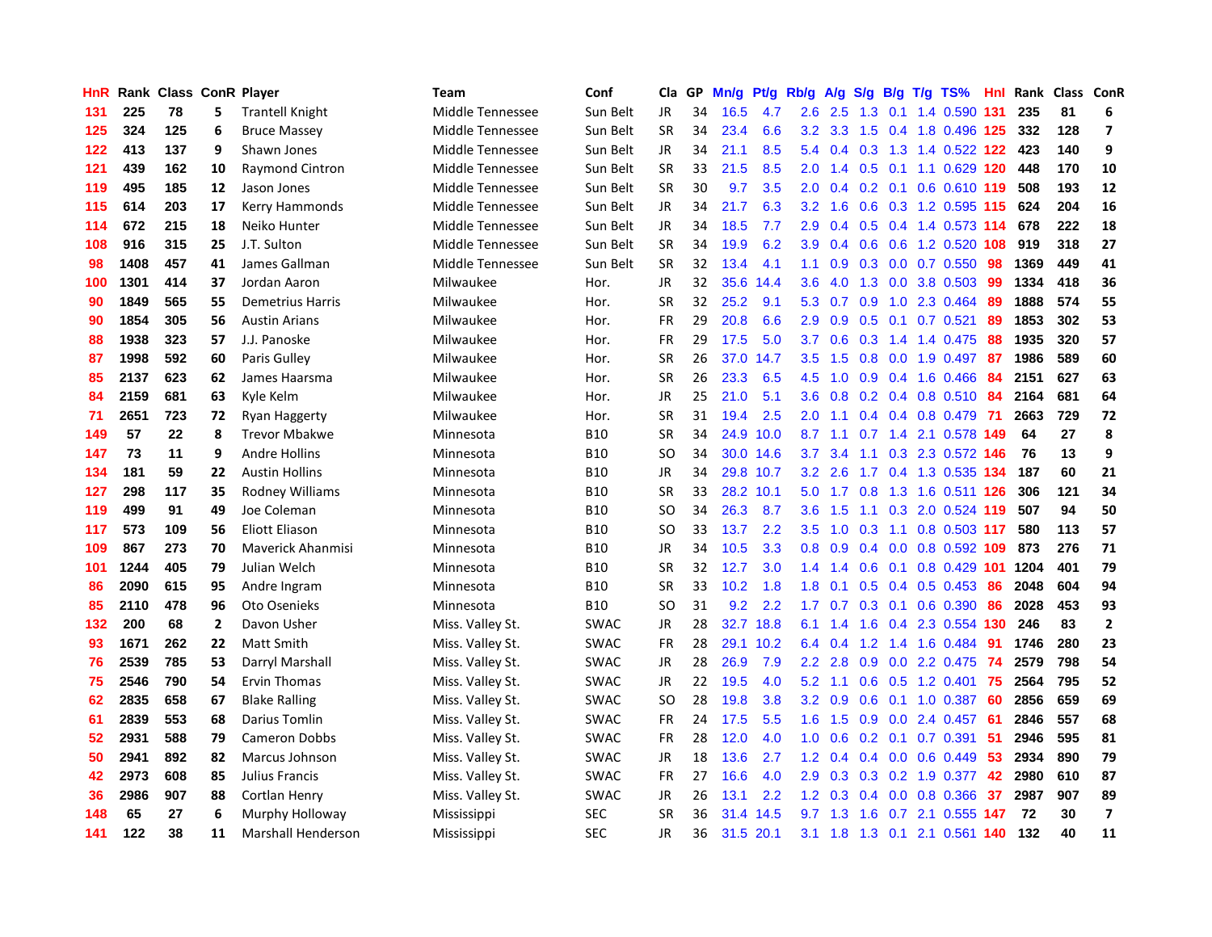| HnR | Rank | Class | ConR | Player | Team | Conf | Cla | GP | Mn/g | Pt/g | Rb/g | A/g | S/g | B/g | T/g | TS% | HnI | Rank | Class | ConR |
|---|---|---|---|---|---|---|---|---|---|---|---|---|---|---|---|---|---|---|---|---|
| 131 | 225 | 78 | 5 | Trantell Knight | Middle Tennessee | Sun Belt | JR | 34 | 16.5 | 4.7 | 2.6 | 2.5 | 1.3 | 0.1 | 1.4 | 0.590 | 131 | 235 | 81 | 6 |
| 125 | 324 | 125 | 6 | Bruce Massey | Middle Tennessee | Sun Belt | SR | 34 | 23.4 | 6.6 | 3.2 | 3.3 | 1.5 | 0.4 | 1.8 | 0.496 | 125 | 332 | 128 | 7 |
| 122 | 413 | 137 | 9 | Shawn Jones | Middle Tennessee | Sun Belt | JR | 34 | 21.1 | 8.5 | 5.4 | 0.4 | 0.3 | 1.3 | 1.4 | 0.522 | 122 | 423 | 140 | 9 |
| 121 | 439 | 162 | 10 | Raymond Cintron | Middle Tennessee | Sun Belt | SR | 33 | 21.5 | 8.5 | 2.0 | 1.4 | 0.5 | 0.1 | 1.1 | 0.629 | 120 | 448 | 170 | 10 |
| 119 | 495 | 185 | 12 | Jason Jones | Middle Tennessee | Sun Belt | SR | 30 | 9.7 | 3.5 | 2.0 | 0.4 | 0.2 | 0.1 | 0.6 | 0.610 | 119 | 508 | 193 | 12 |
| 115 | 614 | 203 | 17 | Kerry Hammonds | Middle Tennessee | Sun Belt | JR | 34 | 21.7 | 6.3 | 3.2 | 1.6 | 0.6 | 0.3 | 1.2 | 0.595 | 115 | 624 | 204 | 16 |
| 114 | 672 | 215 | 18 | Neiko Hunter | Middle Tennessee | Sun Belt | JR | 34 | 18.5 | 7.7 | 2.9 | 0.4 | 0.5 | 0.4 | 1.4 | 0.573 | 114 | 678 | 222 | 18 |
| 108 | 916 | 315 | 25 | J.T. Sulton | Middle Tennessee | Sun Belt | SR | 34 | 19.9 | 6.2 | 3.9 | 0.4 | 0.6 | 0.6 | 1.2 | 0.520 | 108 | 919 | 318 | 27 |
| 98 | 1408 | 457 | 41 | James Gallman | Middle Tennessee | Sun Belt | SR | 32 | 13.4 | 4.1 | 1.1 | 0.9 | 0.3 | 0.0 | 0.7 | 0.550 | 98 | 1369 | 449 | 41 |
| 100 | 1301 | 414 | 37 | Jordan Aaron | Milwaukee | Hor. | JR | 32 | 35.6 | 14.4 | 3.6 | 4.0 | 1.3 | 0.0 | 3.8 | 0.503 | 99 | 1334 | 418 | 36 |
| 90 | 1849 | 565 | 55 | Demetrius Harris | Milwaukee | Hor. | SR | 32 | 25.2 | 9.1 | 5.3 | 0.7 | 0.9 | 1.0 | 2.3 | 0.464 | 89 | 1888 | 574 | 55 |
| 90 | 1854 | 305 | 56 | Austin Arians | Milwaukee | Hor. | FR | 29 | 20.8 | 6.6 | 2.9 | 0.9 | 0.5 | 0.1 | 0.7 | 0.521 | 89 | 1853 | 302 | 53 |
| 88 | 1938 | 323 | 57 | J.J. Panoske | Milwaukee | Hor. | FR | 29 | 17.5 | 5.0 | 3.7 | 0.6 | 0.3 | 1.4 | 1.4 | 0.475 | 88 | 1935 | 320 | 57 |
| 87 | 1998 | 592 | 60 | Paris Gulley | Milwaukee | Hor. | SR | 26 | 37.0 | 14.7 | 3.5 | 1.5 | 0.8 | 0.0 | 1.9 | 0.497 | 87 | 1986 | 589 | 60 |
| 85 | 2137 | 623 | 62 | James Haarsma | Milwaukee | Hor. | SR | 26 | 23.3 | 6.5 | 4.5 | 1.0 | 0.9 | 0.4 | 1.6 | 0.466 | 84 | 2151 | 627 | 63 |
| 84 | 2159 | 681 | 63 | Kyle Kelm | Milwaukee | Hor. | JR | 25 | 21.0 | 5.1 | 3.6 | 0.8 | 0.2 | 0.4 | 0.8 | 0.510 | 84 | 2164 | 681 | 64 |
| 71 | 2651 | 723 | 72 | Ryan Haggerty | Milwaukee | Hor. | SR | 31 | 19.4 | 2.5 | 2.0 | 1.1 | 0.4 | 0.4 | 0.8 | 0.479 | 71 | 2663 | 729 | 72 |
| 149 | 57 | 22 | 8 | Trevor Mbakwe | Minnesota | B10 | SR | 34 | 24.9 | 10.0 | 8.7 | 1.1 | 0.7 | 1.4 | 2.1 | 0.578 | 149 | 64 | 27 | 8 |
| 147 | 73 | 11 | 9 | Andre Hollins | Minnesota | B10 | SO | 34 | 30.0 | 14.6 | 3.7 | 3.4 | 1.1 | 0.3 | 2.3 | 0.572 | 146 | 76 | 13 | 9 |
| 134 | 181 | 59 | 22 | Austin Hollins | Minnesota | B10 | JR | 34 | 29.8 | 10.7 | 3.2 | 2.6 | 1.7 | 0.4 | 1.3 | 0.535 | 134 | 187 | 60 | 21 |
| 127 | 298 | 117 | 35 | Rodney Williams | Minnesota | B10 | SR | 33 | 28.2 | 10.1 | 5.0 | 1.7 | 0.8 | 1.3 | 1.6 | 0.511 | 126 | 306 | 121 | 34 |
| 119 | 499 | 91 | 49 | Joe Coleman | Minnesota | B10 | SO | 34 | 26.3 | 8.7 | 3.6 | 1.5 | 1.1 | 0.3 | 2.0 | 0.524 | 119 | 507 | 94 | 50 |
| 117 | 573 | 109 | 56 | Eliott Eliason | Minnesota | B10 | SO | 33 | 13.7 | 2.2 | 3.5 | 1.0 | 0.3 | 1.1 | 0.8 | 0.503 | 117 | 580 | 113 | 57 |
| 109 | 867 | 273 | 70 | Maverick Ahanmisi | Minnesota | B10 | JR | 34 | 10.5 | 3.3 | 0.8 | 0.9 | 0.4 | 0.0 | 0.8 | 0.592 | 109 | 873 | 276 | 71 |
| 101 | 1244 | 405 | 79 | Julian Welch | Minnesota | B10 | SR | 32 | 12.7 | 3.0 | 1.4 | 1.4 | 0.6 | 0.1 | 0.8 | 0.429 | 101 | 1204 | 401 | 79 |
| 86 | 2090 | 615 | 95 | Andre Ingram | Minnesota | B10 | SR | 33 | 10.2 | 1.8 | 1.8 | 0.1 | 0.5 | 0.4 | 0.5 | 0.453 | 86 | 2048 | 604 | 94 |
| 85 | 2110 | 478 | 96 | Oto Osenieks | Minnesota | B10 | SO | 31 | 9.2 | 2.2 | 1.7 | 0.7 | 0.3 | 0.1 | 0.6 | 0.390 | 86 | 2028 | 453 | 93 |
| 132 | 200 | 68 | 2 | Davon Usher | Miss. Valley St. | SWAC | JR | 28 | 32.7 | 18.8 | 6.1 | 1.4 | 1.6 | 0.4 | 2.3 | 0.554 | 130 | 246 | 83 | 2 |
| 93 | 1671 | 262 | 22 | Matt Smith | Miss. Valley St. | SWAC | FR | 28 | 29.1 | 10.2 | 6.4 | 0.4 | 1.2 | 1.4 | 1.6 | 0.484 | 91 | 1746 | 280 | 23 |
| 76 | 2539 | 785 | 53 | Darryl Marshall | Miss. Valley St. | SWAC | JR | 28 | 26.9 | 7.9 | 2.2 | 2.8 | 0.9 | 0.0 | 2.2 | 0.475 | 74 | 2579 | 798 | 54 |
| 75 | 2546 | 790 | 54 | Ervin Thomas | Miss. Valley St. | SWAC | JR | 22 | 19.5 | 4.0 | 5.2 | 1.1 | 0.6 | 0.5 | 1.2 | 0.401 | 75 | 2564 | 795 | 52 |
| 62 | 2835 | 658 | 67 | Blake Ralling | Miss. Valley St. | SWAC | SO | 28 | 19.8 | 3.8 | 3.2 | 0.9 | 0.6 | 0.1 | 1.0 | 0.387 | 60 | 2856 | 659 | 69 |
| 61 | 2839 | 553 | 68 | Darius Tomlin | Miss. Valley St. | SWAC | FR | 24 | 17.5 | 5.5 | 1.6 | 1.5 | 0.9 | 0.0 | 2.4 | 0.457 | 61 | 2846 | 557 | 68 |
| 52 | 2931 | 588 | 79 | Cameron Dobbs | Miss. Valley St. | SWAC | FR | 28 | 12.0 | 4.0 | 1.0 | 0.6 | 0.2 | 0.1 | 0.7 | 0.391 | 51 | 2946 | 595 | 81 |
| 50 | 2941 | 892 | 82 | Marcus Johnson | Miss. Valley St. | SWAC | JR | 18 | 13.6 | 2.7 | 1.2 | 0.4 | 0.4 | 0.0 | 0.6 | 0.449 | 53 | 2934 | 890 | 79 |
| 42 | 2973 | 608 | 85 | Julius Francis | Miss. Valley St. | SWAC | FR | 27 | 16.6 | 4.0 | 2.9 | 0.3 | 0.3 | 0.2 | 1.9 | 0.377 | 42 | 2980 | 610 | 87 |
| 36 | 2986 | 907 | 88 | Cortlan Henry | Miss. Valley St. | SWAC | JR | 26 | 13.1 | 2.2 | 1.2 | 0.3 | 0.4 | 0.0 | 0.8 | 0.366 | 37 | 2987 | 907 | 89 |
| 148 | 65 | 27 | 6 | Murphy Holloway | Mississippi | SEC | SR | 36 | 31.4 | 14.5 | 9.7 | 1.3 | 1.6 | 0.7 | 2.1 | 0.555 | 147 | 72 | 30 | 7 |
| 141 | 122 | 38 | 11 | Marshall Henderson | Mississippi | SEC | JR | 36 | 31.5 | 20.1 | 3.1 | 1.8 | 1.3 | 0.1 | 2.1 | 0.561 | 140 | 132 | 40 | 11 |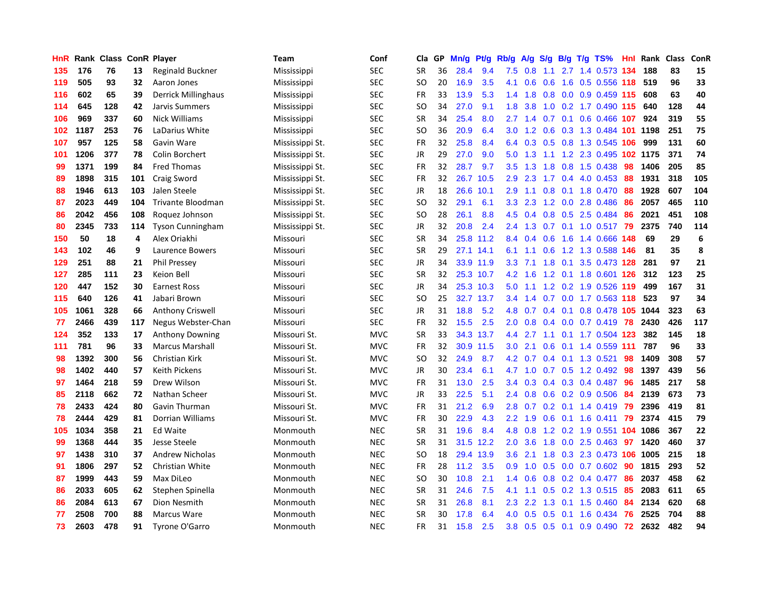| HnR | Rank | Class | ConR | Player | Team | Conf | Cla | GP | Mn/g | Pt/g | Rb/g | A/g | S/g | B/g | T/g | TS% | HnI | Rank | Class | ConR |
|---|---|---|---|---|---|---|---|---|---|---|---|---|---|---|---|---|---|---|---|---|
| 135 | 176 | 76 | 13 | Reginald Buckner | Mississippi | SEC | SR | 36 | 28.4 | 9.4 | 7.5 | 0.8 | 1.1 | 2.7 | 1.4 | 0.573 | 134 | 188 | 83 | 15 |
| 119 | 505 | 93 | 32 | Aaron Jones | Mississippi | SEC | SO | 20 | 16.9 | 3.5 | 4.1 | 0.6 | 0.6 | 1.6 | 0.5 | 0.556 | 118 | 519 | 96 | 33 |
| 116 | 602 | 65 | 39 | Derrick Millinghaus | Mississippi | SEC | FR | 33 | 13.9 | 5.3 | 1.4 | 1.8 | 0.8 | 0.0 | 0.9 | 0.459 | 115 | 608 | 63 | 40 |
| 114 | 645 | 128 | 42 | Jarvis Summers | Mississippi | SEC | SO | 34 | 27.0 | 9.1 | 1.8 | 3.8 | 1.0 | 0.2 | 1.7 | 0.490 | 115 | 640 | 128 | 44 |
| 106 | 969 | 337 | 60 | Nick Williams | Mississippi | SEC | SR | 34 | 25.4 | 8.0 | 2.7 | 1.4 | 0.7 | 0.1 | 0.6 | 0.466 | 107 | 924 | 319 | 55 |
| 102 | 1187 | 253 | 76 | LaDarius White | Mississippi | SEC | SO | 36 | 20.9 | 6.4 | 3.0 | 1.2 | 0.6 | 0.3 | 1.3 | 0.484 | 101 | 1198 | 251 | 75 |
| 107 | 957 | 125 | 58 | Gavin Ware | Mississippi St. | SEC | FR | 32 | 25.8 | 8.4 | 6.4 | 0.3 | 0.5 | 0.8 | 1.3 | 0.545 | 106 | 999 | 131 | 60 |
| 101 | 1206 | 377 | 78 | Colin Borchert | Mississippi St. | SEC | JR | 29 | 27.0 | 9.0 | 5.0 | 1.3 | 1.1 | 1.2 | 2.3 | 0.495 | 102 | 1175 | 371 | 74 |
| 99 | 1371 | 199 | 84 | Fred Thomas | Mississippi St. | SEC | FR | 32 | 28.7 | 9.7 | 3.5 | 1.3 | 1.8 | 0.8 | 1.5 | 0.438 | 98 | 1406 | 205 | 85 |
| 89 | 1898 | 315 | 101 | Craig Sword | Mississippi St. | SEC | FR | 32 | 26.7 | 10.5 | 2.9 | 2.3 | 1.7 | 0.4 | 4.0 | 0.453 | 88 | 1931 | 318 | 105 |
| 88 | 1946 | 613 | 103 | Jalen Steele | Mississippi St. | SEC | JR | 18 | 26.6 | 10.1 | 2.9 | 1.1 | 0.8 | 0.1 | 1.8 | 0.470 | 88 | 1928 | 607 | 104 |
| 87 | 2023 | 449 | 104 | Trivante Bloodman | Mississippi St. | SEC | SO | 32 | 29.1 | 6.1 | 3.3 | 2.3 | 1.2 | 0.0 | 2.8 | 0.486 | 86 | 2057 | 465 | 110 |
| 86 | 2042 | 456 | 108 | Roquez Johnson | Mississippi St. | SEC | SO | 28 | 26.1 | 8.8 | 4.5 | 0.4 | 0.8 | 0.5 | 2.5 | 0.484 | 86 | 2021 | 451 | 108 |
| 80 | 2345 | 733 | 114 | Tyson Cunningham | Mississippi St. | SEC | JR | 32 | 20.8 | 2.4 | 2.4 | 1.3 | 0.7 | 0.1 | 1.0 | 0.517 | 79 | 2375 | 740 | 114 |
| 150 | 50 | 18 | 4 | Alex Oriakhi | Missouri | SEC | SR | 34 | 25.8 | 11.2 | 8.4 | 0.4 | 0.6 | 1.6 | 1.4 | 0.666 | 148 | 69 | 29 | 6 |
| 143 | 102 | 46 | 9 | Laurence Bowers | Missouri | SEC | SR | 29 | 27.1 | 14.1 | 6.1 | 1.1 | 0.6 | 1.2 | 1.3 | 0.588 | 146 | 81 | 35 | 8 |
| 129 | 251 | 88 | 21 | Phil Pressey | Missouri | SEC | JR | 34 | 33.9 | 11.9 | 3.3 | 7.1 | 1.8 | 0.1 | 3.5 | 0.473 | 128 | 281 | 97 | 21 |
| 127 | 285 | 111 | 23 | Keion Bell | Missouri | SEC | SR | 32 | 25.3 | 10.7 | 4.2 | 1.6 | 1.2 | 0.1 | 1.8 | 0.601 | 126 | 312 | 123 | 25 |
| 120 | 447 | 152 | 30 | Earnest Ross | Missouri | SEC | JR | 34 | 25.3 | 10.3 | 5.0 | 1.1 | 1.2 | 0.2 | 1.9 | 0.526 | 119 | 499 | 167 | 31 |
| 115 | 640 | 126 | 41 | Jabari Brown | Missouri | SEC | SO | 25 | 32.7 | 13.7 | 3.4 | 1.4 | 0.7 | 0.0 | 1.7 | 0.563 | 118 | 523 | 97 | 34 |
| 105 | 1061 | 328 | 66 | Anthony Criswell | Missouri | SEC | JR | 31 | 18.8 | 5.2 | 4.8 | 0.7 | 0.4 | 0.1 | 0.8 | 0.478 | 105 | 1044 | 323 | 63 |
| 77 | 2466 | 439 | 117 | Negus Webster-Chan | Missouri | SEC | FR | 32 | 15.5 | 2.5 | 2.0 | 0.8 | 0.4 | 0.0 | 0.7 | 0.419 | 78 | 2430 | 426 | 117 |
| 124 | 352 | 133 | 17 | Anthony Downing | Missouri St. | MVC | SR | 33 | 34.3 | 13.7 | 4.4 | 2.7 | 1.1 | 0.1 | 1.7 | 0.504 | 123 | 382 | 145 | 18 |
| 111 | 781 | 96 | 33 | Marcus Marshall | Missouri St. | MVC | FR | 32 | 30.9 | 11.5 | 3.0 | 2.1 | 0.6 | 0.1 | 1.4 | 0.559 | 111 | 787 | 96 | 33 |
| 98 | 1392 | 300 | 56 | Christian Kirk | Missouri St. | MVC | SO | 32 | 24.9 | 8.7 | 4.2 | 0.7 | 0.4 | 0.1 | 1.3 | 0.521 | 98 | 1409 | 308 | 57 |
| 98 | 1402 | 440 | 57 | Keith Pickens | Missouri St. | MVC | JR | 30 | 23.4 | 6.1 | 4.7 | 1.0 | 0.7 | 0.5 | 1.2 | 0.492 | 98 | 1397 | 439 | 56 |
| 97 | 1464 | 218 | 59 | Drew Wilson | Missouri St. | MVC | FR | 31 | 13.0 | 2.5 | 3.4 | 0.3 | 0.4 | 0.3 | 0.4 | 0.487 | 96 | 1485 | 217 | 58 |
| 85 | 2118 | 662 | 72 | Nathan Scheer | Missouri St. | MVC | JR | 33 | 22.5 | 5.1 | 2.4 | 0.8 | 0.6 | 0.2 | 0.9 | 0.506 | 84 | 2139 | 673 | 73 |
| 78 | 2433 | 424 | 80 | Gavin Thurman | Missouri St. | MVC | FR | 31 | 21.2 | 6.9 | 2.8 | 0.7 | 0.2 | 0.1 | 1.4 | 0.419 | 79 | 2396 | 419 | 81 |
| 78 | 2444 | 429 | 81 | Dorrian Williams | Missouri St. | MVC | FR | 30 | 22.9 | 4.3 | 2.2 | 1.9 | 0.6 | 0.1 | 1.6 | 0.411 | 79 | 2374 | 415 | 79 |
| 105 | 1034 | 358 | 21 | Ed Waite | Monmouth | NEC | SR | 31 | 19.6 | 8.4 | 4.8 | 0.8 | 1.2 | 0.2 | 1.9 | 0.551 | 104 | 1086 | 367 | 22 |
| 99 | 1368 | 444 | 35 | Jesse Steele | Monmouth | NEC | SR | 31 | 31.5 | 12.2 | 2.0 | 3.6 | 1.8 | 0.0 | 2.5 | 0.463 | 97 | 1420 | 460 | 37 |
| 97 | 1438 | 310 | 37 | Andrew Nicholas | Monmouth | NEC | SO | 18 | 29.4 | 13.9 | 3.6 | 2.1 | 1.8 | 0.3 | 2.3 | 0.473 | 106 | 1005 | 215 | 18 |
| 91 | 1806 | 297 | 52 | Christian White | Monmouth | NEC | FR | 28 | 11.2 | 3.5 | 0.9 | 1.0 | 0.5 | 0.0 | 0.7 | 0.602 | 90 | 1815 | 293 | 52 |
| 87 | 1999 | 443 | 59 | Max DiLeo | Monmouth | NEC | SO | 30 | 10.8 | 2.1 | 1.4 | 0.6 | 0.8 | 0.2 | 0.4 | 0.477 | 86 | 2037 | 458 | 62 |
| 86 | 2033 | 605 | 62 | Stephen Spinella | Monmouth | NEC | SR | 31 | 24.6 | 7.5 | 4.1 | 1.1 | 0.5 | 0.2 | 1.3 | 0.515 | 85 | 2083 | 611 | 65 |
| 86 | 2084 | 613 | 67 | Dion Nesmith | Monmouth | NEC | SR | 31 | 26.8 | 8.1 | 2.3 | 2.2 | 1.3 | 0.1 | 1.5 | 0.460 | 84 | 2134 | 620 | 68 |
| 77 | 2508 | 700 | 88 | Marcus Ware | Monmouth | NEC | SR | 30 | 17.8 | 6.4 | 4.0 | 0.5 | 0.5 | 0.1 | 1.6 | 0.434 | 76 | 2525 | 704 | 88 |
| 73 | 2603 | 478 | 91 | Tyrone O'Garro | Monmouth | NEC | FR | 31 | 15.8 | 2.5 | 3.8 | 0.5 | 0.5 | 0.1 | 0.9 | 0.490 | 72 | 2632 | 482 | 94 |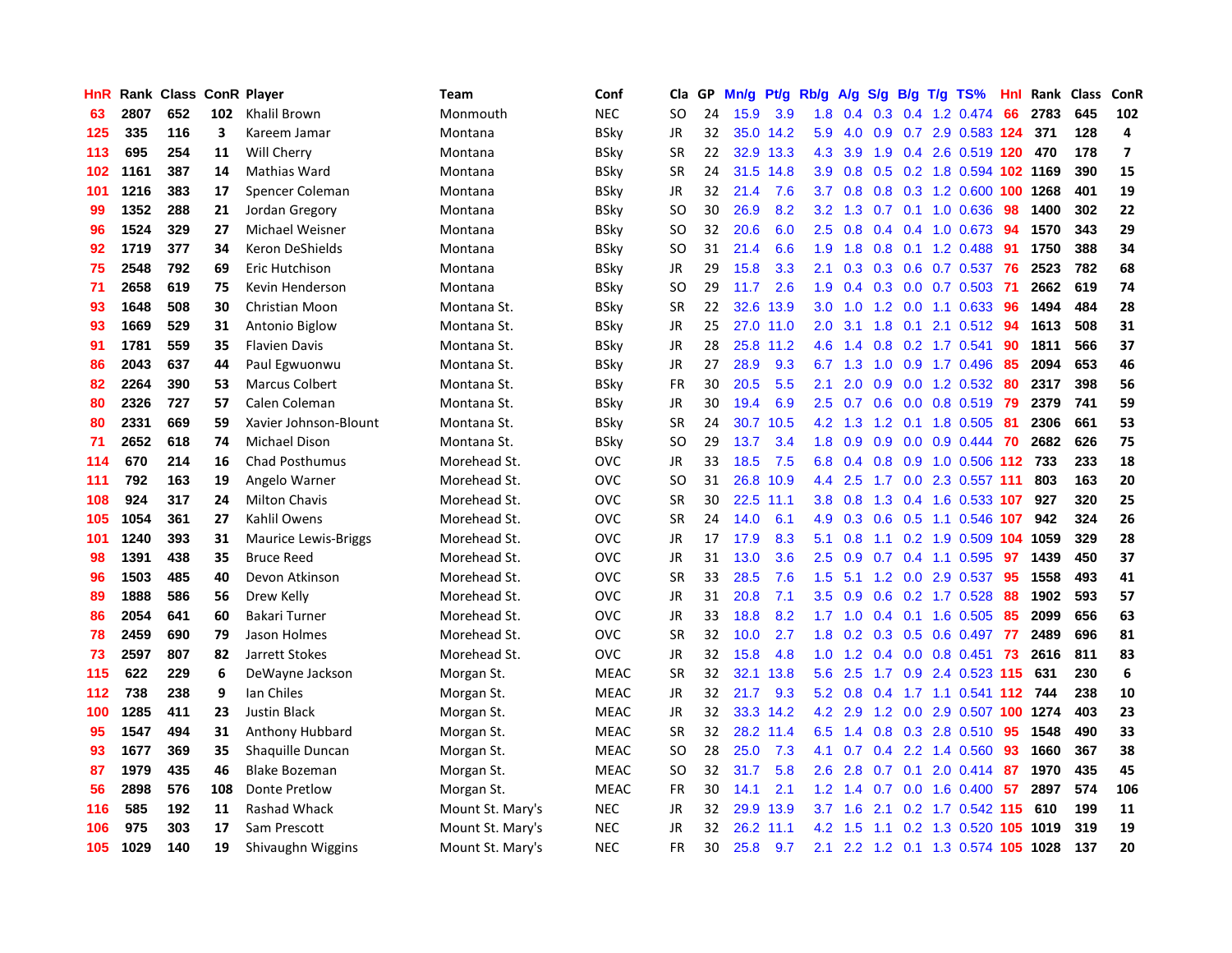| HnR | Rank | Class | ConR | Player | Team | Conf | Cla | GP | Mn/g | Pt/g | Rb/g | A/g | S/g | B/g | T/g | TS% | HnI | Rank | Class | ConR |
|---|---|---|---|---|---|---|---|---|---|---|---|---|---|---|---|---|---|---|---|---|
| 63 | 2807 | 652 | 102 | Khalil Brown | Monmouth | NEC | SO | 24 | 15.9 | 3.9 | 1.8 | 0.4 | 0.3 | 0.4 | 1.2 | 0.474 | 66 | 2783 | 645 | 102 |
| 125 | 335 | 116 | 3 | Kareem Jamar | Montana | BSky | JR | 32 | 35.0 | 14.2 | 5.9 | 4.0 | 0.9 | 0.7 | 2.9 | 0.583 | 124 | 371 | 128 | 4 |
| 113 | 695 | 254 | 11 | Will Cherry | Montana | BSky | SR | 22 | 32.9 | 13.3 | 4.3 | 3.9 | 1.9 | 0.4 | 2.6 | 0.519 | 120 | 470 | 178 | 7 |
| 102 | 1161 | 387 | 14 | Mathias Ward | Montana | BSky | SR | 24 | 31.5 | 14.8 | 3.9 | 0.8 | 0.5 | 0.2 | 1.8 | 0.594 | 102 | 1169 | 390 | 15 |
| 101 | 1216 | 383 | 17 | Spencer Coleman | Montana | BSky | JR | 32 | 21.4 | 7.6 | 3.7 | 0.8 | 0.8 | 0.3 | 1.2 | 0.600 | 100 | 1268 | 401 | 19 |
| 99 | 1352 | 288 | 21 | Jordan Gregory | Montana | BSky | SO | 30 | 26.9 | 8.2 | 3.2 | 1.3 | 0.7 | 0.1 | 1.0 | 0.636 | 98 | 1400 | 302 | 22 |
| 96 | 1524 | 329 | 27 | Michael Weisner | Montana | BSky | SO | 32 | 20.6 | 6.0 | 2.5 | 0.8 | 0.4 | 0.4 | 1.0 | 0.673 | 94 | 1570 | 343 | 29 |
| 92 | 1719 | 377 | 34 | Keron DeShields | Montana | BSky | SO | 31 | 21.4 | 6.6 | 1.9 | 1.8 | 0.8 | 0.1 | 1.2 | 0.488 | 91 | 1750 | 388 | 34 |
| 75 | 2548 | 792 | 69 | Eric Hutchison | Montana | BSky | JR | 29 | 15.8 | 3.3 | 2.1 | 0.3 | 0.3 | 0.6 | 0.7 | 0.537 | 76 | 2523 | 782 | 68 |
| 71 | 2658 | 619 | 75 | Kevin Henderson | Montana | BSky | SO | 29 | 11.7 | 2.6 | 1.9 | 0.4 | 0.3 | 0.0 | 0.7 | 0.503 | 71 | 2662 | 619 | 74 |
| 93 | 1648 | 508 | 30 | Christian Moon | Montana St. | BSky | SR | 22 | 32.6 | 13.9 | 3.0 | 1.0 | 1.2 | 0.0 | 1.1 | 0.633 | 96 | 1494 | 484 | 28 |
| 93 | 1669 | 529 | 31 | Antonio Biglow | Montana St. | BSky | JR | 25 | 27.0 | 11.0 | 2.0 | 3.1 | 1.8 | 0.1 | 2.1 | 0.512 | 94 | 1613 | 508 | 31 |
| 91 | 1781 | 559 | 35 | Flavien Davis | Montana St. | BSky | JR | 28 | 25.8 | 11.2 | 4.6 | 1.4 | 0.8 | 0.2 | 1.7 | 0.541 | 90 | 1811 | 566 | 37 |
| 86 | 2043 | 637 | 44 | Paul Egwuonwu | Montana St. | BSky | JR | 27 | 28.9 | 9.3 | 6.7 | 1.3 | 1.0 | 0.9 | 1.7 | 0.496 | 85 | 2094 | 653 | 46 |
| 82 | 2264 | 390 | 53 | Marcus Colbert | Montana St. | BSky | FR | 30 | 20.5 | 5.5 | 2.1 | 2.0 | 0.9 | 0.0 | 1.2 | 0.532 | 80 | 2317 | 398 | 56 |
| 80 | 2326 | 727 | 57 | Calen Coleman | Montana St. | BSky | JR | 30 | 19.4 | 6.9 | 2.5 | 0.7 | 0.6 | 0.0 | 0.8 | 0.519 | 79 | 2379 | 741 | 59 |
| 80 | 2331 | 669 | 59 | Xavier Johnson-Blount | Montana St. | BSky | SR | 24 | 30.7 | 10.5 | 4.2 | 1.3 | 1.2 | 0.1 | 1.8 | 0.505 | 81 | 2306 | 661 | 53 |
| 71 | 2652 | 618 | 74 | Michael Dison | Montana St. | BSky | SO | 29 | 13.7 | 3.4 | 1.8 | 0.9 | 0.9 | 0.0 | 0.9 | 0.444 | 70 | 2682 | 626 | 75 |
| 114 | 670 | 214 | 16 | Chad Posthumus | Morehead St. | OVC | JR | 33 | 18.5 | 7.5 | 6.8 | 0.4 | 0.8 | 0.9 | 1.0 | 0.506 | 112 | 733 | 233 | 18 |
| 111 | 792 | 163 | 19 | Angelo Warner | Morehead St. | OVC | SO | 31 | 26.8 | 10.9 | 4.4 | 2.5 | 1.7 | 0.0 | 2.3 | 0.557 | 111 | 803 | 163 | 20 |
| 108 | 924 | 317 | 24 | Milton Chavis | Morehead St. | OVC | SR | 30 | 22.5 | 11.1 | 3.8 | 0.8 | 1.3 | 0.4 | 1.6 | 0.533 | 107 | 927 | 320 | 25 |
| 105 | 1054 | 361 | 27 | Kahlil Owens | Morehead St. | OVC | SR | 24 | 14.0 | 6.1 | 4.9 | 0.3 | 0.6 | 0.5 | 1.1 | 0.546 | 107 | 942 | 324 | 26 |
| 101 | 1240 | 393 | 31 | Maurice Lewis-Briggs | Morehead St. | OVC | JR | 17 | 17.9 | 8.3 | 5.1 | 0.8 | 1.1 | 0.2 | 1.9 | 0.509 | 104 | 1059 | 329 | 28 |
| 98 | 1391 | 438 | 35 | Bruce Reed | Morehead St. | OVC | JR | 31 | 13.0 | 3.6 | 2.5 | 0.9 | 0.7 | 0.4 | 1.1 | 0.595 | 97 | 1439 | 450 | 37 |
| 96 | 1503 | 485 | 40 | Devon Atkinson | Morehead St. | OVC | SR | 33 | 28.5 | 7.6 | 1.5 | 5.1 | 1.2 | 0.0 | 2.9 | 0.537 | 95 | 1558 | 493 | 41 |
| 89 | 1888 | 586 | 56 | Drew Kelly | Morehead St. | OVC | JR | 31 | 20.8 | 7.1 | 3.5 | 0.9 | 0.6 | 0.2 | 1.7 | 0.528 | 88 | 1902 | 593 | 57 |
| 86 | 2054 | 641 | 60 | Bakari Turner | Morehead St. | OVC | JR | 33 | 18.8 | 8.2 | 1.7 | 1.0 | 0.4 | 0.1 | 1.6 | 0.505 | 85 | 2099 | 656 | 63 |
| 78 | 2459 | 690 | 79 | Jason Holmes | Morehead St. | OVC | SR | 32 | 10.0 | 2.7 | 1.8 | 0.2 | 0.3 | 0.5 | 0.6 | 0.497 | 77 | 2489 | 696 | 81 |
| 73 | 2597 | 807 | 82 | Jarrett Stokes | Morehead St. | OVC | JR | 32 | 15.8 | 4.8 | 1.0 | 1.2 | 0.4 | 0.0 | 0.8 | 0.451 | 73 | 2616 | 811 | 83 |
| 115 | 622 | 229 | 6 | DeWayne Jackson | Morgan St. | MEAC | SR | 32 | 32.1 | 13.8 | 5.6 | 2.5 | 1.7 | 0.9 | 2.4 | 0.523 | 115 | 631 | 230 | 6 |
| 112 | 738 | 238 | 9 | Ian Chiles | Morgan St. | MEAC | JR | 32 | 21.7 | 9.3 | 5.2 | 0.8 | 0.4 | 1.7 | 1.1 | 0.541 | 112 | 744 | 238 | 10 |
| 100 | 1285 | 411 | 23 | Justin Black | Morgan St. | MEAC | JR | 32 | 33.3 | 14.2 | 4.2 | 2.9 | 1.2 | 0.0 | 2.9 | 0.507 | 100 | 1274 | 403 | 23 |
| 95 | 1547 | 494 | 31 | Anthony Hubbard | Morgan St. | MEAC | SR | 32 | 28.2 | 11.4 | 6.5 | 1.4 | 0.8 | 0.3 | 2.8 | 0.510 | 95 | 1548 | 490 | 33 |
| 93 | 1677 | 369 | 35 | Shaquille Duncan | Morgan St. | MEAC | SO | 28 | 25.0 | 7.3 | 4.1 | 0.7 | 0.4 | 2.2 | 1.4 | 0.560 | 93 | 1660 | 367 | 38 |
| 87 | 1979 | 435 | 46 | Blake Bozeman | Morgan St. | MEAC | SO | 32 | 31.7 | 5.8 | 2.6 | 2.8 | 0.7 | 0.1 | 2.0 | 0.414 | 87 | 1970 | 435 | 45 |
| 56 | 2898 | 576 | 108 | Donte Pretlow | Morgan St. | MEAC | FR | 30 | 14.1 | 2.1 | 1.2 | 1.4 | 0.7 | 0.0 | 1.6 | 0.400 | 57 | 2897 | 574 | 106 |
| 116 | 585 | 192 | 11 | Rashad Whack | Mount St. Mary's | NEC | JR | 32 | 29.9 | 13.9 | 3.7 | 1.6 | 2.1 | 0.2 | 1.7 | 0.542 | 115 | 610 | 199 | 11 |
| 106 | 975 | 303 | 17 | Sam Prescott | Mount St. Mary's | NEC | JR | 32 | 26.2 | 11.1 | 4.2 | 1.5 | 1.1 | 0.2 | 1.3 | 0.520 | 105 | 1019 | 319 | 19 |
| 105 | 1029 | 140 | 19 | Shivaughn Wiggins | Mount St. Mary's | NEC | FR | 30 | 25.8 | 9.7 | 2.1 | 2.2 | 1.2 | 0.1 | 1.3 | 0.574 | 105 | 1028 | 137 | 20 |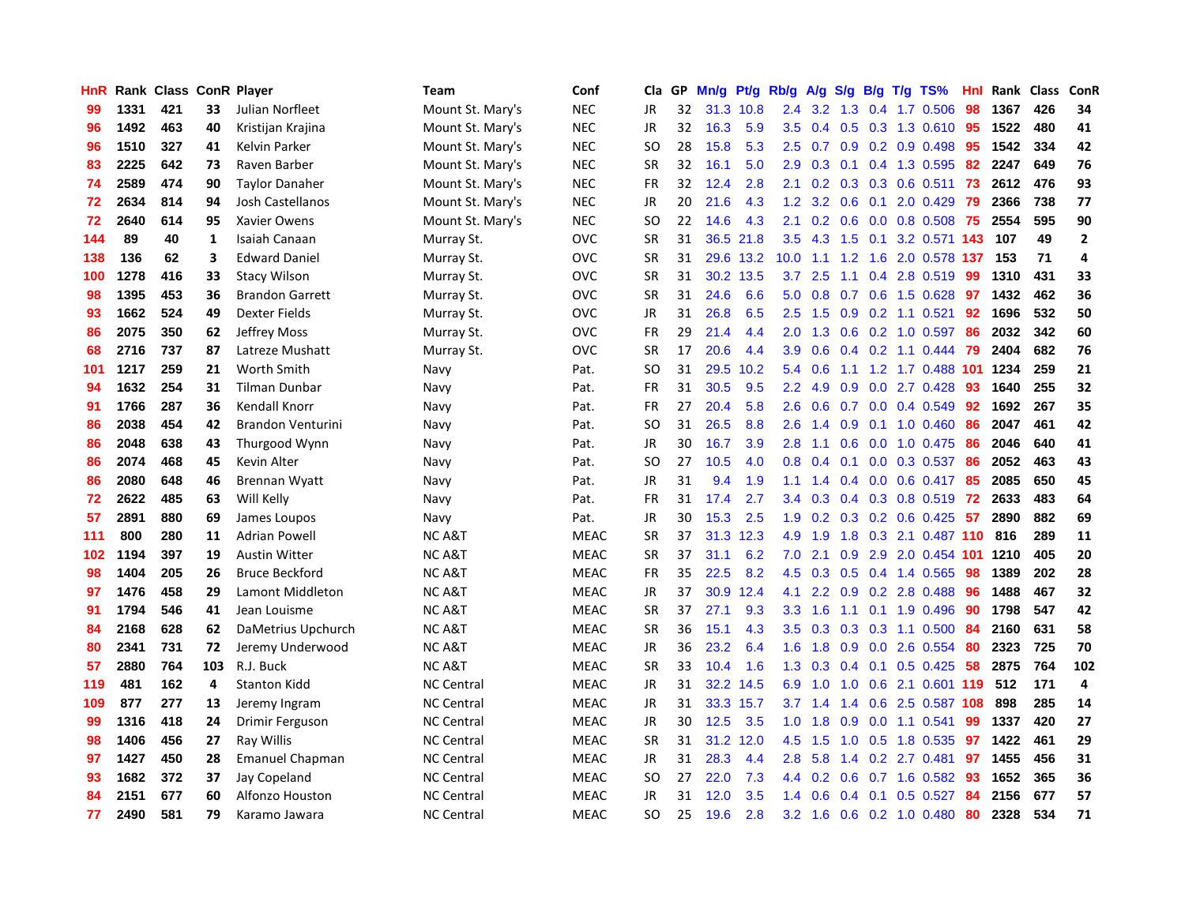| HnR | Rank | Class | ConR | Player | Team | Conf | Cla | GP | Mn/g | Pt/g | Rb/g | A/g | S/g | B/g | T/g | TS% | HnI | Rank | Class | ConR |
|---|---|---|---|---|---|---|---|---|---|---|---|---|---|---|---|---|---|---|---|---|
| 99 | 1331 | 421 | 33 | Julian Norfleet | Mount St. Mary's | NEC | JR | 32 | 31.3 | 10.8 | 2.4 | 3.2 | 1.3 | 0.4 | 1.7 | 0.506 | 98 | 1367 | 426 | 34 |
| 96 | 1492 | 463 | 40 | Kristijan Krajina | Mount St. Mary's | NEC | JR | 32 | 16.3 | 5.9 | 3.5 | 0.4 | 0.5 | 0.3 | 1.3 | 0.610 | 95 | 1522 | 480 | 41 |
| 96 | 1510 | 327 | 41 | Kelvin Parker | Mount St. Mary's | NEC | SO | 28 | 15.8 | 5.3 | 2.5 | 0.7 | 0.9 | 0.2 | 0.9 | 0.498 | 95 | 1542 | 334 | 42 |
| 83 | 2225 | 642 | 73 | Raven Barber | Mount St. Mary's | NEC | SR | 32 | 16.1 | 5.0 | 2.9 | 0.3 | 0.1 | 0.4 | 1.3 | 0.595 | 82 | 2247 | 649 | 76 |
| 74 | 2589 | 474 | 90 | Taylor Danaher | Mount St. Mary's | NEC | FR | 32 | 12.4 | 2.8 | 2.1 | 0.2 | 0.3 | 0.3 | 0.6 | 0.511 | 73 | 2612 | 476 | 93 |
| 72 | 2634 | 814 | 94 | Josh Castellanos | Mount St. Mary's | NEC | JR | 20 | 21.6 | 4.3 | 1.2 | 3.2 | 0.6 | 0.1 | 2.0 | 0.429 | 79 | 2366 | 738 | 77 |
| 72 | 2640 | 614 | 95 | Xavier Owens | Mount St. Mary's | NEC | SO | 22 | 14.6 | 4.3 | 2.1 | 0.2 | 0.6 | 0.0 | 0.8 | 0.508 | 75 | 2554 | 595 | 90 |
| 144 | 89 | 40 | 1 | Isaiah Canaan | Murray St. | OVC | SR | 31 | 36.5 | 21.8 | 3.5 | 4.3 | 1.5 | 0.1 | 3.2 | 0.571 | 143 | 107 | 49 | 2 |
| 138 | 136 | 62 | 3 | Edward Daniel | Murray St. | OVC | SR | 31 | 29.6 | 13.2 | 10.0 | 1.1 | 1.2 | 1.6 | 2.0 | 0.578 | 137 | 153 | 71 | 4 |
| 100 | 1278 | 416 | 33 | Stacy Wilson | Murray St. | OVC | SR | 31 | 30.2 | 13.5 | 3.7 | 2.5 | 1.1 | 0.4 | 2.8 | 0.519 | 99 | 1310 | 431 | 33 |
| 98 | 1395 | 453 | 36 | Brandon Garrett | Murray St. | OVC | SR | 31 | 24.6 | 6.6 | 5.0 | 0.8 | 0.7 | 0.6 | 1.5 | 0.628 | 97 | 1432 | 462 | 36 |
| 93 | 1662 | 524 | 49 | Dexter Fields | Murray St. | OVC | JR | 31 | 26.8 | 6.5 | 2.5 | 1.5 | 0.9 | 0.2 | 1.1 | 0.521 | 92 | 1696 | 532 | 50 |
| 86 | 2075 | 350 | 62 | Jeffrey Moss | Murray St. | OVC | FR | 29 | 21.4 | 4.4 | 2.0 | 1.3 | 0.6 | 0.2 | 1.0 | 0.597 | 86 | 2032 | 342 | 60 |
| 68 | 2716 | 737 | 87 | Latreze Mushatt | Murray St. | OVC | SR | 17 | 20.6 | 4.4 | 3.9 | 0.6 | 0.4 | 0.2 | 1.1 | 0.444 | 79 | 2404 | 682 | 76 |
| 101 | 1217 | 259 | 21 | Worth Smith | Navy | Pat. | SO | 31 | 29.5 | 10.2 | 5.4 | 0.6 | 1.1 | 1.2 | 1.7 | 0.488 | 101 | 1234 | 259 | 21 |
| 94 | 1632 | 254 | 31 | Tilman Dunbar | Navy | Pat. | FR | 31 | 30.5 | 9.5 | 2.2 | 4.9 | 0.9 | 0.0 | 2.7 | 0.428 | 93 | 1640 | 255 | 32 |
| 91 | 1766 | 287 | 36 | Kendall Knorr | Navy | Pat. | FR | 27 | 20.4 | 5.8 | 2.6 | 0.6 | 0.7 | 0.0 | 0.4 | 0.549 | 92 | 1692 | 267 | 35 |
| 86 | 2038 | 454 | 42 | Brandon Venturini | Navy | Pat. | SO | 31 | 26.5 | 8.8 | 2.6 | 1.4 | 0.9 | 0.1 | 1.0 | 0.460 | 86 | 2047 | 461 | 42 |
| 86 | 2048 | 638 | 43 | Thurgood Wynn | Navy | Pat. | JR | 30 | 16.7 | 3.9 | 2.8 | 1.1 | 0.6 | 0.0 | 1.0 | 0.475 | 86 | 2046 | 640 | 41 |
| 86 | 2074 | 468 | 45 | Kevin Alter | Navy | Pat. | SO | 27 | 10.5 | 4.0 | 0.8 | 0.4 | 0.1 | 0.0 | 0.3 | 0.537 | 86 | 2052 | 463 | 43 |
| 86 | 2080 | 648 | 46 | Brennan Wyatt | Navy | Pat. | JR | 31 | 9.4 | 1.9 | 1.1 | 1.4 | 0.4 | 0.0 | 0.6 | 0.417 | 85 | 2085 | 650 | 45 |
| 72 | 2622 | 485 | 63 | Will Kelly | Navy | Pat. | FR | 31 | 17.4 | 2.7 | 3.4 | 0.3 | 0.4 | 0.3 | 0.8 | 0.519 | 72 | 2633 | 483 | 64 |
| 57 | 2891 | 880 | 69 | James Loupos | Navy | Pat. | JR | 30 | 15.3 | 2.5 | 1.9 | 0.2 | 0.3 | 0.2 | 0.6 | 0.425 | 57 | 2890 | 882 | 69 |
| 111 | 800 | 280 | 11 | Adrian Powell | NC A&T | MEAC | SR | 37 | 31.3 | 12.3 | 4.9 | 1.9 | 1.8 | 0.3 | 2.1 | 0.487 | 110 | 816 | 289 | 11 |
| 102 | 1194 | 397 | 19 | Austin Witter | NC A&T | MEAC | SR | 37 | 31.1 | 6.2 | 7.0 | 2.1 | 0.9 | 2.9 | 2.0 | 0.454 | 101 | 1210 | 405 | 20 |
| 98 | 1404 | 205 | 26 | Bruce Beckford | NC A&T | MEAC | FR | 35 | 22.5 | 8.2 | 4.5 | 0.3 | 0.5 | 0.4 | 1.4 | 0.565 | 98 | 1389 | 202 | 28 |
| 97 | 1476 | 458 | 29 | Lamont Middleton | NC A&T | MEAC | JR | 37 | 30.9 | 12.4 | 4.1 | 2.2 | 0.9 | 0.2 | 2.8 | 0.488 | 96 | 1488 | 467 | 32 |
| 91 | 1794 | 546 | 41 | Jean Louisme | NC A&T | MEAC | SR | 37 | 27.1 | 9.3 | 3.3 | 1.6 | 1.1 | 0.1 | 1.9 | 0.496 | 90 | 1798 | 547 | 42 |
| 84 | 2168 | 628 | 62 | DaMetrius Upchurch | NC A&T | MEAC | SR | 36 | 15.1 | 4.3 | 3.5 | 0.3 | 0.3 | 0.3 | 1.1 | 0.500 | 84 | 2160 | 631 | 58 |
| 80 | 2341 | 731 | 72 | Jeremy Underwood | NC A&T | MEAC | JR | 36 | 23.2 | 6.4 | 1.6 | 1.8 | 0.9 | 0.0 | 2.6 | 0.554 | 80 | 2323 | 725 | 70 |
| 57 | 2880 | 764 | 103 | R.J. Buck | NC A&T | MEAC | SR | 33 | 10.4 | 1.6 | 1.3 | 0.3 | 0.4 | 0.1 | 0.5 | 0.425 | 58 | 2875 | 764 | 102 |
| 119 | 481 | 162 | 4 | Stanton Kidd | NC Central | MEAC | JR | 31 | 32.2 | 14.5 | 6.9 | 1.0 | 1.0 | 0.6 | 2.1 | 0.601 | 119 | 512 | 171 | 4 |
| 109 | 877 | 277 | 13 | Jeremy Ingram | NC Central | MEAC | JR | 31 | 33.3 | 15.7 | 3.7 | 1.4 | 1.4 | 0.6 | 2.5 | 0.587 | 108 | 898 | 285 | 14 |
| 99 | 1316 | 418 | 24 | Drimir Ferguson | NC Central | MEAC | JR | 30 | 12.5 | 3.5 | 1.0 | 1.8 | 0.9 | 0.0 | 1.1 | 0.541 | 99 | 1337 | 420 | 27 |
| 98 | 1406 | 456 | 27 | Ray Willis | NC Central | MEAC | SR | 31 | 31.2 | 12.0 | 4.5 | 1.5 | 1.0 | 0.5 | 1.8 | 0.535 | 97 | 1422 | 461 | 29 |
| 97 | 1427 | 450 | 28 | Emanuel Chapman | NC Central | MEAC | JR | 31 | 28.3 | 4.4 | 2.8 | 5.8 | 1.4 | 0.2 | 2.7 | 0.481 | 97 | 1455 | 456 | 31 |
| 93 | 1682 | 372 | 37 | Jay Copeland | NC Central | MEAC | SO | 27 | 22.0 | 7.3 | 4.4 | 0.2 | 0.6 | 0.7 | 1.6 | 0.582 | 93 | 1652 | 365 | 36 |
| 84 | 2151 | 677 | 60 | Alfonzo Houston | NC Central | MEAC | JR | 31 | 12.0 | 3.5 | 1.4 | 0.6 | 0.4 | 0.1 | 0.5 | 0.527 | 84 | 2156 | 677 | 57 |
| 77 | 2490 | 581 | 79 | Karamo Jawara | NC Central | MEAC | SO | 25 | 19.6 | 2.8 | 3.2 | 1.6 | 0.6 | 0.2 | 1.0 | 0.480 | 80 | 2328 | 534 | 71 |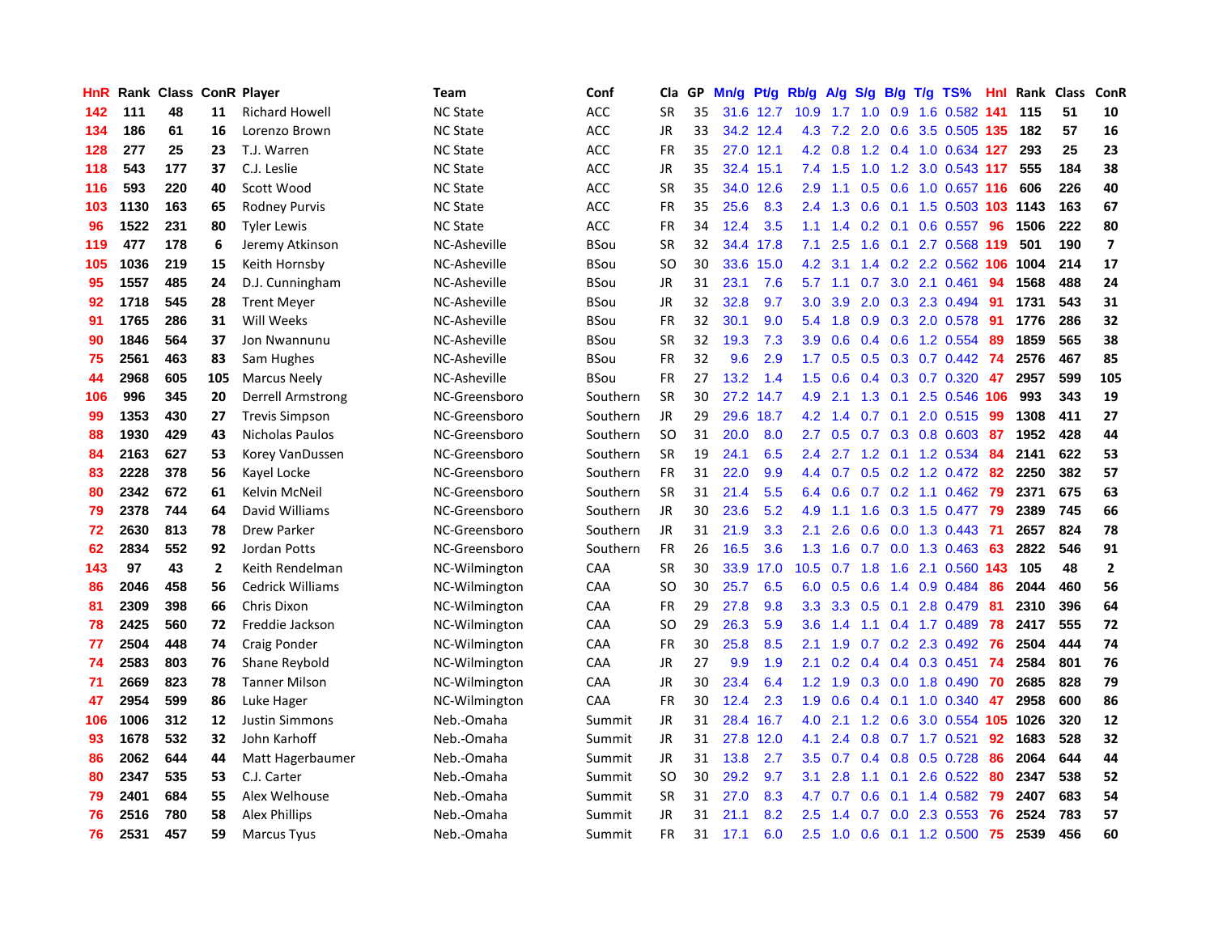| HnR | Rank | Class | ConR | Player | Team | Conf | Cla | GP | Mn/g | Pt/g | Rb/g | A/g | S/g | B/g | T/g | TS% | HnI | Rank | Class | ConR |
|---|---|---|---|---|---|---|---|---|---|---|---|---|---|---|---|---|---|---|---|---|
| 142 | 111 | 48 | 11 | Richard Howell | NC State | ACC | SR | 35 | 31.6 | 12.7 | 10.9 | 1.7 | 1.0 | 0.9 | 1.6 | 0.582 | 141 | 115 | 51 | 10 |
| 134 | 186 | 61 | 16 | Lorenzo Brown | NC State | ACC | JR | 33 | 34.2 | 12.4 | 4.3 | 7.2 | 2.0 | 0.6 | 3.5 | 0.505 | 135 | 182 | 57 | 16 |
| 128 | 277 | 25 | 23 | T.J. Warren | NC State | ACC | FR | 35 | 27.0 | 12.1 | 4.2 | 0.8 | 1.2 | 0.4 | 1.0 | 0.634 | 127 | 293 | 25 | 23 |
| 118 | 543 | 177 | 37 | C.J. Leslie | NC State | ACC | JR | 35 | 32.4 | 15.1 | 7.4 | 1.5 | 1.0 | 1.2 | 3.0 | 0.543 | 117 | 555 | 184 | 38 |
| 116 | 593 | 220 | 40 | Scott Wood | NC State | ACC | SR | 35 | 34.0 | 12.6 | 2.9 | 1.1 | 0.5 | 0.6 | 1.0 | 0.657 | 116 | 606 | 226 | 40 |
| 103 | 1130 | 163 | 65 | Rodney Purvis | NC State | ACC | FR | 35 | 25.6 | 8.3 | 2.4 | 1.3 | 0.6 | 0.1 | 1.5 | 0.503 | 103 | 1143 | 163 | 67 |
| 96 | 1522 | 231 | 80 | Tyler Lewis | NC State | ACC | FR | 34 | 12.4 | 3.5 | 1.1 | 1.4 | 0.2 | 0.1 | 0.6 | 0.557 | 96 | 1506 | 222 | 80 |
| 119 | 477 | 178 | 6 | Jeremy Atkinson | NC-Asheville | BSou | SR | 32 | 34.4 | 17.8 | 7.1 | 2.5 | 1.6 | 0.1 | 2.7 | 0.568 | 119 | 501 | 190 | 7 |
| 105 | 1036 | 219 | 15 | Keith Hornsby | NC-Asheville | BSou | SO | 30 | 33.6 | 15.0 | 4.2 | 3.1 | 1.4 | 0.2 | 2.2 | 0.562 | 106 | 1004 | 214 | 17 |
| 95 | 1557 | 485 | 24 | D.J. Cunningham | NC-Asheville | BSou | JR | 31 | 23.1 | 7.6 | 5.7 | 1.1 | 0.7 | 3.0 | 2.1 | 0.461 | 94 | 1568 | 488 | 24 |
| 92 | 1718 | 545 | 28 | Trent Meyer | NC-Asheville | BSou | JR | 32 | 32.8 | 9.7 | 3.0 | 3.9 | 2.0 | 0.3 | 2.3 | 0.494 | 91 | 1731 | 543 | 31 |
| 91 | 1765 | 286 | 31 | Will Weeks | NC-Asheville | BSou | FR | 32 | 30.1 | 9.0 | 5.4 | 1.8 | 0.9 | 0.3 | 2.0 | 0.578 | 91 | 1776 | 286 | 32 |
| 90 | 1846 | 564 | 37 | Jon Nwannunu | NC-Asheville | BSou | SR | 32 | 19.3 | 7.3 | 3.9 | 0.6 | 0.4 | 0.6 | 1.2 | 0.554 | 89 | 1859 | 565 | 38 |
| 75 | 2561 | 463 | 83 | Sam Hughes | NC-Asheville | BSou | FR | 32 | 9.6 | 2.9 | 1.7 | 0.5 | 0.5 | 0.3 | 0.7 | 0.442 | 74 | 2576 | 467 | 85 |
| 44 | 2968 | 605 | 105 | Marcus Neely | NC-Asheville | BSou | FR | 27 | 13.2 | 1.4 | 1.5 | 0.6 | 0.4 | 0.3 | 0.7 | 0.320 | 47 | 2957 | 599 | 105 |
| 106 | 996 | 345 | 20 | Derrell Armstrong | NC-Greensboro | Southern | SR | 30 | 27.2 | 14.7 | 4.9 | 2.1 | 1.3 | 0.1 | 2.5 | 0.546 | 106 | 993 | 343 | 19 |
| 99 | 1353 | 430 | 27 | Trevis Simpson | NC-Greensboro | Southern | JR | 29 | 29.6 | 18.7 | 4.2 | 1.4 | 0.7 | 0.1 | 2.0 | 0.515 | 99 | 1308 | 411 | 27 |
| 88 | 1930 | 429 | 43 | Nicholas Paulos | NC-Greensboro | Southern | SO | 31 | 20.0 | 8.0 | 2.7 | 0.5 | 0.7 | 0.3 | 0.8 | 0.603 | 87 | 1952 | 428 | 44 |
| 84 | 2163 | 627 | 53 | Korey VanDussen | NC-Greensboro | Southern | SR | 19 | 24.1 | 6.5 | 2.4 | 2.7 | 1.2 | 0.1 | 1.2 | 0.534 | 84 | 2141 | 622 | 53 |
| 83 | 2228 | 378 | 56 | Kayel Locke | NC-Greensboro | Southern | FR | 31 | 22.0 | 9.9 | 4.4 | 0.7 | 0.5 | 0.2 | 1.2 | 0.472 | 82 | 2250 | 382 | 57 |
| 80 | 2342 | 672 | 61 | Kelvin McNeil | NC-Greensboro | Southern | SR | 31 | 21.4 | 5.5 | 6.4 | 0.6 | 0.7 | 0.2 | 1.1 | 0.462 | 79 | 2371 | 675 | 63 |
| 79 | 2378 | 744 | 64 | David Williams | NC-Greensboro | Southern | JR | 30 | 23.6 | 5.2 | 4.9 | 1.1 | 1.6 | 0.3 | 1.5 | 0.477 | 79 | 2389 | 745 | 66 |
| 72 | 2630 | 813 | 78 | Drew Parker | NC-Greensboro | Southern | JR | 31 | 21.9 | 3.3 | 2.1 | 2.6 | 0.6 | 0.0 | 1.3 | 0.443 | 71 | 2657 | 824 | 78 |
| 62 | 2834 | 552 | 92 | Jordan Potts | NC-Greensboro | Southern | FR | 26 | 16.5 | 3.6 | 1.3 | 1.6 | 0.7 | 0.0 | 1.3 | 0.463 | 63 | 2822 | 546 | 91 |
| 143 | 97 | 43 | 2 | Keith Rendelman | NC-Wilmington | CAA | SR | 30 | 33.9 | 17.0 | 10.5 | 0.7 | 1.8 | 1.6 | 2.1 | 0.560 | 143 | 105 | 48 | 2 |
| 86 | 2046 | 458 | 56 | Cedrick Williams | NC-Wilmington | CAA | SO | 30 | 25.7 | 6.5 | 6.0 | 0.5 | 0.6 | 1.4 | 0.9 | 0.484 | 86 | 2044 | 460 | 56 |
| 81 | 2309 | 398 | 66 | Chris Dixon | NC-Wilmington | CAA | FR | 29 | 27.8 | 9.8 | 3.3 | 3.3 | 0.5 | 0.1 | 2.8 | 0.479 | 81 | 2310 | 396 | 64 |
| 78 | 2425 | 560 | 72 | Freddie Jackson | NC-Wilmington | CAA | SO | 29 | 26.3 | 5.9 | 3.6 | 1.4 | 1.1 | 0.4 | 1.7 | 0.489 | 78 | 2417 | 555 | 72 |
| 77 | 2504 | 448 | 74 | Craig Ponder | NC-Wilmington | CAA | FR | 30 | 25.8 | 8.5 | 2.1 | 1.9 | 0.7 | 0.2 | 2.3 | 0.492 | 76 | 2504 | 444 | 74 |
| 74 | 2583 | 803 | 76 | Shane Reybold | NC-Wilmington | CAA | JR | 27 | 9.9 | 1.9 | 2.1 | 0.2 | 0.4 | 0.4 | 0.3 | 0.451 | 74 | 2584 | 801 | 76 |
| 71 | 2669 | 823 | 78 | Tanner Milson | NC-Wilmington | CAA | JR | 30 | 23.4 | 6.4 | 1.2 | 1.9 | 0.3 | 0.0 | 1.8 | 0.490 | 70 | 2685 | 828 | 79 |
| 47 | 2954 | 599 | 86 | Luke Hager | NC-Wilmington | CAA | FR | 30 | 12.4 | 2.3 | 1.9 | 0.6 | 0.4 | 0.1 | 1.0 | 0.340 | 47 | 2958 | 600 | 86 |
| 106 | 1006 | 312 | 12 | Justin Simmons | Neb.-Omaha | Summit | JR | 31 | 28.4 | 16.7 | 4.0 | 2.1 | 1.2 | 0.6 | 3.0 | 0.554 | 105 | 1026 | 320 | 12 |
| 93 | 1678 | 532 | 32 | John Karhoff | Neb.-Omaha | Summit | JR | 31 | 27.8 | 12.0 | 4.1 | 2.4 | 0.8 | 0.7 | 1.7 | 0.521 | 92 | 1683 | 528 | 32 |
| 86 | 2062 | 644 | 44 | Matt Hagerbaumer | Neb.-Omaha | Summit | JR | 31 | 13.8 | 2.7 | 3.5 | 0.7 | 0.4 | 0.8 | 0.5 | 0.728 | 86 | 2064 | 644 | 44 |
| 80 | 2347 | 535 | 53 | C.J. Carter | Neb.-Omaha | Summit | SO | 30 | 29.2 | 9.7 | 3.1 | 2.8 | 1.1 | 0.1 | 2.6 | 0.522 | 80 | 2347 | 538 | 52 |
| 79 | 2401 | 684 | 55 | Alex Welhouse | Neb.-Omaha | Summit | SR | 31 | 27.0 | 8.3 | 4.7 | 0.7 | 0.6 | 0.1 | 1.4 | 0.582 | 79 | 2407 | 683 | 54 |
| 76 | 2516 | 780 | 58 | Alex Phillips | Neb.-Omaha | Summit | JR | 31 | 21.1 | 8.2 | 2.5 | 1.4 | 0.7 | 0.0 | 2.3 | 0.553 | 76 | 2524 | 783 | 57 |
| 76 | 2531 | 457 | 59 | Marcus Tyus | Neb.-Omaha | Summit | FR | 31 | 17.1 | 6.0 | 2.5 | 1.0 | 0.6 | 0.1 | 1.2 | 0.500 | 75 | 2539 | 456 | 60 |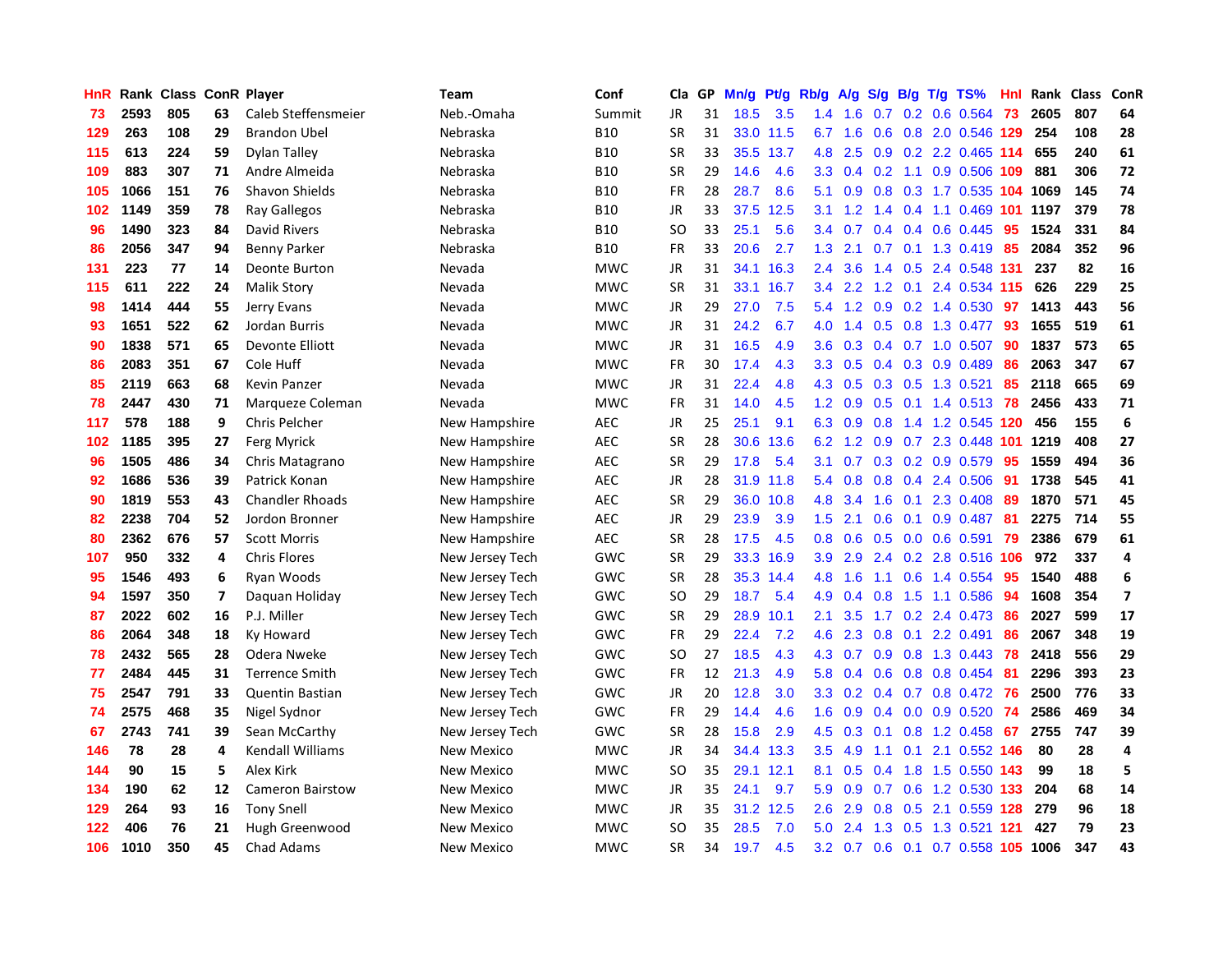| HnR | Rank | Class | ConR | Player | Team | Conf | Cla | GP | Mn/g | Pt/g | Rb/g | A/g | S/g | B/g | T/g | TS% | HnI | Rank | Class | ConR |
|---|---|---|---|---|---|---|---|---|---|---|---|---|---|---|---|---|---|---|---|---|
| 73 | 2593 | 805 | 63 | Caleb Steffensmeier | Neb.-Omaha | Summit | JR | 31 | 18.5 | 3.5 | 1.4 | 1.6 | 0.7 | 0.2 | 0.6 | 0.564 | 73 | 2605 | 807 | 64 |
| 129 | 263 | 108 | 29 | Brandon Ubel | Nebraska | B10 | SR | 31 | 33.0 | 11.5 | 6.7 | 1.6 | 0.6 | 0.8 | 2.0 | 0.546 | 129 | 254 | 108 | 28 |
| 115 | 613 | 224 | 59 | Dylan Talley | Nebraska | B10 | SR | 33 | 35.5 | 13.7 | 4.8 | 2.5 | 0.9 | 0.2 | 2.2 | 0.465 | 114 | 655 | 240 | 61 |
| 109 | 883 | 307 | 71 | Andre Almeida | Nebraska | B10 | SR | 29 | 14.6 | 4.6 | 3.3 | 0.4 | 0.2 | 1.1 | 0.9 | 0.506 | 109 | 881 | 306 | 72 |
| 105 | 1066 | 151 | 76 | Shavon Shields | Nebraska | B10 | FR | 28 | 28.7 | 8.6 | 5.1 | 0.9 | 0.8 | 0.3 | 1.7 | 0.535 | 104 | 1069 | 145 | 74 |
| 102 | 1149 | 359 | 78 | Ray Gallegos | Nebraska | B10 | JR | 33 | 37.5 | 12.5 | 3.1 | 1.2 | 1.4 | 0.4 | 1.1 | 0.469 | 101 | 1197 | 379 | 78 |
| 96 | 1490 | 323 | 84 | David Rivers | Nebraska | B10 | SO | 33 | 25.1 | 5.6 | 3.4 | 0.7 | 0.4 | 0.4 | 0.6 | 0.445 | 95 | 1524 | 331 | 84 |
| 86 | 2056 | 347 | 94 | Benny Parker | Nebraska | B10 | FR | 33 | 20.6 | 2.7 | 1.3 | 2.1 | 0.7 | 0.1 | 1.3 | 0.419 | 85 | 2084 | 352 | 96 |
| 131 | 223 | 77 | 14 | Deonte Burton | Nevada | MWC | JR | 31 | 34.1 | 16.3 | 2.4 | 3.6 | 1.4 | 0.5 | 2.4 | 0.548 | 131 | 237 | 82 | 16 |
| 115 | 611 | 222 | 24 | Malik Story | Nevada | MWC | SR | 31 | 33.1 | 16.7 | 3.4 | 2.2 | 1.2 | 0.1 | 2.4 | 0.534 | 115 | 626 | 229 | 25 |
| 98 | 1414 | 444 | 55 | Jerry Evans | Nevada | MWC | JR | 29 | 27.0 | 7.5 | 5.4 | 1.2 | 0.9 | 0.2 | 1.4 | 0.530 | 97 | 1413 | 443 | 56 |
| 93 | 1651 | 522 | 62 | Jordan Burris | Nevada | MWC | JR | 31 | 24.2 | 6.7 | 4.0 | 1.4 | 0.5 | 0.8 | 1.3 | 0.477 | 93 | 1655 | 519 | 61 |
| 90 | 1838 | 571 | 65 | Devonte Elliott | Nevada | MWC | JR | 31 | 16.5 | 4.9 | 3.6 | 0.3 | 0.4 | 0.7 | 1.0 | 0.507 | 90 | 1837 | 573 | 65 |
| 86 | 2083 | 351 | 67 | Cole Huff | Nevada | MWC | FR | 30 | 17.4 | 4.3 | 3.3 | 0.5 | 0.4 | 0.3 | 0.9 | 0.489 | 86 | 2063 | 347 | 67 |
| 85 | 2119 | 663 | 68 | Kevin Panzer | Nevada | MWC | JR | 31 | 22.4 | 4.8 | 4.3 | 0.5 | 0.3 | 0.5 | 1.3 | 0.521 | 85 | 2118 | 665 | 69 |
| 78 | 2447 | 430 | 71 | Marqueze Coleman | Nevada | MWC | FR | 31 | 14.0 | 4.5 | 1.2 | 0.9 | 0.5 | 0.1 | 1.4 | 0.513 | 78 | 2456 | 433 | 71 |
| 117 | 578 | 188 | 9 | Chris Pelcher | New Hampshire | AEC | JR | 25 | 25.1 | 9.1 | 6.3 | 0.9 | 0.8 | 1.4 | 1.2 | 0.545 | 120 | 456 | 155 | 6 |
| 102 | 1185 | 395 | 27 | Ferg Myrick | New Hampshire | AEC | SR | 28 | 30.6 | 13.6 | 6.2 | 1.2 | 0.9 | 0.7 | 2.3 | 0.448 | 101 | 1219 | 408 | 27 |
| 96 | 1505 | 486 | 34 | Chris Matagrano | New Hampshire | AEC | SR | 29 | 17.8 | 5.4 | 3.1 | 0.7 | 0.3 | 0.2 | 0.9 | 0.579 | 95 | 1559 | 494 | 36 |
| 92 | 1686 | 536 | 39 | Patrick Konan | New Hampshire | AEC | JR | 28 | 31.9 | 11.8 | 5.4 | 0.8 | 0.8 | 0.4 | 2.4 | 0.506 | 91 | 1738 | 545 | 41 |
| 90 | 1819 | 553 | 43 | Chandler Rhoads | New Hampshire | AEC | SR | 29 | 36.0 | 10.8 | 4.8 | 3.4 | 1.6 | 0.1 | 2.3 | 0.408 | 89 | 1870 | 571 | 45 |
| 82 | 2238 | 704 | 52 | Jordon Bronner | New Hampshire | AEC | JR | 29 | 23.9 | 3.9 | 1.5 | 2.1 | 0.6 | 0.1 | 0.9 | 0.487 | 81 | 2275 | 714 | 55 |
| 80 | 2362 | 676 | 57 | Scott Morris | New Hampshire | AEC | SR | 28 | 17.5 | 4.5 | 0.8 | 0.6 | 0.5 | 0.0 | 0.6 | 0.591 | 79 | 2386 | 679 | 61 |
| 107 | 950 | 332 | 4 | Chris Flores | New Jersey Tech | GWC | SR | 29 | 33.3 | 16.9 | 3.9 | 2.9 | 2.4 | 0.2 | 2.8 | 0.516 | 106 | 972 | 337 | 4 |
| 95 | 1546 | 493 | 6 | Ryan Woods | New Jersey Tech | GWC | SR | 28 | 35.3 | 14.4 | 4.8 | 1.6 | 1.1 | 0.6 | 1.4 | 0.554 | 95 | 1540 | 488 | 6 |
| 94 | 1597 | 350 | 7 | Daquan Holiday | New Jersey Tech | GWC | SO | 29 | 18.7 | 5.4 | 4.9 | 0.4 | 0.8 | 1.5 | 1.1 | 0.586 | 94 | 1608 | 354 | 7 |
| 87 | 2022 | 602 | 16 | P.J. Miller | New Jersey Tech | GWC | SR | 29 | 28.9 | 10.1 | 2.1 | 3.5 | 1.7 | 0.2 | 2.4 | 0.473 | 86 | 2027 | 599 | 17 |
| 86 | 2064 | 348 | 18 | Ky Howard | New Jersey Tech | GWC | FR | 29 | 22.4 | 7.2 | 4.6 | 2.3 | 0.8 | 0.1 | 2.2 | 0.491 | 86 | 2067 | 348 | 19 |
| 78 | 2432 | 565 | 28 | Odera Nweke | New Jersey Tech | GWC | SO | 27 | 18.5 | 4.3 | 4.3 | 0.7 | 0.9 | 0.8 | 1.3 | 0.443 | 78 | 2418 | 556 | 29 |
| 77 | 2484 | 445 | 31 | Terrence Smith | New Jersey Tech | GWC | FR | 12 | 21.3 | 4.9 | 5.8 | 0.4 | 0.6 | 0.8 | 0.8 | 0.454 | 81 | 2296 | 393 | 23 |
| 75 | 2547 | 791 | 33 | Quentin Bastian | New Jersey Tech | GWC | JR | 20 | 12.8 | 3.0 | 3.3 | 0.2 | 0.4 | 0.7 | 0.8 | 0.472 | 76 | 2500 | 776 | 33 |
| 74 | 2575 | 468 | 35 | Nigel Sydnor | New Jersey Tech | GWC | FR | 29 | 14.4 | 4.6 | 1.6 | 0.9 | 0.4 | 0.0 | 0.9 | 0.520 | 74 | 2586 | 469 | 34 |
| 67 | 2743 | 741 | 39 | Sean McCarthy | New Jersey Tech | GWC | SR | 28 | 15.8 | 2.9 | 4.5 | 0.3 | 0.1 | 0.8 | 1.2 | 0.458 | 67 | 2755 | 747 | 39 |
| 146 | 78 | 28 | 4 | Kendall Williams | New Mexico | MWC | JR | 34 | 34.4 | 13.3 | 3.5 | 4.9 | 1.1 | 0.1 | 2.1 | 0.552 | 146 | 80 | 28 | 4 |
| 144 | 90 | 15 | 5 | Alex Kirk | New Mexico | MWC | SO | 35 | 29.1 | 12.1 | 8.1 | 0.5 | 0.4 | 1.8 | 1.5 | 0.550 | 143 | 99 | 18 | 5 |
| 134 | 190 | 62 | 12 | Cameron Bairstow | New Mexico | MWC | JR | 35 | 24.1 | 9.7 | 5.9 | 0.9 | 0.7 | 0.6 | 1.2 | 0.530 | 133 | 204 | 68 | 14 |
| 129 | 264 | 93 | 16 | Tony Snell | New Mexico | MWC | JR | 35 | 31.2 | 12.5 | 2.6 | 2.9 | 0.8 | 0.5 | 2.1 | 0.559 | 128 | 279 | 96 | 18 |
| 122 | 406 | 76 | 21 | Hugh Greenwood | New Mexico | MWC | SO | 35 | 28.5 | 7.0 | 5.0 | 2.4 | 1.3 | 0.5 | 1.3 | 0.521 | 121 | 427 | 79 | 23 |
| 106 | 1010 | 350 | 45 | Chad Adams | New Mexico | MWC | SR | 34 | 19.7 | 4.5 | 3.2 | 0.7 | 0.6 | 0.1 | 0.7 | 0.558 | 105 | 1006 | 347 | 43 |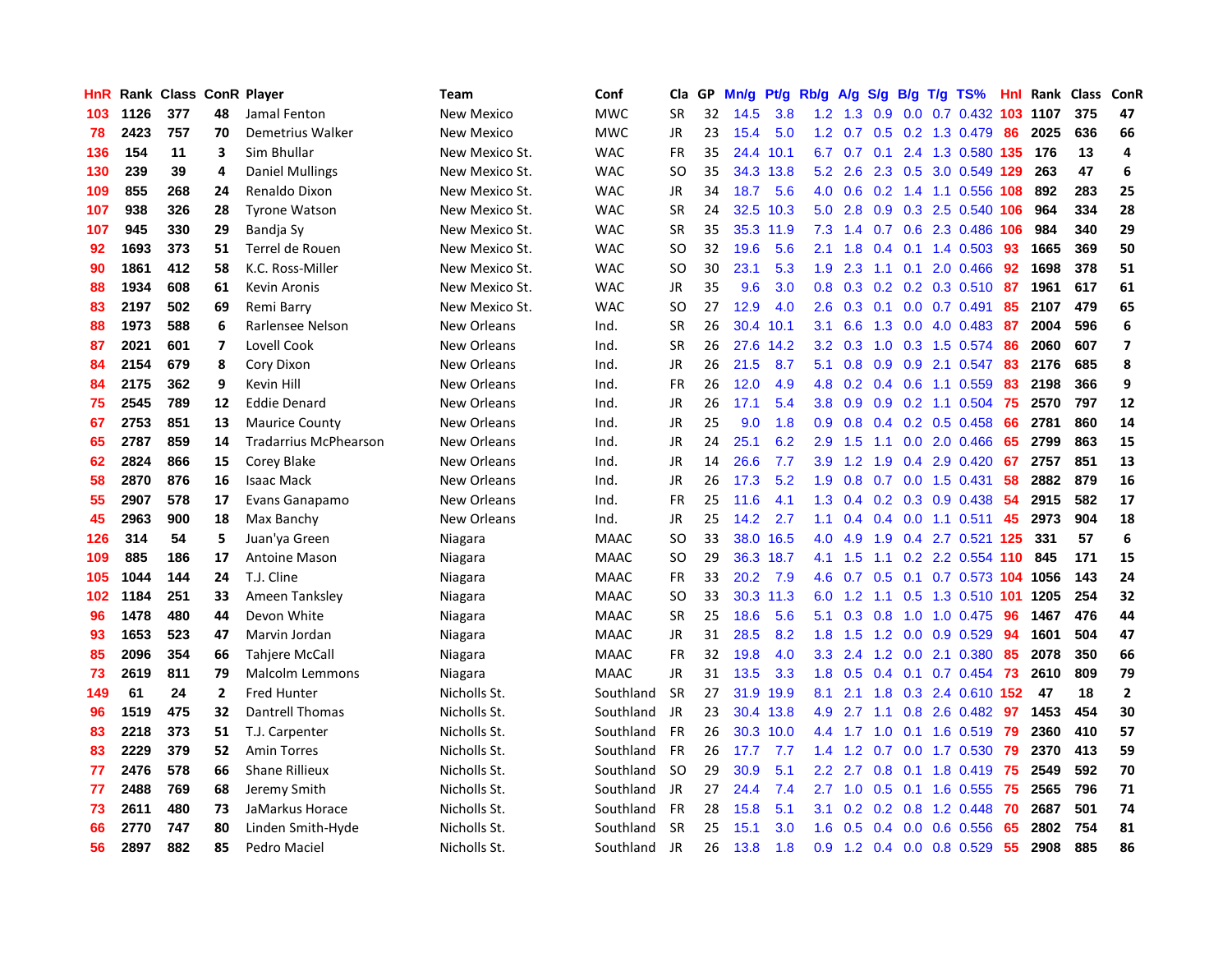| HnR | Rank | Class | ConR | Player | Team | Conf | Cla | GP | Mn/g | Pt/g | Rb/g | A/g | S/g | B/g | T/g | TS% | Hnl | Rank | Class | ConR |
|---|---|---|---|---|---|---|---|---|---|---|---|---|---|---|---|---|---|---|---|---|
| 103 | 1126 | 377 | 48 | Jamal Fenton | New Mexico | MWC | SR | 32 | 14.5 | 3.8 | 1.2 | 1.3 | 0.9 | 0.0 | 0.7 | 0.432 | 103 | 1107 | 375 | 47 |
| 78 | 2423 | 757 | 70 | Demetrius Walker | New Mexico | MWC | JR | 23 | 15.4 | 5.0 | 1.2 | 0.7 | 0.5 | 0.2 | 1.3 | 0.479 | 86 | 2025 | 636 | 66 |
| 136 | 154 | 11 | 3 | Sim Bhullar | New Mexico St. | WAC | FR | 35 | 24.4 | 10.1 | 6.7 | 0.7 | 0.1 | 2.4 | 1.3 | 0.580 | 135 | 176 | 13 | 4 |
| 130 | 239 | 39 | 4 | Daniel Mullings | New Mexico St. | WAC | SO | 35 | 34.3 | 13.8 | 5.2 | 2.6 | 2.3 | 0.5 | 3.0 | 0.549 | 129 | 263 | 47 | 6 |
| 109 | 855 | 268 | 24 | Renaldo Dixon | New Mexico St. | WAC | JR | 34 | 18.7 | 5.6 | 4.0 | 0.6 | 0.2 | 1.4 | 1.1 | 0.556 | 108 | 892 | 283 | 25 |
| 107 | 938 | 326 | 28 | Tyrone Watson | New Mexico St. | WAC | SR | 24 | 32.5 | 10.3 | 5.0 | 2.8 | 0.9 | 0.3 | 2.5 | 0.540 | 106 | 964 | 334 | 28 |
| 107 | 945 | 330 | 29 | Bandja Sy | New Mexico St. | WAC | SR | 35 | 35.3 | 11.9 | 7.3 | 1.4 | 0.7 | 0.6 | 2.3 | 0.486 | 106 | 984 | 340 | 29 |
| 92 | 1693 | 373 | 51 | Terrel de Rouen | New Mexico St. | WAC | SO | 32 | 19.6 | 5.6 | 2.1 | 1.8 | 0.4 | 0.1 | 1.4 | 0.503 | 93 | 1665 | 369 | 50 |
| 90 | 1861 | 412 | 58 | K.C. Ross-Miller | New Mexico St. | WAC | SO | 30 | 23.1 | 5.3 | 1.9 | 2.3 | 1.1 | 0.1 | 2.0 | 0.466 | 92 | 1698 | 378 | 51 |
| 88 | 1934 | 608 | 61 | Kevin Aronis | New Mexico St. | WAC | JR | 35 | 9.6 | 3.0 | 0.8 | 0.3 | 0.2 | 0.2 | 0.3 | 0.510 | 87 | 1961 | 617 | 61 |
| 83 | 2197 | 502 | 69 | Remi Barry | New Mexico St. | WAC | SO | 27 | 12.9 | 4.0 | 2.6 | 0.3 | 0.1 | 0.0 | 0.7 | 0.491 | 85 | 2107 | 479 | 65 |
| 88 | 1973 | 588 | 6 | Rarlensee Nelson | New Orleans | Ind. | SR | 26 | 30.4 | 10.1 | 3.1 | 6.6 | 1.3 | 0.0 | 4.0 | 0.483 | 87 | 2004 | 596 | 6 |
| 87 | 2021 | 601 | 7 | Lovell Cook | New Orleans | Ind. | SR | 26 | 27.6 | 14.2 | 3.2 | 0.3 | 1.0 | 0.3 | 1.5 | 0.574 | 86 | 2060 | 607 | 7 |
| 84 | 2154 | 679 | 8 | Cory Dixon | New Orleans | Ind. | JR | 26 | 21.5 | 8.7 | 5.1 | 0.8 | 0.9 | 0.9 | 2.1 | 0.547 | 83 | 2176 | 685 | 8 |
| 84 | 2175 | 362 | 9 | Kevin Hill | New Orleans | Ind. | FR | 26 | 12.0 | 4.9 | 4.8 | 0.2 | 0.4 | 0.6 | 1.1 | 0.559 | 83 | 2198 | 366 | 9 |
| 75 | 2545 | 789 | 12 | Eddie Denard | New Orleans | Ind. | JR | 26 | 17.1 | 5.4 | 3.8 | 0.9 | 0.9 | 0.2 | 1.1 | 0.504 | 75 | 2570 | 797 | 12 |
| 67 | 2753 | 851 | 13 | Maurice County | New Orleans | Ind. | JR | 25 | 9.0 | 1.8 | 0.9 | 0.8 | 0.4 | 0.2 | 0.5 | 0.458 | 66 | 2781 | 860 | 14 |
| 65 | 2787 | 859 | 14 | Tradarrius McPhearson | New Orleans | Ind. | JR | 24 | 25.1 | 6.2 | 2.9 | 1.5 | 1.1 | 0.0 | 2.0 | 0.466 | 65 | 2799 | 863 | 15 |
| 62 | 2824 | 866 | 15 | Corey Blake | New Orleans | Ind. | JR | 14 | 26.6 | 7.7 | 3.9 | 1.2 | 1.9 | 0.4 | 2.9 | 0.420 | 67 | 2757 | 851 | 13 |
| 58 | 2870 | 876 | 16 | Isaac Mack | New Orleans | Ind. | JR | 26 | 17.3 | 5.2 | 1.9 | 0.8 | 0.7 | 0.0 | 1.5 | 0.431 | 58 | 2882 | 879 | 16 |
| 55 | 2907 | 578 | 17 | Evans Ganapamo | New Orleans | Ind. | FR | 25 | 11.6 | 4.1 | 1.3 | 0.4 | 0.2 | 0.3 | 0.9 | 0.438 | 54 | 2915 | 582 | 17 |
| 45 | 2963 | 900 | 18 | Max Banchy | New Orleans | Ind. | JR | 25 | 14.2 | 2.7 | 1.1 | 0.4 | 0.4 | 0.0 | 1.1 | 0.511 | 45 | 2973 | 904 | 18 |
| 126 | 314 | 54 | 5 | Juan'ya Green | Niagara | MAAC | SO | 33 | 38.0 | 16.5 | 4.0 | 4.9 | 1.9 | 0.4 | 2.7 | 0.521 | 125 | 331 | 57 | 6 |
| 109 | 885 | 186 | 17 | Antoine Mason | Niagara | MAAC | SO | 29 | 36.3 | 18.7 | 4.1 | 1.5 | 1.1 | 0.2 | 2.2 | 0.554 | 110 | 845 | 171 | 15 |
| 105 | 1044 | 144 | 24 | T.J. Cline | Niagara | MAAC | FR | 33 | 20.2 | 7.9 | 4.6 | 0.7 | 0.5 | 0.1 | 0.7 | 0.573 | 104 | 1056 | 143 | 24 |
| 102 | 1184 | 251 | 33 | Ameen Tanksley | Niagara | MAAC | SO | 33 | 30.3 | 11.3 | 6.0 | 1.2 | 1.1 | 0.5 | 1.3 | 0.510 | 101 | 1205 | 254 | 32 |
| 96 | 1478 | 480 | 44 | Devon White | Niagara | MAAC | SR | 25 | 18.6 | 5.6 | 5.1 | 0.3 | 0.8 | 1.0 | 1.0 | 0.475 | 96 | 1467 | 476 | 44 |
| 93 | 1653 | 523 | 47 | Marvin Jordan | Niagara | MAAC | JR | 31 | 28.5 | 8.2 | 1.8 | 1.5 | 1.2 | 0.0 | 0.9 | 0.529 | 94 | 1601 | 504 | 47 |
| 85 | 2096 | 354 | 66 | Tahjere McCall | Niagara | MAAC | FR | 32 | 19.8 | 4.0 | 3.3 | 2.4 | 1.2 | 0.0 | 2.1 | 0.380 | 85 | 2078 | 350 | 66 |
| 73 | 2619 | 811 | 79 | Malcolm Lemmons | Niagara | MAAC | JR | 31 | 13.5 | 3.3 | 1.8 | 0.5 | 0.4 | 0.1 | 0.7 | 0.454 | 73 | 2610 | 809 | 79 |
| 149 | 61 | 24 | 2 | Fred Hunter | Nicholls St. | Southland | SR | 27 | 31.9 | 19.9 | 8.1 | 2.1 | 1.8 | 0.3 | 2.4 | 0.610 | 152 | 47 | 18 | 2 |
| 96 | 1519 | 475 | 32 | Dantrell Thomas | Nicholls St. | Southland | JR | 23 | 30.4 | 13.8 | 4.9 | 2.7 | 1.1 | 0.8 | 2.6 | 0.482 | 97 | 1453 | 454 | 30 |
| 83 | 2218 | 373 | 51 | T.J. Carpenter | Nicholls St. | Southland | FR | 26 | 30.3 | 10.0 | 4.4 | 1.7 | 1.0 | 0.1 | 1.6 | 0.519 | 79 | 2360 | 410 | 57 |
| 83 | 2229 | 379 | 52 | Amin Torres | Nicholls St. | Southland | FR | 26 | 17.7 | 7.7 | 1.4 | 1.2 | 0.7 | 0.0 | 1.7 | 0.530 | 79 | 2370 | 413 | 59 |
| 77 | 2476 | 578 | 66 | Shane Rillieux | Nicholls St. | Southland | SO | 29 | 30.9 | 5.1 | 2.2 | 2.7 | 0.8 | 0.1 | 1.8 | 0.419 | 75 | 2549 | 592 | 70 |
| 77 | 2488 | 769 | 68 | Jeremy Smith | Nicholls St. | Southland | JR | 27 | 24.4 | 7.4 | 2.7 | 1.0 | 0.5 | 0.1 | 1.6 | 0.555 | 75 | 2565 | 796 | 71 |
| 73 | 2611 | 480 | 73 | JaMarkus Horace | Nicholls St. | Southland | FR | 28 | 15.8 | 5.1 | 3.1 | 0.2 | 0.2 | 0.8 | 1.2 | 0.448 | 70 | 2687 | 501 | 74 |
| 66 | 2770 | 747 | 80 | Linden Smith-Hyde | Nicholls St. | Southland | SR | 25 | 15.1 | 3.0 | 1.6 | 0.5 | 0.4 | 0.0 | 0.6 | 0.556 | 65 | 2802 | 754 | 81 |
| 56 | 2897 | 882 | 85 | Pedro Maciel | Nicholls St. | Southland | JR | 26 | 13.8 | 1.8 | 0.9 | 1.2 | 0.4 | 0.0 | 0.8 | 0.529 | 55 | 2908 | 885 | 86 |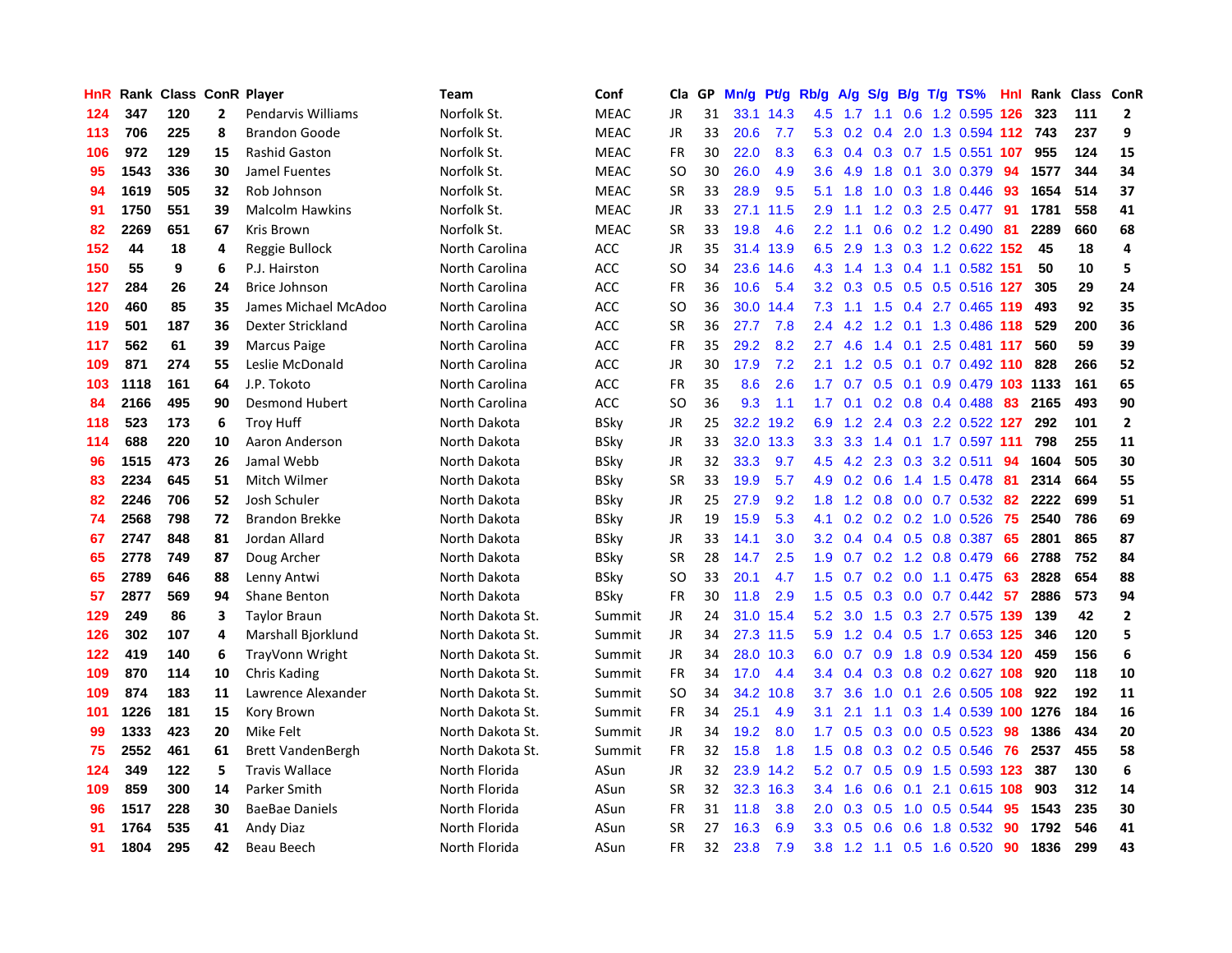| HnR | Rank | Class | ConR | Player | Team | Conf | Cla | GP | Mn/g | Pt/g | Rb/g | A/g | S/g | B/g | T/g | TS% | HnI | Rank | Class | ConR |
|---|---|---|---|---|---|---|---|---|---|---|---|---|---|---|---|---|---|---|---|---|
| 124 | 347 | 120 | 2 | Pendarvis Williams | Norfolk St. | MEAC | JR | 31 | 33.1 | 14.3 | 4.5 | 1.7 | 1.1 | 0.6 | 1.2 | 0.595 | 126 | 323 | 111 | 2 |
| 113 | 706 | 225 | 8 | Brandon Goode | Norfolk St. | MEAC | JR | 33 | 20.6 | 7.7 | 5.3 | 0.2 | 0.4 | 2.0 | 1.3 | 0.594 | 112 | 743 | 237 | 9 |
| 106 | 972 | 129 | 15 | Rashid Gaston | Norfolk St. | MEAC | FR | 30 | 22.0 | 8.3 | 6.3 | 0.4 | 0.3 | 0.7 | 1.5 | 0.551 | 107 | 955 | 124 | 15 |
| 95 | 1543 | 336 | 30 | Jamel Fuentes | Norfolk St. | MEAC | SO | 30 | 26.0 | 4.9 | 3.6 | 4.9 | 1.8 | 0.1 | 3.0 | 0.379 | 94 | 1577 | 344 | 34 |
| 94 | 1619 | 505 | 32 | Rob Johnson | Norfolk St. | MEAC | SR | 33 | 28.9 | 9.5 | 5.1 | 1.8 | 1.0 | 0.3 | 1.8 | 0.446 | 93 | 1654 | 514 | 37 |
| 91 | 1750 | 551 | 39 | Malcolm Hawkins | Norfolk St. | MEAC | JR | 33 | 27.1 | 11.5 | 2.9 | 1.1 | 1.2 | 0.3 | 2.5 | 0.477 | 91 | 1781 | 558 | 41 |
| 82 | 2269 | 651 | 67 | Kris Brown | Norfolk St. | MEAC | SR | 33 | 19.8 | 4.6 | 2.2 | 1.1 | 0.6 | 0.2 | 1.2 | 0.490 | 81 | 2289 | 660 | 68 |
| 152 | 44 | 18 | 4 | Reggie Bullock | North Carolina | ACC | JR | 35 | 31.4 | 13.9 | 6.5 | 2.9 | 1.3 | 0.3 | 1.2 | 0.622 | 152 | 45 | 18 | 4 |
| 150 | 55 | 9 | 6 | P.J. Hairston | North Carolina | ACC | SO | 34 | 23.6 | 14.6 | 4.3 | 1.4 | 1.3 | 0.4 | 1.1 | 0.582 | 151 | 50 | 10 | 5 |
| 127 | 284 | 26 | 24 | Brice Johnson | North Carolina | ACC | FR | 36 | 10.6 | 5.4 | 3.2 | 0.3 | 0.5 | 0.5 | 0.5 | 0.516 | 127 | 305 | 29 | 24 |
| 120 | 460 | 85 | 35 | James Michael McAdoo | North Carolina | ACC | SO | 36 | 30.0 | 14.4 | 7.3 | 1.1 | 1.5 | 0.4 | 2.7 | 0.465 | 119 | 493 | 92 | 35 |
| 119 | 501 | 187 | 36 | Dexter Strickland | North Carolina | ACC | SR | 36 | 27.7 | 7.8 | 2.4 | 4.2 | 1.2 | 0.1 | 1.3 | 0.486 | 118 | 529 | 200 | 36 |
| 117 | 562 | 61 | 39 | Marcus Paige | North Carolina | ACC | FR | 35 | 29.2 | 8.2 | 2.7 | 4.6 | 1.4 | 0.1 | 2.5 | 0.481 | 117 | 560 | 59 | 39 |
| 109 | 871 | 274 | 55 | Leslie McDonald | North Carolina | ACC | JR | 30 | 17.9 | 7.2 | 2.1 | 1.2 | 0.5 | 0.1 | 0.7 | 0.492 | 110 | 828 | 266 | 52 |
| 103 | 1118 | 161 | 64 | J.P. Tokoto | North Carolina | ACC | FR | 35 | 8.6 | 2.6 | 1.7 | 0.7 | 0.5 | 0.1 | 0.9 | 0.479 | 103 | 1133 | 161 | 65 |
| 84 | 2166 | 495 | 90 | Desmond Hubert | North Carolina | ACC | SO | 36 | 9.3 | 1.1 | 1.7 | 0.1 | 0.2 | 0.8 | 0.4 | 0.488 | 83 | 2165 | 493 | 90 |
| 118 | 523 | 173 | 6 | Troy Huff | North Dakota | BSky | JR | 25 | 32.2 | 19.2 | 6.9 | 1.2 | 2.4 | 0.3 | 2.2 | 0.522 | 127 | 292 | 101 | 2 |
| 114 | 688 | 220 | 10 | Aaron Anderson | North Dakota | BSky | JR | 33 | 32.0 | 13.3 | 3.3 | 3.3 | 1.4 | 0.1 | 1.7 | 0.597 | 111 | 798 | 255 | 11 |
| 96 | 1515 | 473 | 26 | Jamal Webb | North Dakota | BSky | JR | 32 | 33.3 | 9.7 | 4.5 | 4.2 | 2.3 | 0.3 | 3.2 | 0.511 | 94 | 1604 | 505 | 30 |
| 83 | 2234 | 645 | 51 | Mitch Wilmer | North Dakota | BSky | SR | 33 | 19.9 | 5.7 | 4.9 | 0.2 | 0.6 | 1.4 | 1.5 | 0.478 | 81 | 2314 | 664 | 55 |
| 82 | 2246 | 706 | 52 | Josh Schuler | North Dakota | BSky | JR | 25 | 27.9 | 9.2 | 1.8 | 1.2 | 0.8 | 0.0 | 0.7 | 0.532 | 82 | 2222 | 699 | 51 |
| 74 | 2568 | 798 | 72 | Brandon Brekke | North Dakota | BSky | JR | 19 | 15.9 | 5.3 | 4.1 | 0.2 | 0.2 | 0.2 | 1.0 | 0.526 | 75 | 2540 | 786 | 69 |
| 67 | 2747 | 848 | 81 | Jordan Allard | North Dakota | BSky | JR | 33 | 14.1 | 3.0 | 3.2 | 0.4 | 0.4 | 0.5 | 0.8 | 0.387 | 65 | 2801 | 865 | 87 |
| 65 | 2778 | 749 | 87 | Doug Archer | North Dakota | BSky | SR | 28 | 14.7 | 2.5 | 1.9 | 0.7 | 0.2 | 1.2 | 0.8 | 0.479 | 66 | 2788 | 752 | 84 |
| 65 | 2789 | 646 | 88 | Lenny Antwi | North Dakota | BSky | SO | 33 | 20.1 | 4.7 | 1.5 | 0.7 | 0.2 | 0.0 | 1.1 | 0.475 | 63 | 2828 | 654 | 88 |
| 57 | 2877 | 569 | 94 | Shane Benton | North Dakota | BSky | FR | 30 | 11.8 | 2.9 | 1.5 | 0.5 | 0.3 | 0.0 | 0.7 | 0.442 | 57 | 2886 | 573 | 94 |
| 129 | 249 | 86 | 3 | Taylor Braun | North Dakota St. | Summit | JR | 24 | 31.0 | 15.4 | 5.2 | 3.0 | 1.5 | 0.3 | 2.7 | 0.575 | 139 | 139 | 42 | 2 |
| 126 | 302 | 107 | 4 | Marshall Bjorklund | North Dakota St. | Summit | JR | 34 | 27.3 | 11.5 | 5.9 | 1.2 | 0.4 | 0.5 | 1.7 | 0.653 | 125 | 346 | 120 | 5 |
| 122 | 419 | 140 | 6 | TrayVonn Wright | North Dakota St. | Summit | JR | 34 | 28.0 | 10.3 | 6.0 | 0.7 | 0.9 | 1.8 | 0.9 | 0.534 | 120 | 459 | 156 | 6 |
| 109 | 870 | 114 | 10 | Chris Kading | North Dakota St. | Summit | FR | 34 | 17.0 | 4.4 | 3.4 | 0.4 | 0.3 | 0.8 | 0.2 | 0.627 | 108 | 920 | 118 | 10 |
| 109 | 874 | 183 | 11 | Lawrence Alexander | North Dakota St. | Summit | SO | 34 | 34.2 | 10.8 | 3.7 | 3.6 | 1.0 | 0.1 | 2.6 | 0.505 | 108 | 922 | 192 | 11 |
| 101 | 1226 | 181 | 15 | Kory Brown | North Dakota St. | Summit | FR | 34 | 25.1 | 4.9 | 3.1 | 2.1 | 1.1 | 0.3 | 1.4 | 0.539 | 100 | 1276 | 184 | 16 |
| 99 | 1333 | 423 | 20 | Mike Felt | North Dakota St. | Summit | JR | 34 | 19.2 | 8.0 | 1.7 | 0.5 | 0.3 | 0.0 | 0.5 | 0.523 | 98 | 1386 | 434 | 20 |
| 75 | 2552 | 461 | 61 | Brett VandenBergh | North Dakota St. | Summit | FR | 32 | 15.8 | 1.8 | 1.5 | 0.8 | 0.3 | 0.2 | 0.5 | 0.546 | 76 | 2537 | 455 | 58 |
| 124 | 349 | 122 | 5 | Travis Wallace | North Florida | ASun | JR | 32 | 23.9 | 14.2 | 5.2 | 0.7 | 0.5 | 0.9 | 1.5 | 0.593 | 123 | 387 | 130 | 6 |
| 109 | 859 | 300 | 14 | Parker Smith | North Florida | ASun | SR | 32 | 32.3 | 16.3 | 3.4 | 1.6 | 0.6 | 0.1 | 2.1 | 0.615 | 108 | 903 | 312 | 14 |
| 96 | 1517 | 228 | 30 | BaeBae Daniels | North Florida | ASun | FR | 31 | 11.8 | 3.8 | 2.0 | 0.3 | 0.5 | 1.0 | 0.5 | 0.544 | 95 | 1543 | 235 | 30 |
| 91 | 1764 | 535 | 41 | Andy Diaz | North Florida | ASun | SR | 27 | 16.3 | 6.9 | 3.3 | 0.5 | 0.6 | 0.6 | 1.8 | 0.532 | 90 | 1792 | 546 | 41 |
| 91 | 1804 | 295 | 42 | Beau Beech | North Florida | ASun | FR | 32 | 23.8 | 7.9 | 3.8 | 1.2 | 1.1 | 0.5 | 1.6 | 0.520 | 90 | 1836 | 299 | 43 |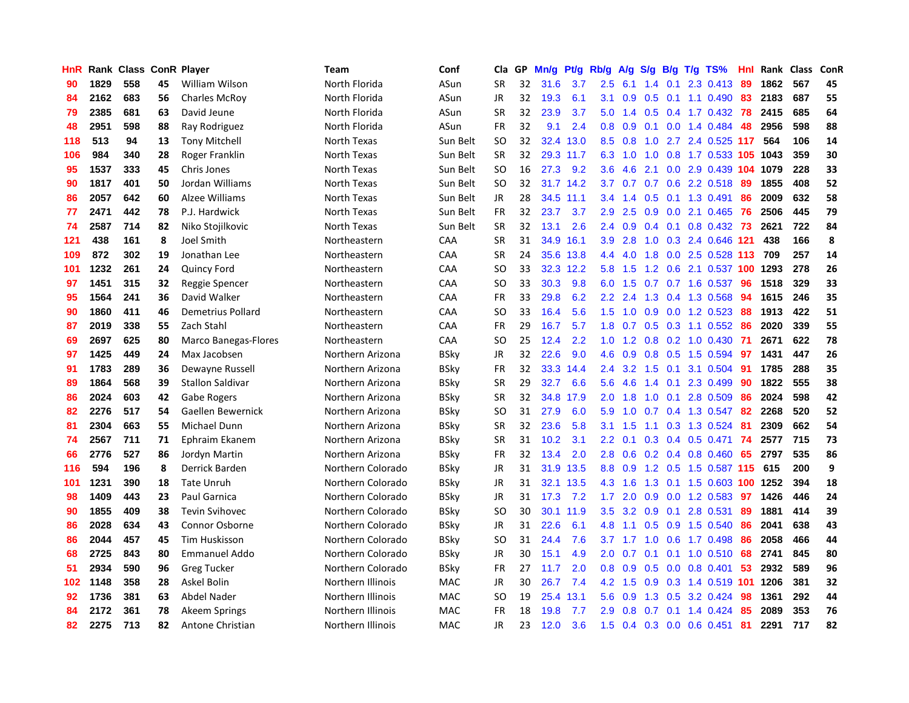| HnR | Rank | Class | ConR | Player | Team | Conf | Cla | GP | Mn/g | Pt/g | Rb/g | A/g | S/g | B/g | T/g | TS% | HnI | Rank | Class | ConR |
|---|---|---|---|---|---|---|---|---|---|---|---|---|---|---|---|---|---|---|---|---|
| 90 | 1829 | 558 | 45 | William Wilson | North Florida | ASun | SR | 32 | 31.6 | 3.7 | 2.5 | 6.1 | 1.4 | 0.1 | 2.3 | 0.413 | 89 | 1862 | 567 | 45 |
| 84 | 2162 | 683 | 56 | Charles McRoy | North Florida | ASun | JR | 32 | 19.3 | 6.1 | 3.1 | 0.9 | 0.5 | 0.1 | 1.1 | 0.490 | 83 | 2183 | 687 | 55 |
| 79 | 2385 | 681 | 63 | David Jeune | North Florida | ASun | SR | 32 | 23.9 | 3.7 | 5.0 | 1.4 | 0.5 | 0.4 | 1.7 | 0.432 | 78 | 2415 | 685 | 64 |
| 48 | 2951 | 598 | 88 | Ray Rodriguez | North Florida | ASun | FR | 32 | 9.1 | 2.4 | 0.8 | 0.9 | 0.1 | 0.0 | 1.4 | 0.484 | 48 | 2956 | 598 | 88 |
| 118 | 513 | 94 | 13 | Tony Mitchell | North Texas | Sun Belt | SO | 32 | 32.4 | 13.0 | 8.5 | 0.8 | 1.0 | 2.7 | 2.4 | 0.525 | 117 | 564 | 106 | 14 |
| 106 | 984 | 340 | 28 | Roger Franklin | North Texas | Sun Belt | SR | 32 | 29.3 | 11.7 | 6.3 | 1.0 | 1.0 | 0.8 | 1.7 | 0.533 | 105 | 1043 | 359 | 30 |
| 95 | 1537 | 333 | 45 | Chris Jones | North Texas | Sun Belt | SO | 16 | 27.3 | 9.2 | 3.6 | 4.6 | 2.1 | 0.0 | 2.9 | 0.439 | 104 | 1079 | 228 | 33 |
| 90 | 1817 | 401 | 50 | Jordan Williams | North Texas | Sun Belt | SO | 32 | 31.7 | 14.2 | 3.7 | 0.7 | 0.7 | 0.6 | 2.2 | 0.518 | 89 | 1855 | 408 | 52 |
| 86 | 2057 | 642 | 60 | Alzee Williams | North Texas | Sun Belt | JR | 28 | 34.5 | 11.1 | 3.4 | 1.4 | 0.5 | 0.1 | 1.3 | 0.491 | 86 | 2009 | 632 | 58 |
| 77 | 2471 | 442 | 78 | P.J. Hardwick | North Texas | Sun Belt | FR | 32 | 23.7 | 3.7 | 2.9 | 2.5 | 0.9 | 0.0 | 2.1 | 0.465 | 76 | 2506 | 445 | 79 |
| 74 | 2587 | 714 | 82 | Niko Stojilkovic | North Texas | Sun Belt | SR | 32 | 13.1 | 2.6 | 2.4 | 0.9 | 0.4 | 0.1 | 0.8 | 0.432 | 73 | 2621 | 722 | 84 |
| 121 | 438 | 161 | 8 | Joel Smith | Northeastern | CAA | SR | 31 | 34.9 | 16.1 | 3.9 | 2.8 | 1.0 | 0.3 | 2.4 | 0.646 | 121 | 438 | 166 | 8 |
| 109 | 872 | 302 | 19 | Jonathan Lee | Northeastern | CAA | SR | 24 | 35.6 | 13.8 | 4.4 | 4.0 | 1.8 | 0.0 | 2.5 | 0.528 | 113 | 709 | 257 | 14 |
| 101 | 1232 | 261 | 24 | Quincy Ford | Northeastern | CAA | SO | 33 | 32.3 | 12.2 | 5.8 | 1.5 | 1.2 | 0.6 | 2.1 | 0.537 | 100 | 1293 | 278 | 26 |
| 97 | 1451 | 315 | 32 | Reggie Spencer | Northeastern | CAA | SO | 33 | 30.3 | 9.8 | 6.0 | 1.5 | 0.7 | 0.7 | 1.6 | 0.537 | 96 | 1518 | 329 | 33 |
| 95 | 1564 | 241 | 36 | David Walker | Northeastern | CAA | FR | 33 | 29.8 | 6.2 | 2.2 | 2.4 | 1.3 | 0.4 | 1.3 | 0.568 | 94 | 1615 | 246 | 35 |
| 90 | 1860 | 411 | 46 | Demetrius Pollard | Northeastern | CAA | SO | 33 | 16.4 | 5.6 | 1.5 | 1.0 | 0.9 | 0.0 | 1.2 | 0.523 | 88 | 1913 | 422 | 51 |
| 87 | 2019 | 338 | 55 | Zach Stahl | Northeastern | CAA | FR | 29 | 16.7 | 5.7 | 1.8 | 0.7 | 0.5 | 0.3 | 1.1 | 0.552 | 86 | 2020 | 339 | 55 |
| 69 | 2697 | 625 | 80 | Marco Banegas-Flores | Northeastern | CAA | SO | 25 | 12.4 | 2.2 | 1.0 | 1.2 | 0.8 | 0.2 | 1.0 | 0.430 | 71 | 2671 | 622 | 78 |
| 97 | 1425 | 449 | 24 | Max Jacobsen | Northern Arizona | BSky | JR | 32 | 22.6 | 9.0 | 4.6 | 0.9 | 0.8 | 0.5 | 1.5 | 0.594 | 97 | 1431 | 447 | 26 |
| 91 | 1783 | 289 | 36 | Dewayne Russell | Northern Arizona | BSky | FR | 32 | 33.3 | 14.4 | 2.4 | 3.2 | 1.5 | 0.1 | 3.1 | 0.504 | 91 | 1785 | 288 | 35 |
| 89 | 1864 | 568 | 39 | Stallon Saldivar | Northern Arizona | BSky | SR | 29 | 32.7 | 6.6 | 5.6 | 4.6 | 1.4 | 0.1 | 2.3 | 0.499 | 90 | 1822 | 555 | 38 |
| 86 | 2024 | 603 | 42 | Gabe Rogers | Northern Arizona | BSky | SR | 32 | 34.8 | 17.9 | 2.0 | 1.8 | 1.0 | 0.1 | 2.8 | 0.509 | 86 | 2024 | 598 | 42 |
| 82 | 2276 | 517 | 54 | Gaellen Bewernick | Northern Arizona | BSky | SO | 31 | 27.9 | 6.0 | 5.9 | 1.0 | 0.7 | 0.4 | 1.3 | 0.547 | 82 | 2268 | 520 | 52 |
| 81 | 2304 | 663 | 55 | Michael Dunn | Northern Arizona | BSky | SR | 32 | 23.6 | 5.8 | 3.1 | 1.5 | 1.1 | 0.3 | 1.3 | 0.524 | 81 | 2309 | 662 | 54 |
| 74 | 2567 | 711 | 71 | Ephraim Ekanem | Northern Arizona | BSky | SR | 31 | 10.2 | 3.1 | 2.2 | 0.1 | 0.3 | 0.4 | 0.5 | 0.471 | 74 | 2577 | 715 | 73 |
| 66 | 2776 | 527 | 86 | Jordyn Martin | Northern Arizona | BSky | FR | 32 | 13.4 | 2.0 | 2.8 | 0.6 | 0.2 | 0.4 | 0.8 | 0.460 | 65 | 2797 | 535 | 86 |
| 116 | 594 | 196 | 8 | Derrick Barden | Northern Colorado | BSky | JR | 31 | 31.9 | 13.5 | 8.8 | 0.9 | 1.2 | 0.5 | 1.5 | 0.587 | 115 | 615 | 200 | 9 |
| 101 | 1231 | 390 | 18 | Tate Unruh | Northern Colorado | BSky | JR | 31 | 32.1 | 13.5 | 4.3 | 1.6 | 1.3 | 0.1 | 1.5 | 0.603 | 100 | 1252 | 394 | 18 |
| 98 | 1409 | 443 | 23 | Paul Garnica | Northern Colorado | BSky | JR | 31 | 17.3 | 7.2 | 1.7 | 2.0 | 0.9 | 0.0 | 1.2 | 0.583 | 97 | 1426 | 446 | 24 |
| 90 | 1855 | 409 | 38 | Tevin Svihovec | Northern Colorado | BSky | SO | 30 | 30.1 | 11.9 | 3.5 | 3.2 | 0.9 | 0.1 | 2.8 | 0.531 | 89 | 1881 | 414 | 39 |
| 86 | 2028 | 634 | 43 | Connor Osborne | Northern Colorado | BSky | JR | 31 | 22.6 | 6.1 | 4.8 | 1.1 | 0.5 | 0.9 | 1.5 | 0.540 | 86 | 2041 | 638 | 43 |
| 86 | 2044 | 457 | 45 | Tim Huskisson | Northern Colorado | BSky | SO | 31 | 24.4 | 7.6 | 3.7 | 1.7 | 1.0 | 0.6 | 1.7 | 0.498 | 86 | 2058 | 466 | 44 |
| 68 | 2725 | 843 | 80 | Emmanuel Addo | Northern Colorado | BSky | JR | 30 | 15.1 | 4.9 | 2.0 | 0.7 | 0.1 | 0.1 | 1.0 | 0.510 | 68 | 2741 | 845 | 80 |
| 51 | 2934 | 590 | 96 | Greg Tucker | Northern Colorado | BSky | FR | 27 | 11.7 | 2.0 | 0.8 | 0.9 | 0.5 | 0.0 | 0.8 | 0.401 | 53 | 2932 | 589 | 96 |
| 102 | 1148 | 358 | 28 | Askel Bolin | Northern Illinois | MAC | JR | 30 | 26.7 | 7.4 | 4.2 | 1.5 | 0.9 | 0.3 | 1.4 | 0.519 | 101 | 1206 | 381 | 32 |
| 92 | 1736 | 381 | 63 | Abdel Nader | Northern Illinois | MAC | SO | 19 | 25.4 | 13.1 | 5.6 | 0.9 | 1.3 | 0.5 | 3.2 | 0.424 | 98 | 1361 | 292 | 44 |
| 84 | 2172 | 361 | 78 | Akeem Springs | Northern Illinois | MAC | FR | 18 | 19.8 | 7.7 | 2.9 | 0.8 | 0.7 | 0.1 | 1.4 | 0.424 | 85 | 2089 | 353 | 76 |
| 82 | 2275 | 713 | 82 | Antone Christian | Northern Illinois | MAC | JR | 23 | 12.0 | 3.6 | 1.5 | 0.4 | 0.3 | 0.0 | 0.6 | 0.451 | 81 | 2291 | 717 | 82 |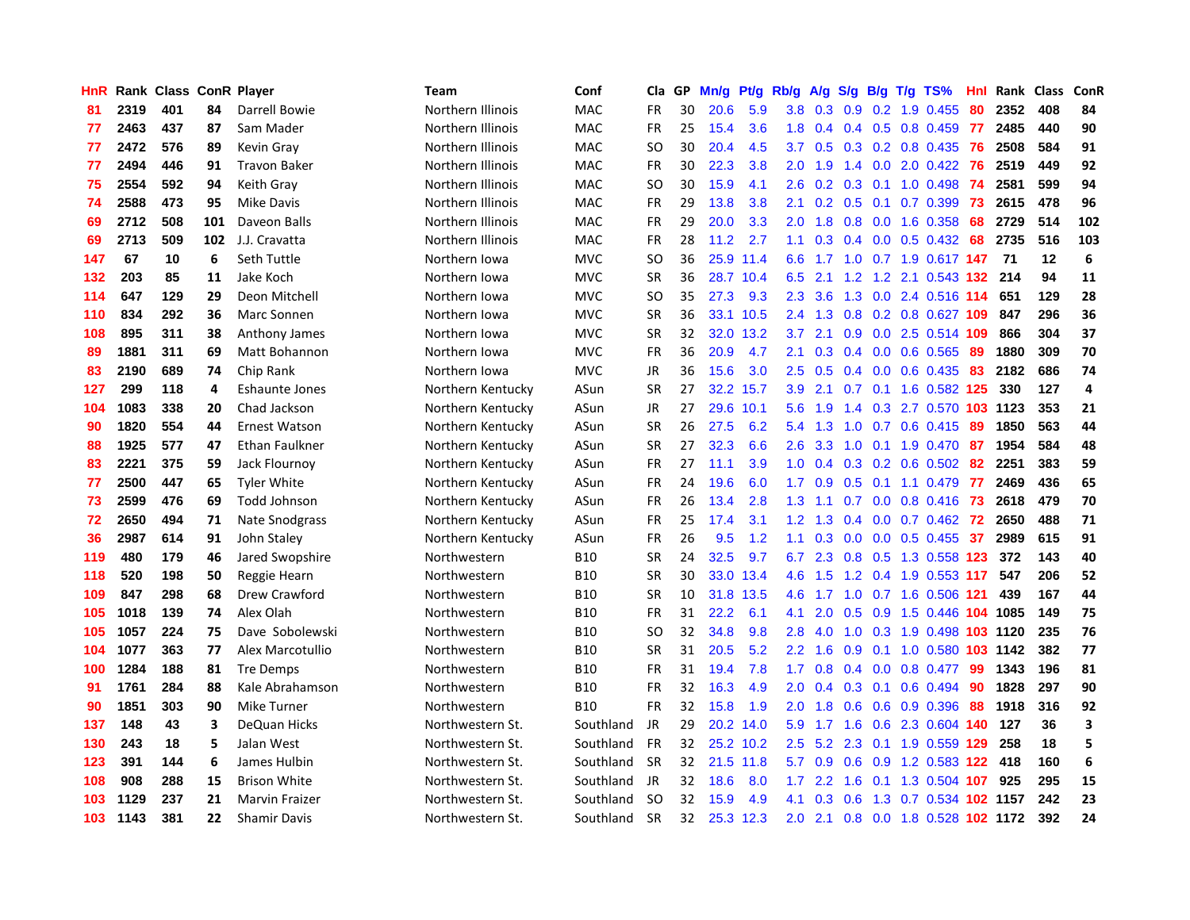| HnR | Rank | Class | ConR | Player | Team | Conf | Cla | GP | Mn/g | Pt/g | Rb/g | A/g | S/g | B/g | T/g | TS% | HnI | Rank | Class | ConR |
|---|---|---|---|---|---|---|---|---|---|---|---|---|---|---|---|---|---|---|---|---|
| 81 | 2319 | 401 | 84 | Darrell Bowie | Northern Illinois | MAC | FR | 30 | 20.6 | 5.9 | 3.8 | 0.3 | 0.9 | 0.2 | 1.9 | 0.455 | 80 | 2352 | 408 | 84 |
| 77 | 2463 | 437 | 87 | Sam Mader | Northern Illinois | MAC | FR | 25 | 15.4 | 3.6 | 1.8 | 0.4 | 0.4 | 0.5 | 0.8 | 0.459 | 77 | 2485 | 440 | 90 |
| 77 | 2472 | 576 | 89 | Kevin Gray | Northern Illinois | MAC | SO | 30 | 20.4 | 4.5 | 3.7 | 0.5 | 0.3 | 0.2 | 0.8 | 0.435 | 76 | 2508 | 584 | 91 |
| 77 | 2494 | 446 | 91 | Travon Baker | Northern Illinois | MAC | FR | 30 | 22.3 | 3.8 | 2.0 | 1.9 | 1.4 | 0.0 | 2.0 | 0.422 | 76 | 2519 | 449 | 92 |
| 75 | 2554 | 592 | 94 | Keith Gray | Northern Illinois | MAC | SO | 30 | 15.9 | 4.1 | 2.6 | 0.2 | 0.3 | 0.1 | 1.0 | 0.498 | 74 | 2581 | 599 | 94 |
| 74 | 2588 | 473 | 95 | Mike Davis | Northern Illinois | MAC | FR | 29 | 13.8 | 3.8 | 2.1 | 0.2 | 0.5 | 0.1 | 0.7 | 0.399 | 73 | 2615 | 478 | 96 |
| 69 | 2712 | 508 | 101 | Daveon Balls | Northern Illinois | MAC | FR | 29 | 20.0 | 3.3 | 2.0 | 1.8 | 0.8 | 0.0 | 1.6 | 0.358 | 68 | 2729 | 514 | 102 |
| 69 | 2713 | 509 | 102 | J.J. Cravatta | Northern Illinois | MAC | FR | 28 | 11.2 | 2.7 | 1.1 | 0.3 | 0.4 | 0.0 | 0.5 | 0.432 | 68 | 2735 | 516 | 103 |
| 147 | 67 | 10 | 6 | Seth Tuttle | Northern Iowa | MVC | SO | 36 | 25.9 | 11.4 | 6.6 | 1.7 | 1.0 | 0.7 | 1.9 | 0.617 | 147 | 71 | 12 | 6 |
| 132 | 203 | 85 | 11 | Jake Koch | Northern Iowa | MVC | SR | 36 | 28.7 | 10.4 | 6.5 | 2.1 | 1.2 | 1.2 | 2.1 | 0.543 | 132 | 214 | 94 | 11 |
| 114 | 647 | 129 | 29 | Deon Mitchell | Northern Iowa | MVC | SO | 35 | 27.3 | 9.3 | 2.3 | 3.6 | 1.3 | 0.0 | 2.4 | 0.516 | 114 | 651 | 129 | 28 |
| 110 | 834 | 292 | 36 | Marc Sonnen | Northern Iowa | MVC | SR | 36 | 33.1 | 10.5 | 2.4 | 1.3 | 0.8 | 0.2 | 0.8 | 0.627 | 109 | 847 | 296 | 36 |
| 108 | 895 | 311 | 38 | Anthony James | Northern Iowa | MVC | SR | 32 | 32.0 | 13.2 | 3.7 | 2.1 | 0.9 | 0.0 | 2.5 | 0.514 | 109 | 866 | 304 | 37 |
| 89 | 1881 | 311 | 69 | Matt Bohannon | Northern Iowa | MVC | FR | 36 | 20.9 | 4.7 | 2.1 | 0.3 | 0.4 | 0.0 | 0.6 | 0.565 | 89 | 1880 | 309 | 70 |
| 83 | 2190 | 689 | 74 | Chip Rank | Northern Iowa | MVC | JR | 36 | 15.6 | 3.0 | 2.5 | 0.5 | 0.4 | 0.0 | 0.6 | 0.435 | 83 | 2182 | 686 | 74 |
| 127 | 299 | 118 | 4 | Eshaunte Jones | Northern Kentucky | ASun | SR | 27 | 32.2 | 15.7 | 3.9 | 2.1 | 0.7 | 0.1 | 1.6 | 0.582 | 125 | 330 | 127 | 4 |
| 104 | 1083 | 338 | 20 | Chad Jackson | Northern Kentucky | ASun | JR | 27 | 29.6 | 10.1 | 5.6 | 1.9 | 1.4 | 0.3 | 2.7 | 0.570 | 103 | 1123 | 353 | 21 |
| 90 | 1820 | 554 | 44 | Ernest Watson | Northern Kentucky | ASun | SR | 26 | 27.5 | 6.2 | 5.4 | 1.3 | 1.0 | 0.7 | 0.6 | 0.415 | 89 | 1850 | 563 | 44 |
| 88 | 1925 | 577 | 47 | Ethan Faulkner | Northern Kentucky | ASun | SR | 27 | 32.3 | 6.6 | 2.6 | 3.3 | 1.0 | 0.1 | 1.9 | 0.470 | 87 | 1954 | 584 | 48 |
| 83 | 2221 | 375 | 59 | Jack Flournoy | Northern Kentucky | ASun | FR | 27 | 11.1 | 3.9 | 1.0 | 0.4 | 0.3 | 0.2 | 0.6 | 0.502 | 82 | 2251 | 383 | 59 |
| 77 | 2500 | 447 | 65 | Tyler White | Northern Kentucky | ASun | FR | 24 | 19.6 | 6.0 | 1.7 | 0.9 | 0.5 | 0.1 | 1.1 | 0.479 | 77 | 2469 | 436 | 65 |
| 73 | 2599 | 476 | 69 | Todd Johnson | Northern Kentucky | ASun | FR | 26 | 13.4 | 2.8 | 1.3 | 1.1 | 0.7 | 0.0 | 0.8 | 0.416 | 73 | 2618 | 479 | 70 |
| 72 | 2650 | 494 | 71 | Nate Snodgrass | Northern Kentucky | ASun | FR | 25 | 17.4 | 3.1 | 1.2 | 1.3 | 0.4 | 0.0 | 0.7 | 0.462 | 72 | 2650 | 488 | 71 |
| 36 | 2987 | 614 | 91 | John Staley | Northern Kentucky | ASun | FR | 26 | 9.5 | 1.2 | 1.1 | 0.3 | 0.0 | 0.0 | 0.5 | 0.455 | 37 | 2989 | 615 | 91 |
| 119 | 480 | 179 | 46 | Jared Swopshire | Northwestern | B10 | SR | 24 | 32.5 | 9.7 | 6.7 | 2.3 | 0.8 | 0.5 | 1.3 | 0.558 | 123 | 372 | 143 | 40 |
| 118 | 520 | 198 | 50 | Reggie Hearn | Northwestern | B10 | SR | 30 | 33.0 | 13.4 | 4.6 | 1.5 | 1.2 | 0.4 | 1.9 | 0.553 | 117 | 547 | 206 | 52 |
| 109 | 847 | 298 | 68 | Drew Crawford | Northwestern | B10 | SR | 10 | 31.8 | 13.5 | 4.6 | 1.7 | 1.0 | 0.7 | 1.6 | 0.506 | 121 | 439 | 167 | 44 |
| 105 | 1018 | 139 | 74 | Alex Olah | Northwestern | B10 | FR | 31 | 22.2 | 6.1 | 4.1 | 2.0 | 0.5 | 0.9 | 1.5 | 0.446 | 104 | 1085 | 149 | 75 |
| 105 | 1057 | 224 | 75 | Dave Sobolewski | Northwestern | B10 | SO | 32 | 34.8 | 9.8 | 2.8 | 4.0 | 1.0 | 0.3 | 1.9 | 0.498 | 103 | 1120 | 235 | 76 |
| 104 | 1077 | 363 | 77 | Alex Marcotullio | Northwestern | B10 | SR | 31 | 20.5 | 5.2 | 2.2 | 1.6 | 0.9 | 0.1 | 1.0 | 0.580 | 103 | 1142 | 382 | 77 |
| 100 | 1284 | 188 | 81 | Tre Demps | Northwestern | B10 | FR | 31 | 19.4 | 7.8 | 1.7 | 0.8 | 0.4 | 0.0 | 0.8 | 0.477 | 99 | 1343 | 196 | 81 |
| 91 | 1761 | 284 | 88 | Kale Abrahamson | Northwestern | B10 | FR | 32 | 16.3 | 4.9 | 2.0 | 0.4 | 0.3 | 0.1 | 0.6 | 0.494 | 90 | 1828 | 297 | 90 |
| 90 | 1851 | 303 | 90 | Mike Turner | Northwestern | B10 | FR | 32 | 15.8 | 1.9 | 2.0 | 1.8 | 0.6 | 0.6 | 0.9 | 0.396 | 88 | 1918 | 316 | 92 |
| 137 | 148 | 43 | 3 | DeQuan Hicks | Northwestern St. | Southland | JR | 29 | 20.2 | 14.0 | 5.9 | 1.7 | 1.6 | 0.6 | 2.3 | 0.604 | 140 | 127 | 36 | 3 |
| 130 | 243 | 18 | 5 | Jalan West | Northwestern St. | Southland | FR | 32 | 25.2 | 10.2 | 2.5 | 5.2 | 2.3 | 0.1 | 1.9 | 0.559 | 129 | 258 | 18 | 5 |
| 123 | 391 | 144 | 6 | James Hulbin | Northwestern St. | Southland | SR | 32 | 21.5 | 11.8 | 5.7 | 0.9 | 0.6 | 0.9 | 1.2 | 0.583 | 122 | 418 | 160 | 6 |
| 108 | 908 | 288 | 15 | Brison White | Northwestern St. | Southland | JR | 32 | 18.6 | 8.0 | 1.7 | 2.2 | 1.6 | 0.1 | 1.3 | 0.504 | 107 | 925 | 295 | 15 |
| 103 | 1129 | 237 | 21 | Marvin Fraizer | Northwestern St. | Southland | SO | 32 | 15.9 | 4.9 | 4.1 | 0.3 | 0.6 | 1.3 | 0.7 | 0.534 | 102 | 1157 | 242 | 23 |
| 103 | 1143 | 381 | 22 | Shamir Davis | Northwestern St. | Southland | SR | 32 | 25.3 | 12.3 | 2.0 | 2.1 | 0.8 | 0.0 | 1.8 | 0.528 | 102 | 1172 | 392 | 24 |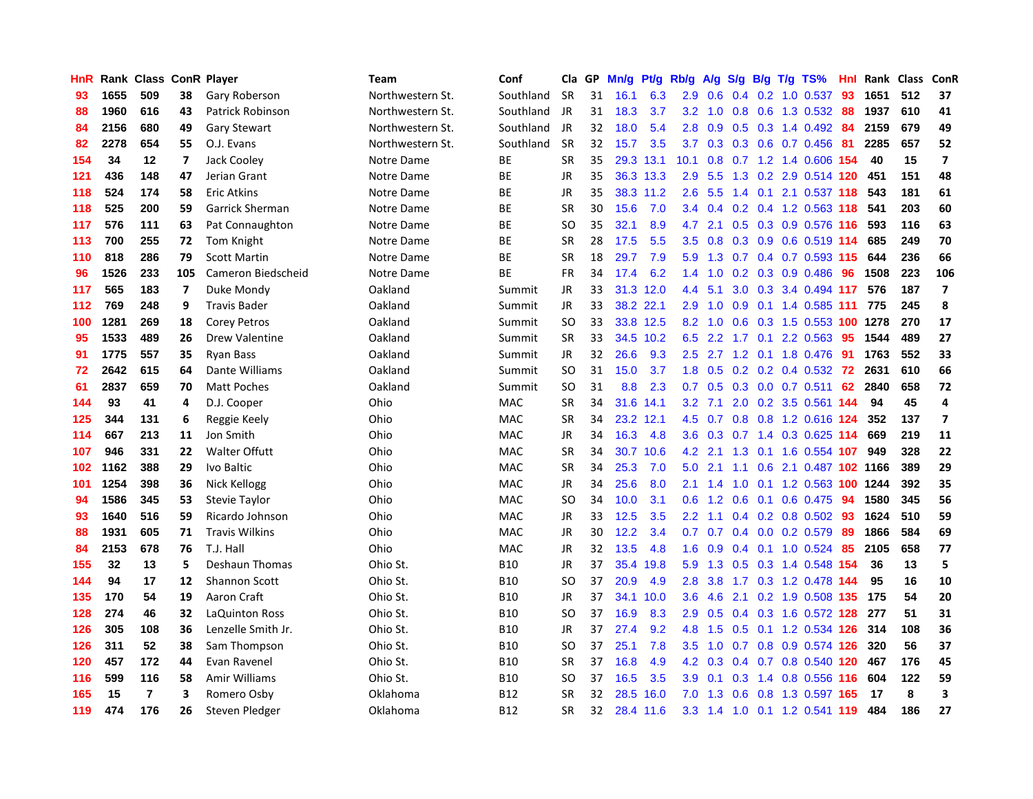| HnR | Rank | Class | ConR | Player | Team | Conf | Cla | GP | Mn/g | Pt/g | Rb/g | A/g | S/g | B/g | T/g | TS% | HnI | Rank | Class | ConR |
|---|---|---|---|---|---|---|---|---|---|---|---|---|---|---|---|---|---|---|---|---|
| 93 | 1655 | 509 | 38 | Gary Roberson | Northwestern St. | Southland | SR | 31 | 16.1 | 6.3 | 2.9 | 0.6 | 0.4 | 0.2 | 1.0 | 0.537 | 93 | 1651 | 512 | 37 |
| 88 | 1960 | 616 | 43 | Patrick Robinson | Northwestern St. | Southland | JR | 31 | 18.3 | 3.7 | 3.2 | 1.0 | 0.8 | 0.6 | 1.3 | 0.532 | 88 | 1937 | 610 | 41 |
| 84 | 2156 | 680 | 49 | Gary Stewart | Northwestern St. | Southland | JR | 32 | 18.0 | 5.4 | 2.8 | 0.9 | 0.5 | 0.3 | 1.4 | 0.492 | 84 | 2159 | 679 | 49 |
| 82 | 2278 | 654 | 55 | O.J. Evans | Northwestern St. | Southland | SR | 32 | 15.7 | 3.5 | 3.7 | 0.3 | 0.3 | 0.6 | 0.7 | 0.456 | 81 | 2285 | 657 | 52 |
| 154 | 34 | 12 | 7 | Jack Cooley | Notre Dame | BE | SR | 35 | 29.3 | 13.1 | 10.1 | 0.8 | 0.7 | 1.2 | 1.4 | 0.606 | 154 | 40 | 15 | 7 |
| 121 | 436 | 148 | 47 | Jerian Grant | Notre Dame | BE | JR | 35 | 36.3 | 13.3 | 2.9 | 5.5 | 1.3 | 0.2 | 2.9 | 0.514 | 120 | 451 | 151 | 48 |
| 118 | 524 | 174 | 58 | Eric Atkins | Notre Dame | BE | JR | 35 | 38.3 | 11.2 | 2.6 | 5.5 | 1.4 | 0.1 | 2.1 | 0.537 | 118 | 543 | 181 | 61 |
| 118 | 525 | 200 | 59 | Garrick Sherman | Notre Dame | BE | SR | 30 | 15.6 | 7.0 | 3.4 | 0.4 | 0.2 | 0.4 | 1.2 | 0.563 | 118 | 541 | 203 | 60 |
| 117 | 576 | 111 | 63 | Pat Connaughton | Notre Dame | BE | SO | 35 | 32.1 | 8.9 | 4.7 | 2.1 | 0.5 | 0.3 | 0.9 | 0.576 | 116 | 593 | 116 | 63 |
| 113 | 700 | 255 | 72 | Tom Knight | Notre Dame | BE | SR | 28 | 17.5 | 5.5 | 3.5 | 0.8 | 0.3 | 0.9 | 0.6 | 0.519 | 114 | 685 | 249 | 70 |
| 110 | 818 | 286 | 79 | Scott Martin | Notre Dame | BE | SR | 18 | 29.7 | 7.9 | 5.9 | 1.3 | 0.7 | 0.4 | 0.7 | 0.593 | 115 | 644 | 236 | 66 |
| 96 | 1526 | 233 | 105 | Cameron Biedscheid | Notre Dame | BE | FR | 34 | 17.4 | 6.2 | 1.4 | 1.0 | 0.2 | 0.3 | 0.9 | 0.486 | 96 | 1508 | 223 | 106 |
| 117 | 565 | 183 | 7 | Duke Mondy | Oakland | Summit | JR | 33 | 31.3 | 12.0 | 4.4 | 5.1 | 3.0 | 0.3 | 3.4 | 0.494 | 117 | 576 | 187 | 7 |
| 112 | 769 | 248 | 9 | Travis Bader | Oakland | Summit | JR | 33 | 38.2 | 22.1 | 2.9 | 1.0 | 0.9 | 0.1 | 1.4 | 0.585 | 111 | 775 | 245 | 8 |
| 100 | 1281 | 269 | 18 | Corey Petros | Oakland | Summit | SO | 33 | 33.8 | 12.5 | 8.2 | 1.0 | 0.6 | 0.3 | 1.5 | 0.553 | 100 | 1278 | 270 | 17 |
| 95 | 1533 | 489 | 26 | Drew Valentine | Oakland | Summit | SR | 33 | 34.5 | 10.2 | 6.5 | 2.2 | 1.7 | 0.1 | 2.2 | 0.563 | 95 | 1544 | 489 | 27 |
| 91 | 1775 | 557 | 35 | Ryan Bass | Oakland | Summit | JR | 32 | 26.6 | 9.3 | 2.5 | 2.7 | 1.2 | 0.1 | 1.8 | 0.476 | 91 | 1763 | 552 | 33 |
| 72 | 2642 | 615 | 64 | Dante Williams | Oakland | Summit | SO | 31 | 15.0 | 3.7 | 1.8 | 0.5 | 0.2 | 0.2 | 0.4 | 0.532 | 72 | 2631 | 610 | 66 |
| 61 | 2837 | 659 | 70 | Matt Poches | Oakland | Summit | SO | 31 | 8.8 | 2.3 | 0.7 | 0.5 | 0.3 | 0.0 | 0.7 | 0.511 | 62 | 2840 | 658 | 72 |
| 144 | 93 | 41 | 4 | D.J. Cooper | Ohio | MAC | SR | 34 | 31.6 | 14.1 | 3.2 | 7.1 | 2.0 | 0.2 | 3.5 | 0.561 | 144 | 94 | 45 | 4 |
| 125 | 344 | 131 | 6 | Reggie Keely | Ohio | MAC | SR | 34 | 23.2 | 12.1 | 4.5 | 0.7 | 0.8 | 0.8 | 1.2 | 0.616 | 124 | 352 | 137 | 7 |
| 114 | 667 | 213 | 11 | Jon Smith | Ohio | MAC | JR | 34 | 16.3 | 4.8 | 3.6 | 0.3 | 0.7 | 1.4 | 0.3 | 0.625 | 114 | 669 | 219 | 11 |
| 107 | 946 | 331 | 22 | Walter Offutt | Ohio | MAC | SR | 34 | 30.7 | 10.6 | 4.2 | 2.1 | 1.3 | 0.1 | 1.6 | 0.554 | 107 | 949 | 328 | 22 |
| 102 | 1162 | 388 | 29 | Ivo Baltic | Ohio | MAC | SR | 34 | 25.3 | 7.0 | 5.0 | 2.1 | 1.1 | 0.6 | 2.1 | 0.487 | 102 | 1166 | 389 | 29 |
| 101 | 1254 | 398 | 36 | Nick Kellogg | Ohio | MAC | JR | 34 | 25.6 | 8.0 | 2.1 | 1.4 | 1.0 | 0.1 | 1.2 | 0.563 | 100 | 1244 | 392 | 35 |
| 94 | 1586 | 345 | 53 | Stevie Taylor | Ohio | MAC | SO | 34 | 10.0 | 3.1 | 0.6 | 1.2 | 0.6 | 0.1 | 0.6 | 0.475 | 94 | 1580 | 345 | 56 |
| 93 | 1640 | 516 | 59 | Ricardo Johnson | Ohio | MAC | JR | 33 | 12.5 | 3.5 | 2.2 | 1.1 | 0.4 | 0.2 | 0.8 | 0.502 | 93 | 1624 | 510 | 59 |
| 88 | 1931 | 605 | 71 | Travis Wilkins | Ohio | MAC | JR | 30 | 12.2 | 3.4 | 0.7 | 0.7 | 0.4 | 0.0 | 0.2 | 0.579 | 89 | 1866 | 584 | 69 |
| 84 | 2153 | 678 | 76 | T.J. Hall | Ohio | MAC | JR | 32 | 13.5 | 4.8 | 1.6 | 0.9 | 0.4 | 0.1 | 1.0 | 0.524 | 85 | 2105 | 658 | 77 |
| 155 | 32 | 13 | 5 | Deshaun Thomas | Ohio St. | B10 | JR | 37 | 35.4 | 19.8 | 5.9 | 1.3 | 0.5 | 0.3 | 1.4 | 0.548 | 154 | 36 | 13 | 5 |
| 144 | 94 | 17 | 12 | Shannon Scott | Ohio St. | B10 | SO | 37 | 20.9 | 4.9 | 2.8 | 3.8 | 1.7 | 0.3 | 1.2 | 0.478 | 144 | 95 | 16 | 10 |
| 135 | 170 | 54 | 19 | Aaron Craft | Ohio St. | B10 | JR | 37 | 34.1 | 10.0 | 3.6 | 4.6 | 2.1 | 0.2 | 1.9 | 0.508 | 135 | 175 | 54 | 20 |
| 128 | 274 | 46 | 32 | LaQuinton Ross | Ohio St. | B10 | SO | 37 | 16.9 | 8.3 | 2.9 | 0.5 | 0.4 | 0.3 | 1.6 | 0.572 | 128 | 277 | 51 | 31 |
| 126 | 305 | 108 | 36 | Lenzelle Smith Jr. | Ohio St. | B10 | JR | 37 | 27.4 | 9.2 | 4.8 | 1.5 | 0.5 | 0.1 | 1.2 | 0.534 | 126 | 314 | 108 | 36 |
| 126 | 311 | 52 | 38 | Sam Thompson | Ohio St. | B10 | SO | 37 | 25.1 | 7.8 | 3.5 | 1.0 | 0.7 | 0.8 | 0.9 | 0.574 | 126 | 320 | 56 | 37 |
| 120 | 457 | 172 | 44 | Evan Ravenel | Ohio St. | B10 | SR | 37 | 16.8 | 4.9 | 4.2 | 0.3 | 0.4 | 0.7 | 0.8 | 0.540 | 120 | 467 | 176 | 45 |
| 116 | 599 | 116 | 58 | Amir Williams | Ohio St. | B10 | SO | 37 | 16.5 | 3.5 | 3.9 | 0.1 | 0.3 | 1.4 | 0.8 | 0.556 | 116 | 604 | 122 | 59 |
| 165 | 15 | 7 | 3 | Romero Osby | Oklahoma | B12 | SR | 32 | 28.5 | 16.0 | 7.0 | 1.3 | 0.6 | 0.8 | 1.3 | 0.597 | 165 | 17 | 8 | 3 |
| 119 | 474 | 176 | 26 | Steven Pledger | Oklahoma | B12 | SR | 32 | 28.4 | 11.6 | 3.3 | 1.4 | 1.0 | 0.1 | 1.2 | 0.541 | 119 | 484 | 186 | 27 |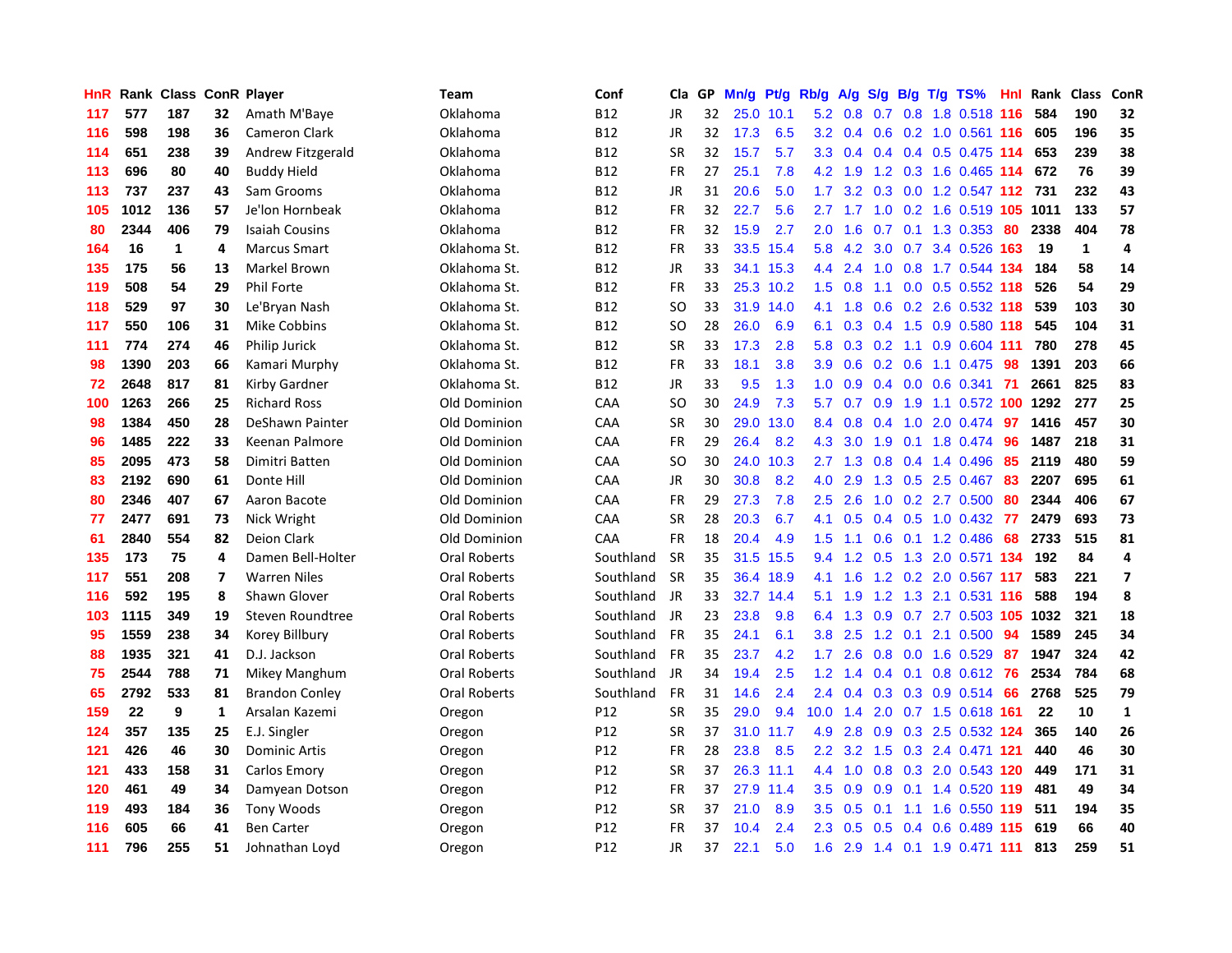| HnR | Rank | Class | ConR | Player | Team | Conf | Cla | GP | Mn/g | Pt/g | Rb/g | A/g | S/g | B/g | T/g | TS% | HnI | Rank | Class | ConR |
|---|---|---|---|---|---|---|---|---|---|---|---|---|---|---|---|---|---|---|---|---|
| 117 | 577 | 187 | 32 | Amath M'Baye | Oklahoma | B12 | JR | 32 | 25.0 | 10.1 | 5.2 | 0.8 | 0.7 | 0.8 | 1.8 | 0.518 | 116 | 584 | 190 | 32 |
| 116 | 598 | 198 | 36 | Cameron Clark | Oklahoma | B12 | JR | 32 | 17.3 | 6.5 | 3.2 | 0.4 | 0.6 | 0.2 | 1.0 | 0.561 | 116 | 605 | 196 | 35 |
| 114 | 651 | 238 | 39 | Andrew Fitzgerald | Oklahoma | B12 | SR | 32 | 15.7 | 5.7 | 3.3 | 0.4 | 0.4 | 0.4 | 0.5 | 0.475 | 114 | 653 | 239 | 38 |
| 113 | 696 | 80 | 40 | Buddy Hield | Oklahoma | B12 | FR | 27 | 25.1 | 7.8 | 4.2 | 1.9 | 1.2 | 0.3 | 1.6 | 0.465 | 114 | 672 | 76 | 39 |
| 113 | 737 | 237 | 43 | Sam Grooms | Oklahoma | B12 | JR | 31 | 20.6 | 5.0 | 1.7 | 3.2 | 0.3 | 0.0 | 1.2 | 0.547 | 112 | 731 | 232 | 43 |
| 105 | 1012 | 136 | 57 | Je'lon Hornbeak | Oklahoma | B12 | FR | 32 | 22.7 | 5.6 | 2.7 | 1.7 | 1.0 | 0.2 | 1.6 | 0.519 | 105 | 1011 | 133 | 57 |
| 80 | 2344 | 406 | 79 | Isaiah Cousins | Oklahoma | B12 | FR | 32 | 15.9 | 2.7 | 2.0 | 1.6 | 0.7 | 0.1 | 1.3 | 0.353 | 80 | 2338 | 404 | 78 |
| 164 | 16 | 1 | 4 | Marcus Smart | Oklahoma St. | B12 | FR | 33 | 33.5 | 15.4 | 5.8 | 4.2 | 3.0 | 0.7 | 3.4 | 0.526 | 163 | 19 | 1 | 4 |
| 135 | 175 | 56 | 13 | Markel Brown | Oklahoma St. | B12 | JR | 33 | 34.1 | 15.3 | 4.4 | 2.4 | 1.0 | 0.8 | 1.7 | 0.544 | 134 | 184 | 58 | 14 |
| 119 | 508 | 54 | 29 | Phil Forte | Oklahoma St. | B12 | FR | 33 | 25.3 | 10.2 | 1.5 | 0.8 | 1.1 | 0.0 | 0.5 | 0.552 | 118 | 526 | 54 | 29 |
| 118 | 529 | 97 | 30 | Le'Bryan Nash | Oklahoma St. | B12 | SO | 33 | 31.9 | 14.0 | 4.1 | 1.8 | 0.6 | 0.2 | 2.6 | 0.532 | 118 | 539 | 103 | 30 |
| 117 | 550 | 106 | 31 | Mike Cobbins | Oklahoma St. | B12 | SO | 28 | 26.0 | 6.9 | 6.1 | 0.3 | 0.4 | 1.5 | 0.9 | 0.580 | 118 | 545 | 104 | 31 |
| 111 | 774 | 274 | 46 | Philip Jurick | Oklahoma St. | B12 | SR | 33 | 17.3 | 2.8 | 5.8 | 0.3 | 0.2 | 1.1 | 0.9 | 0.604 | 111 | 780 | 278 | 45 |
| 98 | 1390 | 203 | 66 | Kamari Murphy | Oklahoma St. | B12 | FR | 33 | 18.1 | 3.8 | 3.9 | 0.6 | 0.2 | 0.6 | 1.1 | 0.475 | 98 | 1391 | 203 | 66 |
| 72 | 2648 | 817 | 81 | Kirby Gardner | Oklahoma St. | B12 | JR | 33 | 9.5 | 1.3 | 1.0 | 0.9 | 0.4 | 0.0 | 0.6 | 0.341 | 71 | 2661 | 825 | 83 |
| 100 | 1263 | 266 | 25 | Richard Ross | Old Dominion | CAA | SO | 30 | 24.9 | 7.3 | 5.7 | 0.7 | 0.9 | 1.9 | 1.1 | 0.572 | 100 | 1292 | 277 | 25 |
| 98 | 1384 | 450 | 28 | DeShawn Painter | Old Dominion | CAA | SR | 30 | 29.0 | 13.0 | 8.4 | 0.8 | 0.4 | 1.0 | 2.0 | 0.474 | 97 | 1416 | 457 | 30 |
| 96 | 1485 | 222 | 33 | Keenan Palmore | Old Dominion | CAA | FR | 29 | 26.4 | 8.2 | 4.3 | 3.0 | 1.9 | 0.1 | 1.8 | 0.474 | 96 | 1487 | 218 | 31 |
| 85 | 2095 | 473 | 58 | Dimitri Batten | Old Dominion | CAA | SO | 30 | 24.0 | 10.3 | 2.7 | 1.3 | 0.8 | 0.4 | 1.4 | 0.496 | 85 | 2119 | 480 | 59 |
| 83 | 2192 | 690 | 61 | Donte Hill | Old Dominion | CAA | JR | 30 | 30.8 | 8.2 | 4.0 | 2.9 | 1.3 | 0.5 | 2.5 | 0.467 | 83 | 2207 | 695 | 61 |
| 80 | 2346 | 407 | 67 | Aaron Bacote | Old Dominion | CAA | FR | 29 | 27.3 | 7.8 | 2.5 | 2.6 | 1.0 | 0.2 | 2.7 | 0.500 | 80 | 2344 | 406 | 67 |
| 77 | 2477 | 691 | 73 | Nick Wright | Old Dominion | CAA | SR | 28 | 20.3 | 6.7 | 4.1 | 0.5 | 0.4 | 0.5 | 1.0 | 0.432 | 77 | 2479 | 693 | 73 |
| 61 | 2840 | 554 | 82 | Deion Clark | Old Dominion | CAA | FR | 18 | 20.4 | 4.9 | 1.5 | 1.1 | 0.6 | 0.1 | 1.2 | 0.486 | 68 | 2733 | 515 | 81 |
| 135 | 173 | 75 | 4 | Damen Bell-Holter | Oral Roberts | Southland | SR | 35 | 31.5 | 15.5 | 9.4 | 1.2 | 0.5 | 1.3 | 2.0 | 0.571 | 134 | 192 | 84 | 4 |
| 117 | 551 | 208 | 7 | Warren Niles | Oral Roberts | Southland | SR | 35 | 36.4 | 18.9 | 4.1 | 1.6 | 1.2 | 0.2 | 2.0 | 0.567 | 117 | 583 | 221 | 7 |
| 116 | 592 | 195 | 8 | Shawn Glover | Oral Roberts | Southland | JR | 33 | 32.7 | 14.4 | 5.1 | 1.9 | 1.2 | 1.3 | 2.1 | 0.531 | 116 | 588 | 194 | 8 |
| 103 | 1115 | 349 | 19 | Steven Roundtree | Oral Roberts | Southland | JR | 23 | 23.8 | 9.8 | 6.4 | 1.3 | 0.9 | 0.7 | 2.7 | 0.503 | 105 | 1032 | 321 | 18 |
| 95 | 1559 | 238 | 34 | Korey Billbury | Oral Roberts | Southland | FR | 35 | 24.1 | 6.1 | 3.8 | 2.5 | 1.2 | 0.1 | 2.1 | 0.500 | 94 | 1589 | 245 | 34 |
| 88 | 1935 | 321 | 41 | D.J. Jackson | Oral Roberts | Southland | FR | 35 | 23.7 | 4.2 | 1.7 | 2.6 | 0.8 | 0.0 | 1.6 | 0.529 | 87 | 1947 | 324 | 42 |
| 75 | 2544 | 788 | 71 | Mikey Manghum | Oral Roberts | Southland | JR | 34 | 19.4 | 2.5 | 1.2 | 1.4 | 0.4 | 0.1 | 0.8 | 0.612 | 76 | 2534 | 784 | 68 |
| 65 | 2792 | 533 | 81 | Brandon Conley | Oral Roberts | Southland | FR | 31 | 14.6 | 2.4 | 2.4 | 0.4 | 0.3 | 0.3 | 0.9 | 0.514 | 66 | 2768 | 525 | 79 |
| 159 | 22 | 9 | 1 | Arsalan Kazemi | Oregon | P12 | SR | 35 | 29.0 | 9.4 | 10.0 | 1.4 | 2.0 | 0.7 | 1.5 | 0.618 | 161 | 22 | 10 | 1 |
| 124 | 357 | 135 | 25 | E.J. Singler | Oregon | P12 | SR | 37 | 31.0 | 11.7 | 4.9 | 2.8 | 0.9 | 0.3 | 2.5 | 0.532 | 124 | 365 | 140 | 26 |
| 121 | 426 | 46 | 30 | Dominic Artis | Oregon | P12 | FR | 28 | 23.8 | 8.5 | 2.2 | 3.2 | 1.5 | 0.3 | 2.4 | 0.471 | 121 | 440 | 46 | 30 |
| 121 | 433 | 158 | 31 | Carlos Emory | Oregon | P12 | SR | 37 | 26.3 | 11.1 | 4.4 | 1.0 | 0.8 | 0.3 | 2.0 | 0.543 | 120 | 449 | 171 | 31 |
| 120 | 461 | 49 | 34 | Damyean Dotson | Oregon | P12 | FR | 37 | 27.9 | 11.4 | 3.5 | 0.9 | 0.9 | 0.1 | 1.4 | 0.520 | 119 | 481 | 49 | 34 |
| 119 | 493 | 184 | 36 | Tony Woods | Oregon | P12 | SR | 37 | 21.0 | 8.9 | 3.5 | 0.5 | 0.1 | 1.1 | 1.6 | 0.550 | 119 | 511 | 194 | 35 |
| 116 | 605 | 66 | 41 | Ben Carter | Oregon | P12 | FR | 37 | 10.4 | 2.4 | 2.3 | 0.5 | 0.5 | 0.4 | 0.6 | 0.489 | 115 | 619 | 66 | 40 |
| 111 | 796 | 255 | 51 | Johnathan Loyd | Oregon | P12 | JR | 37 | 22.1 | 5.0 | 1.6 | 2.9 | 1.4 | 0.1 | 1.9 | 0.471 | 111 | 813 | 259 | 51 |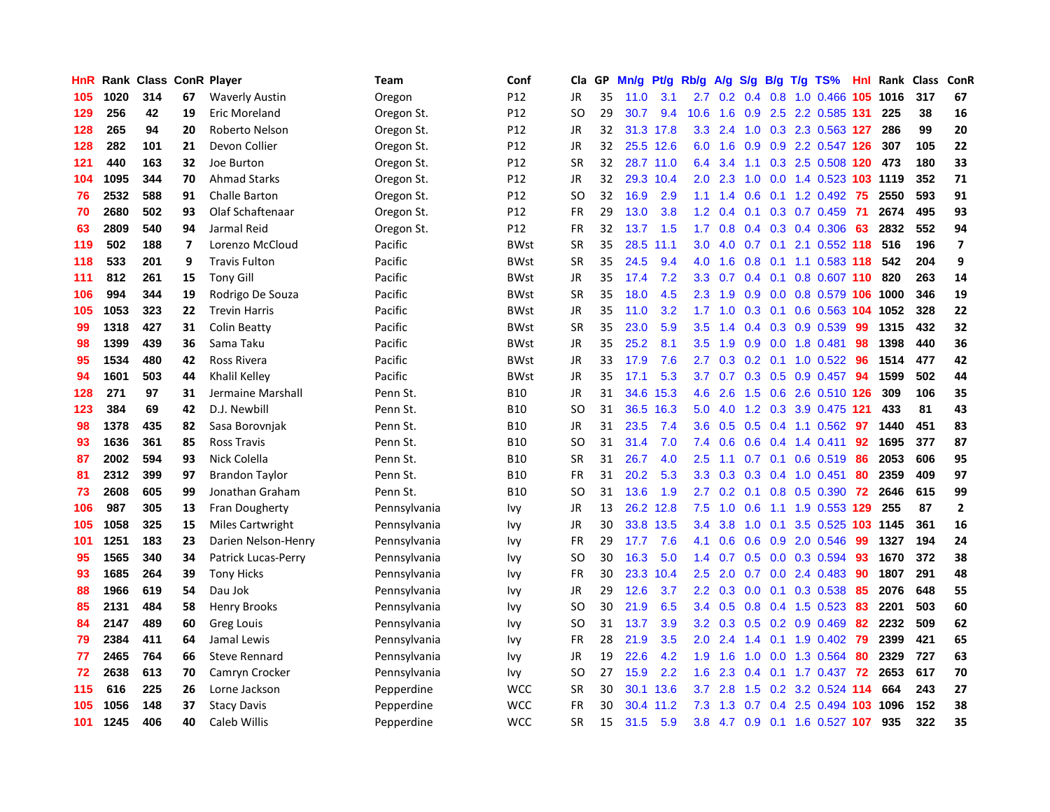| HnR | Rank | Class | ConR | Player | Team | Conf | Cla | GP | Mn/g | Pt/g | Rb/g | A/g | S/g | B/g | T/g | TS% | HnI | Rank | Class | ConR |
|---|---|---|---|---|---|---|---|---|---|---|---|---|---|---|---|---|---|---|---|---|
| 105 | 1020 | 314 | 67 | Waverly Austin | Oregon | P12 | JR | 35 | 11.0 | 3.1 | 2.7 | 0.2 | 0.4 | 0.8 | 1.0 | 0.466 | 105 | 1016 | 317 | 67 |
| 129 | 256 | 42 | 19 | Eric Moreland | Oregon St. | P12 | SO | 29 | 30.7 | 9.4 | 10.6 | 1.6 | 0.9 | 2.5 | 2.2 | 0.585 | 131 | 225 | 38 | 16 |
| 128 | 265 | 94 | 20 | Roberto Nelson | Oregon St. | P12 | JR | 32 | 31.3 | 17.8 | 3.3 | 2.4 | 1.0 | 0.3 | 2.3 | 0.563 | 127 | 286 | 99 | 20 |
| 128 | 282 | 101 | 21 | Devon Collier | Oregon St. | P12 | JR | 32 | 25.5 | 12.6 | 6.0 | 1.6 | 0.9 | 0.9 | 2.2 | 0.547 | 126 | 307 | 105 | 22 |
| 121 | 440 | 163 | 32 | Joe Burton | Oregon St. | P12 | SR | 32 | 28.7 | 11.0 | 6.4 | 3.4 | 1.1 | 0.3 | 2.5 | 0.508 | 120 | 473 | 180 | 33 |
| 104 | 1095 | 344 | 70 | Ahmad Starks | Oregon St. | P12 | JR | 32 | 29.3 | 10.4 | 2.0 | 2.3 | 1.0 | 0.0 | 1.4 | 0.523 | 103 | 1119 | 352 | 71 |
| 76 | 2532 | 588 | 91 | Challe Barton | Oregon St. | P12 | SO | 32 | 16.9 | 2.9 | 1.1 | 1.4 | 0.6 | 0.1 | 1.2 | 0.492 | 75 | 2550 | 593 | 91 |
| 70 | 2680 | 502 | 93 | Olaf Schaftenaar | Oregon St. | P12 | FR | 29 | 13.0 | 3.8 | 1.2 | 0.4 | 0.1 | 0.3 | 0.7 | 0.459 | 71 | 2674 | 495 | 93 |
| 63 | 2809 | 540 | 94 | Jarmal Reid | Oregon St. | P12 | FR | 32 | 13.7 | 1.5 | 1.7 | 0.8 | 0.4 | 0.3 | 0.4 | 0.306 | 63 | 2832 | 552 | 94 |
| 119 | 502 | 188 | 7 | Lorenzo McCloud | Pacific | BWst | SR | 35 | 28.5 | 11.1 | 3.0 | 4.0 | 0.7 | 0.1 | 2.1 | 0.552 | 118 | 516 | 196 | 7 |
| 118 | 533 | 201 | 9 | Travis Fulton | Pacific | BWst | SR | 35 | 24.5 | 9.4 | 4.0 | 1.6 | 0.8 | 0.1 | 1.1 | 0.583 | 118 | 542 | 204 | 9 |
| 111 | 812 | 261 | 15 | Tony Gill | Pacific | BWst | JR | 35 | 17.4 | 7.2 | 3.3 | 0.7 | 0.4 | 0.1 | 0.8 | 0.607 | 110 | 820 | 263 | 14 |
| 106 | 994 | 344 | 19 | Rodrigo De Souza | Pacific | BWst | SR | 35 | 18.0 | 4.5 | 2.3 | 1.9 | 0.9 | 0.0 | 0.8 | 0.579 | 106 | 1000 | 346 | 19 |
| 105 | 1053 | 323 | 22 | Trevin Harris | Pacific | BWst | JR | 35 | 11.0 | 3.2 | 1.7 | 1.0 | 0.3 | 0.1 | 0.6 | 0.563 | 104 | 1052 | 328 | 22 |
| 99 | 1318 | 427 | 31 | Colin Beatty | Pacific | BWst | SR | 35 | 23.0 | 5.9 | 3.5 | 1.4 | 0.4 | 0.3 | 0.9 | 0.539 | 99 | 1315 | 432 | 32 |
| 98 | 1399 | 439 | 36 | Sama Taku | Pacific | BWst | JR | 35 | 25.2 | 8.1 | 3.5 | 1.9 | 0.9 | 0.0 | 1.8 | 0.481 | 98 | 1398 | 440 | 36 |
| 95 | 1534 | 480 | 42 | Ross Rivera | Pacific | BWst | JR | 33 | 17.9 | 7.6 | 2.7 | 0.3 | 0.2 | 0.1 | 1.0 | 0.522 | 96 | 1514 | 477 | 42 |
| 94 | 1601 | 503 | 44 | Khalil Kelley | Pacific | BWst | JR | 35 | 17.1 | 5.3 | 3.7 | 0.7 | 0.3 | 0.5 | 0.9 | 0.457 | 94 | 1599 | 502 | 44 |
| 128 | 271 | 97 | 31 | Jermaine Marshall | Penn St. | B10 | JR | 31 | 34.6 | 15.3 | 4.6 | 2.6 | 1.5 | 0.6 | 2.6 | 0.510 | 126 | 309 | 106 | 35 |
| 123 | 384 | 69 | 42 | D.J. Newbill | Penn St. | B10 | SO | 31 | 36.5 | 16.3 | 5.0 | 4.0 | 1.2 | 0.3 | 3.9 | 0.475 | 121 | 433 | 81 | 43 |
| 98 | 1378 | 435 | 82 | Sasa Borovnjak | Penn St. | B10 | JR | 31 | 23.5 | 7.4 | 3.6 | 0.5 | 0.5 | 0.4 | 1.1 | 0.562 | 97 | 1440 | 451 | 83 |
| 93 | 1636 | 361 | 85 | Ross Travis | Penn St. | B10 | SO | 31 | 31.4 | 7.0 | 7.4 | 0.6 | 0.6 | 0.4 | 1.4 | 0.411 | 92 | 1695 | 377 | 87 |
| 87 | 2002 | 594 | 93 | Nick Colella | Penn St. | B10 | SR | 31 | 26.7 | 4.0 | 2.5 | 1.1 | 0.7 | 0.1 | 0.6 | 0.519 | 86 | 2053 | 606 | 95 |
| 81 | 2312 | 399 | 97 | Brandon Taylor | Penn St. | B10 | FR | 31 | 20.2 | 5.3 | 3.3 | 0.3 | 0.3 | 0.4 | 1.0 | 0.451 | 80 | 2359 | 409 | 97 |
| 73 | 2608 | 605 | 99 | Jonathan Graham | Penn St. | B10 | SO | 31 | 13.6 | 1.9 | 2.7 | 0.2 | 0.1 | 0.8 | 0.5 | 0.390 | 72 | 2646 | 615 | 99 |
| 106 | 987 | 305 | 13 | Fran Dougherty | Pennsylvania | Ivy | JR | 13 | 26.2 | 12.8 | 7.5 | 1.0 | 0.6 | 1.1 | 1.9 | 0.553 | 129 | 255 | 87 | 2 |
| 105 | 1058 | 325 | 15 | Miles Cartwright | Pennsylvania | Ivy | JR | 30 | 33.8 | 13.5 | 3.4 | 3.8 | 1.0 | 0.1 | 3.5 | 0.525 | 103 | 1145 | 361 | 16 |
| 101 | 1251 | 183 | 23 | Darien Nelson-Henry | Pennsylvania | Ivy | FR | 29 | 17.7 | 7.6 | 4.1 | 0.6 | 0.6 | 0.9 | 2.0 | 0.546 | 99 | 1327 | 194 | 24 |
| 95 | 1565 | 340 | 34 | Patrick Lucas-Perry | Pennsylvania | Ivy | SO | 30 | 16.3 | 5.0 | 1.4 | 0.7 | 0.5 | 0.0 | 0.3 | 0.594 | 93 | 1670 | 372 | 38 |
| 93 | 1685 | 264 | 39 | Tony Hicks | Pennsylvania | Ivy | FR | 30 | 23.3 | 10.4 | 2.5 | 2.0 | 0.7 | 0.0 | 2.4 | 0.483 | 90 | 1807 | 291 | 48 |
| 88 | 1966 | 619 | 54 | Dau Jok | Pennsylvania | Ivy | JR | 29 | 12.6 | 3.7 | 2.2 | 0.3 | 0.0 | 0.1 | 0.3 | 0.538 | 85 | 2076 | 648 | 55 |
| 85 | 2131 | 484 | 58 | Henry Brooks | Pennsylvania | Ivy | SO | 30 | 21.9 | 6.5 | 3.4 | 0.5 | 0.8 | 0.4 | 1.5 | 0.523 | 83 | 2201 | 503 | 60 |
| 84 | 2147 | 489 | 60 | Greg Louis | Pennsylvania | Ivy | SO | 31 | 13.7 | 3.9 | 3.2 | 0.3 | 0.5 | 0.2 | 0.9 | 0.469 | 82 | 2232 | 509 | 62 |
| 79 | 2384 | 411 | 64 | Jamal Lewis | Pennsylvania | Ivy | FR | 28 | 21.9 | 3.5 | 2.0 | 2.4 | 1.4 | 0.1 | 1.9 | 0.402 | 79 | 2399 | 421 | 65 |
| 77 | 2465 | 764 | 66 | Steve Rennard | Pennsylvania | Ivy | JR | 19 | 22.6 | 4.2 | 1.9 | 1.6 | 1.0 | 0.0 | 1.3 | 0.564 | 80 | 2329 | 727 | 63 |
| 72 | 2638 | 613 | 70 | Camryn Crocker | Pennsylvania | Ivy | SO | 27 | 15.9 | 2.2 | 1.6 | 2.3 | 0.4 | 0.1 | 1.7 | 0.437 | 72 | 2653 | 617 | 70 |
| 115 | 616 | 225 | 26 | Lorne Jackson | Pepperdine | WCC | SR | 30 | 30.1 | 13.6 | 3.7 | 2.8 | 1.5 | 0.2 | 3.2 | 0.524 | 114 | 664 | 243 | 27 |
| 105 | 1056 | 148 | 37 | Stacy Davis | Pepperdine | WCC | FR | 30 | 30.4 | 11.2 | 7.3 | 1.3 | 0.7 | 0.4 | 2.5 | 0.494 | 103 | 1096 | 152 | 38 |
| 101 | 1245 | 406 | 40 | Caleb Willis | Pepperdine | WCC | SR | 15 | 31.5 | 5.9 | 3.8 | 4.7 | 0.9 | 0.1 | 1.6 | 0.527 | 107 | 935 | 322 | 35 |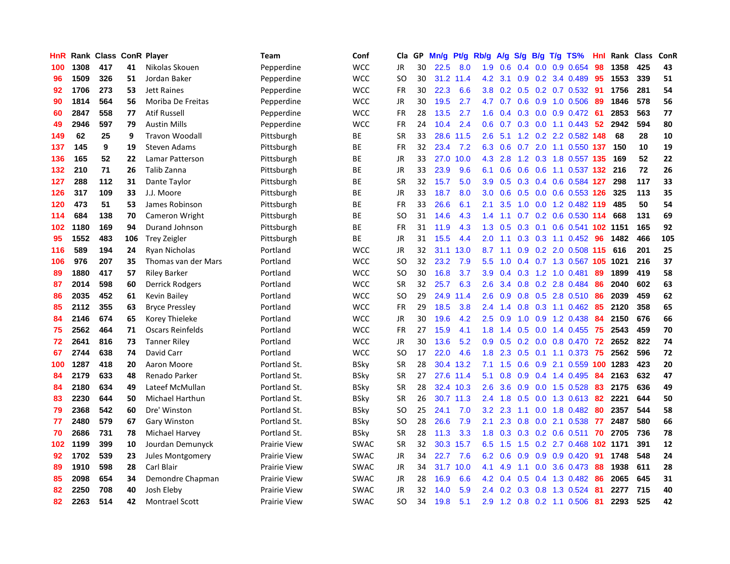| HnR | Rank | Class | ConR | Player | Team | Conf | Cla | GP | Mn/g | Pt/g | Rb/g | A/g | S/g | B/g | T/g | TS% | HnI | Rank | Class | ConR |
|---|---|---|---|---|---|---|---|---|---|---|---|---|---|---|---|---|---|---|---|---|
| 100 | 1308 | 417 | 41 | Nikolas Skouen | Pepperdine | WCC | JR | 30 | 22.5 | 8.0 | 1.9 | 0.6 | 0.4 | 0.0 | 0.9 | 0.654 | 98 | 1358 | 425 | 43 |
| 96 | 1509 | 326 | 51 | Jordan Baker | Pepperdine | WCC | SO | 30 | 31.2 | 11.4 | 4.2 | 3.1 | 0.9 | 0.2 | 3.4 | 0.489 | 95 | 1553 | 339 | 51 |
| 92 | 1706 | 273 | 53 | Jett Raines | Pepperdine | WCC | FR | 30 | 22.3 | 6.6 | 3.8 | 0.2 | 0.5 | 0.2 | 0.7 | 0.532 | 91 | 1756 | 281 | 54 |
| 90 | 1814 | 564 | 56 | Moriba De Freitas | Pepperdine | WCC | JR | 30 | 19.5 | 2.7 | 4.7 | 0.7 | 0.6 | 0.9 | 1.0 | 0.506 | 89 | 1846 | 578 | 56 |
| 60 | 2847 | 558 | 77 | Atif Russell | Pepperdine | WCC | FR | 28 | 13.5 | 2.7 | 1.6 | 0.4 | 0.3 | 0.0 | 0.9 | 0.472 | 61 | 2853 | 563 | 77 |
| 49 | 2946 | 597 | 79 | Austin Mills | Pepperdine | WCC | FR | 24 | 10.4 | 2.4 | 0.6 | 0.7 | 0.3 | 0.0 | 1.1 | 0.443 | 52 | 2942 | 594 | 80 |
| 149 | 62 | 25 | 9 | Travon Woodall | Pittsburgh | BE | SR | 33 | 28.6 | 11.5 | 2.6 | 5.1 | 1.2 | 0.2 | 2.2 | 0.582 | 148 | 68 | 28 | 10 |
| 137 | 145 | 9 | 19 | Steven Adams | Pittsburgh | BE | FR | 32 | 23.4 | 7.2 | 6.3 | 0.6 | 0.7 | 2.0 | 1.1 | 0.550 | 137 | 150 | 10 | 19 |
| 136 | 165 | 52 | 22 | Lamar Patterson | Pittsburgh | BE | JR | 33 | 27.0 | 10.0 | 4.3 | 2.8 | 1.2 | 0.3 | 1.8 | 0.557 | 135 | 169 | 52 | 22 |
| 132 | 210 | 71 | 26 | Talib Zanna | Pittsburgh | BE | JR | 33 | 23.9 | 9.6 | 6.1 | 0.6 | 0.6 | 0.6 | 1.1 | 0.537 | 132 | 216 | 72 | 26 |
| 127 | 288 | 112 | 31 | Dante Taylor | Pittsburgh | BE | SR | 32 | 15.7 | 5.0 | 3.9 | 0.5 | 0.3 | 0.4 | 0.6 | 0.584 | 127 | 298 | 117 | 33 |
| 126 | 317 | 109 | 33 | J.J. Moore | Pittsburgh | BE | JR | 33 | 18.7 | 8.0 | 3.0 | 0.6 | 0.5 | 0.0 | 0.6 | 0.553 | 126 | 325 | 113 | 35 |
| 120 | 473 | 51 | 53 | James Robinson | Pittsburgh | BE | FR | 33 | 26.6 | 6.1 | 2.1 | 3.5 | 1.0 | 0.0 | 1.2 | 0.482 | 119 | 485 | 50 | 54 |
| 114 | 684 | 138 | 70 | Cameron Wright | Pittsburgh | BE | SO | 31 | 14.6 | 4.3 | 1.4 | 1.1 | 0.7 | 0.2 | 0.6 | 0.530 | 114 | 668 | 131 | 69 |
| 102 | 1180 | 169 | 94 | Durand Johnson | Pittsburgh | BE | FR | 31 | 11.9 | 4.3 | 1.3 | 0.5 | 0.3 | 0.1 | 0.6 | 0.541 | 102 | 1151 | 165 | 92 |
| 95 | 1552 | 483 | 106 | Trey Zeigler | Pittsburgh | BE | JR | 31 | 15.5 | 4.4 | 2.0 | 1.1 | 0.3 | 0.3 | 1.1 | 0.452 | 96 | 1482 | 466 | 105 |
| 116 | 589 | 194 | 24 | Ryan Nicholas | Portland | WCC | JR | 32 | 31.1 | 13.0 | 8.7 | 1.1 | 0.9 | 0.2 | 2.0 | 0.508 | 115 | 616 | 201 | 25 |
| 106 | 976 | 207 | 35 | Thomas van der Mars | Portland | WCC | SO | 32 | 23.2 | 7.9 | 5.5 | 1.0 | 0.4 | 0.7 | 1.3 | 0.567 | 105 | 1021 | 216 | 37 |
| 89 | 1880 | 417 | 57 | Riley Barker | Portland | WCC | SO | 30 | 16.8 | 3.7 | 3.9 | 0.4 | 0.3 | 1.2 | 1.0 | 0.481 | 89 | 1899 | 419 | 58 |
| 87 | 2014 | 598 | 60 | Derrick Rodgers | Portland | WCC | SR | 32 | 25.7 | 6.3 | 2.6 | 3.4 | 0.8 | 0.2 | 2.8 | 0.484 | 86 | 2040 | 602 | 63 |
| 86 | 2035 | 452 | 61 | Kevin Bailey | Portland | WCC | SO | 29 | 24.9 | 11.4 | 2.6 | 0.9 | 0.8 | 0.5 | 2.8 | 0.510 | 86 | 2039 | 459 | 62 |
| 85 | 2112 | 355 | 63 | Bryce Pressley | Portland | WCC | FR | 29 | 18.5 | 3.8 | 2.4 | 1.4 | 0.8 | 0.3 | 1.1 | 0.462 | 85 | 2120 | 358 | 65 |
| 84 | 2146 | 674 | 65 | Korey Thieleke | Portland | WCC | JR | 30 | 19.6 | 4.2 | 2.5 | 0.9 | 1.0 | 0.9 | 1.2 | 0.438 | 84 | 2150 | 676 | 66 |
| 75 | 2562 | 464 | 71 | Oscars Reinfelds | Portland | WCC | FR | 27 | 15.9 | 4.1 | 1.8 | 1.4 | 0.5 | 0.0 | 1.4 | 0.455 | 75 | 2543 | 459 | 70 |
| 72 | 2641 | 816 | 73 | Tanner Riley | Portland | WCC | JR | 30 | 13.6 | 5.2 | 0.9 | 0.5 | 0.2 | 0.0 | 0.8 | 0.470 | 72 | 2652 | 822 | 74 |
| 67 | 2744 | 638 | 74 | David Carr | Portland | WCC | SO | 17 | 22.0 | 4.6 | 1.8 | 2.3 | 0.5 | 0.1 | 1.1 | 0.373 | 75 | 2562 | 596 | 72 |
| 100 | 1287 | 418 | 20 | Aaron Moore | Portland St. | BSky | SR | 28 | 30.4 | 13.2 | 7.1 | 1.5 | 0.6 | 0.9 | 2.1 | 0.559 | 100 | 1283 | 423 | 20 |
| 84 | 2179 | 633 | 48 | Renado Parker | Portland St. | BSky | SR | 27 | 27.6 | 11.4 | 5.1 | 0.8 | 0.9 | 0.4 | 1.4 | 0.495 | 84 | 2163 | 632 | 47 |
| 84 | 2180 | 634 | 49 | Lateef McMullan | Portland St. | BSky | SR | 28 | 32.4 | 10.3 | 2.6 | 3.6 | 0.9 | 0.0 | 1.5 | 0.528 | 83 | 2175 | 636 | 49 |
| 83 | 2230 | 644 | 50 | Michael Harthun | Portland St. | BSky | SR | 26 | 30.7 | 11.3 | 2.4 | 1.8 | 0.5 | 0.0 | 1.3 | 0.613 | 82 | 2221 | 644 | 50 |
| 79 | 2368 | 542 | 60 | Dre' Winston | Portland St. | BSky | SO | 25 | 24.1 | 7.0 | 3.2 | 2.3 | 1.1 | 0.0 | 1.8 | 0.482 | 80 | 2357 | 544 | 58 |
| 77 | 2480 | 579 | 67 | Gary Winston | Portland St. | BSky | SO | 28 | 26.6 | 7.9 | 2.1 | 2.3 | 0.8 | 0.0 | 2.1 | 0.538 | 77 | 2487 | 580 | 66 |
| 70 | 2686 | 731 | 78 | Michael Harvey | Portland St. | BSky | SR | 28 | 11.3 | 3.3 | 1.8 | 0.3 | 0.3 | 0.2 | 0.6 | 0.511 | 70 | 2705 | 736 | 78 |
| 102 | 1199 | 399 | 10 | Jourdan Demunyck | Prairie View | SWAC | SR | 32 | 30.3 | 15.7 | 6.5 | 1.5 | 1.5 | 0.2 | 2.7 | 0.468 | 102 | 1171 | 391 | 12 |
| 92 | 1702 | 539 | 23 | Jules Montgomery | Prairie View | SWAC | JR | 34 | 22.7 | 7.6 | 6.2 | 0.6 | 0.9 | 0.9 | 0.9 | 0.420 | 91 | 1748 | 548 | 24 |
| 89 | 1910 | 598 | 28 | Carl Blair | Prairie View | SWAC | JR | 34 | 31.7 | 10.0 | 4.1 | 4.9 | 1.1 | 0.0 | 3.6 | 0.473 | 88 | 1938 | 611 | 28 |
| 85 | 2098 | 654 | 34 | Demondre Chapman | Prairie View | SWAC | JR | 28 | 16.9 | 6.6 | 4.2 | 0.4 | 0.5 | 0.4 | 1.3 | 0.482 | 86 | 2065 | 645 | 31 |
| 82 | 2250 | 708 | 40 | Josh Eleby | Prairie View | SWAC | JR | 32 | 14.0 | 5.9 | 2.4 | 0.2 | 0.3 | 0.8 | 1.3 | 0.524 | 81 | 2277 | 715 | 40 |
| 82 | 2263 | 514 | 42 | Montrael Scott | Prairie View | SWAC | SO | 34 | 19.8 | 5.1 | 2.9 | 1.2 | 0.8 | 0.2 | 1.1 | 0.506 | 81 | 2293 | 525 | 42 |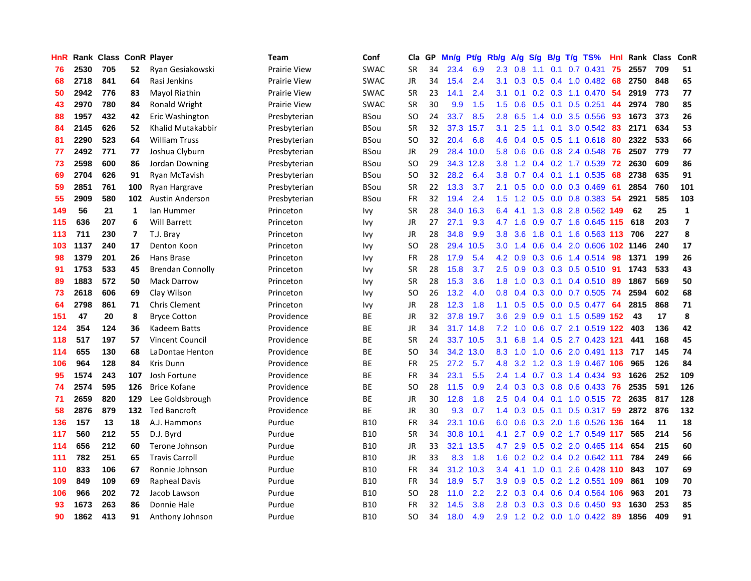| HnR | Rank | Class | ConR | Player | Team | Conf | Cla | GP | Mn/g | Pt/g | Rb/g | A/g | S/g | B/g | T/g | TS% | HnI | Rank | Class | ConR |
|---|---|---|---|---|---|---|---|---|---|---|---|---|---|---|---|---|---|---|---|---|
| 76 | 2530 | 705 | 52 | Ryan Gesiakowski | Prairie View | SWAC | SR | 34 | 23.4 | 6.9 | 2.3 | 0.8 | 1.1 | 0.1 | 0.7 | 0.431 | 75 | 2557 | 709 | 51 |
| 68 | 2718 | 841 | 64 | Rasi Jenkins | Prairie View | SWAC | JR | 34 | 15.4 | 2.4 | 3.1 | 0.3 | 0.5 | 0.4 | 1.0 | 0.482 | 68 | 2750 | 848 | 65 |
| 50 | 2942 | 776 | 83 | Mayol Riathin | Prairie View | SWAC | SR | 23 | 14.1 | 2.4 | 3.1 | 0.1 | 0.2 | 0.3 | 1.1 | 0.470 | 54 | 2919 | 773 | 77 |
| 43 | 2970 | 780 | 84 | Ronald Wright | Prairie View | SWAC | SR | 30 | 9.9 | 1.5 | 1.5 | 0.6 | 0.5 | 0.1 | 0.5 | 0.251 | 44 | 2974 | 780 | 85 |
| 88 | 1957 | 432 | 42 | Eric Washington | Presbyterian | BSou | SO | 24 | 33.7 | 8.5 | 2.8 | 6.5 | 1.4 | 0.0 | 3.5 | 0.556 | 93 | 1673 | 373 | 26 |
| 84 | 2145 | 626 | 52 | Khalid Mutakabbir | Presbyterian | BSou | SR | 32 | 37.3 | 15.7 | 3.1 | 2.5 | 1.1 | 0.1 | 3.0 | 0.542 | 83 | 2171 | 634 | 53 |
| 81 | 2290 | 523 | 64 | William Truss | Presbyterian | BSou | SO | 32 | 20.4 | 6.8 | 4.6 | 0.4 | 0.5 | 0.5 | 1.1 | 0.618 | 80 | 2322 | 533 | 66 |
| 77 | 2492 | 771 | 77 | Joshua Clyburn | Presbyterian | BSou | JR | 29 | 28.4 | 10.0 | 5.8 | 0.6 | 0.6 | 0.8 | 2.4 | 0.548 | 76 | 2507 | 779 | 77 |
| 73 | 2598 | 600 | 86 | Jordan Downing | Presbyterian | BSou | SO | 29 | 34.3 | 12.8 | 3.8 | 1.2 | 0.4 | 0.2 | 1.7 | 0.539 | 72 | 2630 | 609 | 86 |
| 69 | 2704 | 626 | 91 | Ryan McTavish | Presbyterian | BSou | SO | 32 | 28.2 | 6.4 | 3.8 | 0.7 | 0.4 | 0.1 | 1.1 | 0.535 | 68 | 2738 | 635 | 91 |
| 59 | 2851 | 761 | 100 | Ryan Hargrave | Presbyterian | BSou | SR | 22 | 13.3 | 3.7 | 2.1 | 0.5 | 0.0 | 0.0 | 0.3 | 0.469 | 61 | 2854 | 760 | 101 |
| 55 | 2909 | 580 | 102 | Austin Anderson | Presbyterian | BSou | FR | 32 | 19.4 | 2.4 | 1.5 | 1.2 | 0.5 | 0.0 | 0.8 | 0.383 | 54 | 2921 | 585 | 103 |
| 149 | 56 | 21 | 1 | Ian Hummer | Princeton | Ivy | SR | 28 | 34.0 | 16.3 | 6.4 | 4.1 | 1.3 | 0.8 | 2.8 | 0.562 | 149 | 62 | 25 | 1 |
| 115 | 636 | 207 | 6 | Will Barrett | Princeton | Ivy | JR | 27 | 27.1 | 9.3 | 4.7 | 1.6 | 0.9 | 0.7 | 1.6 | 0.645 | 115 | 618 | 203 | 7 |
| 113 | 711 | 230 | 7 | T.J. Bray | Princeton | Ivy | JR | 28 | 34.8 | 9.9 | 3.8 | 3.6 | 1.8 | 0.1 | 1.6 | 0.563 | 113 | 706 | 227 | 8 |
| 103 | 1137 | 240 | 17 | Denton Koon | Princeton | Ivy | SO | 28 | 29.4 | 10.5 | 3.0 | 1.4 | 0.6 | 0.4 | 2.0 | 0.606 | 102 | 1146 | 240 | 17 |
| 98 | 1379 | 201 | 26 | Hans Brase | Princeton | Ivy | FR | 28 | 17.9 | 5.4 | 4.2 | 0.9 | 0.3 | 0.6 | 1.4 | 0.514 | 98 | 1371 | 199 | 26 |
| 91 | 1753 | 533 | 45 | Brendan Connolly | Princeton | Ivy | SR | 28 | 15.8 | 3.7 | 2.5 | 0.9 | 0.3 | 0.3 | 0.5 | 0.510 | 91 | 1743 | 533 | 43 |
| 89 | 1883 | 572 | 50 | Mack Darrow | Princeton | Ivy | SR | 28 | 15.3 | 3.6 | 1.8 | 1.0 | 0.3 | 0.1 | 0.4 | 0.510 | 89 | 1867 | 569 | 50 |
| 73 | 2618 | 606 | 69 | Clay Wilson | Princeton | Ivy | SO | 26 | 13.2 | 4.0 | 0.8 | 0.4 | 0.3 | 0.0 | 0.7 | 0.505 | 74 | 2594 | 602 | 68 |
| 64 | 2798 | 861 | 71 | Chris Clement | Princeton | Ivy | JR | 28 | 12.3 | 1.8 | 1.1 | 0.5 | 0.5 | 0.0 | 0.5 | 0.477 | 64 | 2815 | 868 | 71 |
| 151 | 47 | 20 | 8 | Bryce Cotton | Providence | BE | JR | 32 | 37.8 | 19.7 | 3.6 | 2.9 | 0.9 | 0.1 | 1.5 | 0.589 | 152 | 43 | 17 | 8 |
| 124 | 354 | 124 | 36 | Kadeem Batts | Providence | BE | JR | 34 | 31.7 | 14.8 | 7.2 | 1.0 | 0.6 | 0.7 | 2.1 | 0.519 | 122 | 403 | 136 | 42 |
| 118 | 517 | 197 | 57 | Vincent Council | Providence | BE | SR | 24 | 33.7 | 10.5 | 3.1 | 6.8 | 1.4 | 0.5 | 2.7 | 0.423 | 121 | 441 | 168 | 45 |
| 114 | 655 | 130 | 68 | LaDontae Henton | Providence | BE | SO | 34 | 34.2 | 13.0 | 8.3 | 1.0 | 1.0 | 0.6 | 2.0 | 0.491 | 113 | 717 | 145 | 74 |
| 106 | 964 | 128 | 84 | Kris Dunn | Providence | BE | FR | 25 | 27.2 | 5.7 | 4.8 | 3.2 | 1.2 | 0.3 | 1.9 | 0.467 | 106 | 965 | 126 | 84 |
| 95 | 1574 | 243 | 107 | Josh Fortune | Providence | BE | FR | 34 | 23.1 | 5.5 | 2.4 | 1.4 | 0.7 | 0.3 | 1.4 | 0.434 | 93 | 1626 | 252 | 109 |
| 74 | 2574 | 595 | 126 | Brice Kofane | Providence | BE | SO | 28 | 11.5 | 0.9 | 2.4 | 0.3 | 0.3 | 0.8 | 0.6 | 0.433 | 76 | 2535 | 591 | 126 |
| 71 | 2659 | 820 | 129 | Lee Goldsbrough | Providence | BE | JR | 30 | 12.8 | 1.8 | 2.5 | 0.4 | 0.4 | 0.1 | 1.0 | 0.515 | 72 | 2635 | 817 | 128 |
| 58 | 2876 | 879 | 132 | Ted Bancroft | Providence | BE | JR | 30 | 9.3 | 0.7 | 1.4 | 0.3 | 0.5 | 0.1 | 0.5 | 0.317 | 59 | 2872 | 876 | 132 |
| 136 | 157 | 13 | 18 | A.J. Hammons | Purdue | B10 | FR | 34 | 23.1 | 10.6 | 6.0 | 0.6 | 0.3 | 2.0 | 1.6 | 0.526 | 136 | 164 | 11 | 18 |
| 117 | 560 | 212 | 55 | D.J. Byrd | Purdue | B10 | SR | 34 | 30.8 | 10.1 | 4.1 | 2.7 | 0.9 | 0.2 | 1.7 | 0.549 | 117 | 565 | 214 | 56 |
| 114 | 656 | 212 | 60 | Terone Johnson | Purdue | B10 | JR | 33 | 32.1 | 13.5 | 4.7 | 2.9 | 0.5 | 0.2 | 2.0 | 0.465 | 114 | 654 | 215 | 60 |
| 111 | 782 | 251 | 65 | Travis Carroll | Purdue | B10 | JR | 33 | 8.3 | 1.8 | 1.6 | 0.2 | 0.2 | 0.4 | 0.2 | 0.642 | 111 | 784 | 249 | 66 |
| 110 | 833 | 106 | 67 | Ronnie Johnson | Purdue | B10 | FR | 34 | 31.2 | 10.3 | 3.4 | 4.1 | 1.0 | 0.1 | 2.6 | 0.428 | 110 | 843 | 107 | 69 |
| 109 | 849 | 109 | 69 | Rapheal Davis | Purdue | B10 | FR | 34 | 18.9 | 5.7 | 3.9 | 0.9 | 0.5 | 0.2 | 1.2 | 0.551 | 109 | 861 | 109 | 70 |
| 106 | 966 | 202 | 72 | Jacob Lawson | Purdue | B10 | SO | 28 | 11.0 | 2.2 | 2.2 | 0.3 | 0.4 | 0.6 | 0.4 | 0.564 | 106 | 963 | 201 | 73 |
| 93 | 1673 | 263 | 86 | Donnie Hale | Purdue | B10 | FR | 32 | 14.5 | 3.8 | 2.8 | 0.3 | 0.3 | 0.3 | 0.6 | 0.450 | 93 | 1630 | 253 | 85 |
| 90 | 1862 | 413 | 91 | Anthony Johnson | Purdue | B10 | SO | 34 | 18.0 | 4.9 | 2.9 | 1.2 | 0.2 | 0.0 | 1.0 | 0.422 | 89 | 1856 | 409 | 91 |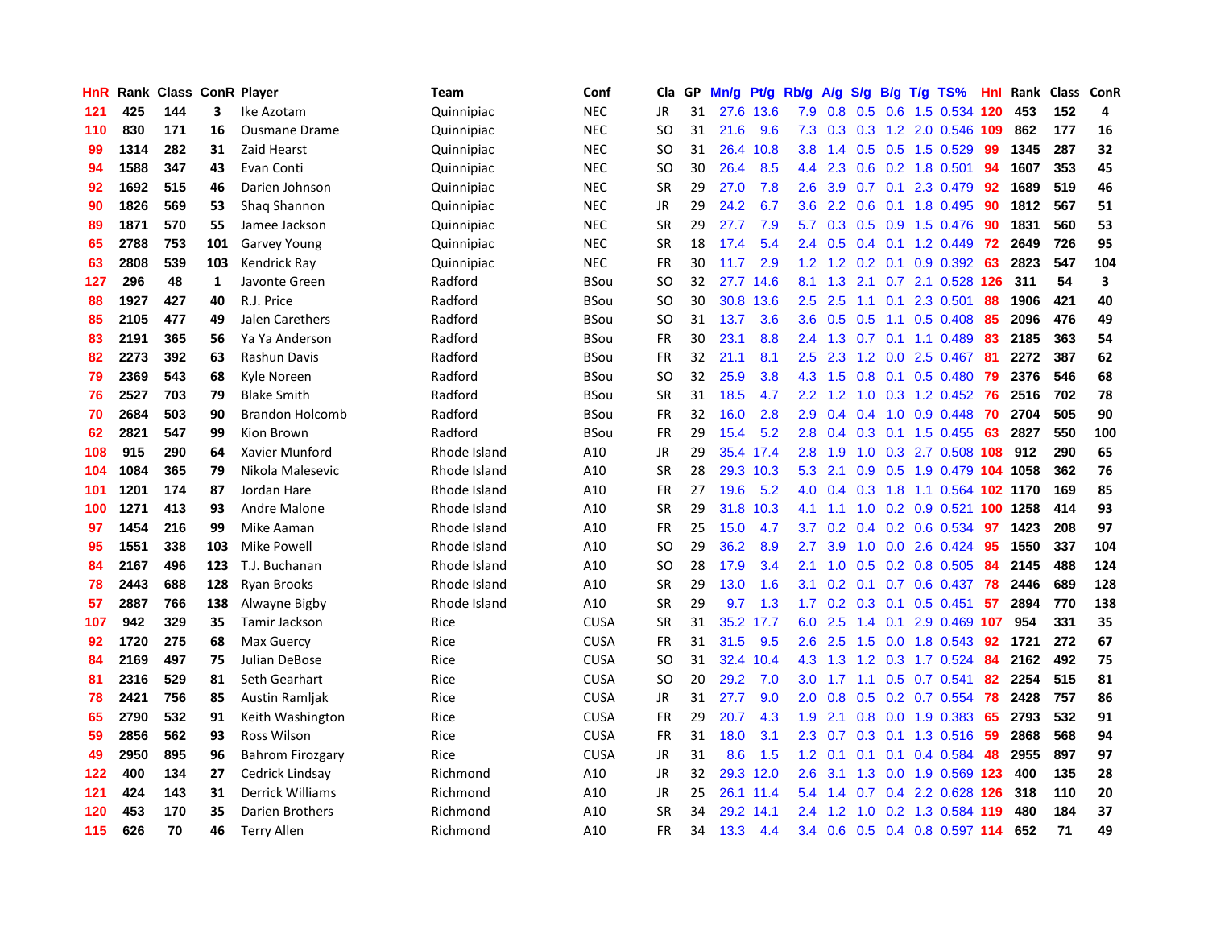| HnR | Rank | Class | ConR | Player | Team | Conf | Cla | GP | Mn/g | Pt/g | Rb/g | A/g | S/g | B/g | T/g | TS% | HnI | Rank | Class | ConR |
|---|---|---|---|---|---|---|---|---|---|---|---|---|---|---|---|---|---|---|---|---|
| 121 | 425 | 144 | 3 | Ike Azotam | Quinnipiac | NEC | JR | 31 | 27.6 | 13.6 | 7.9 | 0.8 | 0.5 | 0.6 | 1.5 | 0.534 | 120 | 453 | 152 | 4 |
| 110 | 830 | 171 | 16 | Ousmane Drame | Quinnipiac | NEC | SO | 31 | 21.6 | 9.6 | 7.3 | 0.3 | 0.3 | 1.2 | 2.0 | 0.546 | 109 | 862 | 177 | 16 |
| 99 | 1314 | 282 | 31 | Zaid Hearst | Quinnipiac | NEC | SO | 31 | 26.4 | 10.8 | 3.8 | 1.4 | 0.5 | 0.5 | 1.5 | 0.529 | 99 | 1345 | 287 | 32 |
| 94 | 1588 | 347 | 43 | Evan Conti | Quinnipiac | NEC | SO | 30 | 26.4 | 8.5 | 4.4 | 2.3 | 0.6 | 0.2 | 1.8 | 0.501 | 94 | 1607 | 353 | 45 |
| 92 | 1692 | 515 | 46 | Darien Johnson | Quinnipiac | NEC | SR | 29 | 27.0 | 7.8 | 2.6 | 3.9 | 0.7 | 0.1 | 2.3 | 0.479 | 92 | 1689 | 519 | 46 |
| 90 | 1826 | 569 | 53 | Shaq Shannon | Quinnipiac | NEC | JR | 29 | 24.2 | 6.7 | 3.6 | 2.2 | 0.6 | 0.1 | 1.8 | 0.495 | 90 | 1812 | 567 | 51 |
| 89 | 1871 | 570 | 55 | Jamee Jackson | Quinnipiac | NEC | SR | 29 | 27.7 | 7.9 | 5.7 | 0.3 | 0.5 | 0.9 | 1.5 | 0.476 | 90 | 1831 | 560 | 53 |
| 65 | 2788 | 753 | 101 | Garvey Young | Quinnipiac | NEC | SR | 18 | 17.4 | 5.4 | 2.4 | 0.5 | 0.4 | 0.1 | 1.2 | 0.449 | 72 | 2649 | 726 | 95 |
| 63 | 2808 | 539 | 103 | Kendrick Ray | Quinnipiac | NEC | FR | 30 | 11.7 | 2.9 | 1.2 | 1.2 | 0.2 | 0.1 | 0.9 | 0.392 | 63 | 2823 | 547 | 104 |
| 127 | 296 | 48 | 1 | Javonte Green | Radford | BSou | SO | 32 | 27.7 | 14.6 | 8.1 | 1.3 | 2.1 | 0.7 | 2.1 | 0.528 | 126 | 311 | 54 | 3 |
| 88 | 1927 | 427 | 40 | R.J. Price | Radford | BSou | SO | 30 | 30.8 | 13.6 | 2.5 | 2.5 | 1.1 | 0.1 | 2.3 | 0.501 | 88 | 1906 | 421 | 40 |
| 85 | 2105 | 477 | 49 | Jalen Carethers | Radford | BSou | SO | 31 | 13.7 | 3.6 | 3.6 | 0.5 | 0.5 | 1.1 | 0.5 | 0.408 | 85 | 2096 | 476 | 49 |
| 83 | 2191 | 365 | 56 | Ya Ya Anderson | Radford | BSou | FR | 30 | 23.1 | 8.8 | 2.4 | 1.3 | 0.7 | 0.1 | 1.1 | 0.489 | 83 | 2185 | 363 | 54 |
| 82 | 2273 | 392 | 63 | Rashun Davis | Radford | BSou | FR | 32 | 21.1 | 8.1 | 2.5 | 2.3 | 1.2 | 0.0 | 2.5 | 0.467 | 81 | 2272 | 387 | 62 |
| 79 | 2369 | 543 | 68 | Kyle Noreen | Radford | BSou | SO | 32 | 25.9 | 3.8 | 4.3 | 1.5 | 0.8 | 0.1 | 0.5 | 0.480 | 79 | 2376 | 546 | 68 |
| 76 | 2527 | 703 | 79 | Blake Smith | Radford | BSou | SR | 31 | 18.5 | 4.7 | 2.2 | 1.2 | 1.0 | 0.3 | 1.2 | 0.452 | 76 | 2516 | 702 | 78 |
| 70 | 2684 | 503 | 90 | Brandon Holcomb | Radford | BSou | FR | 32 | 16.0 | 2.8 | 2.9 | 0.4 | 0.4 | 1.0 | 0.9 | 0.448 | 70 | 2704 | 505 | 90 |
| 62 | 2821 | 547 | 99 | Kion Brown | Radford | BSou | FR | 29 | 15.4 | 5.2 | 2.8 | 0.4 | 0.3 | 0.1 | 1.5 | 0.455 | 63 | 2827 | 550 | 100 |
| 108 | 915 | 290 | 64 | Xavier Munford | Rhode Island | A10 | JR | 29 | 35.4 | 17.4 | 2.8 | 1.9 | 1.0 | 0.3 | 2.7 | 0.508 | 108 | 912 | 290 | 65 |
| 104 | 1084 | 365 | 79 | Nikola Malesevic | Rhode Island | A10 | SR | 28 | 29.3 | 10.3 | 5.3 | 2.1 | 0.9 | 0.5 | 1.9 | 0.479 | 104 | 1058 | 362 | 76 |
| 101 | 1201 | 174 | 87 | Jordan Hare | Rhode Island | A10 | FR | 27 | 19.6 | 5.2 | 4.0 | 0.4 | 0.3 | 1.8 | 1.1 | 0.564 | 102 | 1170 | 169 | 85 |
| 100 | 1271 | 413 | 93 | Andre Malone | Rhode Island | A10 | SR | 29 | 31.8 | 10.3 | 4.1 | 1.1 | 1.0 | 0.2 | 0.9 | 0.521 | 100 | 1258 | 414 | 93 |
| 97 | 1454 | 216 | 99 | Mike Aaman | Rhode Island | A10 | FR | 25 | 15.0 | 4.7 | 3.7 | 0.2 | 0.4 | 0.2 | 0.6 | 0.534 | 97 | 1423 | 208 | 97 |
| 95 | 1551 | 338 | 103 | Mike Powell | Rhode Island | A10 | SO | 29 | 36.2 | 8.9 | 2.7 | 3.9 | 1.0 | 0.0 | 2.6 | 0.424 | 95 | 1550 | 337 | 104 |
| 84 | 2167 | 496 | 123 | T.J. Buchanan | Rhode Island | A10 | SO | 28 | 17.9 | 3.4 | 2.1 | 1.0 | 0.5 | 0.2 | 0.8 | 0.505 | 84 | 2145 | 488 | 124 |
| 78 | 2443 | 688 | 128 | Ryan Brooks | Rhode Island | A10 | SR | 29 | 13.0 | 1.6 | 3.1 | 0.2 | 0.1 | 0.7 | 0.6 | 0.437 | 78 | 2446 | 689 | 128 |
| 57 | 2887 | 766 | 138 | Alwayne Bigby | Rhode Island | A10 | SR | 29 | 9.7 | 1.3 | 1.7 | 0.2 | 0.3 | 0.1 | 0.5 | 0.451 | 57 | 2894 | 770 | 138 |
| 107 | 942 | 329 | 35 | Tamir Jackson | Rice | CUSA | SR | 31 | 35.2 | 17.7 | 6.0 | 2.5 | 1.4 | 0.1 | 2.9 | 0.469 | 107 | 954 | 331 | 35 |
| 92 | 1720 | 275 | 68 | Max Guercy | Rice | CUSA | FR | 31 | 31.5 | 9.5 | 2.6 | 2.5 | 1.5 | 0.0 | 1.8 | 0.543 | 92 | 1721 | 272 | 67 |
| 84 | 2169 | 497 | 75 | Julian DeBose | Rice | CUSA | SO | 31 | 32.4 | 10.4 | 4.3 | 1.3 | 1.2 | 0.3 | 1.7 | 0.524 | 84 | 2162 | 492 | 75 |
| 81 | 2316 | 529 | 81 | Seth Gearhart | Rice | CUSA | SO | 20 | 29.2 | 7.0 | 3.0 | 1.7 | 1.1 | 0.5 | 0.7 | 0.541 | 82 | 2254 | 515 | 81 |
| 78 | 2421 | 756 | 85 | Austin Ramljak | Rice | CUSA | JR | 31 | 27.7 | 9.0 | 2.0 | 0.8 | 0.5 | 0.2 | 0.7 | 0.554 | 78 | 2428 | 757 | 86 |
| 65 | 2790 | 532 | 91 | Keith Washington | Rice | CUSA | FR | 29 | 20.7 | 4.3 | 1.9 | 2.1 | 0.8 | 0.0 | 1.9 | 0.383 | 65 | 2793 | 532 | 91 |
| 59 | 2856 | 562 | 93 | Ross Wilson | Rice | CUSA | FR | 31 | 18.0 | 3.1 | 2.3 | 0.7 | 0.3 | 0.1 | 1.3 | 0.516 | 59 | 2868 | 568 | 94 |
| 49 | 2950 | 895 | 96 | Bahrom Firozgary | Rice | CUSA | JR | 31 | 8.6 | 1.5 | 1.2 | 0.1 | 0.1 | 0.1 | 0.4 | 0.584 | 48 | 2955 | 897 | 97 |
| 122 | 400 | 134 | 27 | Cedrick Lindsay | Richmond | A10 | JR | 32 | 29.3 | 12.0 | 2.6 | 3.1 | 1.3 | 0.0 | 1.9 | 0.569 | 123 | 400 | 135 | 28 |
| 121 | 424 | 143 | 31 | Derrick Williams | Richmond | A10 | JR | 25 | 26.1 | 11.4 | 5.4 | 1.4 | 0.7 | 0.4 | 2.2 | 0.628 | 126 | 318 | 110 | 20 |
| 120 | 453 | 170 | 35 | Darien Brothers | Richmond | A10 | SR | 34 | 29.2 | 14.1 | 2.4 | 1.2 | 1.0 | 0.2 | 1.3 | 0.584 | 119 | 480 | 184 | 37 |
| 115 | 626 | 70 | 46 | Terry Allen | Richmond | A10 | FR | 34 | 13.3 | 4.4 | 3.4 | 0.6 | 0.5 | 0.4 | 0.8 | 0.597 | 114 | 652 | 71 | 49 |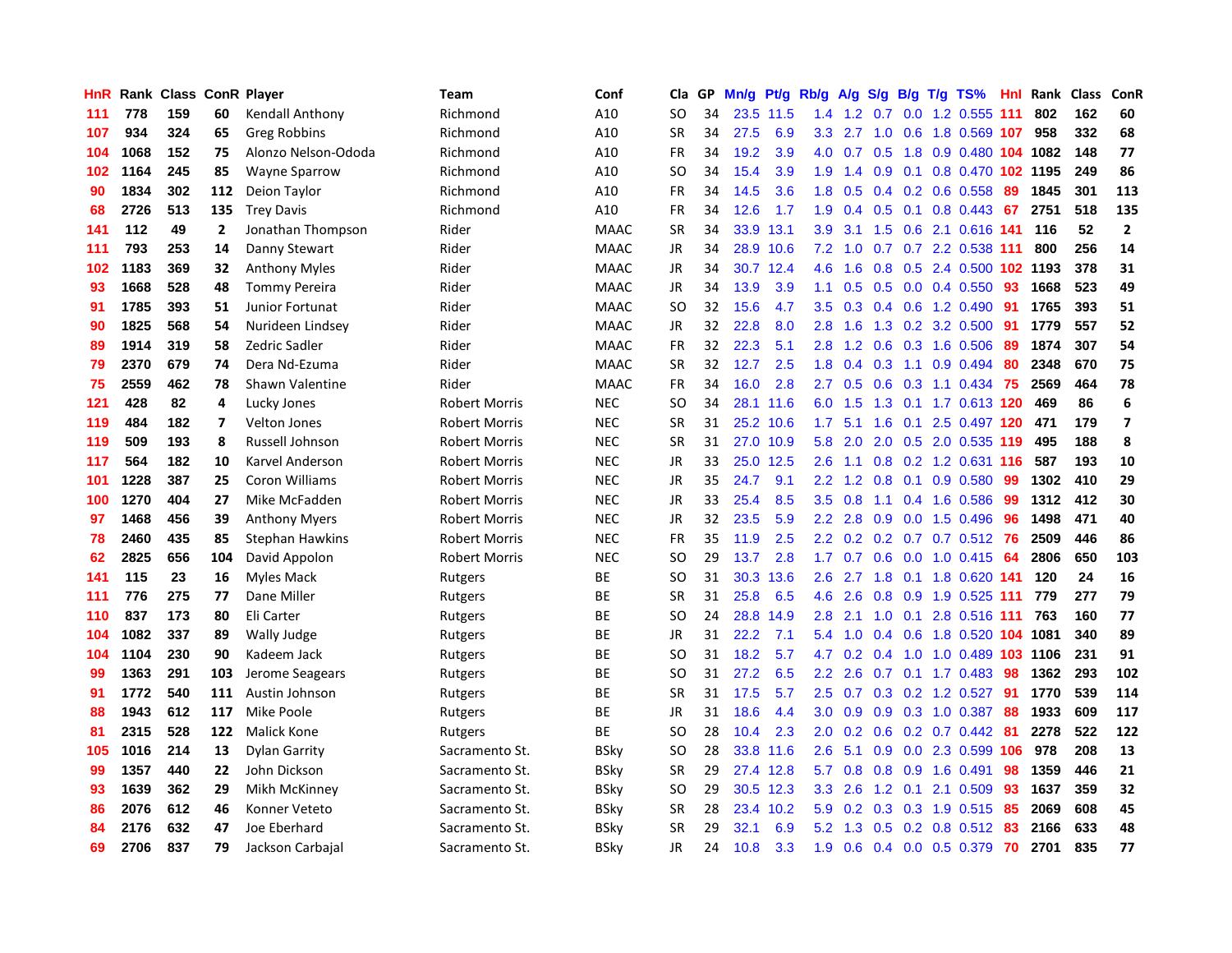| HnR | Rank | Class | ConR | Player | Team | Conf | Cla | GP | Mn/g | Pt/g | Rb/g | A/g | S/g | B/g | T/g | TS% | HnI | Rank | Class | ConR |
|---|---|---|---|---|---|---|---|---|---|---|---|---|---|---|---|---|---|---|---|---|
| 111 | 778 | 159 | 60 | Kendall Anthony | Richmond | A10 | SO | 34 | 23.5 | 11.5 | 1.4 | 1.2 | 0.7 | 0.0 | 1.2 | 0.555 | 111 | 802 | 162 | 60 |
| 107 | 934 | 324 | 65 | Greg Robbins | Richmond | A10 | SR | 34 | 27.5 | 6.9 | 3.3 | 2.7 | 1.0 | 0.6 | 1.8 | 0.569 | 107 | 958 | 332 | 68 |
| 104 | 1068 | 152 | 75 | Alonzo Nelson-Ododa | Richmond | A10 | FR | 34 | 19.2 | 3.9 | 4.0 | 0.7 | 0.5 | 1.8 | 0.9 | 0.480 | 104 | 1082 | 148 | 77 |
| 102 | 1164 | 245 | 85 | Wayne Sparrow | Richmond | A10 | SO | 34 | 15.4 | 3.9 | 1.9 | 1.4 | 0.9 | 0.1 | 0.8 | 0.470 | 102 | 1195 | 249 | 86 |
| 90 | 1834 | 302 | 112 | Deion Taylor | Richmond | A10 | FR | 34 | 14.5 | 3.6 | 1.8 | 0.5 | 0.4 | 0.2 | 0.6 | 0.558 | 89 | 1845 | 301 | 113 |
| 68 | 2726 | 513 | 135 | Trey Davis | Richmond | A10 | FR | 34 | 12.6 | 1.7 | 1.9 | 0.4 | 0.5 | 0.1 | 0.8 | 0.443 | 67 | 2751 | 518 | 135 |
| 141 | 112 | 49 | 2 | Jonathan Thompson | Rider | MAAC | SR | 34 | 33.9 | 13.1 | 3.9 | 3.1 | 1.5 | 0.6 | 2.1 | 0.616 | 141 | 116 | 52 | 2 |
| 111 | 793 | 253 | 14 | Danny Stewart | Rider | MAAC | JR | 34 | 28.9 | 10.6 | 7.2 | 1.0 | 0.7 | 0.7 | 2.2 | 0.538 | 111 | 800 | 256 | 14 |
| 102 | 1183 | 369 | 32 | Anthony Myles | Rider | MAAC | JR | 34 | 30.7 | 12.4 | 4.6 | 1.6 | 0.8 | 0.5 | 2.4 | 0.500 | 102 | 1193 | 378 | 31 |
| 93 | 1668 | 528 | 48 | Tommy Pereira | Rider | MAAC | JR | 34 | 13.9 | 3.9 | 1.1 | 0.5 | 0.5 | 0.0 | 0.4 | 0.550 | 93 | 1668 | 523 | 49 |
| 91 | 1785 | 393 | 51 | Junior Fortunat | Rider | MAAC | SO | 32 | 15.6 | 4.7 | 3.5 | 0.3 | 0.4 | 0.6 | 1.2 | 0.490 | 91 | 1765 | 393 | 51 |
| 90 | 1825 | 568 | 54 | Nurideen Lindsey | Rider | MAAC | JR | 32 | 22.8 | 8.0 | 2.8 | 1.6 | 1.3 | 0.2 | 3.2 | 0.500 | 91 | 1779 | 557 | 52 |
| 89 | 1914 | 319 | 58 | Zedric Sadler | Rider | MAAC | FR | 32 | 22.3 | 5.1 | 2.8 | 1.2 | 0.6 | 0.3 | 1.6 | 0.506 | 89 | 1874 | 307 | 54 |
| 79 | 2370 | 679 | 74 | Dera Nd-Ezuma | Rider | MAAC | SR | 32 | 12.7 | 2.5 | 1.8 | 0.4 | 0.3 | 1.1 | 0.9 | 0.494 | 80 | 2348 | 670 | 75 |
| 75 | 2559 | 462 | 78 | Shawn Valentine | Rider | MAAC | FR | 34 | 16.0 | 2.8 | 2.7 | 0.5 | 0.6 | 0.3 | 1.1 | 0.434 | 75 | 2569 | 464 | 78 |
| 121 | 428 | 82 | 4 | Lucky Jones | Robert Morris | NEC | SO | 34 | 28.1 | 11.6 | 6.0 | 1.5 | 1.3 | 0.1 | 1.7 | 0.613 | 120 | 469 | 86 | 6 |
| 119 | 484 | 182 | 7 | Velton Jones | Robert Morris | NEC | SR | 31 | 25.2 | 10.6 | 1.7 | 5.1 | 1.6 | 0.1 | 2.5 | 0.497 | 120 | 471 | 179 | 7 |
| 119 | 509 | 193 | 8 | Russell Johnson | Robert Morris | NEC | SR | 31 | 27.0 | 10.9 | 5.8 | 2.0 | 2.0 | 0.5 | 2.0 | 0.535 | 119 | 495 | 188 | 8 |
| 117 | 564 | 182 | 10 | Karvel Anderson | Robert Morris | NEC | JR | 33 | 25.0 | 12.5 | 2.6 | 1.1 | 0.8 | 0.2 | 1.2 | 0.631 | 116 | 587 | 193 | 10 |
| 101 | 1228 | 387 | 25 | Coron Williams | Robert Morris | NEC | JR | 35 | 24.7 | 9.1 | 2.2 | 1.2 | 0.8 | 0.1 | 0.9 | 0.580 | 99 | 1302 | 410 | 29 |
| 100 | 1270 | 404 | 27 | Mike McFadden | Robert Morris | NEC | JR | 33 | 25.4 | 8.5 | 3.5 | 0.8 | 1.1 | 0.4 | 1.6 | 0.586 | 99 | 1312 | 412 | 30 |
| 97 | 1468 | 456 | 39 | Anthony Myers | Robert Morris | NEC | JR | 32 | 23.5 | 5.9 | 2.2 | 2.8 | 0.9 | 0.0 | 1.5 | 0.496 | 96 | 1498 | 471 | 40 |
| 78 | 2460 | 435 | 85 | Stephan Hawkins | Robert Morris | NEC | FR | 35 | 11.9 | 2.5 | 2.2 | 0.2 | 0.2 | 0.7 | 0.7 | 0.512 | 76 | 2509 | 446 | 86 |
| 62 | 2825 | 656 | 104 | David Appolon | Robert Morris | NEC | SO | 29 | 13.7 | 2.8 | 1.7 | 0.7 | 0.6 | 0.0 | 1.0 | 0.415 | 64 | 2806 | 650 | 103 |
| 141 | 115 | 23 | 16 | Myles Mack | Rutgers | BE | SO | 31 | 30.3 | 13.6 | 2.6 | 2.7 | 1.8 | 0.1 | 1.8 | 0.620 | 141 | 120 | 24 | 16 |
| 111 | 776 | 275 | 77 | Dane Miller | Rutgers | BE | SR | 31 | 25.8 | 6.5 | 4.6 | 2.6 | 0.8 | 0.9 | 1.9 | 0.525 | 111 | 779 | 277 | 79 |
| 110 | 837 | 173 | 80 | Eli Carter | Rutgers | BE | SO | 24 | 28.8 | 14.9 | 2.8 | 2.1 | 1.0 | 0.1 | 2.8 | 0.516 | 111 | 763 | 160 | 77 |
| 104 | 1082 | 337 | 89 | Wally Judge | Rutgers | BE | JR | 31 | 22.2 | 7.1 | 5.4 | 1.0 | 0.4 | 0.6 | 1.8 | 0.520 | 104 | 1081 | 340 | 89 |
| 104 | 1104 | 230 | 90 | Kadeem Jack | Rutgers | BE | SO | 31 | 18.2 | 5.7 | 4.7 | 0.2 | 0.4 | 1.0 | 1.0 | 0.489 | 103 | 1106 | 231 | 91 |
| 99 | 1363 | 291 | 103 | Jerome Seagears | Rutgers | BE | SO | 31 | 27.2 | 6.5 | 2.2 | 2.6 | 0.7 | 0.1 | 1.7 | 0.483 | 98 | 1362 | 293 | 102 |
| 91 | 1772 | 540 | 111 | Austin Johnson | Rutgers | BE | SR | 31 | 17.5 | 5.7 | 2.5 | 0.7 | 0.3 | 0.2 | 1.2 | 0.527 | 91 | 1770 | 539 | 114 |
| 88 | 1943 | 612 | 117 | Mike Poole | Rutgers | BE | JR | 31 | 18.6 | 4.4 | 3.0 | 0.9 | 0.9 | 0.3 | 1.0 | 0.387 | 88 | 1933 | 609 | 117 |
| 81 | 2315 | 528 | 122 | Malick Kone | Rutgers | BE | SO | 28 | 10.4 | 2.3 | 2.0 | 0.2 | 0.6 | 0.2 | 0.7 | 0.442 | 81 | 2278 | 522 | 122 |
| 105 | 1016 | 214 | 13 | Dylan Garrity | Sacramento St. | BSky | SO | 28 | 33.8 | 11.6 | 2.6 | 5.1 | 0.9 | 0.0 | 2.3 | 0.599 | 106 | 978 | 208 | 13 |
| 99 | 1357 | 440 | 22 | John Dickson | Sacramento St. | BSky | SR | 29 | 27.4 | 12.8 | 5.7 | 0.8 | 0.8 | 0.9 | 1.6 | 0.491 | 98 | 1359 | 446 | 21 |
| 93 | 1639 | 362 | 29 | Mikh McKinney | Sacramento St. | BSky | SO | 29 | 30.5 | 12.3 | 3.3 | 2.6 | 1.2 | 0.1 | 2.1 | 0.509 | 93 | 1637 | 359 | 32 |
| 86 | 2076 | 612 | 46 | Konner Veteto | Sacramento St. | BSky | SR | 28 | 23.4 | 10.2 | 5.9 | 0.2 | 0.3 | 0.3 | 1.9 | 0.515 | 85 | 2069 | 608 | 45 |
| 84 | 2176 | 632 | 47 | Joe Eberhard | Sacramento St. | BSky | SR | 29 | 32.1 | 6.9 | 5.2 | 1.3 | 0.5 | 0.2 | 0.8 | 0.512 | 83 | 2166 | 633 | 48 |
| 69 | 2706 | 837 | 79 | Jackson Carbajal | Sacramento St. | BSky | JR | 24 | 10.8 | 3.3 | 1.9 | 0.6 | 0.4 | 0.0 | 0.5 | 0.379 | 70 | 2701 | 835 | 77 |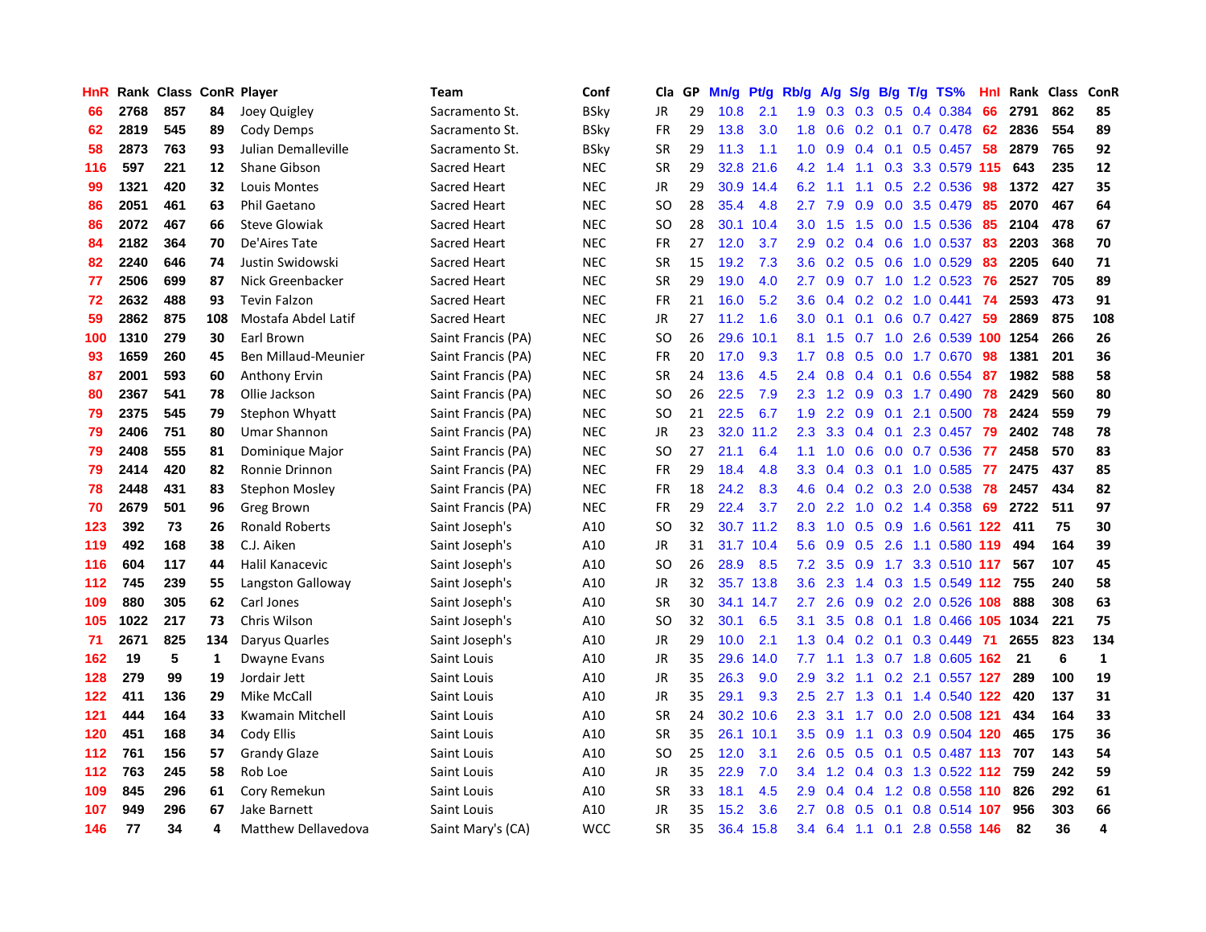| HnR | Rank | Class | ConR | Player | Team | Conf | Cla | GP | Mn/g | Pt/g | Rb/g | A/g | S/g | B/g | T/g | TS% | HnI | Rank | Class | ConR |
|---|---|---|---|---|---|---|---|---|---|---|---|---|---|---|---|---|---|---|---|---|
| 66 | 2768 | 857 | 84 | Joey Quigley | Sacramento St. | BSky | JR | 29 | 10.8 | 2.1 | 1.9 | 0.3 | 0.3 | 0.5 | 0.4 | 0.384 | 66 | 2791 | 862 | 85 |
| 62 | 2819 | 545 | 89 | Cody Demps | Sacramento St. | BSky | FR | 29 | 13.8 | 3.0 | 1.8 | 0.6 | 0.2 | 0.1 | 0.7 | 0.478 | 62 | 2836 | 554 | 89 |
| 58 | 2873 | 763 | 93 | Julian Demalleville | Sacramento St. | BSky | SR | 29 | 11.3 | 1.1 | 1.0 | 0.9 | 0.4 | 0.1 | 0.5 | 0.457 | 58 | 2879 | 765 | 92 |
| 116 | 597 | 221 | 12 | Shane Gibson | Sacred Heart | NEC | SR | 29 | 32.8 | 21.6 | 4.2 | 1.4 | 1.1 | 0.3 | 3.3 | 0.579 | 115 | 643 | 235 | 12 |
| 99 | 1321 | 420 | 32 | Louis Montes | Sacred Heart | NEC | JR | 29 | 30.9 | 14.4 | 6.2 | 1.1 | 1.1 | 0.5 | 2.2 | 0.536 | 98 | 1372 | 427 | 35 |
| 86 | 2051 | 461 | 63 | Phil Gaetano | Sacred Heart | NEC | SO | 28 | 35.4 | 4.8 | 2.7 | 7.9 | 0.9 | 0.0 | 3.5 | 0.479 | 85 | 2070 | 467 | 64 |
| 86 | 2072 | 467 | 66 | Steve Glowiak | Sacred Heart | NEC | SO | 28 | 30.1 | 10.4 | 3.0 | 1.5 | 1.5 | 0.0 | 1.5 | 0.536 | 85 | 2104 | 478 | 67 |
| 84 | 2182 | 364 | 70 | De'Aires Tate | Sacred Heart | NEC | FR | 27 | 12.0 | 3.7 | 2.9 | 0.2 | 0.4 | 0.6 | 1.0 | 0.537 | 83 | 2203 | 368 | 70 |
| 82 | 2240 | 646 | 74 | Justin Swidowski | Sacred Heart | NEC | SR | 15 | 19.2 | 7.3 | 3.6 | 0.2 | 0.5 | 0.6 | 1.0 | 0.529 | 83 | 2205 | 640 | 71 |
| 77 | 2506 | 699 | 87 | Nick Greenbacker | Sacred Heart | NEC | SR | 29 | 19.0 | 4.0 | 2.7 | 0.9 | 0.7 | 1.0 | 1.2 | 0.523 | 76 | 2527 | 705 | 89 |
| 72 | 2632 | 488 | 93 | Tevin Falzon | Sacred Heart | NEC | FR | 21 | 16.0 | 5.2 | 3.6 | 0.4 | 0.2 | 0.2 | 1.0 | 0.441 | 74 | 2593 | 473 | 91 |
| 59 | 2862 | 875 | 108 | Mostafa Abdel Latif | Sacred Heart | NEC | JR | 27 | 11.2 | 1.6 | 3.0 | 0.1 | 0.1 | 0.6 | 0.7 | 0.427 | 59 | 2869 | 875 | 108 |
| 100 | 1310 | 279 | 30 | Earl Brown | Saint Francis (PA) | NEC | SO | 26 | 29.6 | 10.1 | 8.1 | 1.5 | 0.7 | 1.0 | 2.6 | 0.539 | 100 | 1254 | 266 | 26 |
| 93 | 1659 | 260 | 45 | Ben Millaud-Meunier | Saint Francis (PA) | NEC | FR | 20 | 17.0 | 9.3 | 1.7 | 0.8 | 0.5 | 0.0 | 1.7 | 0.670 | 98 | 1381 | 201 | 36 |
| 87 | 2001 | 593 | 60 | Anthony Ervin | Saint Francis (PA) | NEC | SR | 24 | 13.6 | 4.5 | 2.4 | 0.8 | 0.4 | 0.1 | 0.6 | 0.554 | 87 | 1982 | 588 | 58 |
| 80 | 2367 | 541 | 78 | Ollie Jackson | Saint Francis (PA) | NEC | SO | 26 | 22.5 | 7.9 | 2.3 | 1.2 | 0.9 | 0.3 | 1.7 | 0.490 | 78 | 2429 | 560 | 80 |
| 79 | 2375 | 545 | 79 | Stephon Whyatt | Saint Francis (PA) | NEC | SO | 21 | 22.5 | 6.7 | 1.9 | 2.2 | 0.9 | 0.1 | 2.1 | 0.500 | 78 | 2424 | 559 | 79 |
| 79 | 2406 | 751 | 80 | Umar Shannon | Saint Francis (PA) | NEC | JR | 23 | 32.0 | 11.2 | 2.3 | 3.3 | 0.4 | 0.1 | 2.3 | 0.457 | 79 | 2402 | 748 | 78 |
| 79 | 2408 | 555 | 81 | Dominique Major | Saint Francis (PA) | NEC | SO | 27 | 21.1 | 6.4 | 1.1 | 1.0 | 0.6 | 0.0 | 0.7 | 0.536 | 77 | 2458 | 570 | 83 |
| 79 | 2414 | 420 | 82 | Ronnie Drinnon | Saint Francis (PA) | NEC | FR | 29 | 18.4 | 4.8 | 3.3 | 0.4 | 0.3 | 0.1 | 1.0 | 0.585 | 77 | 2475 | 437 | 85 |
| 78 | 2448 | 431 | 83 | Stephon Mosley | Saint Francis (PA) | NEC | FR | 18 | 24.2 | 8.3 | 4.6 | 0.4 | 0.2 | 0.3 | 2.0 | 0.538 | 78 | 2457 | 434 | 82 |
| 70 | 2679 | 501 | 96 | Greg Brown | Saint Francis (PA) | NEC | FR | 29 | 22.4 | 3.7 | 2.0 | 2.2 | 1.0 | 0.2 | 1.4 | 0.358 | 69 | 2722 | 511 | 97 |
| 123 | 392 | 73 | 26 | Ronald Roberts | Saint Joseph's | A10 | SO | 32 | 30.7 | 11.2 | 8.3 | 1.0 | 0.5 | 0.9 | 1.6 | 0.561 | 122 | 411 | 75 | 30 |
| 119 | 492 | 168 | 38 | C.J. Aiken | Saint Joseph's | A10 | JR | 31 | 31.7 | 10.4 | 5.6 | 0.9 | 0.5 | 2.6 | 1.1 | 0.580 | 119 | 494 | 164 | 39 |
| 116 | 604 | 117 | 44 | Halil Kanacevic | Saint Joseph's | A10 | SO | 26 | 28.9 | 8.5 | 7.2 | 3.5 | 0.9 | 1.7 | 3.3 | 0.510 | 117 | 567 | 107 | 45 |
| 112 | 745 | 239 | 55 | Langston Galloway | Saint Joseph's | A10 | JR | 32 | 35.7 | 13.8 | 3.6 | 2.3 | 1.4 | 0.3 | 1.5 | 0.549 | 112 | 755 | 240 | 58 |
| 109 | 880 | 305 | 62 | Carl Jones | Saint Joseph's | A10 | SR | 30 | 34.1 | 14.7 | 2.7 | 2.6 | 0.9 | 0.2 | 2.0 | 0.526 | 108 | 888 | 308 | 63 |
| 105 | 1022 | 217 | 73 | Chris Wilson | Saint Joseph's | A10 | SO | 32 | 30.1 | 6.5 | 3.1 | 3.5 | 0.8 | 0.1 | 1.8 | 0.466 | 105 | 1034 | 221 | 75 |
| 71 | 2671 | 825 | 134 | Daryus Quarles | Saint Joseph's | A10 | JR | 29 | 10.0 | 2.1 | 1.3 | 0.4 | 0.2 | 0.1 | 0.3 | 0.449 | 71 | 2655 | 823 | 134 |
| 162 | 19 | 5 | 1 | Dwayne Evans | Saint Louis | A10 | JR | 35 | 29.6 | 14.0 | 7.7 | 1.1 | 1.3 | 0.7 | 1.8 | 0.605 | 162 | 21 | 6 | 1 |
| 128 | 279 | 99 | 19 | Jordair Jett | Saint Louis | A10 | JR | 35 | 26.3 | 9.0 | 2.9 | 3.2 | 1.1 | 0.2 | 2.1 | 0.557 | 127 | 289 | 100 | 19 |
| 122 | 411 | 136 | 29 | Mike McCall | Saint Louis | A10 | JR | 35 | 29.1 | 9.3 | 2.5 | 2.7 | 1.3 | 0.1 | 1.4 | 0.540 | 122 | 420 | 137 | 31 |
| 121 | 444 | 164 | 33 | Kwamain Mitchell | Saint Louis | A10 | SR | 24 | 30.2 | 10.6 | 2.3 | 3.1 | 1.7 | 0.0 | 2.0 | 0.508 | 121 | 434 | 164 | 33 |
| 120 | 451 | 168 | 34 | Cody Ellis | Saint Louis | A10 | SR | 35 | 26.1 | 10.1 | 3.5 | 0.9 | 1.1 | 0.3 | 0.9 | 0.504 | 120 | 465 | 175 | 36 |
| 112 | 761 | 156 | 57 | Grandy Glaze | Saint Louis | A10 | SO | 25 | 12.0 | 3.1 | 2.6 | 0.5 | 0.5 | 0.1 | 0.5 | 0.487 | 113 | 707 | 143 | 54 |
| 112 | 763 | 245 | 58 | Rob Loe | Saint Louis | A10 | JR | 35 | 22.9 | 7.0 | 3.4 | 1.2 | 0.4 | 0.3 | 1.3 | 0.522 | 112 | 759 | 242 | 59 |
| 109 | 845 | 296 | 61 | Cory Remekun | Saint Louis | A10 | SR | 33 | 18.1 | 4.5 | 2.9 | 0.4 | 0.4 | 1.2 | 0.8 | 0.558 | 110 | 826 | 292 | 61 |
| 107 | 949 | 296 | 67 | Jake Barnett | Saint Louis | A10 | JR | 35 | 15.2 | 3.6 | 2.7 | 0.8 | 0.5 | 0.1 | 0.8 | 0.514 | 107 | 956 | 303 | 66 |
| 146 | 77 | 34 | 4 | Matthew Dellavedova | Saint Mary's (CA) | WCC | SR | 35 | 36.4 | 15.8 | 3.4 | 6.4 | 1.1 | 0.1 | 2.8 | 0.558 | 146 | 82 | 36 | 4 |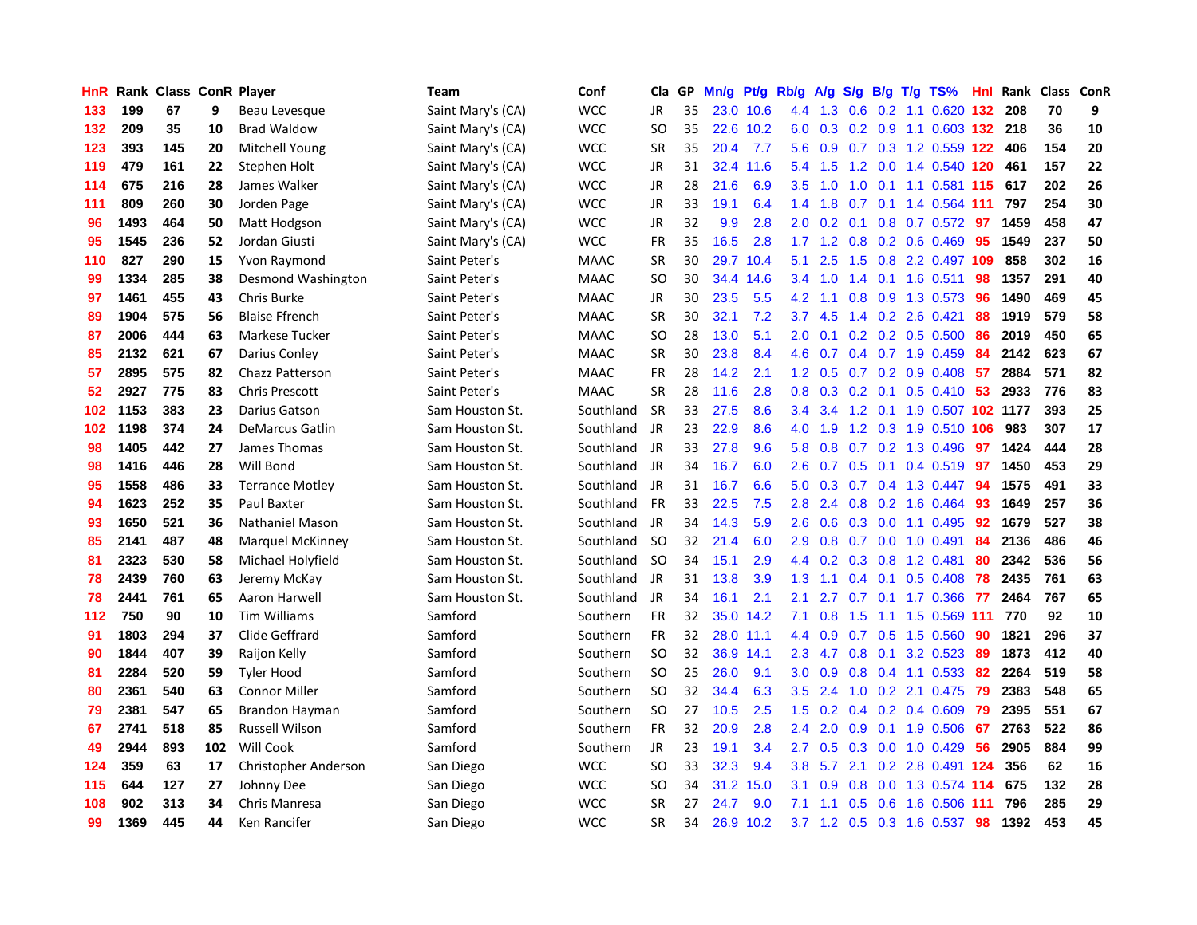| HnR | Rank | Class | ConR | Player | Team | Conf | Cla | GP | Mn/g | Pt/g | Rb/g | A/g | S/g | B/g | T/g | TS% | HnI | Rank | Class | ConR |
|---|---|---|---|---|---|---|---|---|---|---|---|---|---|---|---|---|---|---|---|---|
| 133 | 199 | 67 | 9 | Beau Levesque | Saint Mary's (CA) | WCC | JR | 35 | 23.0 | 10.6 | 4.4 | 1.3 | 0.6 | 0.2 | 1.1 | 0.620 | 132 | 208 | 70 | 9 |
| 132 | 209 | 35 | 10 | Brad Waldow | Saint Mary's (CA) | WCC | SO | 35 | 22.6 | 10.2 | 6.0 | 0.3 | 0.2 | 0.9 | 1.1 | 0.603 | 132 | 218 | 36 | 10 |
| 123 | 393 | 145 | 20 | Mitchell Young | Saint Mary's (CA) | WCC | SR | 35 | 20.4 | 7.7 | 5.6 | 0.9 | 0.7 | 0.3 | 1.2 | 0.559 | 122 | 406 | 154 | 20 |
| 119 | 479 | 161 | 22 | Stephen Holt | Saint Mary's (CA) | WCC | JR | 31 | 32.4 | 11.6 | 5.4 | 1.5 | 1.2 | 0.0 | 1.4 | 0.540 | 120 | 461 | 157 | 22 |
| 114 | 675 | 216 | 28 | James Walker | Saint Mary's (CA) | WCC | JR | 28 | 21.6 | 6.9 | 3.5 | 1.0 | 1.0 | 0.1 | 1.1 | 0.581 | 115 | 617 | 202 | 26 |
| 111 | 809 | 260 | 30 | Jorden Page | Saint Mary's (CA) | WCC | JR | 33 | 19.1 | 6.4 | 1.4 | 1.8 | 0.7 | 0.1 | 1.4 | 0.564 | 111 | 797 | 254 | 30 |
| 96 | 1493 | 464 | 50 | Matt Hodgson | Saint Mary's (CA) | WCC | JR | 32 | 9.9 | 2.8 | 2.0 | 0.2 | 0.1 | 0.8 | 0.7 | 0.572 | 97 | 1459 | 458 | 47 |
| 95 | 1545 | 236 | 52 | Jordan Giusti | Saint Mary's (CA) | WCC | FR | 35 | 16.5 | 2.8 | 1.7 | 1.2 | 0.8 | 0.2 | 0.6 | 0.469 | 95 | 1549 | 237 | 50 |
| 110 | 827 | 290 | 15 | Yvon Raymond | Saint Peter's | MAAC | SR | 30 | 29.7 | 10.4 | 5.1 | 2.5 | 1.5 | 0.8 | 2.2 | 0.497 | 109 | 858 | 302 | 16 |
| 99 | 1334 | 285 | 38 | Desmond Washington | Saint Peter's | MAAC | SO | 30 | 34.4 | 14.6 | 3.4 | 1.0 | 1.4 | 0.1 | 1.6 | 0.511 | 98 | 1357 | 291 | 40 |
| 97 | 1461 | 455 | 43 | Chris Burke | Saint Peter's | MAAC | JR | 30 | 23.5 | 5.5 | 4.2 | 1.1 | 0.8 | 0.9 | 1.3 | 0.573 | 96 | 1490 | 469 | 45 |
| 89 | 1904 | 575 | 56 | Blaise Ffrench | Saint Peter's | MAAC | SR | 30 | 32.1 | 7.2 | 3.7 | 4.5 | 1.4 | 0.2 | 2.6 | 0.421 | 88 | 1919 | 579 | 58 |
| 87 | 2006 | 444 | 63 | Markese Tucker | Saint Peter's | MAAC | SO | 28 | 13.0 | 5.1 | 2.0 | 0.1 | 0.2 | 0.2 | 0.5 | 0.500 | 86 | 2019 | 450 | 65 |
| 85 | 2132 | 621 | 67 | Darius Conley | Saint Peter's | MAAC | SR | 30 | 23.8 | 8.4 | 4.6 | 0.7 | 0.4 | 0.7 | 1.9 | 0.459 | 84 | 2142 | 623 | 67 |
| 57 | 2895 | 575 | 82 | Chazz Patterson | Saint Peter's | MAAC | FR | 28 | 14.2 | 2.1 | 1.2 | 0.5 | 0.7 | 0.2 | 0.9 | 0.408 | 57 | 2884 | 571 | 82 |
| 52 | 2927 | 775 | 83 | Chris Prescott | Saint Peter's | MAAC | SR | 28 | 11.6 | 2.8 | 0.8 | 0.3 | 0.2 | 0.1 | 0.5 | 0.410 | 53 | 2933 | 776 | 83 |
| 102 | 1153 | 383 | 23 | Darius Gatson | Sam Houston St. | Southland | SR | 33 | 27.5 | 8.6 | 3.4 | 3.4 | 1.2 | 0.1 | 1.9 | 0.507 | 102 | 1177 | 393 | 25 |
| 102 | 1198 | 374 | 24 | DeMarcus Gatlin | Sam Houston St. | Southland | JR | 23 | 22.9 | 8.6 | 4.0 | 1.9 | 1.2 | 0.3 | 1.9 | 0.510 | 106 | 983 | 307 | 17 |
| 98 | 1405 | 442 | 27 | James Thomas | Sam Houston St. | Southland | JR | 33 | 27.8 | 9.6 | 5.8 | 0.8 | 0.7 | 0.2 | 1.3 | 0.496 | 97 | 1424 | 444 | 28 |
| 98 | 1416 | 446 | 28 | Will Bond | Sam Houston St. | Southland | JR | 34 | 16.7 | 6.0 | 2.6 | 0.7 | 0.5 | 0.1 | 0.4 | 0.519 | 97 | 1450 | 453 | 29 |
| 95 | 1558 | 486 | 33 | Terrance Motley | Sam Houston St. | Southland | JR | 31 | 16.7 | 6.6 | 5.0 | 0.3 | 0.7 | 0.4 | 1.3 | 0.447 | 94 | 1575 | 491 | 33 |
| 94 | 1623 | 252 | 35 | Paul Baxter | Sam Houston St. | Southland | FR | 33 | 22.5 | 7.5 | 2.8 | 2.4 | 0.8 | 0.2 | 1.6 | 0.464 | 93 | 1649 | 257 | 36 |
| 93 | 1650 | 521 | 36 | Nathaniel Mason | Sam Houston St. | Southland | JR | 34 | 14.3 | 5.9 | 2.6 | 0.6 | 0.3 | 0.0 | 1.1 | 0.495 | 92 | 1679 | 527 | 38 |
| 85 | 2141 | 487 | 48 | Marquel McKinney | Sam Houston St. | Southland | SO | 32 | 21.4 | 6.0 | 2.9 | 0.8 | 0.7 | 0.0 | 1.0 | 0.491 | 84 | 2136 | 486 | 46 |
| 81 | 2323 | 530 | 58 | Michael Holyfield | Sam Houston St. | Southland | SO | 34 | 15.1 | 2.9 | 4.4 | 0.2 | 0.3 | 0.8 | 1.2 | 0.481 | 80 | 2342 | 536 | 56 |
| 78 | 2439 | 760 | 63 | Jeremy McKay | Sam Houston St. | Southland | JR | 31 | 13.8 | 3.9 | 1.3 | 1.1 | 0.4 | 0.1 | 0.5 | 0.408 | 78 | 2435 | 761 | 63 |
| 78 | 2441 | 761 | 65 | Aaron Harwell | Sam Houston St. | Southland | JR | 34 | 16.1 | 2.1 | 2.1 | 2.7 | 0.7 | 0.1 | 1.7 | 0.366 | 77 | 2464 | 767 | 65 |
| 112 | 750 | 90 | 10 | Tim Williams | Samford | Southern | FR | 32 | 35.0 | 14.2 | 7.1 | 0.8 | 1.5 | 1.1 | 1.5 | 0.569 | 111 | 770 | 92 | 10 |
| 91 | 1803 | 294 | 37 | Clide Geffrard | Samford | Southern | FR | 32 | 28.0 | 11.1 | 4.4 | 0.9 | 0.7 | 0.5 | 1.5 | 0.560 | 90 | 1821 | 296 | 37 |
| 90 | 1844 | 407 | 39 | Raijon Kelly | Samford | Southern | SO | 32 | 36.9 | 14.1 | 2.3 | 4.7 | 0.8 | 0.1 | 3.2 | 0.523 | 89 | 1873 | 412 | 40 |
| 81 | 2284 | 520 | 59 | Tyler Hood | Samford | Southern | SO | 25 | 26.0 | 9.1 | 3.0 | 0.9 | 0.8 | 0.4 | 1.1 | 0.533 | 82 | 2264 | 519 | 58 |
| 80 | 2361 | 540 | 63 | Connor Miller | Samford | Southern | SO | 32 | 34.4 | 6.3 | 3.5 | 2.4 | 1.0 | 0.2 | 2.1 | 0.475 | 79 | 2383 | 548 | 65 |
| 79 | 2381 | 547 | 65 | Brandon Hayman | Samford | Southern | SO | 27 | 10.5 | 2.5 | 1.5 | 0.2 | 0.4 | 0.2 | 0.4 | 0.609 | 79 | 2395 | 551 | 67 |
| 67 | 2741 | 518 | 85 | Russell Wilson | Samford | Southern | FR | 32 | 20.9 | 2.8 | 2.4 | 2.0 | 0.9 | 0.1 | 1.9 | 0.506 | 67 | 2763 | 522 | 86 |
| 49 | 2944 | 893 | 102 | Will Cook | Samford | Southern | JR | 23 | 19.1 | 3.4 | 2.7 | 0.5 | 0.3 | 0.0 | 1.0 | 0.429 | 56 | 2905 | 884 | 99 |
| 124 | 359 | 63 | 17 | Christopher Anderson | San Diego | WCC | SO | 33 | 32.3 | 9.4 | 3.8 | 5.7 | 2.1 | 0.2 | 2.8 | 0.491 | 124 | 356 | 62 | 16 |
| 115 | 644 | 127 | 27 | Johnny Dee | San Diego | WCC | SO | 34 | 31.2 | 15.0 | 3.1 | 0.9 | 0.8 | 0.0 | 1.3 | 0.574 | 114 | 675 | 132 | 28 |
| 108 | 902 | 313 | 34 | Chris Manresa | San Diego | WCC | SR | 27 | 24.7 | 9.0 | 7.1 | 1.1 | 0.5 | 0.6 | 1.6 | 0.506 | 111 | 796 | 285 | 29 |
| 99 | 1369 | 445 | 44 | Ken Rancifer | San Diego | WCC | SR | 34 | 26.9 | 10.2 | 3.7 | 1.2 | 0.5 | 0.3 | 1.6 | 0.537 | 98 | 1392 | 453 | 45 |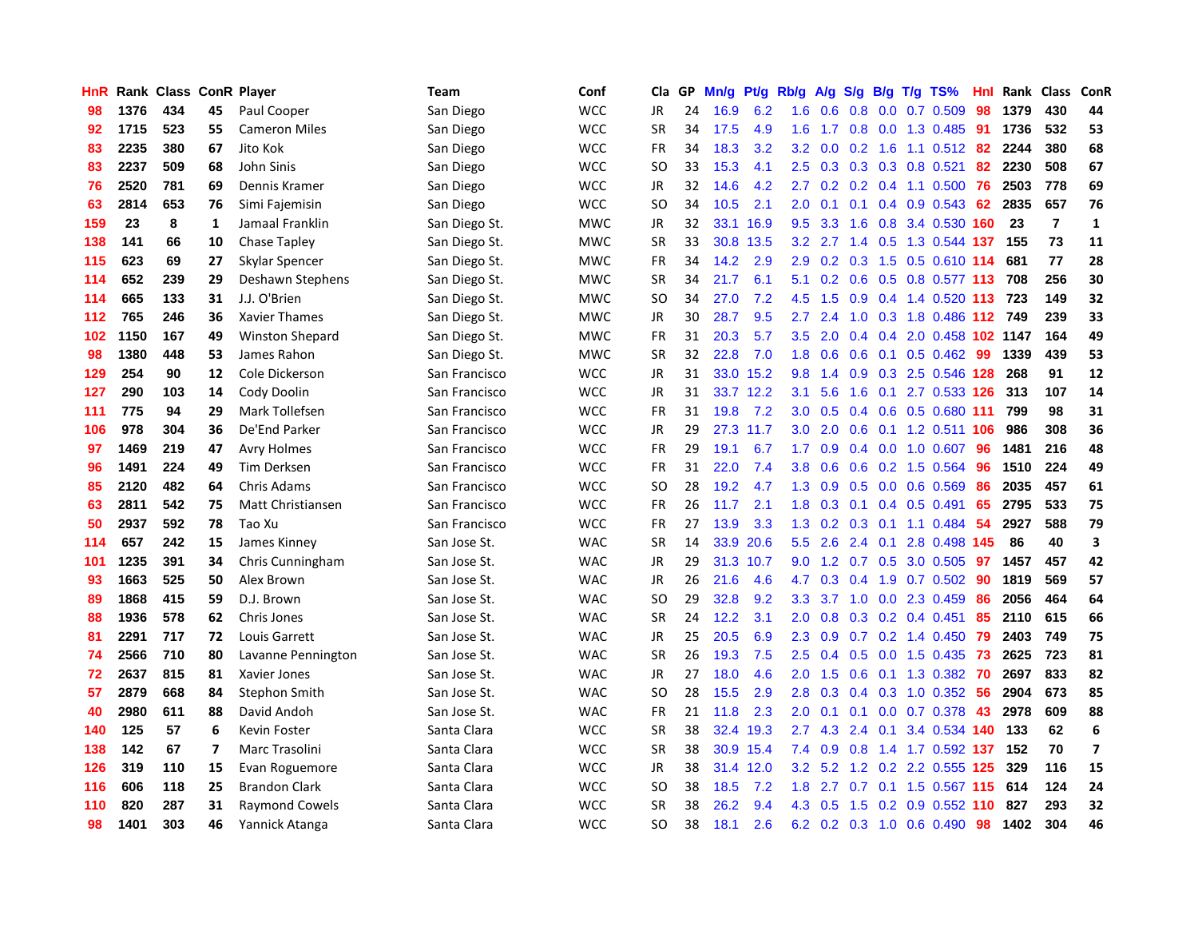| HnR | Rank | Class | ConR | Player | Team | Conf | Cla | GP | Mn/g | Pt/g | Rb/g | A/g | S/g | B/g | T/g | TS% | HnI | Rank | Class | ConR |
|---|---|---|---|---|---|---|---|---|---|---|---|---|---|---|---|---|---|---|---|---|
| 98 | 1376 | 434 | 45 | Paul Cooper | San Diego | WCC | JR | 24 | 16.9 | 6.2 | 1.6 | 0.6 | 0.8 | 0.0 | 0.7 | 0.509 | 98 | 1379 | 430 | 44 |
| 92 | 1715 | 523 | 55 | Cameron Miles | San Diego | WCC | SR | 34 | 17.5 | 4.9 | 1.6 | 1.7 | 0.8 | 0.0 | 1.3 | 0.485 | 91 | 1736 | 532 | 53 |
| 83 | 2235 | 380 | 67 | Jito Kok | San Diego | WCC | FR | 34 | 18.3 | 3.2 | 3.2 | 0.0 | 0.2 | 1.6 | 1.1 | 0.512 | 82 | 2244 | 380 | 68 |
| 83 | 2237 | 509 | 68 | John Sinis | San Diego | WCC | SO | 33 | 15.3 | 4.1 | 2.5 | 0.3 | 0.3 | 0.3 | 0.8 | 0.521 | 82 | 2230 | 508 | 67 |
| 76 | 2520 | 781 | 69 | Dennis Kramer | San Diego | WCC | JR | 32 | 14.6 | 4.2 | 2.7 | 0.2 | 0.2 | 0.4 | 1.1 | 0.500 | 76 | 2503 | 778 | 69 |
| 63 | 2814 | 653 | 76 | Simi Fajemisin | San Diego | WCC | SO | 34 | 10.5 | 2.1 | 2.0 | 0.1 | 0.1 | 0.4 | 0.9 | 0.543 | 62 | 2835 | 657 | 76 |
| 159 | 23 | 8 | 1 | Jamaal Franklin | San Diego St. | MWC | JR | 32 | 33.1 | 16.9 | 9.5 | 3.3 | 1.6 | 0.8 | 3.4 | 0.530 | 160 | 23 | 7 | 1 |
| 138 | 141 | 66 | 10 | Chase Tapley | San Diego St. | MWC | SR | 33 | 30.8 | 13.5 | 3.2 | 2.7 | 1.4 | 0.5 | 1.3 | 0.544 | 137 | 155 | 73 | 11 |
| 115 | 623 | 69 | 27 | Skylar Spencer | San Diego St. | MWC | FR | 34 | 14.2 | 2.9 | 2.9 | 0.2 | 0.3 | 1.5 | 0.5 | 0.610 | 114 | 681 | 77 | 28 |
| 114 | 652 | 239 | 29 | Deshawn Stephens | San Diego St. | MWC | SR | 34 | 21.7 | 6.1 | 5.1 | 0.2 | 0.6 | 0.5 | 0.8 | 0.577 | 113 | 708 | 256 | 30 |
| 114 | 665 | 133 | 31 | J.J. O'Brien | San Diego St. | MWC | SO | 34 | 27.0 | 7.2 | 4.5 | 1.5 | 0.9 | 0.4 | 1.4 | 0.520 | 113 | 723 | 149 | 32 |
| 112 | 765 | 246 | 36 | Xavier Thames | San Diego St. | MWC | JR | 30 | 28.7 | 9.5 | 2.7 | 2.4 | 1.0 | 0.3 | 1.8 | 0.486 | 112 | 749 | 239 | 33 |
| 102 | 1150 | 167 | 49 | Winston Shepard | San Diego St. | MWC | FR | 31 | 20.3 | 5.7 | 3.5 | 2.0 | 0.4 | 0.4 | 2.0 | 0.458 | 102 | 1147 | 164 | 49 |
| 98 | 1380 | 448 | 53 | James Rahon | San Diego St. | MWC | SR | 32 | 22.8 | 7.0 | 1.8 | 0.6 | 0.6 | 0.1 | 0.5 | 0.462 | 99 | 1339 | 439 | 53 |
| 129 | 254 | 90 | 12 | Cole Dickerson | San Francisco | WCC | JR | 31 | 33.0 | 15.2 | 9.8 | 1.4 | 0.9 | 0.3 | 2.5 | 0.546 | 128 | 268 | 91 | 12 |
| 127 | 290 | 103 | 14 | Cody Doolin | San Francisco | WCC | JR | 31 | 33.7 | 12.2 | 3.1 | 5.6 | 1.6 | 0.1 | 2.7 | 0.533 | 126 | 313 | 107 | 14 |
| 111 | 775 | 94 | 29 | Mark Tollefsen | San Francisco | WCC | FR | 31 | 19.8 | 7.2 | 3.0 | 0.5 | 0.4 | 0.6 | 0.5 | 0.680 | 111 | 799 | 98 | 31 |
| 106 | 978 | 304 | 36 | De'End Parker | San Francisco | WCC | JR | 29 | 27.3 | 11.7 | 3.0 | 2.0 | 0.6 | 0.1 | 1.2 | 0.511 | 106 | 986 | 308 | 36 |
| 97 | 1469 | 219 | 47 | Avry Holmes | San Francisco | WCC | FR | 29 | 19.1 | 6.7 | 1.7 | 0.9 | 0.4 | 0.0 | 1.0 | 0.607 | 96 | 1481 | 216 | 48 |
| 96 | 1491 | 224 | 49 | Tim Derksen | San Francisco | WCC | FR | 31 | 22.0 | 7.4 | 3.8 | 0.6 | 0.6 | 0.2 | 1.5 | 0.564 | 96 | 1510 | 224 | 49 |
| 85 | 2120 | 482 | 64 | Chris Adams | San Francisco | WCC | SO | 28 | 19.2 | 4.7 | 1.3 | 0.9 | 0.5 | 0.0 | 0.6 | 0.569 | 86 | 2035 | 457 | 61 |
| 63 | 2811 | 542 | 75 | Matt Christiansen | San Francisco | WCC | FR | 26 | 11.7 | 2.1 | 1.8 | 0.3 | 0.1 | 0.4 | 0.5 | 0.491 | 65 | 2795 | 533 | 75 |
| 50 | 2937 | 592 | 78 | Tao Xu | San Francisco | WCC | FR | 27 | 13.9 | 3.3 | 1.3 | 0.2 | 0.3 | 0.1 | 1.1 | 0.484 | 54 | 2927 | 588 | 79 |
| 114 | 657 | 242 | 15 | James Kinney | San Jose St. | WAC | SR | 14 | 33.9 | 20.6 | 5.5 | 2.6 | 2.4 | 0.1 | 2.8 | 0.498 | 145 | 86 | 40 | 3 |
| 101 | 1235 | 391 | 34 | Chris Cunningham | San Jose St. | WAC | JR | 29 | 31.3 | 10.7 | 9.0 | 1.2 | 0.7 | 0.5 | 3.0 | 0.505 | 97 | 1457 | 457 | 42 |
| 93 | 1663 | 525 | 50 | Alex Brown | San Jose St. | WAC | JR | 26 | 21.6 | 4.6 | 4.7 | 0.3 | 0.4 | 1.9 | 0.7 | 0.502 | 90 | 1819 | 569 | 57 |
| 89 | 1868 | 415 | 59 | D.J. Brown | San Jose St. | WAC | SO | 29 | 32.8 | 9.2 | 3.3 | 3.7 | 1.0 | 0.0 | 2.3 | 0.459 | 86 | 2056 | 464 | 64 |
| 88 | 1936 | 578 | 62 | Chris Jones | San Jose St. | WAC | SR | 24 | 12.2 | 3.1 | 2.0 | 0.8 | 0.3 | 0.2 | 0.4 | 0.451 | 85 | 2110 | 615 | 66 |
| 81 | 2291 | 717 | 72 | Louis Garrett | San Jose St. | WAC | JR | 25 | 20.5 | 6.9 | 2.3 | 0.9 | 0.7 | 0.2 | 1.4 | 0.450 | 79 | 2403 | 749 | 75 |
| 74 | 2566 | 710 | 80 | Lavanne Pennington | San Jose St. | WAC | SR | 26 | 19.3 | 7.5 | 2.5 | 0.4 | 0.5 | 0.0 | 1.5 | 0.435 | 73 | 2625 | 723 | 81 |
| 72 | 2637 | 815 | 81 | Xavier Jones | San Jose St. | WAC | JR | 27 | 18.0 | 4.6 | 2.0 | 1.5 | 0.6 | 0.1 | 1.3 | 0.382 | 70 | 2697 | 833 | 82 |
| 57 | 2879 | 668 | 84 | Stephon Smith | San Jose St. | WAC | SO | 28 | 15.5 | 2.9 | 2.8 | 0.3 | 0.4 | 0.3 | 1.0 | 0.352 | 56 | 2904 | 673 | 85 |
| 40 | 2980 | 611 | 88 | David Andoh | San Jose St. | WAC | FR | 21 | 11.8 | 2.3 | 2.0 | 0.1 | 0.1 | 0.0 | 0.7 | 0.378 | 43 | 2978 | 609 | 88 |
| 140 | 125 | 57 | 6 | Kevin Foster | Santa Clara | WCC | SR | 38 | 32.4 | 19.3 | 2.7 | 4.3 | 2.4 | 0.1 | 3.4 | 0.534 | 140 | 133 | 62 | 6 |
| 138 | 142 | 67 | 7 | Marc Trasolini | Santa Clara | WCC | SR | 38 | 30.9 | 15.4 | 7.4 | 0.9 | 0.8 | 1.4 | 1.7 | 0.592 | 137 | 152 | 70 | 7 |
| 126 | 319 | 110 | 15 | Evan Roguemore | Santa Clara | WCC | JR | 38 | 31.4 | 12.0 | 3.2 | 5.2 | 1.2 | 0.2 | 2.2 | 0.555 | 125 | 329 | 116 | 15 |
| 116 | 606 | 118 | 25 | Brandon Clark | Santa Clara | WCC | SO | 38 | 18.5 | 7.2 | 1.8 | 2.7 | 0.7 | 0.1 | 1.5 | 0.567 | 115 | 614 | 124 | 24 |
| 110 | 820 | 287 | 31 | Raymond Cowels | Santa Clara | WCC | SR | 38 | 26.2 | 9.4 | 4.3 | 0.5 | 1.5 | 0.2 | 0.9 | 0.552 | 110 | 827 | 293 | 32 |
| 98 | 1401 | 303 | 46 | Yannick Atanga | Santa Clara | WCC | SO | 38 | 18.1 | 2.6 | 6.2 | 0.2 | 0.3 | 1.0 | 0.6 | 0.490 | 98 | 1402 | 304 | 46 |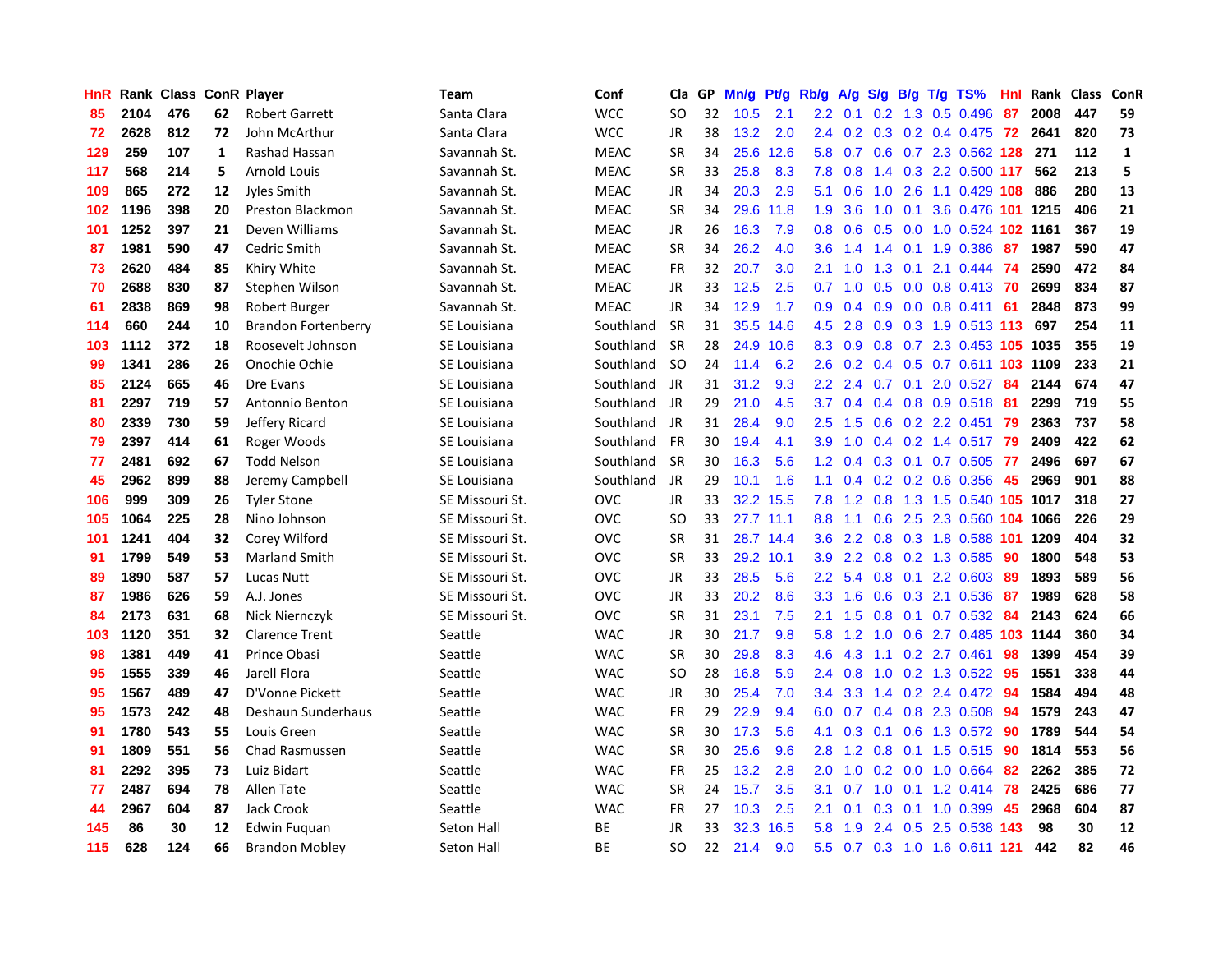| HnR | Rank | Class | ConR | Player | Team | Conf | Cla | GP | Mn/g | Pt/g | Rb/g | A/g | S/g | B/g | T/g | TS% | HnI | Rank | Class | ConR |
|---|---|---|---|---|---|---|---|---|---|---|---|---|---|---|---|---|---|---|---|---|
| 85 | 2104 | 476 | 62 | Robert Garrett | Santa Clara | WCC | SO | 32 | 10.5 | 2.1 | 2.2 | 0.1 | 0.2 | 1.3 | 0.5 | 0.496 | 87 | 2008 | 447 | 59 |
| 72 | 2628 | 812 | 72 | John McArthur | Santa Clara | WCC | JR | 38 | 13.2 | 2.0 | 2.4 | 0.2 | 0.3 | 0.2 | 0.4 | 0.475 | 72 | 2641 | 820 | 73 |
| 129 | 259 | 107 | 1 | Rashad Hassan | Savannah St. | MEAC | SR | 34 | 25.6 | 12.6 | 5.8 | 0.7 | 0.6 | 0.7 | 2.3 | 0.562 | 128 | 271 | 112 | 1 |
| 117 | 568 | 214 | 5 | Arnold Louis | Savannah St. | MEAC | SR | 33 | 25.8 | 8.3 | 7.8 | 0.8 | 1.4 | 0.3 | 2.2 | 0.500 | 117 | 562 | 213 | 5 |
| 109 | 865 | 272 | 12 | Jyles Smith | Savannah St. | MEAC | JR | 34 | 20.3 | 2.9 | 5.1 | 0.6 | 1.0 | 2.6 | 1.1 | 0.429 | 108 | 886 | 280 | 13 |
| 102 | 1196 | 398 | 20 | Preston Blackmon | Savannah St. | MEAC | SR | 34 | 29.6 | 11.8 | 1.9 | 3.6 | 1.0 | 0.1 | 3.6 | 0.476 | 101 | 1215 | 406 | 21 |
| 101 | 1252 | 397 | 21 | Deven Williams | Savannah St. | MEAC | JR | 26 | 16.3 | 7.9 | 0.8 | 0.6 | 0.5 | 0.0 | 1.0 | 0.524 | 102 | 1161 | 367 | 19 |
| 87 | 1981 | 590 | 47 | Cedric Smith | Savannah St. | MEAC | SR | 34 | 26.2 | 4.0 | 3.6 | 1.4 | 1.4 | 0.1 | 1.9 | 0.386 | 87 | 1987 | 590 | 47 |
| 73 | 2620 | 484 | 85 | Khiry White | Savannah St. | MEAC | FR | 32 | 20.7 | 3.0 | 2.1 | 1.0 | 1.3 | 0.1 | 2.1 | 0.444 | 74 | 2590 | 472 | 84 |
| 70 | 2688 | 830 | 87 | Stephen Wilson | Savannah St. | MEAC | JR | 33 | 12.5 | 2.5 | 0.7 | 1.0 | 0.5 | 0.0 | 0.8 | 0.413 | 70 | 2699 | 834 | 87 |
| 61 | 2838 | 869 | 98 | Robert Burger | Savannah St. | MEAC | JR | 34 | 12.9 | 1.7 | 0.9 | 0.4 | 0.9 | 0.0 | 0.8 | 0.411 | 61 | 2848 | 873 | 99 |
| 114 | 660 | 244 | 10 | Brandon Fortenberry | SE Louisiana | Southland | SR | 31 | 35.5 | 14.6 | 4.5 | 2.8 | 0.9 | 0.3 | 1.9 | 0.513 | 113 | 697 | 254 | 11 |
| 103 | 1112 | 372 | 18 | Roosevelt Johnson | SE Louisiana | Southland | SR | 28 | 24.9 | 10.6 | 8.3 | 0.9 | 0.8 | 0.7 | 2.3 | 0.453 | 105 | 1035 | 355 | 19 |
| 99 | 1341 | 286 | 26 | Onochie Ochie | SE Louisiana | Southland | SO | 24 | 11.4 | 6.2 | 2.6 | 0.2 | 0.4 | 0.5 | 0.7 | 0.611 | 103 | 1109 | 233 | 21 |
| 85 | 2124 | 665 | 46 | Dre Evans | SE Louisiana | Southland | JR | 31 | 31.2 | 9.3 | 2.2 | 2.4 | 0.7 | 0.1 | 2.0 | 0.527 | 84 | 2144 | 674 | 47 |
| 81 | 2297 | 719 | 57 | Antonnio Benton | SE Louisiana | Southland | JR | 29 | 21.0 | 4.5 | 3.7 | 0.4 | 0.4 | 0.8 | 0.9 | 0.518 | 81 | 2299 | 719 | 55 |
| 80 | 2339 | 730 | 59 | Jeffery Ricard | SE Louisiana | Southland | JR | 31 | 28.4 | 9.0 | 2.5 | 1.5 | 0.6 | 0.2 | 2.2 | 0.451 | 79 | 2363 | 737 | 58 |
| 79 | 2397 | 414 | 61 | Roger Woods | SE Louisiana | Southland | FR | 30 | 19.4 | 4.1 | 3.9 | 1.0 | 0.4 | 0.2 | 1.4 | 0.517 | 79 | 2409 | 422 | 62 |
| 77 | 2481 | 692 | 67 | Todd Nelson | SE Louisiana | Southland | SR | 30 | 16.3 | 5.6 | 1.2 | 0.4 | 0.3 | 0.1 | 0.7 | 0.505 | 77 | 2496 | 697 | 67 |
| 45 | 2962 | 899 | 88 | Jeremy Campbell | SE Louisiana | Southland | JR | 29 | 10.1 | 1.6 | 1.1 | 0.4 | 0.2 | 0.2 | 0.6 | 0.356 | 45 | 2969 | 901 | 88 |
| 106 | 999 | 309 | 26 | Tyler Stone | SE Missouri St. | OVC | JR | 33 | 32.2 | 15.5 | 7.8 | 1.2 | 0.8 | 1.3 | 1.5 | 0.540 | 105 | 1017 | 318 | 27 |
| 105 | 1064 | 225 | 28 | Nino Johnson | SE Missouri St. | OVC | SO | 33 | 27.7 | 11.1 | 8.8 | 1.1 | 0.6 | 2.5 | 2.3 | 0.560 | 104 | 1066 | 226 | 29 |
| 101 | 1241 | 404 | 32 | Corey Wilford | SE Missouri St. | OVC | SR | 31 | 28.7 | 14.4 | 3.6 | 2.2 | 0.8 | 0.3 | 1.8 | 0.588 | 101 | 1209 | 404 | 32 |
| 91 | 1799 | 549 | 53 | Marland Smith | SE Missouri St. | OVC | SR | 33 | 29.2 | 10.1 | 3.9 | 2.2 | 0.8 | 0.2 | 1.3 | 0.585 | 90 | 1800 | 548 | 53 |
| 89 | 1890 | 587 | 57 | Lucas Nutt | SE Missouri St. | OVC | JR | 33 | 28.5 | 5.6 | 2.2 | 5.4 | 0.8 | 0.1 | 2.2 | 0.603 | 89 | 1893 | 589 | 56 |
| 87 | 1986 | 626 | 59 | A.J. Jones | SE Missouri St. | OVC | JR | 33 | 20.2 | 8.6 | 3.3 | 1.6 | 0.6 | 0.3 | 2.1 | 0.536 | 87 | 1989 | 628 | 58 |
| 84 | 2173 | 631 | 68 | Nick Niernczyk | SE Missouri St. | OVC | SR | 31 | 23.1 | 7.5 | 2.1 | 1.5 | 0.8 | 0.1 | 0.7 | 0.532 | 84 | 2143 | 624 | 66 |
| 103 | 1120 | 351 | 32 | Clarence Trent | Seattle | WAC | JR | 30 | 21.7 | 9.8 | 5.8 | 1.2 | 1.0 | 0.6 | 2.7 | 0.485 | 103 | 1144 | 360 | 34 |
| 98 | 1381 | 449 | 41 | Prince Obasi | Seattle | WAC | SR | 30 | 29.8 | 8.3 | 4.6 | 4.3 | 1.1 | 0.2 | 2.7 | 0.461 | 98 | 1399 | 454 | 39 |
| 95 | 1555 | 339 | 46 | Jarell Flora | Seattle | WAC | SO | 28 | 16.8 | 5.9 | 2.4 | 0.8 | 1.0 | 0.2 | 1.3 | 0.522 | 95 | 1551 | 338 | 44 |
| 95 | 1567 | 489 | 47 | D'Vonne Pickett | Seattle | WAC | JR | 30 | 25.4 | 7.0 | 3.4 | 3.3 | 1.4 | 0.2 | 2.4 | 0.472 | 94 | 1584 | 494 | 48 |
| 95 | 1573 | 242 | 48 | Deshaun Sunderhaus | Seattle | WAC | FR | 29 | 22.9 | 9.4 | 6.0 | 0.7 | 0.4 | 0.8 | 2.3 | 0.508 | 94 | 1579 | 243 | 47 |
| 91 | 1780 | 543 | 55 | Louis Green | Seattle | WAC | SR | 30 | 17.3 | 5.6 | 4.1 | 0.3 | 0.1 | 0.6 | 1.3 | 0.572 | 90 | 1789 | 544 | 54 |
| 91 | 1809 | 551 | 56 | Chad Rasmussen | Seattle | WAC | SR | 30 | 25.6 | 9.6 | 2.8 | 1.2 | 0.8 | 0.1 | 1.5 | 0.515 | 90 | 1814 | 553 | 56 |
| 81 | 2292 | 395 | 73 | Luiz Bidart | Seattle | WAC | FR | 25 | 13.2 | 2.8 | 2.0 | 1.0 | 0.2 | 0.0 | 1.0 | 0.664 | 82 | 2262 | 385 | 72 |
| 77 | 2487 | 694 | 78 | Allen Tate | Seattle | WAC | SR | 24 | 15.7 | 3.5 | 3.1 | 0.7 | 1.0 | 0.1 | 1.2 | 0.414 | 78 | 2425 | 686 | 77 |
| 44 | 2967 | 604 | 87 | Jack Crook | Seattle | WAC | FR | 27 | 10.3 | 2.5 | 2.1 | 0.1 | 0.3 | 0.1 | 1.0 | 0.399 | 45 | 2968 | 604 | 87 |
| 145 | 86 | 30 | 12 | Edwin Fuquan | Seton Hall | BE | JR | 33 | 32.3 | 16.5 | 5.8 | 1.9 | 2.4 | 0.5 | 2.5 | 0.538 | 143 | 98 | 30 | 12 |
| 115 | 628 | 124 | 66 | Brandon Mobley | Seton Hall | BE | SO | 22 | 21.4 | 9.0 | 5.5 | 0.7 | 0.3 | 1.0 | 1.6 | 0.611 | 121 | 442 | 82 | 46 |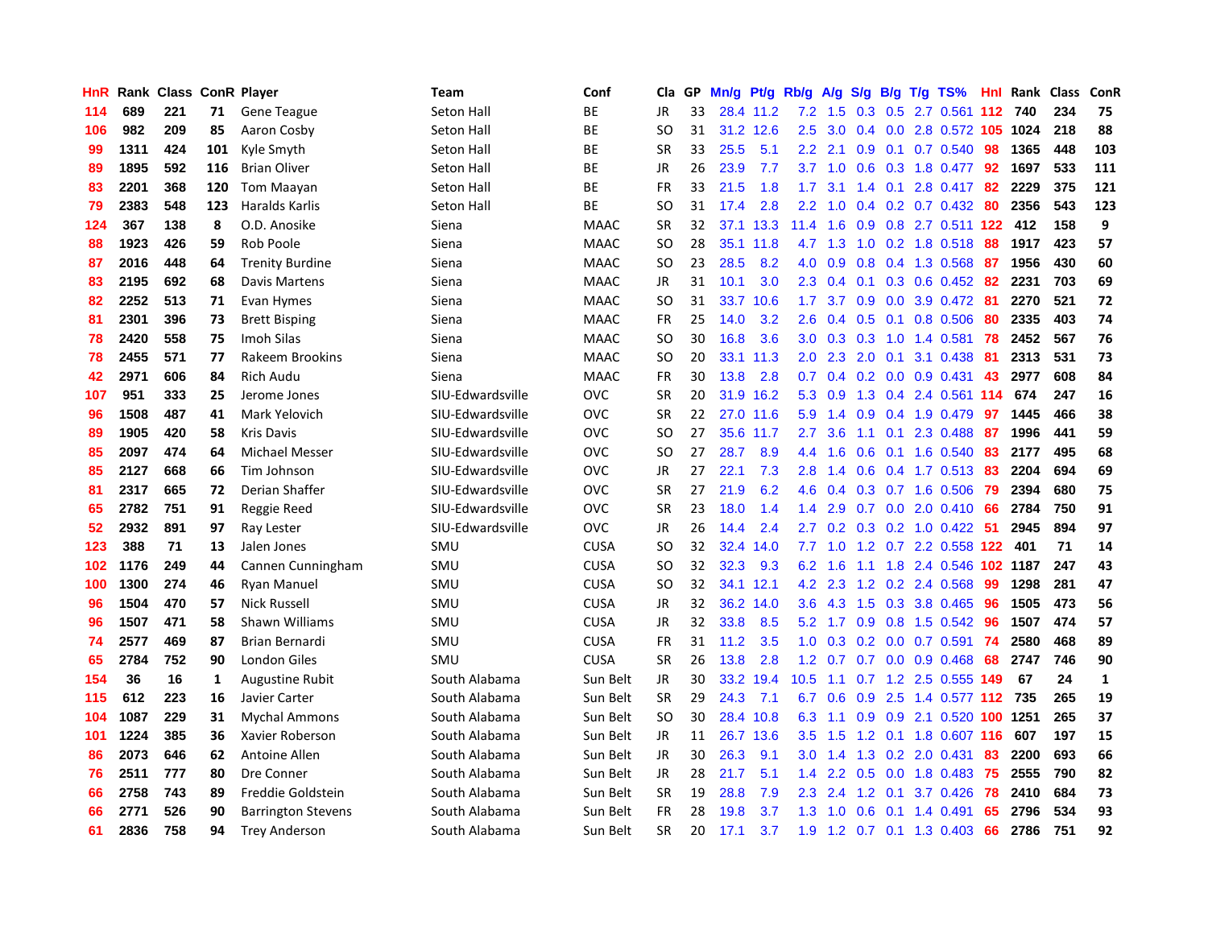| HnR | Rank | Class | ConR | Player | Team | Conf | Cla | GP | Mn/g | Pt/g | Rb/g | A/g | S/g | B/g | T/g | TS% | HnI | Rank | Class | ConR |
|---|---|---|---|---|---|---|---|---|---|---|---|---|---|---|---|---|---|---|---|---|
| 114 | 689 | 221 | 71 | Gene Teague | Seton Hall | BE | JR | 33 | 28.4 | 11.2 | 7.2 | 1.5 | 0.3 | 0.5 | 2.7 | 0.561 | 112 | 740 | 234 | 75 |
| 106 | 982 | 209 | 85 | Aaron Cosby | Seton Hall | BE | SO | 31 | 31.2 | 12.6 | 2.5 | 3.0 | 0.4 | 0.0 | 2.8 | 0.572 | 105 | 1024 | 218 | 88 |
| 99 | 1311 | 424 | 101 | Kyle Smyth | Seton Hall | BE | SR | 33 | 25.5 | 5.1 | 2.2 | 2.1 | 0.9 | 0.1 | 0.7 | 0.540 | 98 | 1365 | 448 | 103 |
| 89 | 1895 | 592 | 116 | Brian Oliver | Seton Hall | BE | JR | 26 | 23.9 | 7.7 | 3.7 | 1.0 | 0.6 | 0.3 | 1.8 | 0.477 | 92 | 1697 | 533 | 111 |
| 83 | 2201 | 368 | 120 | Tom Maayan | Seton Hall | BE | FR | 33 | 21.5 | 1.8 | 1.7 | 3.1 | 1.4 | 0.1 | 2.8 | 0.417 | 82 | 2229 | 375 | 121 |
| 79 | 2383 | 548 | 123 | Haralds Karlis | Seton Hall | BE | SO | 31 | 17.4 | 2.8 | 2.2 | 1.0 | 0.4 | 0.2 | 0.7 | 0.432 | 80 | 2356 | 543 | 123 |
| 124 | 367 | 138 | 8 | O.D. Anosike | Siena | MAAC | SR | 32 | 37.1 | 13.3 | 11.4 | 1.6 | 0.9 | 0.8 | 2.7 | 0.511 | 122 | 412 | 158 | 9 |
| 88 | 1923 | 426 | 59 | Rob Poole | Siena | MAAC | SO | 28 | 35.1 | 11.8 | 4.7 | 1.3 | 1.0 | 0.2 | 1.8 | 0.518 | 88 | 1917 | 423 | 57 |
| 87 | 2016 | 448 | 64 | Trenity Burdine | Siena | MAAC | SO | 23 | 28.5 | 8.2 | 4.0 | 0.9 | 0.8 | 0.4 | 1.3 | 0.568 | 87 | 1956 | 430 | 60 |
| 83 | 2195 | 692 | 68 | Davis Martens | Siena | MAAC | JR | 31 | 10.1 | 3.0 | 2.3 | 0.4 | 0.1 | 0.3 | 0.6 | 0.452 | 82 | 2231 | 703 | 69 |
| 82 | 2252 | 513 | 71 | Evan Hymes | Siena | MAAC | SO | 31 | 33.7 | 10.6 | 1.7 | 3.7 | 0.9 | 0.0 | 3.9 | 0.472 | 81 | 2270 | 521 | 72 |
| 81 | 2301 | 396 | 73 | Brett Bisping | Siena | MAAC | FR | 25 | 14.0 | 3.2 | 2.6 | 0.4 | 0.5 | 0.1 | 0.8 | 0.506 | 80 | 2335 | 403 | 74 |
| 78 | 2420 | 558 | 75 | Imoh Silas | Siena | MAAC | SO | 30 | 16.8 | 3.6 | 3.0 | 0.3 | 0.3 | 1.0 | 1.4 | 0.581 | 78 | 2452 | 567 | 76 |
| 78 | 2455 | 571 | 77 | Rakeem Brookins | Siena | MAAC | SO | 20 | 33.1 | 11.3 | 2.0 | 2.3 | 2.0 | 0.1 | 3.1 | 0.438 | 81 | 2313 | 531 | 73 |
| 42 | 2971 | 606 | 84 | Rich Audu | Siena | MAAC | FR | 30 | 13.8 | 2.8 | 0.7 | 0.4 | 0.2 | 0.0 | 0.9 | 0.431 | 43 | 2977 | 608 | 84 |
| 107 | 951 | 333 | 25 | Jerome Jones | SIU-Edwardsville | OVC | SR | 20 | 31.9 | 16.2 | 5.3 | 0.9 | 1.3 | 0.4 | 2.4 | 0.561 | 114 | 674 | 247 | 16 |
| 96 | 1508 | 487 | 41 | Mark Yelovich | SIU-Edwardsville | OVC | SR | 22 | 27.0 | 11.6 | 5.9 | 1.4 | 0.9 | 0.4 | 1.9 | 0.479 | 97 | 1445 | 466 | 38 |
| 89 | 1905 | 420 | 58 | Kris Davis | SIU-Edwardsville | OVC | SO | 27 | 35.6 | 11.7 | 2.7 | 3.6 | 1.1 | 0.1 | 2.3 | 0.488 | 87 | 1996 | 441 | 59 |
| 85 | 2097 | 474 | 64 | Michael Messer | SIU-Edwardsville | OVC | SO | 27 | 28.7 | 8.9 | 4.4 | 1.6 | 0.6 | 0.1 | 1.6 | 0.540 | 83 | 2177 | 495 | 68 |
| 85 | 2127 | 668 | 66 | Tim Johnson | SIU-Edwardsville | OVC | JR | 27 | 22.1 | 7.3 | 2.8 | 1.4 | 0.6 | 0.4 | 1.7 | 0.513 | 83 | 2204 | 694 | 69 |
| 81 | 2317 | 665 | 72 | Derian Shaffer | SIU-Edwardsville | OVC | SR | 27 | 21.9 | 6.2 | 4.6 | 0.4 | 0.3 | 0.7 | 1.6 | 0.506 | 79 | 2394 | 680 | 75 |
| 65 | 2782 | 751 | 91 | Reggie Reed | SIU-Edwardsville | OVC | SR | 23 | 18.0 | 1.4 | 1.4 | 2.9 | 0.7 | 0.0 | 2.0 | 0.410 | 66 | 2784 | 750 | 91 |
| 52 | 2932 | 891 | 97 | Ray Lester | SIU-Edwardsville | OVC | JR | 26 | 14.4 | 2.4 | 2.7 | 0.2 | 0.3 | 0.2 | 1.0 | 0.422 | 51 | 2945 | 894 | 97 |
| 123 | 388 | 71 | 13 | Jalen Jones | SMU | CUSA | SO | 32 | 32.4 | 14.0 | 7.7 | 1.0 | 1.2 | 0.7 | 2.2 | 0.558 | 122 | 401 | 71 | 14 |
| 102 | 1176 | 249 | 44 | Cannen Cunningham | SMU | CUSA | SO | 32 | 32.3 | 9.3 | 6.2 | 1.6 | 1.1 | 1.8 | 2.4 | 0.546 | 102 | 1187 | 247 | 43 |
| 100 | 1300 | 274 | 46 | Ryan Manuel | SMU | CUSA | SO | 32 | 34.1 | 12.1 | 4.2 | 2.3 | 1.2 | 0.2 | 2.4 | 0.568 | 99 | 1298 | 281 | 47 |
| 96 | 1504 | 470 | 57 | Nick Russell | SMU | CUSA | JR | 32 | 36.2 | 14.0 | 3.6 | 4.3 | 1.5 | 0.3 | 3.8 | 0.465 | 96 | 1505 | 473 | 56 |
| 96 | 1507 | 471 | 58 | Shawn Williams | SMU | CUSA | JR | 32 | 33.8 | 8.5 | 5.2 | 1.7 | 0.9 | 0.8 | 1.5 | 0.542 | 96 | 1507 | 474 | 57 |
| 74 | 2577 | 469 | 87 | Brian Bernardi | SMU | CUSA | FR | 31 | 11.2 | 3.5 | 1.0 | 0.3 | 0.2 | 0.0 | 0.7 | 0.591 | 74 | 2580 | 468 | 89 |
| 65 | 2784 | 752 | 90 | London Giles | SMU | CUSA | SR | 26 | 13.8 | 2.8 | 1.2 | 0.7 | 0.7 | 0.0 | 0.9 | 0.468 | 68 | 2747 | 746 | 90 |
| 154 | 36 | 16 | 1 | Augustine Rubit | South Alabama | Sun Belt | JR | 30 | 33.2 | 19.4 | 10.5 | 1.1 | 0.7 | 1.2 | 2.5 | 0.555 | 149 | 67 | 24 | 1 |
| 115 | 612 | 223 | 16 | Javier Carter | South Alabama | Sun Belt | SR | 29 | 24.3 | 7.1 | 6.7 | 0.6 | 0.9 | 2.5 | 1.4 | 0.577 | 112 | 735 | 265 | 19 |
| 104 | 1087 | 229 | 31 | Mychal Ammons | South Alabama | Sun Belt | SO | 30 | 28.4 | 10.8 | 6.3 | 1.1 | 0.9 | 0.9 | 2.1 | 0.520 | 100 | 1251 | 265 | 37 |
| 101 | 1224 | 385 | 36 | Xavier Roberson | South Alabama | Sun Belt | JR | 11 | 26.7 | 13.6 | 3.5 | 1.5 | 1.2 | 0.1 | 1.8 | 0.607 | 116 | 607 | 197 | 15 |
| 86 | 2073 | 646 | 62 | Antoine Allen | South Alabama | Sun Belt | JR | 30 | 26.3 | 9.1 | 3.0 | 1.4 | 1.3 | 0.2 | 2.0 | 0.431 | 83 | 2200 | 693 | 66 |
| 76 | 2511 | 777 | 80 | Dre Conner | South Alabama | Sun Belt | JR | 28 | 21.7 | 5.1 | 1.4 | 2.2 | 0.5 | 0.0 | 1.8 | 0.483 | 75 | 2555 | 790 | 82 |
| 66 | 2758 | 743 | 89 | Freddie Goldstein | South Alabama | Sun Belt | SR | 19 | 28.8 | 7.9 | 2.3 | 2.4 | 1.2 | 0.1 | 3.7 | 0.426 | 78 | 2410 | 684 | 73 |
| 66 | 2771 | 526 | 90 | Barrington Stevens | South Alabama | Sun Belt | FR | 28 | 19.8 | 3.7 | 1.3 | 1.0 | 0.6 | 0.1 | 1.4 | 0.491 | 65 | 2796 | 534 | 93 |
| 61 | 2836 | 758 | 94 | Trey Anderson | South Alabama | Sun Belt | SR | 20 | 17.1 | 3.7 | 1.9 | 1.2 | 0.7 | 0.1 | 1.3 | 0.403 | 66 | 2786 | 751 | 92 |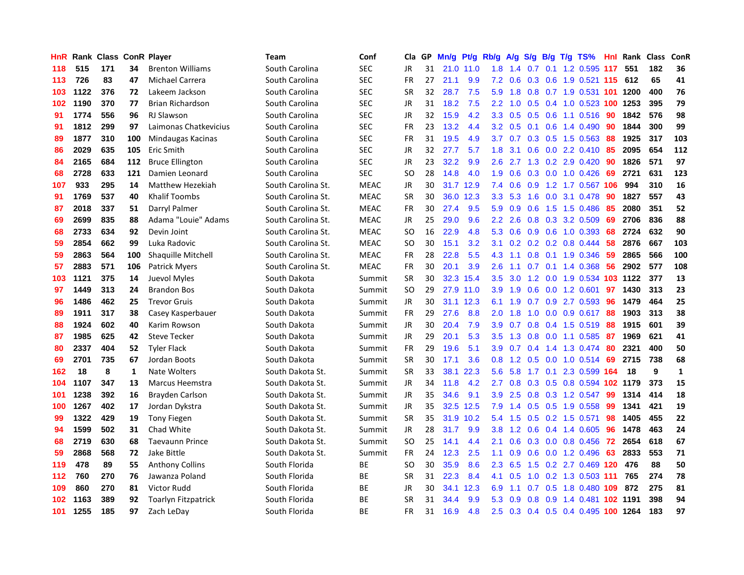| HnR | Rank | Class | ConR | Player | Team | Conf | Cla | GP | Mn/g | Pt/g | Rb/g | A/g | S/g | B/g | T/g | TS% | HnI | Rank | Class | ConR |
|---|---|---|---|---|---|---|---|---|---|---|---|---|---|---|---|---|---|---|---|---|
| 118 | 515 | 171 | 34 | Brenton Williams | South Carolina | SEC | JR | 31 | 21.0 | 11.0 | 1.8 | 1.4 | 0.7 | 0.1 | 1.2 | 0.595 | 117 | 551 | 182 | 36 |
| 113 | 726 | 83 | 47 | Michael Carrera | South Carolina | SEC | FR | 27 | 21.1 | 9.9 | 7.2 | 0.6 | 0.3 | 0.6 | 1.9 | 0.521 | 115 | 612 | 65 | 41 |
| 103 | 1122 | 376 | 72 | Lakeem Jackson | South Carolina | SEC | SR | 32 | 28.7 | 7.5 | 5.9 | 1.8 | 0.8 | 0.7 | 1.9 | 0.531 | 101 | 1200 | 400 | 76 |
| 102 | 1190 | 370 | 77 | Brian Richardson | South Carolina | SEC | JR | 31 | 18.2 | 7.5 | 2.2 | 1.0 | 0.5 | 0.4 | 1.0 | 0.523 | 100 | 1253 | 395 | 79 |
| 91 | 1774 | 556 | 96 | RJ Slawson | South Carolina | SEC | JR | 32 | 15.9 | 4.2 | 3.3 | 0.5 | 0.5 | 0.6 | 1.1 | 0.516 | 90 | 1842 | 576 | 98 |
| 91 | 1812 | 299 | 97 | Laimonas Chatkevicius | South Carolina | SEC | FR | 23 | 13.2 | 4.4 | 3.2 | 0.5 | 0.1 | 0.6 | 1.4 | 0.490 | 90 | 1844 | 300 | 99 |
| 89 | 1877 | 310 | 100 | Mindaugas Kacinas | South Carolina | SEC | FR | 31 | 19.5 | 4.9 | 3.7 | 0.7 | 0.3 | 0.5 | 1.5 | 0.563 | 88 | 1925 | 317 | 103 |
| 86 | 2029 | 635 | 105 | Eric Smith | South Carolina | SEC | JR | 32 | 27.7 | 5.7 | 1.8 | 3.1 | 0.6 | 0.0 | 2.2 | 0.410 | 85 | 2095 | 654 | 112 |
| 84 | 2165 | 684 | 112 | Bruce Ellington | South Carolina | SEC | JR | 23 | 32.2 | 9.9 | 2.6 | 2.7 | 1.3 | 0.2 | 2.9 | 0.420 | 90 | 1826 | 571 | 97 |
| 68 | 2728 | 633 | 121 | Damien Leonard | South Carolina | SEC | SO | 28 | 14.8 | 4.0 | 1.9 | 0.6 | 0.3 | 0.0 | 1.0 | 0.426 | 69 | 2721 | 631 | 123 |
| 107 | 933 | 295 | 14 | Matthew Hezekiah | South Carolina St. | MEAC | JR | 30 | 31.7 | 12.9 | 7.4 | 0.6 | 0.9 | 1.2 | 1.7 | 0.567 | 106 | 994 | 310 | 16 |
| 91 | 1769 | 537 | 40 | Khalif Toombs | South Carolina St. | MEAC | SR | 30 | 36.0 | 12.3 | 3.3 | 5.3 | 1.6 | 0.0 | 3.1 | 0.478 | 90 | 1827 | 557 | 43 |
| 87 | 2018 | 337 | 51 | Darryl Palmer | South Carolina St. | MEAC | FR | 30 | 27.4 | 9.5 | 5.9 | 0.9 | 0.6 | 1.5 | 1.5 | 0.486 | 85 | 2080 | 351 | 52 |
| 69 | 2699 | 835 | 88 | Adama "Louie" Adams | South Carolina St. | MEAC | JR | 25 | 29.0 | 9.6 | 2.2 | 2.6 | 0.8 | 0.3 | 3.2 | 0.509 | 69 | 2706 | 836 | 88 |
| 68 | 2733 | 634 | 92 | Devin Joint | South Carolina St. | MEAC | SO | 16 | 22.9 | 4.8 | 5.3 | 0.6 | 0.9 | 0.6 | 1.0 | 0.393 | 68 | 2724 | 632 | 90 |
| 59 | 2854 | 662 | 99 | Luka Radovic | South Carolina St. | MEAC | SO | 30 | 15.1 | 3.2 | 3.1 | 0.2 | 0.2 | 0.2 | 0.8 | 0.444 | 58 | 2876 | 667 | 103 |
| 59 | 2863 | 564 | 100 | Shaquille Mitchell | South Carolina St. | MEAC | FR | 28 | 22.8 | 5.5 | 4.3 | 1.1 | 0.8 | 0.1 | 1.9 | 0.346 | 59 | 2865 | 566 | 100 |
| 57 | 2883 | 571 | 106 | Patrick Myers | South Carolina St. | MEAC | FR | 30 | 20.1 | 3.9 | 2.6 | 1.1 | 0.7 | 0.1 | 1.4 | 0.368 | 56 | 2902 | 577 | 108 |
| 103 | 1121 | 375 | 14 | Juevol Myles | South Dakota | Summit | SR | 30 | 32.3 | 15.4 | 3.5 | 3.0 | 1.2 | 0.0 | 1.9 | 0.534 | 103 | 1122 | 377 | 13 |
| 97 | 1449 | 313 | 24 | Brandon Bos | South Dakota | Summit | SO | 29 | 27.9 | 11.0 | 3.9 | 1.9 | 0.6 | 0.0 | 1.2 | 0.601 | 97 | 1430 | 313 | 23 |
| 96 | 1486 | 462 | 25 | Trevor Gruis | South Dakota | Summit | JR | 30 | 31.1 | 12.3 | 6.1 | 1.9 | 0.7 | 0.9 | 2.7 | 0.593 | 96 | 1479 | 464 | 25 |
| 89 | 1911 | 317 | 38 | Casey Kasperbauer | South Dakota | Summit | FR | 29 | 27.6 | 8.8 | 2.0 | 1.8 | 1.0 | 0.0 | 0.9 | 0.617 | 88 | 1903 | 313 | 38 |
| 88 | 1924 | 602 | 40 | Karim Rowson | South Dakota | Summit | JR | 30 | 20.4 | 7.9 | 3.9 | 0.7 | 0.8 | 0.4 | 1.5 | 0.519 | 88 | 1915 | 601 | 39 |
| 87 | 1985 | 625 | 42 | Steve Tecker | South Dakota | Summit | JR | 29 | 20.1 | 5.3 | 3.5 | 1.3 | 0.8 | 0.0 | 1.1 | 0.585 | 87 | 1969 | 621 | 41 |
| 80 | 2337 | 404 | 52 | Tyler Flack | South Dakota | Summit | FR | 29 | 19.6 | 5.1 | 3.9 | 0.7 | 0.4 | 1.4 | 1.3 | 0.474 | 80 | 2321 | 400 | 50 |
| 69 | 2701 | 735 | 67 | Jordan Boots | South Dakota | Summit | SR | 30 | 17.1 | 3.6 | 0.8 | 1.2 | 0.5 | 0.0 | 1.0 | 0.514 | 69 | 2715 | 738 | 68 |
| 162 | 18 | 8 | 1 | Nate Wolters | South Dakota St. | Summit | SR | 33 | 38.1 | 22.3 | 5.6 | 5.8 | 1.7 | 0.1 | 2.3 | 0.599 | 164 | 18 | 9 | 1 |
| 104 | 1107 | 347 | 13 | Marcus Heemstra | South Dakota St. | Summit | JR | 34 | 11.8 | 4.2 | 2.7 | 0.8 | 0.3 | 0.5 | 0.8 | 0.594 | 102 | 1179 | 373 | 15 |
| 101 | 1238 | 392 | 16 | Brayden Carlson | South Dakota St. | Summit | JR | 35 | 34.6 | 9.1 | 3.9 | 2.5 | 0.8 | 0.3 | 1.2 | 0.547 | 99 | 1314 | 414 | 18 |
| 100 | 1267 | 402 | 17 | Jordan Dykstra | South Dakota St. | Summit | JR | 35 | 32.5 | 12.5 | 7.9 | 1.4 | 0.5 | 0.5 | 1.9 | 0.558 | 99 | 1341 | 421 | 19 |
| 99 | 1322 | 429 | 19 | Tony Fiegen | South Dakota St. | Summit | SR | 35 | 31.9 | 10.2 | 5.4 | 1.5 | 0.5 | 0.2 | 1.5 | 0.571 | 98 | 1405 | 455 | 22 |
| 94 | 1599 | 502 | 31 | Chad White | South Dakota St. | Summit | JR | 28 | 31.7 | 9.9 | 3.8 | 1.2 | 0.6 | 0.4 | 1.4 | 0.605 | 96 | 1478 | 463 | 24 |
| 68 | 2719 | 630 | 68 | Taevaunn Prince | South Dakota St. | Summit | SO | 25 | 14.1 | 4.4 | 2.1 | 0.6 | 0.3 | 0.0 | 0.8 | 0.456 | 72 | 2654 | 618 | 67 |
| 59 | 2868 | 568 | 72 | Jake Bittle | South Dakota St. | Summit | FR | 24 | 12.3 | 2.5 | 1.1 | 0.9 | 0.6 | 0.0 | 1.2 | 0.496 | 63 | 2833 | 553 | 71 |
| 119 | 478 | 89 | 55 | Anthony Collins | South Florida | BE | SO | 30 | 35.9 | 8.6 | 2.3 | 6.5 | 1.5 | 0.2 | 2.7 | 0.469 | 120 | 476 | 88 | 50 |
| 112 | 760 | 270 | 76 | Jawanza Poland | South Florida | BE | SR | 31 | 22.3 | 8.4 | 4.1 | 0.5 | 1.0 | 0.2 | 1.3 | 0.503 | 111 | 765 | 274 | 78 |
| 109 | 860 | 270 | 81 | Victor Rudd | South Florida | BE | JR | 30 | 34.1 | 12.3 | 6.9 | 1.1 | 0.7 | 0.5 | 1.8 | 0.480 | 109 | 872 | 275 | 81 |
| 102 | 1163 | 389 | 92 | Toarlyn Fitzpatrick | South Florida | BE | SR | 31 | 34.4 | 9.9 | 5.3 | 0.9 | 0.8 | 0.9 | 1.4 | 0.481 | 102 | 1191 | 398 | 94 |
| 101 | 1255 | 185 | 97 | Zach LeDay | South Florida | BE | FR | 31 | 16.9 | 4.8 | 2.5 | 0.3 | 0.4 | 0.5 | 0.4 | 0.495 | 100 | 1264 | 183 | 97 |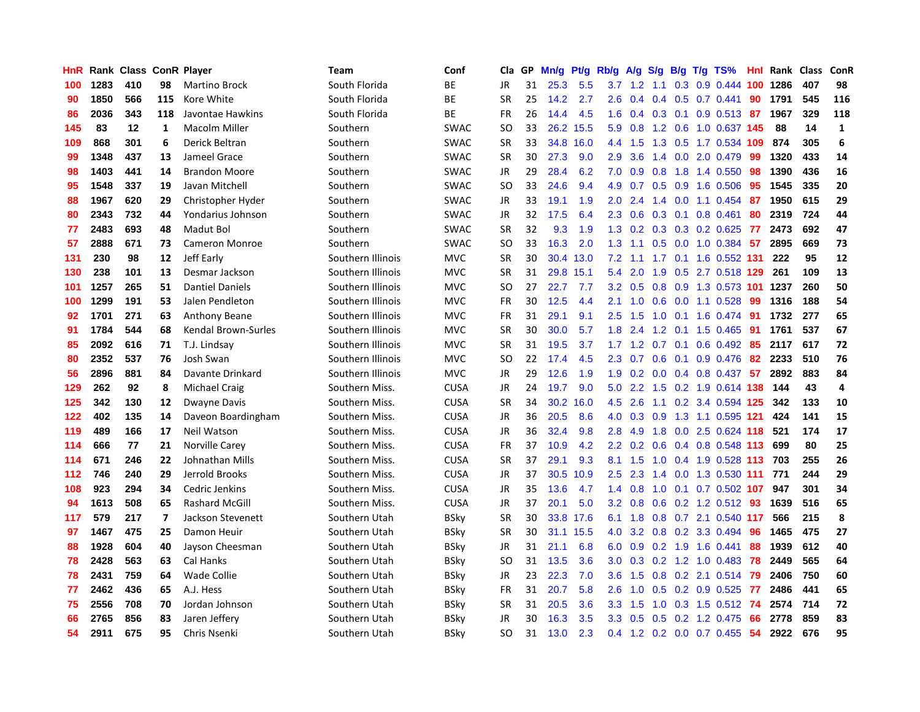| HnR | Rank | Class | ConR | Player | Team | Conf | Cla | GP | Mn/g | Pt/g | Rb/g | A/g | S/g | B/g | T/g | TS% | HnI | Rank | Class | ConR |
|---|---|---|---|---|---|---|---|---|---|---|---|---|---|---|---|---|---|---|---|---|
| 100 | 1283 | 410 | 98 | Martino Brock | South Florida | BE | JR | 31 | 25.3 | 5.5 | 3.7 | 1.2 | 1.1 | 0.3 | 0.9 | 0.444 | 100 | 1286 | 407 | 98 |
| 90 | 1850 | 566 | 115 | Kore White | South Florida | BE | SR | 25 | 14.2 | 2.7 | 2.6 | 0.4 | 0.4 | 0.5 | 0.7 | 0.441 | 90 | 1791 | 545 | 116 |
| 86 | 2036 | 343 | 118 | Javontae Hawkins | South Florida | BE | FR | 26 | 14.4 | 4.5 | 1.6 | 0.4 | 0.3 | 0.1 | 0.9 | 0.513 | 87 | 1967 | 329 | 118 |
| 145 | 83 | 12 | 1 | Macolm Miller | Southern | SWAC | SO | 33 | 26.2 | 15.5 | 5.9 | 0.8 | 1.2 | 0.6 | 1.0 | 0.637 | 145 | 88 | 14 | 1 |
| 109 | 868 | 301 | 6 | Derick Beltran | Southern | SWAC | SR | 33 | 34.8 | 16.0 | 4.4 | 1.5 | 1.3 | 0.5 | 1.7 | 0.534 | 109 | 874 | 305 | 6 |
| 99 | 1348 | 437 | 13 | Jameel Grace | Southern | SWAC | SR | 30 | 27.3 | 9.0 | 2.9 | 3.6 | 1.4 | 0.0 | 2.0 | 0.479 | 99 | 1320 | 433 | 14 |
| 98 | 1403 | 441 | 14 | Brandon Moore | Southern | SWAC | JR | 29 | 28.4 | 6.2 | 7.0 | 0.9 | 0.8 | 1.8 | 1.4 | 0.550 | 98 | 1390 | 436 | 16 |
| 95 | 1548 | 337 | 19 | Javan Mitchell | Southern | SWAC | SO | 33 | 24.6 | 9.4 | 4.9 | 0.7 | 0.5 | 0.9 | 1.6 | 0.506 | 95 | 1545 | 335 | 20 |
| 88 | 1967 | 620 | 29 | Christopher Hyder | Southern | SWAC | JR | 33 | 19.1 | 1.9 | 2.0 | 2.4 | 1.4 | 0.0 | 1.1 | 0.454 | 87 | 1950 | 615 | 29 |
| 80 | 2343 | 732 | 44 | Yondarius Johnson | Southern | SWAC | JR | 32 | 17.5 | 6.4 | 2.3 | 0.6 | 0.3 | 0.1 | 0.8 | 0.461 | 80 | 2319 | 724 | 44 |
| 77 | 2483 | 693 | 48 | Madut Bol | Southern | SWAC | SR | 32 | 9.3 | 1.9 | 1.3 | 0.2 | 0.3 | 0.3 | 0.2 | 0.625 | 77 | 2473 | 692 | 47 |
| 57 | 2888 | 671 | 73 | Cameron Monroe | Southern | SWAC | SO | 33 | 16.3 | 2.0 | 1.3 | 1.1 | 0.5 | 0.0 | 1.0 | 0.384 | 57 | 2895 | 669 | 73 |
| 131 | 230 | 98 | 12 | Jeff Early | Southern Illinois | MVC | SR | 30 | 30.4 | 13.0 | 7.2 | 1.1 | 1.7 | 0.1 | 1.6 | 0.552 | 131 | 222 | 95 | 12 |
| 130 | 238 | 101 | 13 | Desmar Jackson | Southern Illinois | MVC | SR | 31 | 29.8 | 15.1 | 5.4 | 2.0 | 1.9 | 0.5 | 2.7 | 0.518 | 129 | 261 | 109 | 13 |
| 101 | 1257 | 265 | 51 | Dantiel Daniels | Southern Illinois | MVC | SO | 27 | 22.7 | 7.7 | 3.2 | 0.5 | 0.8 | 0.9 | 1.3 | 0.573 | 101 | 1237 | 260 | 50 |
| 100 | 1299 | 191 | 53 | Jalen Pendleton | Southern Illinois | MVC | FR | 30 | 12.5 | 4.4 | 2.1 | 1.0 | 0.6 | 0.0 | 1.1 | 0.528 | 99 | 1316 | 188 | 54 |
| 92 | 1701 | 271 | 63 | Anthony Beane | Southern Illinois | MVC | FR | 31 | 29.1 | 9.1 | 2.5 | 1.5 | 1.0 | 0.1 | 1.6 | 0.474 | 91 | 1732 | 277 | 65 |
| 91 | 1784 | 544 | 68 | Kendal Brown-Surles | Southern Illinois | MVC | SR | 30 | 30.0 | 5.7 | 1.8 | 2.4 | 1.2 | 0.1 | 1.5 | 0.465 | 91 | 1761 | 537 | 67 |
| 85 | 2092 | 616 | 71 | T.J. Lindsay | Southern Illinois | MVC | SR | 31 | 19.5 | 3.7 | 1.7 | 1.2 | 0.7 | 0.1 | 0.6 | 0.492 | 85 | 2117 | 617 | 72 |
| 80 | 2352 | 537 | 76 | Josh Swan | Southern Illinois | MVC | SO | 22 | 17.4 | 4.5 | 2.3 | 0.7 | 0.6 | 0.1 | 0.9 | 0.476 | 82 | 2233 | 510 | 76 |
| 56 | 2896 | 881 | 84 | Davante Drinkard | Southern Illinois | MVC | JR | 29 | 12.6 | 1.9 | 1.9 | 0.2 | 0.0 | 0.4 | 0.8 | 0.437 | 57 | 2892 | 883 | 84 |
| 129 | 262 | 92 | 8 | Michael Craig | Southern Miss. | CUSA | JR | 24 | 19.7 | 9.0 | 5.0 | 2.2 | 1.5 | 0.2 | 1.9 | 0.614 | 138 | 144 | 43 | 4 |
| 125 | 342 | 130 | 12 | Dwayne Davis | Southern Miss. | CUSA | SR | 34 | 30.2 | 16.0 | 4.5 | 2.6 | 1.1 | 0.2 | 3.4 | 0.594 | 125 | 342 | 133 | 10 |
| 122 | 402 | 135 | 14 | Daveon Boardingham | Southern Miss. | CUSA | JR | 36 | 20.5 | 8.6 | 4.0 | 0.3 | 0.9 | 1.3 | 1.1 | 0.595 | 121 | 424 | 141 | 15 |
| 119 | 489 | 166 | 17 | Neil Watson | Southern Miss. | CUSA | JR | 36 | 32.4 | 9.8 | 2.8 | 4.9 | 1.8 | 0.0 | 2.5 | 0.624 | 118 | 521 | 174 | 17 |
| 114 | 666 | 77 | 21 | Norville Carey | Southern Miss. | CUSA | FR | 37 | 10.9 | 4.2 | 2.2 | 0.2 | 0.6 | 0.4 | 0.8 | 0.548 | 113 | 699 | 80 | 25 |
| 114 | 671 | 246 | 22 | Johnathan Mills | Southern Miss. | CUSA | SR | 37 | 29.1 | 9.3 | 8.1 | 1.5 | 1.0 | 0.4 | 1.9 | 0.528 | 113 | 703 | 255 | 26 |
| 112 | 746 | 240 | 29 | Jerrold Brooks | Southern Miss. | CUSA | JR | 37 | 30.5 | 10.9 | 2.5 | 2.3 | 1.4 | 0.0 | 1.3 | 0.530 | 111 | 771 | 244 | 29 |
| 108 | 923 | 294 | 34 | Cedric Jenkins | Southern Miss. | CUSA | JR | 35 | 13.6 | 4.7 | 1.4 | 0.8 | 1.0 | 0.1 | 0.7 | 0.502 | 107 | 947 | 301 | 34 |
| 94 | 1613 | 508 | 65 | Rashard McGill | Southern Miss. | CUSA | JR | 37 | 20.1 | 5.0 | 3.2 | 0.8 | 0.6 | 0.2 | 1.2 | 0.512 | 93 | 1639 | 516 | 65 |
| 117 | 579 | 217 | 7 | Jackson Stevenett | Southern Utah | BSky | SR | 30 | 33.8 | 17.6 | 6.1 | 1.8 | 0.8 | 0.7 | 2.1 | 0.540 | 117 | 566 | 215 | 8 |
| 97 | 1467 | 475 | 25 | Damon Heuir | Southern Utah | BSky | SR | 30 | 31.1 | 15.5 | 4.0 | 3.2 | 0.8 | 0.2 | 3.3 | 0.494 | 96 | 1465 | 475 | 27 |
| 88 | 1928 | 604 | 40 | Jayson Cheesman | Southern Utah | BSky | JR | 31 | 21.1 | 6.8 | 6.0 | 0.9 | 0.2 | 1.9 | 1.6 | 0.441 | 88 | 1939 | 612 | 40 |
| 78 | 2428 | 563 | 63 | Cal Hanks | Southern Utah | BSky | SO | 31 | 13.5 | 3.6 | 3.0 | 0.3 | 0.2 | 1.2 | 1.0 | 0.483 | 78 | 2449 | 565 | 64 |
| 78 | 2431 | 759 | 64 | Wade Collie | Southern Utah | BSky | JR | 23 | 22.3 | 7.0 | 3.6 | 1.5 | 0.8 | 0.2 | 2.1 | 0.514 | 79 | 2406 | 750 | 60 |
| 77 | 2462 | 436 | 65 | A.J. Hess | Southern Utah | BSky | FR | 31 | 20.7 | 5.8 | 2.6 | 1.0 | 0.5 | 0.2 | 0.9 | 0.525 | 77 | 2486 | 441 | 65 |
| 75 | 2556 | 708 | 70 | Jordan Johnson | Southern Utah | BSky | SR | 31 | 20.5 | 3.6 | 3.3 | 1.5 | 1.0 | 0.3 | 1.5 | 0.512 | 74 | 2574 | 714 | 72 |
| 66 | 2765 | 856 | 83 | Jaren Jeffery | Southern Utah | BSky | JR | 30 | 16.3 | 3.5 | 3.3 | 0.5 | 0.5 | 0.2 | 1.2 | 0.475 | 66 | 2778 | 859 | 83 |
| 54 | 2911 | 675 | 95 | Chris Nsenki | Southern Utah | BSky | SO | 31 | 13.0 | 2.3 | 0.4 | 1.2 | 0.2 | 0.0 | 0.7 | 0.455 | 54 | 2922 | 676 | 95 |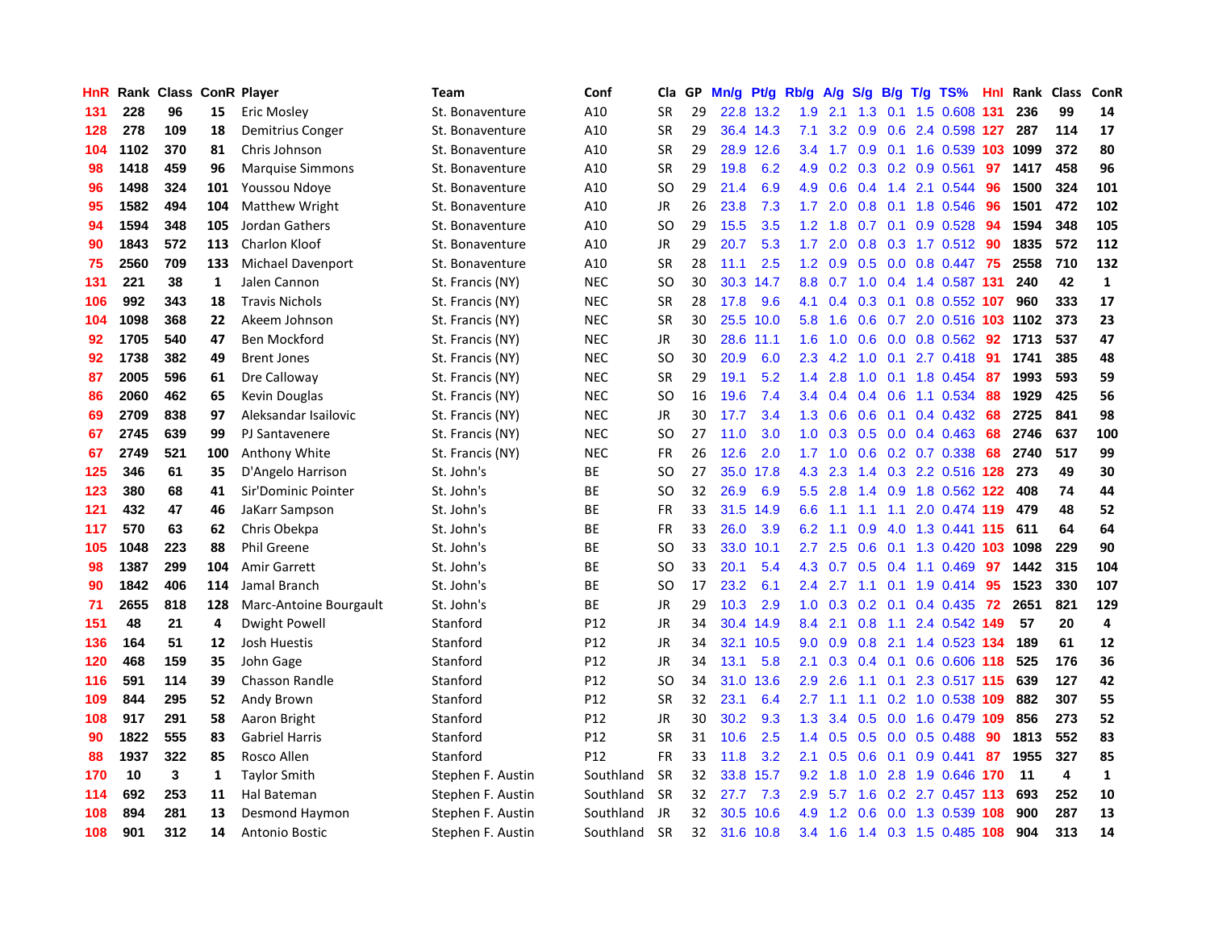| HnR | Rank | Class | ConR | Player | Team | Conf | Cla | GP | Mn/g | Pt/g | Rb/g | A/g | S/g | B/g | T/g | TS% | HnI | Rank | Class | ConR |
|---|---|---|---|---|---|---|---|---|---|---|---|---|---|---|---|---|---|---|---|---|
| 131 | 228 | 96 | 15 | Eric Mosley | St. Bonaventure | A10 | SR | 29 | 22.8 | 13.2 | 1.9 | 2.1 | 1.3 | 0.1 | 1.5 | 0.608 | 131 | 236 | 99 | 14 |
| 128 | 278 | 109 | 18 | Demitrius Conger | St. Bonaventure | A10 | SR | 29 | 36.4 | 14.3 | 7.1 | 3.2 | 0.9 | 0.6 | 2.4 | 0.598 | 127 | 287 | 114 | 17 |
| 104 | 1102 | 370 | 81 | Chris Johnson | St. Bonaventure | A10 | SR | 29 | 28.9 | 12.6 | 3.4 | 1.7 | 0.9 | 0.1 | 1.6 | 0.539 | 103 | 1099 | 372 | 80 |
| 98 | 1418 | 459 | 96 | Marquise Simmons | St. Bonaventure | A10 | SR | 29 | 19.8 | 6.2 | 4.9 | 0.2 | 0.3 | 0.2 | 0.9 | 0.561 | 97 | 1417 | 458 | 96 |
| 96 | 1498 | 324 | 101 | Youssou Ndoye | St. Bonaventure | A10 | SO | 29 | 21.4 | 6.9 | 4.9 | 0.6 | 0.4 | 1.4 | 2.1 | 0.544 | 96 | 1500 | 324 | 101 |
| 95 | 1582 | 494 | 104 | Matthew Wright | St. Bonaventure | A10 | JR | 26 | 23.8 | 7.3 | 1.7 | 2.0 | 0.8 | 0.1 | 1.8 | 0.546 | 96 | 1501 | 472 | 102 |
| 94 | 1594 | 348 | 105 | Jordan Gathers | St. Bonaventure | A10 | SO | 29 | 15.5 | 3.5 | 1.2 | 1.8 | 0.7 | 0.1 | 0.9 | 0.528 | 94 | 1594 | 348 | 105 |
| 90 | 1843 | 572 | 113 | Charlon Kloof | St. Bonaventure | A10 | JR | 29 | 20.7 | 5.3 | 1.7 | 2.0 | 0.8 | 0.3 | 1.7 | 0.512 | 90 | 1835 | 572 | 112 |
| 75 | 2560 | 709 | 133 | Michael Davenport | St. Bonaventure | A10 | SR | 28 | 11.1 | 2.5 | 1.2 | 0.9 | 0.5 | 0.0 | 0.8 | 0.447 | 75 | 2558 | 710 | 132 |
| 131 | 221 | 38 | 1 | Jalen Cannon | St. Francis (NY) | NEC | SO | 30 | 30.3 | 14.7 | 8.8 | 0.7 | 1.0 | 0.4 | 1.4 | 0.587 | 131 | 240 | 42 | 1 |
| 106 | 992 | 343 | 18 | Travis Nichols | St. Francis (NY) | NEC | SR | 28 | 17.8 | 9.6 | 4.1 | 0.4 | 0.3 | 0.1 | 0.8 | 0.552 | 107 | 960 | 333 | 17 |
| 104 | 1098 | 368 | 22 | Akeem Johnson | St. Francis (NY) | NEC | SR | 30 | 25.5 | 10.0 | 5.8 | 1.6 | 0.6 | 0.7 | 2.0 | 0.516 | 103 | 1102 | 373 | 23 |
| 92 | 1705 | 540 | 47 | Ben Mockford | St. Francis (NY) | NEC | JR | 30 | 28.6 | 11.1 | 1.6 | 1.0 | 0.6 | 0.0 | 0.8 | 0.562 | 92 | 1713 | 537 | 47 |
| 92 | 1738 | 382 | 49 | Brent Jones | St. Francis (NY) | NEC | SO | 30 | 20.9 | 6.0 | 2.3 | 4.2 | 1.0 | 0.1 | 2.7 | 0.418 | 91 | 1741 | 385 | 48 |
| 87 | 2005 | 596 | 61 | Dre Calloway | St. Francis (NY) | NEC | SR | 29 | 19.1 | 5.2 | 1.4 | 2.8 | 1.0 | 0.1 | 1.8 | 0.454 | 87 | 1993 | 593 | 59 |
| 86 | 2060 | 462 | 65 | Kevin Douglas | St. Francis (NY) | NEC | SO | 16 | 19.6 | 7.4 | 3.4 | 0.4 | 0.4 | 0.6 | 1.1 | 0.534 | 88 | 1929 | 425 | 56 |
| 69 | 2709 | 838 | 97 | Aleksandar Isailovic | St. Francis (NY) | NEC | JR | 30 | 17.7 | 3.4 | 1.3 | 0.6 | 0.6 | 0.1 | 0.4 | 0.432 | 68 | 2725 | 841 | 98 |
| 67 | 2745 | 639 | 99 | PJ Santavenere | St. Francis (NY) | NEC | SO | 27 | 11.0 | 3.0 | 1.0 | 0.3 | 0.5 | 0.0 | 0.4 | 0.463 | 68 | 2746 | 637 | 100 |
| 67 | 2749 | 521 | 100 | Anthony White | St. Francis (NY) | NEC | FR | 26 | 12.6 | 2.0 | 1.7 | 1.0 | 0.6 | 0.2 | 0.7 | 0.338 | 68 | 2740 | 517 | 99 |
| 125 | 346 | 61 | 35 | D'Angelo Harrison | St. John's | BE | SO | 27 | 35.0 | 17.8 | 4.3 | 2.3 | 1.4 | 0.3 | 2.2 | 0.516 | 128 | 273 | 49 | 30 |
| 123 | 380 | 68 | 41 | Sir'Dominic Pointer | St. John's | BE | SO | 32 | 26.9 | 6.9 | 5.5 | 2.8 | 1.4 | 0.9 | 1.8 | 0.562 | 122 | 408 | 74 | 44 |
| 121 | 432 | 47 | 46 | JaKarr Sampson | St. John's | BE | FR | 33 | 31.5 | 14.9 | 6.6 | 1.1 | 1.1 | 1.1 | 2.0 | 0.474 | 119 | 479 | 48 | 52 |
| 117 | 570 | 63 | 62 | Chris Obekpa | St. John's | BE | FR | 33 | 26.0 | 3.9 | 6.2 | 1.1 | 0.9 | 4.0 | 1.3 | 0.441 | 115 | 611 | 64 | 64 |
| 105 | 1048 | 223 | 88 | Phil Greene | St. John's | BE | SO | 33 | 33.0 | 10.1 | 2.7 | 2.5 | 0.6 | 0.1 | 1.3 | 0.420 | 103 | 1098 | 229 | 90 |
| 98 | 1387 | 299 | 104 | Amir Garrett | St. John's | BE | SO | 33 | 20.1 | 5.4 | 4.3 | 0.7 | 0.5 | 0.4 | 1.1 | 0.469 | 97 | 1442 | 315 | 104 |
| 90 | 1842 | 406 | 114 | Jamal Branch | St. John's | BE | SO | 17 | 23.2 | 6.1 | 2.4 | 2.7 | 1.1 | 0.1 | 1.9 | 0.414 | 95 | 1523 | 330 | 107 |
| 71 | 2655 | 818 | 128 | Marc-Antoine Bourgault | St. John's | BE | JR | 29 | 10.3 | 2.9 | 1.0 | 0.3 | 0.2 | 0.1 | 0.4 | 0.435 | 72 | 2651 | 821 | 129 |
| 151 | 48 | 21 | 4 | Dwight Powell | Stanford | P12 | JR | 34 | 30.4 | 14.9 | 8.4 | 2.1 | 0.8 | 1.1 | 2.4 | 0.542 | 149 | 57 | 20 | 4 |
| 136 | 164 | 51 | 12 | Josh Huestis | Stanford | P12 | JR | 34 | 32.1 | 10.5 | 9.0 | 0.9 | 0.8 | 2.1 | 1.4 | 0.523 | 134 | 189 | 61 | 12 |
| 120 | 468 | 159 | 35 | John Gage | Stanford | P12 | JR | 34 | 13.1 | 5.8 | 2.1 | 0.3 | 0.4 | 0.1 | 0.6 | 0.606 | 118 | 525 | 176 | 36 |
| 116 | 591 | 114 | 39 | Chasson Randle | Stanford | P12 | SO | 34 | 31.0 | 13.6 | 2.9 | 2.6 | 1.1 | 0.1 | 2.3 | 0.517 | 115 | 639 | 127 | 42 |
| 109 | 844 | 295 | 52 | Andy Brown | Stanford | P12 | SR | 32 | 23.1 | 6.4 | 2.7 | 1.1 | 1.1 | 0.2 | 1.0 | 0.538 | 109 | 882 | 307 | 55 |
| 108 | 917 | 291 | 58 | Aaron Bright | Stanford | P12 | JR | 30 | 30.2 | 9.3 | 1.3 | 3.4 | 0.5 | 0.0 | 1.6 | 0.479 | 109 | 856 | 273 | 52 |
| 90 | 1822 | 555 | 83 | Gabriel Harris | Stanford | P12 | SR | 31 | 10.6 | 2.5 | 1.4 | 0.5 | 0.5 | 0.0 | 0.5 | 0.488 | 90 | 1813 | 552 | 83 |
| 88 | 1937 | 322 | 85 | Rosco Allen | Stanford | P12 | FR | 33 | 11.8 | 3.2 | 2.1 | 0.5 | 0.6 | 0.1 | 0.9 | 0.441 | 87 | 1955 | 327 | 85 |
| 170 | 10 | 3 | 1 | Taylor Smith | Stephen F. Austin | Southland | SR | 32 | 33.8 | 15.7 | 9.2 | 1.8 | 1.0 | 2.8 | 1.9 | 0.646 | 170 | 11 | 4 | 1 |
| 114 | 692 | 253 | 11 | Hal Bateman | Stephen F. Austin | Southland | SR | 32 | 27.7 | 7.3 | 2.9 | 5.7 | 1.6 | 0.2 | 2.7 | 0.457 | 113 | 693 | 252 | 10 |
| 108 | 894 | 281 | 13 | Desmond Haymon | Stephen F. Austin | Southland | JR | 32 | 30.5 | 10.6 | 4.9 | 1.2 | 0.6 | 0.0 | 1.3 | 0.539 | 108 | 900 | 287 | 13 |
| 108 | 901 | 312 | 14 | Antonio Bostic | Stephen F. Austin | Southland | SR | 32 | 31.6 | 10.8 | 3.4 | 1.6 | 1.4 | 0.3 | 1.5 | 0.485 | 108 | 904 | 313 | 14 |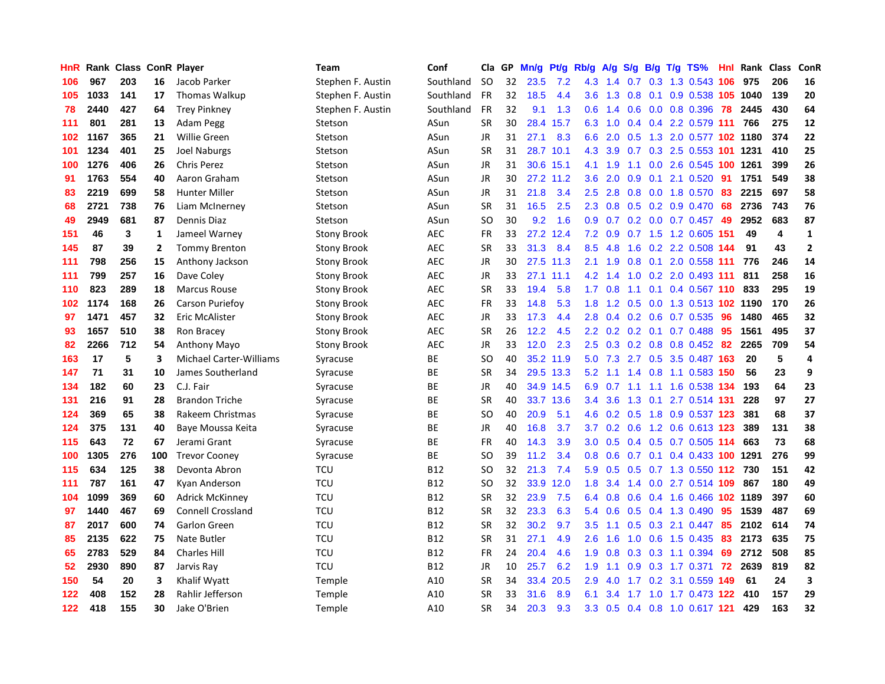| HnR | Rank | Class | ConR | Player | Team | Conf | Cla | GP | Mn/g | Pt/g | Rb/g | A/g | S/g | B/g | T/g | TS% | HnI | Rank | Class | ConR |
|---|---|---|---|---|---|---|---|---|---|---|---|---|---|---|---|---|---|---|---|---|
| 106 | 967 | 203 | 16 | Jacob Parker | Stephen F. Austin | Southland | SO | 32 | 23.5 | 7.2 | 4.3 | 1.4 | 0.7 | 0.3 | 1.3 | 0.543 | 106 | 975 | 206 | 16 |
| 105 | 1033 | 141 | 17 | Thomas Walkup | Stephen F. Austin | Southland | FR | 32 | 18.5 | 4.4 | 3.6 | 1.3 | 0.8 | 0.1 | 0.9 | 0.538 | 105 | 1040 | 139 | 20 |
| 78 | 2440 | 427 | 64 | Trey Pinkney | Stephen F. Austin | Southland | FR | 32 | 9.1 | 1.3 | 0.6 | 1.4 | 0.6 | 0.0 | 0.8 | 0.396 | 78 | 2445 | 430 | 64 |
| 111 | 801 | 281 | 13 | Adam Pegg | Stetson | ASun | SR | 30 | 28.4 | 15.7 | 6.3 | 1.0 | 0.4 | 0.4 | 2.2 | 0.579 | 111 | 766 | 275 | 12 |
| 102 | 1167 | 365 | 21 | Willie Green | Stetson | ASun | JR | 31 | 27.1 | 8.3 | 6.6 | 2.0 | 0.5 | 1.3 | 2.0 | 0.577 | 102 | 1180 | 374 | 22 |
| 101 | 1234 | 401 | 25 | Joel Naburgs | Stetson | ASun | SR | 31 | 28.7 | 10.1 | 4.3 | 3.9 | 0.7 | 0.3 | 2.5 | 0.553 | 101 | 1231 | 410 | 25 |
| 100 | 1276 | 406 | 26 | Chris Perez | Stetson | ASun | JR | 31 | 30.6 | 15.1 | 4.1 | 1.9 | 1.1 | 0.0 | 2.6 | 0.545 | 100 | 1261 | 399 | 26 |
| 91 | 1763 | 554 | 40 | Aaron Graham | Stetson | ASun | JR | 30 | 27.2 | 11.2 | 3.6 | 2.0 | 0.9 | 0.1 | 2.1 | 0.520 | 91 | 1751 | 549 | 38 |
| 83 | 2219 | 699 | 58 | Hunter Miller | Stetson | ASun | JR | 31 | 21.8 | 3.4 | 2.5 | 2.8 | 0.8 | 0.0 | 1.8 | 0.570 | 83 | 2215 | 697 | 58 |
| 68 | 2721 | 738 | 76 | Liam McInerney | Stetson | ASun | SR | 31 | 16.5 | 2.5 | 2.3 | 0.8 | 0.5 | 0.2 | 0.9 | 0.470 | 68 | 2736 | 743 | 76 |
| 49 | 2949 | 681 | 87 | Dennis Diaz | Stetson | ASun | SO | 30 | 9.2 | 1.6 | 0.9 | 0.7 | 0.2 | 0.0 | 0.7 | 0.457 | 49 | 2952 | 683 | 87 |
| 151 | 46 | 3 | 1 | Jameel Warney | Stony Brook | AEC | FR | 33 | 27.2 | 12.4 | 7.2 | 0.9 | 0.7 | 1.5 | 1.2 | 0.605 | 151 | 49 | 4 | 1 |
| 145 | 87 | 39 | 2 | Tommy Brenton | Stony Brook | AEC | SR | 33 | 31.3 | 8.4 | 8.5 | 4.8 | 1.6 | 0.2 | 2.2 | 0.508 | 144 | 91 | 43 | 2 |
| 111 | 798 | 256 | 15 | Anthony Jackson | Stony Brook | AEC | JR | 30 | 27.5 | 11.3 | 2.1 | 1.9 | 0.8 | 0.1 | 2.0 | 0.558 | 111 | 776 | 246 | 14 |
| 111 | 799 | 257 | 16 | Dave Coley | Stony Brook | AEC | JR | 33 | 27.1 | 11.1 | 4.2 | 1.4 | 1.0 | 0.2 | 2.0 | 0.493 | 111 | 811 | 258 | 16 |
| 110 | 823 | 289 | 18 | Marcus Rouse | Stony Brook | AEC | SR | 33 | 19.4 | 5.8 | 1.7 | 0.8 | 1.1 | 0.1 | 0.4 | 0.567 | 110 | 833 | 295 | 19 |
| 102 | 1174 | 168 | 26 | Carson Puriefoy | Stony Brook | AEC | FR | 33 | 14.8 | 5.3 | 1.8 | 1.2 | 0.5 | 0.0 | 1.3 | 0.513 | 102 | 1190 | 170 | 26 |
| 97 | 1471 | 457 | 32 | Eric McAlister | Stony Brook | AEC | JR | 33 | 17.3 | 4.4 | 2.8 | 0.4 | 0.2 | 0.6 | 0.7 | 0.535 | 96 | 1480 | 465 | 32 |
| 93 | 1657 | 510 | 38 | Ron Bracey | Stony Brook | AEC | SR | 26 | 12.2 | 4.5 | 2.2 | 0.2 | 0.2 | 0.1 | 0.7 | 0.488 | 95 | 1561 | 495 | 37 |
| 82 | 2266 | 712 | 54 | Anthony Mayo | Stony Brook | AEC | JR | 33 | 12.0 | 2.3 | 2.5 | 0.3 | 0.2 | 0.8 | 0.8 | 0.452 | 82 | 2265 | 709 | 54 |
| 163 | 17 | 5 | 3 | Michael Carter-Williams | Syracuse | BE | SO | 40 | 35.2 | 11.9 | 5.0 | 7.3 | 2.7 | 0.5 | 3.5 | 0.487 | 163 | 20 | 5 | 4 |
| 147 | 71 | 31 | 10 | James Southerland | Syracuse | BE | SR | 34 | 29.5 | 13.3 | 5.2 | 1.1 | 1.4 | 0.8 | 1.1 | 0.583 | 150 | 56 | 23 | 9 |
| 134 | 182 | 60 | 23 | C.J. Fair | Syracuse | BE | JR | 40 | 34.9 | 14.5 | 6.9 | 0.7 | 1.1 | 1.1 | 1.6 | 0.538 | 134 | 193 | 64 | 23 |
| 131 | 216 | 91 | 28 | Brandon Triche | Syracuse | BE | SR | 40 | 33.7 | 13.6 | 3.4 | 3.6 | 1.3 | 0.1 | 2.7 | 0.514 | 131 | 228 | 97 | 27 |
| 124 | 369 | 65 | 38 | Rakeem Christmas | Syracuse | BE | SO | 40 | 20.9 | 5.1 | 4.6 | 0.2 | 0.5 | 1.8 | 0.9 | 0.537 | 123 | 381 | 68 | 37 |
| 124 | 375 | 131 | 40 | Baye Moussa Keita | Syracuse | BE | JR | 40 | 16.8 | 3.7 | 3.7 | 0.2 | 0.6 | 1.2 | 0.6 | 0.613 | 123 | 389 | 131 | 38 |
| 115 | 643 | 72 | 67 | Jerami Grant | Syracuse | BE | FR | 40 | 14.3 | 3.9 | 3.0 | 0.5 | 0.4 | 0.5 | 0.7 | 0.505 | 114 | 663 | 73 | 68 |
| 100 | 1305 | 276 | 100 | Trevor Cooney | Syracuse | BE | SO | 39 | 11.2 | 3.4 | 0.8 | 0.6 | 0.7 | 0.1 | 0.4 | 0.433 | 100 | 1291 | 276 | 99 |
| 115 | 634 | 125 | 38 | Devonta Abron | TCU | B12 | SO | 32 | 21.3 | 7.4 | 5.9 | 0.5 | 0.5 | 0.7 | 1.3 | 0.550 | 112 | 730 | 151 | 42 |
| 111 | 787 | 161 | 47 | Kyan Anderson | TCU | B12 | SO | 32 | 33.9 | 12.0 | 1.8 | 3.4 | 1.4 | 0.0 | 2.7 | 0.514 | 109 | 867 | 180 | 49 |
| 104 | 1099 | 369 | 60 | Adrick McKinney | TCU | B12 | SR | 32 | 23.9 | 7.5 | 6.4 | 0.8 | 0.6 | 0.4 | 1.6 | 0.466 | 102 | 1189 | 397 | 60 |
| 97 | 1440 | 467 | 69 | Connell Crossland | TCU | B12 | SR | 32 | 23.3 | 6.3 | 5.4 | 0.6 | 0.5 | 0.4 | 1.3 | 0.490 | 95 | 1539 | 487 | 69 |
| 87 | 2017 | 600 | 74 | Garlon Green | TCU | B12 | SR | 32 | 30.2 | 9.7 | 3.5 | 1.1 | 0.5 | 0.3 | 2.1 | 0.447 | 85 | 2102 | 614 | 74 |
| 85 | 2135 | 622 | 75 | Nate Butler | TCU | B12 | SR | 31 | 27.1 | 4.9 | 2.6 | 1.6 | 1.0 | 0.6 | 1.5 | 0.435 | 83 | 2173 | 635 | 75 |
| 65 | 2783 | 529 | 84 | Charles Hill | TCU | B12 | FR | 24 | 20.4 | 4.6 | 1.9 | 0.8 | 0.3 | 0.3 | 1.1 | 0.394 | 69 | 2712 | 508 | 85 |
| 52 | 2930 | 890 | 87 | Jarvis Ray | TCU | B12 | JR | 10 | 25.7 | 6.2 | 1.9 | 1.1 | 0.9 | 0.3 | 1.7 | 0.371 | 72 | 2639 | 819 | 82 |
| 150 | 54 | 20 | 3 | Khalif Wyatt | Temple | A10 | SR | 34 | 33.4 | 20.5 | 2.9 | 4.0 | 1.7 | 0.2 | 3.1 | 0.559 | 149 | 61 | 24 | 3 |
| 122 | 408 | 152 | 28 | Rahlir Jefferson | Temple | A10 | SR | 33 | 31.6 | 8.9 | 6.1 | 3.4 | 1.7 | 1.0 | 1.7 | 0.473 | 122 | 410 | 157 | 29 |
| 122 | 418 | 155 | 30 | Jake O'Brien | Temple | A10 | SR | 34 | 20.3 | 9.3 | 3.3 | 0.5 | 0.4 | 0.8 | 1.0 | 0.617 | 121 | 429 | 163 | 32 |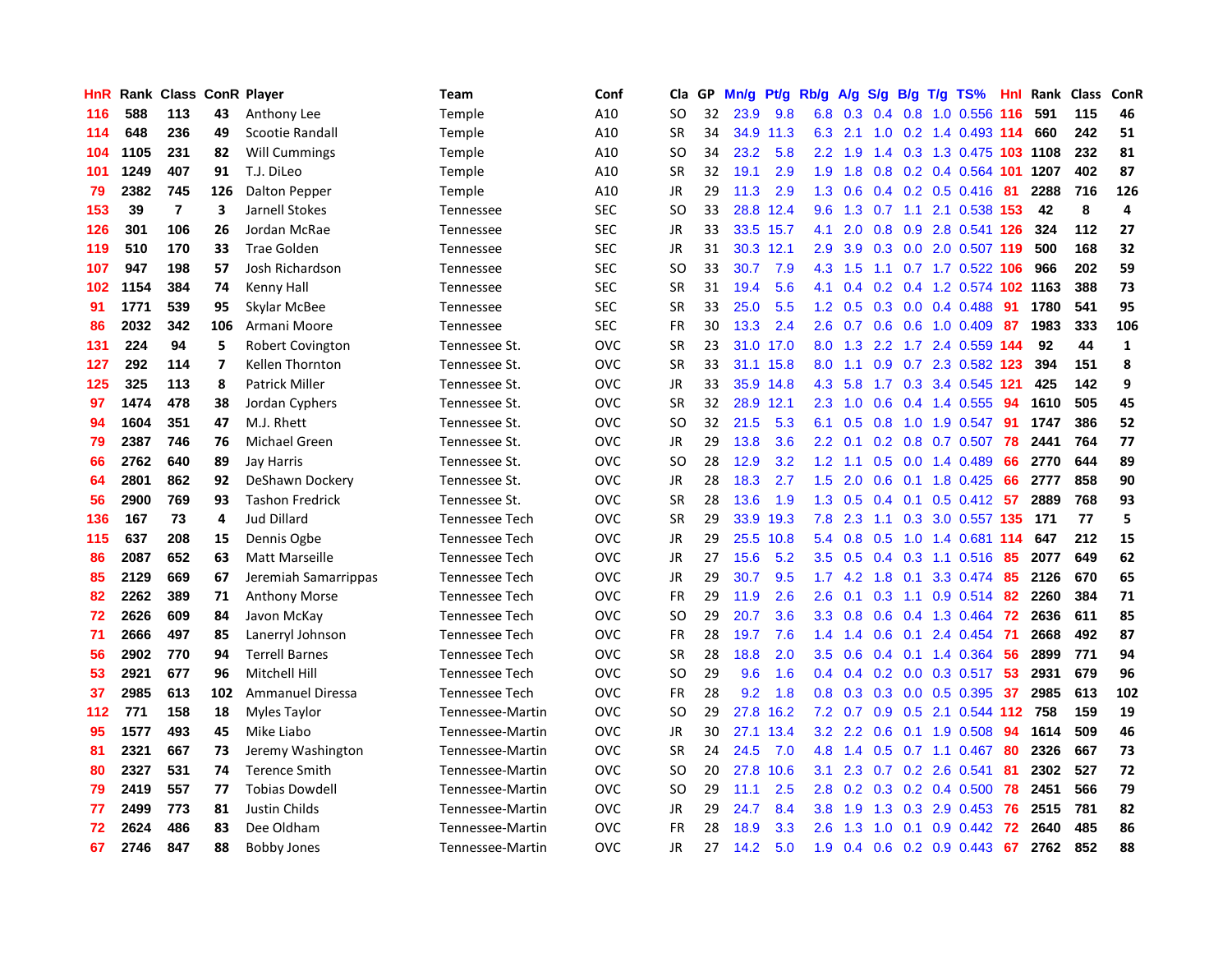| HnR | Rank | Class | ConR | Player | Team | Conf | Cla | GP | Mn/g | Pt/g | Rb/g | A/g | S/g | B/g | T/g | TS% | HnI | Rank | Class | ConR |
|---|---|---|---|---|---|---|---|---|---|---|---|---|---|---|---|---|---|---|---|---|
| 116 | 588 | 113 | 43 | Anthony Lee | Temple | A10 | SO | 32 | 23.9 | 9.8 | 6.8 | 0.3 | 0.4 | 0.8 | 1.0 | 0.556 | 116 | 591 | 115 | 46 |
| 114 | 648 | 236 | 49 | Scootie Randall | Temple | A10 | SR | 34 | 34.9 | 11.3 | 6.3 | 2.1 | 1.0 | 0.2 | 1.4 | 0.493 | 114 | 660 | 242 | 51 |
| 104 | 1105 | 231 | 82 | Will Cummings | Temple | A10 | SO | 34 | 23.2 | 5.8 | 2.2 | 1.9 | 1.4 | 0.3 | 1.3 | 0.475 | 103 | 1108 | 232 | 81 |
| 101 | 1249 | 407 | 91 | T.J. DiLeo | Temple | A10 | SR | 32 | 19.1 | 2.9 | 1.9 | 1.8 | 0.8 | 0.2 | 0.4 | 0.564 | 101 | 1207 | 402 | 87 |
| 79 | 2382 | 745 | 126 | Dalton Pepper | Temple | A10 | JR | 29 | 11.3 | 2.9 | 1.3 | 0.6 | 0.4 | 0.2 | 0.5 | 0.416 | 81 | 2288 | 716 | 126 |
| 153 | 39 | 7 | 3 | Jarnell Stokes | Tennessee | SEC | SO | 33 | 28.8 | 12.4 | 9.6 | 1.3 | 0.7 | 1.1 | 2.1 | 0.538 | 153 | 42 | 8 | 4 |
| 126 | 301 | 106 | 26 | Jordan McRae | Tennessee | SEC | JR | 33 | 33.5 | 15.7 | 4.1 | 2.0 | 0.8 | 0.9 | 2.8 | 0.541 | 126 | 324 | 112 | 27 |
| 119 | 510 | 170 | 33 | Trae Golden | Tennessee | SEC | JR | 31 | 30.3 | 12.1 | 2.9 | 3.9 | 0.3 | 0.0 | 2.0 | 0.507 | 119 | 500 | 168 | 32 |
| 107 | 947 | 198 | 57 | Josh Richardson | Tennessee | SEC | SO | 33 | 30.7 | 7.9 | 4.3 | 1.5 | 1.1 | 0.7 | 1.7 | 0.522 | 106 | 966 | 202 | 59 |
| 102 | 1154 | 384 | 74 | Kenny Hall | Tennessee | SEC | SR | 31 | 19.4 | 5.6 | 4.1 | 0.4 | 0.2 | 0.4 | 1.2 | 0.574 | 102 | 1163 | 388 | 73 |
| 91 | 1771 | 539 | 95 | Skylar McBee | Tennessee | SEC | SR | 33 | 25.0 | 5.5 | 1.2 | 0.5 | 0.3 | 0.0 | 0.4 | 0.488 | 91 | 1780 | 541 | 95 |
| 86 | 2032 | 342 | 106 | Armani Moore | Tennessee | SEC | FR | 30 | 13.3 | 2.4 | 2.6 | 0.7 | 0.6 | 0.6 | 1.0 | 0.409 | 87 | 1983 | 333 | 106 |
| 131 | 224 | 94 | 5 | Robert Covington | Tennessee St. | OVC | SR | 23 | 31.0 | 17.0 | 8.0 | 1.3 | 2.2 | 1.7 | 2.4 | 0.559 | 144 | 92 | 44 | 1 |
| 127 | 292 | 114 | 7 | Kellen Thornton | Tennessee St. | OVC | SR | 33 | 31.1 | 15.8 | 8.0 | 1.1 | 0.9 | 0.7 | 2.3 | 0.582 | 123 | 394 | 151 | 8 |
| 125 | 325 | 113 | 8 | Patrick Miller | Tennessee St. | OVC | JR | 33 | 35.9 | 14.8 | 4.3 | 5.8 | 1.7 | 0.3 | 3.4 | 0.545 | 121 | 425 | 142 | 9 |
| 97 | 1474 | 478 | 38 | Jordan Cyphers | Tennessee St. | OVC | SR | 32 | 28.9 | 12.1 | 2.3 | 1.0 | 0.6 | 0.4 | 1.4 | 0.555 | 94 | 1610 | 505 | 45 |
| 94 | 1604 | 351 | 47 | M.J. Rhett | Tennessee St. | OVC | SO | 32 | 21.5 | 5.3 | 6.1 | 0.5 | 0.8 | 1.0 | 1.9 | 0.547 | 91 | 1747 | 386 | 52 |
| 79 | 2387 | 746 | 76 | Michael Green | Tennessee St. | OVC | JR | 29 | 13.8 | 3.6 | 2.2 | 0.1 | 0.2 | 0.8 | 0.7 | 0.507 | 78 | 2441 | 764 | 77 |
| 66 | 2762 | 640 | 89 | Jay Harris | Tennessee St. | OVC | SO | 28 | 12.9 | 3.2 | 1.2 | 1.1 | 0.5 | 0.0 | 1.4 | 0.489 | 66 | 2770 | 644 | 89 |
| 64 | 2801 | 862 | 92 | DeShawn Dockery | Tennessee St. | OVC | JR | 28 | 18.3 | 2.7 | 1.5 | 2.0 | 0.6 | 0.1 | 1.8 | 0.425 | 66 | 2777 | 858 | 90 |
| 56 | 2900 | 769 | 93 | Tashon Fredrick | Tennessee St. | OVC | SR | 28 | 13.6 | 1.9 | 1.3 | 0.5 | 0.4 | 0.1 | 0.5 | 0.412 | 57 | 2889 | 768 | 93 |
| 136 | 167 | 73 | 4 | Jud Dillard | Tennessee Tech | OVC | SR | 29 | 33.9 | 19.3 | 7.8 | 2.3 | 1.1 | 0.3 | 3.0 | 0.557 | 135 | 171 | 77 | 5 |
| 115 | 637 | 208 | 15 | Dennis Ogbe | Tennessee Tech | OVC | JR | 29 | 25.5 | 10.8 | 5.4 | 0.8 | 0.5 | 1.0 | 1.4 | 0.681 | 114 | 647 | 212 | 15 |
| 86 | 2087 | 652 | 63 | Matt Marseille | Tennessee Tech | OVC | JR | 27 | 15.6 | 5.2 | 3.5 | 0.5 | 0.4 | 0.3 | 1.1 | 0.516 | 85 | 2077 | 649 | 62 |
| 85 | 2129 | 669 | 67 | Jeremiah Samarrippas | Tennessee Tech | OVC | JR | 29 | 30.7 | 9.5 | 1.7 | 4.2 | 1.8 | 0.1 | 3.3 | 0.474 | 85 | 2126 | 670 | 65 |
| 82 | 2262 | 389 | 71 | Anthony Morse | Tennessee Tech | OVC | FR | 29 | 11.9 | 2.6 | 2.6 | 0.1 | 0.3 | 1.1 | 0.9 | 0.514 | 82 | 2260 | 384 | 71 |
| 72 | 2626 | 609 | 84 | Javon McKay | Tennessee Tech | OVC | SO | 29 | 20.7 | 3.6 | 3.3 | 0.8 | 0.6 | 0.4 | 1.3 | 0.464 | 72 | 2636 | 611 | 85 |
| 71 | 2666 | 497 | 85 | Lanerryl Johnson | Tennessee Tech | OVC | FR | 28 | 19.7 | 7.6 | 1.4 | 1.4 | 0.6 | 0.1 | 2.4 | 0.454 | 71 | 2668 | 492 | 87 |
| 56 | 2902 | 770 | 94 | Terrell Barnes | Tennessee Tech | OVC | SR | 28 | 18.8 | 2.0 | 3.5 | 0.6 | 0.4 | 0.1 | 1.4 | 0.364 | 56 | 2899 | 771 | 94 |
| 53 | 2921 | 677 | 96 | Mitchell Hill | Tennessee Tech | OVC | SO | 29 | 9.6 | 1.6 | 0.4 | 0.4 | 0.2 | 0.0 | 0.3 | 0.517 | 53 | 2931 | 679 | 96 |
| 37 | 2985 | 613 | 102 | Ammanuel Diressa | Tennessee Tech | OVC | FR | 28 | 9.2 | 1.8 | 0.8 | 0.3 | 0.3 | 0.0 | 0.5 | 0.395 | 37 | 2985 | 613 | 102 |
| 112 | 771 | 158 | 18 | Myles Taylor | Tennessee-Martin | OVC | SO | 29 | 27.8 | 16.2 | 7.2 | 0.7 | 0.9 | 0.5 | 2.1 | 0.544 | 112 | 758 | 159 | 19 |
| 95 | 1577 | 493 | 45 | Mike Liabo | Tennessee-Martin | OVC | JR | 30 | 27.1 | 13.4 | 3.2 | 2.2 | 0.6 | 0.1 | 1.9 | 0.508 | 94 | 1614 | 509 | 46 |
| 81 | 2321 | 667 | 73 | Jeremy Washington | Tennessee-Martin | OVC | SR | 24 | 24.5 | 7.0 | 4.8 | 1.4 | 0.5 | 0.7 | 1.1 | 0.467 | 80 | 2326 | 667 | 73 |
| 80 | 2327 | 531 | 74 | Terence Smith | Tennessee-Martin | OVC | SO | 20 | 27.8 | 10.6 | 3.1 | 2.3 | 0.7 | 0.2 | 2.6 | 0.541 | 81 | 2302 | 527 | 72 |
| 79 | 2419 | 557 | 77 | Tobias Dowdell | Tennessee-Martin | OVC | SO | 29 | 11.1 | 2.5 | 2.8 | 0.2 | 0.3 | 0.2 | 0.4 | 0.500 | 78 | 2451 | 566 | 79 |
| 77 | 2499 | 773 | 81 | Justin Childs | Tennessee-Martin | OVC | JR | 29 | 24.7 | 8.4 | 3.8 | 1.9 | 1.3 | 0.3 | 2.9 | 0.453 | 76 | 2515 | 781 | 82 |
| 72 | 2624 | 486 | 83 | Dee Oldham | Tennessee-Martin | OVC | FR | 28 | 18.9 | 3.3 | 2.6 | 1.3 | 1.0 | 0.1 | 0.9 | 0.442 | 72 | 2640 | 485 | 86 |
| 67 | 2746 | 847 | 88 | Bobby Jones | Tennessee-Martin | OVC | JR | 27 | 14.2 | 5.0 | 1.9 | 0.4 | 0.6 | 0.2 | 0.9 | 0.443 | 67 | 2762 | 852 | 88 |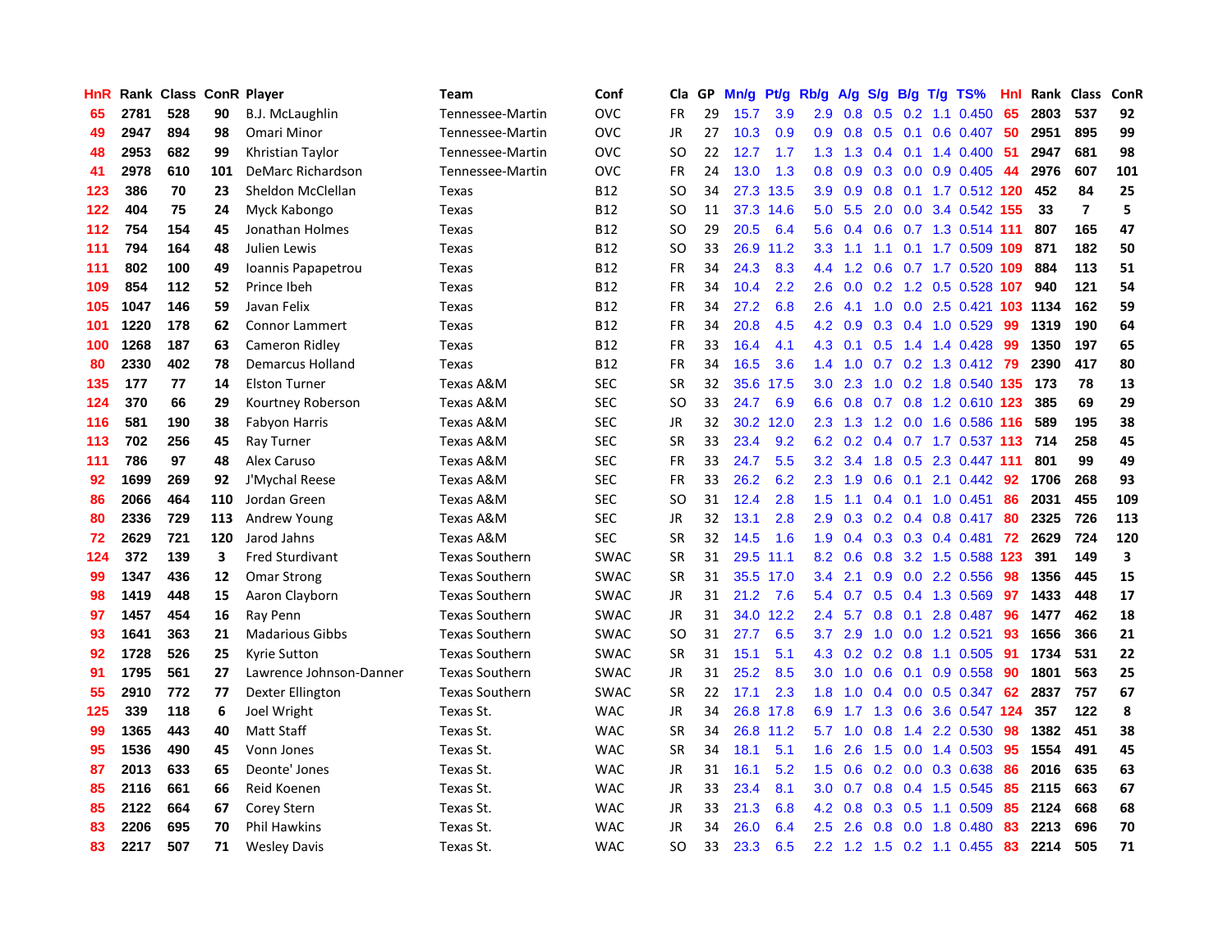| HnR | Rank | Class | ConR | Player | Team | Conf | Cla | GP | Mn/g | Pt/g | Rb/g | A/g | S/g | B/g | T/g | TS% | HnI | Rank | Class | ConR |
|---|---|---|---|---|---|---|---|---|---|---|---|---|---|---|---|---|---|---|---|---|
| 65 | 2781 | 528 | 90 | B.J. McLaughlin | Tennessee-Martin | OVC | FR | 29 | 15.7 | 3.9 | 2.9 | 0.8 | 0.5 | 0.2 | 1.1 | 0.450 | 65 | 2803 | 537 | 92 |
| 49 | 2947 | 894 | 98 | Omari Minor | Tennessee-Martin | OVC | JR | 27 | 10.3 | 0.9 | 0.9 | 0.8 | 0.5 | 0.1 | 0.6 | 0.407 | 50 | 2951 | 895 | 99 |
| 48 | 2953 | 682 | 99 | Khristian Taylor | Tennessee-Martin | OVC | SO | 22 | 12.7 | 1.7 | 1.3 | 1.3 | 0.4 | 0.1 | 1.4 | 0.400 | 51 | 2947 | 681 | 98 |
| 41 | 2978 | 610 | 101 | DeMarc Richardson | Tennessee-Martin | OVC | FR | 24 | 13.0 | 1.3 | 0.8 | 0.9 | 0.3 | 0.0 | 0.9 | 0.405 | 44 | 2976 | 607 | 101 |
| 123 | 386 | 70 | 23 | Sheldon McClellan | Texas | B12 | SO | 34 | 27.3 | 13.5 | 3.9 | 0.9 | 0.8 | 0.1 | 1.7 | 0.512 | 120 | 452 | 84 | 25 |
| 122 | 404 | 75 | 24 | Myck Kabongo | Texas | B12 | SO | 11 | 37.3 | 14.6 | 5.0 | 5.5 | 2.0 | 0.0 | 3.4 | 0.542 | 155 | 33 | 7 | 5 |
| 112 | 754 | 154 | 45 | Jonathan Holmes | Texas | B12 | SO | 29 | 20.5 | 6.4 | 5.6 | 0.4 | 0.6 | 0.7 | 1.3 | 0.514 | 111 | 807 | 165 | 47 |
| 111 | 794 | 164 | 48 | Julien Lewis | Texas | B12 | SO | 33 | 26.9 | 11.2 | 3.3 | 1.1 | 1.1 | 0.1 | 1.7 | 0.509 | 109 | 871 | 182 | 50 |
| 111 | 802 | 100 | 49 | Ioannis Papapetrou | Texas | B12 | FR | 34 | 24.3 | 8.3 | 4.4 | 1.2 | 0.6 | 0.7 | 1.7 | 0.520 | 109 | 884 | 113 | 51 |
| 109 | 854 | 112 | 52 | Prince Ibeh | Texas | B12 | FR | 34 | 10.4 | 2.2 | 2.6 | 0.0 | 0.2 | 1.2 | 0.5 | 0.528 | 107 | 940 | 121 | 54 |
| 105 | 1047 | 146 | 59 | Javan Felix | Texas | B12 | FR | 34 | 27.2 | 6.8 | 2.6 | 4.1 | 1.0 | 0.0 | 2.5 | 0.421 | 103 | 1134 | 162 | 59 |
| 101 | 1220 | 178 | 62 | Connor Lammert | Texas | B12 | FR | 34 | 20.8 | 4.5 | 4.2 | 0.9 | 0.3 | 0.4 | 1.0 | 0.529 | 99 | 1319 | 190 | 64 |
| 100 | 1268 | 187 | 63 | Cameron Ridley | Texas | B12 | FR | 33 | 16.4 | 4.1 | 4.3 | 0.1 | 0.5 | 1.4 | 1.4 | 0.428 | 99 | 1350 | 197 | 65 |
| 80 | 2330 | 402 | 78 | Demarcus Holland | Texas | B12 | FR | 34 | 16.5 | 3.6 | 1.4 | 1.0 | 0.7 | 0.2 | 1.3 | 0.412 | 79 | 2390 | 417 | 80 |
| 135 | 177 | 77 | 14 | Elston Turner | Texas A&M | SEC | SR | 32 | 35.6 | 17.5 | 3.0 | 2.3 | 1.0 | 0.2 | 1.8 | 0.540 | 135 | 173 | 78 | 13 |
| 124 | 370 | 66 | 29 | Kourtney Roberson | Texas A&M | SEC | SO | 33 | 24.7 | 6.9 | 6.6 | 0.8 | 0.7 | 0.8 | 1.2 | 0.610 | 123 | 385 | 69 | 29 |
| 116 | 581 | 190 | 38 | Fabyon Harris | Texas A&M | SEC | JR | 32 | 30.2 | 12.0 | 2.3 | 1.3 | 1.2 | 0.0 | 1.6 | 0.586 | 116 | 589 | 195 | 38 |
| 113 | 702 | 256 | 45 | Ray Turner | Texas A&M | SEC | SR | 33 | 23.4 | 9.2 | 6.2 | 0.2 | 0.4 | 0.7 | 1.7 | 0.537 | 113 | 714 | 258 | 45 |
| 111 | 786 | 97 | 48 | Alex Caruso | Texas A&M | SEC | FR | 33 | 24.7 | 5.5 | 3.2 | 3.4 | 1.8 | 0.5 | 2.3 | 0.447 | 111 | 801 | 99 | 49 |
| 92 | 1699 | 269 | 92 | J'Mychal Reese | Texas A&M | SEC | FR | 33 | 26.2 | 6.2 | 2.3 | 1.9 | 0.6 | 0.1 | 2.1 | 0.442 | 92 | 1706 | 268 | 93 |
| 86 | 2066 | 464 | 110 | Jordan Green | Texas A&M | SEC | SO | 31 | 12.4 | 2.8 | 1.5 | 1.1 | 0.4 | 0.1 | 1.0 | 0.451 | 86 | 2031 | 455 | 109 |
| 80 | 2336 | 729 | 113 | Andrew Young | Texas A&M | SEC | JR | 32 | 13.1 | 2.8 | 2.9 | 0.3 | 0.2 | 0.4 | 0.8 | 0.417 | 80 | 2325 | 726 | 113 |
| 72 | 2629 | 721 | 120 | Jarod Jahns | Texas A&M | SEC | SR | 32 | 14.5 | 1.6 | 1.9 | 0.4 | 0.3 | 0.3 | 0.4 | 0.481 | 72 | 2629 | 724 | 120 |
| 124 | 372 | 139 | 3 | Fred Sturdivant | Texas Southern | SWAC | SR | 31 | 29.5 | 11.1 | 8.2 | 0.6 | 0.8 | 3.2 | 1.5 | 0.588 | 123 | 391 | 149 | 3 |
| 99 | 1347 | 436 | 12 | Omar Strong | Texas Southern | SWAC | SR | 31 | 35.5 | 17.0 | 3.4 | 2.1 | 0.9 | 0.0 | 2.2 | 0.556 | 98 | 1356 | 445 | 15 |
| 98 | 1419 | 448 | 15 | Aaron Clayborn | Texas Southern | SWAC | JR | 31 | 21.2 | 7.6 | 5.4 | 0.7 | 0.5 | 0.4 | 1.3 | 0.569 | 97 | 1433 | 448 | 17 |
| 97 | 1457 | 454 | 16 | Ray Penn | Texas Southern | SWAC | JR | 31 | 34.0 | 12.2 | 2.4 | 5.7 | 0.8 | 0.1 | 2.8 | 0.487 | 96 | 1477 | 462 | 18 |
| 93 | 1641 | 363 | 21 | Madarious Gibbs | Texas Southern | SWAC | SO | 31 | 27.7 | 6.5 | 3.7 | 2.9 | 1.0 | 0.0 | 1.2 | 0.521 | 93 | 1656 | 366 | 21 |
| 92 | 1728 | 526 | 25 | Kyrie Sutton | Texas Southern | SWAC | SR | 31 | 15.1 | 5.1 | 4.3 | 0.2 | 0.2 | 0.8 | 1.1 | 0.505 | 91 | 1734 | 531 | 22 |
| 91 | 1795 | 561 | 27 | Lawrence Johnson-Danner | Texas Southern | SWAC | JR | 31 | 25.2 | 8.5 | 3.0 | 1.0 | 0.6 | 0.1 | 0.9 | 0.558 | 90 | 1801 | 563 | 25 |
| 55 | 2910 | 772 | 77 | Dexter Ellington | Texas Southern | SWAC | SR | 22 | 17.1 | 2.3 | 1.8 | 1.0 | 0.4 | 0.0 | 0.5 | 0.347 | 62 | 2837 | 757 | 67 |
| 125 | 339 | 118 | 6 | Joel Wright | Texas St. | WAC | JR | 34 | 26.8 | 17.8 | 6.9 | 1.7 | 1.3 | 0.6 | 3.6 | 0.547 | 124 | 357 | 122 | 8 |
| 99 | 1365 | 443 | 40 | Matt Staff | Texas St. | WAC | SR | 34 | 26.8 | 11.2 | 5.7 | 1.0 | 0.8 | 1.4 | 2.2 | 0.530 | 98 | 1382 | 451 | 38 |
| 95 | 1536 | 490 | 45 | Vonn Jones | Texas St. | WAC | SR | 34 | 18.1 | 5.1 | 1.6 | 2.6 | 1.5 | 0.0 | 1.4 | 0.503 | 95 | 1554 | 491 | 45 |
| 87 | 2013 | 633 | 65 | Deonte' Jones | Texas St. | WAC | JR | 31 | 16.1 | 5.2 | 1.5 | 0.6 | 0.2 | 0.0 | 0.3 | 0.638 | 86 | 2016 | 635 | 63 |
| 85 | 2116 | 661 | 66 | Reid Koenen | Texas St. | WAC | JR | 33 | 23.4 | 8.1 | 3.0 | 0.7 | 0.8 | 0.4 | 1.5 | 0.545 | 85 | 2115 | 663 | 67 |
| 85 | 2122 | 664 | 67 | Corey Stern | Texas St. | WAC | JR | 33 | 21.3 | 6.8 | 4.2 | 0.8 | 0.3 | 0.5 | 1.1 | 0.509 | 85 | 2124 | 668 | 68 |
| 83 | 2206 | 695 | 70 | Phil Hawkins | Texas St. | WAC | JR | 34 | 26.0 | 6.4 | 2.5 | 2.6 | 0.8 | 0.0 | 1.8 | 0.480 | 83 | 2213 | 696 | 70 |
| 83 | 2217 | 507 | 71 | Wesley Davis | Texas St. | WAC | SO | 33 | 23.3 | 6.5 | 2.2 | 1.2 | 1.5 | 0.2 | 1.1 | 0.455 | 83 | 2214 | 505 | 71 |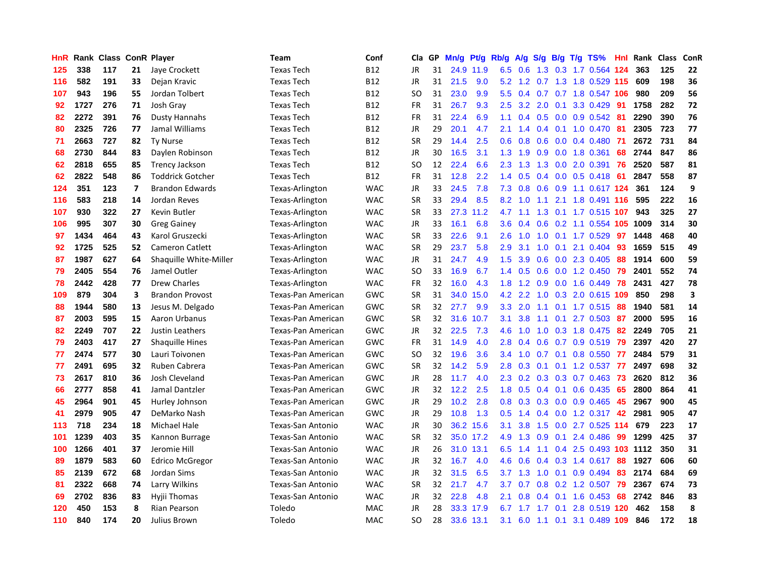| HnR | Rank | Class | ConR | Player | Team | Conf | Cla | GP | Mn/g | Pt/g | Rb/g | A/g | S/g | B/g | T/g | TS% | HnI | Rank | Class | ConR |
|---|---|---|---|---|---|---|---|---|---|---|---|---|---|---|---|---|---|---|---|---|
| 125 | 338 | 117 | 21 | Jaye Crockett | Texas Tech | B12 | JR | 31 | 24.9 | 11.9 | 6.5 | 0.6 | 1.3 | 0.3 | 1.7 | 0.564 | 124 | 363 | 125 | 22 |
| 116 | 582 | 191 | 33 | Dejan Kravic | Texas Tech | B12 | JR | 31 | 21.5 | 9.0 | 5.2 | 1.2 | 0.7 | 1.3 | 1.8 | 0.529 | 115 | 609 | 198 | 36 |
| 107 | 943 | 196 | 55 | Jordan Tolbert | Texas Tech | B12 | SO | 31 | 23.0 | 9.9 | 5.5 | 0.4 | 0.7 | 0.7 | 1.8 | 0.547 | 106 | 980 | 209 | 56 |
| 92 | 1727 | 276 | 71 | Josh Gray | Texas Tech | B12 | FR | 31 | 26.7 | 9.3 | 2.5 | 3.2 | 2.0 | 0.1 | 3.3 | 0.429 | 91 | 1758 | 282 | 72 |
| 82 | 2272 | 391 | 76 | Dusty Hannahs | Texas Tech | B12 | FR | 31 | 22.4 | 6.9 | 1.1 | 0.4 | 0.5 | 0.0 | 0.9 | 0.542 | 81 | 2290 | 390 | 76 |
| 80 | 2325 | 726 | 77 | Jamal Williams | Texas Tech | B12 | JR | 29 | 20.1 | 4.7 | 2.1 | 1.4 | 0.4 | 0.1 | 1.0 | 0.470 | 81 | 2305 | 723 | 77 |
| 71 | 2663 | 727 | 82 | Ty Nurse | Texas Tech | B12 | SR | 29 | 14.4 | 2.5 | 0.6 | 0.8 | 0.6 | 0.0 | 0.4 | 0.480 | 71 | 2672 | 731 | 84 |
| 68 | 2730 | 844 | 83 | Daylen Robinson | Texas Tech | B12 | JR | 30 | 16.5 | 3.1 | 1.3 | 1.9 | 0.9 | 0.0 | 1.8 | 0.361 | 68 | 2744 | 847 | 86 |
| 62 | 2818 | 655 | 85 | Trency Jackson | Texas Tech | B12 | SO | 12 | 22.4 | 6.6 | 2.3 | 1.3 | 1.3 | 0.0 | 2.0 | 0.391 | 76 | 2520 | 587 | 81 |
| 62 | 2822 | 548 | 86 | Toddrick Gotcher | Texas Tech | B12 | FR | 31 | 12.8 | 2.2 | 1.4 | 0.5 | 0.4 | 0.0 | 0.5 | 0.418 | 61 | 2847 | 558 | 87 |
| 124 | 351 | 123 | 7 | Brandon Edwards | Texas-Arlington | WAC | JR | 33 | 24.5 | 7.8 | 7.3 | 0.8 | 0.6 | 0.9 | 1.1 | 0.617 | 124 | 361 | 124 | 9 |
| 116 | 583 | 218 | 14 | Jordan Reves | Texas-Arlington | WAC | SR | 33 | 29.4 | 8.5 | 8.2 | 1.0 | 1.1 | 2.1 | 1.8 | 0.491 | 116 | 595 | 222 | 16 |
| 107 | 930 | 322 | 27 | Kevin Butler | Texas-Arlington | WAC | SR | 33 | 27.3 | 11.2 | 4.7 | 1.1 | 1.3 | 0.1 | 1.7 | 0.515 | 107 | 943 | 325 | 27 |
| 106 | 995 | 307 | 30 | Greg Gainey | Texas-Arlington | WAC | JR | 33 | 16.1 | 6.8 | 3.6 | 0.4 | 0.6 | 0.2 | 1.1 | 0.554 | 105 | 1009 | 314 | 30 |
| 97 | 1434 | 464 | 43 | Karol Gruszecki | Texas-Arlington | WAC | SR | 33 | 22.6 | 9.1 | 2.6 | 1.0 | 1.0 | 0.1 | 1.7 | 0.529 | 97 | 1448 | 468 | 40 |
| 92 | 1725 | 525 | 52 | Cameron Catlett | Texas-Arlington | WAC | SR | 29 | 23.7 | 5.8 | 2.9 | 3.1 | 1.0 | 0.1 | 2.1 | 0.404 | 93 | 1659 | 515 | 49 |
| 87 | 1987 | 627 | 64 | Shaquille White-Miller | Texas-Arlington | WAC | JR | 31 | 24.7 | 4.9 | 1.5 | 3.9 | 0.6 | 0.0 | 2.3 | 0.405 | 88 | 1914 | 600 | 59 |
| 79 | 2405 | 554 | 76 | Jamel Outler | Texas-Arlington | WAC | SO | 33 | 16.9 | 6.7 | 1.4 | 0.5 | 0.6 | 0.0 | 1.2 | 0.450 | 79 | 2401 | 552 | 74 |
| 78 | 2442 | 428 | 77 | Drew Charles | Texas-Arlington | WAC | FR | 32 | 16.0 | 4.3 | 1.8 | 1.2 | 0.9 | 0.0 | 1.6 | 0.449 | 78 | 2431 | 427 | 78 |
| 109 | 879 | 304 | 3 | Brandon Provost | Texas-Pan American | GWC | SR | 31 | 34.0 | 15.0 | 4.2 | 2.2 | 1.0 | 0.3 | 2.0 | 0.615 | 109 | 850 | 298 | 3 |
| 88 | 1944 | 580 | 13 | Jesus M. Delgado | Texas-Pan American | GWC | SR | 32 | 27.7 | 9.9 | 3.3 | 2.0 | 1.1 | 0.1 | 1.7 | 0.515 | 88 | 1940 | 581 | 14 |
| 87 | 2003 | 595 | 15 | Aaron Urbanus | Texas-Pan American | GWC | SR | 32 | 31.6 | 10.7 | 3.1 | 3.8 | 1.1 | 0.1 | 2.7 | 0.503 | 87 | 2000 | 595 | 16 |
| 82 | 2249 | 707 | 22 | Justin Leathers | Texas-Pan American | GWC | JR | 32 | 22.5 | 7.3 | 4.6 | 1.0 | 1.0 | 0.3 | 1.8 | 0.475 | 82 | 2249 | 705 | 21 |
| 79 | 2403 | 417 | 27 | Shaquille Hines | Texas-Pan American | GWC | FR | 31 | 14.9 | 4.0 | 2.8 | 0.4 | 0.6 | 0.7 | 0.9 | 0.519 | 79 | 2397 | 420 | 27 |
| 77 | 2474 | 577 | 30 | Lauri Toivonen | Texas-Pan American | GWC | SO | 32 | 19.6 | 3.6 | 3.4 | 1.0 | 0.7 | 0.1 | 0.8 | 0.550 | 77 | 2484 | 579 | 31 |
| 77 | 2491 | 695 | 32 | Ruben Cabrera | Texas-Pan American | GWC | SR | 32 | 14.2 | 5.9 | 2.8 | 0.3 | 0.1 | 0.1 | 1.2 | 0.537 | 77 | 2497 | 698 | 32 |
| 73 | 2617 | 810 | 36 | Josh Cleveland | Texas-Pan American | GWC | JR | 28 | 11.7 | 4.0 | 2.3 | 0.2 | 0.3 | 0.3 | 0.7 | 0.463 | 73 | 2620 | 812 | 36 |
| 66 | 2777 | 858 | 41 | Jamal Dantzler | Texas-Pan American | GWC | JR | 32 | 12.2 | 2.5 | 1.8 | 0.5 | 0.4 | 0.1 | 0.6 | 0.435 | 65 | 2800 | 864 | 41 |
| 45 | 2964 | 901 | 45 | Hurley Johnson | Texas-Pan American | GWC | JR | 29 | 10.2 | 2.8 | 0.8 | 0.3 | 0.3 | 0.0 | 0.9 | 0.465 | 45 | 2967 | 900 | 45 |
| 41 | 2979 | 905 | 47 | DeMarko Nash | Texas-Pan American | GWC | JR | 29 | 10.8 | 1.3 | 0.5 | 1.4 | 0.4 | 0.0 | 1.2 | 0.317 | 42 | 2981 | 905 | 47 |
| 113 | 718 | 234 | 18 | Michael Hale | Texas-San Antonio | WAC | JR | 30 | 36.2 | 15.6 | 3.1 | 3.8 | 1.5 | 0.0 | 2.7 | 0.525 | 114 | 679 | 223 | 17 |
| 101 | 1239 | 403 | 35 | Kannon Burrage | Texas-San Antonio | WAC | SR | 32 | 35.0 | 17.2 | 4.9 | 1.3 | 0.9 | 0.1 | 2.4 | 0.486 | 99 | 1299 | 425 | 37 |
| 100 | 1266 | 401 | 37 | Jeromie Hill | Texas-San Antonio | WAC | JR | 26 | 31.0 | 13.1 | 6.5 | 1.4 | 1.1 | 0.4 | 2.5 | 0.493 | 103 | 1112 | 350 | 31 |
| 89 | 1879 | 583 | 60 | Edrico McGregor | Texas-San Antonio | WAC | JR | 32 | 16.7 | 4.0 | 4.6 | 0.6 | 0.4 | 0.3 | 1.4 | 0.617 | 88 | 1927 | 606 | 60 |
| 85 | 2139 | 672 | 68 | Jordan Sims | Texas-San Antonio | WAC | JR | 32 | 31.5 | 6.5 | 3.7 | 1.3 | 1.0 | 0.1 | 0.9 | 0.494 | 83 | 2174 | 684 | 69 |
| 81 | 2322 | 668 | 74 | Larry Wilkins | Texas-San Antonio | WAC | SR | 32 | 21.7 | 4.7 | 3.7 | 0.7 | 0.8 | 0.2 | 1.2 | 0.507 | 79 | 2367 | 674 | 73 |
| 69 | 2702 | 836 | 83 | Hyjii Thomas | Texas-San Antonio | WAC | JR | 32 | 22.8 | 4.8 | 2.1 | 0.8 | 0.4 | 0.1 | 1.6 | 0.453 | 68 | 2742 | 846 | 83 |
| 120 | 450 | 153 | 8 | Rian Pearson | Toledo | MAC | JR | 28 | 33.3 | 17.9 | 6.7 | 1.7 | 1.7 | 0.1 | 2.8 | 0.519 | 120 | 462 | 158 | 8 |
| 110 | 840 | 174 | 20 | Julius Brown | Toledo | MAC | SO | 28 | 33.6 | 13.1 | 3.1 | 6.0 | 1.1 | 0.1 | 3.1 | 0.489 | 109 | 846 | 172 | 18 |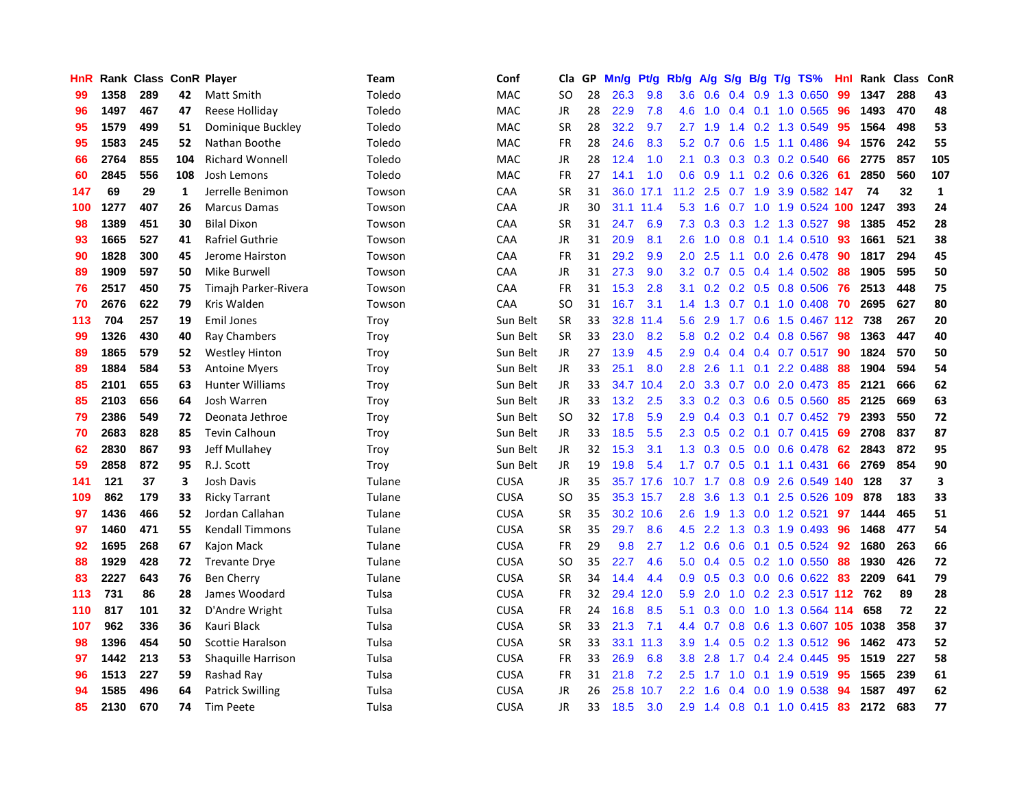| HnR | Rank | Class | ConR | Player | Team | Conf | Cla | GP | Mn/g | Pt/g | Rb/g | A/g | S/g | B/g | T/g | TS% | HnI | Rank | Class | ConR |
|---|---|---|---|---|---|---|---|---|---|---|---|---|---|---|---|---|---|---|---|---|
| 99 | 1358 | 289 | 42 | Matt Smith | Toledo | MAC | SO | 28 | 26.3 | 9.8 | 3.6 | 0.6 | 0.4 | 0.9 | 1.3 | 0.650 | 99 | 1347 | 288 | 43 |
| 96 | 1497 | 467 | 47 | Reese Holliday | Toledo | MAC | JR | 28 | 22.9 | 7.8 | 4.6 | 1.0 | 0.4 | 0.1 | 1.0 | 0.565 | 96 | 1493 | 470 | 48 |
| 95 | 1579 | 499 | 51 | Dominique Buckley | Toledo | MAC | SR | 28 | 32.2 | 9.7 | 2.7 | 1.9 | 1.4 | 0.2 | 1.3 | 0.549 | 95 | 1564 | 498 | 53 |
| 95 | 1583 | 245 | 52 | Nathan Boothe | Toledo | MAC | FR | 28 | 24.6 | 8.3 | 5.2 | 0.7 | 0.6 | 1.5 | 1.1 | 0.486 | 94 | 1576 | 242 | 55 |
| 66 | 2764 | 855 | 104 | Richard Wonnell | Toledo | MAC | JR | 28 | 12.4 | 1.0 | 2.1 | 0.3 | 0.3 | 0.3 | 0.2 | 0.540 | 66 | 2775 | 857 | 105 |
| 60 | 2845 | 556 | 108 | Josh Lemons | Toledo | MAC | FR | 27 | 14.1 | 1.0 | 0.6 | 0.9 | 1.1 | 0.2 | 0.6 | 0.326 | 61 | 2850 | 560 | 107 |
| 147 | 69 | 29 | 1 | Jerrelle Benimon | Towson | CAA | SR | 31 | 36.0 | 17.1 | 11.2 | 2.5 | 0.7 | 1.9 | 3.9 | 0.582 | 147 | 74 | 32 | 1 |
| 100 | 1277 | 407 | 26 | Marcus Damas | Towson | CAA | JR | 30 | 31.1 | 11.4 | 5.3 | 1.6 | 0.7 | 1.0 | 1.9 | 0.524 | 100 | 1247 | 393 | 24 |
| 98 | 1389 | 451 | 30 | Bilal Dixon | Towson | CAA | SR | 31 | 24.7 | 6.9 | 7.3 | 0.3 | 0.3 | 1.2 | 1.3 | 0.527 | 98 | 1385 | 452 | 28 |
| 93 | 1665 | 527 | 41 | Rafriel Guthrie | Towson | CAA | JR | 31 | 20.9 | 8.1 | 2.6 | 1.0 | 0.8 | 0.1 | 1.4 | 0.510 | 93 | 1661 | 521 | 38 |
| 90 | 1828 | 300 | 45 | Jerome Hairston | Towson | CAA | FR | 31 | 29.2 | 9.9 | 2.0 | 2.5 | 1.1 | 0.0 | 2.6 | 0.478 | 90 | 1817 | 294 | 45 |
| 89 | 1909 | 597 | 50 | Mike Burwell | Towson | CAA | JR | 31 | 27.3 | 9.0 | 3.2 | 0.7 | 0.5 | 0.4 | 1.4 | 0.502 | 88 | 1905 | 595 | 50 |
| 76 | 2517 | 450 | 75 | Timajh Parker-Rivera | Towson | CAA | FR | 31 | 15.3 | 2.8 | 3.1 | 0.2 | 0.2 | 0.5 | 0.8 | 0.506 | 76 | 2513 | 448 | 75 |
| 70 | 2676 | 622 | 79 | Kris Walden | Towson | CAA | SO | 31 | 16.7 | 3.1 | 1.4 | 1.3 | 0.7 | 0.1 | 1.0 | 0.408 | 70 | 2695 | 627 | 80 |
| 113 | 704 | 257 | 19 | Emil Jones | Troy | Sun Belt | SR | 33 | 32.8 | 11.4 | 5.6 | 2.9 | 1.7 | 0.6 | 1.5 | 0.467 | 112 | 738 | 267 | 20 |
| 99 | 1326 | 430 | 40 | Ray Chambers | Troy | Sun Belt | SR | 33 | 23.0 | 8.2 | 5.8 | 0.2 | 0.2 | 0.4 | 0.8 | 0.567 | 98 | 1363 | 447 | 40 |
| 89 | 1865 | 579 | 52 | Westley Hinton | Troy | Sun Belt | JR | 27 | 13.9 | 4.5 | 2.9 | 0.4 | 0.4 | 0.4 | 0.7 | 0.517 | 90 | 1824 | 570 | 50 |
| 89 | 1884 | 584 | 53 | Antoine Myers | Troy | Sun Belt | JR | 33 | 25.1 | 8.0 | 2.8 | 2.6 | 1.1 | 0.1 | 2.2 | 0.488 | 88 | 1904 | 594 | 54 |
| 85 | 2101 | 655 | 63 | Hunter Williams | Troy | Sun Belt | JR | 33 | 34.7 | 10.4 | 2.0 | 3.3 | 0.7 | 0.0 | 2.0 | 0.473 | 85 | 2121 | 666 | 62 |
| 85 | 2103 | 656 | 64 | Josh Warren | Troy | Sun Belt | JR | 33 | 13.2 | 2.5 | 3.3 | 0.2 | 0.3 | 0.6 | 0.5 | 0.560 | 85 | 2125 | 669 | 63 |
| 79 | 2386 | 549 | 72 | Deonata Jethroe | Troy | Sun Belt | SO | 32 | 17.8 | 5.9 | 2.9 | 0.4 | 0.3 | 0.1 | 0.7 | 0.452 | 79 | 2393 | 550 | 72 |
| 70 | 2683 | 828 | 85 | Tevin Calhoun | Troy | Sun Belt | JR | 33 | 18.5 | 5.5 | 2.3 | 0.5 | 0.2 | 0.1 | 0.7 | 0.415 | 69 | 2708 | 837 | 87 |
| 62 | 2830 | 867 | 93 | Jeff Mullahey | Troy | Sun Belt | JR | 32 | 15.3 | 3.1 | 1.3 | 0.3 | 0.5 | 0.0 | 0.6 | 0.478 | 62 | 2843 | 872 | 95 |
| 59 | 2858 | 872 | 95 | R.J. Scott | Troy | Sun Belt | JR | 19 | 19.8 | 5.4 | 1.7 | 0.7 | 0.5 | 0.1 | 1.1 | 0.431 | 66 | 2769 | 854 | 90 |
| 141 | 121 | 37 | 3 | Josh Davis | Tulane | CUSA | JR | 35 | 35.7 | 17.6 | 10.7 | 1.7 | 0.8 | 0.9 | 2.6 | 0.549 | 140 | 128 | 37 | 3 |
| 109 | 862 | 179 | 33 | Ricky Tarrant | Tulane | CUSA | SO | 35 | 35.3 | 15.7 | 2.8 | 3.6 | 1.3 | 0.1 | 2.5 | 0.526 | 109 | 878 | 183 | 33 |
| 97 | 1436 | 466 | 52 | Jordan Callahan | Tulane | CUSA | SR | 35 | 30.2 | 10.6 | 2.6 | 1.9 | 1.3 | 0.0 | 1.2 | 0.521 | 97 | 1444 | 465 | 51 |
| 97 | 1460 | 471 | 55 | Kendall Timmons | Tulane | CUSA | SR | 35 | 29.7 | 8.6 | 4.5 | 2.2 | 1.3 | 0.3 | 1.9 | 0.493 | 96 | 1468 | 477 | 54 |
| 92 | 1695 | 268 | 67 | Kajon Mack | Tulane | CUSA | FR | 29 | 9.8 | 2.7 | 1.2 | 0.6 | 0.6 | 0.1 | 0.5 | 0.524 | 92 | 1680 | 263 | 66 |
| 88 | 1929 | 428 | 72 | Trevante Drye | Tulane | CUSA | SO | 35 | 22.7 | 4.6 | 5.0 | 0.4 | 0.5 | 0.2 | 1.0 | 0.550 | 88 | 1930 | 426 | 72 |
| 83 | 2227 | 643 | 76 | Ben Cherry | Tulane | CUSA | SR | 34 | 14.4 | 4.4 | 0.9 | 0.5 | 0.3 | 0.0 | 0.6 | 0.622 | 83 | 2209 | 641 | 79 |
| 113 | 731 | 86 | 28 | James Woodard | Tulsa | CUSA | FR | 32 | 29.4 | 12.0 | 5.9 | 2.0 | 1.0 | 0.2 | 2.3 | 0.517 | 112 | 762 | 89 | 28 |
| 110 | 817 | 101 | 32 | D'Andre Wright | Tulsa | CUSA | FR | 24 | 16.8 | 8.5 | 5.1 | 0.3 | 0.0 | 1.0 | 1.3 | 0.564 | 114 | 658 | 72 | 22 |
| 107 | 962 | 336 | 36 | Kauri Black | Tulsa | CUSA | SR | 33 | 21.3 | 7.1 | 4.4 | 0.7 | 0.8 | 0.6 | 1.3 | 0.607 | 105 | 1038 | 358 | 37 |
| 98 | 1396 | 454 | 50 | Scottie Haralson | Tulsa | CUSA | SR | 33 | 33.1 | 11.3 | 3.9 | 1.4 | 0.5 | 0.2 | 1.3 | 0.512 | 96 | 1462 | 473 | 52 |
| 97 | 1442 | 213 | 53 | Shaquille Harrison | Tulsa | CUSA | FR | 33 | 26.9 | 6.8 | 3.8 | 2.8 | 1.7 | 0.4 | 2.4 | 0.445 | 95 | 1519 | 227 | 58 |
| 96 | 1513 | 227 | 59 | Rashad Ray | Tulsa | CUSA | FR | 31 | 21.8 | 7.2 | 2.5 | 1.7 | 1.0 | 0.1 | 1.9 | 0.519 | 95 | 1565 | 239 | 61 |
| 94 | 1585 | 496 | 64 | Patrick Swilling | Tulsa | CUSA | JR | 26 | 25.8 | 10.7 | 2.2 | 1.6 | 0.4 | 0.0 | 1.9 | 0.538 | 94 | 1587 | 497 | 62 |
| 85 | 2130 | 670 | 74 | Tim Peete | Tulsa | CUSA | JR | 33 | 18.5 | 3.0 | 2.9 | 1.4 | 0.8 | 0.1 | 1.0 | 0.415 | 83 | 2172 | 683 | 77 |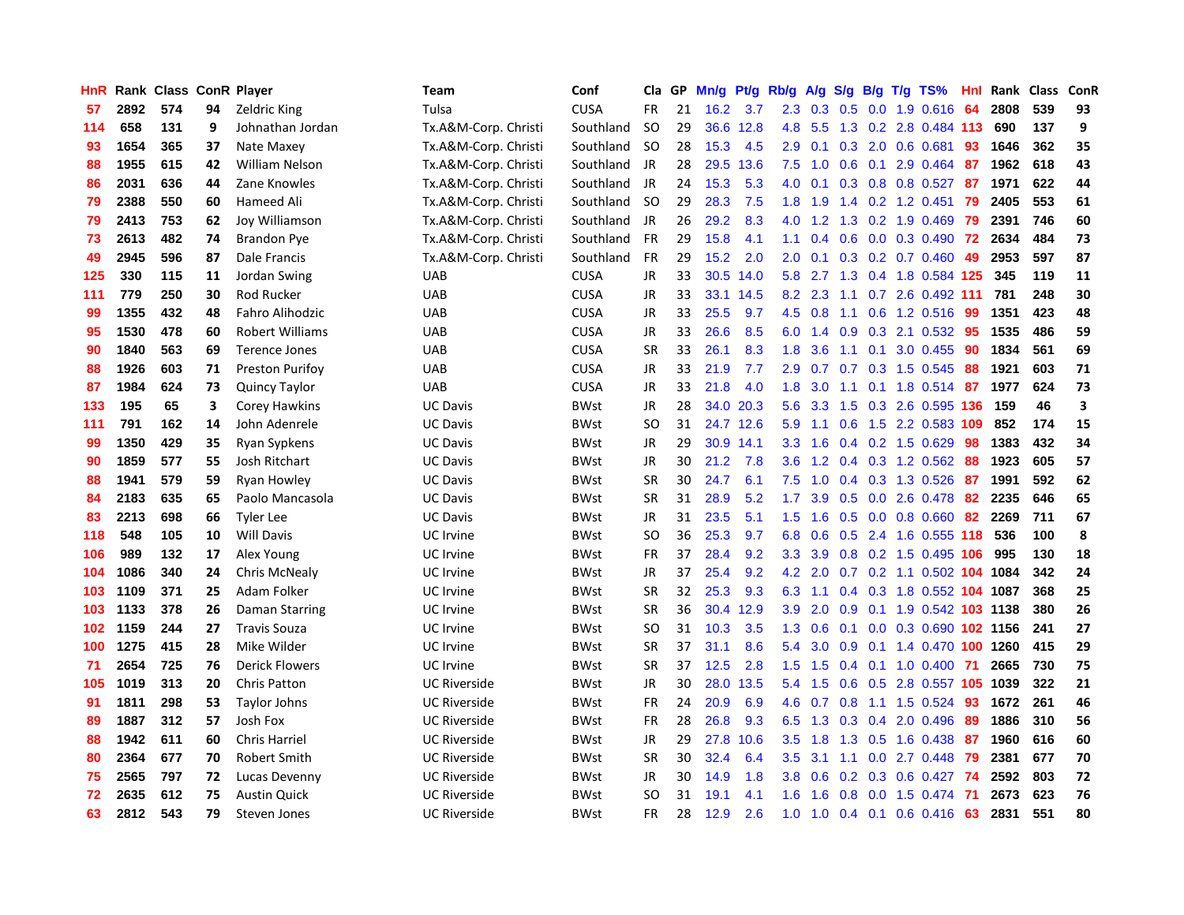| HnR | Rank | Class | ConR | Player | Team | Conf | Cla | GP | Mn/g | Pt/g | Rb/g | A/g | S/g | B/g | T/g | TS% | HnI | Rank | Class | ConR |
|---|---|---|---|---|---|---|---|---|---|---|---|---|---|---|---|---|---|---|---|---|
| 57 | 2892 | 574 | 94 | Zeldric King | Tulsa | CUSA | FR | 21 | 16.2 | 3.7 | 2.3 | 0.3 | 0.5 | 0.0 | 1.9 | 0.616 | 64 | 2808 | 539 | 93 |
| 114 | 658 | 131 | 9 | Johnathan Jordan | Tx.A&M-Corp. Christi | Southland | SO | 29 | 36.6 | 12.8 | 4.8 | 5.5 | 1.3 | 0.2 | 2.8 | 0.484 | 113 | 690 | 137 | 9 |
| 93 | 1654 | 365 | 37 | Nate Maxey | Tx.A&M-Corp. Christi | Southland | SO | 28 | 15.3 | 4.5 | 2.9 | 0.1 | 0.3 | 2.0 | 0.6 | 0.681 | 93 | 1646 | 362 | 35 |
| 88 | 1955 | 615 | 42 | William Nelson | Tx.A&M-Corp. Christi | Southland | JR | 28 | 29.5 | 13.6 | 7.5 | 1.0 | 0.6 | 0.1 | 2.9 | 0.464 | 87 | 1962 | 618 | 43 |
| 86 | 2031 | 636 | 44 | Zane Knowles | Tx.A&M-Corp. Christi | Southland | JR | 24 | 15.3 | 5.3 | 4.0 | 0.1 | 0.3 | 0.8 | 0.8 | 0.527 | 87 | 1971 | 622 | 44 |
| 79 | 2388 | 550 | 60 | Hameed Ali | Tx.A&M-Corp. Christi | Southland | SO | 29 | 28.3 | 7.5 | 1.8 | 1.9 | 1.4 | 0.2 | 1.2 | 0.451 | 79 | 2405 | 553 | 61 |
| 79 | 2413 | 753 | 62 | Joy Williamson | Tx.A&M-Corp. Christi | Southland | JR | 26 | 29.2 | 8.3 | 4.0 | 1.2 | 1.3 | 0.2 | 1.9 | 0.469 | 79 | 2391 | 746 | 60 |
| 73 | 2613 | 482 | 74 | Brandon Pye | Tx.A&M-Corp. Christi | Southland | FR | 29 | 15.8 | 4.1 | 1.1 | 0.4 | 0.6 | 0.0 | 0.3 | 0.490 | 72 | 2634 | 484 | 73 |
| 49 | 2945 | 596 | 87 | Dale Francis | Tx.A&M-Corp. Christi | Southland | FR | 29 | 15.2 | 2.0 | 2.0 | 0.1 | 0.3 | 0.2 | 0.7 | 0.460 | 49 | 2953 | 597 | 87 |
| 125 | 330 | 115 | 11 | Jordan Swing | UAB | CUSA | JR | 33 | 30.5 | 14.0 | 5.8 | 2.7 | 1.3 | 0.4 | 1.8 | 0.584 | 125 | 345 | 119 | 11 |
| 111 | 779 | 250 | 30 | Rod Rucker | UAB | CUSA | JR | 33 | 33.1 | 14.5 | 8.2 | 2.3 | 1.1 | 0.7 | 2.6 | 0.492 | 111 | 781 | 248 | 30 |
| 99 | 1355 | 432 | 48 | Fahro Alihodzic | UAB | CUSA | JR | 33 | 25.5 | 9.7 | 4.5 | 0.8 | 1.1 | 0.6 | 1.2 | 0.516 | 99 | 1351 | 423 | 48 |
| 95 | 1530 | 478 | 60 | Robert Williams | UAB | CUSA | JR | 33 | 26.6 | 8.5 | 6.0 | 1.4 | 0.9 | 0.3 | 2.1 | 0.532 | 95 | 1535 | 486 | 59 |
| 90 | 1840 | 563 | 69 | Terence Jones | UAB | CUSA | SR | 33 | 26.1 | 8.3 | 1.8 | 3.6 | 1.1 | 0.1 | 3.0 | 0.455 | 90 | 1834 | 561 | 69 |
| 88 | 1926 | 603 | 71 | Preston Purifoy | UAB | CUSA | JR | 33 | 21.9 | 7.7 | 2.9 | 0.7 | 0.7 | 0.3 | 1.5 | 0.545 | 88 | 1921 | 603 | 71 |
| 87 | 1984 | 624 | 73 | Quincy Taylor | UAB | CUSA | JR | 33 | 21.8 | 4.0 | 1.8 | 3.0 | 1.1 | 0.1 | 1.8 | 0.514 | 87 | 1977 | 624 | 73 |
| 133 | 195 | 65 | 3 | Corey Hawkins | UC Davis | BWst | JR | 28 | 34.0 | 20.3 | 5.6 | 3.3 | 1.5 | 0.3 | 2.6 | 0.595 | 136 | 159 | 46 | 3 |
| 111 | 791 | 162 | 14 | John Adenrele | UC Davis | BWst | SO | 31 | 24.7 | 12.6 | 5.9 | 1.1 | 0.6 | 1.5 | 2.2 | 0.583 | 109 | 852 | 174 | 15 |
| 99 | 1350 | 429 | 35 | Ryan Sypkens | UC Davis | BWst | JR | 29 | 30.9 | 14.1 | 3.3 | 1.6 | 0.4 | 0.2 | 1.5 | 0.629 | 98 | 1383 | 432 | 34 |
| 90 | 1859 | 577 | 55 | Josh Ritchart | UC Davis | BWst | JR | 30 | 21.2 | 7.8 | 3.6 | 1.2 | 0.4 | 0.3 | 1.2 | 0.562 | 88 | 1923 | 605 | 57 |
| 88 | 1941 | 579 | 59 | Ryan Howley | UC Davis | BWst | SR | 30 | 24.7 | 6.1 | 7.5 | 1.0 | 0.4 | 0.3 | 1.3 | 0.526 | 87 | 1991 | 592 | 62 |
| 84 | 2183 | 635 | 65 | Paolo Mancasola | UC Davis | BWst | SR | 31 | 28.9 | 5.2 | 1.7 | 3.9 | 0.5 | 0.0 | 2.6 | 0.478 | 82 | 2235 | 646 | 65 |
| 83 | 2213 | 698 | 66 | Tyler Lee | UC Davis | BWst | JR | 31 | 23.5 | 5.1 | 1.5 | 1.6 | 0.5 | 0.0 | 0.8 | 0.660 | 82 | 2269 | 711 | 67 |
| 118 | 548 | 105 | 10 | Will Davis | UC Irvine | BWst | SO | 36 | 25.3 | 9.7 | 6.8 | 0.6 | 0.5 | 2.4 | 1.6 | 0.555 | 118 | 536 | 100 | 8 |
| 106 | 989 | 132 | 17 | Alex Young | UC Irvine | BWst | FR | 37 | 28.4 | 9.2 | 3.3 | 3.9 | 0.8 | 0.2 | 1.5 | 0.495 | 106 | 995 | 130 | 18 |
| 104 | 1086 | 340 | 24 | Chris McNealy | UC Irvine | BWst | JR | 37 | 25.4 | 9.2 | 4.2 | 2.0 | 0.7 | 0.2 | 1.1 | 0.502 | 104 | 1084 | 342 | 24 |
| 103 | 1109 | 371 | 25 | Adam Folker | UC Irvine | BWst | SR | 32 | 25.3 | 9.3 | 6.3 | 1.1 | 0.4 | 0.3 | 1.8 | 0.552 | 104 | 1087 | 368 | 25 |
| 103 | 1133 | 378 | 26 | Daman Starring | UC Irvine | BWst | SR | 36 | 30.4 | 12.9 | 3.9 | 2.0 | 0.9 | 0.1 | 1.9 | 0.542 | 103 | 1138 | 380 | 26 |
| 102 | 1159 | 244 | 27 | Travis Souza | UC Irvine | BWst | SO | 31 | 10.3 | 3.5 | 1.3 | 0.6 | 0.1 | 0.0 | 0.3 | 0.690 | 102 | 1156 | 241 | 27 |
| 100 | 1275 | 415 | 28 | Mike Wilder | UC Irvine | BWst | SR | 37 | 31.1 | 8.6 | 5.4 | 3.0 | 0.9 | 0.1 | 1.4 | 0.470 | 100 | 1260 | 415 | 29 |
| 71 | 2654 | 725 | 76 | Derick Flowers | UC Irvine | BWst | SR | 37 | 12.5 | 2.8 | 1.5 | 1.5 | 0.4 | 0.1 | 1.0 | 0.400 | 71 | 2665 | 730 | 75 |
| 105 | 1019 | 313 | 20 | Chris Patton | UC Riverside | BWst | JR | 30 | 28.0 | 13.5 | 5.4 | 1.5 | 0.6 | 0.5 | 2.8 | 0.557 | 105 | 1039 | 322 | 21 |
| 91 | 1811 | 298 | 53 | Taylor Johns | UC Riverside | BWst | FR | 24 | 20.9 | 6.9 | 4.6 | 0.7 | 0.8 | 1.1 | 1.5 | 0.524 | 93 | 1672 | 261 | 46 |
| 89 | 1887 | 312 | 57 | Josh Fox | UC Riverside | BWst | FR | 28 | 26.8 | 9.3 | 6.5 | 1.3 | 0.3 | 0.4 | 2.0 | 0.496 | 89 | 1886 | 310 | 56 |
| 88 | 1942 | 611 | 60 | Chris Harriel | UC Riverside | BWst | JR | 29 | 27.8 | 10.6 | 3.5 | 1.8 | 1.3 | 0.5 | 1.6 | 0.438 | 87 | 1960 | 616 | 60 |
| 80 | 2364 | 677 | 70 | Robert Smith | UC Riverside | BWst | SR | 30 | 32.4 | 6.4 | 3.5 | 3.1 | 1.1 | 0.0 | 2.7 | 0.448 | 79 | 2381 | 677 | 70 |
| 75 | 2565 | 797 | 72 | Lucas Devenny | UC Riverside | BWst | JR | 30 | 14.9 | 1.8 | 3.8 | 0.6 | 0.2 | 0.3 | 0.6 | 0.427 | 74 | 2592 | 803 | 72 |
| 72 | 2635 | 612 | 75 | Austin Quick | UC Riverside | BWst | SO | 31 | 19.1 | 4.1 | 1.6 | 1.6 | 0.8 | 0.0 | 1.5 | 0.474 | 71 | 2673 | 623 | 76 |
| 63 | 2812 | 543 | 79 | Steven Jones | UC Riverside | BWst | FR | 28 | 12.9 | 2.6 | 1.0 | 1.0 | 0.4 | 0.1 | 0.6 | 0.416 | 63 | 2831 | 551 | 80 |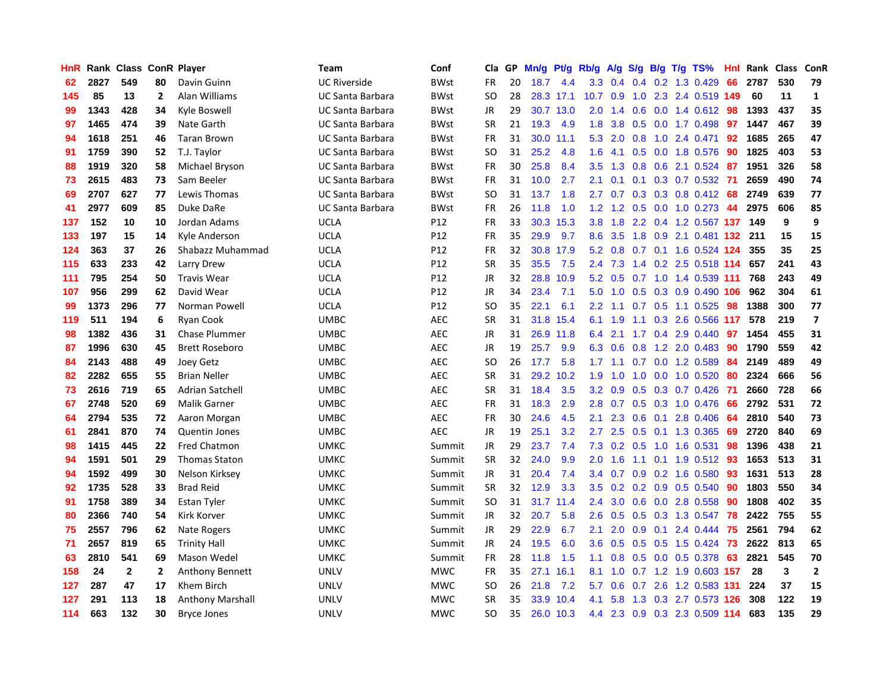| HnR | Rank | Class | ConR | Player | Team | Conf | Cla | GP | Mn/g | Pt/g | Rb/g | A/g | S/g | B/g | T/g | TS% | HnI | Rank | Class | ConR |
|---|---|---|---|---|---|---|---|---|---|---|---|---|---|---|---|---|---|---|---|---|
| 62 | 2827 | 549 | 80 | Davin Guinn | UC Riverside | BWst | FR | 20 | 18.7 | 4.4 | 3.3 | 0.4 | 0.4 | 0.2 | 1.3 | 0.429 | 66 | 2787 | 530 | 79 |
| 145 | 85 | 13 | 2 | Alan Williams | UC Santa Barbara | BWst | SO | 28 | 28.3 | 17.1 | 10.7 | 0.9 | 1.0 | 2.3 | 2.4 | 0.519 | 149 | 60 | 11 | 1 |
| 99 | 1343 | 428 | 34 | Kyle Boswell | UC Santa Barbara | BWst | JR | 29 | 30.7 | 13.0 | 2.0 | 1.4 | 0.6 | 0.0 | 1.4 | 0.612 | 98 | 1393 | 437 | 35 |
| 97 | 1465 | 474 | 39 | Nate Garth | UC Santa Barbara | BWst | SR | 21 | 19.3 | 4.9 | 1.8 | 3.8 | 0.5 | 0.0 | 1.7 | 0.498 | 97 | 1447 | 467 | 39 |
| 94 | 1618 | 251 | 46 | Taran Brown | UC Santa Barbara | BWst | FR | 31 | 30.0 | 11.1 | 5.3 | 2.0 | 0.8 | 1.0 | 2.4 | 0.471 | 92 | 1685 | 265 | 47 |
| 91 | 1759 | 390 | 52 | T.J. Taylor | UC Santa Barbara | BWst | SO | 31 | 25.2 | 4.8 | 1.6 | 4.1 | 0.5 | 0.0 | 1.8 | 0.576 | 90 | 1825 | 403 | 53 |
| 88 | 1919 | 320 | 58 | Michael Bryson | UC Santa Barbara | BWst | FR | 30 | 25.8 | 8.4 | 3.5 | 1.3 | 0.8 | 0.6 | 2.1 | 0.524 | 87 | 1951 | 326 | 58 |
| 73 | 2615 | 483 | 73 | Sam Beeler | UC Santa Barbara | BWst | FR | 31 | 10.0 | 2.7 | 2.1 | 0.1 | 0.1 | 0.3 | 0.7 | 0.532 | 71 | 2659 | 490 | 74 |
| 69 | 2707 | 627 | 77 | Lewis Thomas | UC Santa Barbara | BWst | SO | 31 | 13.7 | 1.8 | 2.7 | 0.7 | 0.3 | 0.3 | 0.8 | 0.412 | 68 | 2749 | 639 | 77 |
| 41 | 2977 | 609 | 85 | Duke DaRe | UC Santa Barbara | BWst | FR | 26 | 11.8 | 1.0 | 1.2 | 1.2 | 0.5 | 0.0 | 1.0 | 0.273 | 44 | 2975 | 606 | 85 |
| 137 | 152 | 10 | 10 | Jordan Adams | UCLA | P12 | FR | 33 | 30.3 | 15.3 | 3.8 | 1.8 | 2.2 | 0.4 | 1.2 | 0.567 | 137 | 149 | 9 | 9 |
| 133 | 197 | 15 | 14 | Kyle Anderson | UCLA | P12 | FR | 35 | 29.9 | 9.7 | 8.6 | 3.5 | 1.8 | 0.9 | 2.1 | 0.481 | 132 | 211 | 15 | 15 |
| 124 | 363 | 37 | 26 | Shabazz Muhammad | UCLA | P12 | FR | 32 | 30.8 | 17.9 | 5.2 | 0.8 | 0.7 | 0.1 | 1.6 | 0.524 | 124 | 355 | 35 | 25 |
| 115 | 633 | 233 | 42 | Larry Drew | UCLA | P12 | SR | 35 | 35.5 | 7.5 | 2.4 | 7.3 | 1.4 | 0.2 | 2.5 | 0.518 | 114 | 657 | 241 | 43 |
| 111 | 795 | 254 | 50 | Travis Wear | UCLA | P12 | JR | 32 | 28.8 | 10.9 | 5.2 | 0.5 | 0.7 | 1.0 | 1.4 | 0.539 | 111 | 768 | 243 | 49 |
| 107 | 956 | 299 | 62 | David Wear | UCLA | P12 | JR | 34 | 23.4 | 7.1 | 5.0 | 1.0 | 0.5 | 0.3 | 0.9 | 0.490 | 106 | 962 | 304 | 61 |
| 99 | 1373 | 296 | 77 | Norman Powell | UCLA | P12 | SO | 35 | 22.1 | 6.1 | 2.2 | 1.1 | 0.7 | 0.5 | 1.1 | 0.525 | 98 | 1388 | 300 | 77 |
| 119 | 511 | 194 | 6 | Ryan Cook | UMBC | AEC | SR | 31 | 31.8 | 15.4 | 6.1 | 1.9 | 1.1 | 0.3 | 2.6 | 0.566 | 117 | 578 | 219 | 7 |
| 98 | 1382 | 436 | 31 | Chase Plummer | UMBC | AEC | JR | 31 | 26.9 | 11.8 | 6.4 | 2.1 | 1.7 | 0.4 | 2.9 | 0.440 | 97 | 1454 | 455 | 31 |
| 87 | 1996 | 630 | 45 | Brett Roseboro | UMBC | AEC | JR | 19 | 25.7 | 9.9 | 6.3 | 0.6 | 0.8 | 1.2 | 2.0 | 0.483 | 90 | 1790 | 559 | 42 |
| 84 | 2143 | 488 | 49 | Joey Getz | UMBC | AEC | SO | 26 | 17.7 | 5.8 | 1.7 | 1.1 | 0.7 | 0.0 | 1.2 | 0.589 | 84 | 2149 | 489 | 49 |
| 82 | 2282 | 655 | 55 | Brian Neller | UMBC | AEC | SR | 31 | 29.2 | 10.2 | 1.9 | 1.0 | 1.0 | 0.0 | 1.0 | 0.520 | 80 | 2324 | 666 | 56 |
| 73 | 2616 | 719 | 65 | Adrian Satchell | UMBC | AEC | SR | 31 | 18.4 | 3.5 | 3.2 | 0.9 | 0.5 | 0.3 | 0.7 | 0.426 | 71 | 2660 | 728 | 66 |
| 67 | 2748 | 520 | 69 | Malik Garner | UMBC | AEC | FR | 31 | 18.3 | 2.9 | 2.8 | 0.7 | 0.5 | 0.3 | 1.0 | 0.476 | 66 | 2792 | 531 | 72 |
| 64 | 2794 | 535 | 72 | Aaron Morgan | UMBC | AEC | FR | 30 | 24.6 | 4.5 | 2.1 | 2.3 | 0.6 | 0.1 | 2.8 | 0.406 | 64 | 2810 | 540 | 73 |
| 61 | 2841 | 870 | 74 | Quentin Jones | UMBC | AEC | JR | 19 | 25.1 | 3.2 | 2.7 | 2.5 | 0.5 | 0.1 | 1.3 | 0.365 | 69 | 2720 | 840 | 69 |
| 98 | 1415 | 445 | 22 | Fred Chatmon | UMKC | Summit | JR | 29 | 23.7 | 7.4 | 7.3 | 0.2 | 0.5 | 1.0 | 1.6 | 0.531 | 98 | 1396 | 438 | 21 |
| 94 | 1591 | 501 | 29 | Thomas Staton | UMKC | Summit | SR | 32 | 24.0 | 9.9 | 2.0 | 1.6 | 1.1 | 0.1 | 1.9 | 0.512 | 93 | 1653 | 513 | 31 |
| 94 | 1592 | 499 | 30 | Nelson Kirksey | UMKC | Summit | JR | 31 | 20.4 | 7.4 | 3.4 | 0.7 | 0.9 | 0.2 | 1.6 | 0.580 | 93 | 1631 | 513 | 28 |
| 92 | 1735 | 528 | 33 | Brad Reid | UMKC | Summit | SR | 32 | 12.9 | 3.3 | 3.5 | 0.2 | 0.2 | 0.9 | 0.5 | 0.540 | 90 | 1803 | 550 | 34 |
| 91 | 1758 | 389 | 34 | Estan Tyler | UMKC | Summit | SO | 31 | 31.7 | 11.4 | 2.4 | 3.0 | 0.6 | 0.0 | 2.8 | 0.558 | 90 | 1808 | 402 | 35 |
| 80 | 2366 | 740 | 54 | Kirk Korver | UMKC | Summit | JR | 32 | 20.7 | 5.8 | 2.6 | 0.5 | 0.5 | 0.3 | 1.3 | 0.547 | 78 | 2422 | 755 | 55 |
| 75 | 2557 | 796 | 62 | Nate Rogers | UMKC | Summit | JR | 29 | 22.9 | 6.7 | 2.1 | 2.0 | 0.9 | 0.1 | 2.4 | 0.444 | 75 | 2561 | 794 | 62 |
| 71 | 2657 | 819 | 65 | Trinity Hall | UMKC | Summit | JR | 24 | 19.5 | 6.0 | 3.6 | 0.5 | 0.5 | 0.5 | 1.5 | 0.424 | 73 | 2622 | 813 | 65 |
| 63 | 2810 | 541 | 69 | Mason Wedel | UMKC | Summit | FR | 28 | 11.8 | 1.5 | 1.1 | 0.8 | 0.5 | 0.0 | 0.5 | 0.378 | 63 | 2821 | 545 | 70 |
| 158 | 24 | 2 | 2 | Anthony Bennett | UNLV | MWC | FR | 35 | 27.1 | 16.1 | 8.1 | 1.0 | 0.7 | 1.2 | 1.9 | 0.603 | 157 | 28 | 3 | 2 |
| 127 | 287 | 47 | 17 | Khem Birch | UNLV | MWC | SO | 26 | 21.8 | 7.2 | 5.7 | 0.6 | 0.7 | 2.6 | 1.2 | 0.583 | 131 | 224 | 37 | 15 |
| 127 | 291 | 113 | 18 | Anthony Marshall | UNLV | MWC | SR | 35 | 33.9 | 10.4 | 4.1 | 5.8 | 1.3 | 0.3 | 2.7 | 0.573 | 126 | 308 | 122 | 19 |
| 114 | 663 | 132 | 30 | Bryce Jones | UNLV | MWC | SO | 35 | 26.0 | 10.3 | 4.4 | 2.3 | 0.9 | 0.3 | 2.3 | 0.509 | 114 | 683 | 135 | 29 |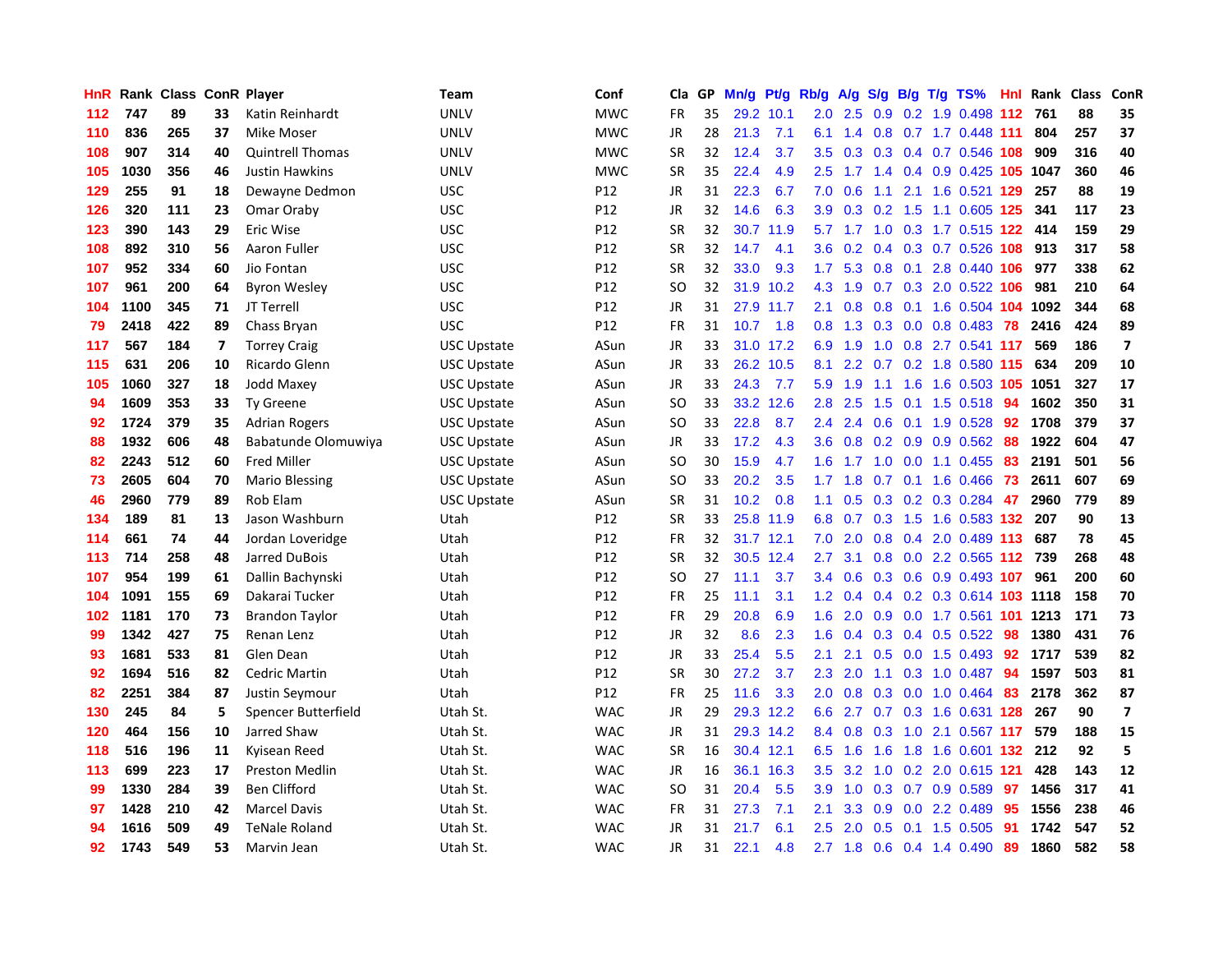| HnR | Rank | Class | ConR | Player | Team | Conf | Cla | GP | Mn/g | Pt/g | Rb/g | A/g | S/g | B/g | T/g | TS% | Hnl | Rank | Class | ConR |
|---|---|---|---|---|---|---|---|---|---|---|---|---|---|---|---|---|---|---|---|---|
| 112 | 747 | 89 | 33 | Katin Reinhardt | UNLV | MWC | FR | 35 | 29.2 | 10.1 | 2.0 | 2.5 | 0.9 | 0.2 | 1.9 | 0.498 | 112 | 761 | 88 | 35 |
| 110 | 836 | 265 | 37 | Mike Moser | UNLV | MWC | JR | 28 | 21.3 | 7.1 | 6.1 | 1.4 | 0.8 | 0.7 | 1.7 | 0.448 | 111 | 804 | 257 | 37 |
| 108 | 907 | 314 | 40 | Quintrell Thomas | UNLV | MWC | SR | 32 | 12.4 | 3.7 | 3.5 | 0.3 | 0.3 | 0.4 | 0.7 | 0.546 | 108 | 909 | 316 | 40 |
| 105 | 1030 | 356 | 46 | Justin Hawkins | UNLV | MWC | SR | 35 | 22.4 | 4.9 | 2.5 | 1.7 | 1.4 | 0.4 | 0.9 | 0.425 | 105 | 1047 | 360 | 46 |
| 129 | 255 | 91 | 18 | Dewayne Dedmon | USC | P12 | JR | 31 | 22.3 | 6.7 | 7.0 | 0.6 | 1.1 | 2.1 | 1.6 | 0.521 | 129 | 257 | 88 | 19 |
| 126 | 320 | 111 | 23 | Omar Oraby | USC | P12 | JR | 32 | 14.6 | 6.3 | 3.9 | 0.3 | 0.2 | 1.5 | 1.1 | 0.605 | 125 | 341 | 117 | 23 |
| 123 | 390 | 143 | 29 | Eric Wise | USC | P12 | SR | 32 | 30.7 | 11.9 | 5.7 | 1.7 | 1.0 | 0.3 | 1.7 | 0.515 | 122 | 414 | 159 | 29 |
| 108 | 892 | 310 | 56 | Aaron Fuller | USC | P12 | SR | 32 | 14.7 | 4.1 | 3.6 | 0.2 | 0.4 | 0.3 | 0.7 | 0.526 | 108 | 913 | 317 | 58 |
| 107 | 952 | 334 | 60 | Jio Fontan | USC | P12 | SR | 32 | 33.0 | 9.3 | 1.7 | 5.3 | 0.8 | 0.1 | 2.8 | 0.440 | 106 | 977 | 338 | 62 |
| 107 | 961 | 200 | 64 | Byron Wesley | USC | P12 | SO | 32 | 31.9 | 10.2 | 4.3 | 1.9 | 0.7 | 0.3 | 2.0 | 0.522 | 106 | 981 | 210 | 64 |
| 104 | 1100 | 345 | 71 | JT Terrell | USC | P12 | JR | 31 | 27.9 | 11.7 | 2.1 | 0.8 | 0.8 | 0.1 | 1.6 | 0.504 | 104 | 1092 | 344 | 68 |
| 79 | 2418 | 422 | 89 | Chass Bryan | USC | P12 | FR | 31 | 10.7 | 1.8 | 0.8 | 1.3 | 0.3 | 0.0 | 0.8 | 0.483 | 78 | 2416 | 424 | 89 |
| 117 | 567 | 184 | 7 | Torrey Craig | USC Upstate | ASun | JR | 33 | 31.0 | 17.2 | 6.9 | 1.9 | 1.0 | 0.8 | 2.7 | 0.541 | 117 | 569 | 186 | 7 |
| 115 | 631 | 206 | 10 | Ricardo Glenn | USC Upstate | ASun | JR | 33 | 26.2 | 10.5 | 8.1 | 2.2 | 0.7 | 0.2 | 1.8 | 0.580 | 115 | 634 | 209 | 10 |
| 105 | 1060 | 327 | 18 | Jodd Maxey | USC Upstate | ASun | JR | 33 | 24.3 | 7.7 | 5.9 | 1.9 | 1.1 | 1.6 | 1.6 | 0.503 | 105 | 1051 | 327 | 17 |
| 94 | 1609 | 353 | 33 | Ty Greene | USC Upstate | ASun | SO | 33 | 33.2 | 12.6 | 2.8 | 2.5 | 1.5 | 0.1 | 1.5 | 0.518 | 94 | 1602 | 350 | 31 |
| 92 | 1724 | 379 | 35 | Adrian Rogers | USC Upstate | ASun | SO | 33 | 22.8 | 8.7 | 2.4 | 2.4 | 0.6 | 0.1 | 1.9 | 0.528 | 92 | 1708 | 379 | 37 |
| 88 | 1932 | 606 | 48 | Babatunde Olomuwiya | USC Upstate | ASun | JR | 33 | 17.2 | 4.3 | 3.6 | 0.8 | 0.2 | 0.9 | 0.9 | 0.562 | 88 | 1922 | 604 | 47 |
| 82 | 2243 | 512 | 60 | Fred Miller | USC Upstate | ASun | SO | 30 | 15.9 | 4.7 | 1.6 | 1.7 | 1.0 | 0.0 | 1.1 | 0.455 | 83 | 2191 | 501 | 56 |
| 73 | 2605 | 604 | 70 | Mario Blessing | USC Upstate | ASun | SO | 33 | 20.2 | 3.5 | 1.7 | 1.8 | 0.7 | 0.1 | 1.6 | 0.466 | 73 | 2611 | 607 | 69 |
| 46 | 2960 | 779 | 89 | Rob Elam | USC Upstate | ASun | SR | 31 | 10.2 | 0.8 | 1.1 | 0.5 | 0.3 | 0.2 | 0.3 | 0.284 | 47 | 2960 | 779 | 89 |
| 134 | 189 | 81 | 13 | Jason Washburn | Utah | P12 | SR | 33 | 25.8 | 11.9 | 6.8 | 0.7 | 0.3 | 1.5 | 1.6 | 0.583 | 132 | 207 | 90 | 13 |
| 114 | 661 | 74 | 44 | Jordan Loveridge | Utah | P12 | FR | 32 | 31.7 | 12.1 | 7.0 | 2.0 | 0.8 | 0.4 | 2.0 | 0.489 | 113 | 687 | 78 | 45 |
| 113 | 714 | 258 | 48 | Jarred DuBois | Utah | P12 | SR | 32 | 30.5 | 12.4 | 2.7 | 3.1 | 0.8 | 0.0 | 2.2 | 0.565 | 112 | 739 | 268 | 48 |
| 107 | 954 | 199 | 61 | Dallin Bachynski | Utah | P12 | SO | 27 | 11.1 | 3.7 | 3.4 | 0.6 | 0.3 | 0.6 | 0.9 | 0.493 | 107 | 961 | 200 | 60 |
| 104 | 1091 | 155 | 69 | Dakarai Tucker | Utah | P12 | FR | 25 | 11.1 | 3.1 | 1.2 | 0.4 | 0.4 | 0.2 | 0.3 | 0.614 | 103 | 1118 | 158 | 70 |
| 102 | 1181 | 170 | 73 | Brandon Taylor | Utah | P12 | FR | 29 | 20.8 | 6.9 | 1.6 | 2.0 | 0.9 | 0.0 | 1.7 | 0.561 | 101 | 1213 | 171 | 73 |
| 99 | 1342 | 427 | 75 | Renan Lenz | Utah | P12 | JR | 32 | 8.6 | 2.3 | 1.6 | 0.4 | 0.3 | 0.4 | 0.5 | 0.522 | 98 | 1380 | 431 | 76 |
| 93 | 1681 | 533 | 81 | Glen Dean | Utah | P12 | JR | 33 | 25.4 | 5.5 | 2.1 | 2.1 | 0.5 | 0.0 | 1.5 | 0.493 | 92 | 1717 | 539 | 82 |
| 92 | 1694 | 516 | 82 | Cedric Martin | Utah | P12 | SR | 30 | 27.2 | 3.7 | 2.3 | 2.0 | 1.1 | 0.3 | 1.0 | 0.487 | 94 | 1597 | 503 | 81 |
| 82 | 2251 | 384 | 87 | Justin Seymour | Utah | P12 | FR | 25 | 11.6 | 3.3 | 2.0 | 0.8 | 0.3 | 0.0 | 1.0 | 0.464 | 83 | 2178 | 362 | 87 |
| 130 | 245 | 84 | 5 | Spencer Butterfield | Utah St. | WAC | JR | 29 | 29.3 | 12.2 | 6.6 | 2.7 | 0.7 | 0.3 | 1.6 | 0.631 | 128 | 267 | 90 | 7 |
| 120 | 464 | 156 | 10 | Jarred Shaw | Utah St. | WAC | JR | 31 | 29.3 | 14.2 | 8.4 | 0.8 | 0.3 | 1.0 | 2.1 | 0.567 | 117 | 579 | 188 | 15 |
| 118 | 516 | 196 | 11 | Kyisean Reed | Utah St. | WAC | SR | 16 | 30.4 | 12.1 | 6.5 | 1.6 | 1.6 | 1.8 | 1.6 | 0.601 | 132 | 212 | 92 | 5 |
| 113 | 699 | 223 | 17 | Preston Medlin | Utah St. | WAC | JR | 16 | 36.1 | 16.3 | 3.5 | 3.2 | 1.0 | 0.2 | 2.0 | 0.615 | 121 | 428 | 143 | 12 |
| 99 | 1330 | 284 | 39 | Ben Clifford | Utah St. | WAC | SO | 31 | 20.4 | 5.5 | 3.9 | 1.0 | 0.3 | 0.7 | 0.9 | 0.589 | 97 | 1456 | 317 | 41 |
| 97 | 1428 | 210 | 42 | Marcel Davis | Utah St. | WAC | FR | 31 | 27.3 | 7.1 | 2.1 | 3.3 | 0.9 | 0.0 | 2.2 | 0.489 | 95 | 1556 | 238 | 46 |
| 94 | 1616 | 509 | 49 | TeNale Roland | Utah St. | WAC | JR | 31 | 21.7 | 6.1 | 2.5 | 2.0 | 0.5 | 0.1 | 1.5 | 0.505 | 91 | 1742 | 547 | 52 |
| 92 | 1743 | 549 | 53 | Marvin Jean | Utah St. | WAC | JR | 31 | 22.1 | 4.8 | 2.7 | 1.8 | 0.6 | 0.4 | 1.4 | 0.490 | 89 | 1860 | 582 | 58 |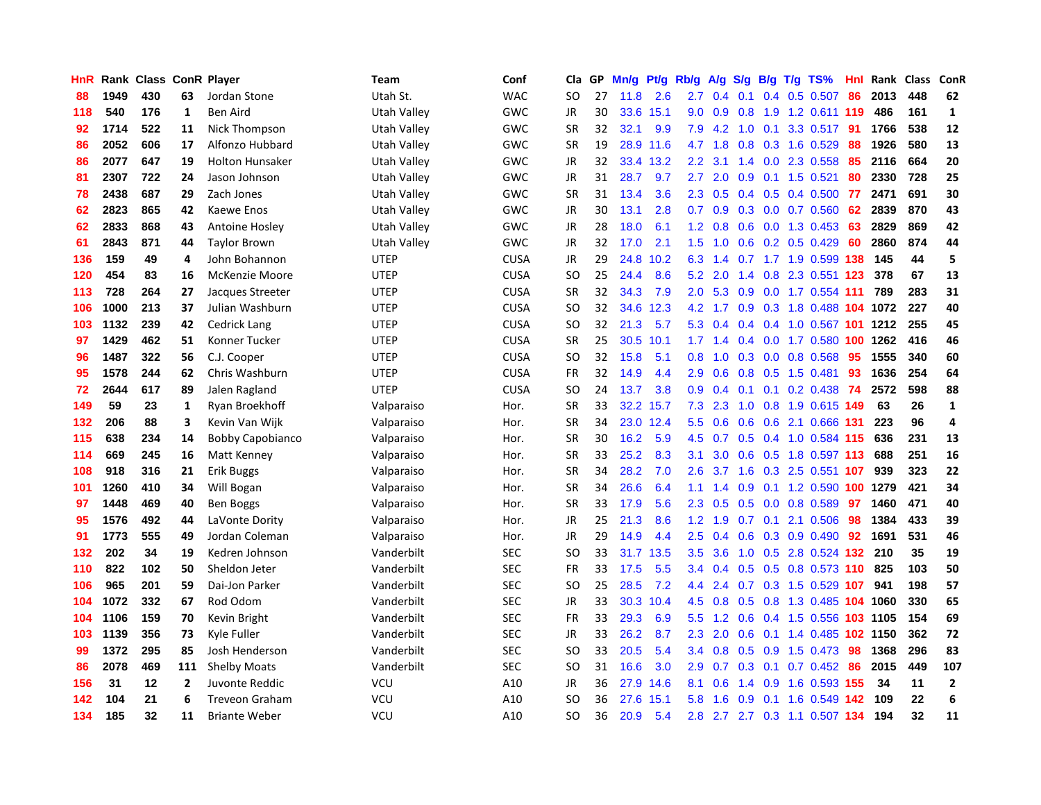| HnR | Rank | Class | ConR | Player | Team | Conf | Cla | GP | Mn/g | Pt/g | Rb/g | A/g | S/g | B/g | T/g | TS% | HnI | Rank | Class | ConR |
|---|---|---|---|---|---|---|---|---|---|---|---|---|---|---|---|---|---|---|---|---|
| 88 | 1949 | 430 | 63 | Jordan Stone | Utah St. | WAC | SO | 27 | 11.8 | 2.6 | 2.7 | 0.4 | 0.1 | 0.4 | 0.5 | 0.507 | 86 | 2013 | 448 | 62 |
| 118 | 540 | 176 | 1 | Ben Aird | Utah Valley | GWC | JR | 30 | 33.6 | 15.1 | 9.0 | 0.9 | 0.8 | 1.9 | 1.2 | 0.611 | 119 | 486 | 161 | 1 |
| 92 | 1714 | 522 | 11 | Nick Thompson | Utah Valley | GWC | SR | 32 | 32.1 | 9.9 | 7.9 | 4.2 | 1.0 | 0.1 | 3.3 | 0.517 | 91 | 1766 | 538 | 12 |
| 86 | 2052 | 606 | 17 | Alfonzo Hubbard | Utah Valley | GWC | SR | 19 | 28.9 | 11.6 | 4.7 | 1.8 | 0.8 | 0.3 | 1.6 | 0.529 | 88 | 1926 | 580 | 13 |
| 86 | 2077 | 647 | 19 | Holton Hunsaker | Utah Valley | GWC | JR | 32 | 33.4 | 13.2 | 2.2 | 3.1 | 1.4 | 0.0 | 2.3 | 0.558 | 85 | 2116 | 664 | 20 |
| 81 | 2307 | 722 | 24 | Jason Johnson | Utah Valley | GWC | JR | 31 | 28.7 | 9.7 | 2.7 | 2.0 | 0.9 | 0.1 | 1.5 | 0.521 | 80 | 2330 | 728 | 25 |
| 78 | 2438 | 687 | 29 | Zach Jones | Utah Valley | GWC | SR | 31 | 13.4 | 3.6 | 2.3 | 0.5 | 0.4 | 0.5 | 0.4 | 0.500 | 77 | 2471 | 691 | 30 |
| 62 | 2823 | 865 | 42 | Kaewe Enos | Utah Valley | GWC | JR | 30 | 13.1 | 2.8 | 0.7 | 0.9 | 0.3 | 0.0 | 0.7 | 0.560 | 62 | 2839 | 870 | 43 |
| 62 | 2833 | 868 | 43 | Antoine Hosley | Utah Valley | GWC | JR | 28 | 18.0 | 6.1 | 1.2 | 0.8 | 0.6 | 0.0 | 1.3 | 0.453 | 63 | 2829 | 869 | 42 |
| 61 | 2843 | 871 | 44 | Taylor Brown | Utah Valley | GWC | JR | 32 | 17.0 | 2.1 | 1.5 | 1.0 | 0.6 | 0.2 | 0.5 | 0.429 | 60 | 2860 | 874 | 44 |
| 136 | 159 | 49 | 4 | John Bohannon | UTEP | CUSA | JR | 29 | 24.8 | 10.2 | 6.3 | 1.4 | 0.7 | 1.7 | 1.9 | 0.599 | 138 | 145 | 44 | 5 |
| 120 | 454 | 83 | 16 | McKenzie Moore | UTEP | CUSA | SO | 25 | 24.4 | 8.6 | 5.2 | 2.0 | 1.4 | 0.8 | 2.3 | 0.551 | 123 | 378 | 67 | 13 |
| 113 | 728 | 264 | 27 | Jacques Streeter | UTEP | CUSA | SR | 32 | 34.3 | 7.9 | 2.0 | 5.3 | 0.9 | 0.0 | 1.7 | 0.554 | 111 | 789 | 283 | 31 |
| 106 | 1000 | 213 | 37 | Julian Washburn | UTEP | CUSA | SO | 32 | 34.6 | 12.3 | 4.2 | 1.7 | 0.9 | 0.3 | 1.8 | 0.488 | 104 | 1072 | 227 | 40 |
| 103 | 1132 | 239 | 42 | Cedrick Lang | UTEP | CUSA | SO | 32 | 21.3 | 5.7 | 5.3 | 0.4 | 0.4 | 0.4 | 1.0 | 0.567 | 101 | 1212 | 255 | 45 |
| 97 | 1429 | 462 | 51 | Konner Tucker | UTEP | CUSA | SR | 25 | 30.5 | 10.1 | 1.7 | 1.4 | 0.4 | 0.0 | 1.7 | 0.580 | 100 | 1262 | 416 | 46 |
| 96 | 1487 | 322 | 56 | C.J. Cooper | UTEP | CUSA | SO | 32 | 15.8 | 5.1 | 0.8 | 1.0 | 0.3 | 0.0 | 0.8 | 0.568 | 95 | 1555 | 340 | 60 |
| 95 | 1578 | 244 | 62 | Chris Washburn | UTEP | CUSA | FR | 32 | 14.9 | 4.4 | 2.9 | 0.6 | 0.8 | 0.5 | 1.5 | 0.481 | 93 | 1636 | 254 | 64 |
| 72 | 2644 | 617 | 89 | Jalen Ragland | UTEP | CUSA | SO | 24 | 13.7 | 3.8 | 0.9 | 0.4 | 0.1 | 0.1 | 0.2 | 0.438 | 74 | 2572 | 598 | 88 |
| 149 | 59 | 23 | 1 | Ryan Broekhoff | Valparaiso | Hor. | SR | 33 | 32.2 | 15.7 | 7.3 | 2.3 | 1.0 | 0.8 | 1.9 | 0.615 | 149 | 63 | 26 | 1 |
| 132 | 206 | 88 | 3 | Kevin Van Wijk | Valparaiso | Hor. | SR | 34 | 23.0 | 12.4 | 5.5 | 0.6 | 0.6 | 0.6 | 2.1 | 0.666 | 131 | 223 | 96 | 4 |
| 115 | 638 | 234 | 14 | Bobby Capobianco | Valparaiso | Hor. | SR | 30 | 16.2 | 5.9 | 4.5 | 0.7 | 0.5 | 0.4 | 1.0 | 0.584 | 115 | 636 | 231 | 13 |
| 114 | 669 | 245 | 16 | Matt Kenney | Valparaiso | Hor. | SR | 33 | 25.2 | 8.3 | 3.1 | 3.0 | 0.6 | 0.5 | 1.8 | 0.597 | 113 | 688 | 251 | 16 |
| 108 | 918 | 316 | 21 | Erik Buggs | Valparaiso | Hor. | SR | 34 | 28.2 | 7.0 | 2.6 | 3.7 | 1.6 | 0.3 | 2.5 | 0.551 | 107 | 939 | 323 | 22 |
| 101 | 1260 | 410 | 34 | Will Bogan | Valparaiso | Hor. | SR | 34 | 26.6 | 6.4 | 1.1 | 1.4 | 0.9 | 0.1 | 1.2 | 0.590 | 100 | 1279 | 421 | 34 |
| 97 | 1448 | 469 | 40 | Ben Boggs | Valparaiso | Hor. | SR | 33 | 17.9 | 5.6 | 2.3 | 0.5 | 0.5 | 0.0 | 0.8 | 0.589 | 97 | 1460 | 471 | 40 |
| 95 | 1576 | 492 | 44 | LaVonte Dority | Valparaiso | Hor. | JR | 25 | 21.3 | 8.6 | 1.2 | 1.9 | 0.7 | 0.1 | 2.1 | 0.506 | 98 | 1384 | 433 | 39 |
| 91 | 1773 | 555 | 49 | Jordan Coleman | Valparaiso | Hor. | JR | 29 | 14.9 | 4.4 | 2.5 | 0.4 | 0.6 | 0.3 | 0.9 | 0.490 | 92 | 1691 | 531 | 46 |
| 132 | 202 | 34 | 19 | Kedren Johnson | Vanderbilt | SEC | SO | 33 | 31.7 | 13.5 | 3.5 | 3.6 | 1.0 | 0.5 | 2.8 | 0.524 | 132 | 210 | 35 | 19 |
| 110 | 822 | 102 | 50 | Sheldon Jeter | Vanderbilt | SEC | FR | 33 | 17.5 | 5.5 | 3.4 | 0.4 | 0.5 | 0.5 | 0.8 | 0.573 | 110 | 825 | 103 | 50 |
| 106 | 965 | 201 | 59 | Dai-Jon Parker | Vanderbilt | SEC | SO | 25 | 28.5 | 7.2 | 4.4 | 2.4 | 0.7 | 0.3 | 1.5 | 0.529 | 107 | 941 | 198 | 57 |
| 104 | 1072 | 332 | 67 | Rod Odom | Vanderbilt | SEC | JR | 33 | 30.3 | 10.4 | 4.5 | 0.8 | 0.5 | 0.8 | 1.3 | 0.485 | 104 | 1060 | 330 | 65 |
| 104 | 1106 | 159 | 70 | Kevin Bright | Vanderbilt | SEC | FR | 33 | 29.3 | 6.9 | 5.5 | 1.2 | 0.6 | 0.4 | 1.5 | 0.556 | 103 | 1105 | 154 | 69 |
| 103 | 1139 | 356 | 73 | Kyle Fuller | Vanderbilt | SEC | JR | 33 | 26.2 | 8.7 | 2.3 | 2.0 | 0.6 | 0.1 | 1.4 | 0.485 | 102 | 1150 | 362 | 72 |
| 99 | 1372 | 295 | 85 | Josh Henderson | Vanderbilt | SEC | SO | 33 | 20.5 | 5.4 | 3.4 | 0.8 | 0.5 | 0.9 | 1.5 | 0.473 | 98 | 1368 | 296 | 83 |
| 86 | 2078 | 469 | 111 | Shelby Moats | Vanderbilt | SEC | SO | 31 | 16.6 | 3.0 | 2.9 | 0.7 | 0.3 | 0.1 | 0.7 | 0.452 | 86 | 2015 | 449 | 107 |
| 156 | 31 | 12 | 2 | Juvonte Reddic | VCU | A10 | JR | 36 | 27.9 | 14.6 | 8.1 | 0.6 | 1.4 | 0.9 | 1.6 | 0.593 | 155 | 34 | 11 | 2 |
| 142 | 104 | 21 | 6 | Treveon Graham | VCU | A10 | SO | 36 | 27.6 | 15.1 | 5.8 | 1.6 | 0.9 | 0.1 | 1.6 | 0.549 | 142 | 109 | 22 | 6 |
| 134 | 185 | 32 | 11 | Briante Weber | VCU | A10 | SO | 36 | 20.9 | 5.4 | 2.8 | 2.7 | 2.7 | 0.3 | 1.1 | 0.507 | 134 | 194 | 32 | 11 |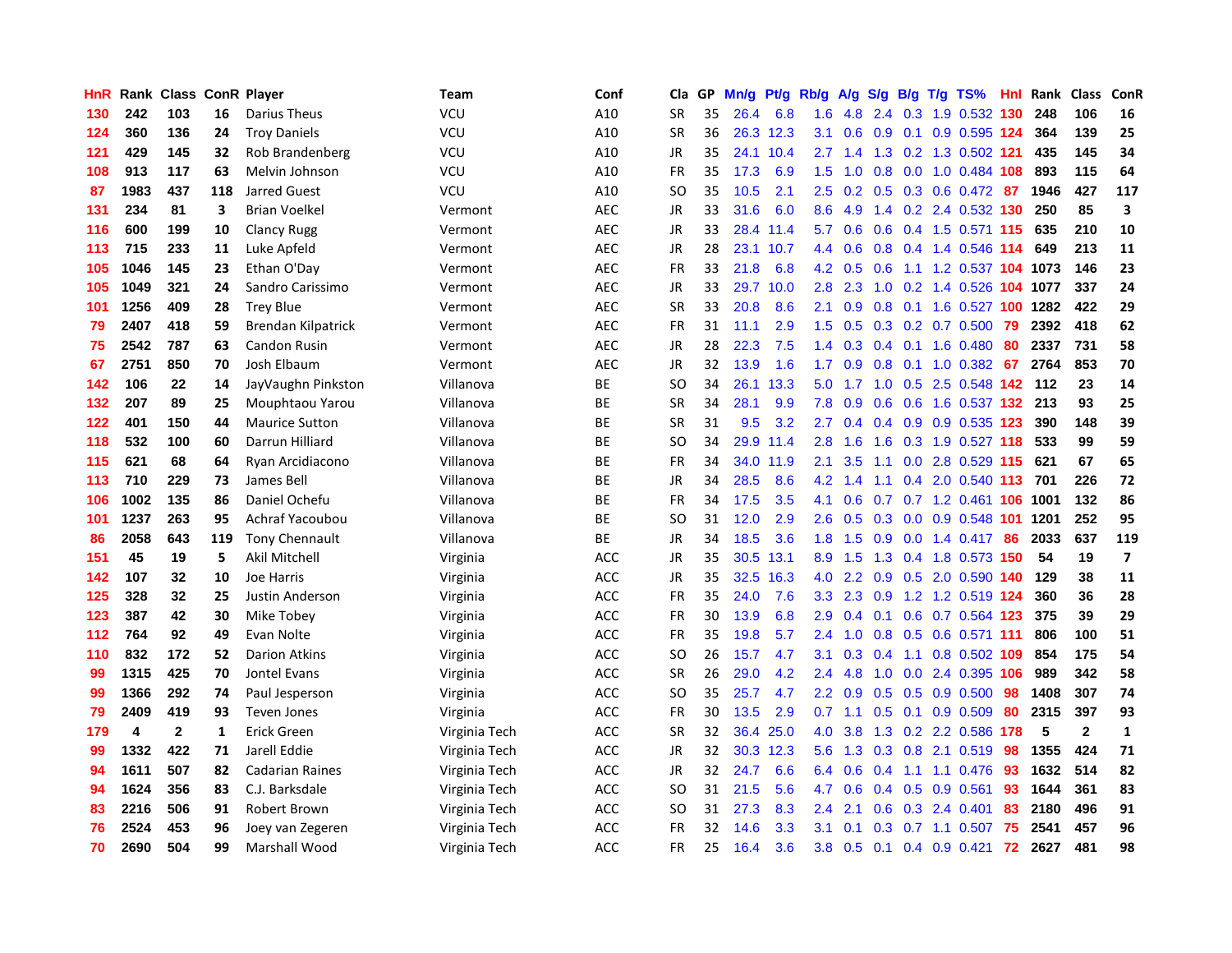| HnR | Rank | Class | ConR | Player | Team | Conf | Cla | GP | Mn/g | Pt/g | Rb/g | A/g | S/g | B/g | T/g | TS% | HnI | Rank | Class | ConR |
|---|---|---|---|---|---|---|---|---|---|---|---|---|---|---|---|---|---|---|---|---|
| 130 | 242 | 103 | 16 | Darius Theus | VCU | A10 | SR | 35 | 26.4 | 6.8 | 1.6 | 4.8 | 2.4 | 0.3 | 1.9 | 0.532 | 130 | 248 | 106 | 16 |
| 124 | 360 | 136 | 24 | Troy Daniels | VCU | A10 | SR | 36 | 26.3 | 12.3 | 3.1 | 0.6 | 0.9 | 0.1 | 0.9 | 0.595 | 124 | 364 | 139 | 25 |
| 121 | 429 | 145 | 32 | Rob Brandenberg | VCU | A10 | JR | 35 | 24.1 | 10.4 | 2.7 | 1.4 | 1.3 | 0.2 | 1.3 | 0.502 | 121 | 435 | 145 | 34 |
| 108 | 913 | 117 | 63 | Melvin Johnson | VCU | A10 | FR | 35 | 17.3 | 6.9 | 1.5 | 1.0 | 0.8 | 0.0 | 1.0 | 0.484 | 108 | 893 | 115 | 64 |
| 87 | 1983 | 437 | 118 | Jarred Guest | VCU | A10 | SO | 35 | 10.5 | 2.1 | 2.5 | 0.2 | 0.5 | 0.3 | 0.6 | 0.472 | 87 | 1946 | 427 | 117 |
| 131 | 234 | 81 | 3 | Brian Voelkel | Vermont | AEC | JR | 33 | 31.6 | 6.0 | 8.6 | 4.9 | 1.4 | 0.2 | 2.4 | 0.532 | 130 | 250 | 85 | 3 |
| 116 | 600 | 199 | 10 | Clancy Rugg | Vermont | AEC | JR | 33 | 28.4 | 11.4 | 5.7 | 0.6 | 0.6 | 0.4 | 1.5 | 0.571 | 115 | 635 | 210 | 10 |
| 113 | 715 | 233 | 11 | Luke Apfeld | Vermont | AEC | JR | 28 | 23.1 | 10.7 | 4.4 | 0.6 | 0.8 | 0.4 | 1.4 | 0.546 | 114 | 649 | 213 | 11 |
| 105 | 1046 | 145 | 23 | Ethan O'Day | Vermont | AEC | FR | 33 | 21.8 | 6.8 | 4.2 | 0.5 | 0.6 | 1.1 | 1.2 | 0.537 | 104 | 1073 | 146 | 23 |
| 105 | 1049 | 321 | 24 | Sandro Carissimo | Vermont | AEC | JR | 33 | 29.7 | 10.0 | 2.8 | 2.3 | 1.0 | 0.2 | 1.4 | 0.526 | 104 | 1077 | 337 | 24 |
| 101 | 1256 | 409 | 28 | Trey Blue | Vermont | AEC | SR | 33 | 20.8 | 8.6 | 2.1 | 0.9 | 0.8 | 0.1 | 1.6 | 0.527 | 100 | 1282 | 422 | 29 |
| 79 | 2407 | 418 | 59 | Brendan Kilpatrick | Vermont | AEC | FR | 31 | 11.1 | 2.9 | 1.5 | 0.5 | 0.3 | 0.2 | 0.7 | 0.500 | 79 | 2392 | 418 | 62 |
| 75 | 2542 | 787 | 63 | Candon Rusin | Vermont | AEC | JR | 28 | 22.3 | 7.5 | 1.4 | 0.3 | 0.4 | 0.1 | 1.6 | 0.480 | 80 | 2337 | 731 | 58 |
| 67 | 2751 | 850 | 70 | Josh Elbaum | Vermont | AEC | JR | 32 | 13.9 | 1.6 | 1.7 | 0.9 | 0.8 | 0.1 | 1.0 | 0.382 | 67 | 2764 | 853 | 70 |
| 142 | 106 | 22 | 14 | JayVaughn Pinkston | Villanova | BE | SO | 34 | 26.1 | 13.3 | 5.0 | 1.7 | 1.0 | 0.5 | 2.5 | 0.548 | 142 | 112 | 23 | 14 |
| 132 | 207 | 89 | 25 | Mouphtaou Yarou | Villanova | BE | SR | 34 | 28.1 | 9.9 | 7.8 | 0.9 | 0.6 | 0.6 | 1.6 | 0.537 | 132 | 213 | 93 | 25 |
| 122 | 401 | 150 | 44 | Maurice Sutton | Villanova | BE | SR | 31 | 9.5 | 3.2 | 2.7 | 0.4 | 0.4 | 0.9 | 0.9 | 0.535 | 123 | 390 | 148 | 39 |
| 118 | 532 | 100 | 60 | Darrun Hilliard | Villanova | BE | SO | 34 | 29.9 | 11.4 | 2.8 | 1.6 | 1.6 | 0.3 | 1.9 | 0.527 | 118 | 533 | 99 | 59 |
| 115 | 621 | 68 | 64 | Ryan Arcidiacono | Villanova | BE | FR | 34 | 34.0 | 11.9 | 2.1 | 3.5 | 1.1 | 0.0 | 2.8 | 0.529 | 115 | 621 | 67 | 65 |
| 113 | 710 | 229 | 73 | James Bell | Villanova | BE | JR | 34 | 28.5 | 8.6 | 4.2 | 1.4 | 1.1 | 0.4 | 2.0 | 0.540 | 113 | 701 | 226 | 72 |
| 106 | 1002 | 135 | 86 | Daniel Ochefu | Villanova | BE | FR | 34 | 17.5 | 3.5 | 4.1 | 0.6 | 0.7 | 0.7 | 1.2 | 0.461 | 106 | 1001 | 132 | 86 |
| 101 | 1237 | 263 | 95 | Achraf Yacoubou | Villanova | BE | SO | 31 | 12.0 | 2.9 | 2.6 | 0.5 | 0.3 | 0.0 | 0.9 | 0.548 | 101 | 1201 | 252 | 95 |
| 86 | 2058 | 643 | 119 | Tony Chennault | Villanova | BE | JR | 34 | 18.5 | 3.6 | 1.8 | 1.5 | 0.9 | 0.0 | 1.4 | 0.417 | 86 | 2033 | 637 | 119 |
| 151 | 45 | 19 | 5 | Akil Mitchell | Virginia | ACC | JR | 35 | 30.5 | 13.1 | 8.9 | 1.5 | 1.3 | 0.4 | 1.8 | 0.573 | 150 | 54 | 19 | 7 |
| 142 | 107 | 32 | 10 | Joe Harris | Virginia | ACC | JR | 35 | 32.5 | 16.3 | 4.0 | 2.2 | 0.9 | 0.5 | 2.0 | 0.590 | 140 | 129 | 38 | 11 |
| 125 | 328 | 32 | 25 | Justin Anderson | Virginia | ACC | FR | 35 | 24.0 | 7.6 | 3.3 | 2.3 | 0.9 | 1.2 | 1.2 | 0.519 | 124 | 360 | 36 | 28 |
| 123 | 387 | 42 | 30 | Mike Tobey | Virginia | ACC | FR | 30 | 13.9 | 6.8 | 2.9 | 0.4 | 0.1 | 0.6 | 0.7 | 0.564 | 123 | 375 | 39 | 29 |
| 112 | 764 | 92 | 49 | Evan Nolte | Virginia | ACC | FR | 35 | 19.8 | 5.7 | 2.4 | 1.0 | 0.8 | 0.5 | 0.6 | 0.571 | 111 | 806 | 100 | 51 |
| 110 | 832 | 172 | 52 | Darion Atkins | Virginia | ACC | SO | 26 | 15.7 | 4.7 | 3.1 | 0.3 | 0.4 | 1.1 | 0.8 | 0.502 | 109 | 854 | 175 | 54 |
| 99 | 1315 | 425 | 70 | Jontel Evans | Virginia | ACC | SR | 26 | 29.0 | 4.2 | 2.4 | 4.8 | 1.0 | 0.0 | 2.4 | 0.395 | 106 | 989 | 342 | 58 |
| 99 | 1366 | 292 | 74 | Paul Jesperson | Virginia | ACC | SO | 35 | 25.7 | 4.7 | 2.2 | 0.9 | 0.5 | 0.5 | 0.9 | 0.500 | 98 | 1408 | 307 | 74 |
| 79 | 2409 | 419 | 93 | Teven Jones | Virginia | ACC | FR | 30 | 13.5 | 2.9 | 0.7 | 1.1 | 0.5 | 0.1 | 0.9 | 0.509 | 80 | 2315 | 397 | 93 |
| 179 | 4 | 2 | 1 | Erick Green | Virginia Tech | ACC | SR | 32 | 36.4 | 25.0 | 4.0 | 3.8 | 1.3 | 0.2 | 2.2 | 0.586 | 178 | 5 | 2 | 1 |
| 99 | 1332 | 422 | 71 | Jarell Eddie | Virginia Tech | ACC | JR | 32 | 30.3 | 12.3 | 5.6 | 1.3 | 0.3 | 0.8 | 2.1 | 0.519 | 98 | 1355 | 424 | 71 |
| 94 | 1611 | 507 | 82 | Cadarian Raines | Virginia Tech | ACC | JR | 32 | 24.7 | 6.6 | 6.4 | 0.6 | 0.4 | 1.1 | 1.1 | 0.476 | 93 | 1632 | 514 | 82 |
| 94 | 1624 | 356 | 83 | C.J. Barksdale | Virginia Tech | ACC | SO | 31 | 21.5 | 5.6 | 4.7 | 0.6 | 0.4 | 0.5 | 0.9 | 0.561 | 93 | 1644 | 361 | 83 |
| 83 | 2216 | 506 | 91 | Robert Brown | Virginia Tech | ACC | SO | 31 | 27.3 | 8.3 | 2.4 | 2.1 | 0.6 | 0.3 | 2.4 | 0.401 | 83 | 2180 | 496 | 91 |
| 76 | 2524 | 453 | 96 | Joey van Zegeren | Virginia Tech | ACC | FR | 32 | 14.6 | 3.3 | 3.1 | 0.1 | 0.3 | 0.7 | 1.1 | 0.507 | 75 | 2541 | 457 | 96 |
| 70 | 2690 | 504 | 99 | Marshall Wood | Virginia Tech | ACC | FR | 25 | 16.4 | 3.6 | 3.8 | 0.5 | 0.1 | 0.4 | 0.9 | 0.421 | 72 | 2627 | 481 | 98 |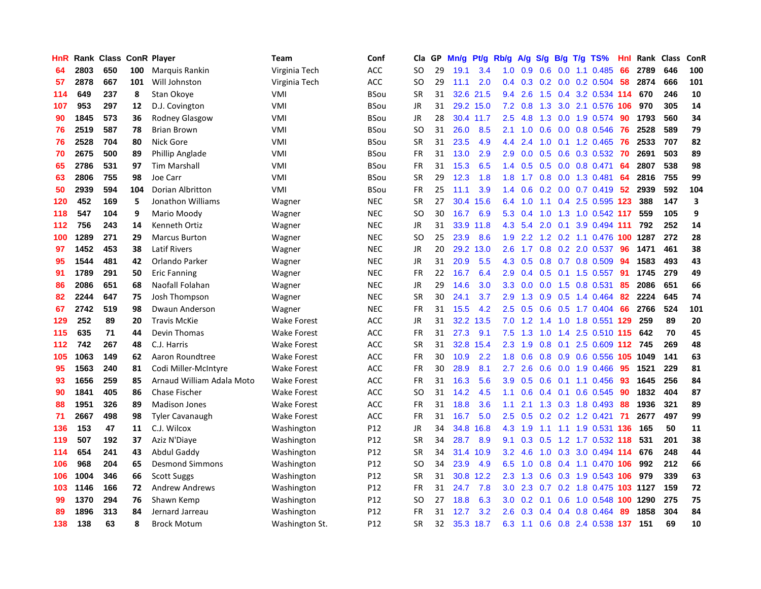| HnR | Rank | Class | ConR | Player | Team | Conf | Cla | GP | Mn/g | Pt/g | Rb/g | A/g | S/g | B/g | T/g | TS% | HnI | Rank | Class | ConR |
|---|---|---|---|---|---|---|---|---|---|---|---|---|---|---|---|---|---|---|---|---|
| 64 | 2803 | 650 | 100 | Marquis Rankin | Virginia Tech | ACC | SO | 29 | 19.1 | 3.4 | 1.0 | 0.9 | 0.6 | 0.0 | 1.1 | 0.485 | 66 | 2789 | 646 | 100 |
| 57 | 2878 | 667 | 101 | Will Johnston | Virginia Tech | ACC | SO | 29 | 11.1 | 2.0 | 0.4 | 0.3 | 0.2 | 0.0 | 0.2 | 0.504 | 58 | 2874 | 666 | 101 |
| 114 | 649 | 237 | 8 | Stan Okoye | VMI | BSou | SR | 31 | 32.6 | 21.5 | 9.4 | 2.6 | 1.5 | 0.4 | 3.2 | 0.534 | 114 | 670 | 246 | 10 |
| 107 | 953 | 297 | 12 | D.J. Covington | VMI | BSou | JR | 31 | 29.2 | 15.0 | 7.2 | 0.8 | 1.3 | 3.0 | 2.1 | 0.576 | 106 | 970 | 305 | 14 |
| 90 | 1845 | 573 | 36 | Rodney Glasgow | VMI | BSou | JR | 28 | 30.4 | 11.7 | 2.5 | 4.8 | 1.3 | 0.0 | 1.9 | 0.574 | 90 | 1793 | 560 | 34 |
| 76 | 2519 | 587 | 78 | Brian Brown | VMI | BSou | SO | 31 | 26.0 | 8.5 | 2.1 | 1.0 | 0.6 | 0.0 | 0.8 | 0.546 | 76 | 2528 | 589 | 79 |
| 76 | 2528 | 704 | 80 | Nick Gore | VMI | BSou | SR | 31 | 23.5 | 4.9 | 4.4 | 2.4 | 1.0 | 0.1 | 1.2 | 0.465 | 76 | 2533 | 707 | 82 |
| 70 | 2675 | 500 | 89 | Phillip Anglade | VMI | BSou | FR | 31 | 13.0 | 2.9 | 2.9 | 0.0 | 0.5 | 0.6 | 0.3 | 0.532 | 70 | 2691 | 503 | 89 |
| 65 | 2786 | 531 | 97 | Tim Marshall | VMI | BSou | FR | 31 | 15.3 | 6.5 | 1.4 | 0.5 | 0.5 | 0.0 | 0.8 | 0.471 | 64 | 2807 | 538 | 98 |
| 63 | 2806 | 755 | 98 | Joe Carr | VMI | BSou | SR | 29 | 12.3 | 1.8 | 1.8 | 1.7 | 0.8 | 0.0 | 1.3 | 0.481 | 64 | 2816 | 755 | 99 |
| 50 | 2939 | 594 | 104 | Dorian Albritton | VMI | BSou | FR | 25 | 11.1 | 3.9 | 1.4 | 0.6 | 0.2 | 0.0 | 0.7 | 0.419 | 52 | 2939 | 592 | 104 |
| 120 | 452 | 169 | 5 | Jonathon Williams | Wagner | NEC | SR | 27 | 30.4 | 15.6 | 6.4 | 1.0 | 1.1 | 0.4 | 2.5 | 0.595 | 123 | 388 | 147 | 3 |
| 118 | 547 | 104 | 9 | Mario Moody | Wagner | NEC | SO | 30 | 16.7 | 6.9 | 5.3 | 0.4 | 1.0 | 1.3 | 1.0 | 0.542 | 117 | 559 | 105 | 9 |
| 112 | 756 | 243 | 14 | Kenneth Ortiz | Wagner | NEC | JR | 31 | 33.9 | 11.8 | 4.3 | 5.4 | 2.0 | 0.1 | 3.9 | 0.494 | 111 | 792 | 252 | 14 |
| 100 | 1289 | 271 | 29 | Marcus Burton | Wagner | NEC | SO | 25 | 23.9 | 8.6 | 1.9 | 2.2 | 1.2 | 0.2 | 1.1 | 0.476 | 100 | 1287 | 272 | 28 |
| 97 | 1452 | 453 | 38 | Latif Rivers | Wagner | NEC | JR | 20 | 29.2 | 13.0 | 2.6 | 1.7 | 0.8 | 0.2 | 2.0 | 0.537 | 96 | 1471 | 461 | 38 |
| 95 | 1544 | 481 | 42 | Orlando Parker | Wagner | NEC | JR | 31 | 20.9 | 5.5 | 4.3 | 0.5 | 0.8 | 0.7 | 0.8 | 0.509 | 94 | 1583 | 493 | 43 |
| 91 | 1789 | 291 | 50 | Eric Fanning | Wagner | NEC | FR | 22 | 16.7 | 6.4 | 2.9 | 0.4 | 0.5 | 0.1 | 1.5 | 0.557 | 91 | 1745 | 279 | 49 |
| 86 | 2086 | 651 | 68 | Naofall Folahan | Wagner | NEC | JR | 29 | 14.6 | 3.0 | 3.3 | 0.0 | 0.0 | 1.5 | 0.8 | 0.531 | 85 | 2086 | 651 | 66 |
| 82 | 2244 | 647 | 75 | Josh Thompson | Wagner | NEC | SR | 30 | 24.1 | 3.7 | 2.9 | 1.3 | 0.9 | 0.5 | 1.4 | 0.464 | 82 | 2224 | 645 | 74 |
| 67 | 2742 | 519 | 98 | Dwaun Anderson | Wagner | NEC | FR | 31 | 15.5 | 4.2 | 2.5 | 0.5 | 0.6 | 0.5 | 1.7 | 0.404 | 66 | 2766 | 524 | 101 |
| 129 | 252 | 89 | 20 | Travis McKie | Wake Forest | ACC | JR | 31 | 32.2 | 13.5 | 7.0 | 1.2 | 1.4 | 1.0 | 1.8 | 0.551 | 129 | 259 | 89 | 20 |
| 115 | 635 | 71 | 44 | Devin Thomas | Wake Forest | ACC | FR | 31 | 27.3 | 9.1 | 7.5 | 1.3 | 1.0 | 1.4 | 2.5 | 0.510 | 115 | 642 | 70 | 45 |
| 112 | 742 | 267 | 48 | C.J. Harris | Wake Forest | ACC | SR | 31 | 32.8 | 15.4 | 2.3 | 1.9 | 0.8 | 0.1 | 2.5 | 0.609 | 112 | 745 | 269 | 48 |
| 105 | 1063 | 149 | 62 | Aaron Roundtree | Wake Forest | ACC | FR | 30 | 10.9 | 2.2 | 1.8 | 0.6 | 0.8 | 0.9 | 0.6 | 0.556 | 105 | 1049 | 141 | 63 |
| 95 | 1563 | 240 | 81 | Codi Miller-McIntyre | Wake Forest | ACC | FR | 30 | 28.9 | 8.1 | 2.7 | 2.6 | 0.6 | 0.0 | 1.9 | 0.466 | 95 | 1521 | 229 | 81 |
| 93 | 1656 | 259 | 85 | Arnaud William Adala Moto | Wake Forest | ACC | FR | 31 | 16.3 | 5.6 | 3.9 | 0.5 | 0.6 | 0.1 | 1.1 | 0.456 | 93 | 1645 | 256 | 84 |
| 90 | 1841 | 405 | 86 | Chase Fischer | Wake Forest | ACC | SO | 31 | 14.2 | 4.5 | 1.1 | 0.6 | 0.4 | 0.1 | 0.6 | 0.545 | 90 | 1832 | 404 | 87 |
| 88 | 1951 | 326 | 89 | Madison Jones | Wake Forest | ACC | FR | 31 | 18.8 | 3.6 | 1.1 | 2.1 | 1.3 | 0.3 | 1.8 | 0.493 | 88 | 1936 | 321 | 89 |
| 71 | 2667 | 498 | 98 | Tyler Cavanaugh | Wake Forest | ACC | FR | 31 | 16.7 | 5.0 | 2.5 | 0.5 | 0.2 | 0.2 | 1.2 | 0.421 | 71 | 2677 | 497 | 99 |
| 136 | 153 | 47 | 11 | C.J. Wilcox | Washington | P12 | JR | 34 | 34.8 | 16.8 | 4.3 | 1.9 | 1.1 | 1.1 | 1.9 | 0.531 | 136 | 165 | 50 | 11 |
| 119 | 507 | 192 | 37 | Aziz N'Diaye | Washington | P12 | SR | 34 | 28.7 | 8.9 | 9.1 | 0.3 | 0.5 | 1.2 | 1.7 | 0.532 | 118 | 531 | 201 | 38 |
| 114 | 654 | 241 | 43 | Abdul Gaddy | Washington | P12 | SR | 34 | 31.4 | 10.9 | 3.2 | 4.6 | 1.0 | 0.3 | 3.0 | 0.494 | 114 | 676 | 248 | 44 |
| 106 | 968 | 204 | 65 | Desmond Simmons | Washington | P12 | SO | 34 | 23.9 | 4.9 | 6.5 | 1.0 | 0.8 | 0.4 | 1.1 | 0.470 | 106 | 992 | 212 | 66 |
| 106 | 1004 | 346 | 66 | Scott Suggs | Washington | P12 | SR | 31 | 30.8 | 12.2 | 2.3 | 1.3 | 0.6 | 0.3 | 1.9 | 0.543 | 106 | 979 | 339 | 63 |
| 103 | 1146 | 166 | 72 | Andrew Andrews | Washington | P12 | FR | 31 | 24.7 | 7.8 | 3.0 | 2.3 | 0.7 | 0.2 | 1.8 | 0.475 | 103 | 1127 | 159 | 72 |
| 99 | 1370 | 294 | 76 | Shawn Kemp | Washington | P12 | SO | 27 | 18.8 | 6.3 | 3.0 | 0.2 | 0.1 | 0.6 | 1.0 | 0.548 | 100 | 1290 | 275 | 75 |
| 89 | 1896 | 313 | 84 | Jernard Jarreau | Washington | P12 | FR | 31 | 12.7 | 3.2 | 2.6 | 0.3 | 0.4 | 0.4 | 0.8 | 0.464 | 89 | 1858 | 304 | 84 |
| 138 | 138 | 63 | 8 | Brock Motum | Washington St. | P12 | SR | 32 | 35.3 | 18.7 | 6.3 | 1.1 | 0.6 | 0.8 | 2.4 | 0.538 | 137 | 151 | 69 | 10 |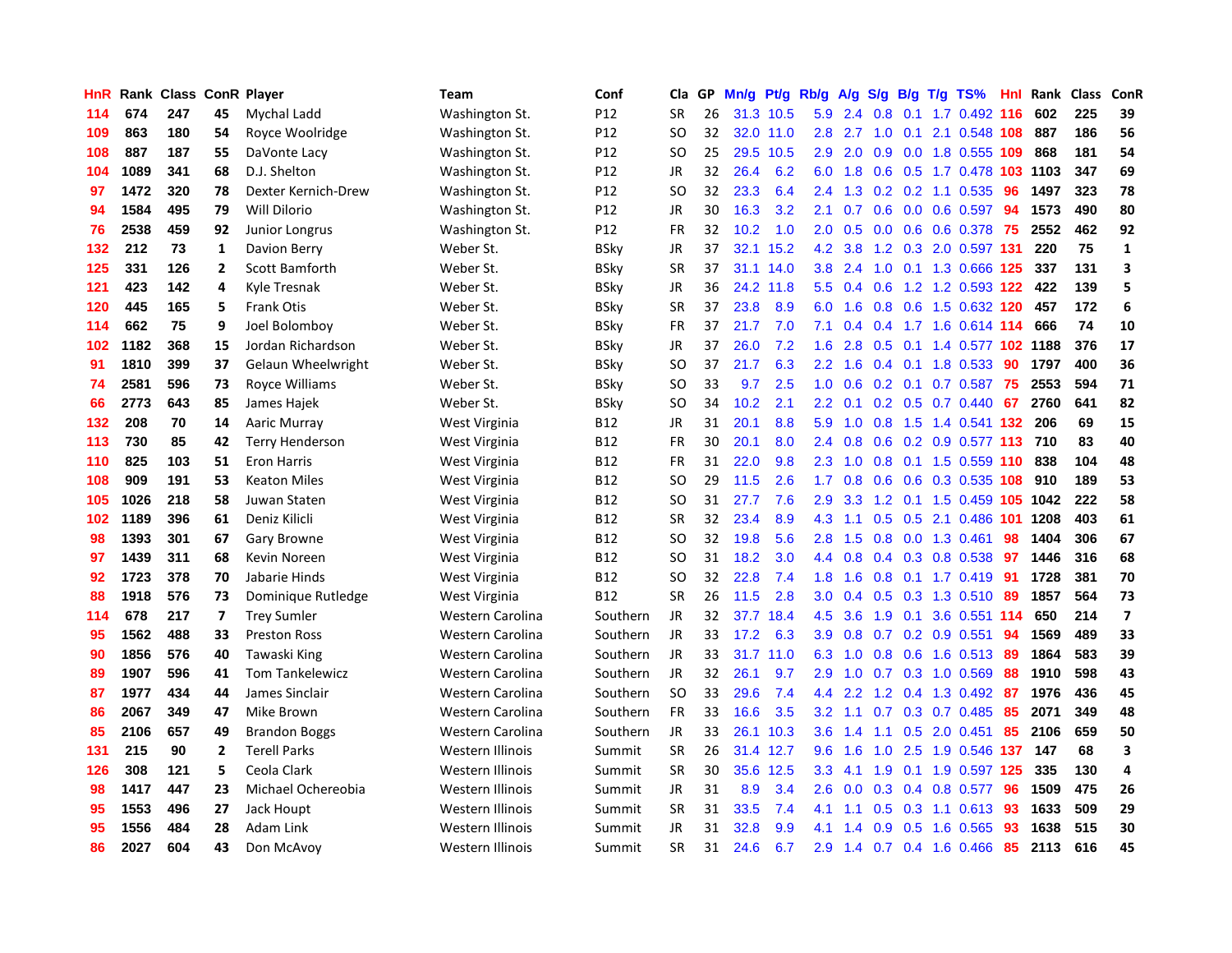| HnR | Rank | Class | ConR | Player | Team | Conf | Cla | GP | Mn/g | Pt/g | Rb/g | A/g | S/g | B/g | T/g | TS% | HnI | Rank | Class | ConR |
|---|---|---|---|---|---|---|---|---|---|---|---|---|---|---|---|---|---|---|---|---|
| 114 | 674 | 247 | 45 | Mychal Ladd | Washington St. | P12 | SR | 26 | 31.3 | 10.5 | 5.9 | 2.4 | 0.8 | 0.1 | 1.7 | 0.492 | 116 | 602 | 225 | 39 |
| 109 | 863 | 180 | 54 | Royce Woolridge | Washington St. | P12 | SO | 32 | 32.0 | 11.0 | 2.8 | 2.7 | 1.0 | 0.1 | 2.1 | 0.548 | 108 | 887 | 186 | 56 |
| 108 | 887 | 187 | 55 | DaVonte Lacy | Washington St. | P12 | SO | 25 | 29.5 | 10.5 | 2.9 | 2.0 | 0.9 | 0.0 | 1.8 | 0.555 | 109 | 868 | 181 | 54 |
| 104 | 1089 | 341 | 68 | D.J. Shelton | Washington St. | P12 | JR | 32 | 26.4 | 6.2 | 6.0 | 1.8 | 0.6 | 0.5 | 1.7 | 0.478 | 103 | 1103 | 347 | 69 |
| 97 | 1472 | 320 | 78 | Dexter Kernich-Drew | Washington St. | P12 | SO | 32 | 23.3 | 6.4 | 2.4 | 1.3 | 0.2 | 0.2 | 1.1 | 0.535 | 96 | 1497 | 323 | 78 |
| 94 | 1584 | 495 | 79 | Will DiIorio | Washington St. | P12 | JR | 30 | 16.3 | 3.2 | 2.1 | 0.7 | 0.6 | 0.0 | 0.6 | 0.597 | 94 | 1573 | 490 | 80 |
| 76 | 2538 | 459 | 92 | Junior Longrus | Washington St. | P12 | FR | 32 | 10.2 | 1.0 | 2.0 | 0.5 | 0.0 | 0.6 | 0.6 | 0.378 | 75 | 2552 | 462 | 92 |
| 132 | 212 | 73 | 1 | Davion Berry | Weber St. | BSky | JR | 37 | 32.1 | 15.2 | 4.2 | 3.8 | 1.2 | 0.3 | 2.0 | 0.597 | 131 | 220 | 75 | 1 |
| 125 | 331 | 126 | 2 | Scott Bamforth | Weber St. | BSky | SR | 37 | 31.1 | 14.0 | 3.8 | 2.4 | 1.0 | 0.1 | 1.3 | 0.666 | 125 | 337 | 131 | 3 |
| 121 | 423 | 142 | 4 | Kyle Tresnak | Weber St. | BSky | JR | 36 | 24.2 | 11.8 | 5.5 | 0.4 | 0.6 | 1.2 | 1.2 | 0.593 | 122 | 422 | 139 | 5 |
| 120 | 445 | 165 | 5 | Frank Otis | Weber St. | BSky | SR | 37 | 23.8 | 8.9 | 6.0 | 1.6 | 0.8 | 0.6 | 1.5 | 0.632 | 120 | 457 | 172 | 6 |
| 114 | 662 | 75 | 9 | Joel Bolomboy | Weber St. | BSky | FR | 37 | 21.7 | 7.0 | 7.1 | 0.4 | 0.4 | 1.7 | 1.6 | 0.614 | 114 | 666 | 74 | 10 |
| 102 | 1182 | 368 | 15 | Jordan Richardson | Weber St. | BSky | JR | 37 | 26.0 | 7.2 | 1.6 | 2.8 | 0.5 | 0.1 | 1.4 | 0.577 | 102 | 1188 | 376 | 17 |
| 91 | 1810 | 399 | 37 | Gelaun Wheelwright | Weber St. | BSky | SO | 37 | 21.7 | 6.3 | 2.2 | 1.6 | 0.4 | 0.1 | 1.8 | 0.533 | 90 | 1797 | 400 | 36 |
| 74 | 2581 | 596 | 73 | Royce Williams | Weber St. | BSky | SO | 33 | 9.7 | 2.5 | 1.0 | 0.6 | 0.2 | 0.1 | 0.7 | 0.587 | 75 | 2553 | 594 | 71 |
| 66 | 2773 | 643 | 85 | James Hajek | Weber St. | BSky | SO | 34 | 10.2 | 2.1 | 2.2 | 0.1 | 0.2 | 0.5 | 0.7 | 0.440 | 67 | 2760 | 641 | 82 |
| 132 | 208 | 70 | 14 | Aaric Murray | West Virginia | B12 | JR | 31 | 20.1 | 8.8 | 5.9 | 1.0 | 0.8 | 1.5 | 1.4 | 0.541 | 132 | 206 | 69 | 15 |
| 113 | 730 | 85 | 42 | Terry Henderson | West Virginia | B12 | FR | 30 | 20.1 | 8.0 | 2.4 | 0.8 | 0.6 | 0.2 | 0.9 | 0.577 | 113 | 710 | 83 | 40 |
| 110 | 825 | 103 | 51 | Eron Harris | West Virginia | B12 | FR | 31 | 22.0 | 9.8 | 2.3 | 1.0 | 0.8 | 0.1 | 1.5 | 0.559 | 110 | 838 | 104 | 48 |
| 108 | 909 | 191 | 53 | Keaton Miles | West Virginia | B12 | SO | 29 | 11.5 | 2.6 | 1.7 | 0.8 | 0.6 | 0.6 | 0.3 | 0.535 | 108 | 910 | 189 | 53 |
| 105 | 1026 | 218 | 58 | Juwan Staten | West Virginia | B12 | SO | 31 | 27.7 | 7.6 | 2.9 | 3.3 | 1.2 | 0.1 | 1.5 | 0.459 | 105 | 1042 | 222 | 58 |
| 102 | 1189 | 396 | 61 | Deniz Kilicli | West Virginia | B12 | SR | 32 | 23.4 | 8.9 | 4.3 | 1.1 | 0.5 | 0.5 | 2.1 | 0.486 | 101 | 1208 | 403 | 61 |
| 98 | 1393 | 301 | 67 | Gary Browne | West Virginia | B12 | SO | 32 | 19.8 | 5.6 | 2.8 | 1.5 | 0.8 | 0.0 | 1.3 | 0.461 | 98 | 1404 | 306 | 67 |
| 97 | 1439 | 311 | 68 | Kevin Noreen | West Virginia | B12 | SO | 31 | 18.2 | 3.0 | 4.4 | 0.8 | 0.4 | 0.3 | 0.8 | 0.538 | 97 | 1446 | 316 | 68 |
| 92 | 1723 | 378 | 70 | Jabarie Hinds | West Virginia | B12 | SO | 32 | 22.8 | 7.4 | 1.8 | 1.6 | 0.8 | 0.1 | 1.7 | 0.419 | 91 | 1728 | 381 | 70 |
| 88 | 1918 | 576 | 73 | Dominique Rutledge | West Virginia | B12 | SR | 26 | 11.5 | 2.8 | 3.0 | 0.4 | 0.5 | 0.3 | 1.3 | 0.510 | 89 | 1857 | 564 | 73 |
| 114 | 678 | 217 | 7 | Trey Sumler | Western Carolina | Southern | JR | 32 | 37.7 | 18.4 | 4.5 | 3.6 | 1.9 | 0.1 | 3.6 | 0.551 | 114 | 650 | 214 | 7 |
| 95 | 1562 | 488 | 33 | Preston Ross | Western Carolina | Southern | JR | 33 | 17.2 | 6.3 | 3.9 | 0.8 | 0.7 | 0.2 | 0.9 | 0.551 | 94 | 1569 | 489 | 33 |
| 90 | 1856 | 576 | 40 | Tawaski King | Western Carolina | Southern | JR | 33 | 31.7 | 11.0 | 6.3 | 1.0 | 0.8 | 0.6 | 1.6 | 0.513 | 89 | 1864 | 583 | 39 |
| 89 | 1907 | 596 | 41 | Tom Tankelewicz | Western Carolina | Southern | JR | 32 | 26.1 | 9.7 | 2.9 | 1.0 | 0.7 | 0.3 | 1.0 | 0.569 | 88 | 1910 | 598 | 43 |
| 87 | 1977 | 434 | 44 | James Sinclair | Western Carolina | Southern | SO | 33 | 29.6 | 7.4 | 4.4 | 2.2 | 1.2 | 0.4 | 1.3 | 0.492 | 87 | 1976 | 436 | 45 |
| 86 | 2067 | 349 | 47 | Mike Brown | Western Carolina | Southern | FR | 33 | 16.6 | 3.5 | 3.2 | 1.1 | 0.7 | 0.3 | 0.7 | 0.485 | 85 | 2071 | 349 | 48 |
| 85 | 2106 | 657 | 49 | Brandon Boggs | Western Carolina | Southern | JR | 33 | 26.1 | 10.3 | 3.6 | 1.4 | 1.1 | 0.5 | 2.0 | 0.451 | 85 | 2106 | 659 | 50 |
| 131 | 215 | 90 | 2 | Terell Parks | Western Illinois | Summit | SR | 26 | 31.4 | 12.7 | 9.6 | 1.6 | 1.0 | 2.5 | 1.9 | 0.546 | 137 | 147 | 68 | 3 |
| 126 | 308 | 121 | 5 | Ceola Clark | Western Illinois | Summit | SR | 30 | 35.6 | 12.5 | 3.3 | 4.1 | 1.9 | 0.1 | 1.9 | 0.597 | 125 | 335 | 130 | 4 |
| 98 | 1417 | 447 | 23 | Michael Ochereobia | Western Illinois | Summit | JR | 31 | 8.9 | 3.4 | 2.6 | 0.0 | 0.3 | 0.4 | 0.8 | 0.577 | 96 | 1509 | 475 | 26 |
| 95 | 1553 | 496 | 27 | Jack Houpt | Western Illinois | Summit | SR | 31 | 33.5 | 7.4 | 4.1 | 1.1 | 0.5 | 0.3 | 1.1 | 0.613 | 93 | 1633 | 509 | 29 |
| 95 | 1556 | 484 | 28 | Adam Link | Western Illinois | Summit | JR | 31 | 32.8 | 9.9 | 4.1 | 1.4 | 0.9 | 0.5 | 1.6 | 0.565 | 93 | 1638 | 515 | 30 |
| 86 | 2027 | 604 | 43 | Don McAvoy | Western Illinois | Summit | SR | 31 | 24.6 | 6.7 | 2.9 | 1.4 | 0.7 | 0.4 | 1.6 | 0.466 | 85 | 2113 | 616 | 45 |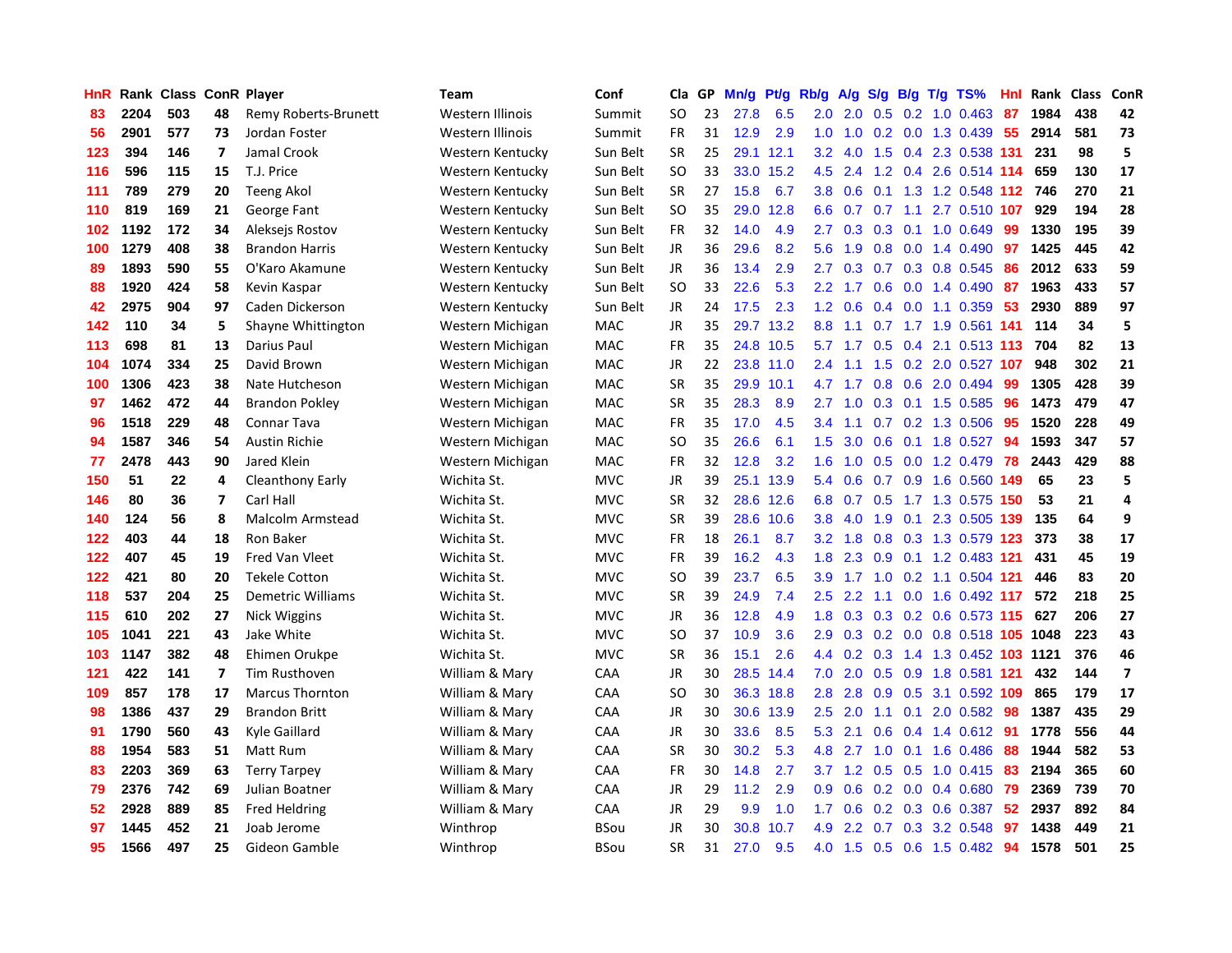| HnR | Rank | Class | ConR | Player | Team | Conf | Cla | GP | Mn/g | Pt/g | Rb/g | A/g | S/g | B/g | T/g | TS% | HnI | Rank | Class | ConR |
|---|---|---|---|---|---|---|---|---|---|---|---|---|---|---|---|---|---|---|---|---|
| 83 | 2204 | 503 | 48 | Remy Roberts-Brunett | Western Illinois | Summit | SO | 23 | 27.8 | 6.5 | 2.0 | 2.0 | 0.5 | 0.2 | 1.0 | 0.463 | 87 | 1984 | 438 | 42 |
| 56 | 2901 | 577 | 73 | Jordan Foster | Western Illinois | Summit | FR | 31 | 12.9 | 2.9 | 1.0 | 1.0 | 0.2 | 0.0 | 1.3 | 0.439 | 55 | 2914 | 581 | 73 |
| 123 | 394 | 146 | 7 | Jamal Crook | Western Kentucky | Sun Belt | SR | 25 | 29.1 | 12.1 | 3.2 | 4.0 | 1.5 | 0.4 | 2.3 | 0.538 | 131 | 231 | 98 | 5 |
| 116 | 596 | 115 | 15 | T.J. Price | Western Kentucky | Sun Belt | SO | 33 | 33.0 | 15.2 | 4.5 | 2.4 | 1.2 | 0.4 | 2.6 | 0.514 | 114 | 659 | 130 | 17 |
| 111 | 789 | 279 | 20 | Teeng Akol | Western Kentucky | Sun Belt | SR | 27 | 15.8 | 6.7 | 3.8 | 0.6 | 0.1 | 1.3 | 1.2 | 0.548 | 112 | 746 | 270 | 21 |
| 110 | 819 | 169 | 21 | George Fant | Western Kentucky | Sun Belt | SO | 35 | 29.0 | 12.8 | 6.6 | 0.7 | 0.7 | 1.1 | 2.7 | 0.510 | 107 | 929 | 194 | 28 |
| 102 | 1192 | 172 | 34 | Aleksejs Rostov | Western Kentucky | Sun Belt | FR | 32 | 14.0 | 4.9 | 2.7 | 0.3 | 0.3 | 0.1 | 1.0 | 0.649 | 99 | 1330 | 195 | 39 |
| 100 | 1279 | 408 | 38 | Brandon Harris | Western Kentucky | Sun Belt | JR | 36 | 29.6 | 8.2 | 5.6 | 1.9 | 0.8 | 0.0 | 1.4 | 0.490 | 97 | 1425 | 445 | 42 |
| 89 | 1893 | 590 | 55 | O'Karo Akamune | Western Kentucky | Sun Belt | JR | 36 | 13.4 | 2.9 | 2.7 | 0.3 | 0.7 | 0.3 | 0.8 | 0.545 | 86 | 2012 | 633 | 59 |
| 88 | 1920 | 424 | 58 | Kevin Kaspar | Western Kentucky | Sun Belt | SO | 33 | 22.6 | 5.3 | 2.2 | 1.7 | 0.6 | 0.0 | 1.4 | 0.490 | 87 | 1963 | 433 | 57 |
| 42 | 2975 | 904 | 97 | Caden Dickerson | Western Kentucky | Sun Belt | JR | 24 | 17.5 | 2.3 | 1.2 | 0.6 | 0.4 | 0.0 | 1.1 | 0.359 | 53 | 2930 | 889 | 97 |
| 142 | 110 | 34 | 5 | Shayne Whittington | Western Michigan | MAC | JR | 35 | 29.7 | 13.2 | 8.8 | 1.1 | 0.7 | 1.7 | 1.9 | 0.561 | 141 | 114 | 34 | 5 |
| 113 | 698 | 81 | 13 | Darius Paul | Western Michigan | MAC | FR | 35 | 24.8 | 10.5 | 5.7 | 1.7 | 0.5 | 0.4 | 2.1 | 0.513 | 113 | 704 | 82 | 13 |
| 104 | 1074 | 334 | 25 | David Brown | Western Michigan | MAC | JR | 22 | 23.8 | 11.0 | 2.4 | 1.1 | 1.5 | 0.2 | 2.0 | 0.527 | 107 | 948 | 302 | 21 |
| 100 | 1306 | 423 | 38 | Nate Hutcheson | Western Michigan | MAC | SR | 35 | 29.9 | 10.1 | 4.7 | 1.7 | 0.8 | 0.6 | 2.0 | 0.494 | 99 | 1305 | 428 | 39 |
| 97 | 1462 | 472 | 44 | Brandon Pokley | Western Michigan | MAC | SR | 35 | 28.3 | 8.9 | 2.7 | 1.0 | 0.3 | 0.1 | 1.5 | 0.585 | 96 | 1473 | 479 | 47 |
| 96 | 1518 | 229 | 48 | Connar Tava | Western Michigan | MAC | FR | 35 | 17.0 | 4.5 | 3.4 | 1.1 | 0.7 | 0.2 | 1.3 | 0.506 | 95 | 1520 | 228 | 49 |
| 94 | 1587 | 346 | 54 | Austin Richie | Western Michigan | MAC | SO | 35 | 26.6 | 6.1 | 1.5 | 3.0 | 0.6 | 0.1 | 1.8 | 0.527 | 94 | 1593 | 347 | 57 |
| 77 | 2478 | 443 | 90 | Jared Klein | Western Michigan | MAC | FR | 32 | 12.8 | 3.2 | 1.6 | 1.0 | 0.5 | 0.0 | 1.2 | 0.479 | 78 | 2443 | 429 | 88 |
| 150 | 51 | 22 | 4 | Cleanthony Early | Wichita St. | MVC | JR | 39 | 25.1 | 13.9 | 5.4 | 0.6 | 0.7 | 0.9 | 1.6 | 0.560 | 149 | 65 | 23 | 5 |
| 146 | 80 | 36 | 7 | Carl Hall | Wichita St. | MVC | SR | 32 | 28.6 | 12.6 | 6.8 | 0.7 | 0.5 | 1.7 | 1.3 | 0.575 | 150 | 53 | 21 | 4 |
| 140 | 124 | 56 | 8 | Malcolm Armstead | Wichita St. | MVC | SR | 39 | 28.6 | 10.6 | 3.8 | 4.0 | 1.9 | 0.1 | 2.3 | 0.505 | 139 | 135 | 64 | 9 |
| 122 | 403 | 44 | 18 | Ron Baker | Wichita St. | MVC | FR | 18 | 26.1 | 8.7 | 3.2 | 1.8 | 0.8 | 0.3 | 1.3 | 0.579 | 123 | 373 | 38 | 17 |
| 122 | 407 | 45 | 19 | Fred Van Vleet | Wichita St. | MVC | FR | 39 | 16.2 | 4.3 | 1.8 | 2.3 | 0.9 | 0.1 | 1.2 | 0.483 | 121 | 431 | 45 | 19 |
| 122 | 421 | 80 | 20 | Tekele Cotton | Wichita St. | MVC | SO | 39 | 23.7 | 6.5 | 3.9 | 1.7 | 1.0 | 0.2 | 1.1 | 0.504 | 121 | 446 | 83 | 20 |
| 118 | 537 | 204 | 25 | Demetric Williams | Wichita St. | MVC | SR | 39 | 24.9 | 7.4 | 2.5 | 2.2 | 1.1 | 0.0 | 1.6 | 0.492 | 117 | 572 | 218 | 25 |
| 115 | 610 | 202 | 27 | Nick Wiggins | Wichita St. | MVC | JR | 36 | 12.8 | 4.9 | 1.8 | 0.3 | 0.3 | 0.2 | 0.6 | 0.573 | 115 | 627 | 206 | 27 |
| 105 | 1041 | 221 | 43 | Jake White | Wichita St. | MVC | SO | 37 | 10.9 | 3.6 | 2.9 | 0.3 | 0.2 | 0.0 | 0.8 | 0.518 | 105 | 1048 | 223 | 43 |
| 103 | 1147 | 382 | 48 | Ehimen Orukpe | Wichita St. | MVC | SR | 36 | 15.1 | 2.6 | 4.4 | 0.2 | 0.3 | 1.4 | 1.3 | 0.452 | 103 | 1121 | 376 | 46 |
| 121 | 422 | 141 | 7 | Tim Rusthoven | William & Mary | CAA | JR | 30 | 28.5 | 14.4 | 7.0 | 2.0 | 0.5 | 0.9 | 1.8 | 0.581 | 121 | 432 | 144 | 7 |
| 109 | 857 | 178 | 17 | Marcus Thornton | William & Mary | CAA | SO | 30 | 36.3 | 18.8 | 2.8 | 2.8 | 0.9 | 0.5 | 3.1 | 0.592 | 109 | 865 | 179 | 17 |
| 98 | 1386 | 437 | 29 | Brandon Britt | William & Mary | CAA | JR | 30 | 30.6 | 13.9 | 2.5 | 2.0 | 1.1 | 0.1 | 2.0 | 0.582 | 98 | 1387 | 435 | 29 |
| 91 | 1790 | 560 | 43 | Kyle Gaillard | William & Mary | CAA | JR | 30 | 33.6 | 8.5 | 5.3 | 2.1 | 0.6 | 0.4 | 1.4 | 0.612 | 91 | 1778 | 556 | 44 |
| 88 | 1954 | 583 | 51 | Matt Rum | William & Mary | CAA | SR | 30 | 30.2 | 5.3 | 4.8 | 2.7 | 1.0 | 0.1 | 1.6 | 0.486 | 88 | 1944 | 582 | 53 |
| 83 | 2203 | 369 | 63 | Terry Tarpey | William & Mary | CAA | FR | 30 | 14.8 | 2.7 | 3.7 | 1.2 | 0.5 | 0.5 | 1.0 | 0.415 | 83 | 2194 | 365 | 60 |
| 79 | 2376 | 742 | 69 | Julian Boatner | William & Mary | CAA | JR | 29 | 11.2 | 2.9 | 0.9 | 0.6 | 0.2 | 0.0 | 0.4 | 0.680 | 79 | 2369 | 739 | 70 |
| 52 | 2928 | 889 | 85 | Fred Heldring | William & Mary | CAA | JR | 29 | 9.9 | 1.0 | 1.7 | 0.6 | 0.2 | 0.3 | 0.6 | 0.387 | 52 | 2937 | 892 | 84 |
| 97 | 1445 | 452 | 21 | Joab Jerome | Winthrop | BSou | JR | 30 | 30.8 | 10.7 | 4.9 | 2.2 | 0.7 | 0.3 | 3.2 | 0.548 | 97 | 1438 | 449 | 21 |
| 95 | 1566 | 497 | 25 | Gideon Gamble | Winthrop | BSou | SR | 31 | 27.0 | 9.5 | 4.0 | 1.5 | 0.5 | 0.6 | 1.5 | 0.482 | 94 | 1578 | 501 | 25 |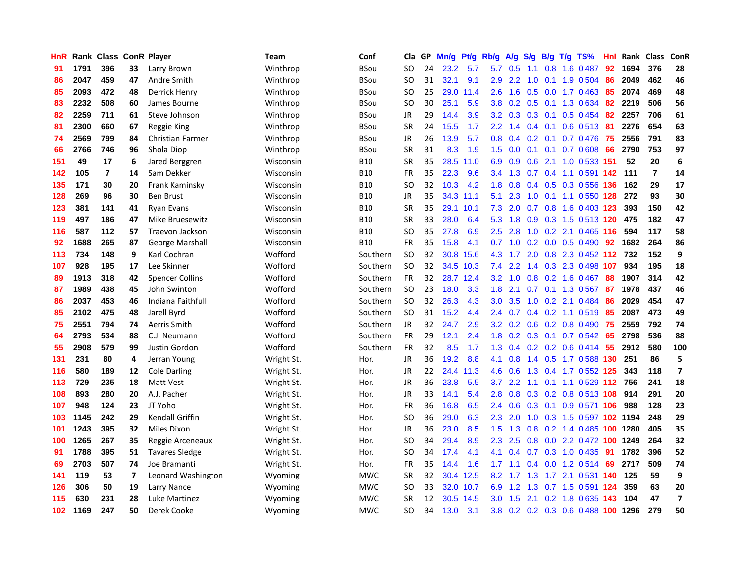| HnR | Rank | Class | ConR | Player | Team | Conf | Cla | GP | Mn/g | Pt/g | Rb/g | A/g | S/g | B/g | T/g | TS% | HnI | Rank | Class | ConR |
|---|---|---|---|---|---|---|---|---|---|---|---|---|---|---|---|---|---|---|---|---|
| 91 | 1791 | 396 | 33 | Larry Brown | Winthrop | BSou | SO | 24 | 23.2 | 5.7 | 5.7 | 0.5 | 1.1 | 0.8 | 1.6 | 0.487 | 92 | 1694 | 376 | 28 |
| 86 | 2047 | 459 | 47 | Andre Smith | Winthrop | BSou | SO | 31 | 32.1 | 9.1 | 2.9 | 2.2 | 1.0 | 0.1 | 1.9 | 0.504 | 86 | 2049 | 462 | 46 |
| 85 | 2093 | 472 | 48 | Derrick Henry | Winthrop | BSou | SO | 25 | 29.0 | 11.4 | 2.6 | 1.6 | 0.5 | 0.0 | 1.7 | 0.463 | 85 | 2074 | 469 | 48 |
| 83 | 2232 | 508 | 60 | James Bourne | Winthrop | BSou | SO | 30 | 25.1 | 5.9 | 3.8 | 0.2 | 0.5 | 0.1 | 1.3 | 0.634 | 82 | 2219 | 506 | 56 |
| 82 | 2259 | 711 | 61 | Steve Johnson | Winthrop | BSou | JR | 29 | 14.4 | 3.9 | 3.2 | 0.3 | 0.3 | 0.1 | 0.5 | 0.454 | 82 | 2257 | 706 | 61 |
| 81 | 2300 | 660 | 67 | Reggie King | Winthrop | BSou | SR | 24 | 15.5 | 1.7 | 2.2 | 1.4 | 0.4 | 0.1 | 0.6 | 0.513 | 81 | 2276 | 654 | 63 |
| 74 | 2569 | 799 | 84 | Christian Farmer | Winthrop | BSou | JR | 26 | 13.9 | 5.7 | 0.8 | 0.4 | 0.2 | 0.1 | 0.7 | 0.476 | 75 | 2556 | 791 | 83 |
| 66 | 2766 | 746 | 96 | Shola Diop | Winthrop | BSou | SR | 31 | 8.3 | 1.9 | 1.5 | 0.0 | 0.1 | 0.1 | 0.7 | 0.608 | 66 | 2790 | 753 | 97 |
| 151 | 49 | 17 | 6 | Jared Berggren | Wisconsin | B10 | SR | 35 | 28.5 | 11.0 | 6.9 | 0.9 | 0.6 | 2.1 | 1.0 | 0.533 | 151 | 52 | 20 | 6 |
| 142 | 105 | 7 | 14 | Sam Dekker | Wisconsin | B10 | FR | 35 | 22.3 | 9.6 | 3.4 | 1.3 | 0.7 | 0.4 | 1.1 | 0.591 | 142 | 111 | 7 | 14 |
| 135 | 171 | 30 | 20 | Frank Kaminsky | Wisconsin | B10 | SO | 32 | 10.3 | 4.2 | 1.8 | 0.8 | 0.4 | 0.5 | 0.3 | 0.556 | 136 | 162 | 29 | 17 |
| 128 | 269 | 96 | 30 | Ben Brust | Wisconsin | B10 | JR | 35 | 34.3 | 11.1 | 5.1 | 2.3 | 1.0 | 0.1 | 1.1 | 0.550 | 128 | 272 | 93 | 30 |
| 123 | 381 | 141 | 41 | Ryan Evans | Wisconsin | B10 | SR | 35 | 29.1 | 10.1 | 7.3 | 2.0 | 0.7 | 0.8 | 1.6 | 0.403 | 123 | 393 | 150 | 42 |
| 119 | 497 | 186 | 47 | Mike Bruesewitz | Wisconsin | B10 | SR | 33 | 28.0 | 6.4 | 5.3 | 1.8 | 0.9 | 0.3 | 1.5 | 0.513 | 120 | 475 | 182 | 47 |
| 116 | 587 | 112 | 57 | Traevon Jackson | Wisconsin | B10 | SO | 35 | 27.8 | 6.9 | 2.5 | 2.8 | 1.0 | 0.2 | 2.1 | 0.465 | 116 | 594 | 117 | 58 |
| 92 | 1688 | 265 | 87 | George Marshall | Wisconsin | B10 | FR | 35 | 15.8 | 4.1 | 0.7 | 1.0 | 0.2 | 0.0 | 0.5 | 0.490 | 92 | 1682 | 264 | 86 |
| 113 | 734 | 148 | 9 | Karl Cochran | Wofford | Southern | SO | 32 | 30.8 | 15.6 | 4.3 | 1.7 | 2.0 | 0.8 | 2.3 | 0.452 | 112 | 732 | 152 | 9 |
| 107 | 928 | 195 | 17 | Lee Skinner | Wofford | Southern | SO | 32 | 34.5 | 10.3 | 7.4 | 2.2 | 1.4 | 0.3 | 2.3 | 0.498 | 107 | 934 | 195 | 18 |
| 89 | 1913 | 318 | 42 | Spencer Collins | Wofford | Southern | FR | 32 | 28.7 | 12.4 | 3.2 | 1.0 | 0.8 | 0.2 | 1.6 | 0.467 | 88 | 1907 | 314 | 42 |
| 87 | 1989 | 438 | 45 | John Swinton | Wofford | Southern | SO | 23 | 18.0 | 3.3 | 1.8 | 2.1 | 0.7 | 0.1 | 1.3 | 0.567 | 87 | 1978 | 437 | 46 |
| 86 | 2037 | 453 | 46 | Indiana Faithfull | Wofford | Southern | SO | 32 | 26.3 | 4.3 | 3.0 | 3.5 | 1.0 | 0.2 | 2.1 | 0.484 | 86 | 2029 | 454 | 47 |
| 85 | 2102 | 475 | 48 | Jarell Byrd | Wofford | Southern | SO | 31 | 15.2 | 4.4 | 2.4 | 0.7 | 0.4 | 0.2 | 1.1 | 0.519 | 85 | 2087 | 473 | 49 |
| 75 | 2551 | 794 | 74 | Aerris Smith | Wofford | Southern | JR | 32 | 24.7 | 2.9 | 3.2 | 0.2 | 0.6 | 0.2 | 0.8 | 0.490 | 75 | 2559 | 792 | 74 |
| 64 | 2793 | 534 | 88 | C.J. Neumann | Wofford | Southern | FR | 29 | 12.1 | 2.4 | 1.8 | 0.2 | 0.3 | 0.1 | 0.7 | 0.542 | 65 | 2798 | 536 | 88 |
| 55 | 2908 | 579 | 99 | Justin Gordon | Wofford | Southern | FR | 32 | 8.5 | 1.7 | 1.3 | 0.4 | 0.2 | 0.2 | 0.6 | 0.414 | 55 | 2912 | 580 | 100 |
| 131 | 231 | 80 | 4 | Jerran Young | Wright St. | Hor. | JR | 36 | 19.2 | 8.8 | 4.1 | 0.8 | 1.4 | 0.5 | 1.7 | 0.588 | 130 | 251 | 86 | 5 |
| 116 | 580 | 189 | 12 | Cole Darling | Wright St. | Hor. | JR | 22 | 24.4 | 11.3 | 4.6 | 0.6 | 1.3 | 0.4 | 1.7 | 0.552 | 125 | 343 | 118 | 7 |
| 113 | 729 | 235 | 18 | Matt Vest | Wright St. | Hor. | JR | 36 | 23.8 | 5.5 | 3.7 | 2.2 | 1.1 | 0.1 | 1.1 | 0.529 | 112 | 756 | 241 | 18 |
| 108 | 893 | 280 | 20 | A.J. Pacher | Wright St. | Hor. | JR | 33 | 14.1 | 5.4 | 2.8 | 0.8 | 0.3 | 0.2 | 0.8 | 0.513 | 108 | 914 | 291 | 20 |
| 107 | 948 | 124 | 23 | JT Yoho | Wright St. | Hor. | FR | 36 | 16.8 | 6.5 | 2.4 | 0.6 | 0.3 | 0.1 | 0.9 | 0.571 | 106 | 988 | 128 | 23 |
| 103 | 1145 | 242 | 29 | Kendall Griffin | Wright St. | Hor. | SO | 36 | 29.0 | 6.3 | 2.3 | 2.0 | 1.0 | 0.3 | 1.5 | 0.597 | 102 | 1194 | 248 | 29 |
| 101 | 1243 | 395 | 32 | Miles Dixon | Wright St. | Hor. | JR | 36 | 23.0 | 8.5 | 1.5 | 1.3 | 0.8 | 0.2 | 1.4 | 0.485 | 100 | 1280 | 405 | 35 |
| 100 | 1265 | 267 | 35 | Reggie Arceneaux | Wright St. | Hor. | SO | 34 | 29.4 | 8.9 | 2.3 | 2.5 | 0.8 | 0.0 | 2.2 | 0.472 | 100 | 1249 | 264 | 32 |
| 91 | 1788 | 395 | 51 | Tavares Sledge | Wright St. | Hor. | SO | 34 | 17.4 | 4.1 | 4.1 | 0.4 | 0.7 | 0.3 | 1.0 | 0.435 | 91 | 1782 | 396 | 52 |
| 69 | 2703 | 507 | 74 | Joe Bramanti | Wright St. | Hor. | FR | 35 | 14.4 | 1.6 | 1.7 | 1.1 | 0.4 | 0.0 | 1.2 | 0.514 | 69 | 2717 | 509 | 74 |
| 141 | 119 | 53 | 7 | Leonard Washington | Wyoming | MWC | SR | 32 | 30.4 | 12.5 | 8.2 | 1.7 | 1.3 | 1.7 | 2.1 | 0.531 | 140 | 125 | 59 | 9 |
| 126 | 306 | 50 | 19 | Larry Nance | Wyoming | MWC | SO | 33 | 32.0 | 10.7 | 6.9 | 1.2 | 1.3 | 0.7 | 1.5 | 0.591 | 124 | 359 | 63 | 20 |
| 115 | 630 | 231 | 28 | Luke Martinez | Wyoming | MWC | SR | 12 | 30.5 | 14.5 | 3.0 | 1.5 | 2.1 | 0.2 | 1.8 | 0.635 | 143 | 104 | 47 | 7 |
| 102 | 1169 | 247 | 50 | Derek Cooke | Wyoming | MWC | SO | 34 | 13.0 | 3.1 | 3.8 | 0.2 | 0.2 | 0.3 | 0.6 | 0.488 | 100 | 1296 | 279 | 50 |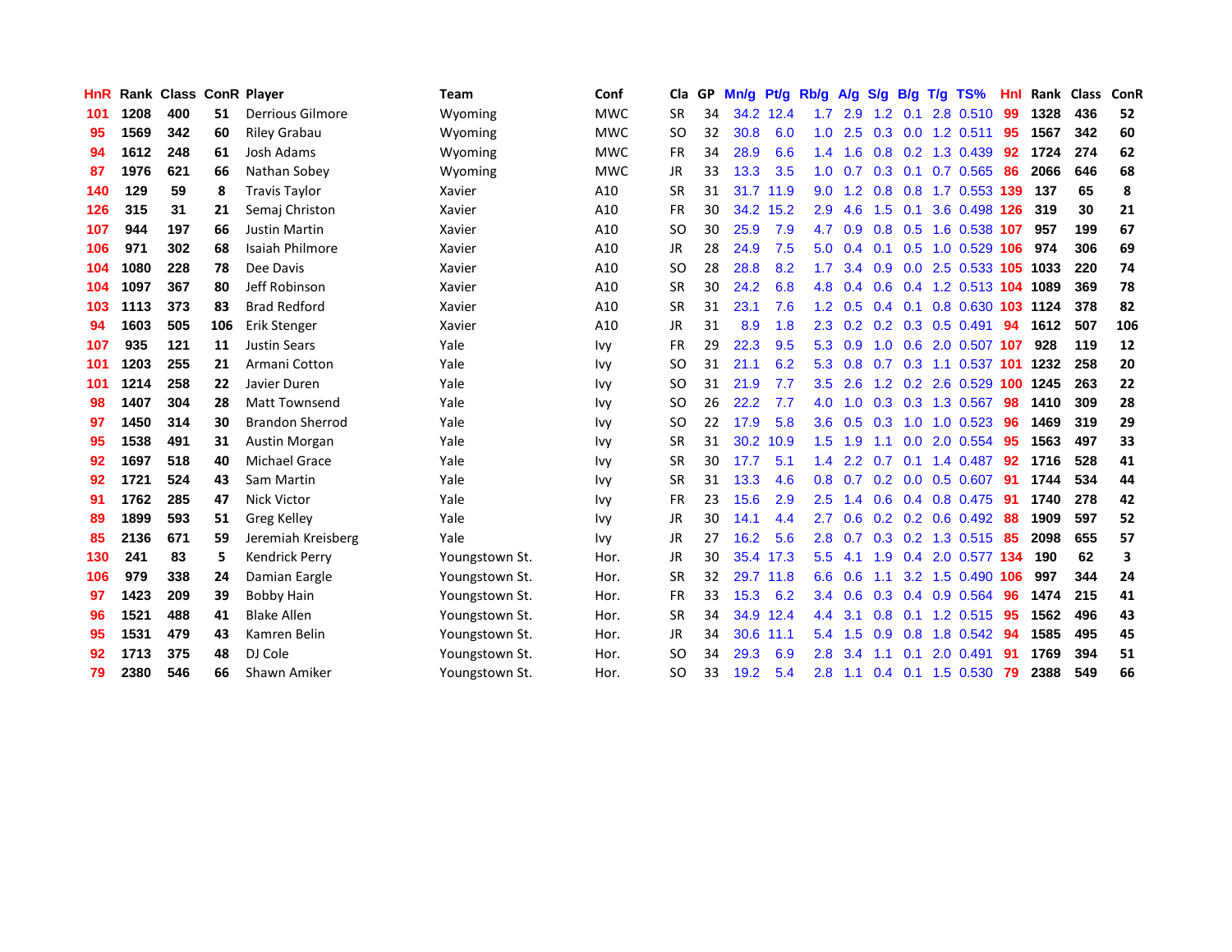| HnR | Rank | Class | ConR | Player | Team | Conf | Cla | GP | Mn/g | Pt/g | Rb/g | A/g | S/g | B/g | T/g | TS% | HnI | Rank | Class | ConR |
|---|---|---|---|---|---|---|---|---|---|---|---|---|---|---|---|---|---|---|---|---|
| 101 | 1208 | 400 | 51 | Derrious Gilmore | Wyoming | MWC | SR | 34 | 34.2 | 12.4 | 1.7 | 2.9 | 1.2 | 0.1 | 2.8 | 0.510 | 99 | 1328 | 436 | 52 |
| 95 | 1569 | 342 | 60 | Riley Grabau | Wyoming | MWC | SO | 32 | 30.8 | 6.0 | 1.0 | 2.5 | 0.3 | 0.0 | 1.2 | 0.511 | 95 | 1567 | 342 | 60 |
| 94 | 1612 | 248 | 61 | Josh Adams | Wyoming | MWC | FR | 34 | 28.9 | 6.6 | 1.4 | 1.6 | 0.8 | 0.2 | 1.3 | 0.439 | 92 | 1724 | 274 | 62 |
| 87 | 1976 | 621 | 66 | Nathan Sobey | Wyoming | MWC | JR | 33 | 13.3 | 3.5 | 1.0 | 0.7 | 0.3 | 0.1 | 0.7 | 0.565 | 86 | 2066 | 646 | 68 |
| 140 | 129 | 59 | 8 | Travis Taylor | Xavier | A10 | SR | 31 | 31.7 | 11.9 | 9.0 | 1.2 | 0.8 | 0.8 | 1.7 | 0.553 | 139 | 137 | 65 | 8 |
| 126 | 315 | 31 | 21 | Semaj Christon | Xavier | A10 | FR | 30 | 34.2 | 15.2 | 2.9 | 4.6 | 1.5 | 0.1 | 3.6 | 0.498 | 126 | 319 | 30 | 21 |
| 107 | 944 | 197 | 66 | Justin Martin | Xavier | A10 | SO | 30 | 25.9 | 7.9 | 4.7 | 0.9 | 0.8 | 0.5 | 1.6 | 0.538 | 107 | 957 | 199 | 67 |
| 106 | 971 | 302 | 68 | Isaiah Philmore | Xavier | A10 | JR | 28 | 24.9 | 7.5 | 5.0 | 0.4 | 0.1 | 0.5 | 1.0 | 0.529 | 106 | 974 | 306 | 69 |
| 104 | 1080 | 228 | 78 | Dee Davis | Xavier | A10 | SO | 28 | 28.8 | 8.2 | 1.7 | 3.4 | 0.9 | 0.0 | 2.5 | 0.533 | 105 | 1033 | 220 | 74 |
| 104 | 1097 | 367 | 80 | Jeff Robinson | Xavier | A10 | SR | 30 | 24.2 | 6.8 | 4.8 | 0.4 | 0.6 | 0.4 | 1.2 | 0.513 | 104 | 1089 | 369 | 78 |
| 103 | 1113 | 373 | 83 | Brad Redford | Xavier | A10 | SR | 31 | 23.1 | 7.6 | 1.2 | 0.5 | 0.4 | 0.1 | 0.8 | 0.630 | 103 | 1124 | 378 | 82 |
| 94 | 1603 | 505 | 106 | Erik Stenger | Xavier | A10 | JR | 31 | 8.9 | 1.8 | 2.3 | 0.2 | 0.2 | 0.3 | 0.5 | 0.491 | 94 | 1612 | 507 | 106 |
| 107 | 935 | 121 | 11 | Justin Sears | Yale | Ivy | FR | 29 | 22.3 | 9.5 | 5.3 | 0.9 | 1.0 | 0.6 | 2.0 | 0.507 | 107 | 928 | 119 | 12 |
| 101 | 1203 | 255 | 21 | Armani Cotton | Yale | Ivy | SO | 31 | 21.1 | 6.2 | 5.3 | 0.8 | 0.7 | 0.3 | 1.1 | 0.537 | 101 | 1232 | 258 | 20 |
| 101 | 1214 | 258 | 22 | Javier Duren | Yale | Ivy | SO | 31 | 21.9 | 7.7 | 3.5 | 2.6 | 1.2 | 0.2 | 2.6 | 0.529 | 100 | 1245 | 263 | 22 |
| 98 | 1407 | 304 | 28 | Matt Townsend | Yale | Ivy | SO | 26 | 22.2 | 7.7 | 4.0 | 1.0 | 0.3 | 0.3 | 1.3 | 0.567 | 98 | 1410 | 309 | 28 |
| 97 | 1450 | 314 | 30 | Brandon Sherrod | Yale | Ivy | SO | 22 | 17.9 | 5.8 | 3.6 | 0.5 | 0.3 | 1.0 | 1.0 | 0.523 | 96 | 1469 | 319 | 29 |
| 95 | 1538 | 491 | 31 | Austin Morgan | Yale | Ivy | SR | 31 | 30.2 | 10.9 | 1.5 | 1.9 | 1.1 | 0.0 | 2.0 | 0.554 | 95 | 1563 | 497 | 33 |
| 92 | 1697 | 518 | 40 | Michael Grace | Yale | Ivy | SR | 30 | 17.7 | 5.1 | 1.4 | 2.2 | 0.7 | 0.1 | 1.4 | 0.487 | 92 | 1716 | 528 | 41 |
| 92 | 1721 | 524 | 43 | Sam Martin | Yale | Ivy | SR | 31 | 13.3 | 4.6 | 0.8 | 0.7 | 0.2 | 0.0 | 0.5 | 0.607 | 91 | 1744 | 534 | 44 |
| 91 | 1762 | 285 | 47 | Nick Victor | Yale | Ivy | FR | 23 | 15.6 | 2.9 | 2.5 | 1.4 | 0.6 | 0.4 | 0.8 | 0.475 | 91 | 1740 | 278 | 42 |
| 89 | 1899 | 593 | 51 | Greg Kelley | Yale | Ivy | JR | 30 | 14.1 | 4.4 | 2.7 | 0.6 | 0.2 | 0.2 | 0.6 | 0.492 | 88 | 1909 | 597 | 52 |
| 85 | 2136 | 671 | 59 | Jeremiah Kreisberg | Yale | Ivy | JR | 27 | 16.2 | 5.6 | 2.8 | 0.7 | 0.3 | 0.2 | 1.3 | 0.515 | 85 | 2098 | 655 | 57 |
| 130 | 241 | 83 | 5 | Kendrick Perry | Youngstown St. | Hor. | JR | 30 | 35.4 | 17.3 | 5.5 | 4.1 | 1.9 | 0.4 | 2.0 | 0.577 | 134 | 190 | 62 | 3 |
| 106 | 979 | 338 | 24 | Damian Eargle | Youngstown St. | Hor. | SR | 32 | 29.7 | 11.8 | 6.6 | 0.6 | 1.1 | 3.2 | 1.5 | 0.490 | 106 | 997 | 344 | 24 |
| 97 | 1423 | 209 | 39 | Bobby Hain | Youngstown St. | Hor. | FR | 33 | 15.3 | 6.2 | 3.4 | 0.6 | 0.3 | 0.4 | 0.9 | 0.564 | 96 | 1474 | 215 | 41 |
| 96 | 1521 | 488 | 41 | Blake Allen | Youngstown St. | Hor. | SR | 34 | 34.9 | 12.4 | 4.4 | 3.1 | 0.8 | 0.1 | 1.2 | 0.515 | 95 | 1562 | 496 | 43 |
| 95 | 1531 | 479 | 43 | Kamren Belin | Youngstown St. | Hor. | JR | 34 | 30.6 | 11.1 | 5.4 | 1.5 | 0.9 | 0.8 | 1.8 | 0.542 | 94 | 1585 | 495 | 45 |
| 92 | 1713 | 375 | 48 | DJ Cole | Youngstown St. | Hor. | SO | 34 | 29.3 | 6.9 | 2.8 | 3.4 | 1.1 | 0.1 | 2.0 | 0.491 | 91 | 1769 | 394 | 51 |
| 79 | 2380 | 546 | 66 | Shawn Amiker | Youngstown St. | Hor. | SO | 33 | 19.2 | 5.4 | 2.8 | 1.1 | 0.4 | 0.1 | 1.5 | 0.530 | 79 | 2388 | 549 | 66 |